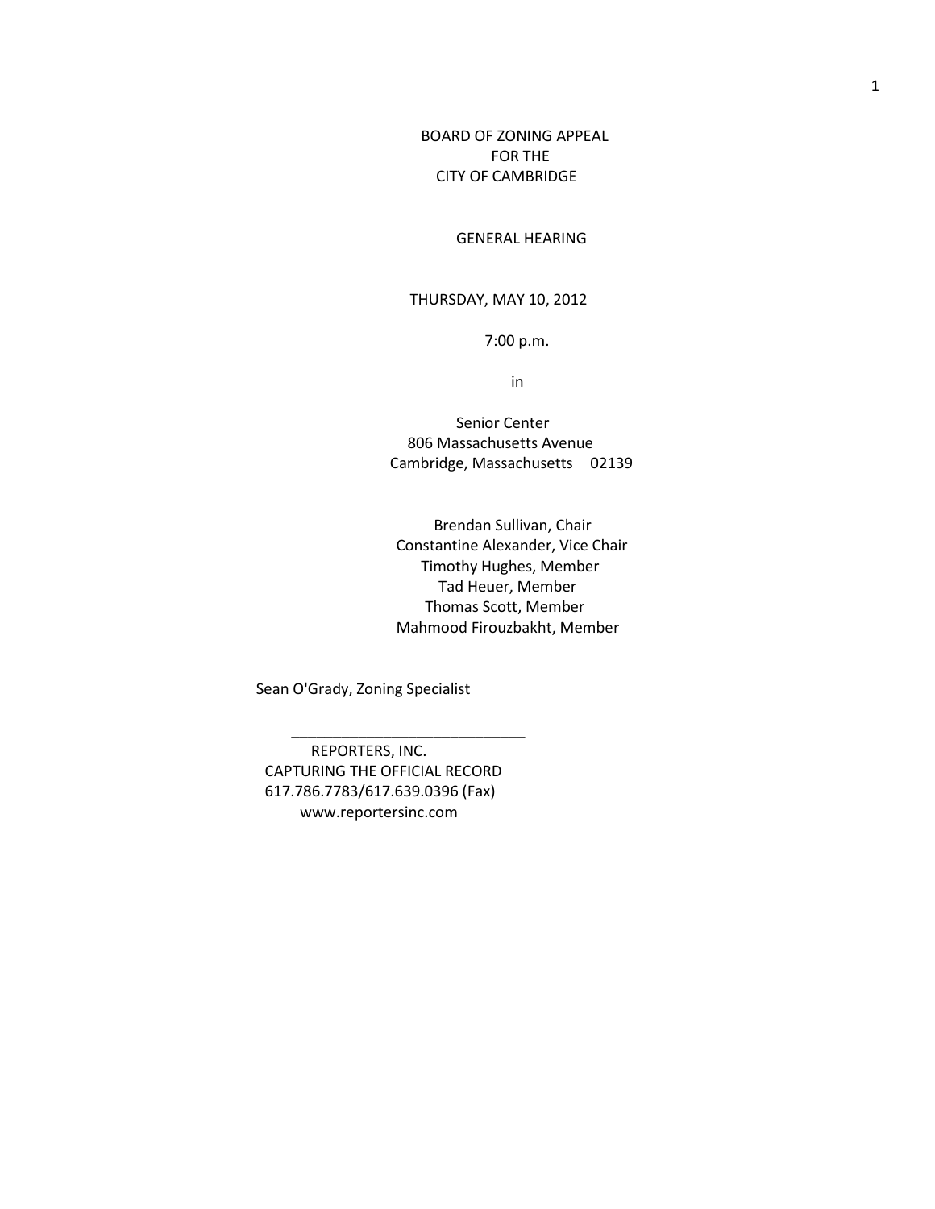BOARD OF ZONING APPEAL
FOR THE
CITY OF CAMBRIDGE

GENERAL HEARING

THURSDAY, MAY 10, 2012

7:00 p.m.

in

Senior Center
806 Massachusetts Avenue
Cambridge, Massachusetts 02139

Brendan Sullivan, Chair
Constantine Alexander, Vice Chair
Timothy Hughes, Member
Tad Heuer, Member
Thomas Scott, Member
Mahmood Firouzbakht, Member

Sean O'Grady, Zoning Specialist

---

REPORTERS, INC.
CAPTURING THE OFFICIAL RECORD
617.786.7783/617.639.0396 (Fax)
www.reportersinc.com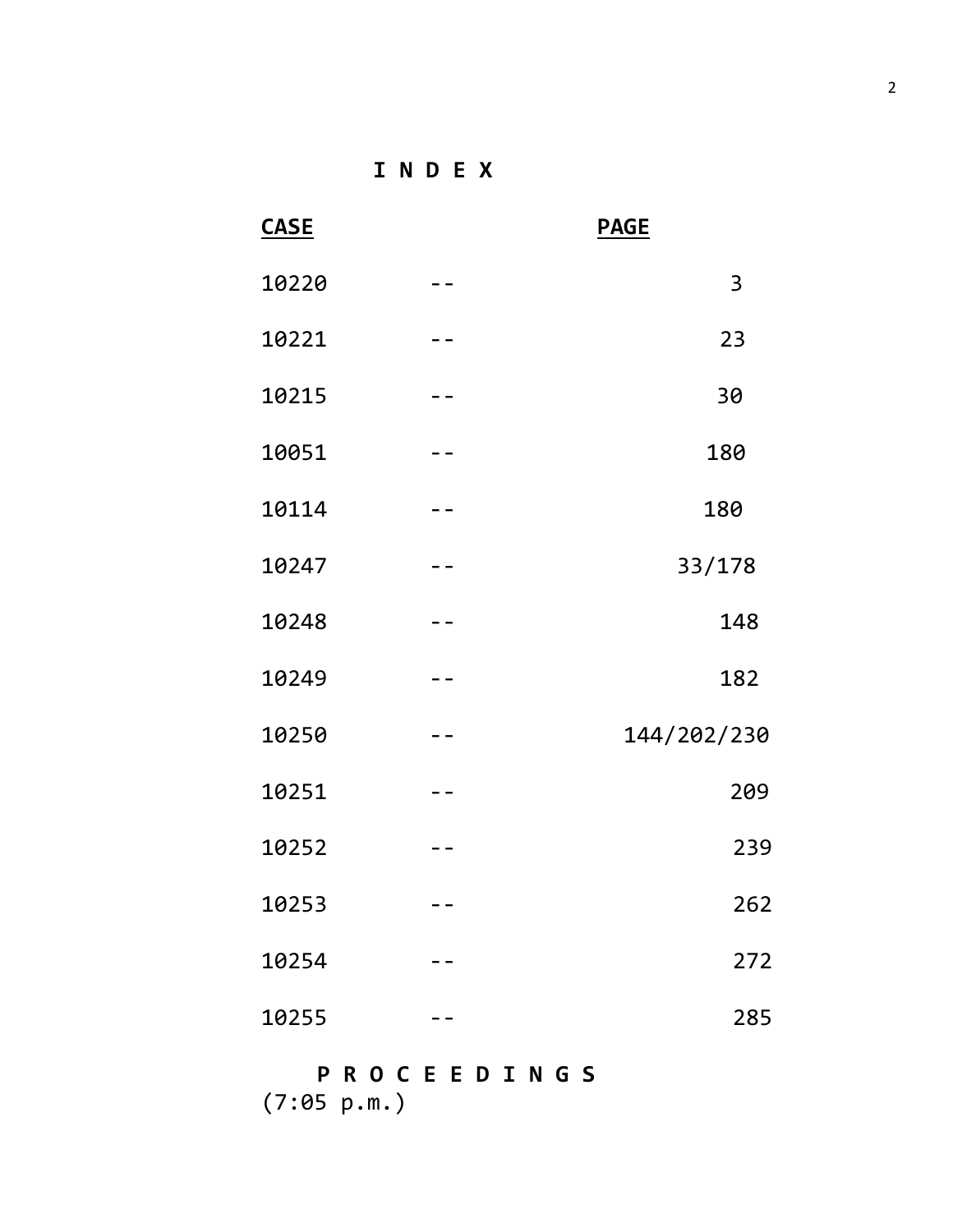# I N D E X

| CASE | | PAGE |
|---|---|---|
| 10220 | -- | 3 |
| 10221 | -- | 23 |
| 10215 | -- | 30 |
| 10051 | -- | 180 |
| 10114 | -- | 180 |
| 10247 | -- | 33/178 |
| 10248 | -- | 148 |
| 10249 | -- | 182 |
| 10250 | -- | 144/202/230 |
| 10251 | -- | 209 |
| 10252 | -- | 239 |
| 10253 | -- | 262 |
| 10254 | -- | 272 |
| 10255 | -- | 285 |

**P R O C E E D I N G S**

(7:05 p.m.)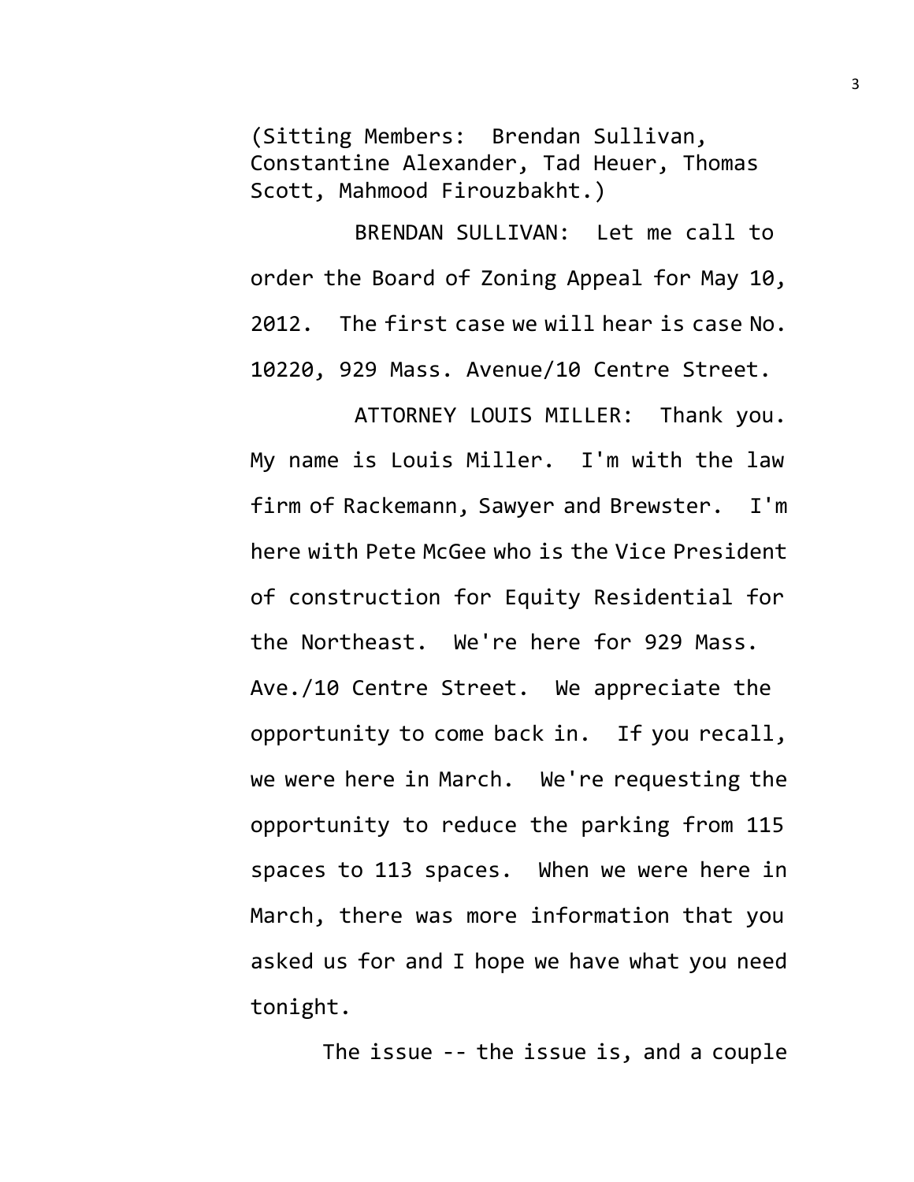(Sitting Members: Brendan Sullivan, Constantine Alexander, Tad Heuer, Thomas Scott, Mahmood Firouzbakht.)

BRENDAN SULLIVAN: Let me call to order the Board of Zoning Appeal for May 10, 2012. The first case we will hear is case No. 10220, 929 Mass. Avenue/10 Centre Street.

ATTORNEY LOUIS MILLER: Thank you. My name is Louis Miller. I'm with the law firm of Rackemann, Sawyer and Brewster. I'm here with Pete McGee who is the Vice President of construction for Equity Residential for the Northeast. We're here for 929 Mass. Ave./10 Centre Street. We appreciate the opportunity to come back in. If you recall, we were here in March. We're requesting the opportunity to reduce the parking from 115 spaces to 113 spaces. When we were here in March, there was more information that you asked us for and I hope we have what you need tonight.

The issue -- the issue is, and a couple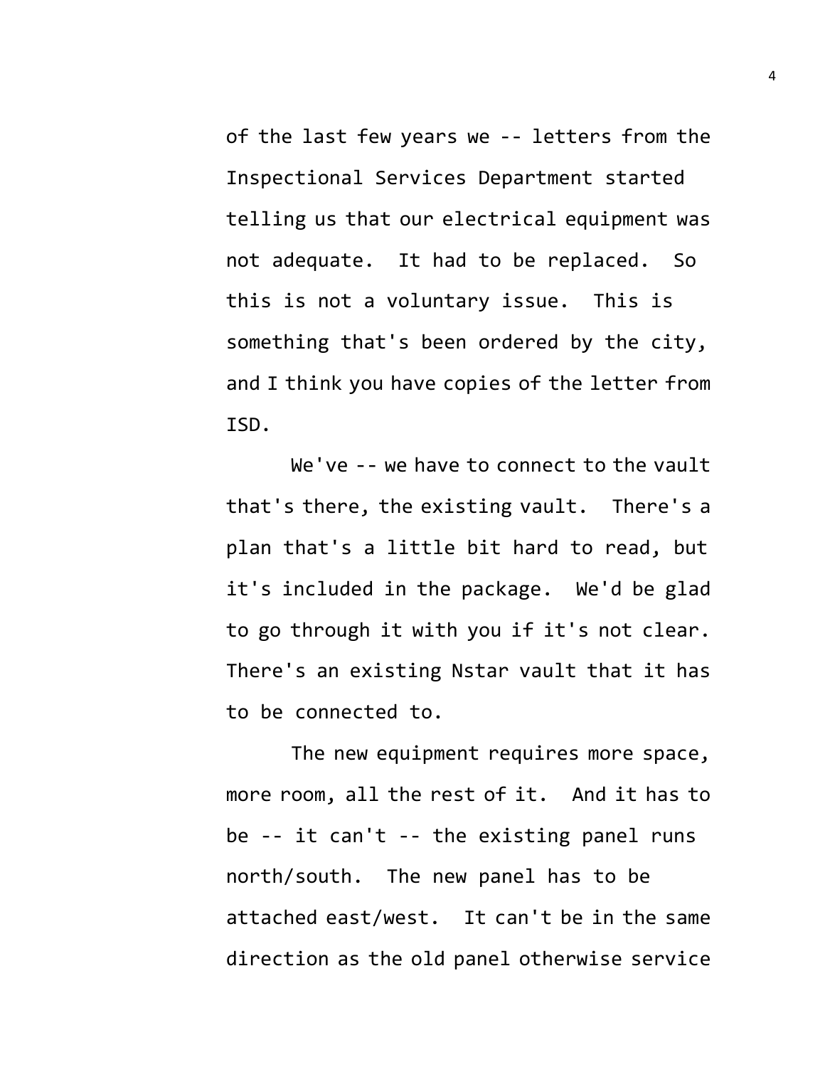of the last few years we -- letters from the Inspectional Services Department started telling us that our electrical equipment was not adequate. It had to be replaced. So this is not a voluntary issue. This is something that's been ordered by the city, and I think you have copies of the letter from ISD.

We've -- we have to connect to the vault that's there, the existing vault. There's a plan that's a little bit hard to read, but it's included in the package. We'd be glad to go through it with you if it's not clear. There's an existing Nstar vault that it has to be connected to.

The new equipment requires more space, more room, all the rest of it. And it has to be -- it can't -- the existing panel runs north/south. The new panel has to be attached east/west. It can't be in the same direction as the old panel otherwise service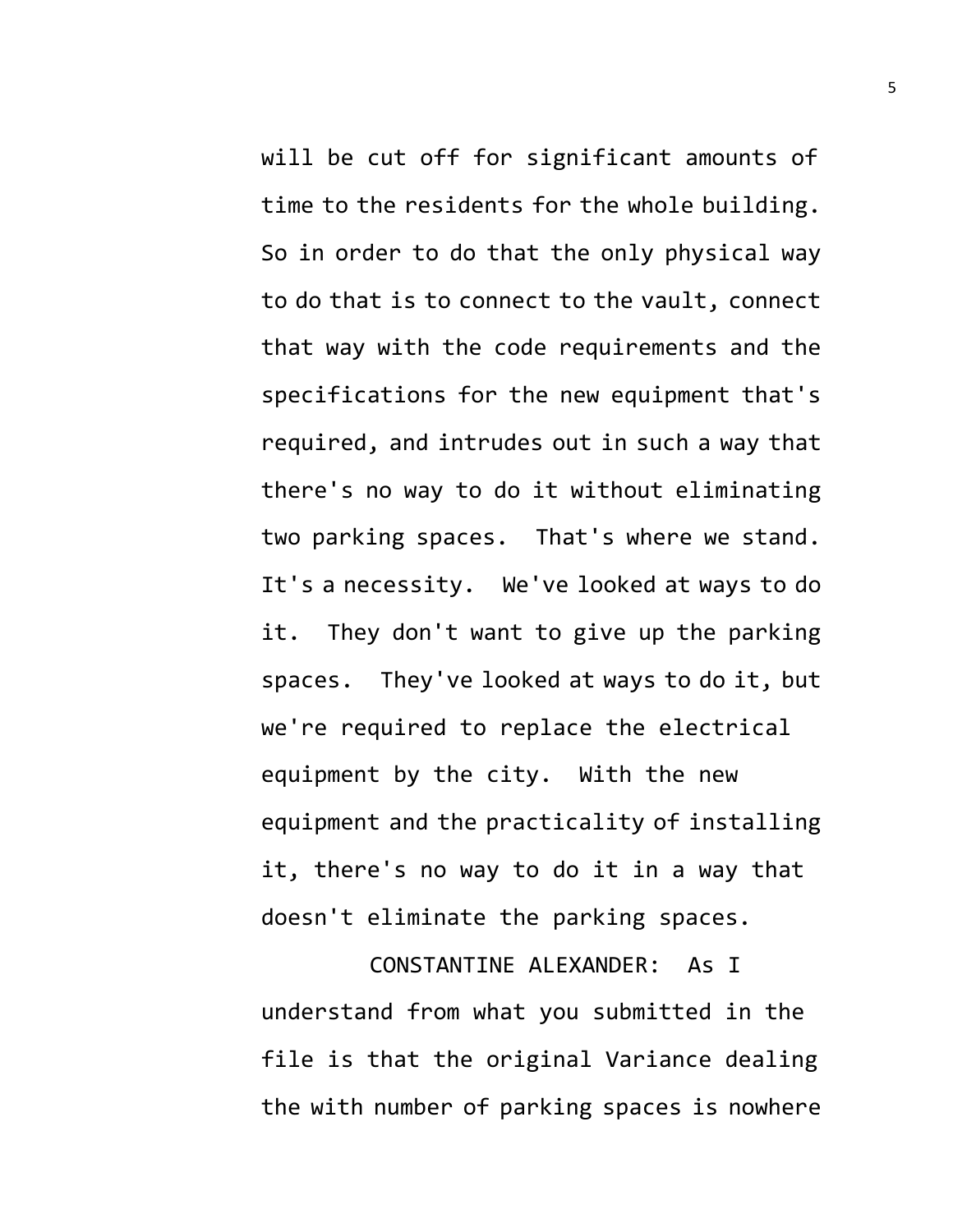will be cut off for significant amounts of time to the residents for the whole building. So in order to do that the only physical way to do that is to connect to the vault, connect that way with the code requirements and the specifications for the new equipment that's required, and intrudes out in such a way that there's no way to do it without eliminating two parking spaces. That's where we stand. It's a necessity. We've looked at ways to do it. They don't want to give up the parking spaces. They've looked at ways to do it, but we're required to replace the electrical equipment by the city. With the new equipment and the practicality of installing it, there's no way to do it in a way that doesn't eliminate the parking spaces.

CONSTANTINE ALEXANDER: As I understand from what you submitted in the file is that the original Variance dealing the with number of parking spaces is nowhere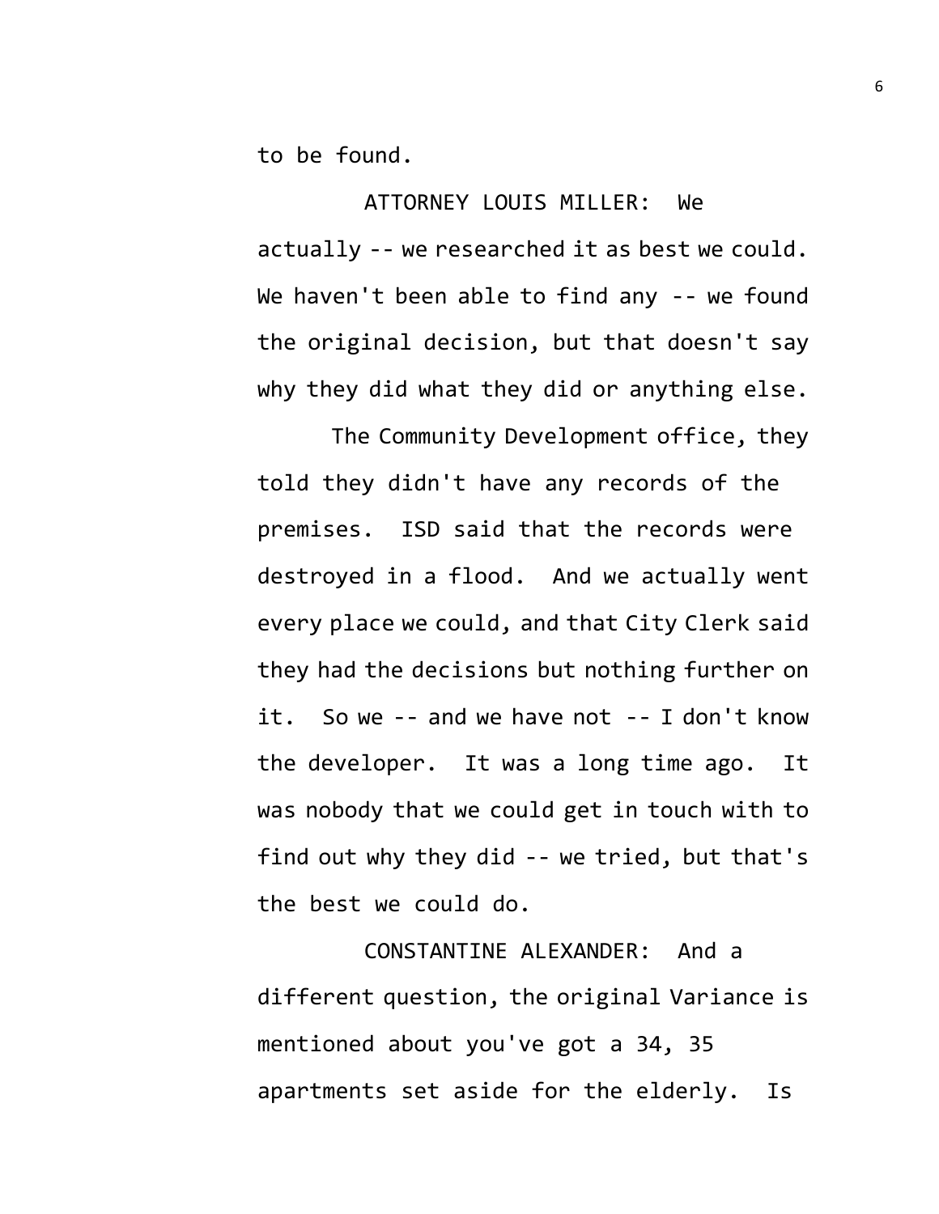to be found.

ATTORNEY LOUIS MILLER: We actually -- we researched it as best we could. We haven't been able to find any -- we found the original decision, but that doesn't say why they did what they did or anything else.

The Community Development office, they told they didn't have any records of the premises. ISD said that the records were destroyed in a flood. And we actually went every place we could, and that City Clerk said they had the decisions but nothing further on it. So we -- and we have not -- I don't know the developer. It was a long time ago. It was nobody that we could get in touch with to find out why they did -- we tried, but that's the best we could do.

CONSTANTINE ALEXANDER: And a different question, the original Variance is mentioned about you've got a 34, 35 apartments set aside for the elderly. Is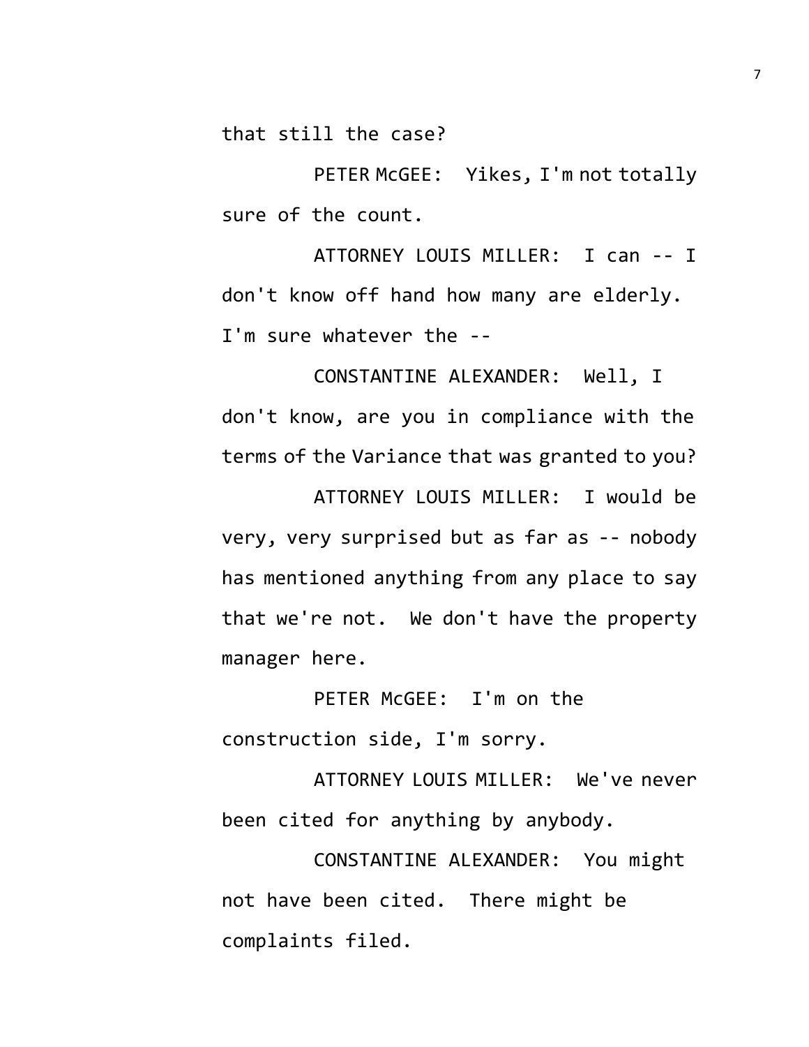that still the case?

PETER McGEE: Yikes, I'm not totally sure of the count.

ATTORNEY LOUIS MILLER: I can -- I don't know off hand how many are elderly. I'm sure whatever the --

CONSTANTINE ALEXANDER: Well, I don't know, are you in compliance with the terms of the Variance that was granted to you?

ATTORNEY LOUIS MILLER: I would be very, very surprised but as far as -- nobody has mentioned anything from any place to say that we're not. We don't have the property manager here.

PETER McGEE: I'm on the construction side, I'm sorry.

ATTORNEY LOUIS MILLER: We've never been cited for anything by anybody.

CONSTANTINE ALEXANDER: You might not have been cited. There might be complaints filed.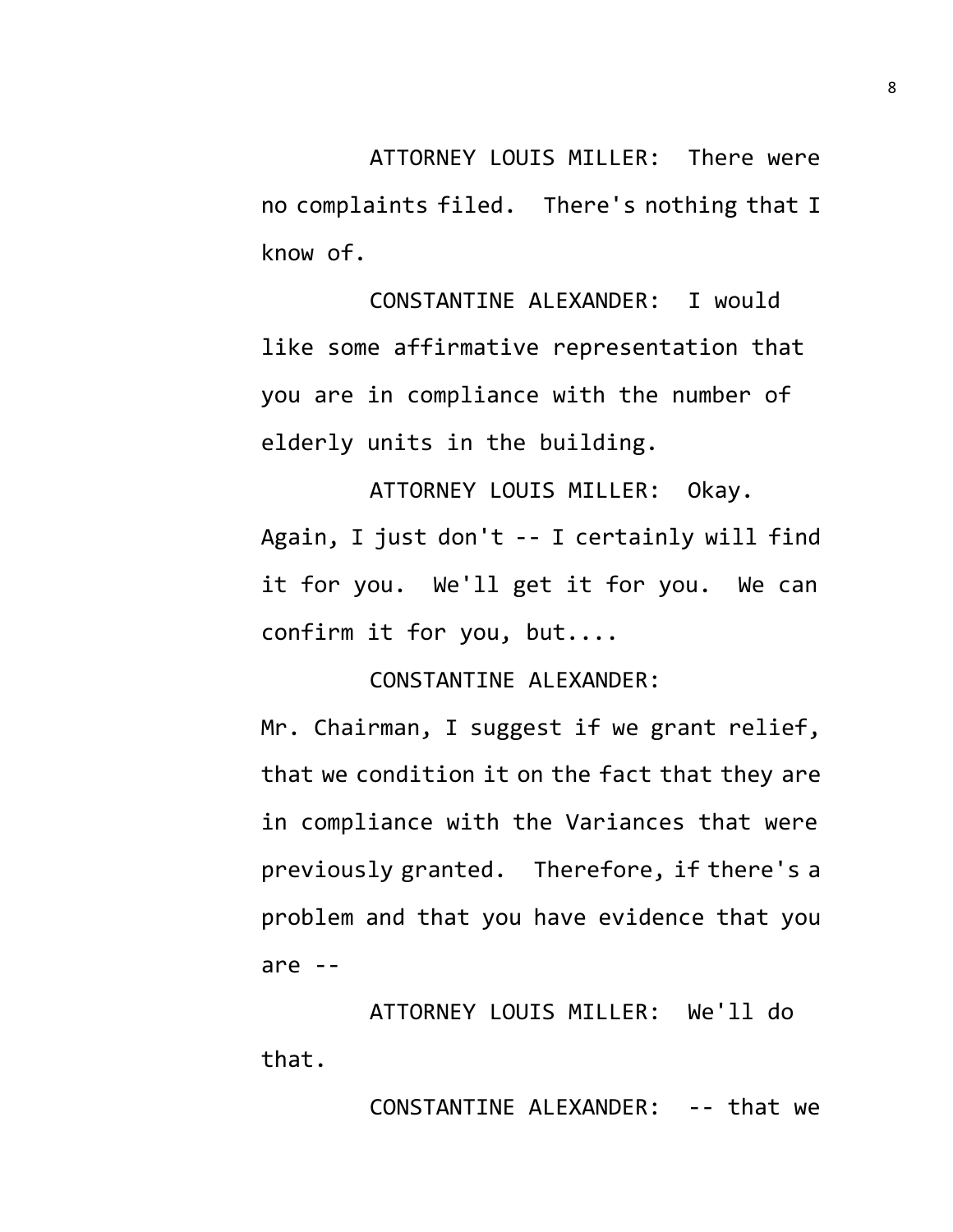ATTORNEY LOUIS MILLER: There were no complaints filed. There's nothing that I know of.

CONSTANTINE ALEXANDER: I would like some affirmative representation that you are in compliance with the number of elderly units in the building.

ATTORNEY LOUIS MILLER: Okay. Again, I just don't -- I certainly will find it for you. We'll get it for you. We can confirm it for you, but....

CONSTANTINE ALEXANDER: Mr. Chairman, I suggest if we grant relief, that we condition it on the fact that they are in compliance with the Variances that were previously granted. Therefore, if there's a problem and that you have evidence that you are --

ATTORNEY LOUIS MILLER: We'll do that.

CONSTANTINE ALEXANDER: -- that we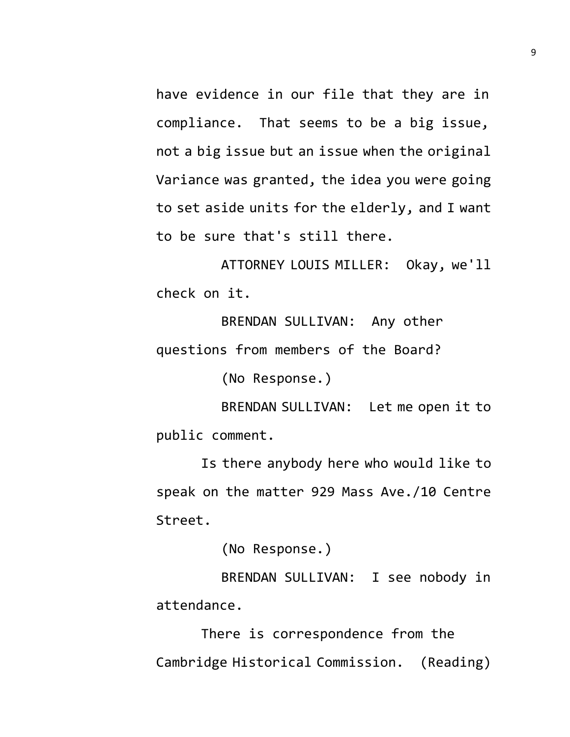have evidence in our file that they are in compliance. That seems to be a big issue, not a big issue but an issue when the original Variance was granted, the idea you were going to set aside units for the elderly, and I want to be sure that's still there.

ATTORNEY LOUIS MILLER: Okay, we'll check on it.

BRENDAN SULLIVAN: Any other questions from members of the Board?

(No Response.)

BRENDAN SULLIVAN: Let me open it to public comment.

Is there anybody here who would like to speak on the matter 929 Mass Ave./10 Centre Street.

(No Response.)

BRENDAN SULLIVAN: I see nobody in attendance.

There is correspondence from the Cambridge Historical Commission. (Reading)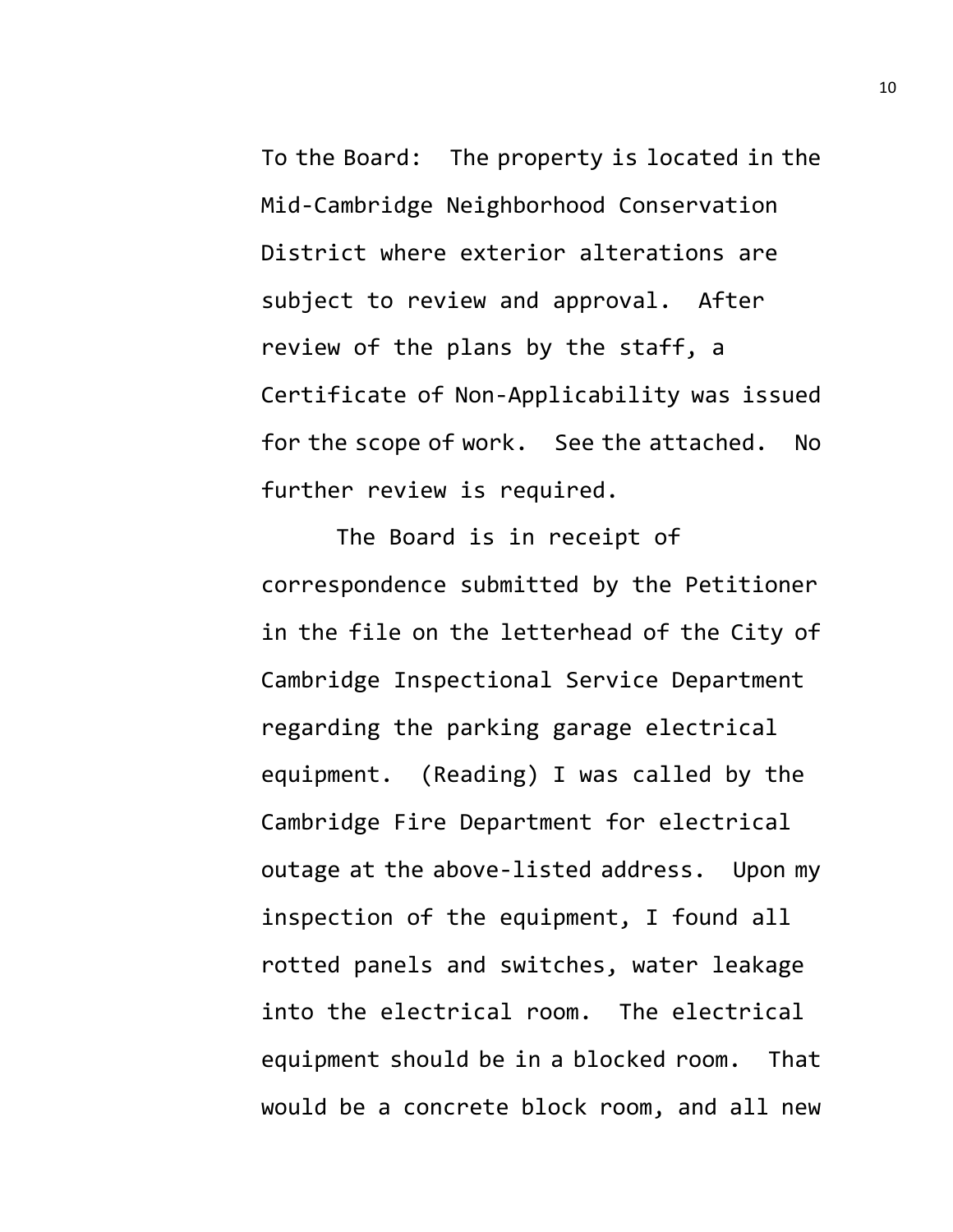To the Board: The property is located in the Mid-Cambridge Neighborhood Conservation District where exterior alterations are subject to review and approval. After review of the plans by the staff, a Certificate of Non-Applicability was issued for the scope of work. See the attached. No further review is required.

The Board is in receipt of correspondence submitted by the Petitioner in the file on the letterhead of the City of Cambridge Inspectional Service Department regarding the parking garage electrical equipment. (Reading) I was called by the Cambridge Fire Department for electrical outage at the above-listed address. Upon my inspection of the equipment, I found all rotted panels and switches, water leakage into the electrical room. The electrical equipment should be in a blocked room. That would be a concrete block room, and all new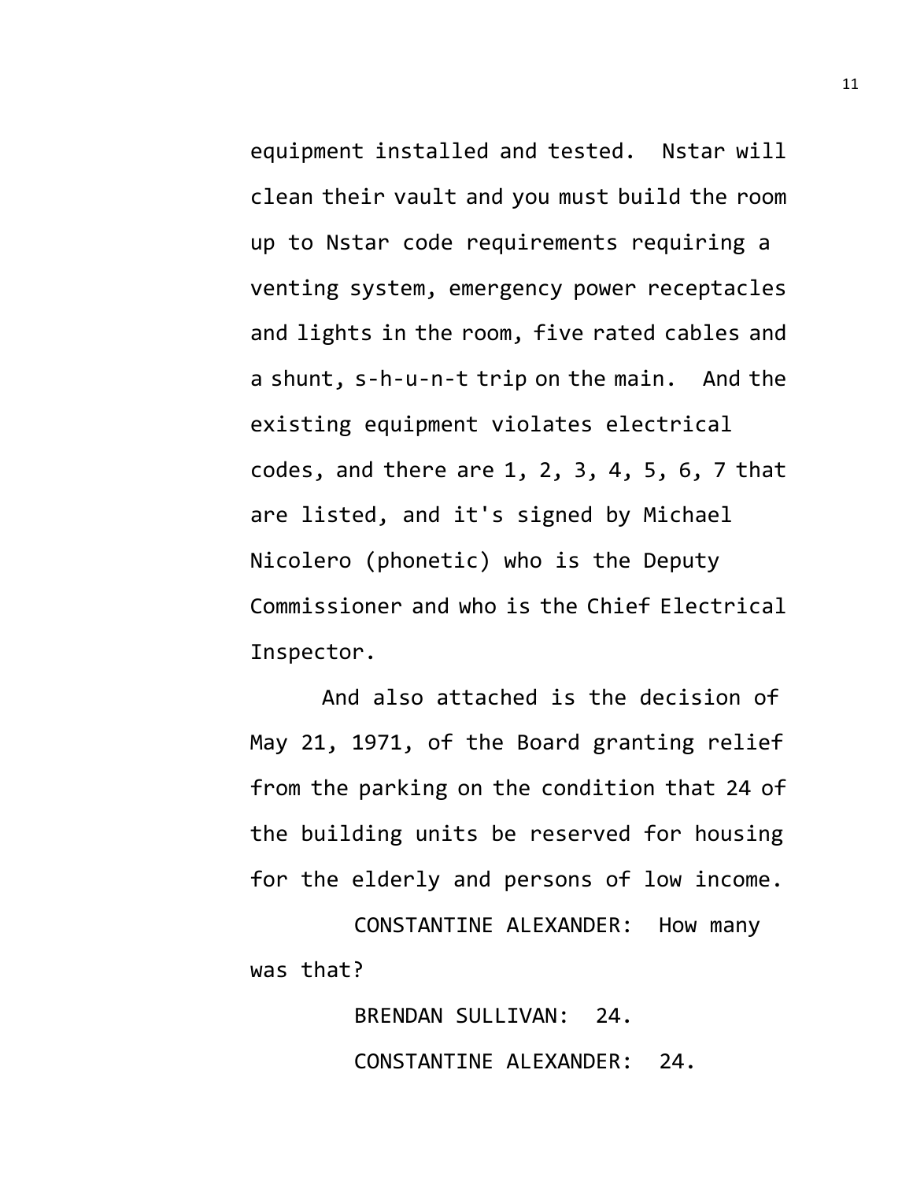equipment installed and tested. Nstar will clean their vault and you must build the room up to Nstar code requirements requiring a venting system, emergency power receptacles and lights in the room, five rated cables and a shunt, s-h-u-n-t trip on the main. And the existing equipment violates electrical codes, and there are 1, 2, 3, 4, 5, 6, 7 that are listed, and it's signed by Michael Nicolero (phonetic) who is the Deputy Commissioner and who is the Chief Electrical Inspector.

And also attached is the decision of May 21, 1971, of the Board granting relief from the parking on the condition that 24 of the building units be reserved for housing for the elderly and persons of low income.

CONSTANTINE ALEXANDER: How many was that?

BRENDAN SULLIVAN: 24.

CONSTANTINE ALEXANDER: 24.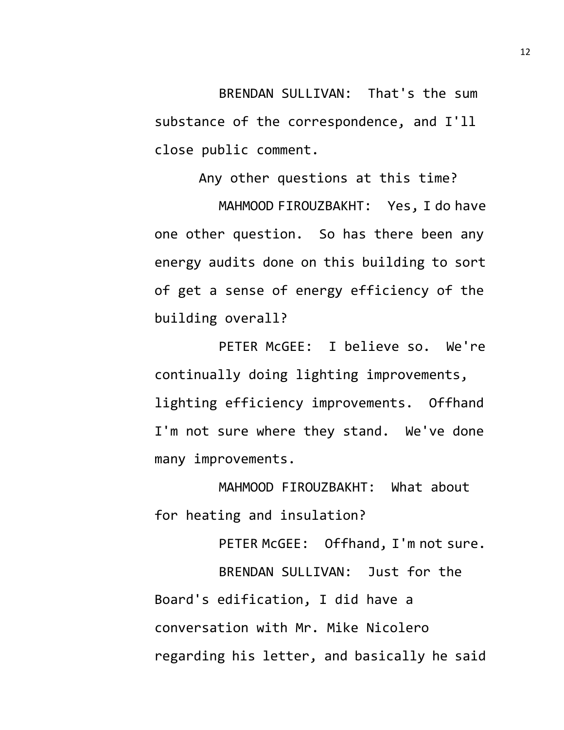BRENDAN SULLIVAN: That's the sum substance of the correspondence, and I'll close public comment.

Any other questions at this time?

MAHMOOD FIROUZBAKHT: Yes, I do have one other question. So has there been any energy audits done on this building to sort of get a sense of energy efficiency of the building overall?

PETER McGEE: I believe so. We're continually doing lighting improvements, lighting efficiency improvements. Offhand I'm not sure where they stand. We've done many improvements.

MAHMOOD FIROUZBAKHT: What about for heating and insulation?

PETER McGEE: Offhand, I'm not sure.

BRENDAN SULLIVAN: Just for the Board's edification, I did have a conversation with Mr. Mike Nicolero regarding his letter, and basically he said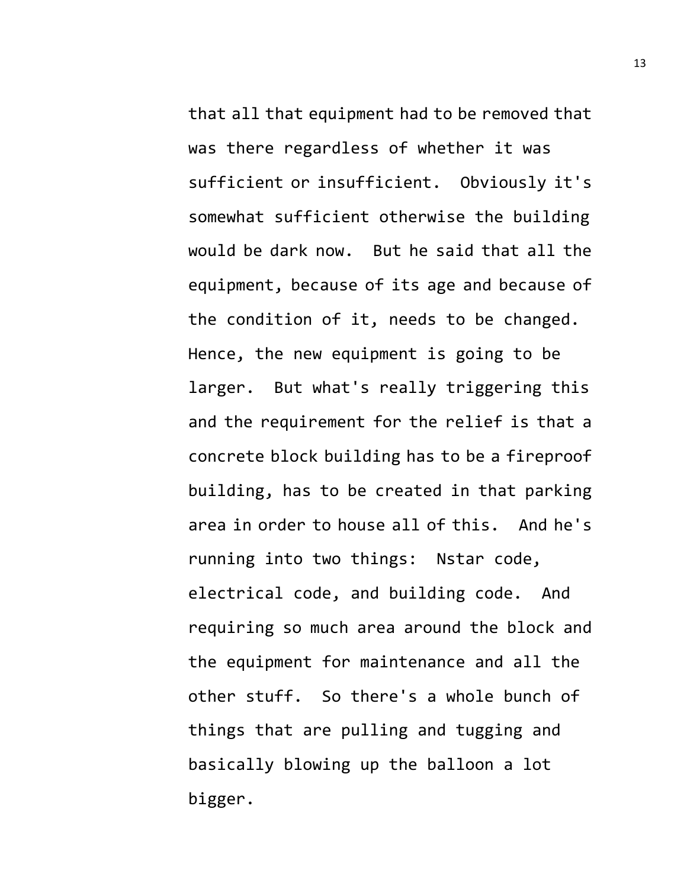that all that equipment had to be removed that was there regardless of whether it was sufficient or insufficient. Obviously it's somewhat sufficient otherwise the building would be dark now. But he said that all the equipment, because of its age and because of the condition of it, needs to be changed. Hence, the new equipment is going to be larger. But what's really triggering this and the requirement for the relief is that a concrete block building has to be a fireproof building, has to be created in that parking area in order to house all of this. And he's running into two things: Nstar code, electrical code, and building code. And requiring so much area around the block and the equipment for maintenance and all the other stuff. So there's a whole bunch of things that are pulling and tugging and basically blowing up the balloon a lot bigger.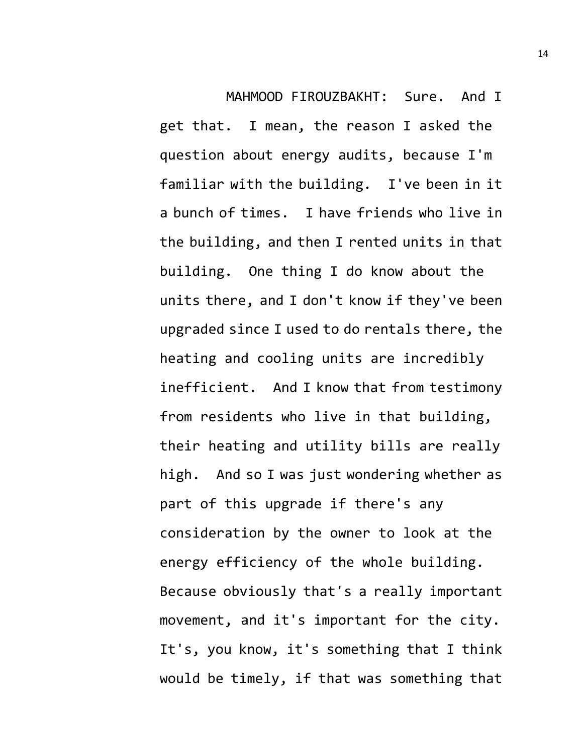MAHMOOD FIROUZBAKHT: Sure. And I get that. I mean, the reason I asked the question about energy audits, because I'm familiar with the building. I've been in it a bunch of times. I have friends who live in the building, and then I rented units in that building. One thing I do know about the units there, and I don't know if they've been upgraded since I used to do rentals there, the heating and cooling units are incredibly inefficient. And I know that from testimony from residents who live in that building, their heating and utility bills are really high. And so I was just wondering whether as part of this upgrade if there's any consideration by the owner to look at the energy efficiency of the whole building. Because obviously that's a really important movement, and it's important for the city. It's, you know, it's something that I think would be timely, if that was something that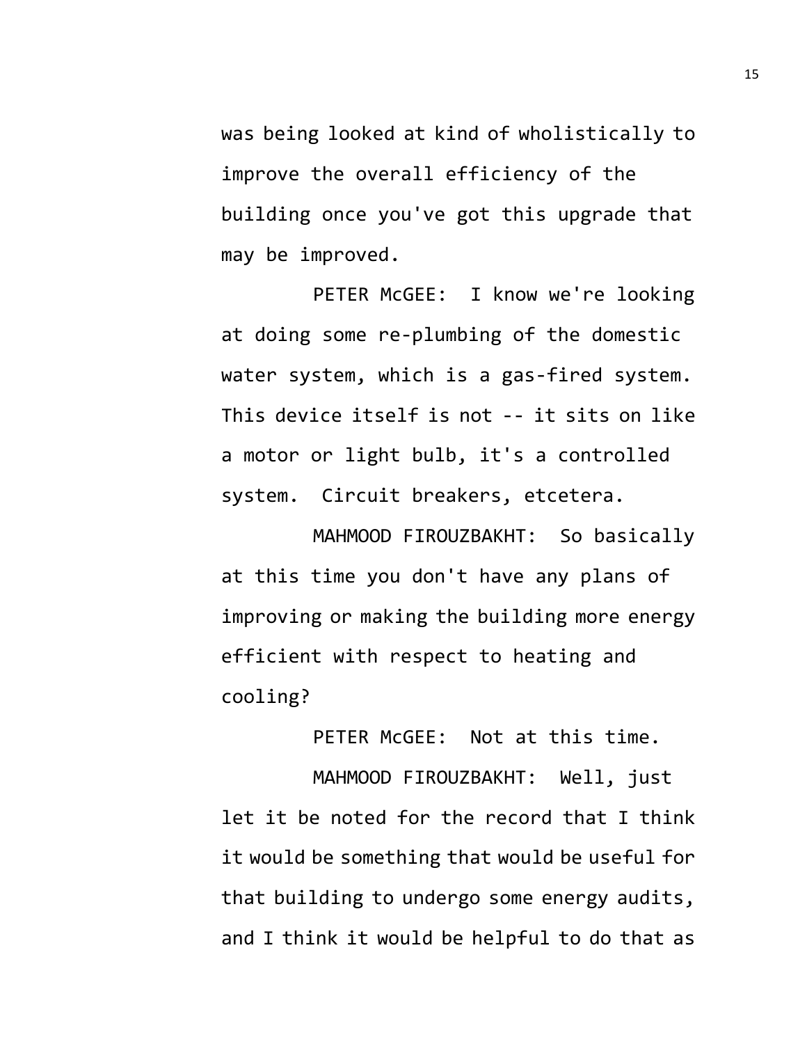was being looked at kind of wholistically to improve the overall efficiency of the building once you've got this upgrade that may be improved.

PETER McGEE: I know we're looking at doing some re-plumbing of the domestic water system, which is a gas-fired system. This device itself is not -- it sits on like a motor or light bulb, it's a controlled system. Circuit breakers, etcetera.

MAHMOOD FIROUZBAKHT: So basically at this time you don't have any plans of improving or making the building more energy efficient with respect to heating and cooling?

PETER McGEE: Not at this time.

MAHMOOD FIROUZBAKHT: Well, just let it be noted for the record that I think it would be something that would be useful for that building to undergo some energy audits, and I think it would be helpful to do that as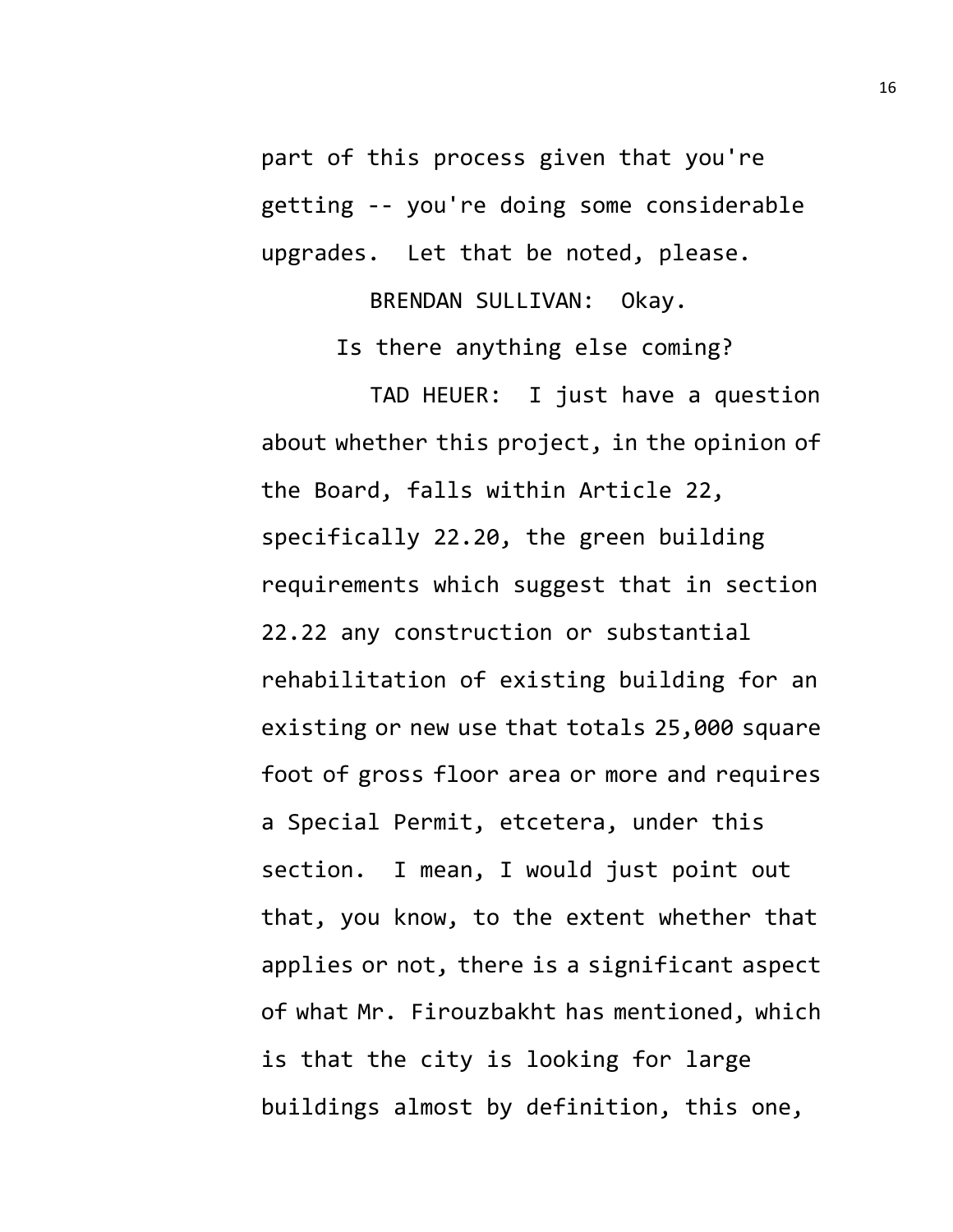part of this process given that you're getting -- you're doing some considerable upgrades. Let that be noted, please.

BRENDAN SULLIVAN: Okay.

Is there anything else coming?

TAD HEUER: I just have a question about whether this project, in the opinion of the Board, falls within Article 22, specifically 22.20, the green building requirements which suggest that in section 22.22 any construction or substantial rehabilitation of existing building for an existing or new use that totals 25,000 square foot of gross floor area or more and requires a Special Permit, etcetera, under this section. I mean, I would just point out that, you know, to the extent whether that applies or not, there is a significant aspect of what Mr. Firouzbakht has mentioned, which is that the city is looking for large buildings almost by definition, this one,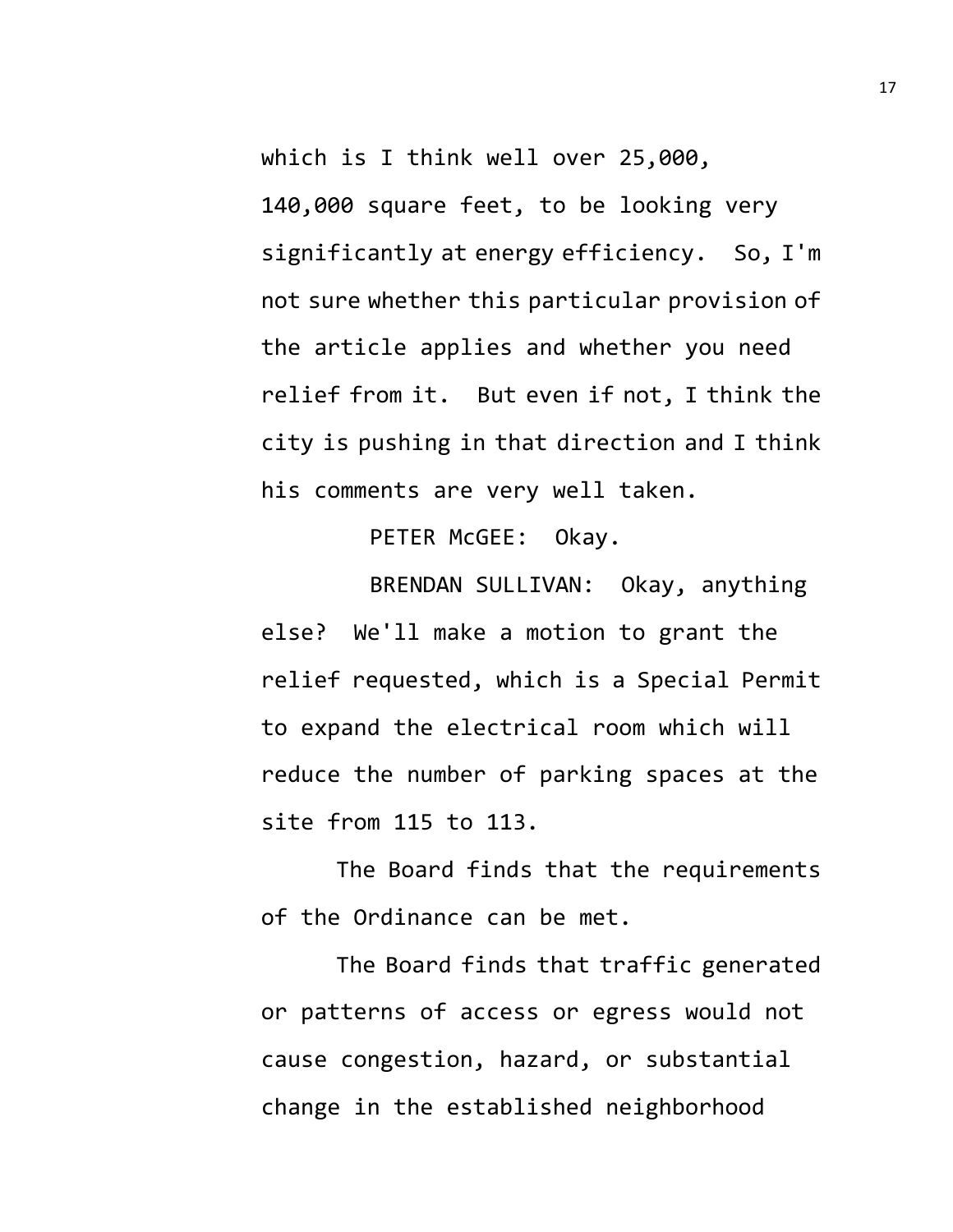which is I think well over 25,000, 140,000 square feet, to be looking very significantly at energy efficiency. So, I'm not sure whether this particular provision of the article applies and whether you need relief from it. But even if not, I think the city is pushing in that direction and I think his comments are very well taken.

PETER McGEE: Okay.

BRENDAN SULLIVAN: Okay, anything else? We'll make a motion to grant the relief requested, which is a Special Permit to expand the electrical room which will reduce the number of parking spaces at the site from 115 to 113.

The Board finds that the requirements of the Ordinance can be met.

The Board finds that traffic generated or patterns of access or egress would not cause congestion, hazard, or substantial change in the established neighborhood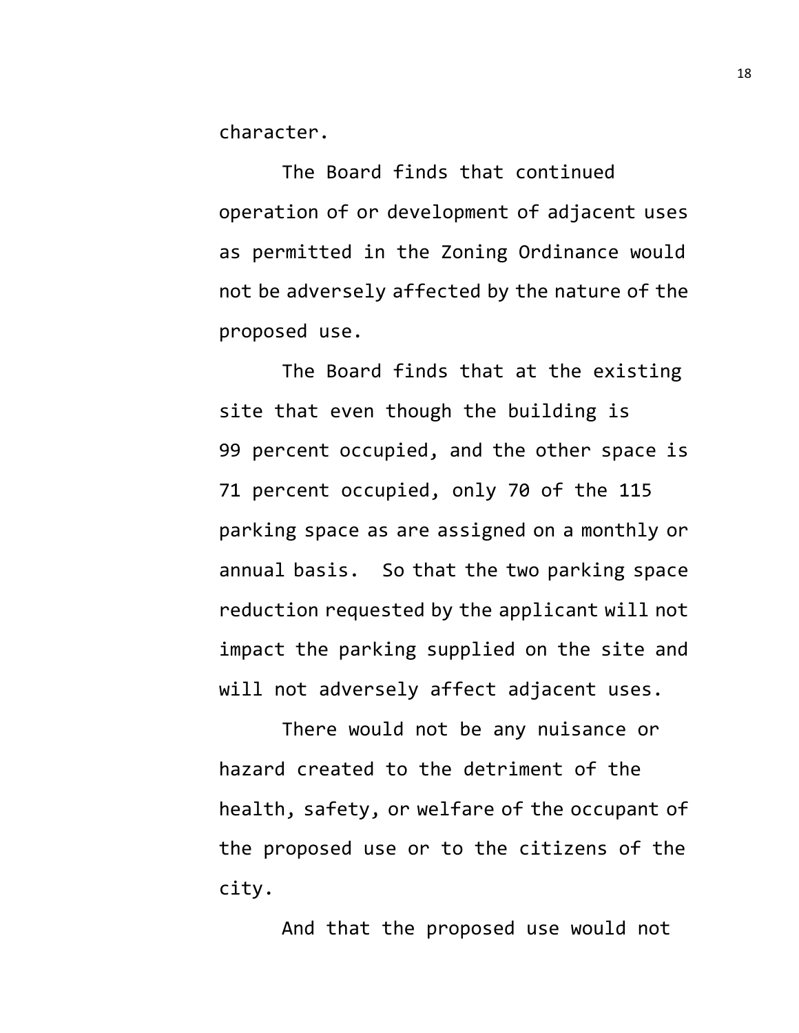character.

The Board finds that continued operation of or development of adjacent uses as permitted in the Zoning Ordinance would not be adversely affected by the nature of the proposed use.

The Board finds that at the existing site that even though the building is 99 percent occupied, and the other space is 71 percent occupied, only 70 of the 115 parking space as are assigned on a monthly or annual basis. So that the two parking space reduction requested by the applicant will not impact the parking supplied on the site and will not adversely affect adjacent uses.

There would not be any nuisance or hazard created to the detriment of the health, safety, or welfare of the occupant of the proposed use or to the citizens of the city.

And that the proposed use would not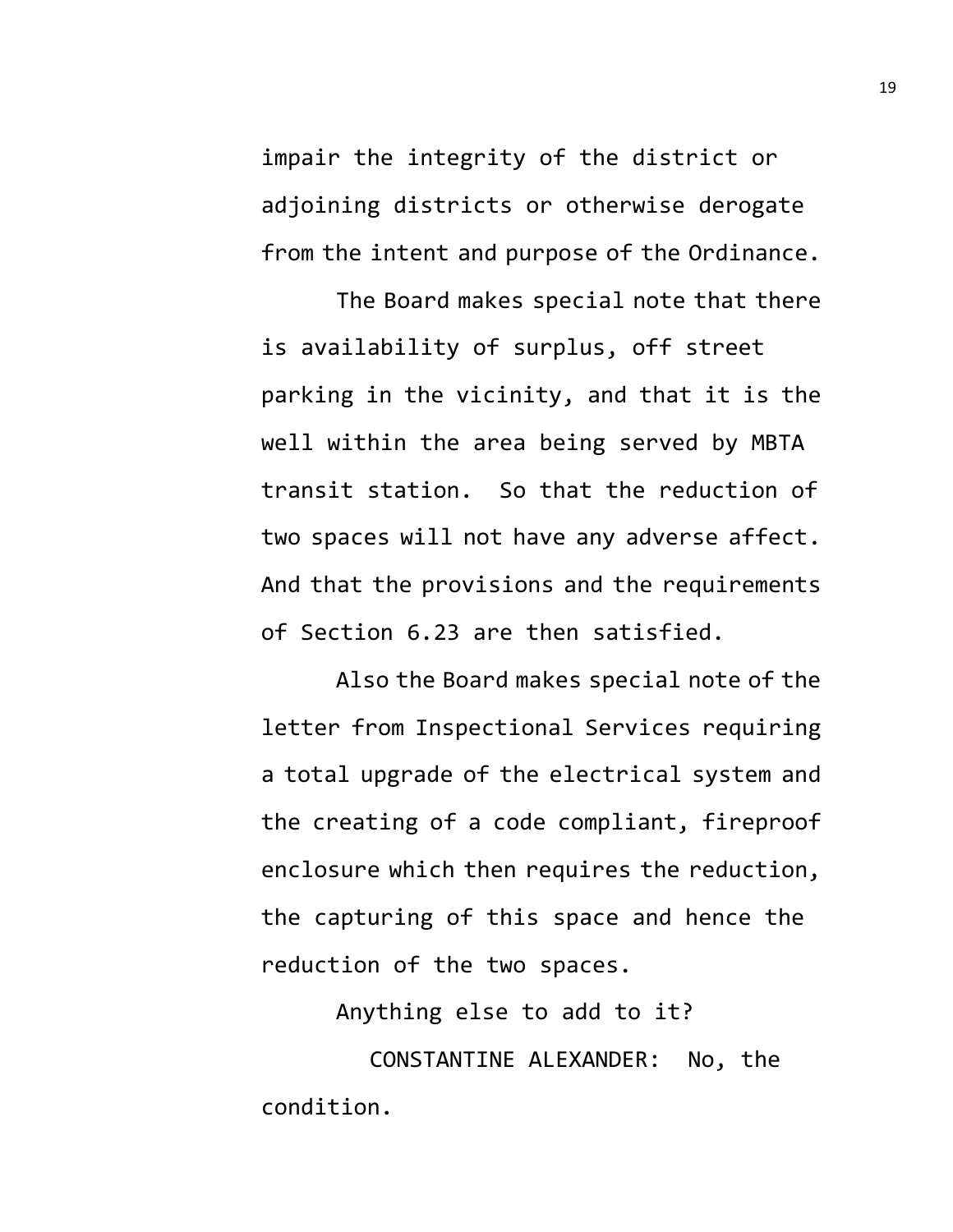impair the integrity of the district or adjoining districts or otherwise derogate from the intent and purpose of the Ordinance.

The Board makes special note that there is availability of surplus, off street parking in the vicinity, and that it is the well within the area being served by MBTA transit station. So that the reduction of two spaces will not have any adverse affect. And that the provisions and the requirements of Section 6.23 are then satisfied.

Also the Board makes special note of the letter from Inspectional Services requiring a total upgrade of the electrical system and the creating of a code compliant, fireproof enclosure which then requires the reduction, the capturing of this space and hence the reduction of the two spaces.

Anything else to add to it?

CONSTANTINE ALEXANDER: No, the condition.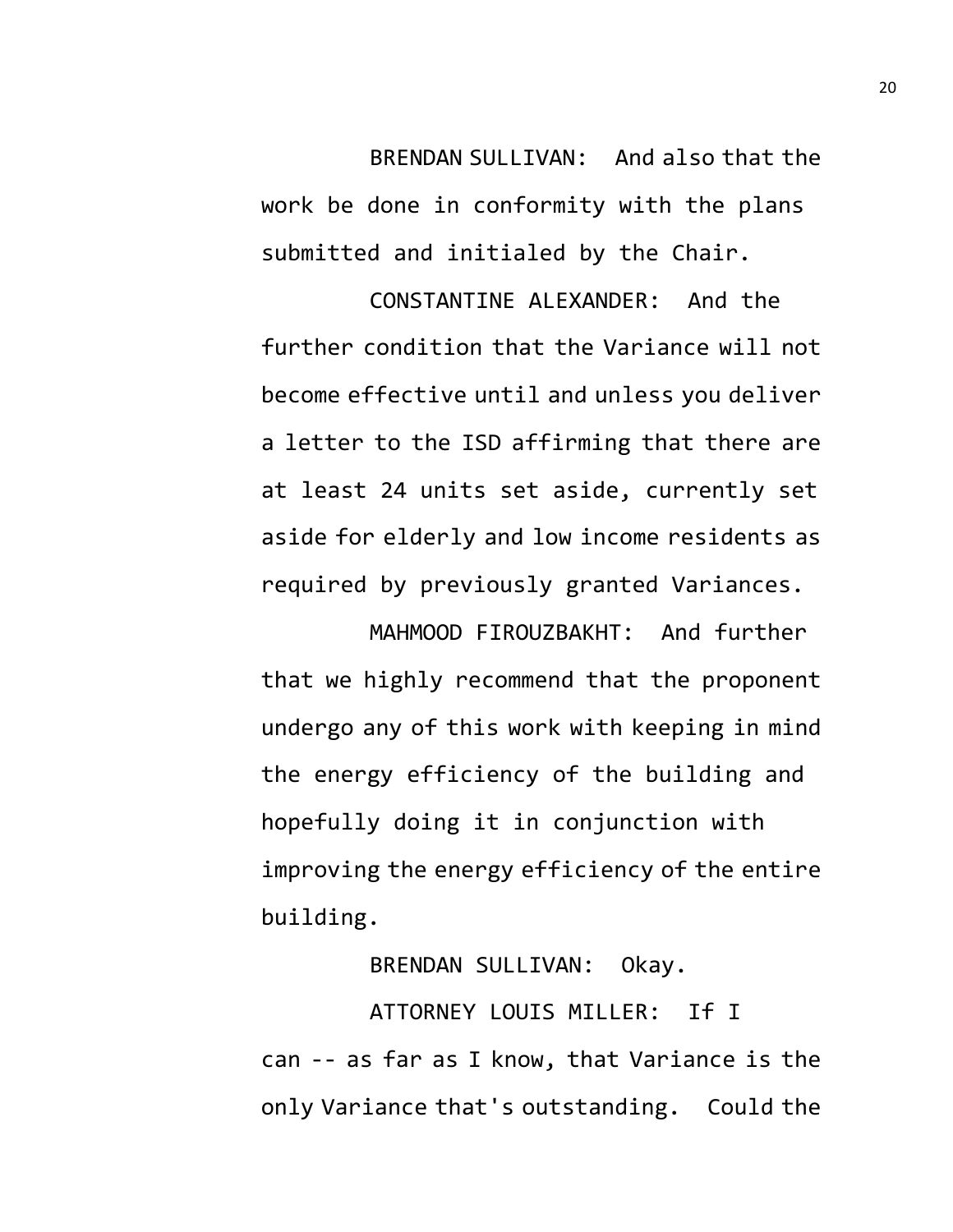BRENDAN SULLIVAN: And also that the work be done in conformity with the plans submitted and initialed by the Chair.

CONSTANTINE ALEXANDER: And the further condition that the Variance will not become effective until and unless you deliver a letter to the ISD affirming that there are at least 24 units set aside, currently set aside for elderly and low income residents as required by previously granted Variances.

MAHMOOD FIROUZBAKHT: And further that we highly recommend that the proponent undergo any of this work with keeping in mind the energy efficiency of the building and hopefully doing it in conjunction with improving the energy efficiency of the entire building.

BRENDAN SULLIVAN: Okay.

ATTORNEY LOUIS MILLER: If I can -- as far as I know, that Variance is the only Variance that's outstanding. Could the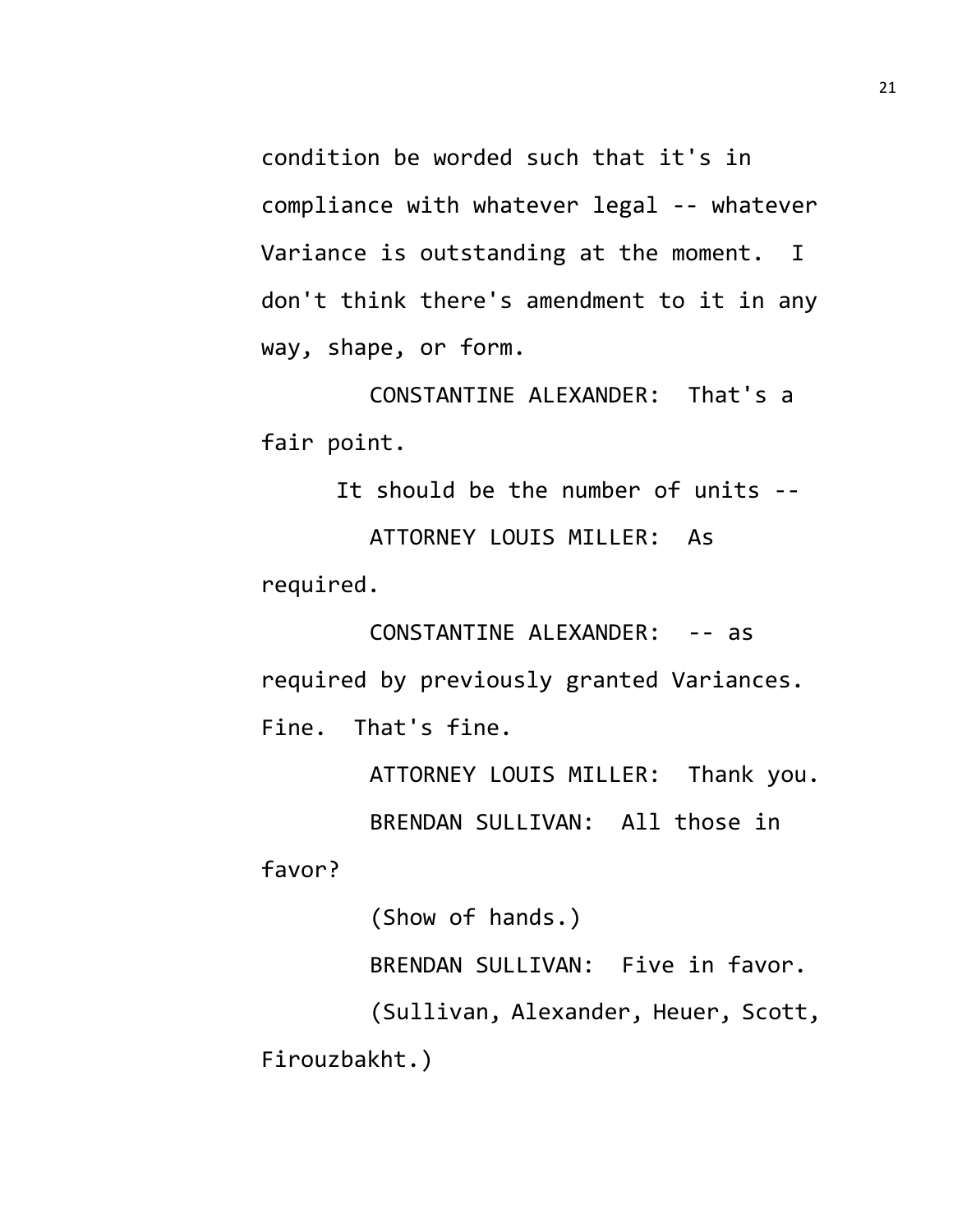condition be worded such that it's in compliance with whatever legal -- whatever Variance is outstanding at the moment. I don't think there's amendment to it in any way, shape, or form.

CONSTANTINE ALEXANDER: That's a fair point.

It should be the number of units --

ATTORNEY LOUIS MILLER: As required.

CONSTANTINE ALEXANDER: -- as required by previously granted Variances. Fine. That's fine.

ATTORNEY LOUIS MILLER: Thank you.

BRENDAN SULLIVAN: All those in favor?

(Show of hands.)

BRENDAN SULLIVAN: Five in favor.

(Sullivan, Alexander, Heuer, Scott, Firouzbakht.)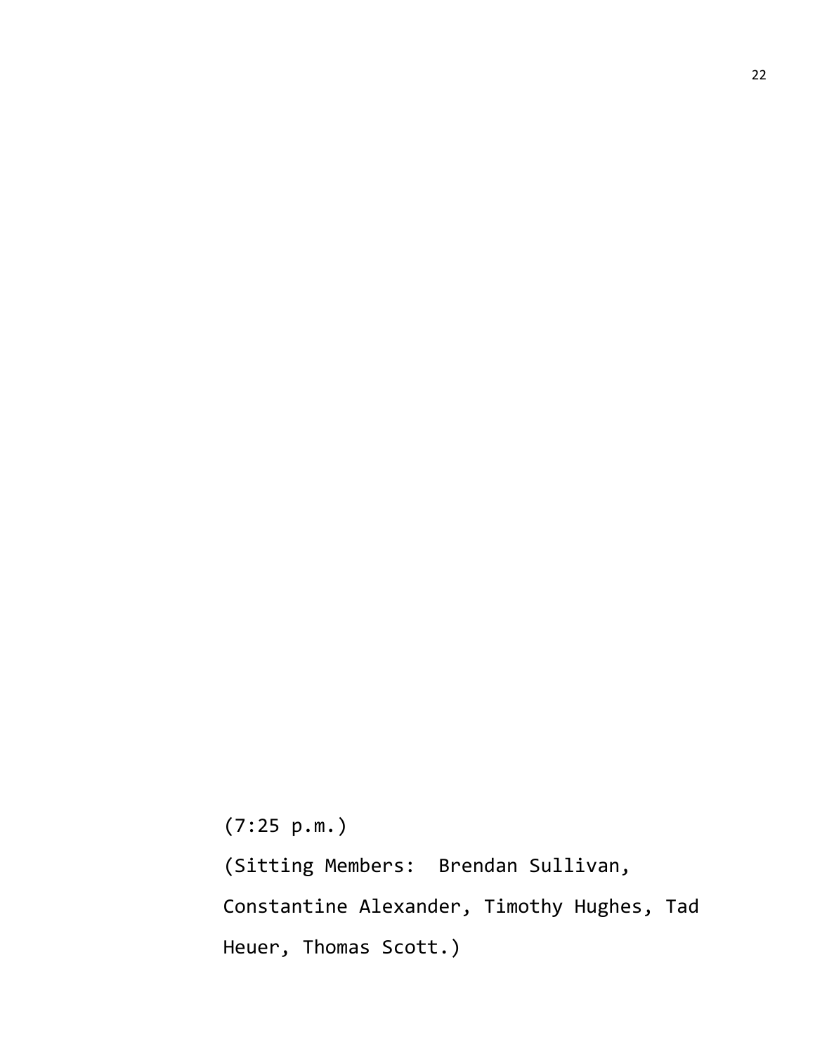(7:25 p.m.)

(Sitting Members: Brendan Sullivan, Constantine Alexander, Timothy Hughes, Tad Heuer, Thomas Scott.)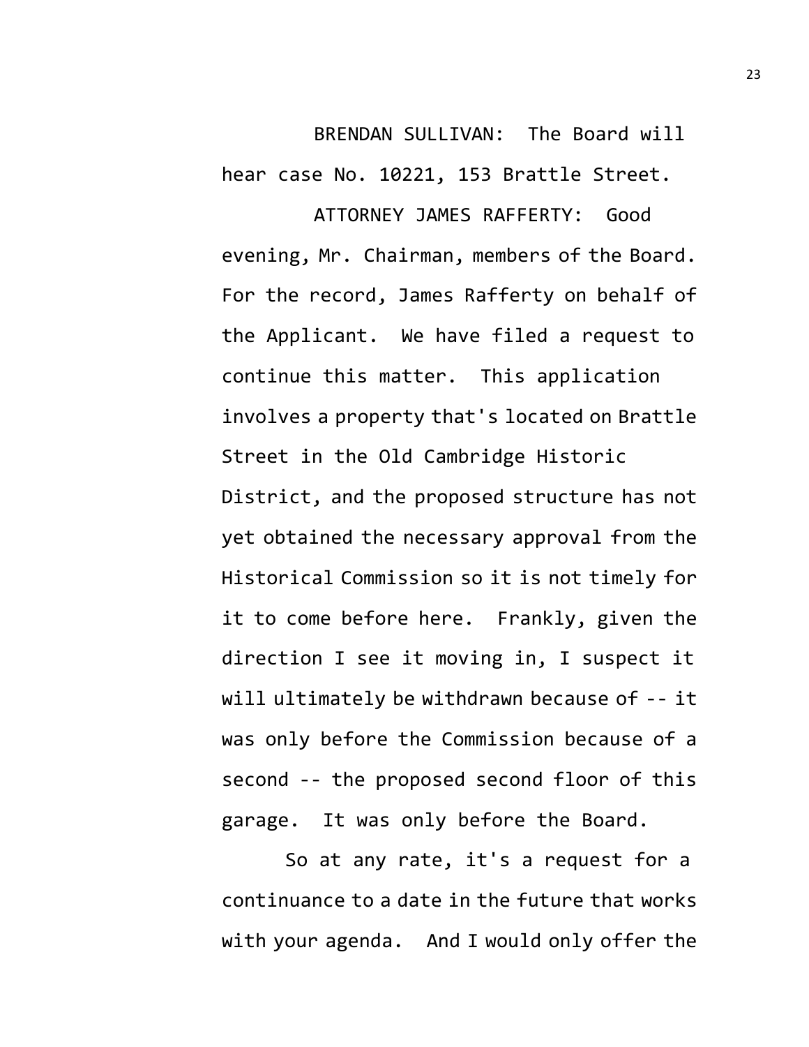BRENDAN SULLIVAN: The Board will hear case No. 10221, 153 Brattle Street.

ATTORNEY JAMES RAFFERTY: Good evening, Mr. Chairman, members of the Board. For the record, James Rafferty on behalf of the Applicant. We have filed a request to continue this matter. This application involves a property that's located on Brattle Street in the Old Cambridge Historic District, and the proposed structure has not yet obtained the necessary approval from the Historical Commission so it is not timely for it to come before here. Frankly, given the direction I see it moving in, I suspect it will ultimately be withdrawn because of -- it was only before the Commission because of a second -- the proposed second floor of this garage. It was only before the Board.

So at any rate, it's a request for a continuance to a date in the future that works with your agenda. And I would only offer the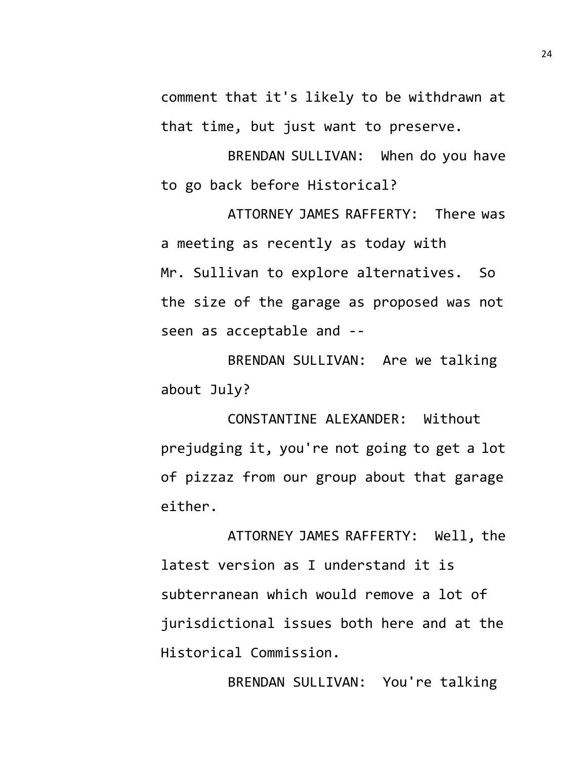comment that it's likely to be withdrawn at that time, but just want to preserve.

BRENDAN SULLIVAN: When do you have to go back before Historical?

ATTORNEY JAMES RAFFERTY: There was a meeting as recently as today with Mr. Sullivan to explore alternatives. So the size of the garage as proposed was not seen as acceptable and --

BRENDAN SULLIVAN: Are we talking about July?

CONSTANTINE ALEXANDER: Without prejudging it, you're not going to get a lot of pizzaz from our group about that garage either.

ATTORNEY JAMES RAFFERTY: Well, the latest version as I understand it is subterranean which would remove a lot of jurisdictional issues both here and at the Historical Commission.

BRENDAN SULLIVAN: You're talking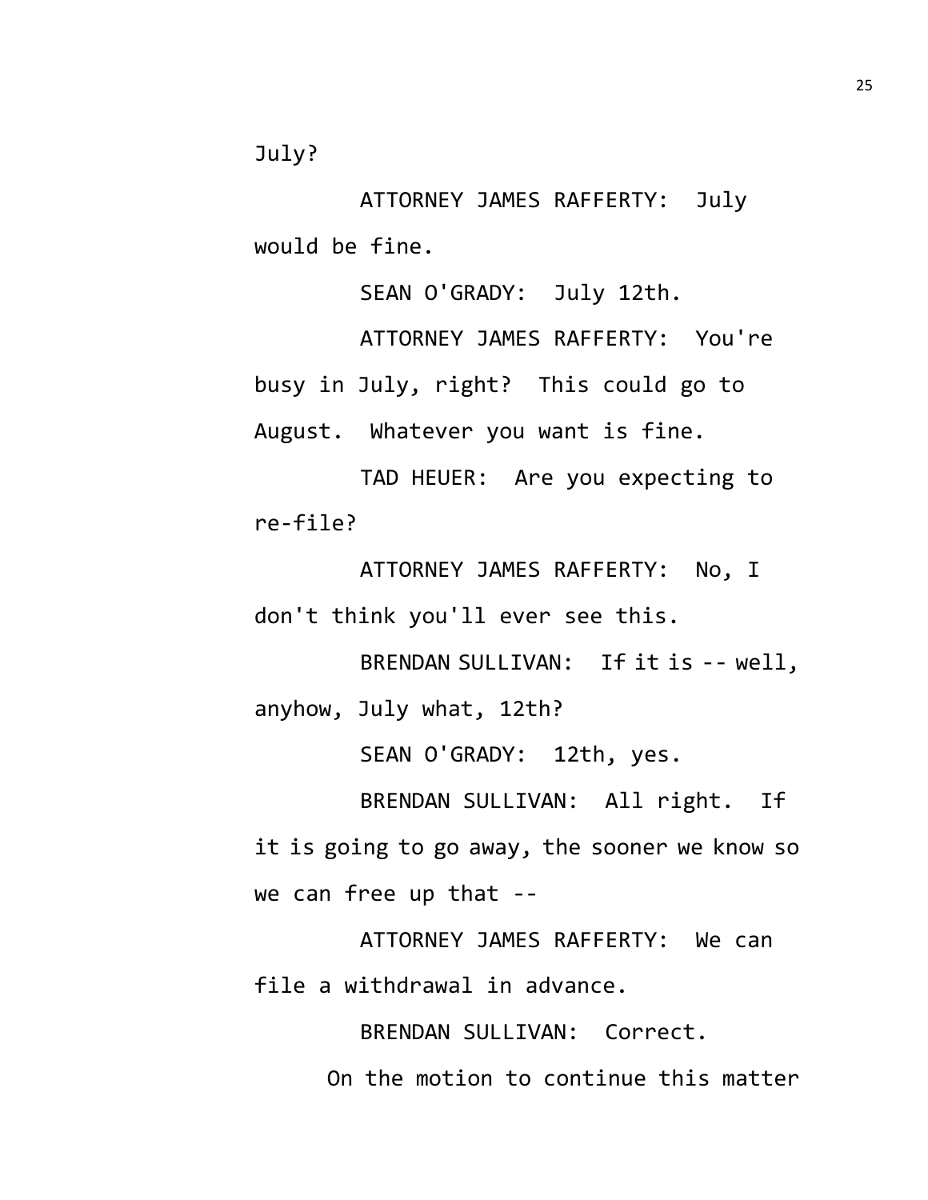July?

ATTORNEY JAMES RAFFERTY: July would be fine.

SEAN O'GRADY: July 12th.

ATTORNEY JAMES RAFFERTY: You're busy in July, right? This could go to August. Whatever you want is fine.

TAD HEUER: Are you expecting to re-file?

ATTORNEY JAMES RAFFERTY: No, I don't think you'll ever see this.

BRENDAN SULLIVAN: If it is -- well, anyhow, July what, 12th?

SEAN O'GRADY: 12th, yes.

BRENDAN SULLIVAN: All right. If it is going to go away, the sooner we know so we can free up that --

ATTORNEY JAMES RAFFERTY: We can file a withdrawal in advance.

BRENDAN SULLIVAN: Correct.

On the motion to continue this matter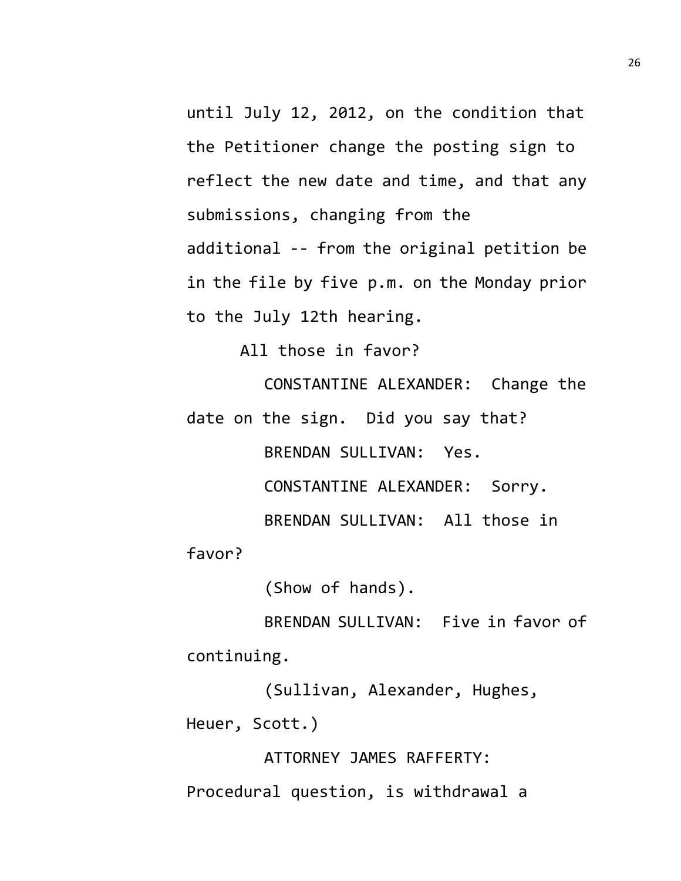until July 12, 2012, on the condition that the Petitioner change the posting sign to reflect the new date and time, and that any submissions, changing from the additional -- from the original petition be in the file by five p.m. on the Monday prior to the July 12th hearing.

All those in favor?

CONSTANTINE ALEXANDER: Change the date on the sign. Did you say that?

BRENDAN SULLIVAN: Yes.

CONSTANTINE ALEXANDER: Sorry.

BRENDAN SULLIVAN: All those in favor?

(Show of hands).

BRENDAN SULLIVAN: Five in favor of continuing.

(Sullivan, Alexander, Hughes, Heuer, Scott.)

ATTORNEY JAMES RAFFERTY: Procedural question, is withdrawal a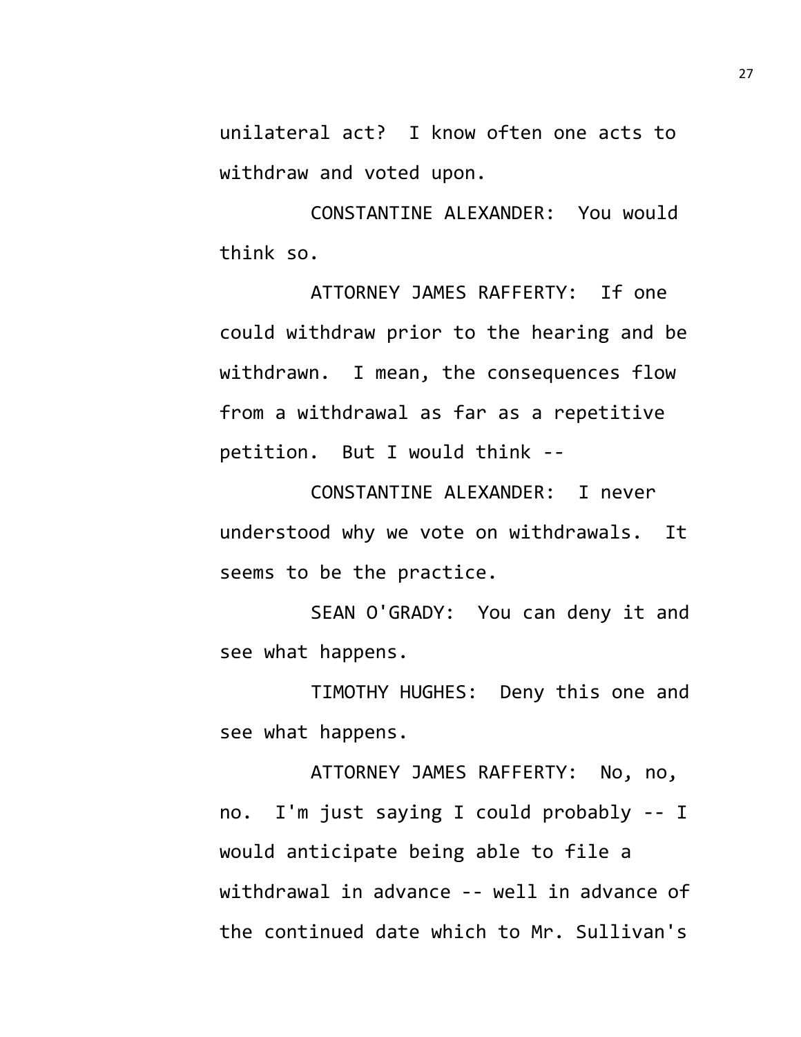unilateral act? I know often one acts to withdraw and voted upon.

CONSTANTINE ALEXANDER: You would think so.

ATTORNEY JAMES RAFFERTY: If one could withdraw prior to the hearing and be withdrawn. I mean, the consequences flow from a withdrawal as far as a repetitive petition. But I would think --

CONSTANTINE ALEXANDER: I never understood why we vote on withdrawals. It seems to be the practice.

SEAN O'GRADY: You can deny it and see what happens.

TIMOTHY HUGHES: Deny this one and see what happens.

ATTORNEY JAMES RAFFERTY: No, no, no. I'm just saying I could probably -- I would anticipate being able to file a withdrawal in advance -- well in advance of the continued date which to Mr. Sullivan's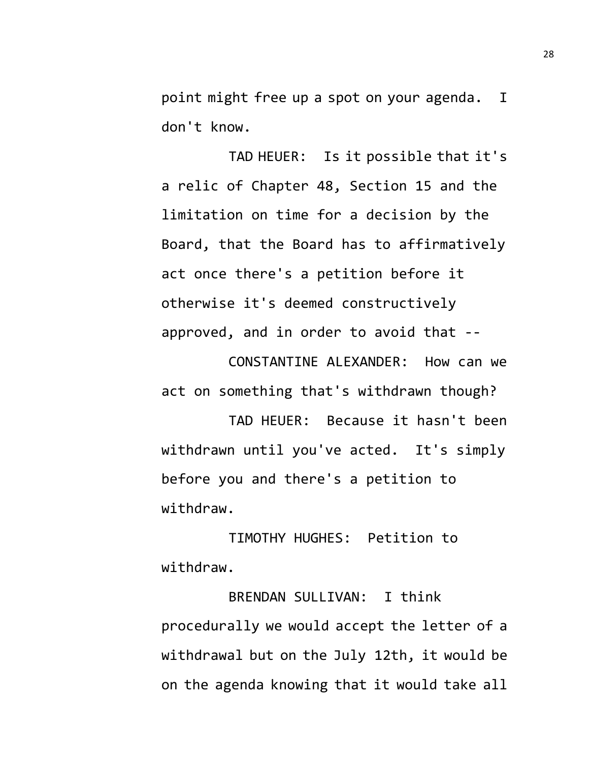point might free up a spot on your agenda. I don't know.

TAD HEUER: Is it possible that it's a relic of Chapter 48, Section 15 and the limitation on time for a decision by the Board, that the Board has to affirmatively act once there's a petition before it otherwise it's deemed constructively approved, and in order to avoid that --

CONSTANTINE ALEXANDER: How can we act on something that's withdrawn though?

TAD HEUER: Because it hasn't been withdrawn until you've acted. It's simply before you and there's a petition to withdraw.

TIMOTHY HUGHES: Petition to withdraw.

BRENDAN SULLIVAN: I think procedurally we would accept the letter of a withdrawal but on the July 12th, it would be on the agenda knowing that it would take all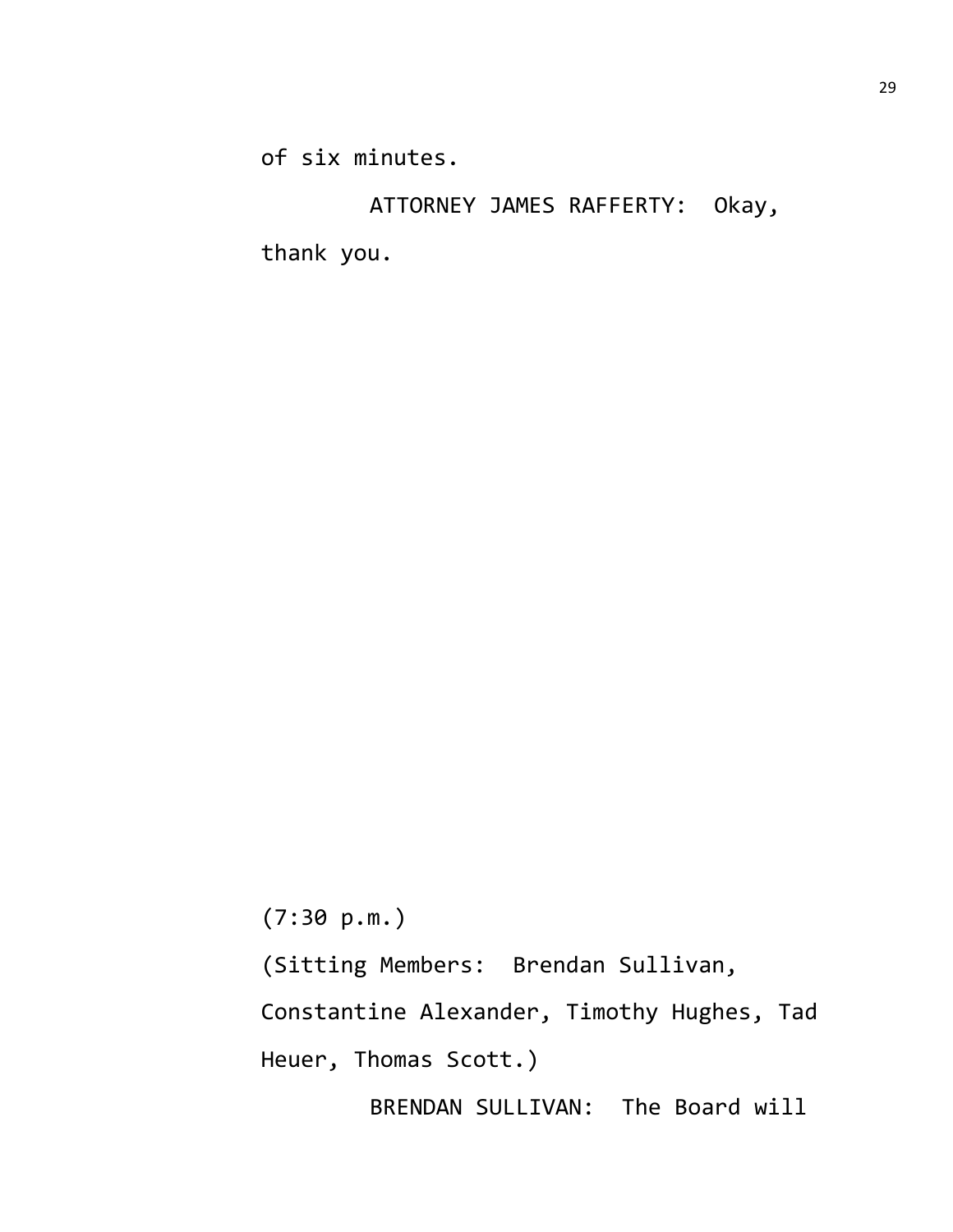of six minutes.

ATTORNEY JAMES RAFFERTY: Okay, thank you.

(7:30 p.m.)

(Sitting Members: Brendan Sullivan, Constantine Alexander, Timothy Hughes, Tad Heuer, Thomas Scott.)

BRENDAN SULLIVAN: The Board will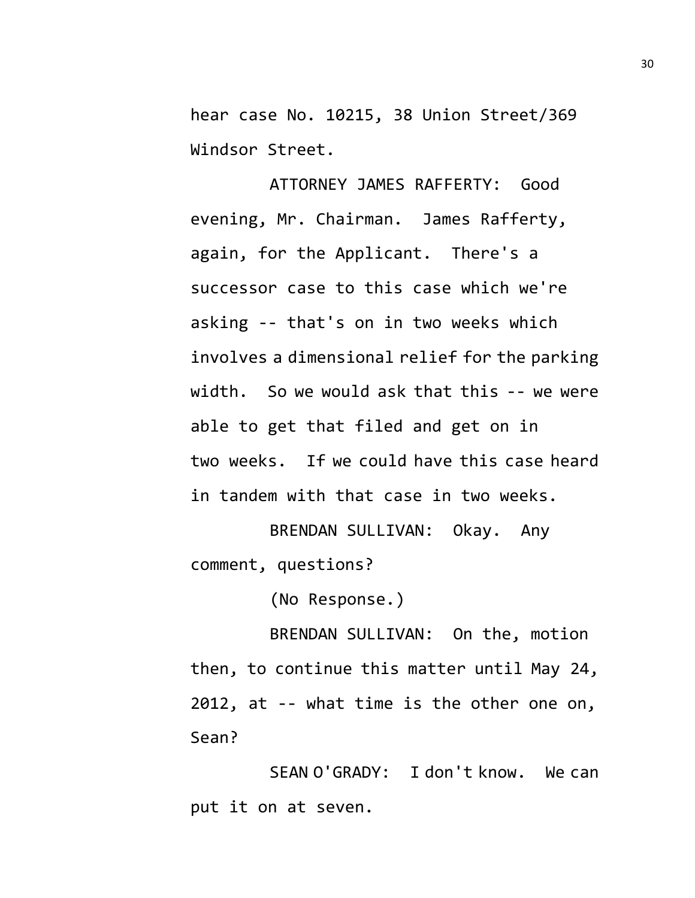hear case No. 10215, 38 Union Street/369 Windsor Street.

ATTORNEY JAMES RAFFERTY: Good evening, Mr. Chairman. James Rafferty, again, for the Applicant. There's a successor case to this case which we're asking -- that's on in two weeks which involves a dimensional relief for the parking width. So we would ask that this -- we were able to get that filed and get on in two weeks. If we could have this case heard in tandem with that case in two weeks.

BRENDAN SULLIVAN: Okay. Any comment, questions?

(No Response.)

BRENDAN SULLIVAN: On the, motion then, to continue this matter until May 24, 2012, at -- what time is the other one on, Sean?

SEAN O'GRADY: I don't know. We can put it on at seven.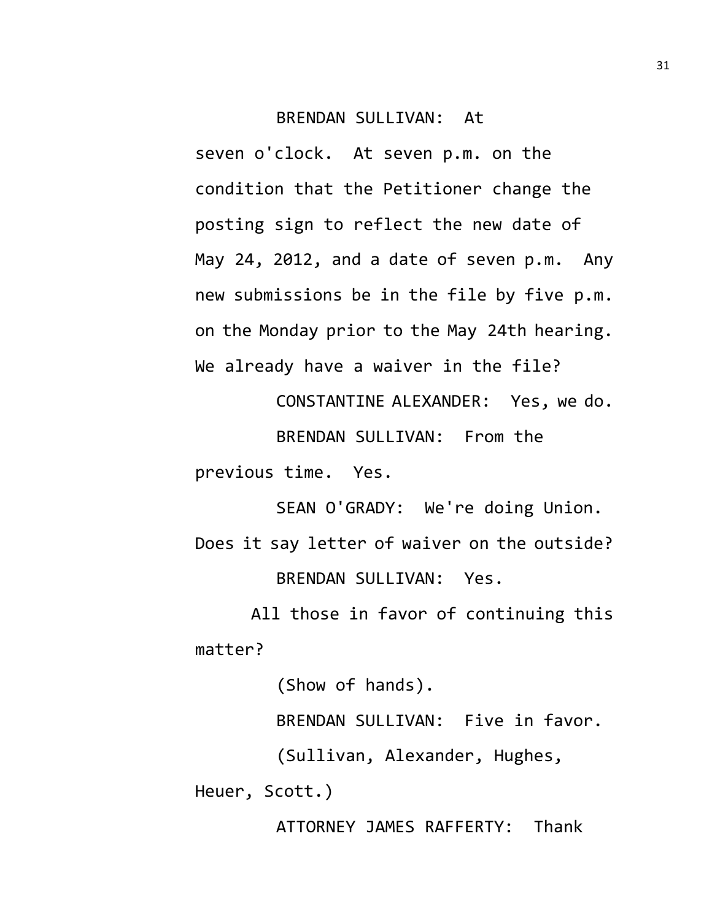BRENDAN SULLIVAN: At seven o'clock. At seven p.m. on the condition that the Petitioner change the posting sign to reflect the new date of May 24, 2012, and a date of seven p.m. Any new submissions be in the file by five p.m. on the Monday prior to the May 24th hearing. We already have a waiver in the file?

CONSTANTINE ALEXANDER: Yes, we do.

BRENDAN SULLIVAN: From the previous time. Yes.

SEAN O'GRADY: We're doing Union. Does it say letter of waiver on the outside?

BRENDAN SULLIVAN: Yes.

All those in favor of continuing this matter?

(Show of hands).

BRENDAN SULLIVAN: Five in favor.

(Sullivan, Alexander, Hughes, Heuer, Scott.)

ATTORNEY JAMES RAFFERTY: Thank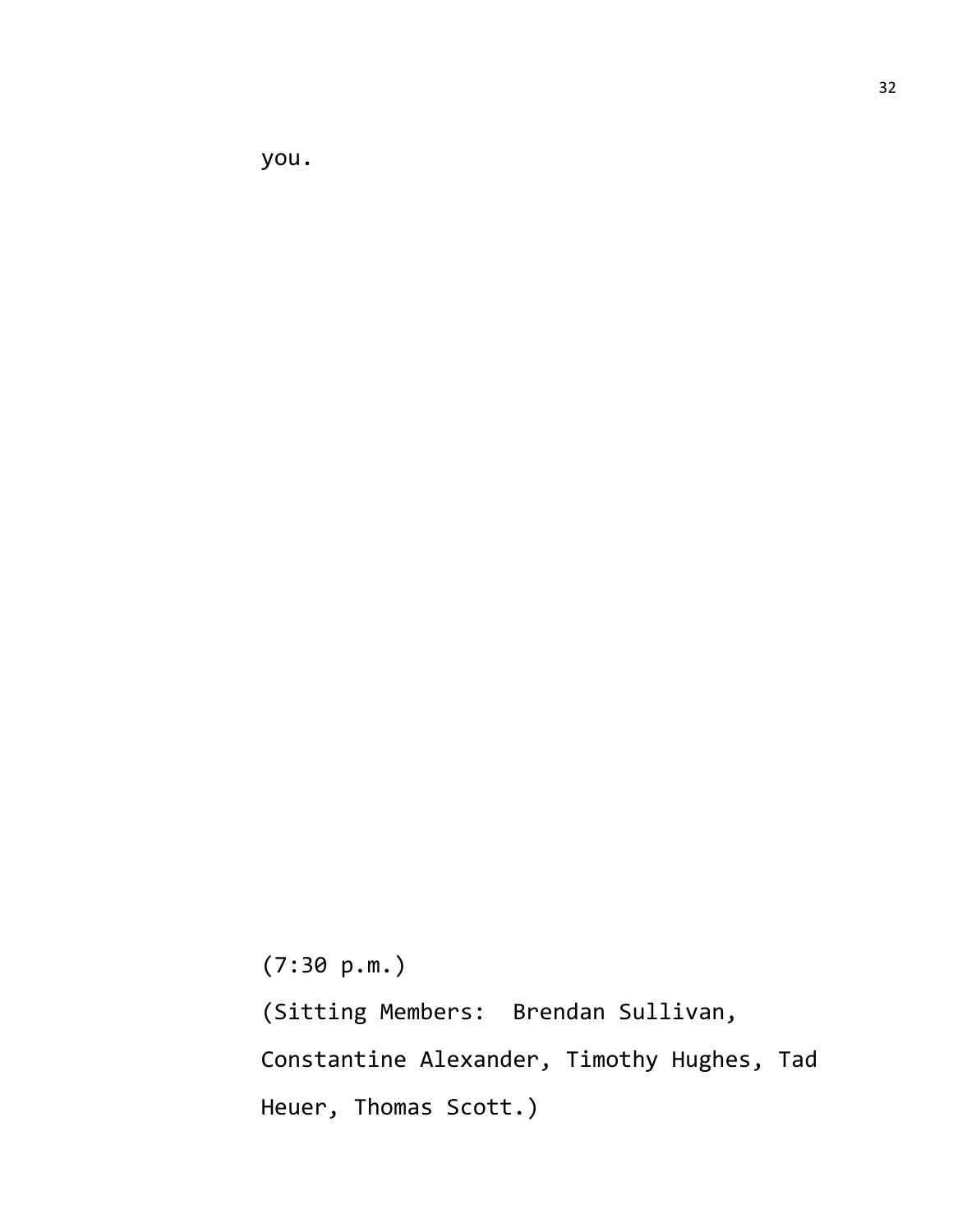you.

(7:30 p.m.)

(Sitting Members: Brendan Sullivan, Constantine Alexander, Timothy Hughes, Tad Heuer, Thomas Scott.)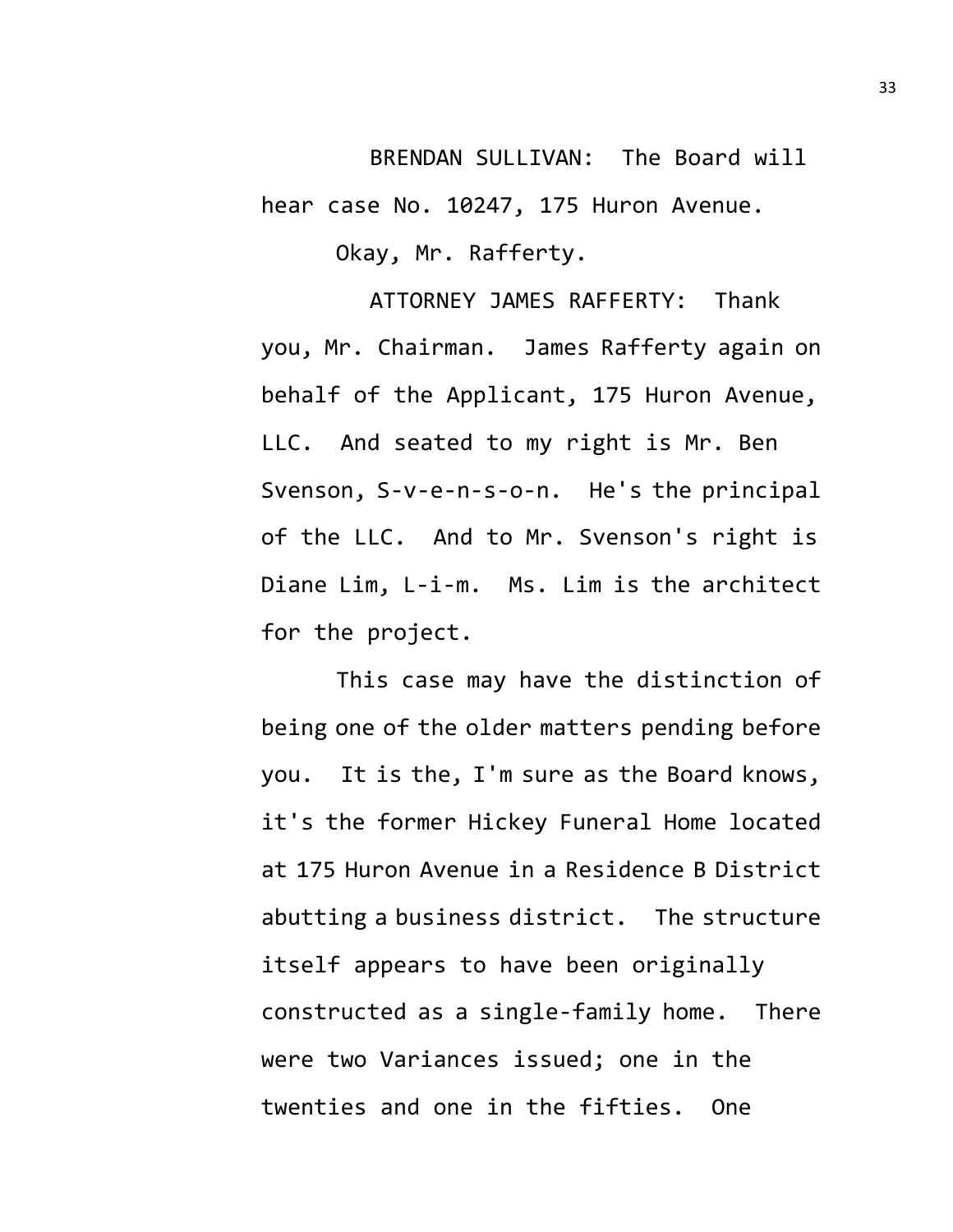BRENDAN SULLIVAN: The Board will hear case No. 10247, 175 Huron Avenue.

Okay, Mr. Rafferty.

ATTORNEY JAMES RAFFERTY: Thank you, Mr. Chairman. James Rafferty again on behalf of the Applicant, 175 Huron Avenue, LLC. And seated to my right is Mr. Ben Svenson, S-v-e-n-s-o-n. He's the principal of the LLC. And to Mr. Svenson's right is Diane Lim, L-i-m. Ms. Lim is the architect for the project.

This case may have the distinction of being one of the older matters pending before you. It is the, I'm sure as the Board knows, it's the former Hickey Funeral Home located at 175 Huron Avenue in a Residence B District abutting a business district. The structure itself appears to have been originally constructed as a single-family home. There were two Variances issued; one in the twenties and one in the fifties. One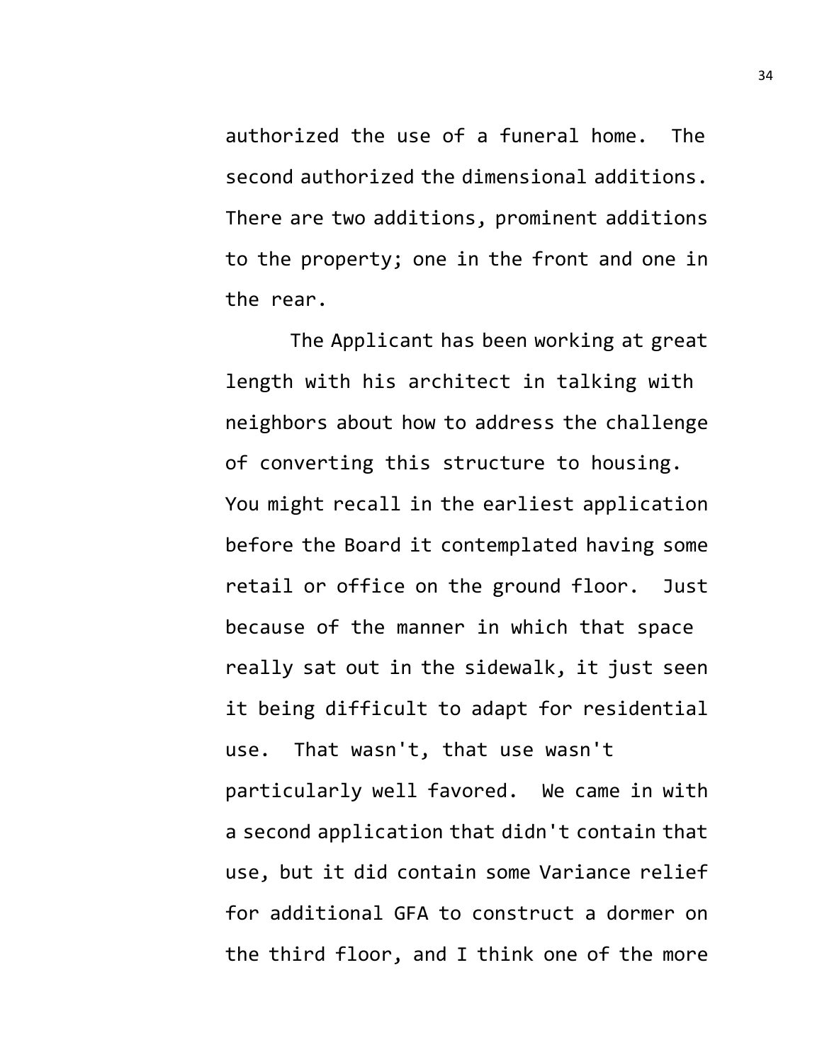authorized the use of a funeral home. The second authorized the dimensional additions. There are two additions, prominent additions to the property; one in the front and one in the rear.

The Applicant has been working at great length with his architect in talking with neighbors about how to address the challenge of converting this structure to housing. You might recall in the earliest application before the Board it contemplated having some retail or office on the ground floor. Just because of the manner in which that space really sat out in the sidewalk, it just seen it being difficult to adapt for residential use. That wasn't, that use wasn't particularly well favored. We came in with a second application that didn't contain that use, but it did contain some Variance relief for additional GFA to construct a dormer on the third floor, and I think one of the more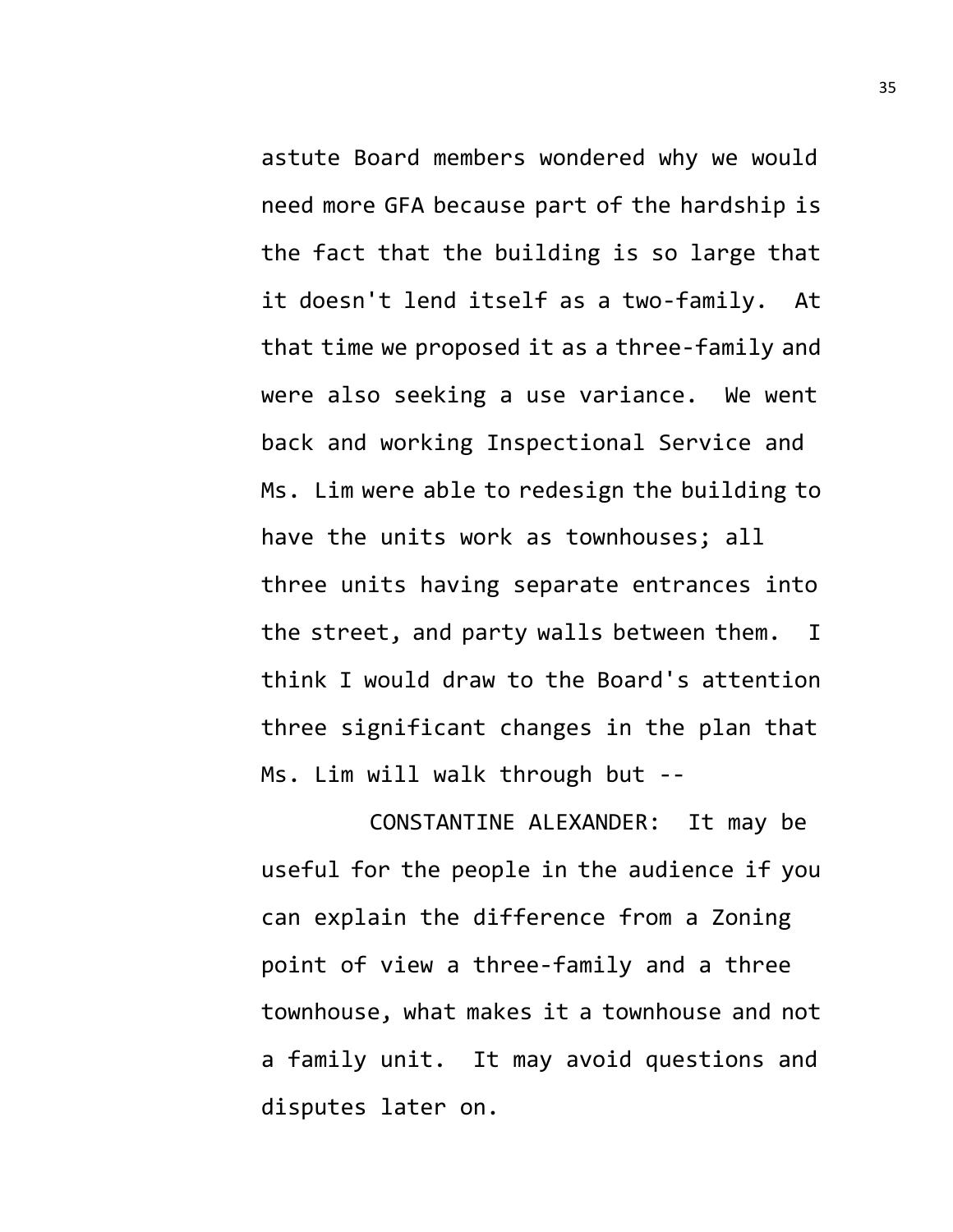astute Board members wondered why we would need more GFA because part of the hardship is the fact that the building is so large that it doesn't lend itself as a two-family. At that time we proposed it as a three-family and were also seeking a use variance. We went back and working Inspectional Service and Ms. Lim were able to redesign the building to have the units work as townhouses; all three units having separate entrances into the street, and party walls between them. I think I would draw to the Board's attention three significant changes in the plan that Ms. Lim will walk through but --

CONSTANTINE ALEXANDER: It may be useful for the people in the audience if you can explain the difference from a Zoning point of view a three-family and a three townhouse, what makes it a townhouse and not a family unit. It may avoid questions and disputes later on.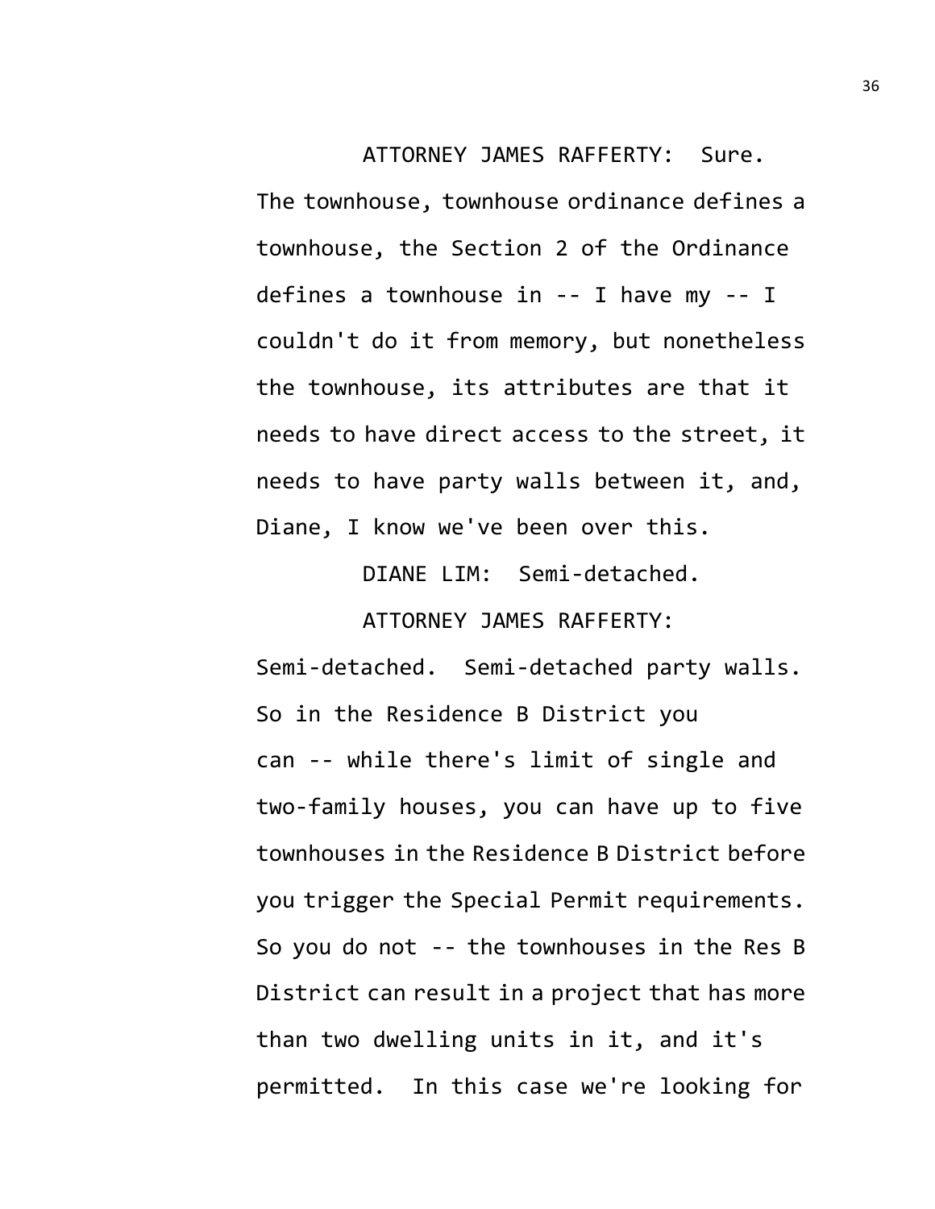ATTORNEY JAMES RAFFERTY: Sure. The townhouse, townhouse ordinance defines a townhouse, the Section 2 of the Ordinance defines a townhouse in -- I have my -- I couldn't do it from memory, but nonetheless the townhouse, its attributes are that it needs to have direct access to the street, it needs to have party walls between it, and, Diane, I know we've been over this.

DIANE LIM: Semi-detached.

ATTORNEY JAMES RAFFERTY: Semi-detached. Semi-detached party walls. So in the Residence B District you can -- while there's limit of single and two-family houses, you can have up to five townhouses in the Residence B District before you trigger the Special Permit requirements. So you do not -- the townhouses in the Res B District can result in a project that has more than two dwelling units in it, and it's permitted. In this case we're looking for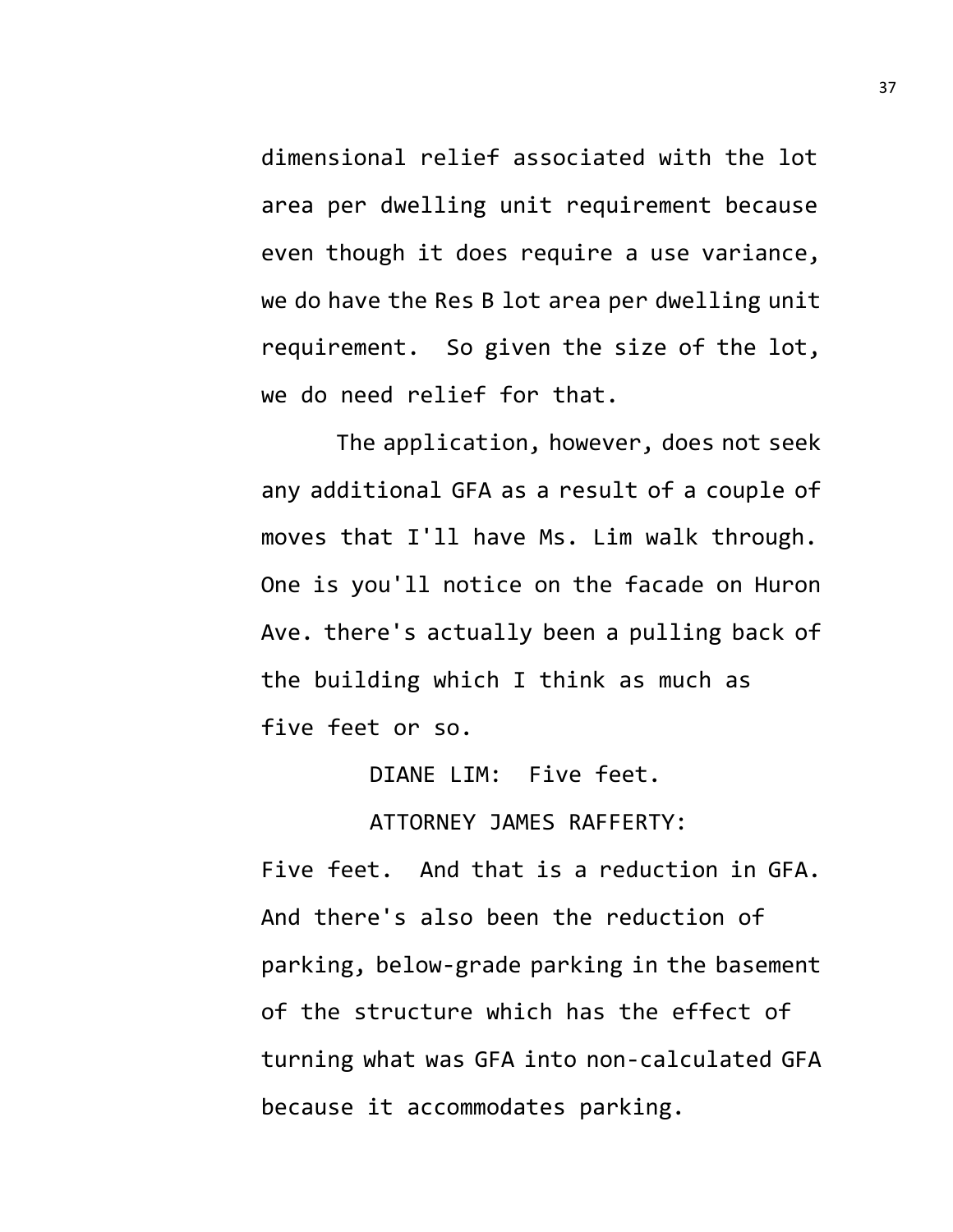dimensional relief associated with the lot area per dwelling unit requirement because even though it does require a use variance, we do have the Res B lot area per dwelling unit requirement. So given the size of the lot, we do need relief for that.

The application, however, does not seek any additional GFA as a result of a couple of moves that I'll have Ms. Lim walk through. One is you'll notice on the facade on Huron Ave. there's actually been a pulling back of the building which I think as much as five feet or so.

DIANE LIM: Five feet.

ATTORNEY JAMES RAFFERTY: Five feet. And that is a reduction in GFA. And there's also been the reduction of parking, below-grade parking in the basement of the structure which has the effect of turning what was GFA into non-calculated GFA because it accommodates parking.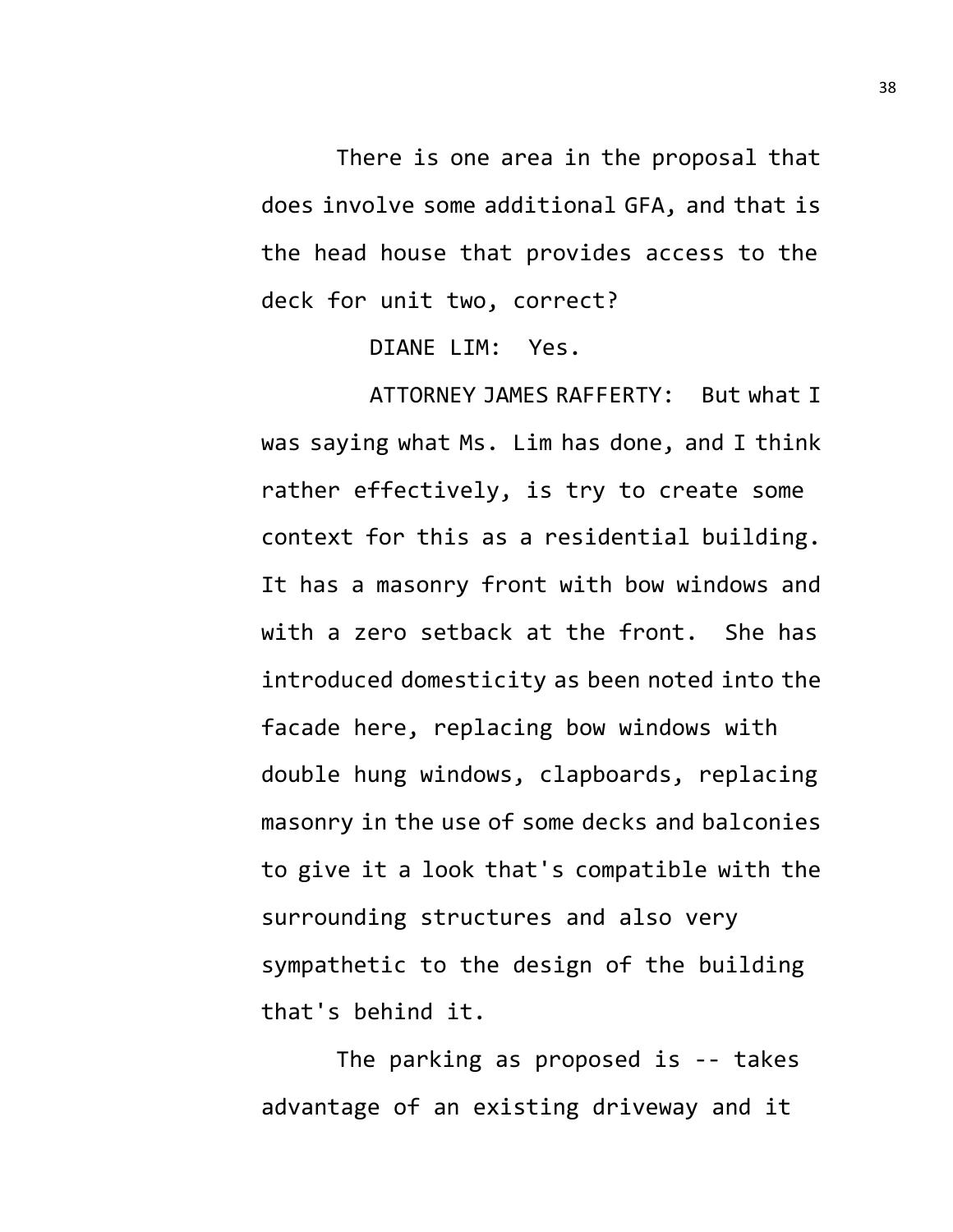There is one area in the proposal that does involve some additional GFA, and that is the head house that provides access to the deck for unit two, correct?

DIANE LIM: Yes.

ATTORNEY JAMES RAFFERTY: But what I was saying what Ms. Lim has done, and I think rather effectively, is try to create some context for this as a residential building. It has a masonry front with bow windows and with a zero setback at the front. She has introduced domesticity as been noted into the facade here, replacing bow windows with double hung windows, clapboards, replacing masonry in the use of some decks and balconies to give it a look that's compatible with the surrounding structures and also very sympathetic to the design of the building that's behind it.

The parking as proposed is -- takes advantage of an existing driveway and it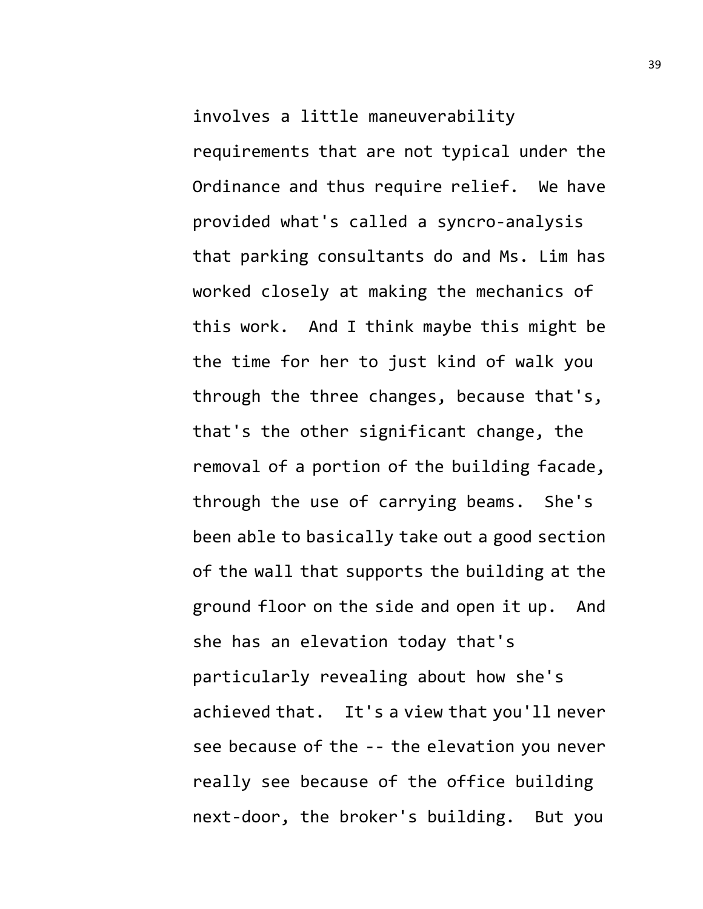involves a little maneuverability requirements that are not typical under the Ordinance and thus require relief. We have provided what's called a syncro-analysis that parking consultants do and Ms. Lim has worked closely at making the mechanics of this work. And I think maybe this might be the time for her to just kind of walk you through the three changes, because that's, that's the other significant change, the removal of a portion of the building facade, through the use of carrying beams. She's been able to basically take out a good section of the wall that supports the building at the ground floor on the side and open it up. And she has an elevation today that's particularly revealing about how she's achieved that. It's a view that you'll never see because of the -- the elevation you never really see because of the office building next-door, the broker's building. But you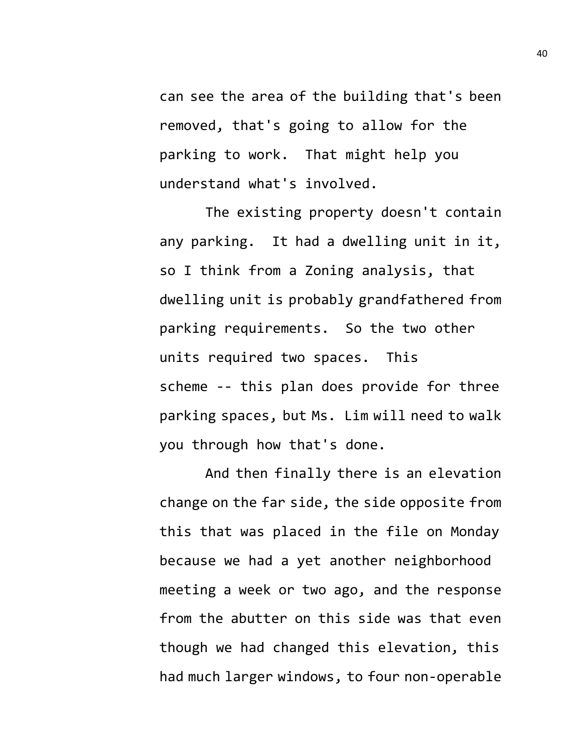can see the area of the building that's been removed, that's going to allow for the parking to work. That might help you understand what's involved.

The existing property doesn't contain any parking. It had a dwelling unit in it, so I think from a Zoning analysis, that dwelling unit is probably grandfathered from parking requirements. So the two other units required two spaces. This scheme -- this plan does provide for three parking spaces, but Ms. Lim will need to walk you through how that's done.

And then finally there is an elevation change on the far side, the side opposite from this that was placed in the file on Monday because we had a yet another neighborhood meeting a week or two ago, and the response from the abutter on this side was that even though we had changed this elevation, this had much larger windows, to four non-operable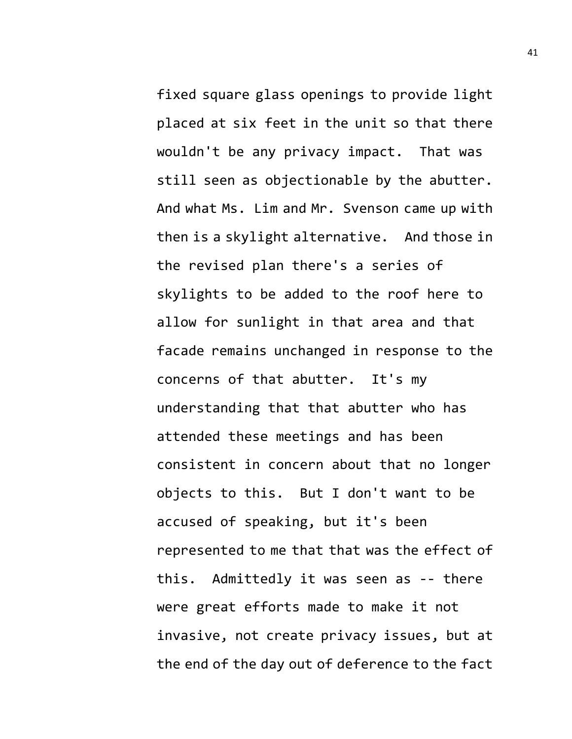fixed square glass openings to provide light placed at six feet in the unit so that there wouldn't be any privacy impact. That was still seen as objectionable by the abutter. And what Ms. Lim and Mr. Svenson came up with then is a skylight alternative. And those in the revised plan there's a series of skylights to be added to the roof here to allow for sunlight in that area and that facade remains unchanged in response to the concerns of that abutter. It's my understanding that that abutter who has attended these meetings and has been consistent in concern about that no longer objects to this. But I don't want to be accused of speaking, but it's been represented to me that that was the effect of this. Admittedly it was seen as -- there were great efforts made to make it not invasive, not create privacy issues, but at the end of the day out of deference to the fact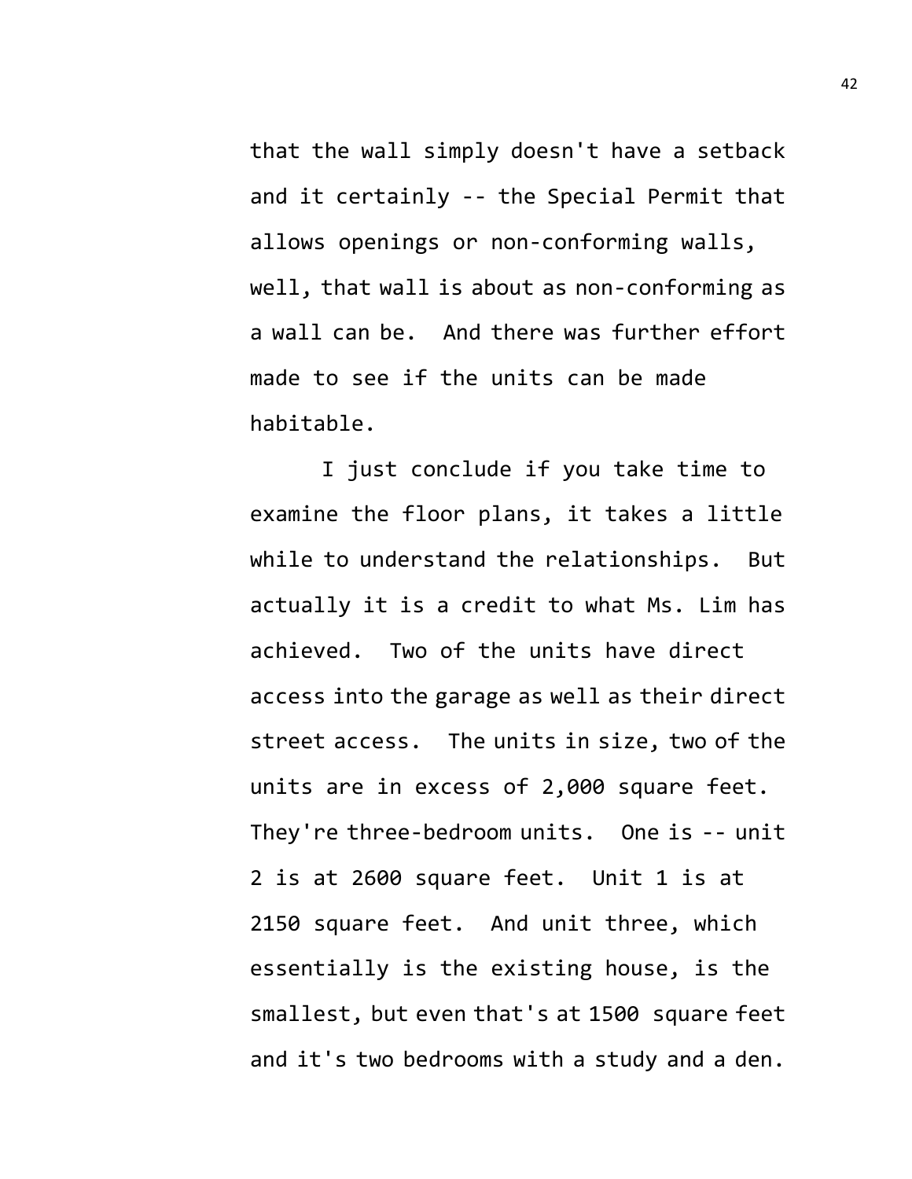that the wall simply doesn't have a setback and it certainly -- the Special Permit that allows openings or non-conforming walls, well, that wall is about as non-conforming as a wall can be. And there was further effort made to see if the units can be made habitable.

I just conclude if you take time to examine the floor plans, it takes a little while to understand the relationships. But actually it is a credit to what Ms. Lim has achieved. Two of the units have direct access into the garage as well as their direct street access. The units in size, two of the units are in excess of 2,000 square feet. They're three-bedroom units. One is -- unit 2 is at 2600 square feet. Unit 1 is at 2150 square feet. And unit three, which essentially is the existing house, is the smallest, but even that's at 1500 square feet and it's two bedrooms with a study and a den.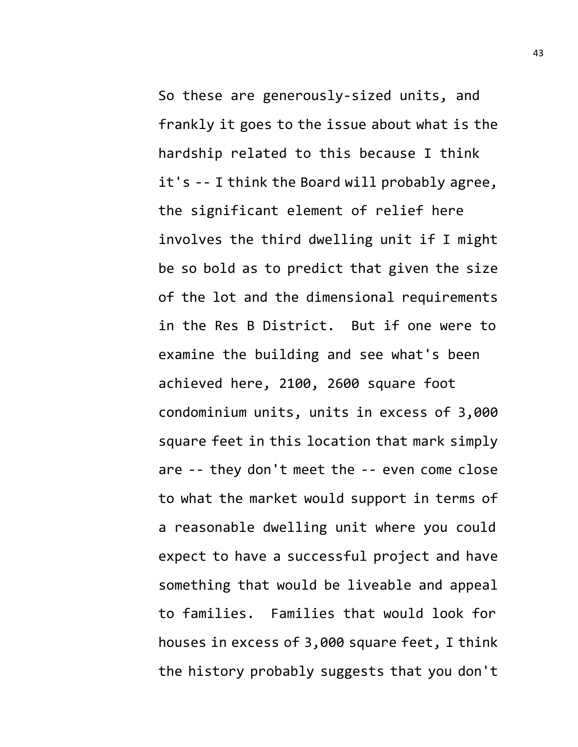So these are generously-sized units, and frankly it goes to the issue about what is the hardship related to this because I think it's -- I think the Board will probably agree, the significant element of relief here involves the third dwelling unit if I might be so bold as to predict that given the size of the lot and the dimensional requirements in the Res B District. But if one were to examine the building and see what's been achieved here, 2100, 2600 square foot condominium units, units in excess of 3,000 square feet in this location that mark simply are -- they don't meet the -- even come close to what the market would support in terms of a reasonable dwelling unit where you could expect to have a successful project and have something that would be liveable and appeal to families. Families that would look for houses in excess of 3,000 square feet, I think the history probably suggests that you don't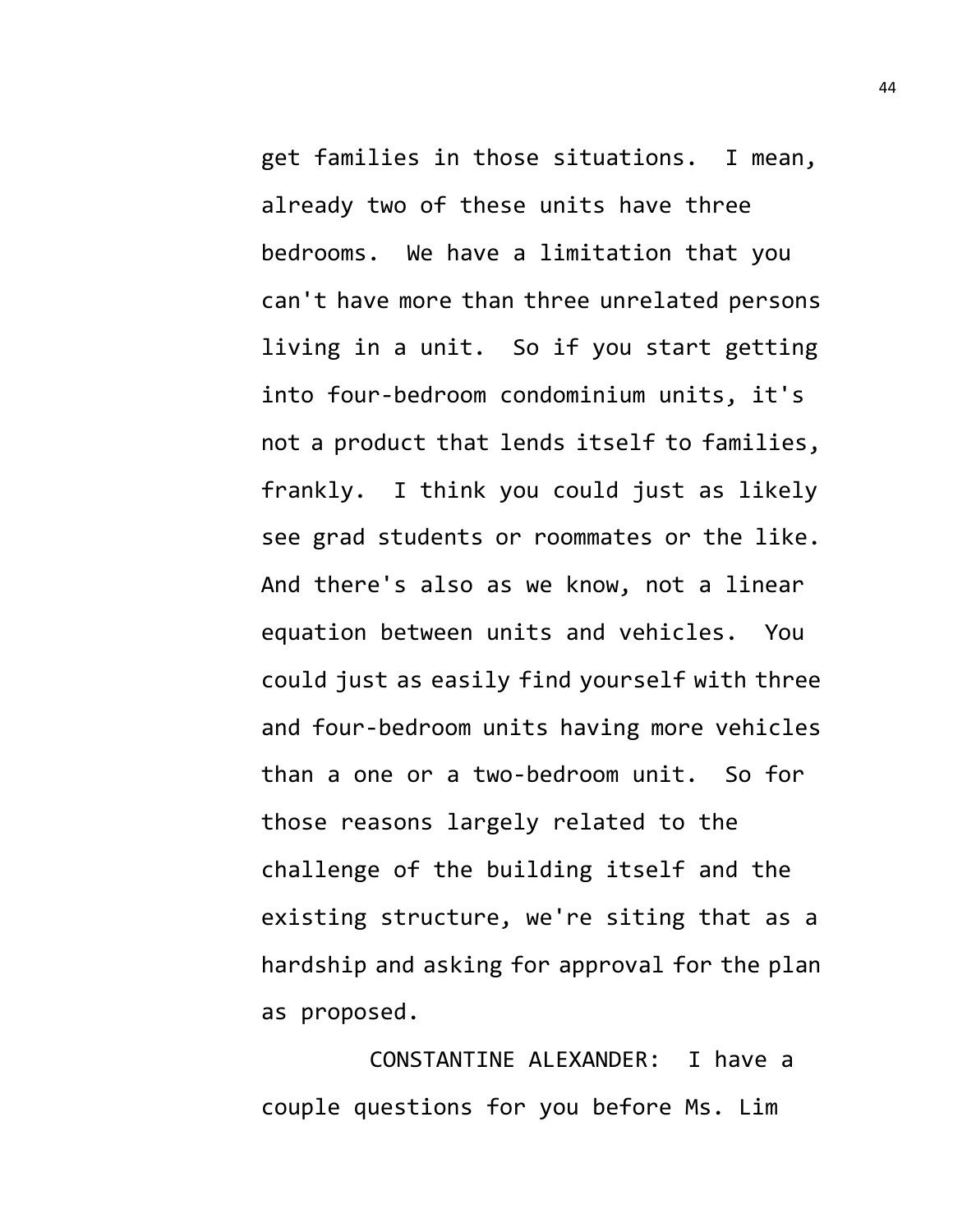get families in those situations. I mean, already two of these units have three bedrooms. We have a limitation that you can't have more than three unrelated persons living in a unit. So if you start getting into four-bedroom condominium units, it's not a product that lends itself to families, frankly. I think you could just as likely see grad students or roommates or the like. And there's also as we know, not a linear equation between units and vehicles. You could just as easily find yourself with three and four-bedroom units having more vehicles than a one or a two-bedroom unit. So for those reasons largely related to the challenge of the building itself and the existing structure, we're siting that as a hardship and asking for approval for the plan as proposed.

CONSTANTINE ALEXANDER: I have a couple questions for you before Ms. Lim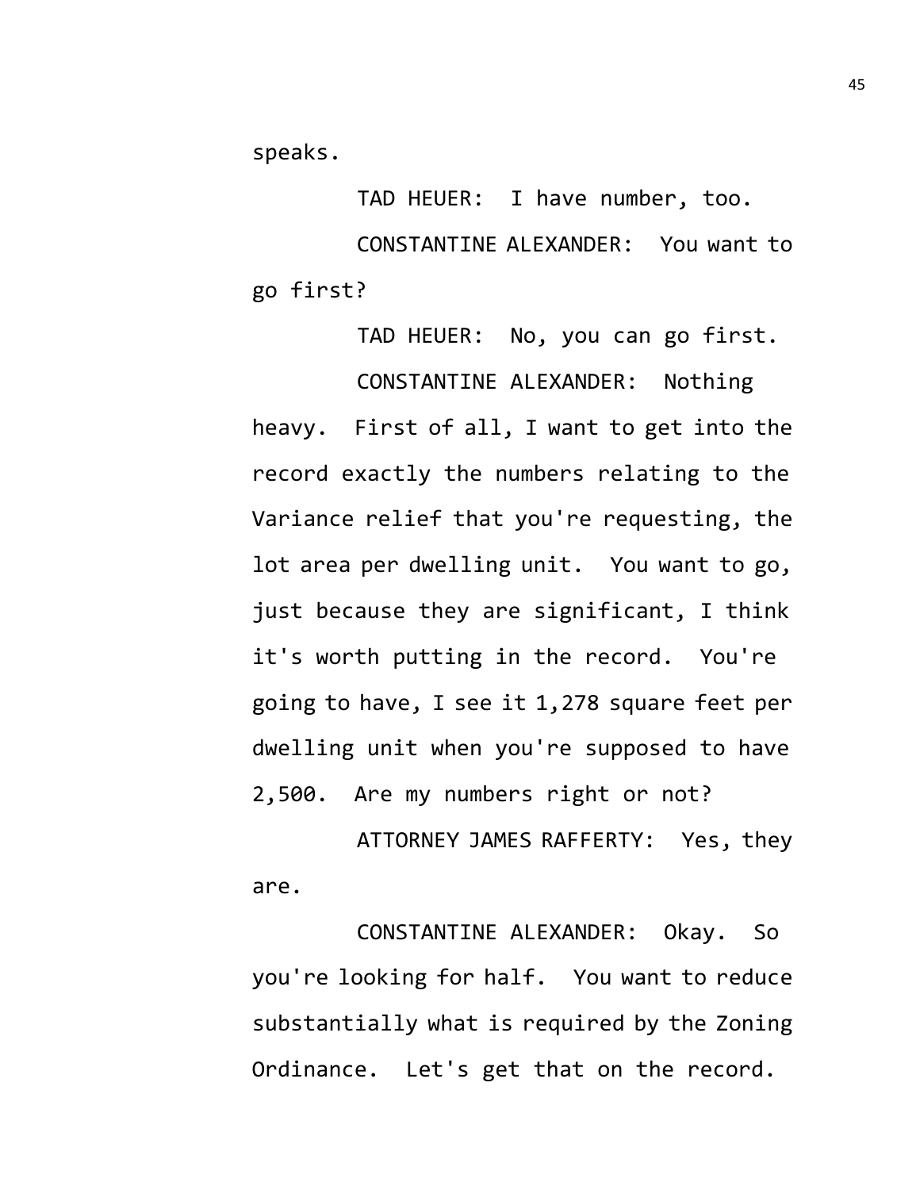speaks.

TAD HEUER: I have number, too.

CONSTANTINE ALEXANDER: You want to go first?

TAD HEUER: No, you can go first.

CONSTANTINE ALEXANDER: Nothing heavy. First of all, I want to get into the record exactly the numbers relating to the Variance relief that you're requesting, the lot area per dwelling unit. You want to go, just because they are significant, I think it's worth putting in the record. You're going to have, I see it 1,278 square feet per dwelling unit when you're supposed to have 2,500. Are my numbers right or not?

ATTORNEY JAMES RAFFERTY: Yes, they are.

CONSTANTINE ALEXANDER: Okay. So you're looking for half. You want to reduce substantially what is required by the Zoning Ordinance. Let's get that on the record.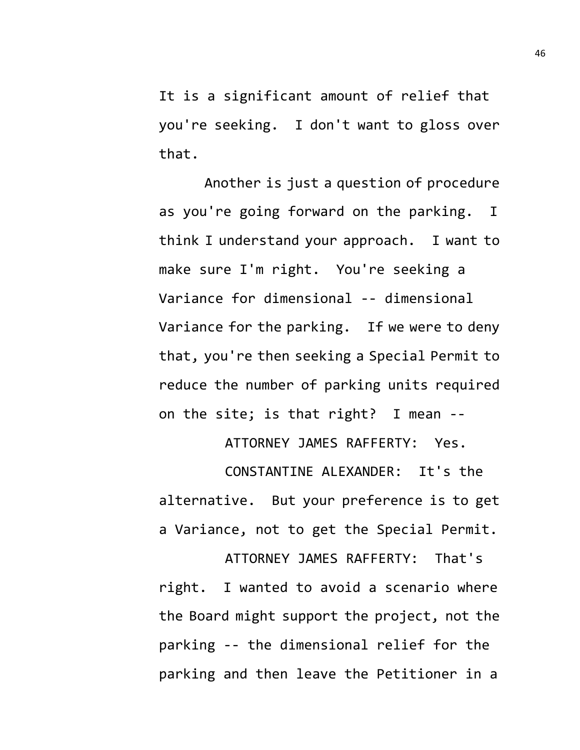It is a significant amount of relief that you're seeking. I don't want to gloss over that.

Another is just a question of procedure as you're going forward on the parking. I think I understand your approach. I want to make sure I'm right. You're seeking a Variance for dimensional -- dimensional Variance for the parking. If we were to deny that, you're then seeking a Special Permit to reduce the number of parking units required on the site; is that right? I mean --

ATTORNEY JAMES RAFFERTY: Yes.

CONSTANTINE ALEXANDER: It's the alternative. But your preference is to get a Variance, not to get the Special Permit.

ATTORNEY JAMES RAFFERTY: That's right. I wanted to avoid a scenario where the Board might support the project, not the parking -- the dimensional relief for the parking and then leave the Petitioner in a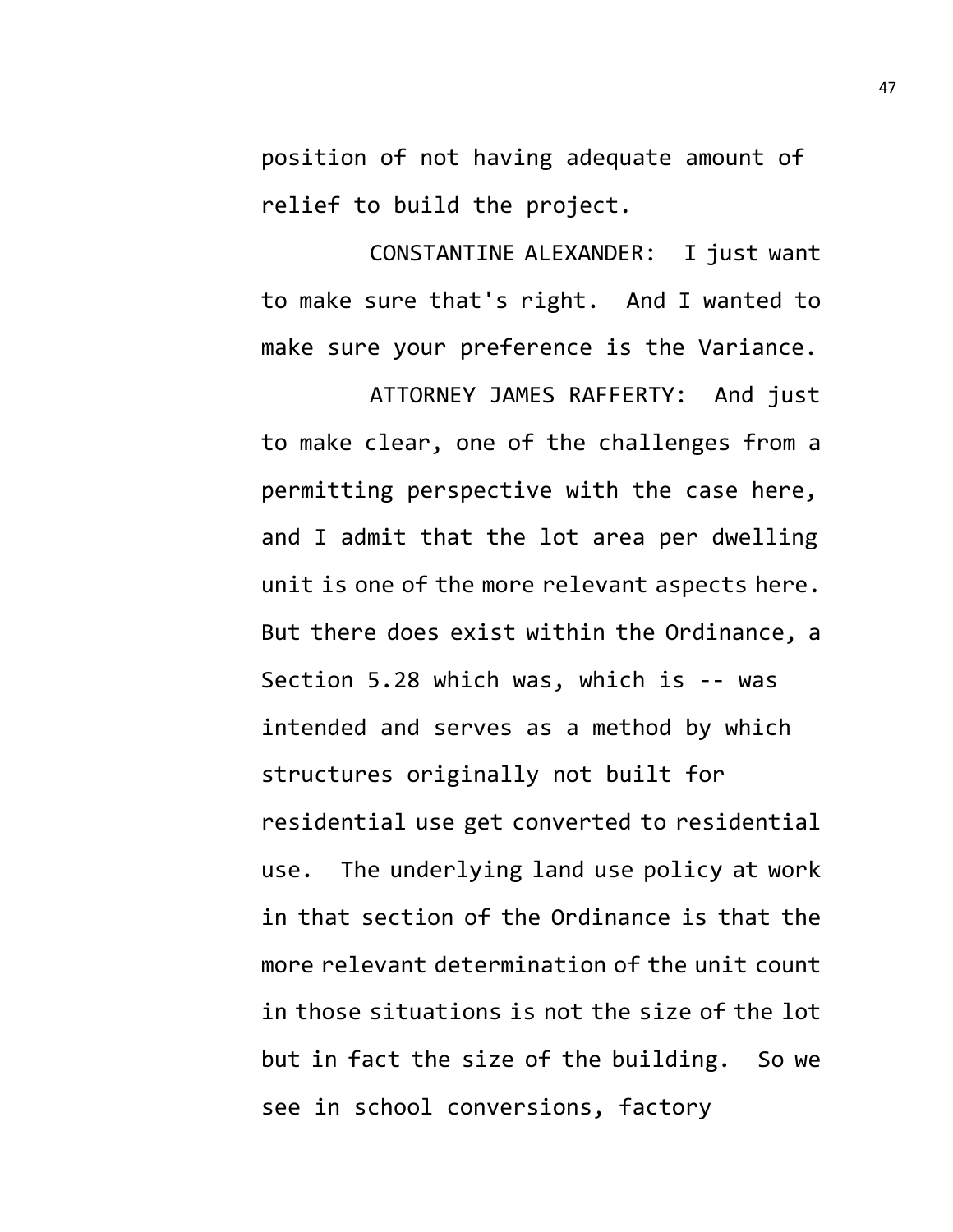position of not having adequate amount of relief to build the project.

CONSTANTINE ALEXANDER: I just want to make sure that's right. And I wanted to make sure your preference is the Variance.

ATTORNEY JAMES RAFFERTY: And just to make clear, one of the challenges from a permitting perspective with the case here, and I admit that the lot area per dwelling unit is one of the more relevant aspects here. But there does exist within the Ordinance, a Section 5.28 which was, which is -- was intended and serves as a method by which structures originally not built for residential use get converted to residential use. The underlying land use policy at work in that section of the Ordinance is that the more relevant determination of the unit count in those situations is not the size of the lot but in fact the size of the building. So we see in school conversions, factory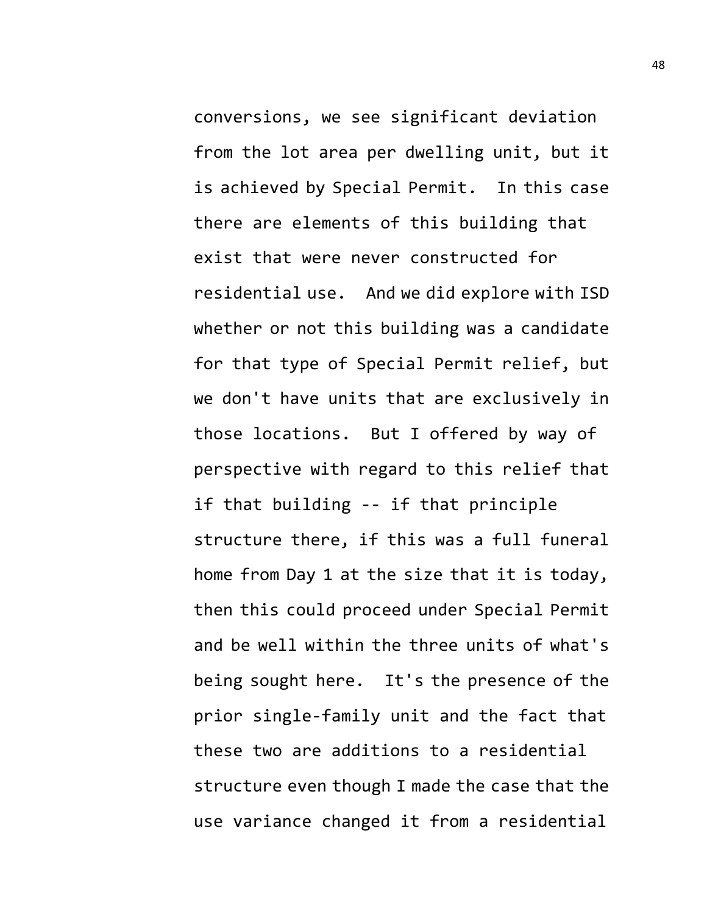conversions, we see significant deviation from the lot area per dwelling unit, but it is achieved by Special Permit. In this case there are elements of this building that exist that were never constructed for residential use. And we did explore with ISD whether or not this building was a candidate for that type of Special Permit relief, but we don't have units that are exclusively in those locations. But I offered by way of perspective with regard to this relief that if that building -- if that principle structure there, if this was a full funeral home from Day 1 at the size that it is today, then this could proceed under Special Permit and be well within the three units of what's being sought here. It's the presence of the prior single-family unit and the fact that these two are additions to a residential structure even though I made the case that the use variance changed it from a residential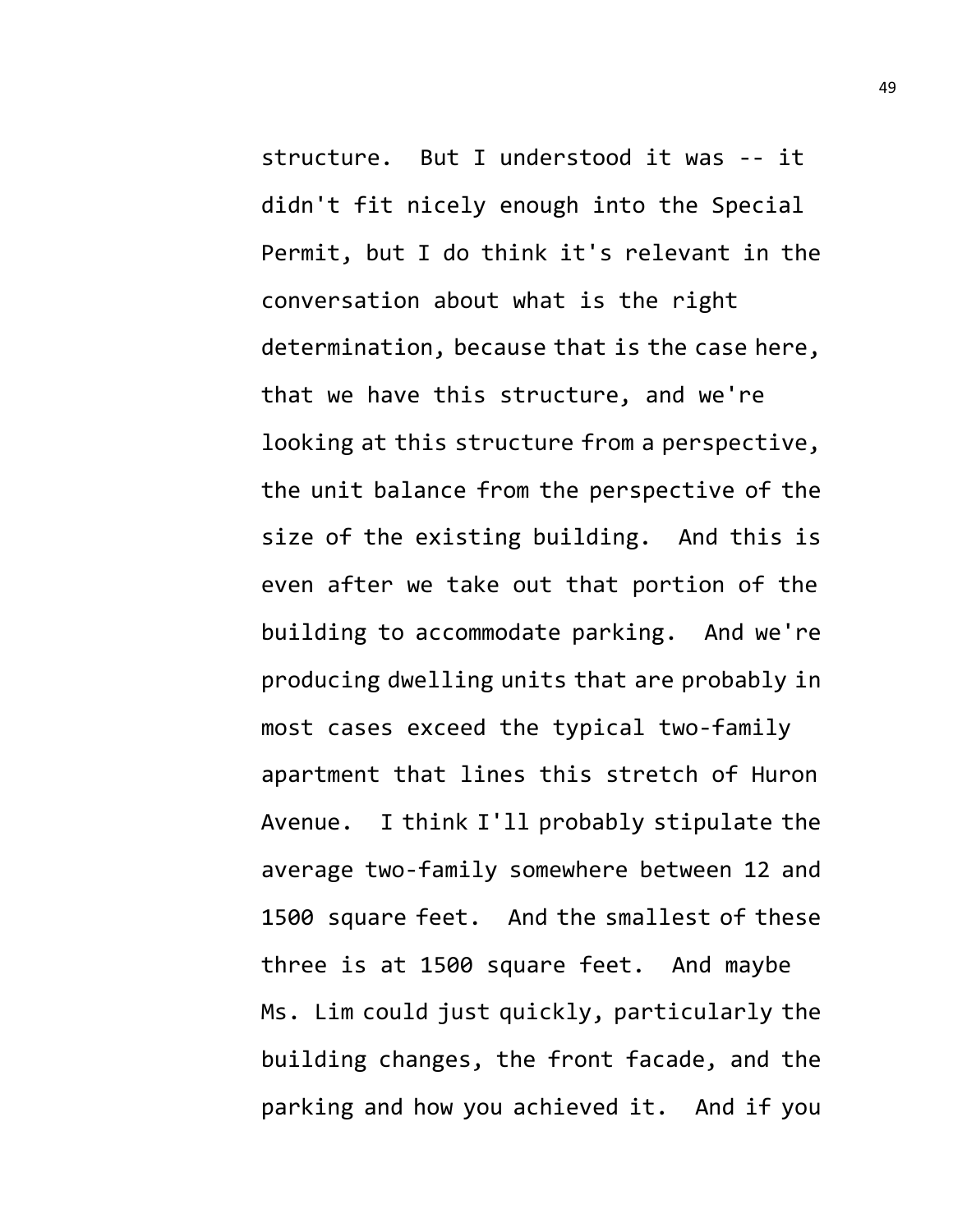structure. But I understood it was -- it didn't fit nicely enough into the Special Permit, but I do think it's relevant in the conversation about what is the right determination, because that is the case here, that we have this structure, and we're looking at this structure from a perspective, the unit balance from the perspective of the size of the existing building. And this is even after we take out that portion of the building to accommodate parking. And we're producing dwelling units that are probably in most cases exceed the typical two-family apartment that lines this stretch of Huron Avenue. I think I'll probably stipulate the average two-family somewhere between 12 and 1500 square feet. And the smallest of these three is at 1500 square feet. And maybe Ms. Lim could just quickly, particularly the building changes, the front facade, and the parking and how you achieved it. And if you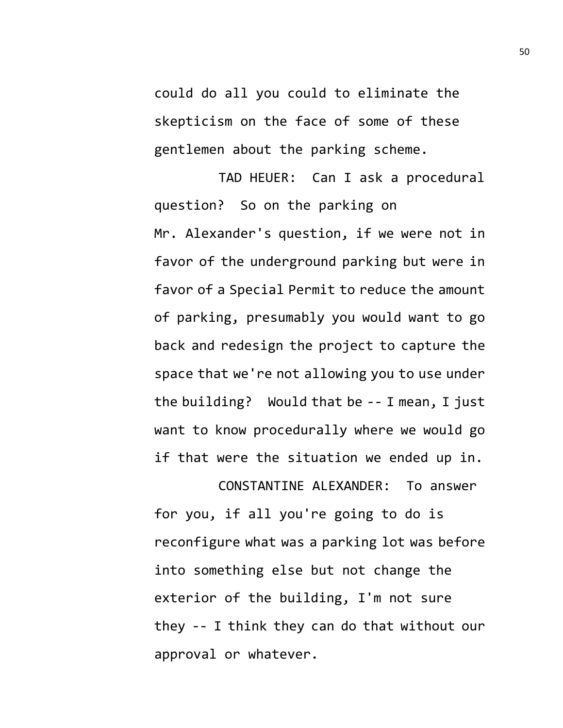could do all you could to eliminate the skepticism on the face of some of these gentlemen about the parking scheme.

TAD HEUER: Can I ask a procedural question? So on the parking on Mr. Alexander's question, if we were not in favor of the underground parking but were in favor of a Special Permit to reduce the amount of parking, presumably you would want to go back and redesign the project to capture the space that we're not allowing you to use under the building? Would that be -- I mean, I just want to know procedurally where we would go if that were the situation we ended up in.

CONSTANTINE ALEXANDER: To answer for you, if all you're going to do is reconfigure what was a parking lot was before into something else but not change the exterior of the building, I'm not sure they -- I think they can do that without our approval or whatever.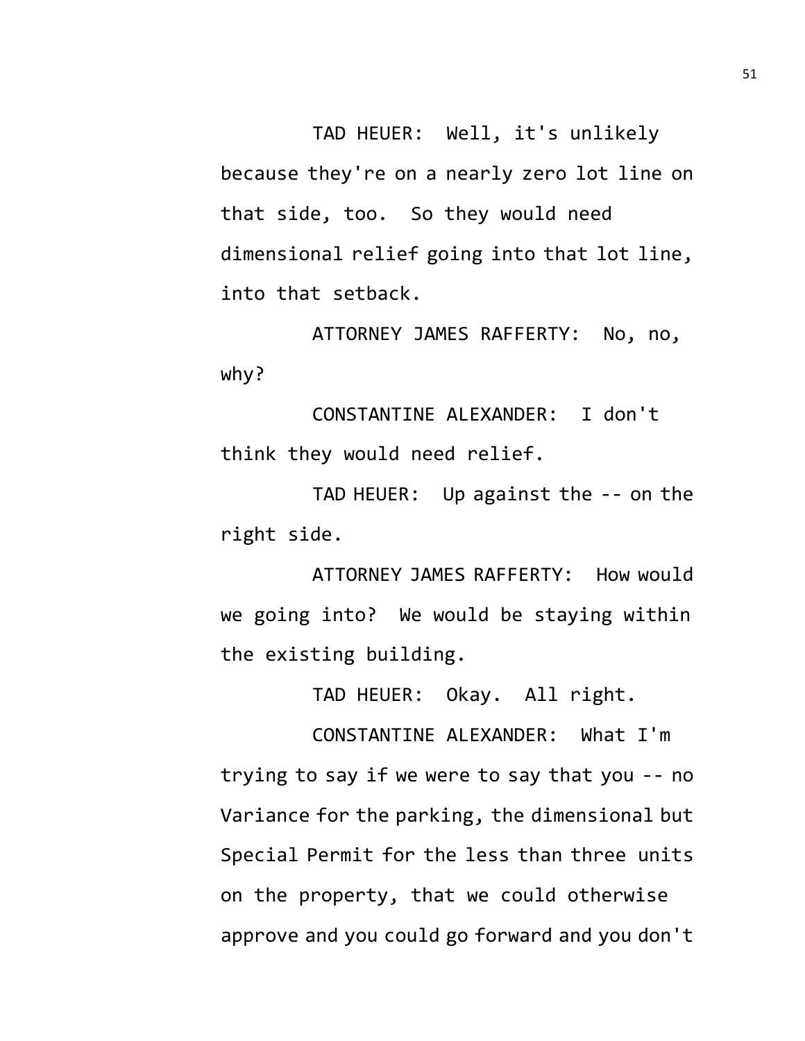TAD HEUER: Well, it's unlikely because they're on a nearly zero lot line on that side, too. So they would need dimensional relief going into that lot line, into that setback.

ATTORNEY JAMES RAFFERTY: No, no, why?

CONSTANTINE ALEXANDER: I don't think they would need relief.

TAD HEUER: Up against the -- on the right side.

ATTORNEY JAMES RAFFERTY: How would we going into? We would be staying within the existing building.

TAD HEUER: Okay. All right.

CONSTANTINE ALEXANDER: What I'm trying to say if we were to say that you -- no Variance for the parking, the dimensional but Special Permit for the less than three units on the property, that we could otherwise approve and you could go forward and you don't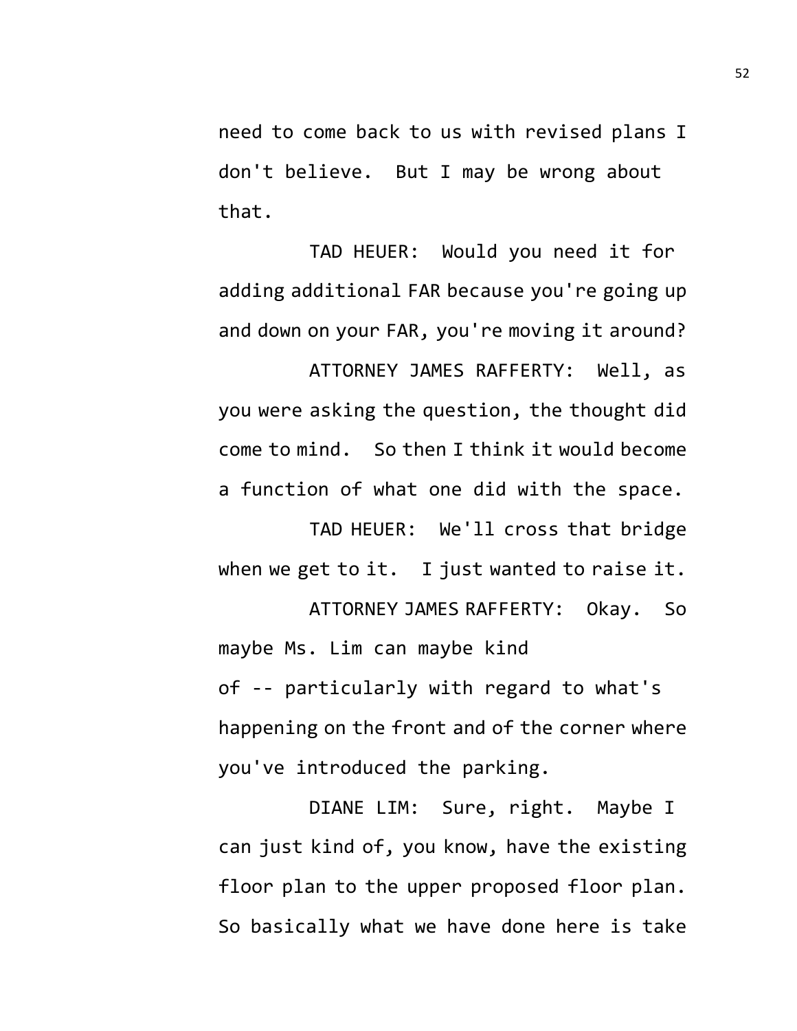need to come back to us with revised plans I don't believe. But I may be wrong about that.

TAD HEUER: Would you need it for adding additional FAR because you're going up and down on your FAR, you're moving it around?

ATTORNEY JAMES RAFFERTY: Well, as you were asking the question, the thought did come to mind. So then I think it would become a function of what one did with the space.

TAD HEUER: We'll cross that bridge when we get to it. I just wanted to raise it.

ATTORNEY JAMES RAFFERTY: Okay. So maybe Ms. Lim can maybe kind of -- particularly with regard to what's happening on the front and of the corner where you've introduced the parking.

DIANE LIM: Sure, right. Maybe I can just kind of, you know, have the existing floor plan to the upper proposed floor plan. So basically what we have done here is take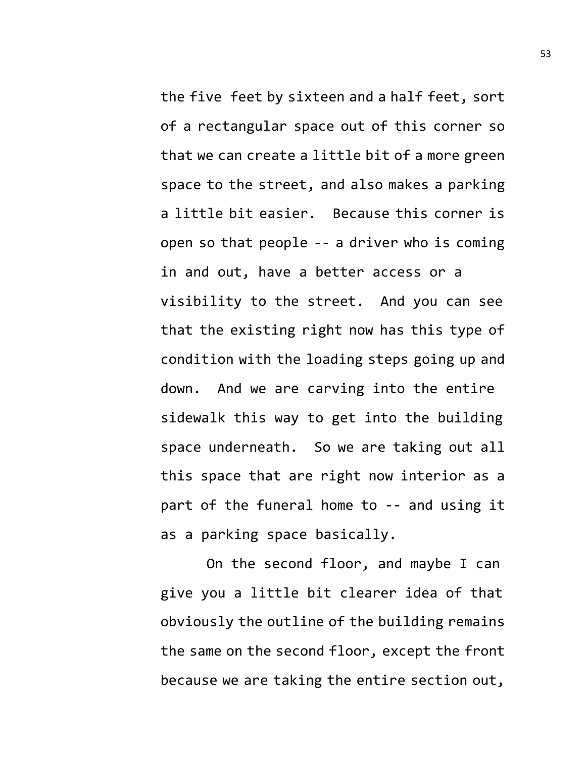the five feet by sixteen and a half feet, sort of a rectangular space out of this corner so that we can create a little bit of a more green space to the street, and also makes a parking a little bit easier. Because this corner is open so that people -- a driver who is coming in and out, have a better access or a visibility to the street. And you can see that the existing right now has this type of condition with the loading steps going up and down. And we are carving into the entire sidewalk this way to get into the building space underneath. So we are taking out all this space that are right now interior as a part of the funeral home to -- and using it as a parking space basically.

On the second floor, and maybe I can give you a little bit clearer idea of that obviously the outline of the building remains the same on the second floor, except the front because we are taking the entire section out,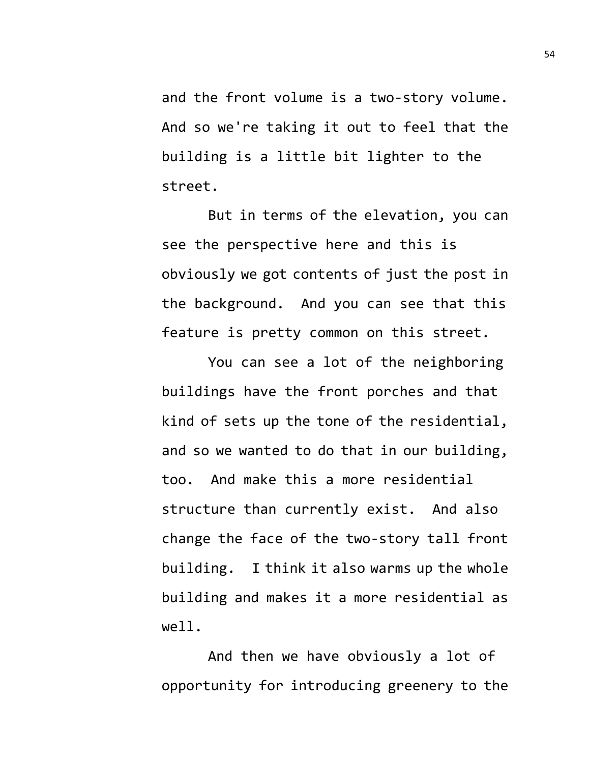and the front volume is a two-story volume. And so we're taking it out to feel that the building is a little bit lighter to the street.

But in terms of the elevation, you can see the perspective here and this is obviously we got contents of just the post in the background. And you can see that this feature is pretty common on this street.

You can see a lot of the neighboring buildings have the front porches and that kind of sets up the tone of the residential, and so we wanted to do that in our building, too. And make this a more residential structure than currently exist. And also change the face of the two-story tall front building. I think it also warms up the whole building and makes it a more residential as well.

And then we have obviously a lot of opportunity for introducing greenery to the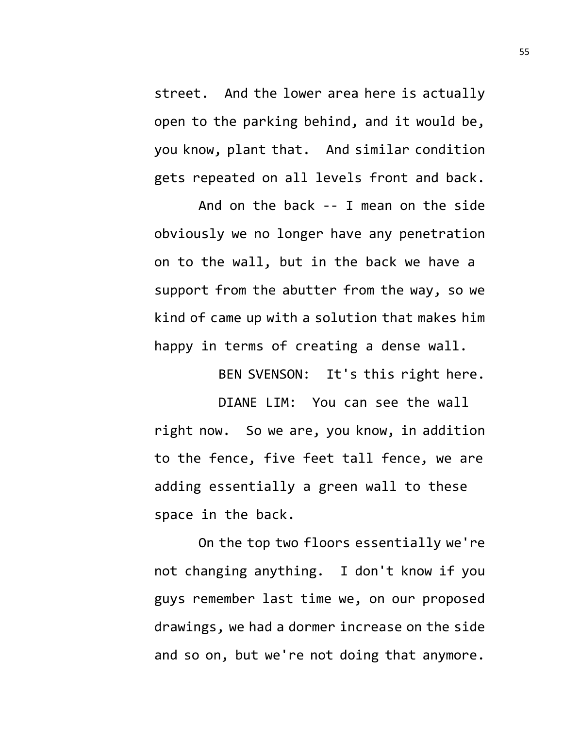street. And the lower area here is actually open to the parking behind, and it would be, you know, plant that. And similar condition gets repeated on all levels front and back.

And on the back -- I mean on the side obviously we no longer have any penetration on to the wall, but in the back we have a support from the abutter from the way, so we kind of came up with a solution that makes him happy in terms of creating a dense wall.

BEN SVENSON: It's this right here.

DIANE LIM: You can see the wall right now. So we are, you know, in addition to the fence, five feet tall fence, we are adding essentially a green wall to these space in the back.

On the top two floors essentially we're not changing anything. I don't know if you guys remember last time we, on our proposed drawings, we had a dormer increase on the side and so on, but we're not doing that anymore.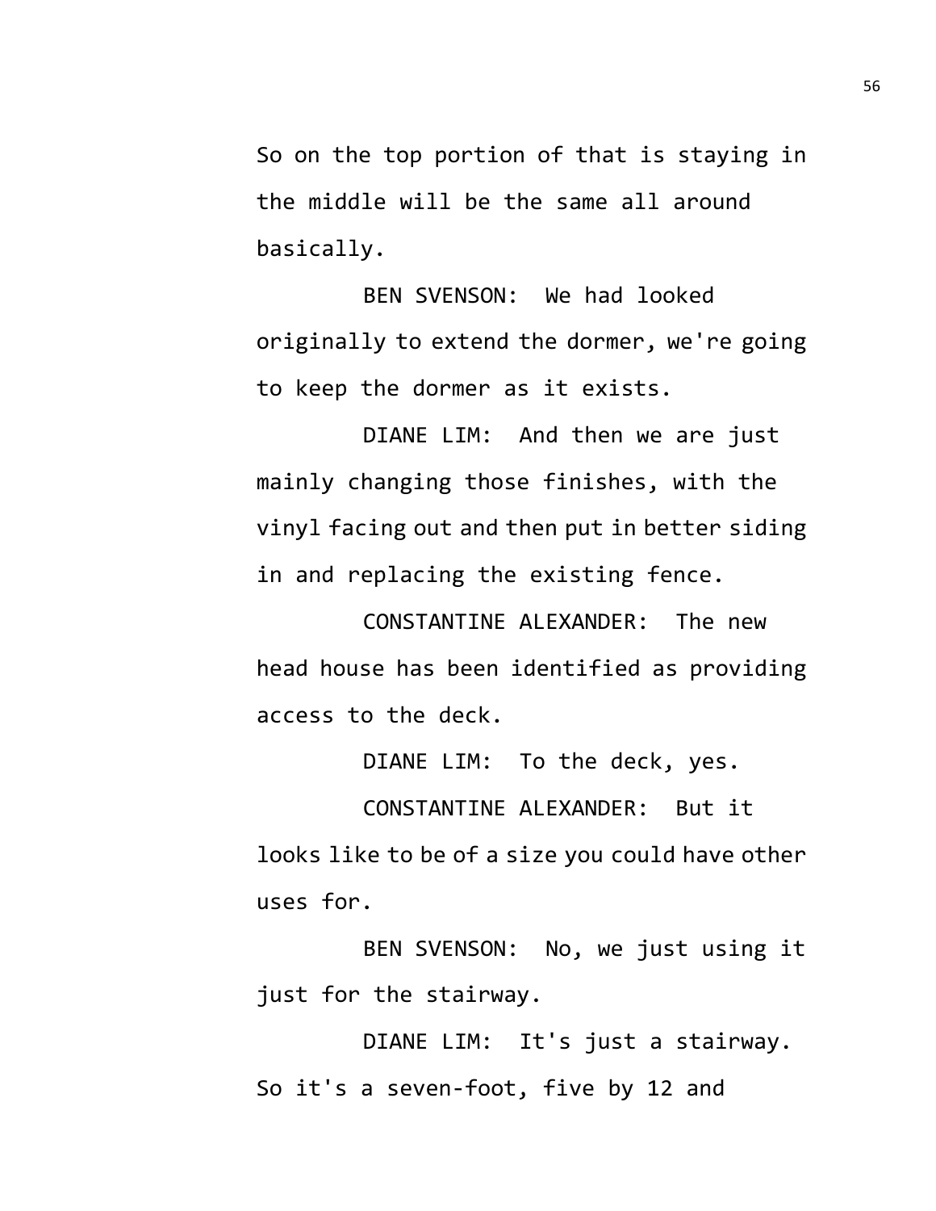So on the top portion of that is staying in the middle will be the same all around basically.

BEN SVENSON: We had looked originally to extend the dormer, we're going to keep the dormer as it exists.

DIANE LIM: And then we are just mainly changing those finishes, with the vinyl facing out and then put in better siding in and replacing the existing fence.

CONSTANTINE ALEXANDER: The new head house has been identified as providing access to the deck.

DIANE LIM: To the deck, yes.

CONSTANTINE ALEXANDER: But it looks like to be of a size you could have other uses for.

BEN SVENSON: No, we just using it just for the stairway.

DIANE LIM: It's just a stairway. So it's a seven-foot, five by 12 and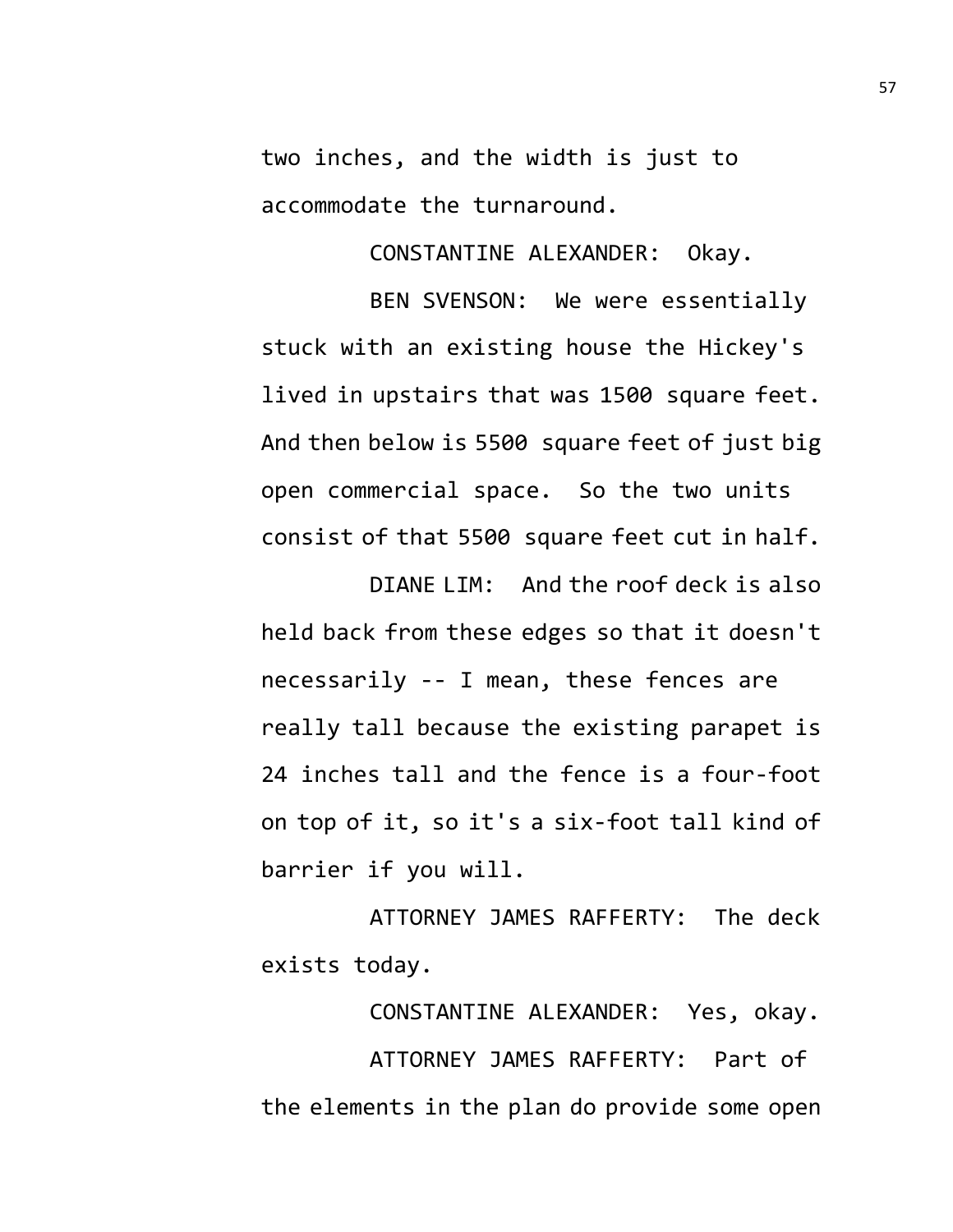two inches, and the width is just to accommodate the turnaround.

CONSTANTINE ALEXANDER: Okay.

BEN SVENSON: We were essentially stuck with an existing house the Hickey's lived in upstairs that was 1500 square feet. And then below is 5500 square feet of just big open commercial space. So the two units consist of that 5500 square feet cut in half.

DIANE LIM: And the roof deck is also held back from these edges so that it doesn't necessarily -- I mean, these fences are really tall because the existing parapet is 24 inches tall and the fence is a four-foot on top of it, so it's a six-foot tall kind of barrier if you will.

ATTORNEY JAMES RAFFERTY: The deck exists today.

CONSTANTINE ALEXANDER: Yes, okay.

ATTORNEY JAMES RAFFERTY: Part of the elements in the plan do provide some open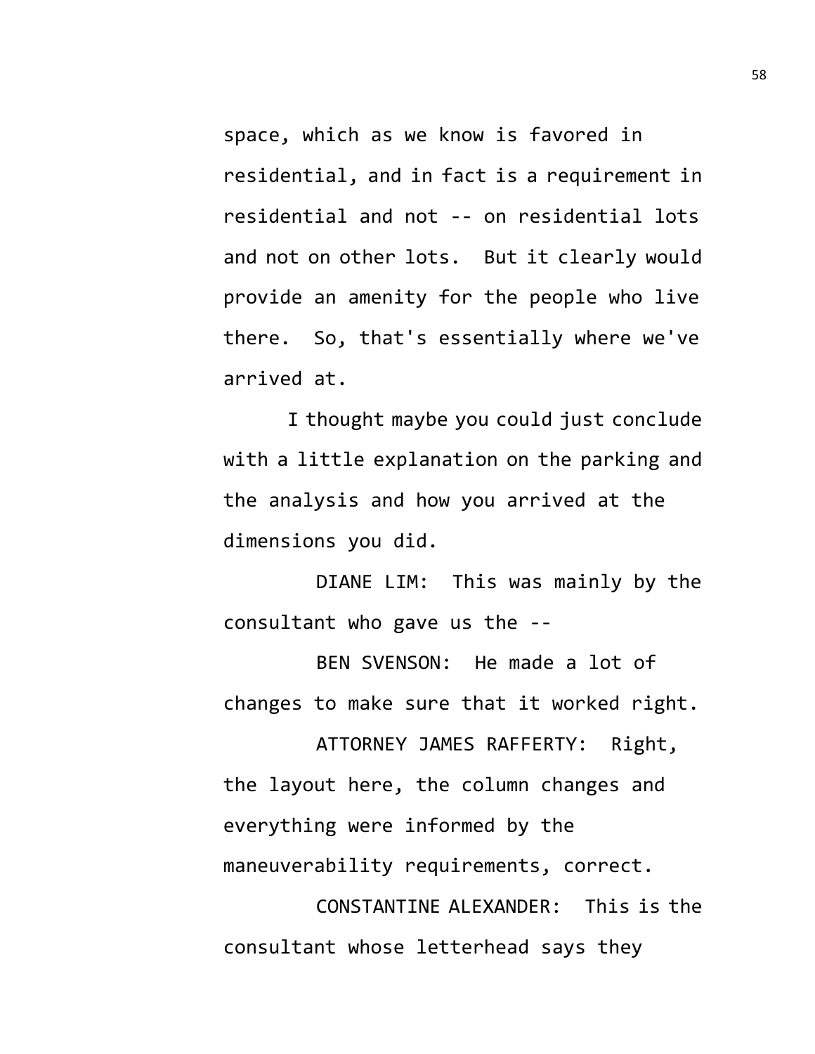space, which as we know is favored in residential, and in fact is a requirement in residential and not -- on residential lots and not on other lots. But it clearly would provide an amenity for the people who live there. So, that's essentially where we've arrived at.

I thought maybe you could just conclude with a little explanation on the parking and the analysis and how you arrived at the dimensions you did.

DIANE LIM: This was mainly by the consultant who gave us the --

BEN SVENSON: He made a lot of changes to make sure that it worked right.

ATTORNEY JAMES RAFFERTY: Right, the layout here, the column changes and everything were informed by the maneuverability requirements, correct.

CONSTANTINE ALEXANDER: This is the consultant whose letterhead says they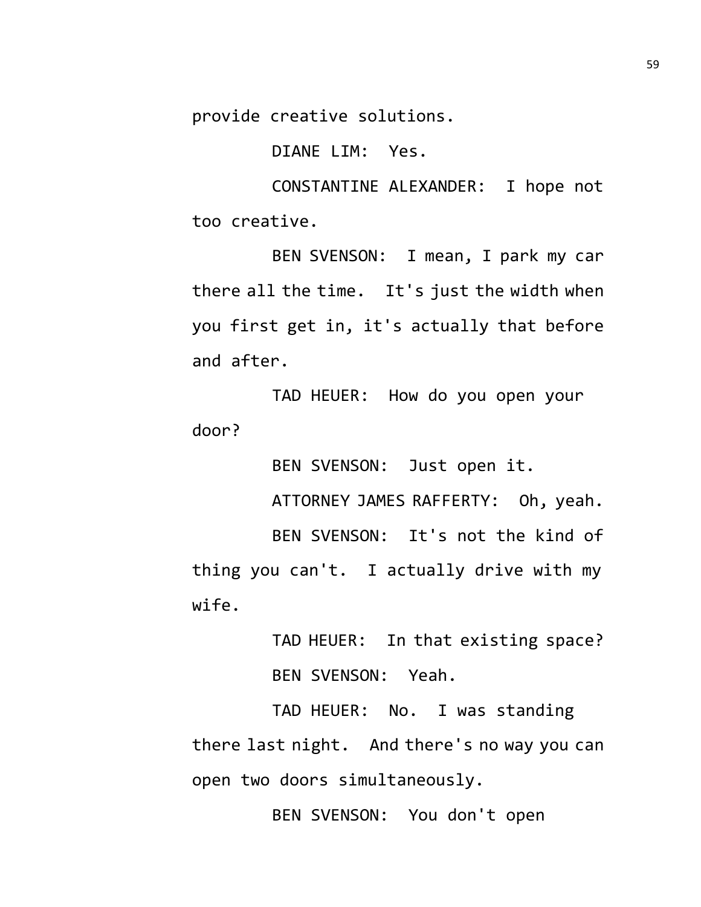provide creative solutions.

DIANE LIM: Yes.

CONSTANTINE ALEXANDER: I hope not too creative.

BEN SVENSON: I mean, I park my car there all the time. It's just the width when you first get in, it's actually that before and after.

TAD HEUER: How do you open your door?

BEN SVENSON: Just open it.

ATTORNEY JAMES RAFFERTY: Oh, yeah.

BEN SVENSON: It's not the kind of thing you can't. I actually drive with my wife.

TAD HEUER: In that existing space?

BEN SVENSON: Yeah.

TAD HEUER: No. I was standing there last night. And there's no way you can open two doors simultaneously.

BEN SVENSON: You don't open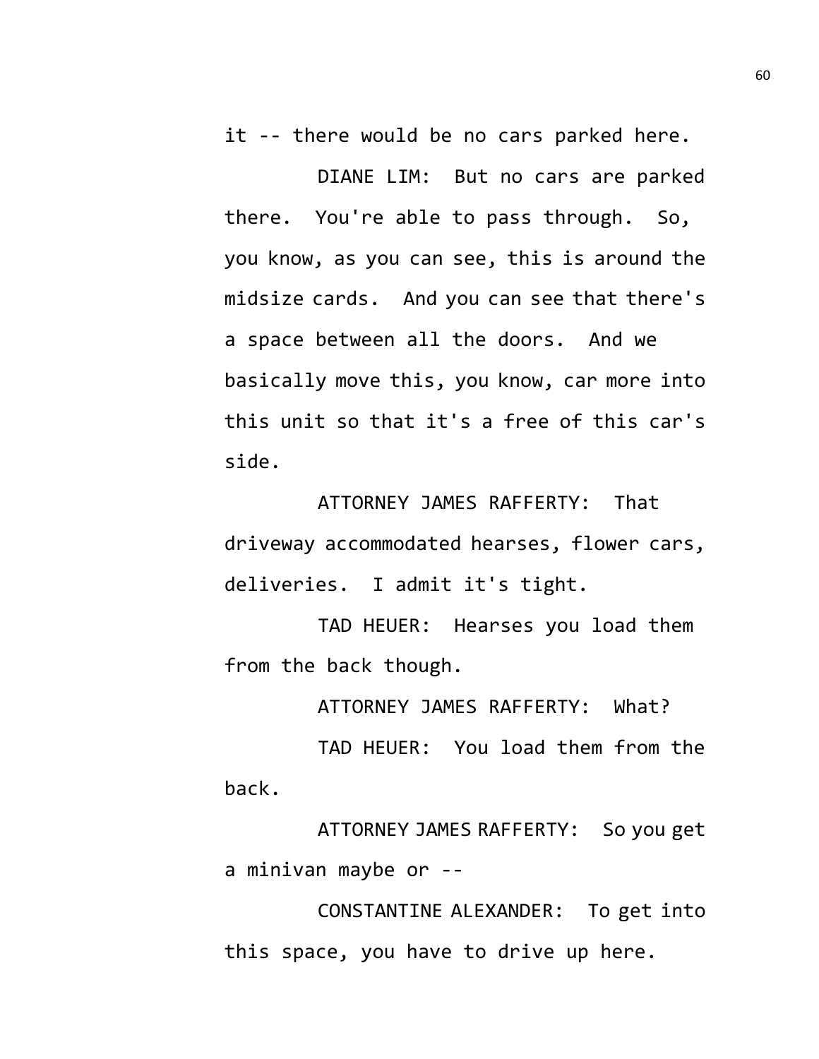it -- there would be no cars parked here.

DIANE LIM: But no cars are parked there. You're able to pass through. So, you know, as you can see, this is around the midsize cards. And you can see that there's a space between all the doors. And we basically move this, you know, car more into this unit so that it's a free of this car's side.

ATTORNEY JAMES RAFFERTY: That driveway accommodated hearses, flower cars, deliveries. I admit it's tight.

TAD HEUER: Hearses you load them from the back though.

ATTORNEY JAMES RAFFERTY: What?

TAD HEUER: You load them from the back.

ATTORNEY JAMES RAFFERTY: So you get a minivan maybe or --

CONSTANTINE ALEXANDER: To get into this space, you have to drive up here.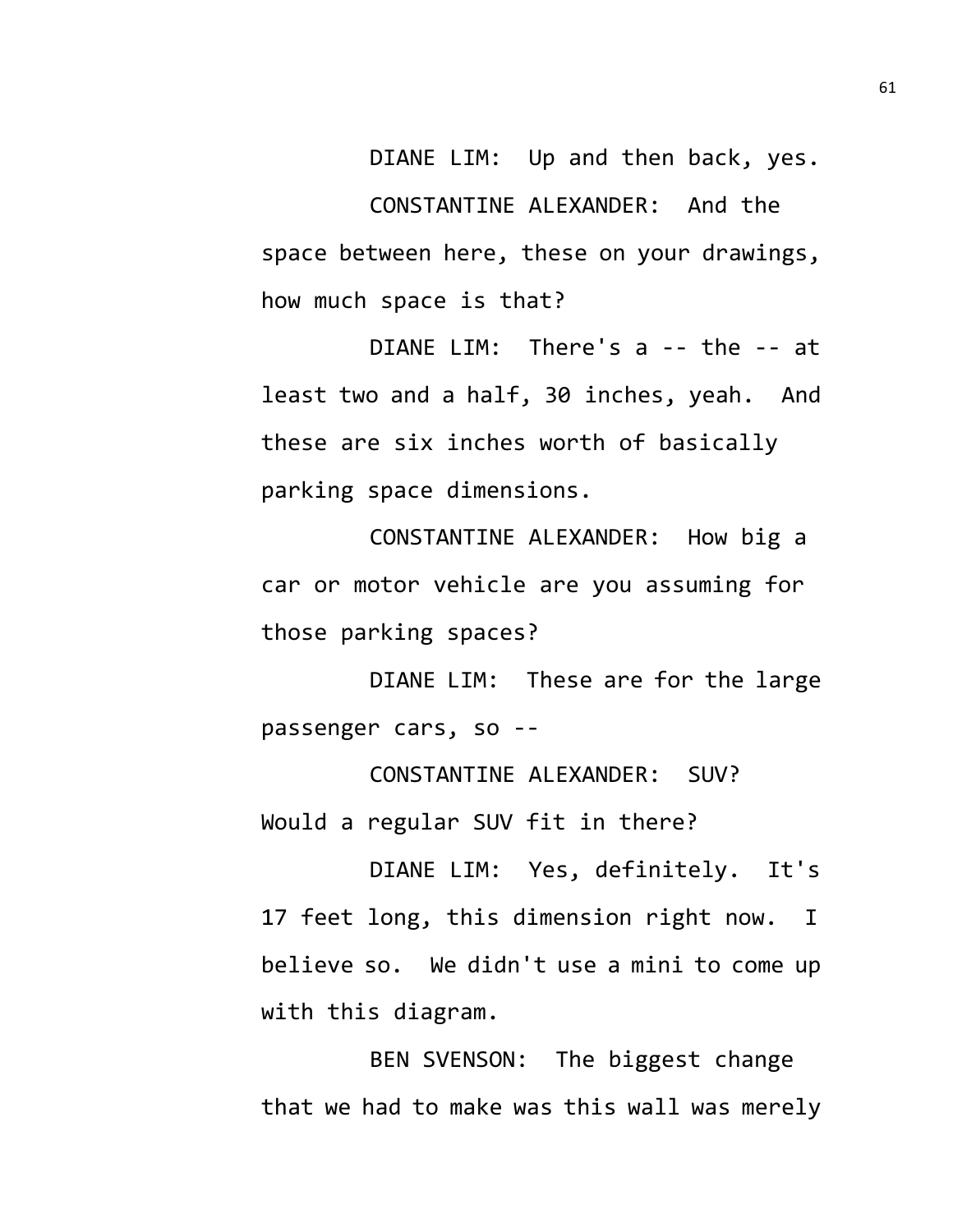DIANE LIM: Up and then back, yes.

CONSTANTINE ALEXANDER: And the space between here, these on your drawings, how much space is that?

DIANE LIM: There's a -- the -- at least two and a half, 30 inches, yeah. And these are six inches worth of basically parking space dimensions.

CONSTANTINE ALEXANDER: How big a car or motor vehicle are you assuming for those parking spaces?

DIANE LIM: These are for the large passenger cars, so --

CONSTANTINE ALEXANDER: SUV? Would a regular SUV fit in there?

DIANE LIM: Yes, definitely. It's 17 feet long, this dimension right now. I believe so. We didn't use a mini to come up with this diagram.

BEN SVENSON: The biggest change that we had to make was this wall was merely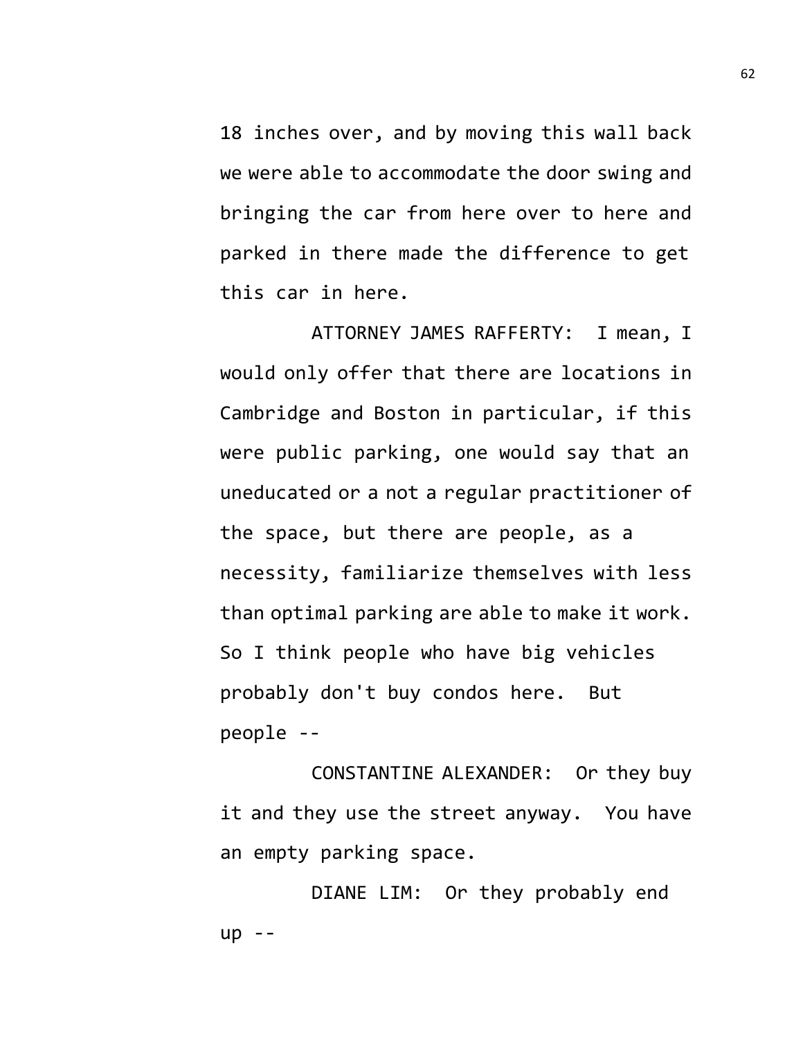18 inches over, and by moving this wall back we were able to accommodate the door swing and bringing the car from here over to here and parked in there made the difference to get this car in here.

ATTORNEY JAMES RAFFERTY: I mean, I would only offer that there are locations in Cambridge and Boston in particular, if this were public parking, one would say that an uneducated or a not a regular practitioner of the space, but there are people, as a necessity, familiarize themselves with less than optimal parking are able to make it work. So I think people who have big vehicles probably don't buy condos here. But people --

CONSTANTINE ALEXANDER: Or they buy it and they use the street anyway. You have an empty parking space.

DIANE LIM: Or they probably end up --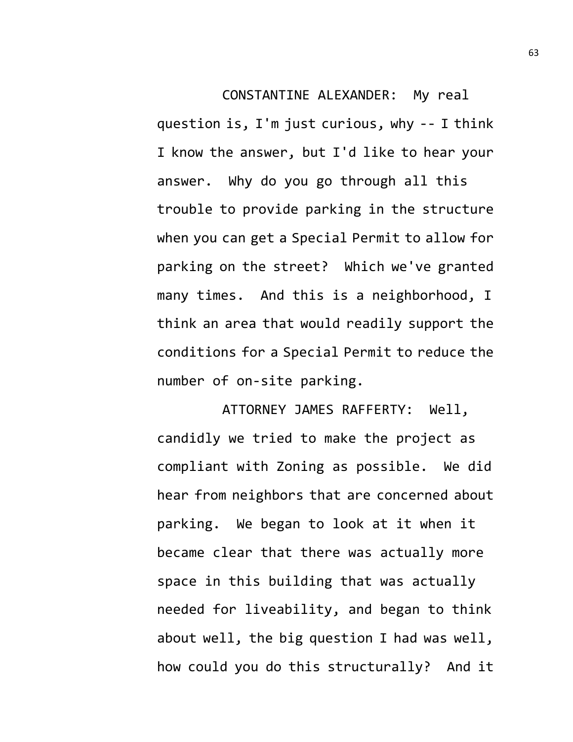CONSTANTINE ALEXANDER: My real question is, I'm just curious, why -- I think I know the answer, but I'd like to hear your answer. Why do you go through all this trouble to provide parking in the structure when you can get a Special Permit to allow for parking on the street? Which we've granted many times. And this is a neighborhood, I think an area that would readily support the conditions for a Special Permit to reduce the number of on-site parking.

ATTORNEY JAMES RAFFERTY: Well, candidly we tried to make the project as compliant with Zoning as possible. We did hear from neighbors that are concerned about parking. We began to look at it when it became clear that there was actually more space in this building that was actually needed for liveability, and began to think about well, the big question I had was well, how could you do this structurally? And it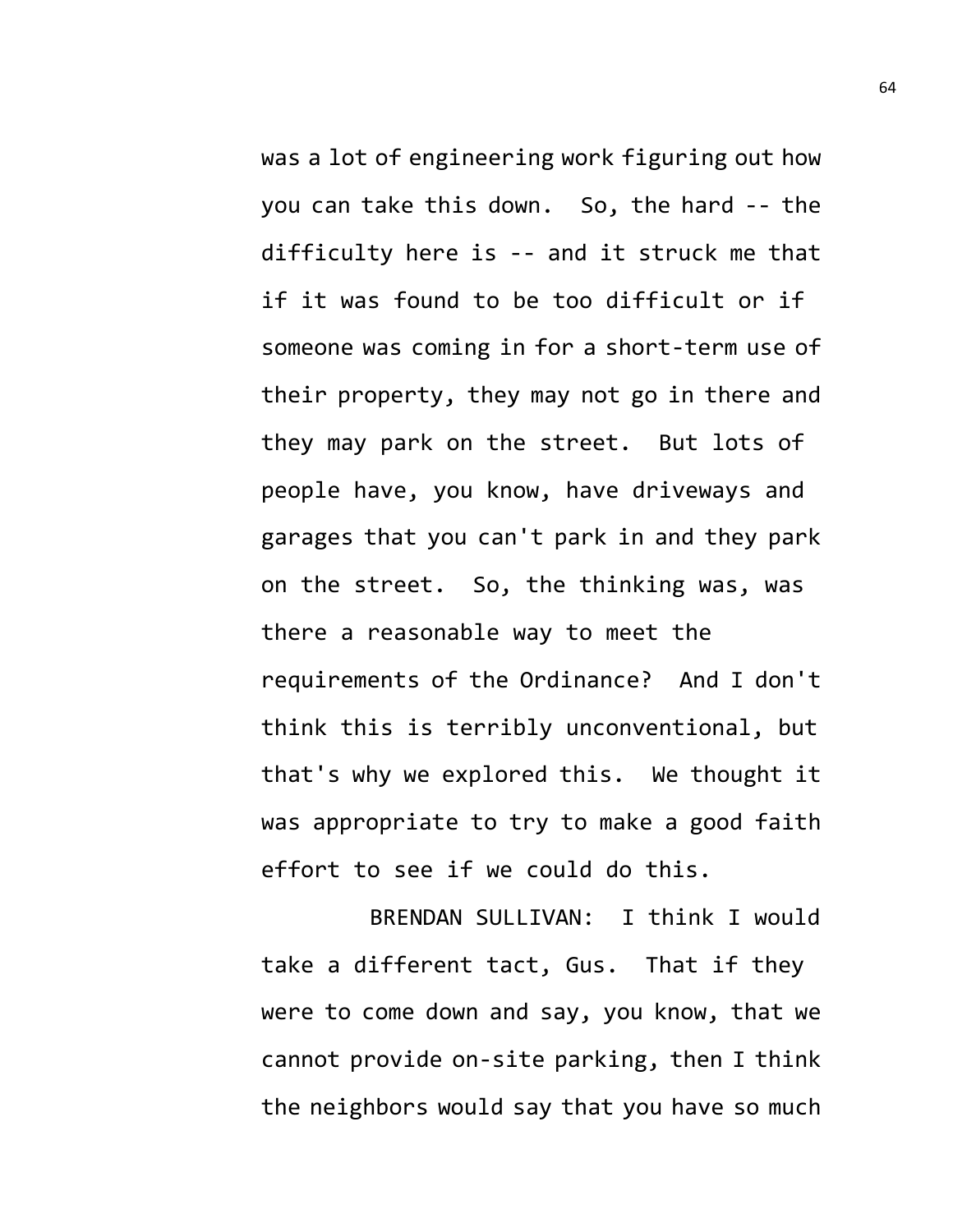was a lot of engineering work figuring out how you can take this down. So, the hard -- the difficulty here is -- and it struck me that if it was found to be too difficult or if someone was coming in for a short-term use of their property, they may not go in there and they may park on the street. But lots of people have, you know, have driveways and garages that you can't park in and they park on the street. So, the thinking was, was there a reasonable way to meet the requirements of the Ordinance? And I don't think this is terribly unconventional, but that's why we explored this. We thought it was appropriate to try to make a good faith effort to see if we could do this.

BRENDAN SULLIVAN: I think I would take a different tact, Gus. That if they were to come down and say, you know, that we cannot provide on-site parking, then I think the neighbors would say that you have so much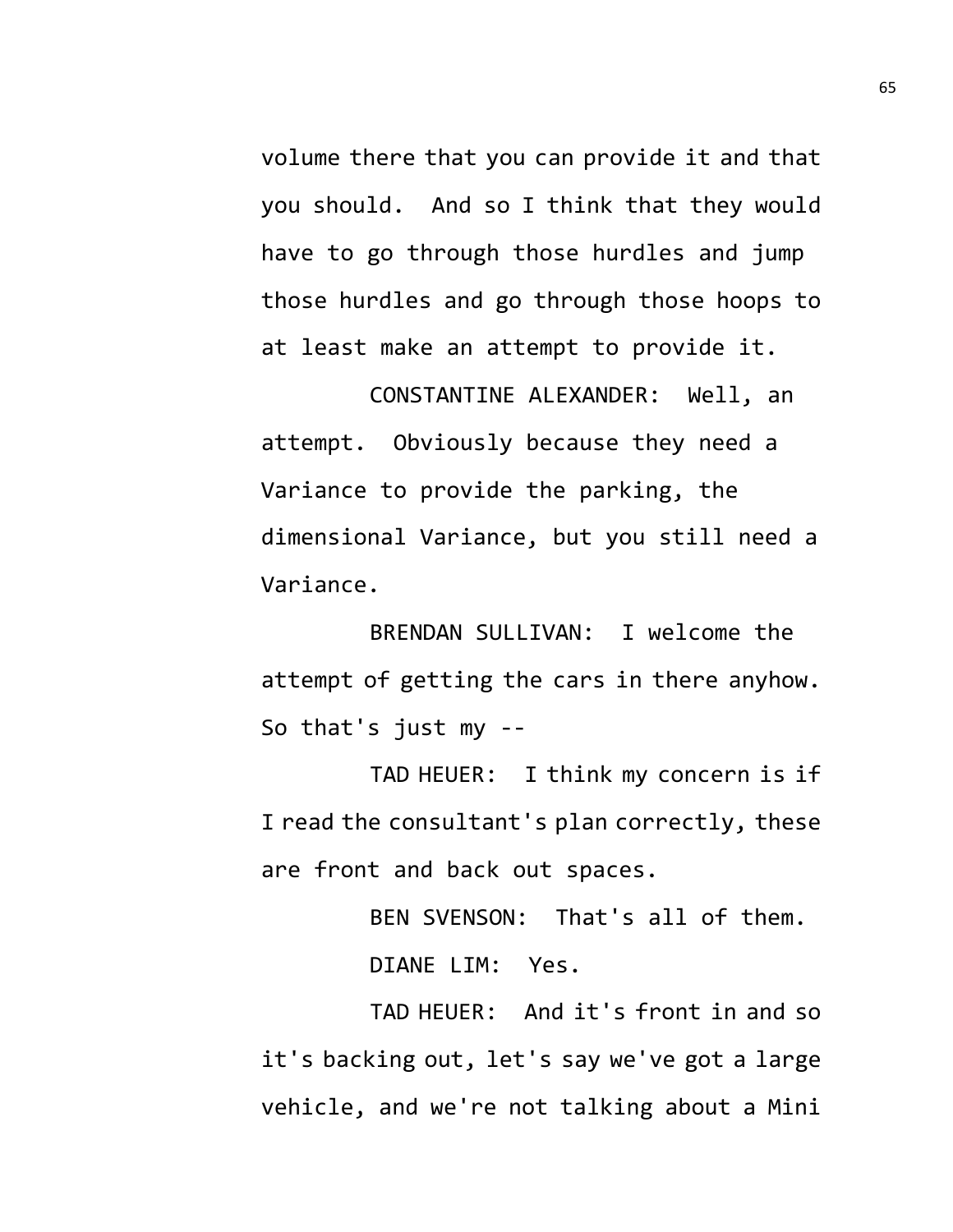volume there that you can provide it and that you should. And so I think that they would have to go through those hurdles and jump those hurdles and go through those hoops to at least make an attempt to provide it.

CONSTANTINE ALEXANDER: Well, an attempt. Obviously because they need a Variance to provide the parking, the dimensional Variance, but you still need a Variance.

BRENDAN SULLIVAN: I welcome the attempt of getting the cars in there anyhow. So that's just my --

TAD HEUER: I think my concern is if I read the consultant's plan correctly, these are front and back out spaces.

BEN SVENSON: That's all of them.

DIANE LIM: Yes.

TAD HEUER: And it's front in and so it's backing out, let's say we've got a large vehicle, and we're not talking about a Mini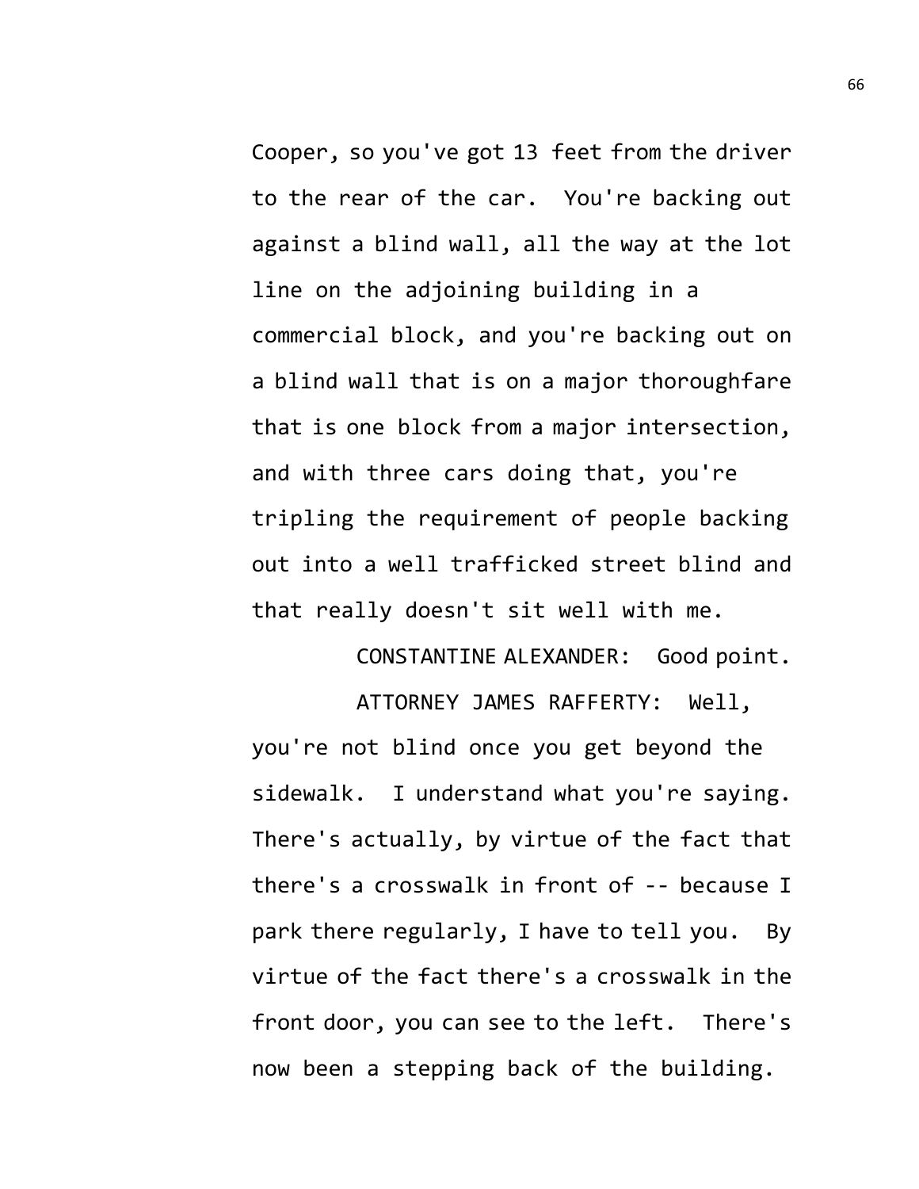Cooper, so you've got 13 feet from the driver to the rear of the car. You're backing out against a blind wall, all the way at the lot line on the adjoining building in a commercial block, and you're backing out on a blind wall that is on a major thoroughfare that is one block from a major intersection, and with three cars doing that, you're tripling the requirement of people backing out into a well trafficked street blind and that really doesn't sit well with me.

CONSTANTINE ALEXANDER: Good point.

ATTORNEY JAMES RAFFERTY: Well, you're not blind once you get beyond the sidewalk. I understand what you're saying. There's actually, by virtue of the fact that there's a crosswalk in front of -- because I park there regularly, I have to tell you. By virtue of the fact there's a crosswalk in the front door, you can see to the left. There's now been a stepping back of the building.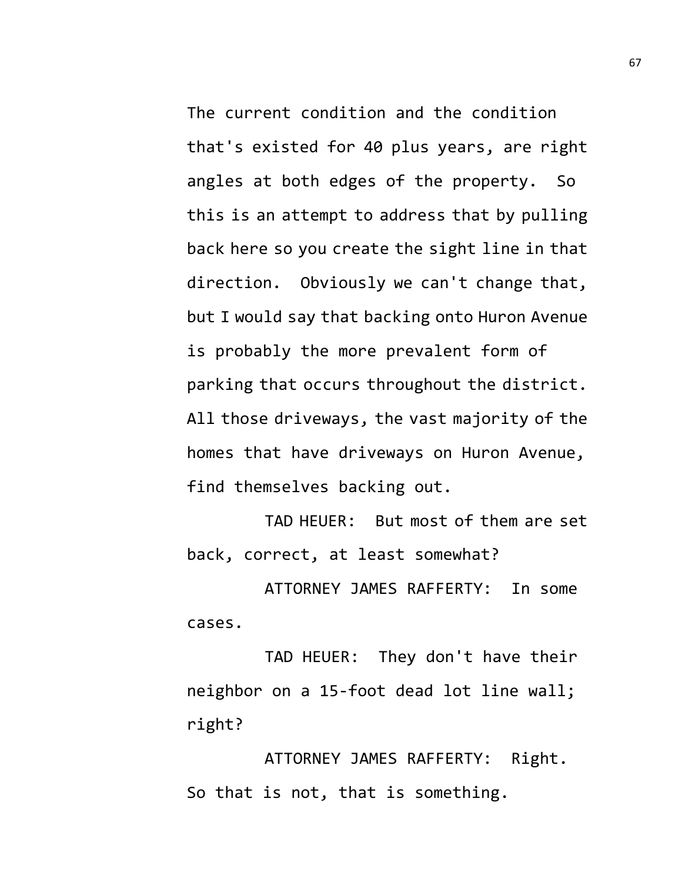The current condition and the condition that's existed for 40 plus years, are right angles at both edges of the property. So this is an attempt to address that by pulling back here so you create the sight line in that direction. Obviously we can't change that, but I would say that backing onto Huron Avenue is probably the more prevalent form of parking that occurs throughout the district. All those driveways, the vast majority of the homes that have driveways on Huron Avenue, find themselves backing out.

TAD HEUER: But most of them are set back, correct, at least somewhat?

ATTORNEY JAMES RAFFERTY: In some cases.

TAD HEUER: They don't have their neighbor on a 15-foot dead lot line wall; right?

ATTORNEY JAMES RAFFERTY: Right. So that is not, that is something.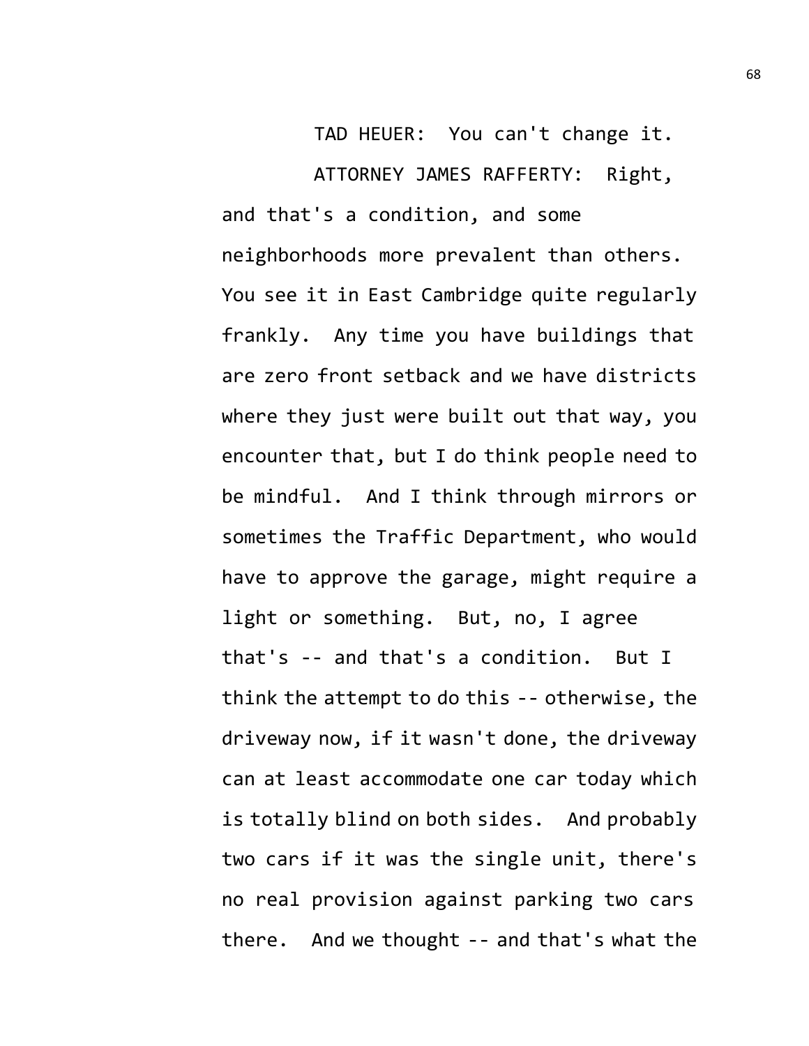TAD HEUER: You can't change it.

ATTORNEY JAMES RAFFERTY: Right, and that's a condition, and some neighborhoods more prevalent than others. You see it in East Cambridge quite regularly frankly. Any time you have buildings that are zero front setback and we have districts where they just were built out that way, you encounter that, but I do think people need to be mindful. And I think through mirrors or sometimes the Traffic Department, who would have to approve the garage, might require a light or something. But, no, I agree that's -- and that's a condition. But I think the attempt to do this -- otherwise, the driveway now, if it wasn't done, the driveway can at least accommodate one car today which is totally blind on both sides. And probably two cars if it was the single unit, there's no real provision against parking two cars there. And we thought -- and that's what the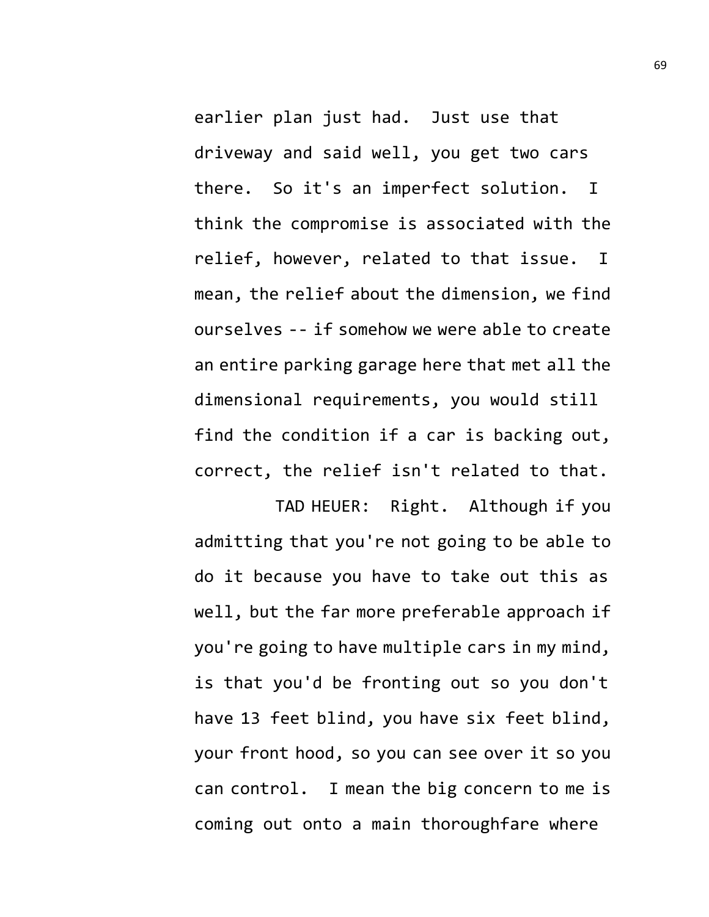earlier plan just had. Just use that driveway and said well, you get two cars there. So it's an imperfect solution. I think the compromise is associated with the relief, however, related to that issue. I mean, the relief about the dimension, we find ourselves -- if somehow we were able to create an entire parking garage here that met all the dimensional requirements, you would still find the condition if a car is backing out, correct, the relief isn't related to that.

TAD HEUER: Right. Although if you admitting that you're not going to be able to do it because you have to take out this as well, but the far more preferable approach if you're going to have multiple cars in my mind, is that you'd be fronting out so you don't have 13 feet blind, you have six feet blind, your front hood, so you can see over it so you can control. I mean the big concern to me is coming out onto a main thoroughfare where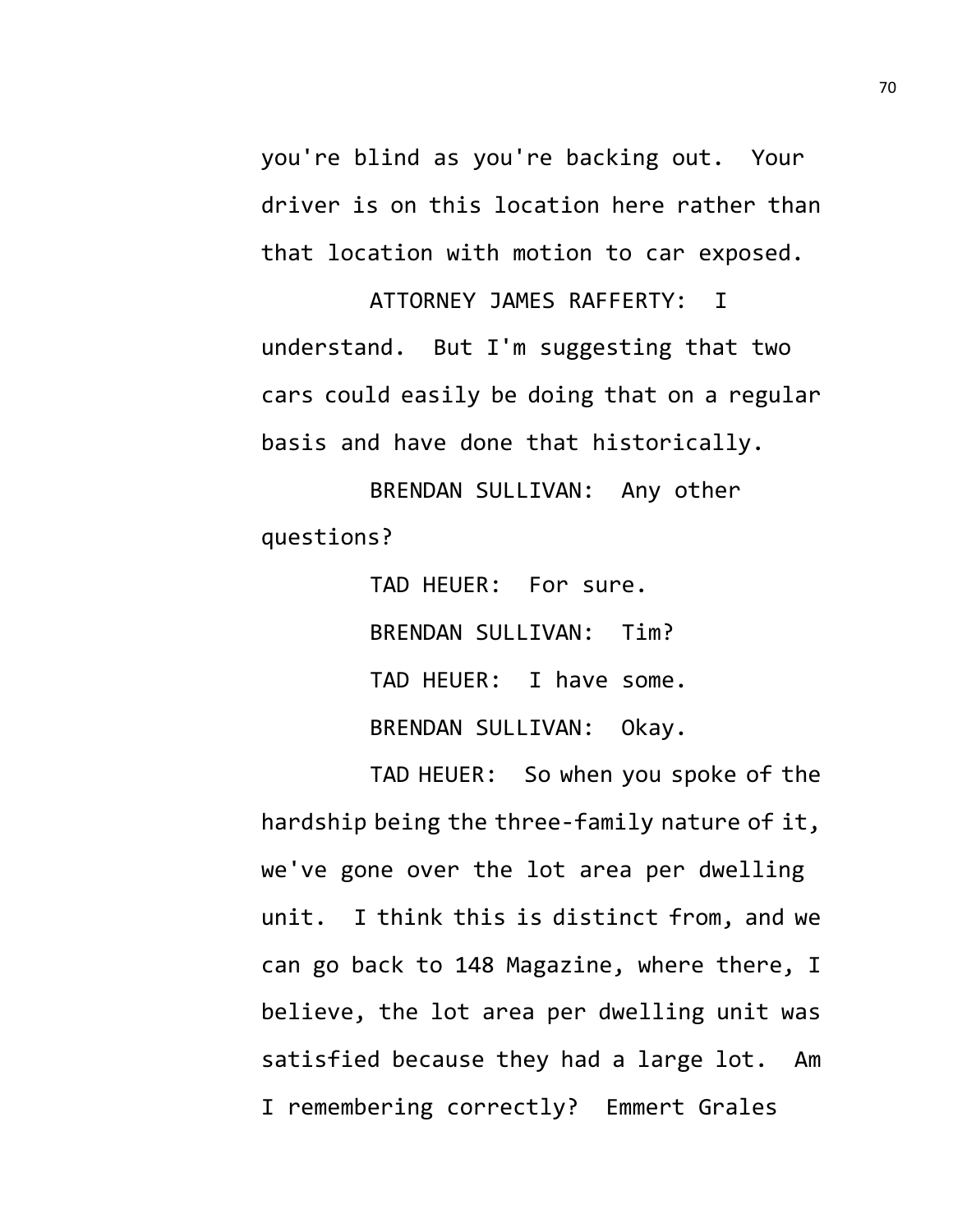you're blind as you're backing out. Your driver is on this location here rather than that location with motion to car exposed.

ATTORNEY JAMES RAFFERTY: I understand. But I'm suggesting that two cars could easily be doing that on a regular basis and have done that historically.

BRENDAN SULLIVAN: Any other questions?

TAD HEUER: For sure.

BRENDAN SULLIVAN: Tim?

TAD HEUER: I have some.

BRENDAN SULLIVAN: Okay.

TAD HEUER: So when you spoke of the hardship being the three-family nature of it, we've gone over the lot area per dwelling unit. I think this is distinct from, and we can go back to 148 Magazine, where there, I believe, the lot area per dwelling unit was satisfied because they had a large lot. Am I remembering correctly? Emmert Grales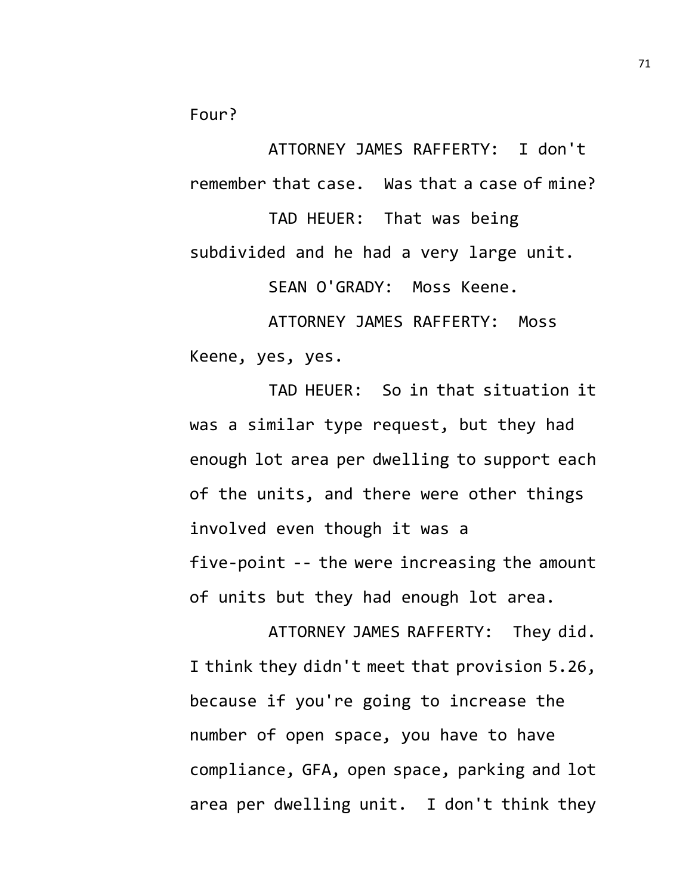Four?

ATTORNEY JAMES RAFFERTY: I don't remember that case. Was that a case of mine?

TAD HEUER: That was being subdivided and he had a very large unit.

SEAN O'GRADY: Moss Keene.

ATTORNEY JAMES RAFFERTY: Moss Keene, yes, yes.

TAD HEUER: So in that situation it was a similar type request, but they had enough lot area per dwelling to support each of the units, and there were other things involved even though it was a five-point -- the were increasing the amount of units but they had enough lot area.

ATTORNEY JAMES RAFFERTY: They did. I think they didn't meet that provision 5.26, because if you're going to increase the number of open space, you have to have compliance, GFA, open space, parking and lot area per dwelling unit. I don't think they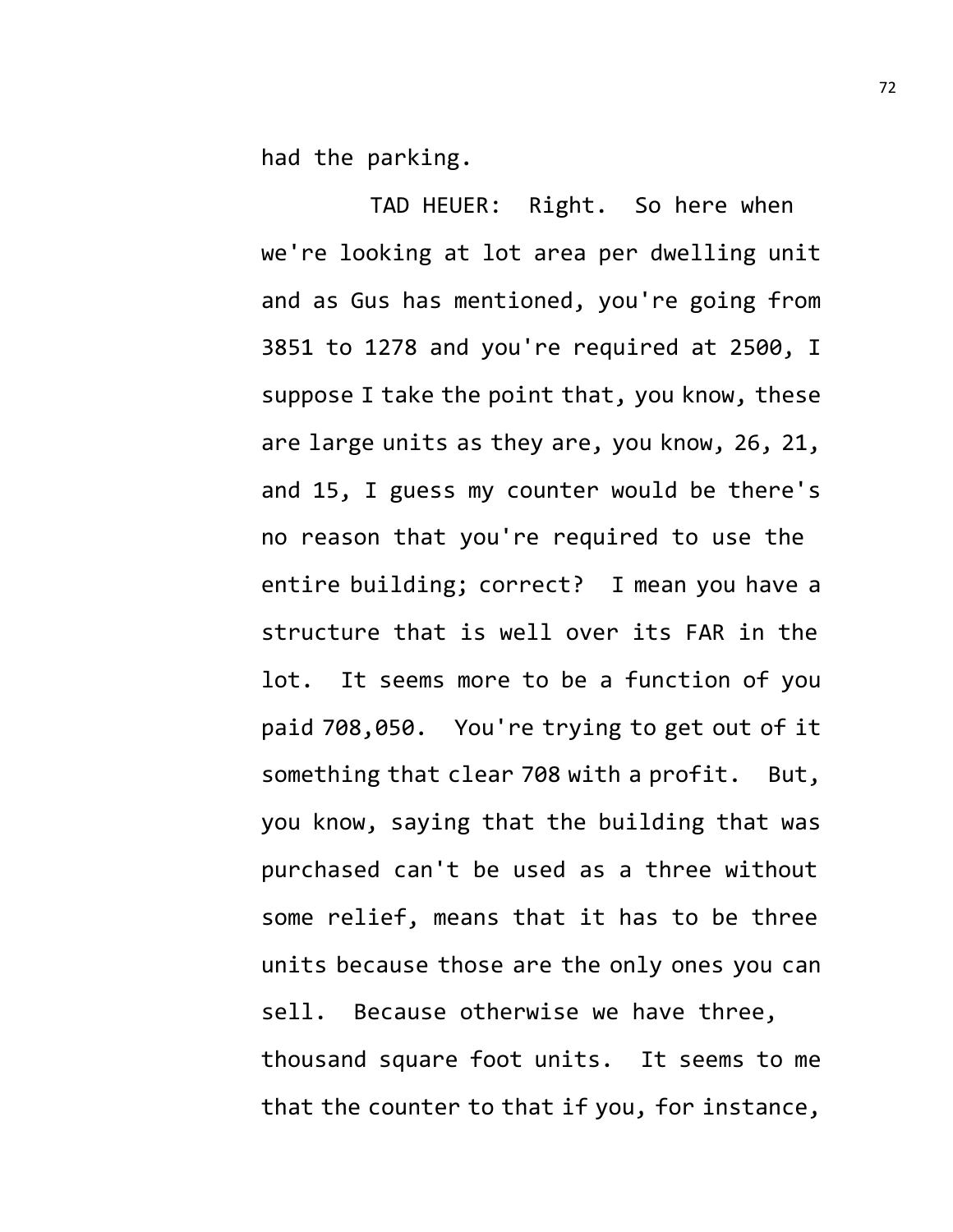had the parking.

TAD HEUER: Right. So here when we're looking at lot area per dwelling unit and as Gus has mentioned, you're going from 3851 to 1278 and you're required at 2500, I suppose I take the point that, you know, these are large units as they are, you know, 26, 21, and 15, I guess my counter would be there's no reason that you're required to use the entire building; correct? I mean you have a structure that is well over its FAR in the lot. It seems more to be a function of you paid 708,050. You're trying to get out of it something that clear 708 with a profit. But, you know, saying that the building that was purchased can't be used as a three without some relief, means that it has to be three units because those are the only ones you can sell. Because otherwise we have three, thousand square foot units. It seems to me that the counter to that if you, for instance,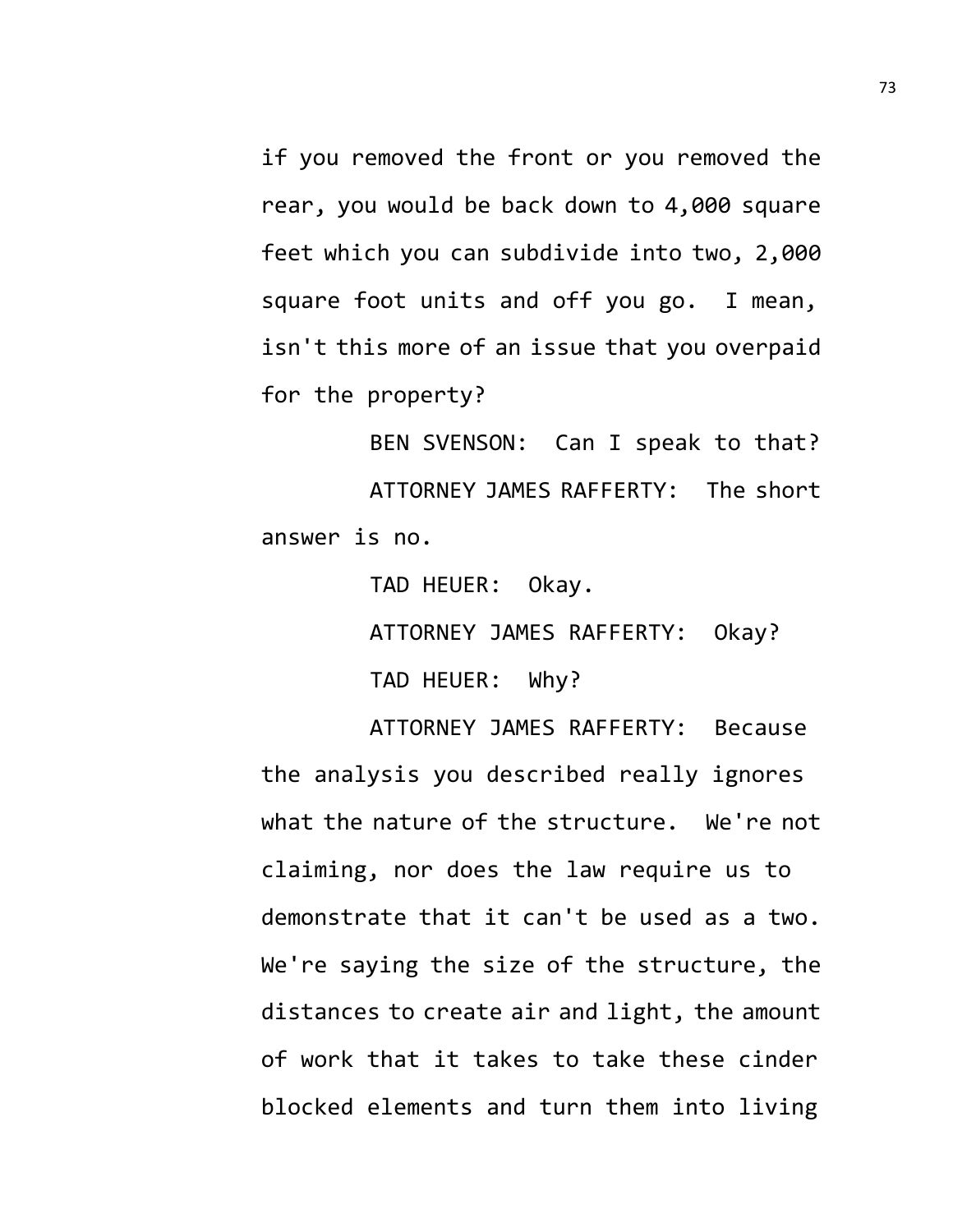if you removed the front or you removed the rear, you would be back down to 4,000 square feet which you can subdivide into two, 2,000 square foot units and off you go. I mean, isn't this more of an issue that you overpaid for the property?

BEN SVENSON: Can I speak to that?

ATTORNEY JAMES RAFFERTY: The short answer is no.

TAD HEUER: Okay.

ATTORNEY JAMES RAFFERTY: Okay?

TAD HEUER: Why?

ATTORNEY JAMES RAFFERTY: Because the analysis you described really ignores what the nature of the structure. We're not claiming, nor does the law require us to demonstrate that it can't be used as a two. We're saying the size of the structure, the distances to create air and light, the amount of work that it takes to take these cinder blocked elements and turn them into living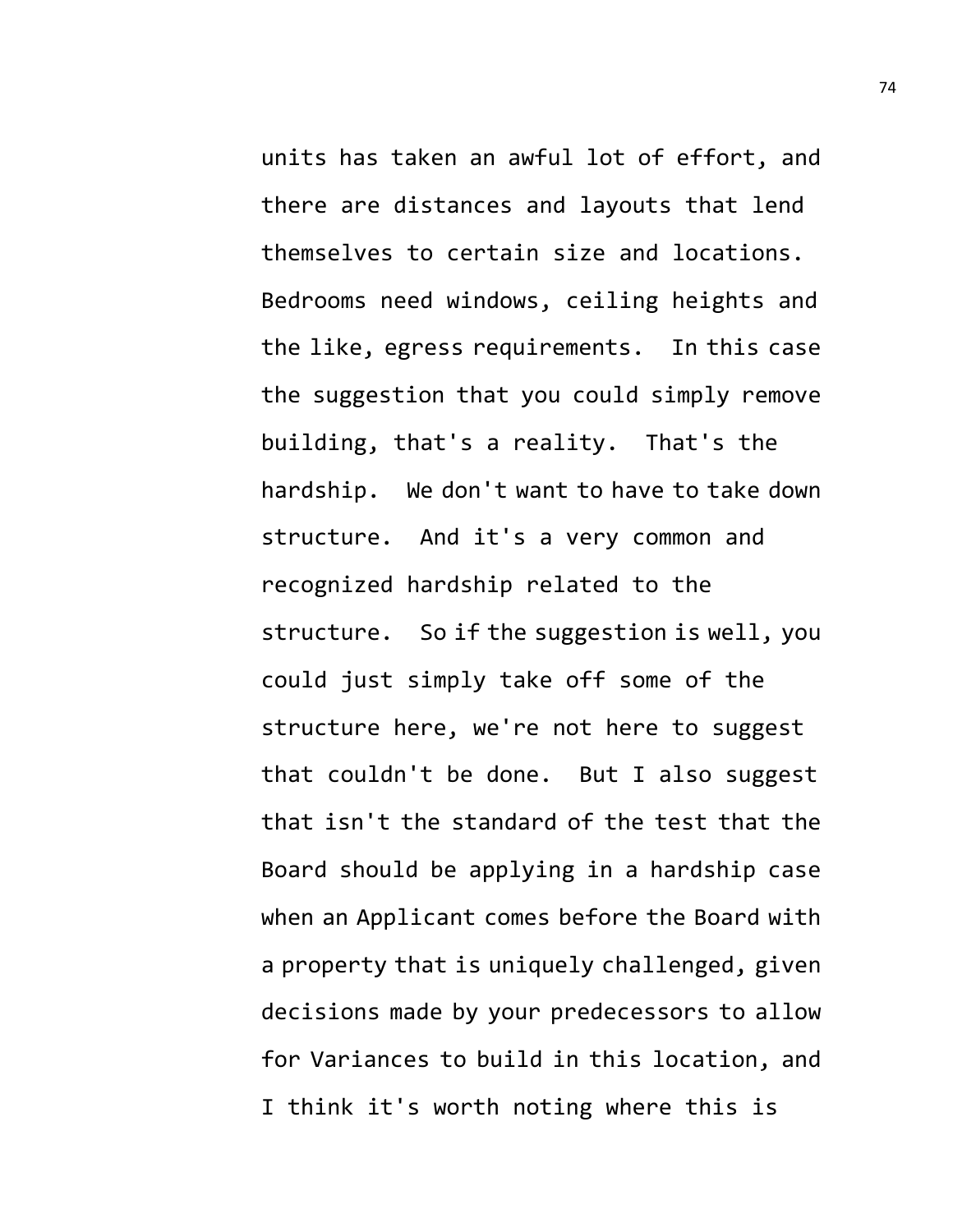units has taken an awful lot of effort, and there are distances and layouts that lend themselves to certain size and locations. Bedrooms need windows, ceiling heights and the like, egress requirements. In this case the suggestion that you could simply remove building, that's a reality. That's the hardship. We don't want to have to take down structure. And it's a very common and recognized hardship related to the structure. So if the suggestion is well, you could just simply take off some of the structure here, we're not here to suggest that couldn't be done. But I also suggest that isn't the standard of the test that the Board should be applying in a hardship case when an Applicant comes before the Board with a property that is uniquely challenged, given decisions made by your predecessors to allow for Variances to build in this location, and I think it's worth noting where this is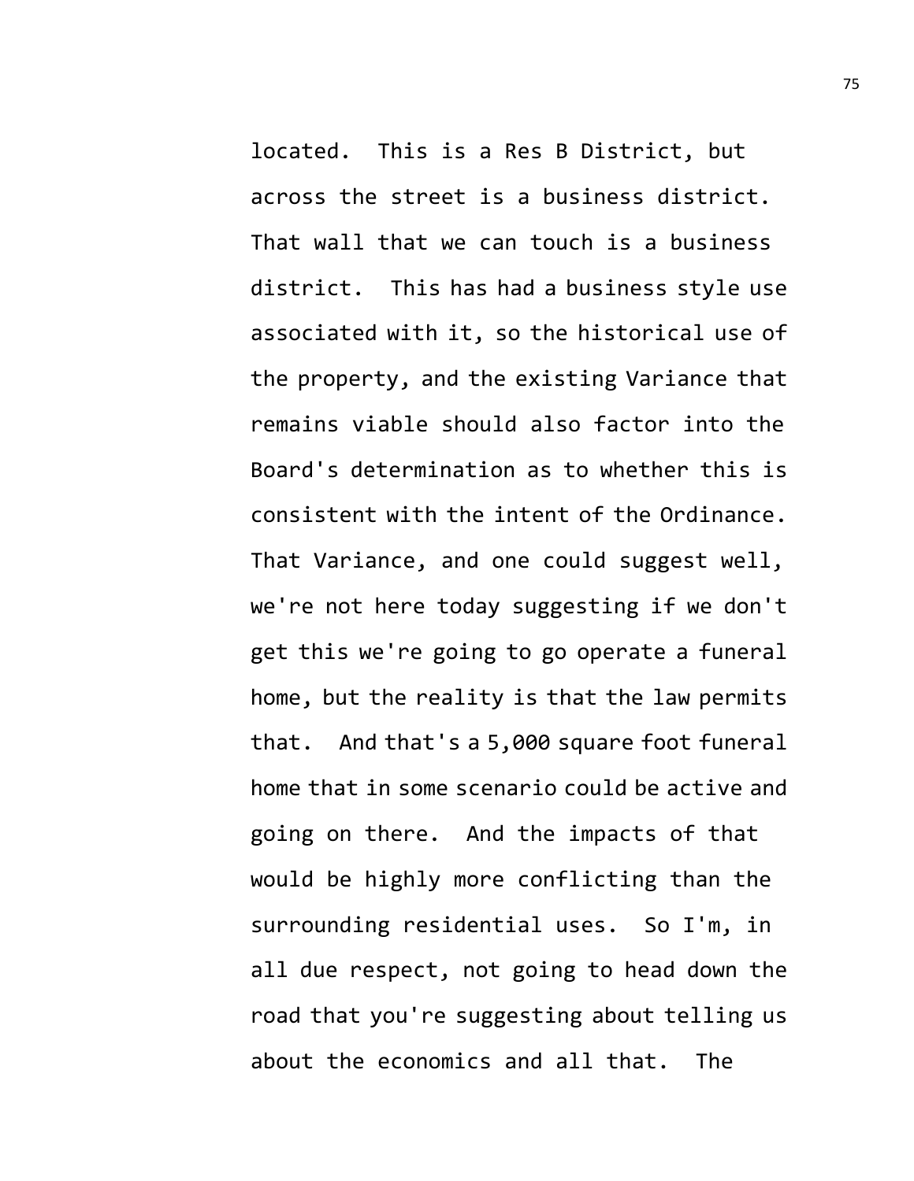located. This is a Res B District, but across the street is a business district. That wall that we can touch is a business district. This has had a business style use associated with it, so the historical use of the property, and the existing Variance that remains viable should also factor into the Board's determination as to whether this is consistent with the intent of the Ordinance. That Variance, and one could suggest well, we're not here today suggesting if we don't get this we're going to go operate a funeral home, but the reality is that the law permits that. And that's a 5,000 square foot funeral home that in some scenario could be active and going on there. And the impacts of that would be highly more conflicting than the surrounding residential uses. So I'm, in all due respect, not going to head down the road that you're suggesting about telling us about the economics and all that. The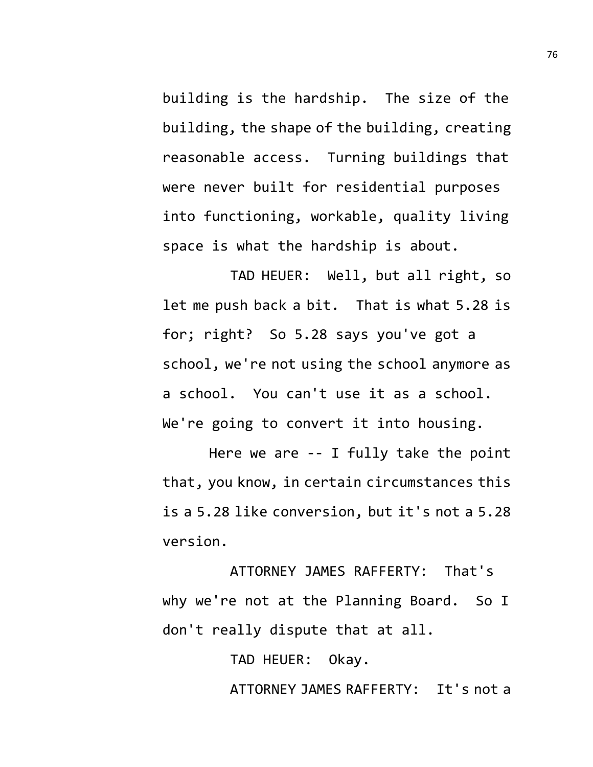building is the hardship. The size of the building, the shape of the building, creating reasonable access. Turning buildings that were never built for residential purposes into functioning, workable, quality living space is what the hardship is about.

TAD HEUER: Well, but all right, so let me push back a bit. That is what 5.28 is for; right? So 5.28 says you've got a school, we're not using the school anymore as a school. You can't use it as a school. We're going to convert it into housing.

Here we are -- I fully take the point that, you know, in certain circumstances this is a 5.28 like conversion, but it's not a 5.28 version.

ATTORNEY JAMES RAFFERTY: That's why we're not at the Planning Board. So I don't really dispute that at all.

TAD HEUER: Okay.

ATTORNEY JAMES RAFFERTY: It's not a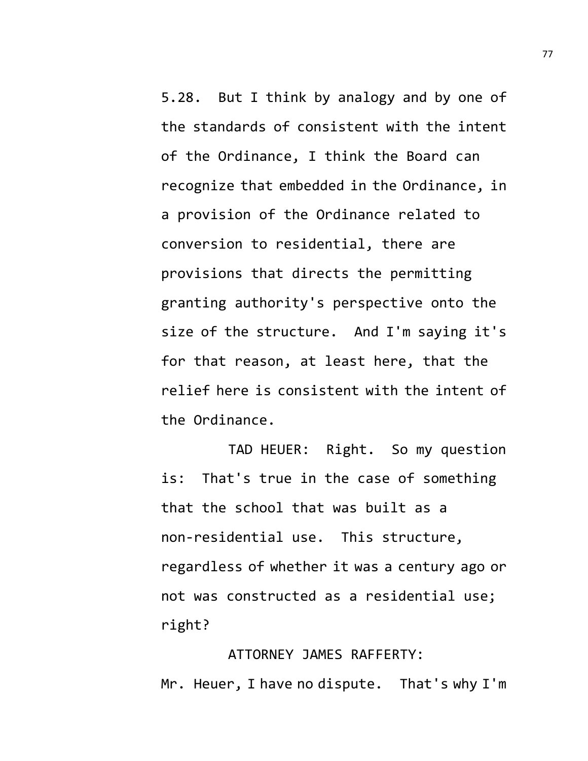5.28. But I think by analogy and by one of the standards of consistent with the intent of the Ordinance, I think the Board can recognize that embedded in the Ordinance, in a provision of the Ordinance related to conversion to residential, there are provisions that directs the permitting granting authority's perspective onto the size of the structure. And I'm saying it's for that reason, at least here, that the relief here is consistent with the intent of the Ordinance.

TAD HEUER: Right. So my question is: That's true in the case of something that the school that was built as a non-residential use. This structure, regardless of whether it was a century ago or not was constructed as a residential use; right?

ATTORNEY JAMES RAFFERTY: Mr. Heuer, I have no dispute. That's why I'm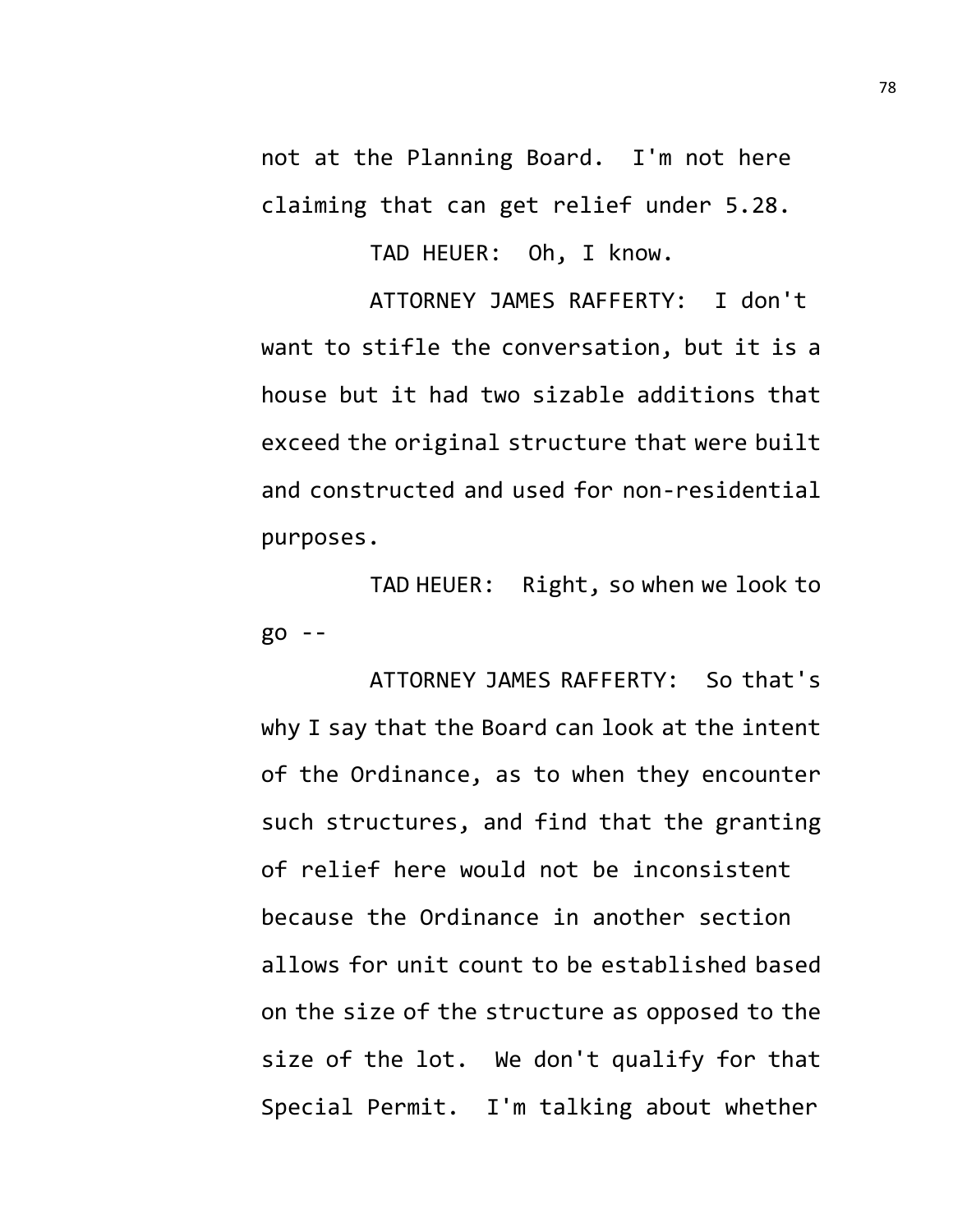not at the Planning Board. I'm not here claiming that can get relief under 5.28.

TAD HEUER: Oh, I know.

ATTORNEY JAMES RAFFERTY: I don't want to stifle the conversation, but it is a house but it had two sizable additions that exceed the original structure that were built and constructed and used for non-residential purposes.

TAD HEUER: Right, so when we look to go --

ATTORNEY JAMES RAFFERTY: So that's why I say that the Board can look at the intent of the Ordinance, as to when they encounter such structures, and find that the granting of relief here would not be inconsistent because the Ordinance in another section allows for unit count to be established based on the size of the structure as opposed to the size of the lot. We don't qualify for that Special Permit. I'm talking about whether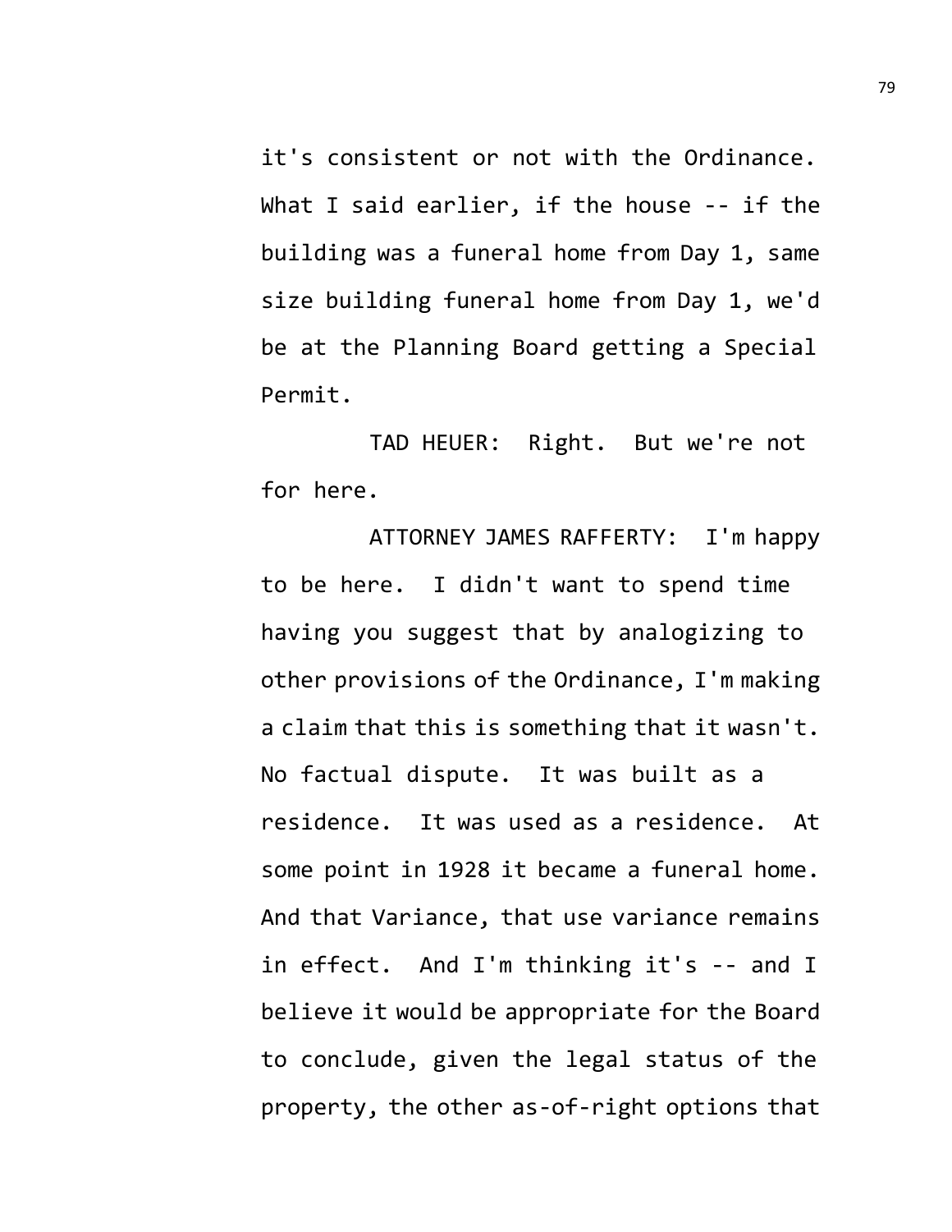it's consistent or not with the Ordinance. What I said earlier, if the house -- if the building was a funeral home from Day 1, same size building funeral home from Day 1, we'd be at the Planning Board getting a Special Permit.

TAD HEUER: Right. But we're not for here.

ATTORNEY JAMES RAFFERTY: I'm happy to be here. I didn't want to spend time having you suggest that by analogizing to other provisions of the Ordinance, I'm making a claim that this is something that it wasn't. No factual dispute. It was built as a residence. It was used as a residence. At some point in 1928 it became a funeral home. And that Variance, that use variance remains in effect. And I'm thinking it's -- and I believe it would be appropriate for the Board to conclude, given the legal status of the property, the other as-of-right options that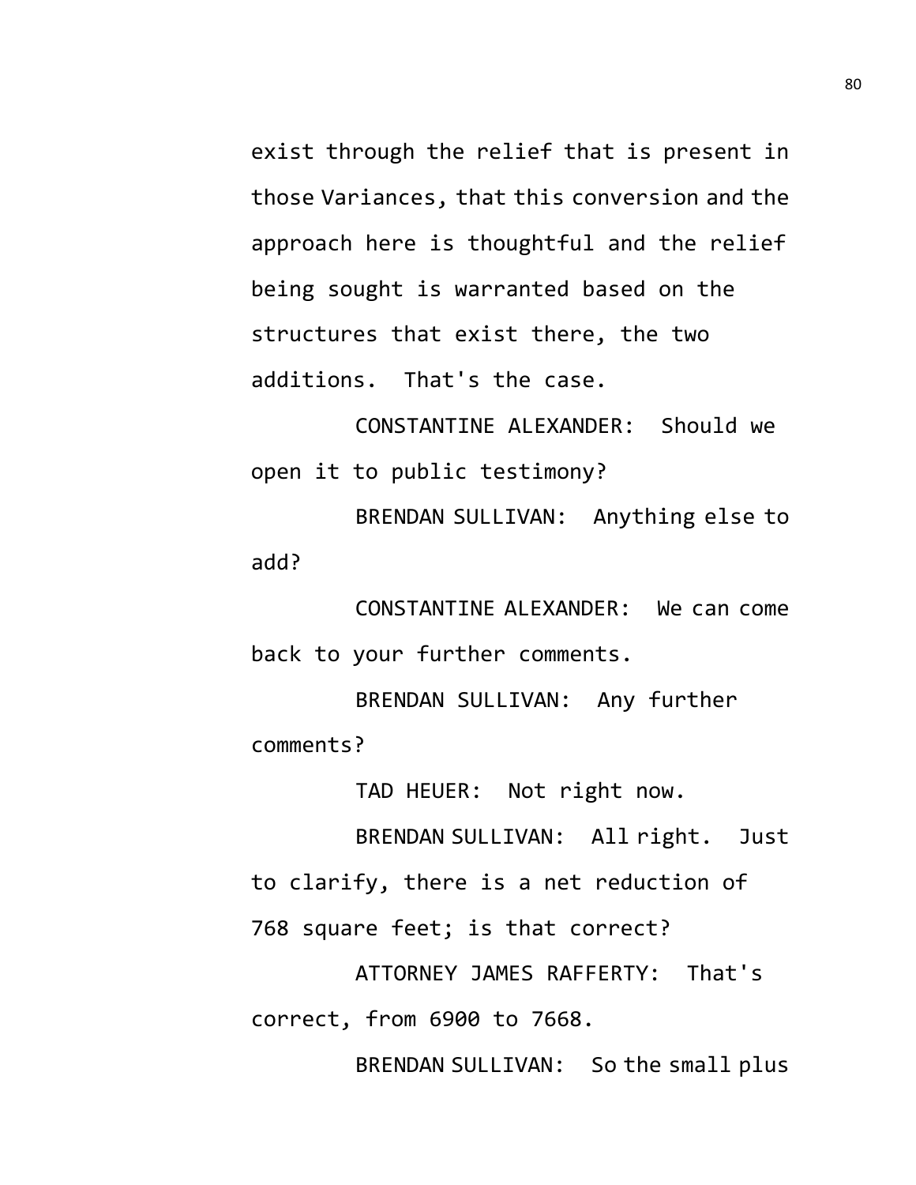exist through the relief that is present in those Variances, that this conversion and the approach here is thoughtful and the relief being sought is warranted based on the structures that exist there, the two additions. That's the case.

CONSTANTINE ALEXANDER: Should we open it to public testimony?

BRENDAN SULLIVAN: Anything else to add?

CONSTANTINE ALEXANDER: We can come back to your further comments.

BRENDAN SULLIVAN: Any further comments?

TAD HEUER: Not right now.

BRENDAN SULLIVAN: All right. Just to clarify, there is a net reduction of 768 square feet; is that correct?

ATTORNEY JAMES RAFFERTY: That's correct, from 6900 to 7668.

BRENDAN SULLIVAN: So the small plus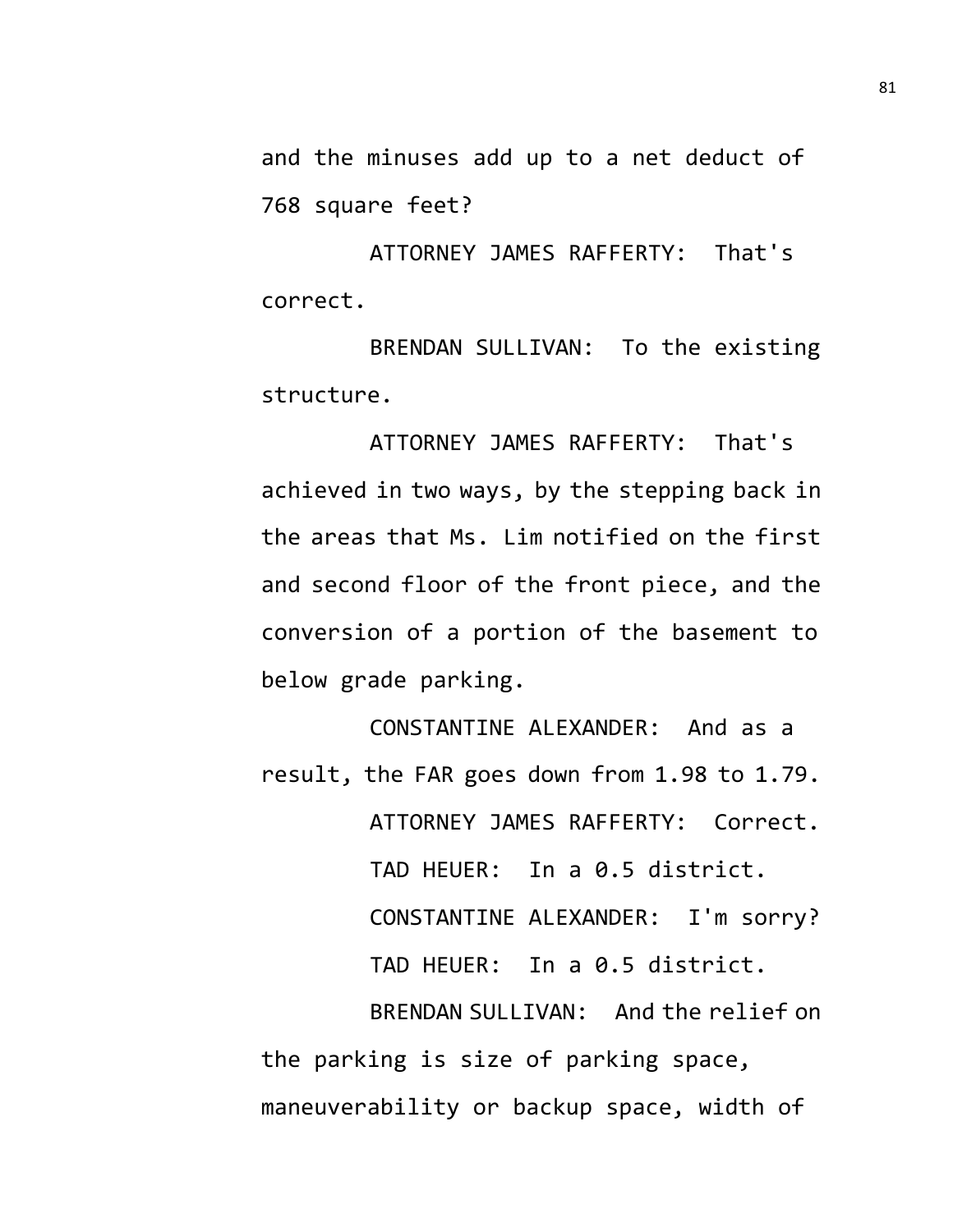and the minuses add up to a net deduct of 768 square feet?

ATTORNEY JAMES RAFFERTY: That's correct.

BRENDAN SULLIVAN: To the existing structure.

ATTORNEY JAMES RAFFERTY: That's achieved in two ways, by the stepping back in the areas that Ms. Lim notified on the first and second floor of the front piece, and the conversion of a portion of the basement to below grade parking.

CONSTANTINE ALEXANDER: And as a result, the FAR goes down from 1.98 to 1.79.

ATTORNEY JAMES RAFFERTY: Correct.

TAD HEUER: In a 0.5 district.

CONSTANTINE ALEXANDER: I'm sorry?

TAD HEUER: In a 0.5 district.

BRENDAN SULLIVAN: And the relief on the parking is size of parking space, maneuverability or backup space, width of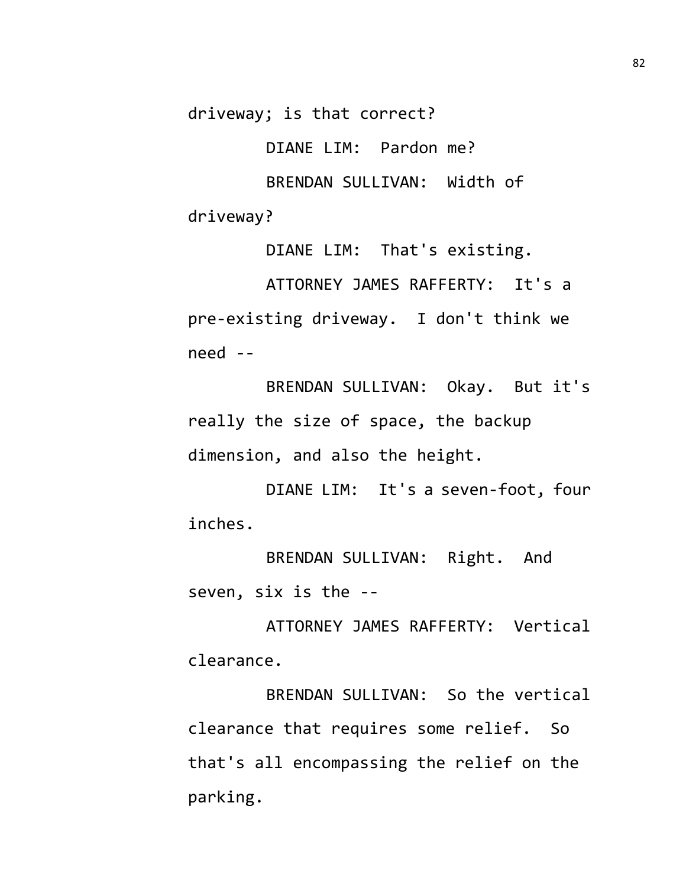driveway; is that correct?

DIANE LIM: Pardon me?

BRENDAN SULLIVAN: Width of driveway?

DIANE LIM: That's existing.

ATTORNEY JAMES RAFFERTY: It's a pre-existing driveway. I don't think we need --

BRENDAN SULLIVAN: Okay. But it's really the size of space, the backup dimension, and also the height.

DIANE LIM: It's a seven-foot, four inches.

BRENDAN SULLIVAN: Right. And seven, six is the --

ATTORNEY JAMES RAFFERTY: Vertical clearance.

BRENDAN SULLIVAN: So the vertical clearance that requires some relief. So that's all encompassing the relief on the parking.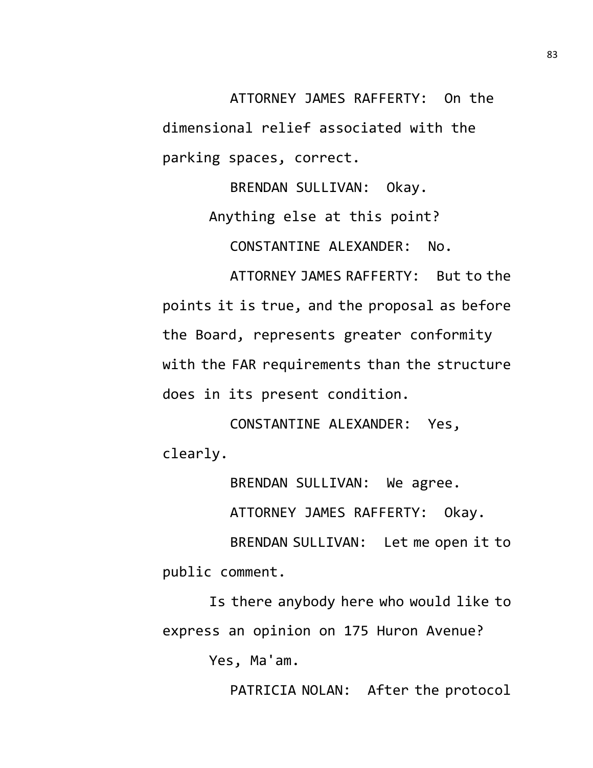ATTORNEY JAMES RAFFERTY: On the dimensional relief associated with the parking spaces, correct.

BRENDAN SULLIVAN: Okay.

Anything else at this point?

CONSTANTINE ALEXANDER: No.

ATTORNEY JAMES RAFFERTY: But to the points it is true, and the proposal as before the Board, represents greater conformity with the FAR requirements than the structure does in its present condition.

CONSTANTINE ALEXANDER: Yes, clearly.

BRENDAN SULLIVAN: We agree.

ATTORNEY JAMES RAFFERTY: Okay.

BRENDAN SULLIVAN: Let me open it to public comment.

Is there anybody here who would like to express an opinion on 175 Huron Avenue?

Yes, Ma'am.

PATRICIA NOLAN: After the protocol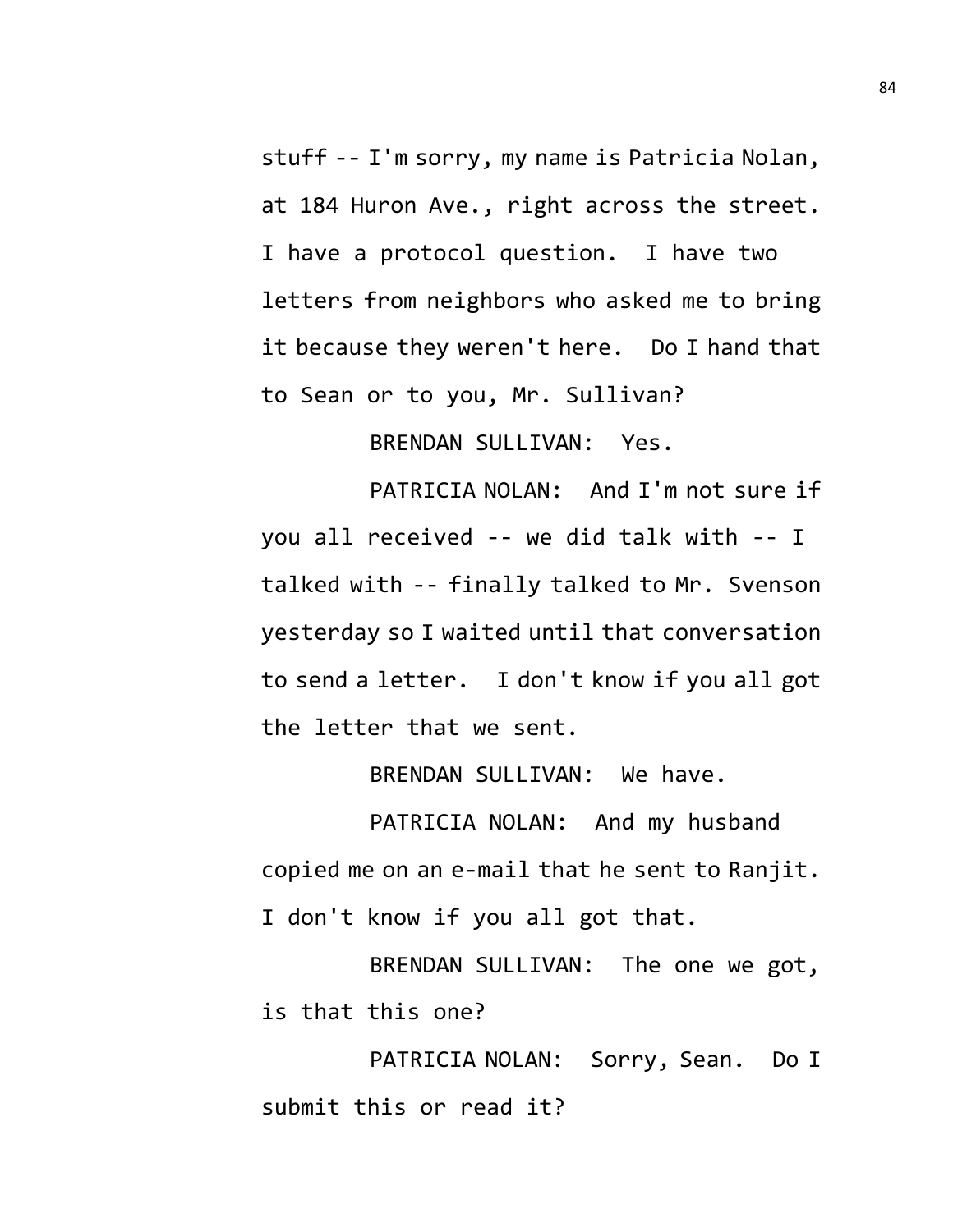stuff -- I'm sorry, my name is Patricia Nolan, at 184 Huron Ave., right across the street. I have a protocol question. I have two letters from neighbors who asked me to bring it because they weren't here. Do I hand that to Sean or to you, Mr. Sullivan?

BRENDAN SULLIVAN: Yes.

PATRICIA NOLAN: And I'm not sure if you all received -- we did talk with -- I talked with -- finally talked to Mr. Svenson yesterday so I waited until that conversation to send a letter. I don't know if you all got the letter that we sent.

BRENDAN SULLIVAN: We have.

PATRICIA NOLAN: And my husband copied me on an e-mail that he sent to Ranjit. I don't know if you all got that.

BRENDAN SULLIVAN: The one we got, is that this one?

PATRICIA NOLAN: Sorry, Sean. Do I submit this or read it?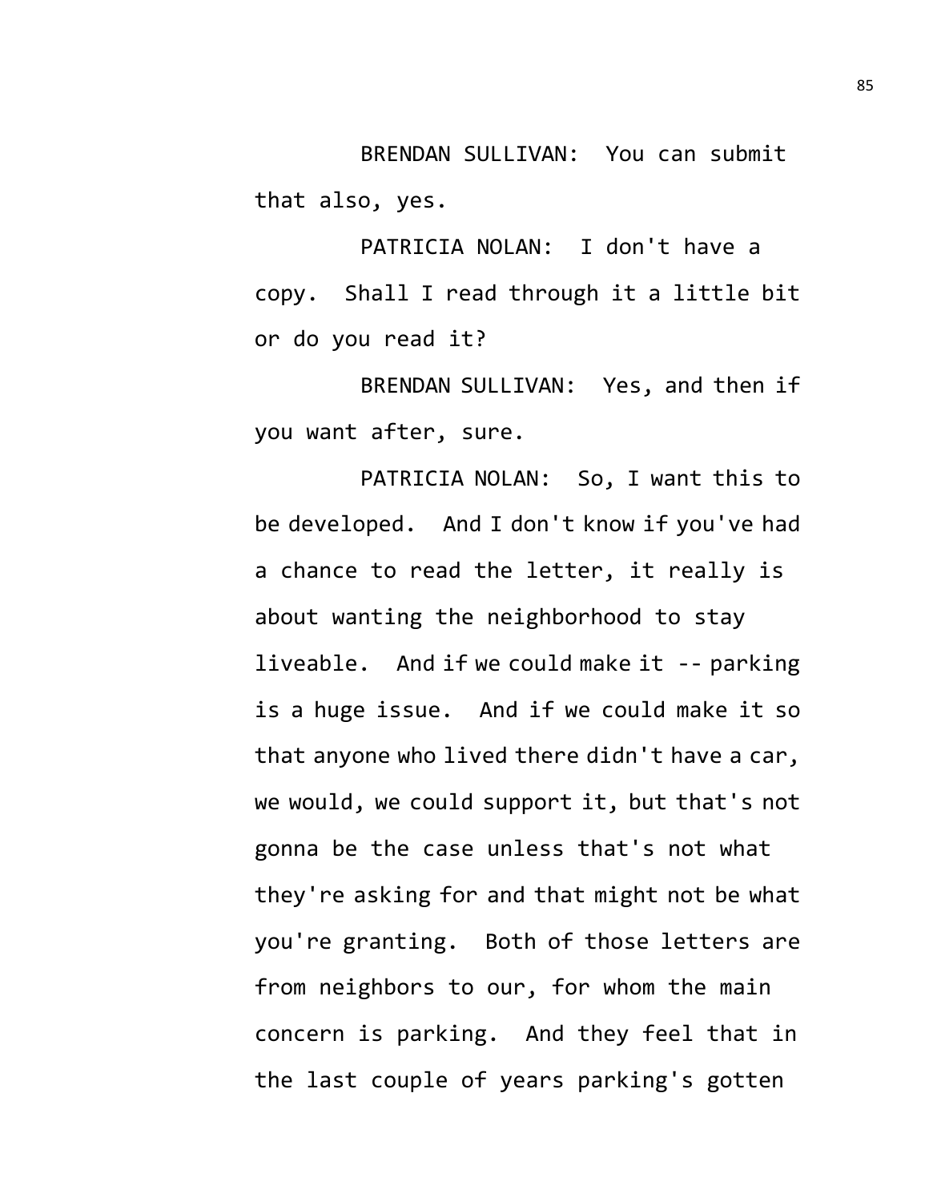BRENDAN SULLIVAN: You can submit that also, yes.

PATRICIA NOLAN: I don't have a copy. Shall I read through it a little bit or do you read it?

BRENDAN SULLIVAN: Yes, and then if you want after, sure.

PATRICIA NOLAN: So, I want this to be developed. And I don't know if you've had a chance to read the letter, it really is about wanting the neighborhood to stay liveable. And if we could make it -- parking is a huge issue. And if we could make it so that anyone who lived there didn't have a car, we would, we could support it, but that's not gonna be the case unless that's not what they're asking for and that might not be what you're granting. Both of those letters are from neighbors to our, for whom the main concern is parking. And they feel that in the last couple of years parking's gotten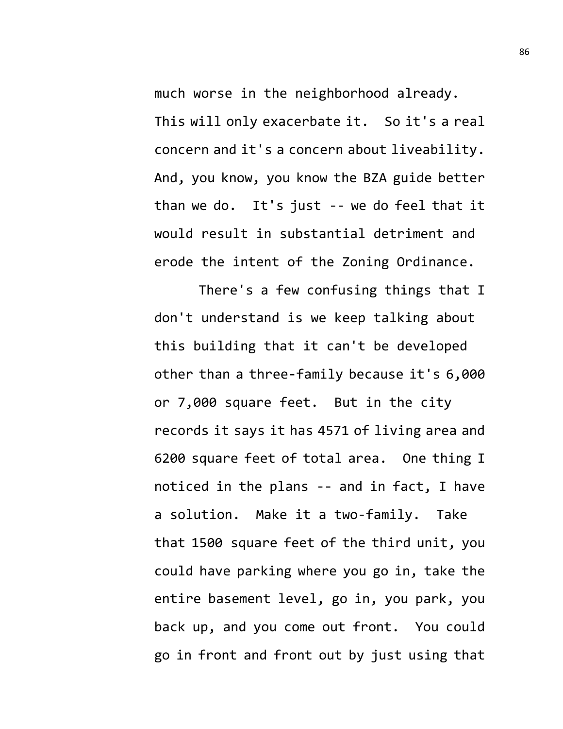much worse in the neighborhood already. This will only exacerbate it. So it's a real concern and it's a concern about liveability. And, you know, you know the BZA guide better than we do. It's just -- we do feel that it would result in substantial detriment and erode the intent of the Zoning Ordinance.

There's a few confusing things that I don't understand is we keep talking about this building that it can't be developed other than a three-family because it's 6,000 or 7,000 square feet. But in the city records it says it has 4571 of living area and 6200 square feet of total area. One thing I noticed in the plans -- and in fact, I have a solution. Make it a two-family. Take that 1500 square feet of the third unit, you could have parking where you go in, take the entire basement level, go in, you park, you back up, and you come out front. You could go in front and front out by just using that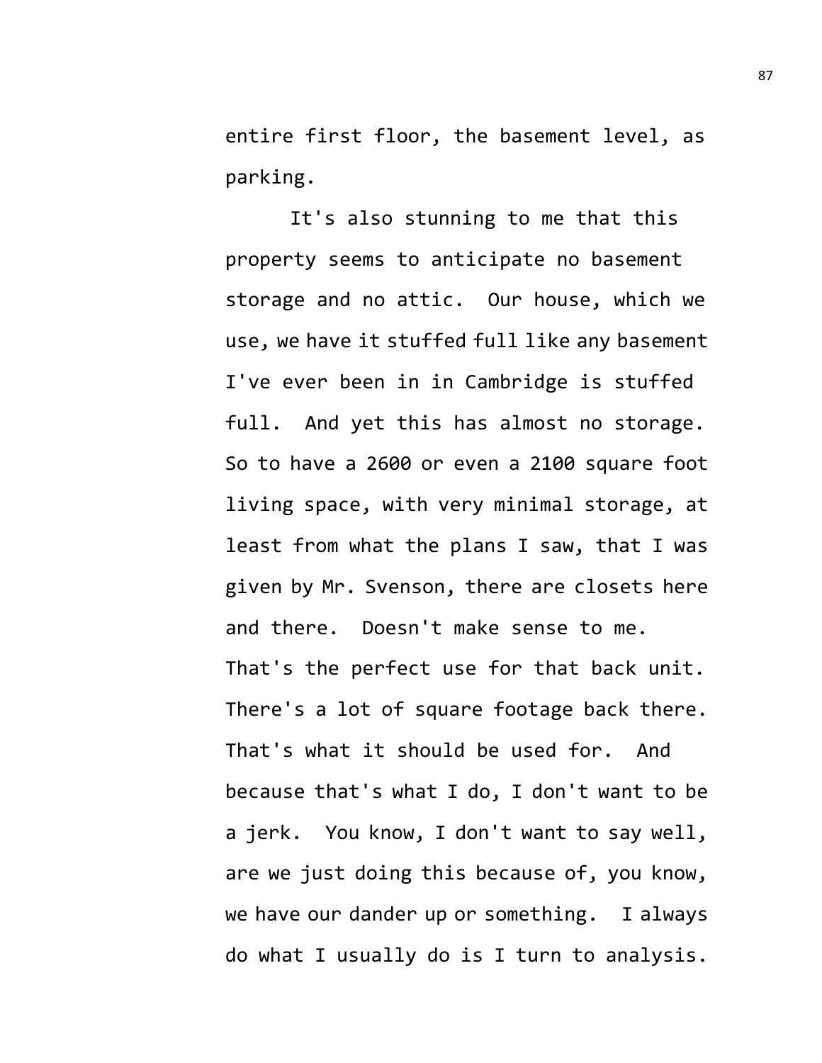entire first floor, the basement level, as parking.

It's also stunning to me that this property seems to anticipate no basement storage and no attic. Our house, which we use, we have it stuffed full like any basement I've ever been in in Cambridge is stuffed full. And yet this has almost no storage. So to have a 2600 or even a 2100 square foot living space, with very minimal storage, at least from what the plans I saw, that I was given by Mr. Svenson, there are closets here and there. Doesn't make sense to me. That's the perfect use for that back unit. There's a lot of square footage back there. That's what it should be used for. And because that's what I do, I don't want to be a jerk. You know, I don't want to say well, are we just doing this because of, you know, we have our dander up or something. I always do what I usually do is I turn to analysis.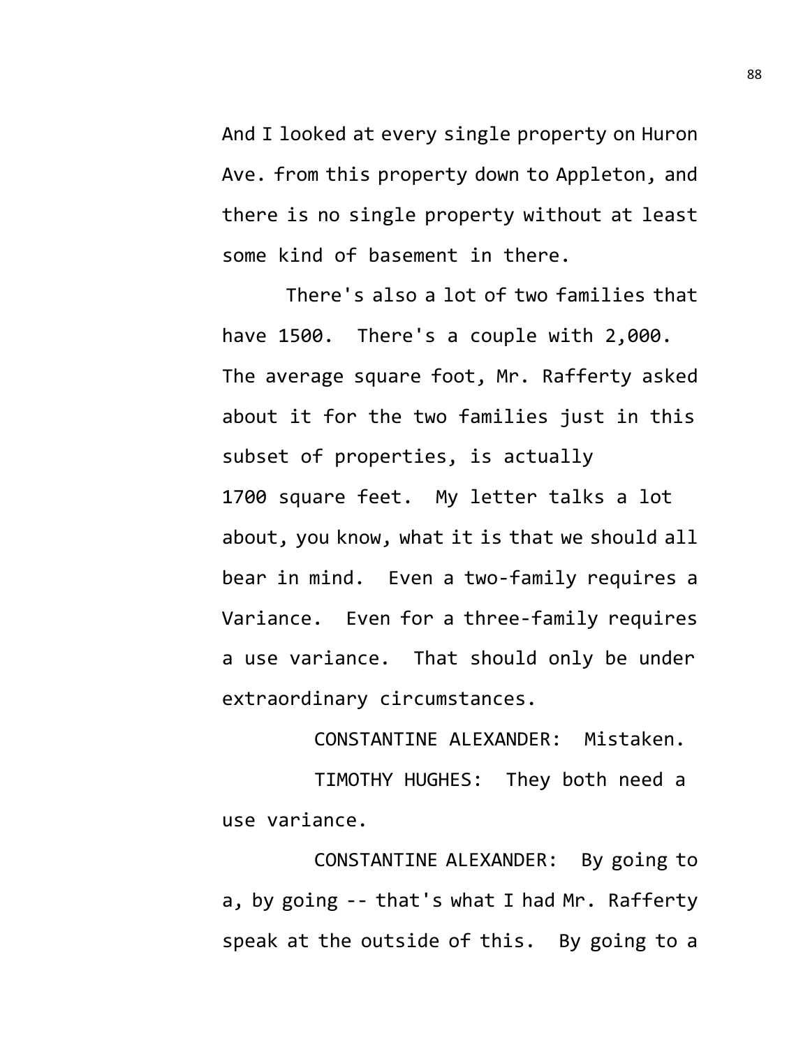And I looked at every single property on Huron Ave. from this property down to Appleton, and there is no single property without at least some kind of basement in there.

There's also a lot of two families that have 1500. There's a couple with 2,000. The average square foot, Mr. Rafferty asked about it for the two families just in this subset of properties, is actually 1700 square feet. My letter talks a lot about, you know, what it is that we should all bear in mind. Even a two-family requires a Variance. Even for a three-family requires a use variance. That should only be under extraordinary circumstances.

CONSTANTINE ALEXANDER: Mistaken.

TIMOTHY HUGHES: They both need a use variance.

CONSTANTINE ALEXANDER: By going to a, by going -- that's what I had Mr. Rafferty speak at the outside of this. By going to a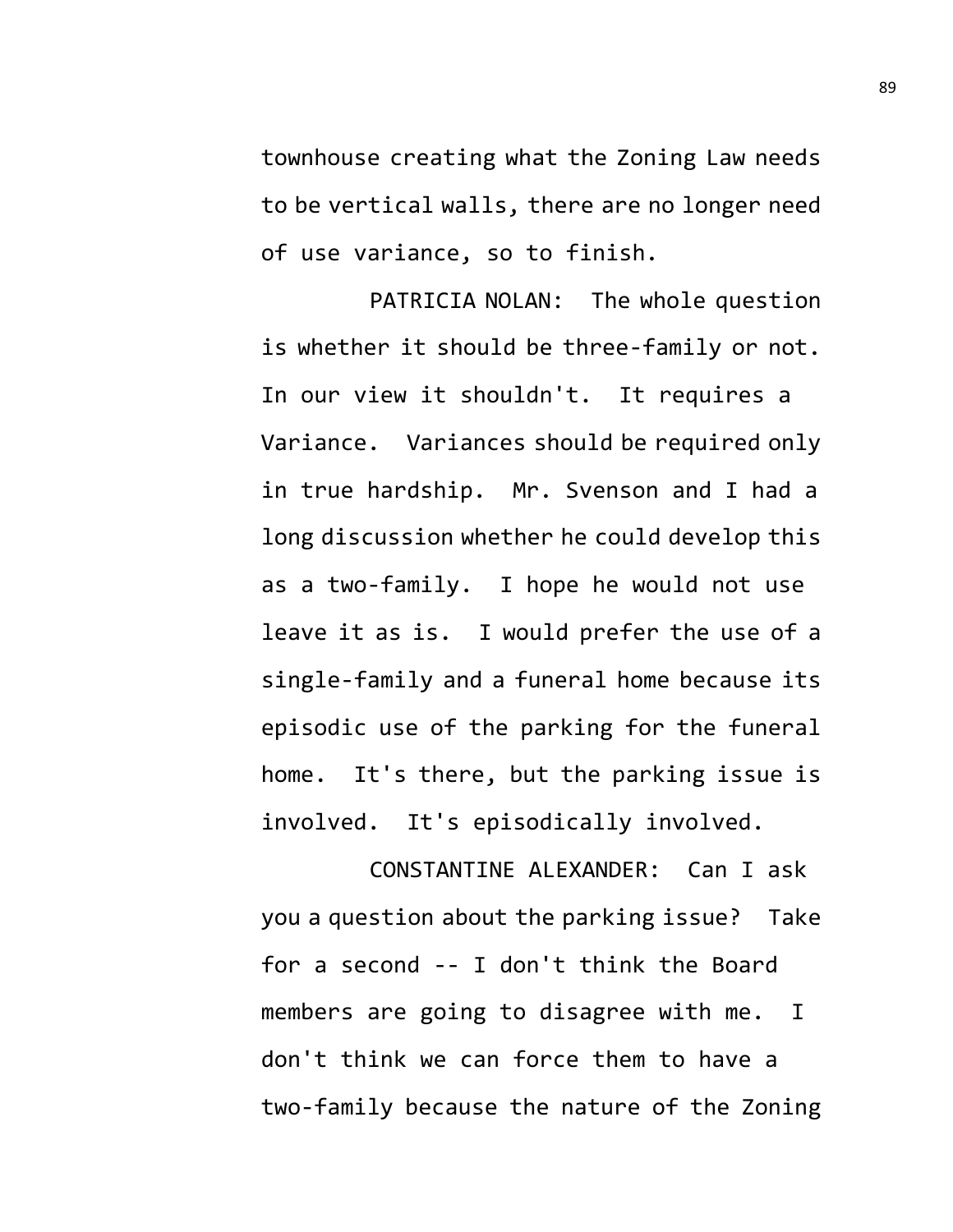townhouse creating what the Zoning Law needs to be vertical walls, there are no longer need of use variance, so to finish.

PATRICIA NOLAN: The whole question is whether it should be three-family or not. In our view it shouldn't. It requires a Variance. Variances should be required only in true hardship. Mr. Svenson and I had a long discussion whether he could develop this as a two-family. I hope he would not use leave it as is. I would prefer the use of a single-family and a funeral home because its episodic use of the parking for the funeral home. It's there, but the parking issue is involved. It's episodically involved.

CONSTANTINE ALEXANDER: Can I ask you a question about the parking issue? Take for a second -- I don't think the Board members are going to disagree with me. I don't think we can force them to have a two-family because the nature of the Zoning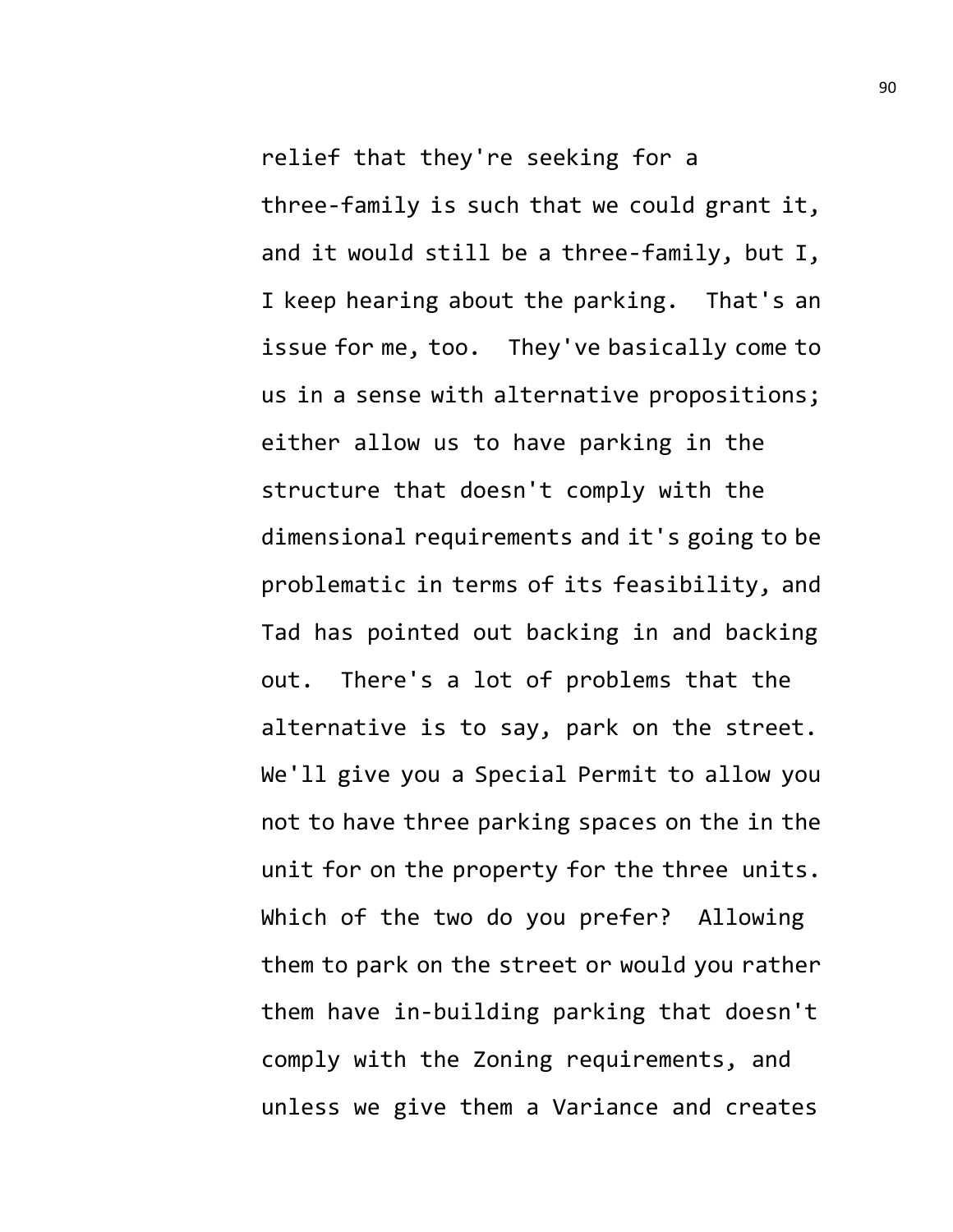relief that they're seeking for a three-family is such that we could grant it, and it would still be a three-family, but I, I keep hearing about the parking. That's an issue for me, too. They've basically come to us in a sense with alternative propositions; either allow us to have parking in the structure that doesn't comply with the dimensional requirements and it's going to be problematic in terms of its feasibility, and Tad has pointed out backing in and backing out. There's a lot of problems that the alternative is to say, park on the street. We'll give you a Special Permit to allow you not to have three parking spaces on the in the unit for on the property for the three units. Which of the two do you prefer? Allowing them to park on the street or would you rather them have in-building parking that doesn't comply with the Zoning requirements, and unless we give them a Variance and creates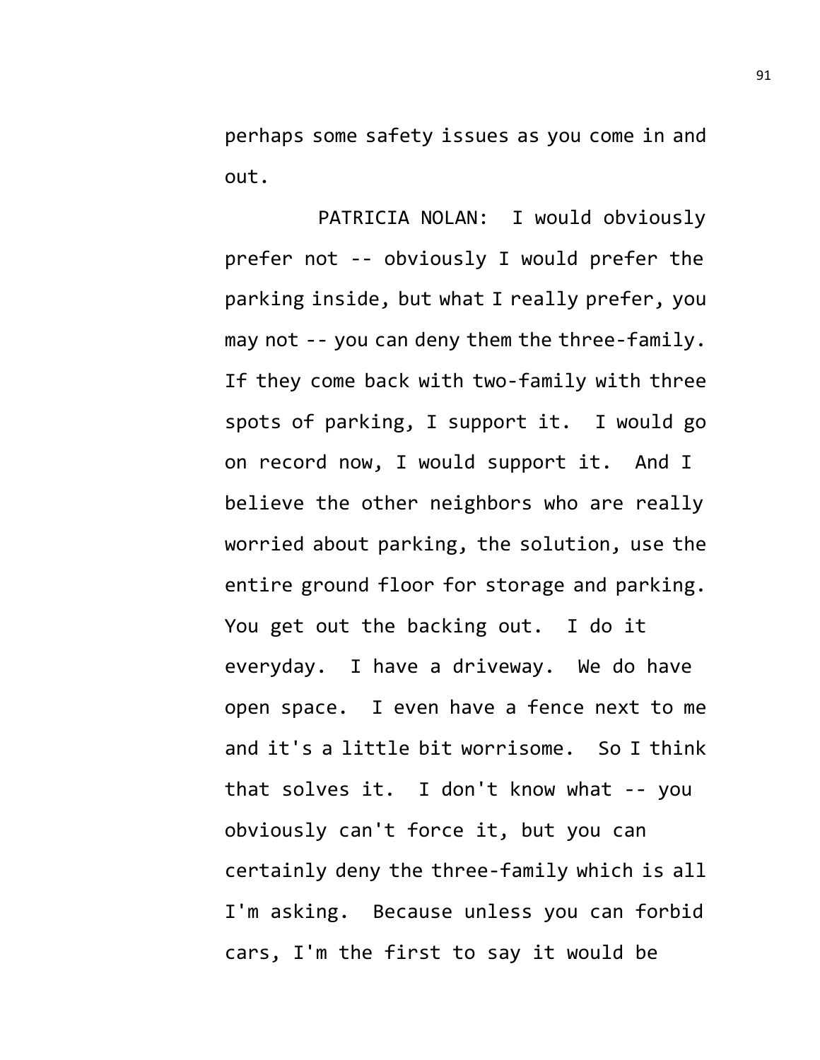perhaps some safety issues as you come in and out.

PATRICIA NOLAN: I would obviously prefer not -- obviously I would prefer the parking inside, but what I really prefer, you may not -- you can deny them the three-family. If they come back with two-family with three spots of parking, I support it. I would go on record now, I would support it. And I believe the other neighbors who are really worried about parking, the solution, use the entire ground floor for storage and parking. You get out the backing out. I do it everyday. I have a driveway. We do have open space. I even have a fence next to me and it's a little bit worrisome. So I think that solves it. I don't know what -- you obviously can't force it, but you can certainly deny the three-family which is all I'm asking. Because unless you can forbid cars, I'm the first to say it would be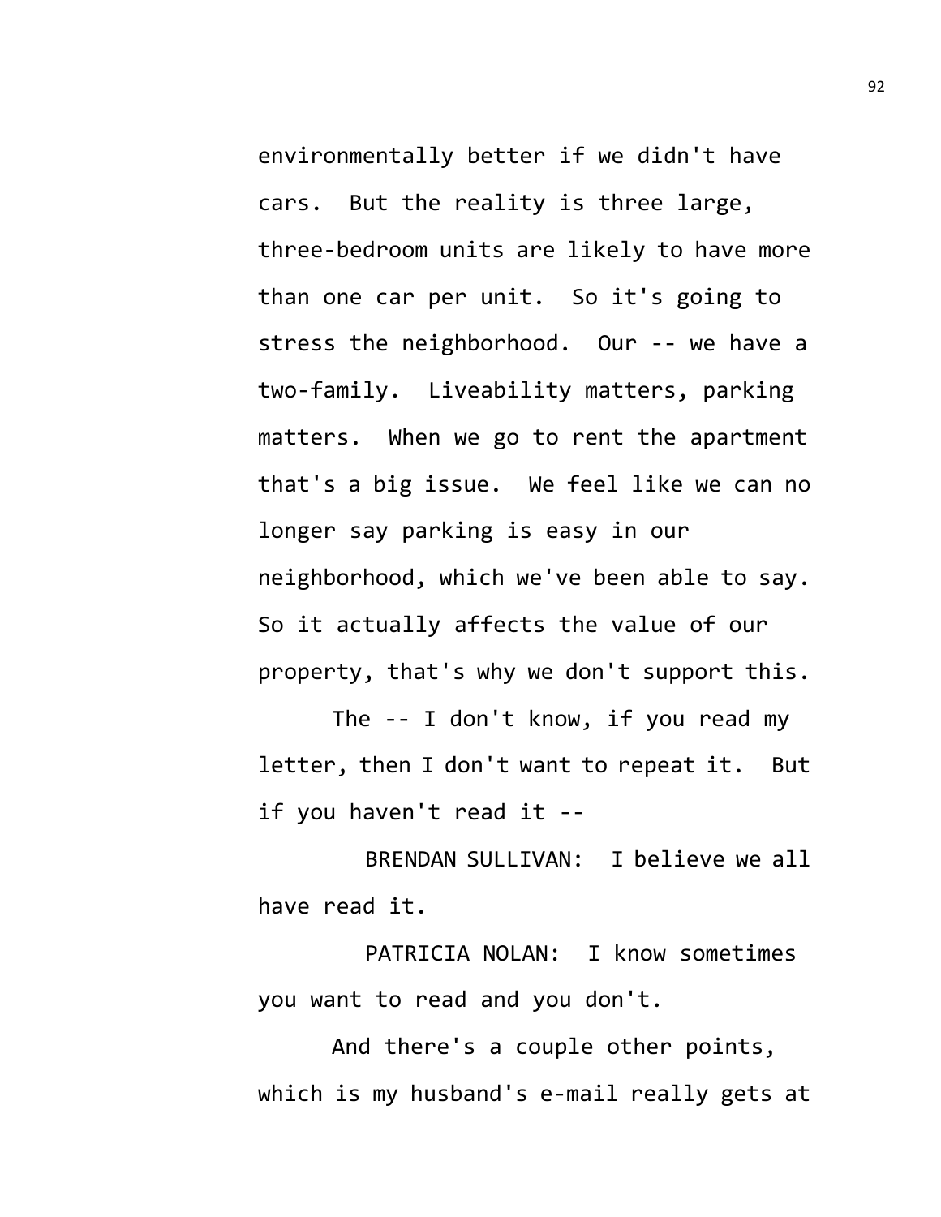environmentally better if we didn't have cars. But the reality is three large, three-bedroom units are likely to have more than one car per unit. So it's going to stress the neighborhood. Our -- we have a two-family. Liveability matters, parking matters. When we go to rent the apartment that's a big issue. We feel like we can no longer say parking is easy in our neighborhood, which we've been able to say. So it actually affects the value of our property, that's why we don't support this.

The -- I don't know, if you read my letter, then I don't want to repeat it. But if you haven't read it --

BRENDAN SULLIVAN: I believe we all have read it.

PATRICIA NOLAN: I know sometimes you want to read and you don't.

And there's a couple other points, which is my husband's e-mail really gets at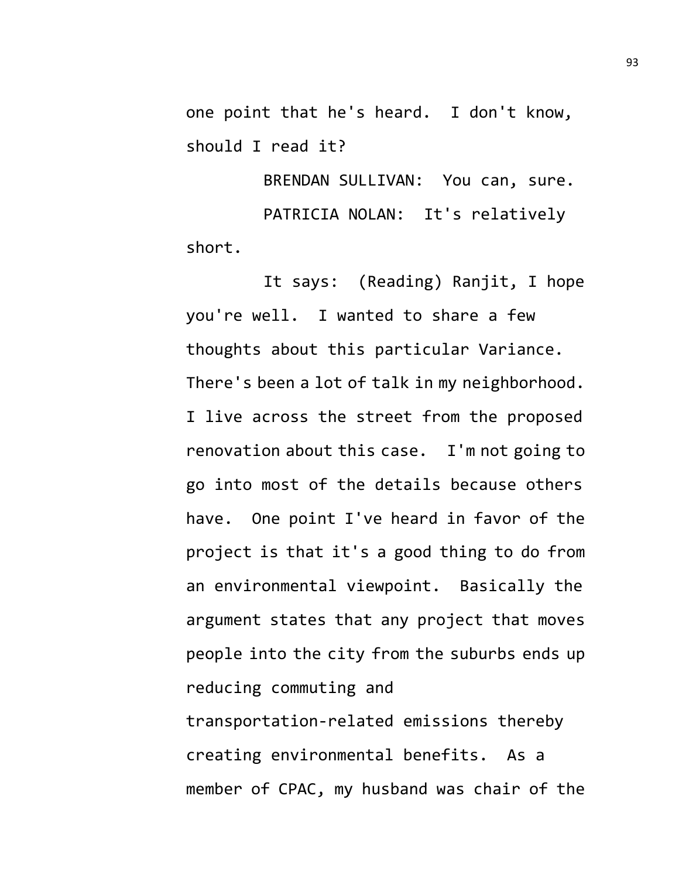one point that he's heard. I don't know, should I read it?

BRENDAN SULLIVAN: You can, sure.

PATRICIA NOLAN: It's relatively short.

It says: (Reading) Ranjit, I hope you're well. I wanted to share a few thoughts about this particular Variance. There's been a lot of talk in my neighborhood. I live across the street from the proposed renovation about this case. I'm not going to go into most of the details because others have. One point I've heard in favor of the project is that it's a good thing to do from an environmental viewpoint. Basically the argument states that any project that moves people into the city from the suburbs ends up reducing commuting and transportation-related emissions thereby creating environmental benefits. As a member of CPAC, my husband was chair of the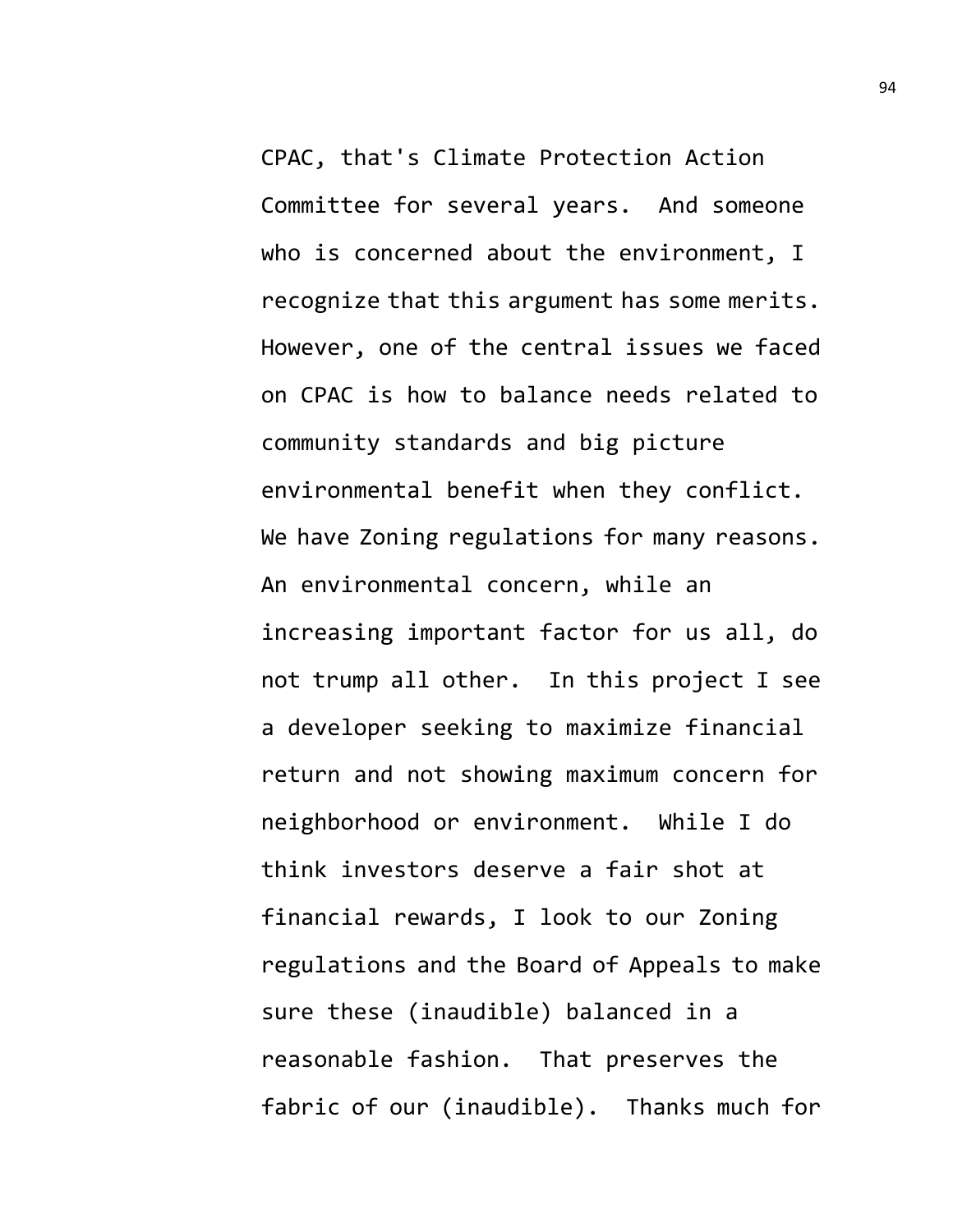CPAC, that's Climate Protection Action Committee for several years. And someone who is concerned about the environment, I recognize that this argument has some merits. However, one of the central issues we faced on CPAC is how to balance needs related to community standards and big picture environmental benefit when they conflict. We have Zoning regulations for many reasons. An environmental concern, while an increasing important factor for us all, do not trump all other. In this project I see a developer seeking to maximize financial return and not showing maximum concern for neighborhood or environment. While I do think investors deserve a fair shot at financial rewards, I look to our Zoning regulations and the Board of Appeals to make sure these (inaudible) balanced in a reasonable fashion. That preserves the fabric of our (inaudible). Thanks much for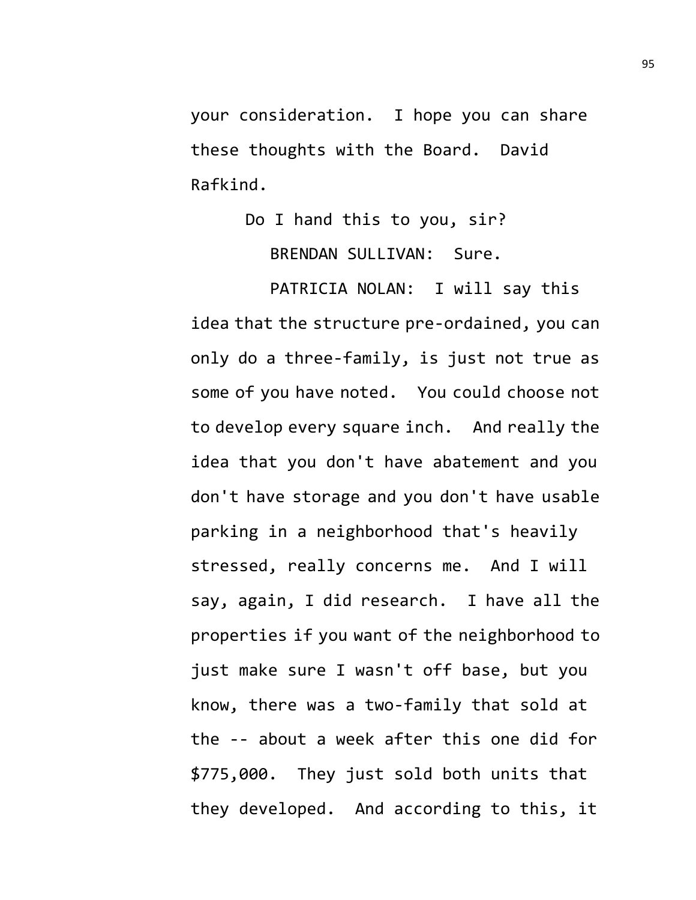your consideration. I hope you can share these thoughts with the Board. David Rafkind.

Do I hand this to you, sir?

BRENDAN SULLIVAN: Sure.

PATRICIA NOLAN: I will say this idea that the structure pre-ordained, you can only do a three-family, is just not true as some of you have noted. You could choose not to develop every square inch. And really the idea that you don't have abatement and you don't have storage and you don't have usable parking in a neighborhood that's heavily stressed, really concerns me. And I will say, again, I did research. I have all the properties if you want of the neighborhood to just make sure I wasn't off base, but you know, there was a two-family that sold at the -- about a week after this one did for $775,000. They just sold both units that they developed. And according to this, it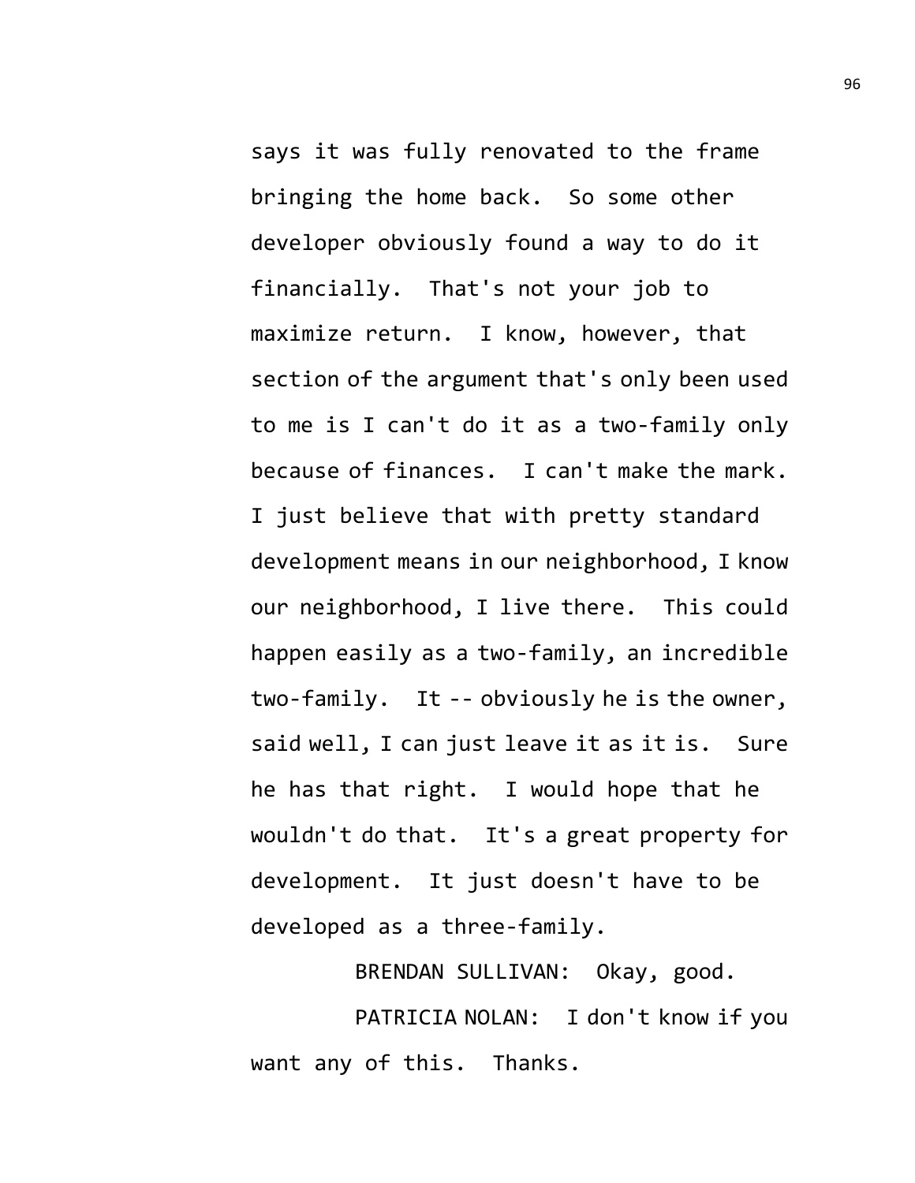says it was fully renovated to the frame bringing the home back. So some other developer obviously found a way to do it financially. That's not your job to maximize return. I know, however, that section of the argument that's only been used to me is I can't do it as a two-family only because of finances. I can't make the mark. I just believe that with pretty standard development means in our neighborhood, I know our neighborhood, I live there. This could happen easily as a two-family, an incredible two-family. It -- obviously he is the owner, said well, I can just leave it as it is. Sure he has that right. I would hope that he wouldn't do that. It's a great property for development. It just doesn't have to be developed as a three-family.

BRENDAN SULLIVAN: Okay, good.

PATRICIA NOLAN: I don't know if you want any of this. Thanks.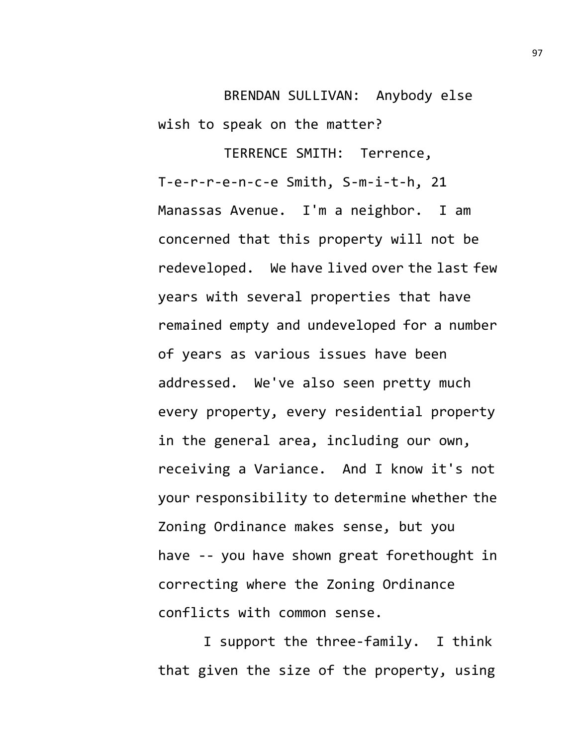BRENDAN SULLIVAN: Anybody else wish to speak on the matter?

TERRENCE SMITH: Terrence, T-e-r-r-e-n-c-e Smith, S-m-i-t-h, 21 Manassas Avenue. I'm a neighbor. I am concerned that this property will not be redeveloped. We have lived over the last few years with several properties that have remained empty and undeveloped for a number of years as various issues have been addressed. We've also seen pretty much every property, every residential property in the general area, including our own, receiving a Variance. And I know it's not your responsibility to determine whether the Zoning Ordinance makes sense, but you have -- you have shown great forethought in correcting where the Zoning Ordinance conflicts with common sense.

I support the three-family. I think that given the size of the property, using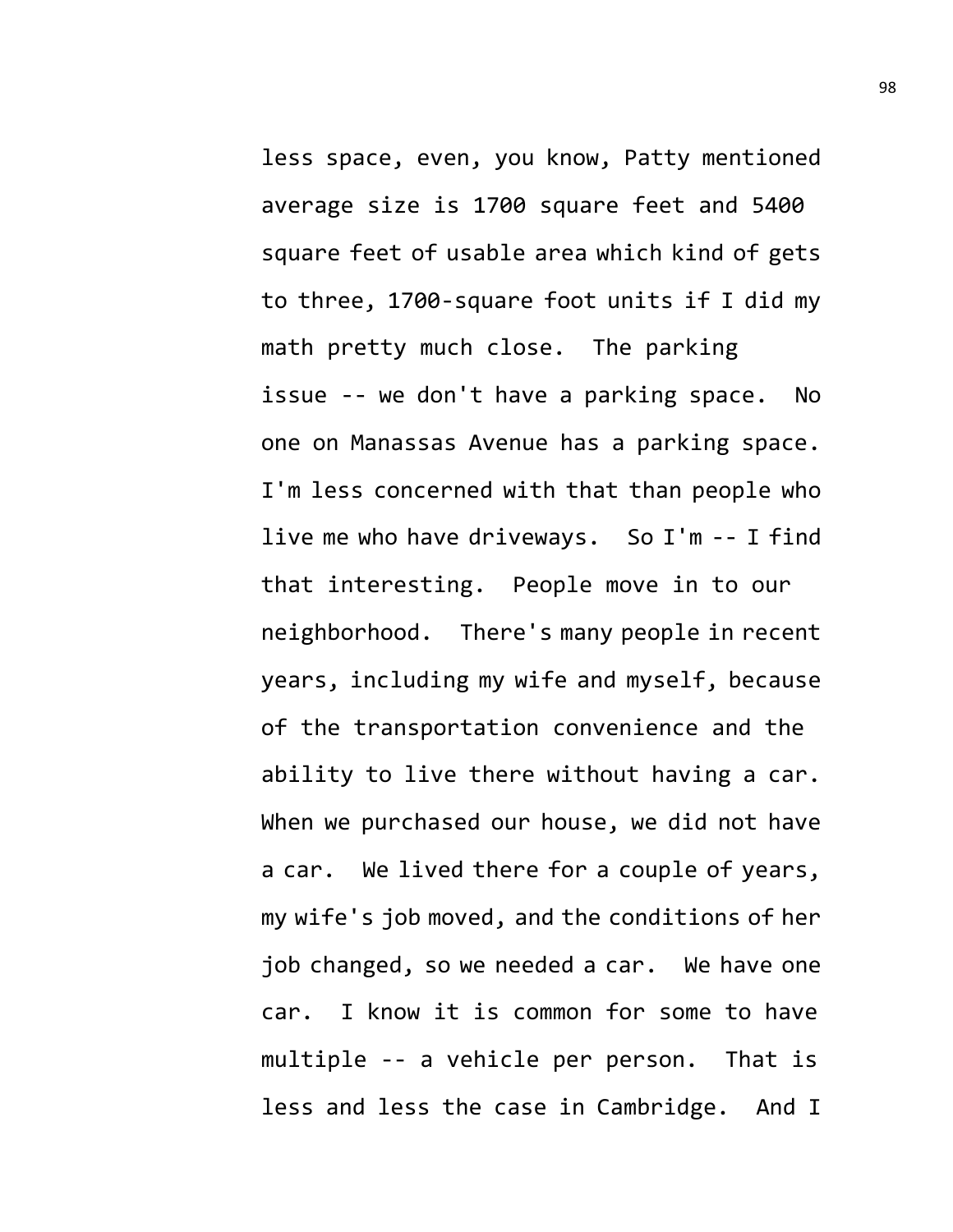less space, even, you know, Patty mentioned average size is 1700 square feet and 5400 square feet of usable area which kind of gets to three, 1700-square foot units if I did my math pretty much close. The parking issue -- we don't have a parking space. No one on Manassas Avenue has a parking space. I'm less concerned with that than people who live me who have driveways. So I'm -- I find that interesting. People move in to our neighborhood. There's many people in recent years, including my wife and myself, because of the transportation convenience and the ability to live there without having a car. When we purchased our house, we did not have a car. We lived there for a couple of years, my wife's job moved, and the conditions of her job changed, so we needed a car. We have one car. I know it is common for some to have multiple -- a vehicle per person. That is less and less the case in Cambridge. And I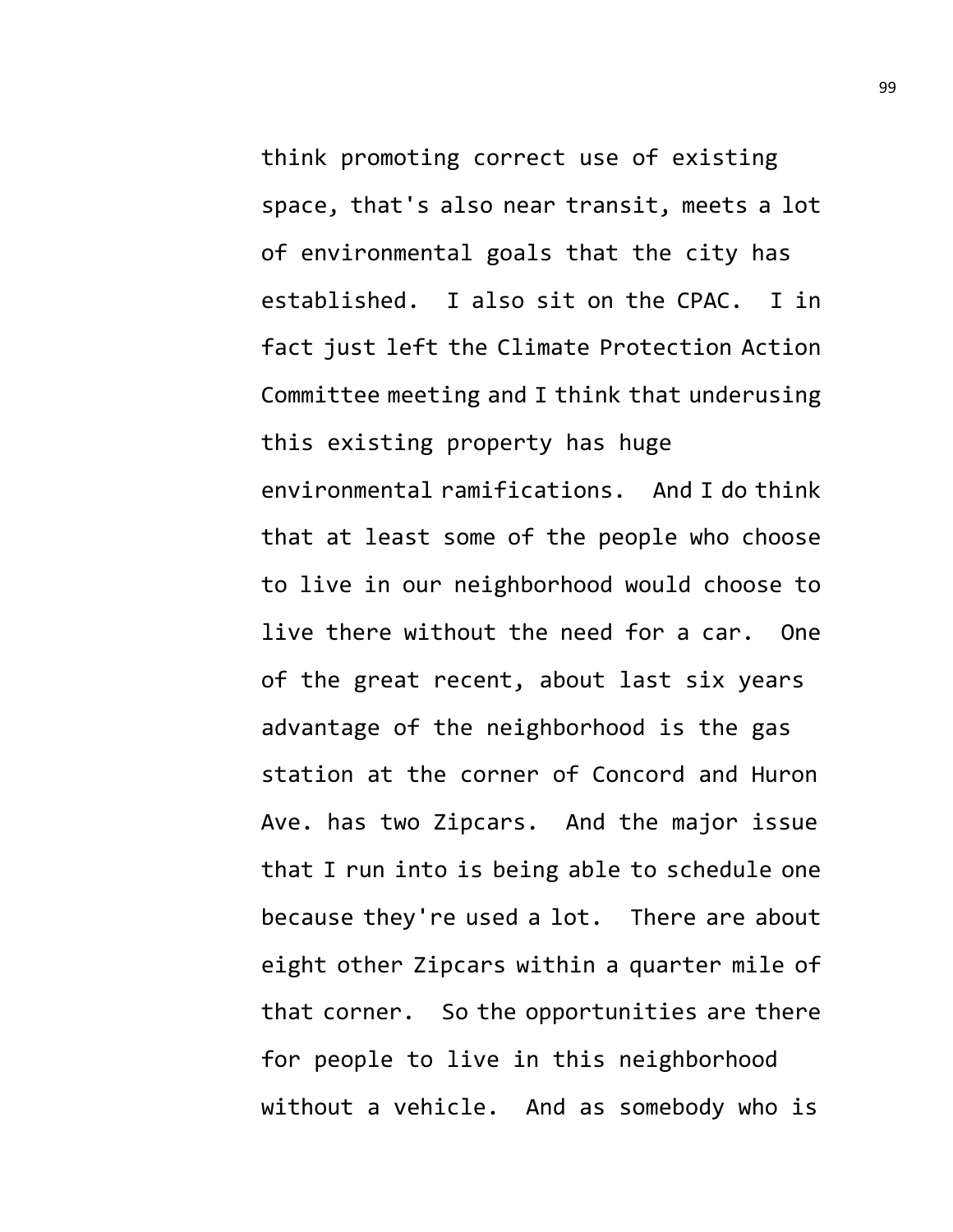think promoting correct use of existing space, that's also near transit, meets a lot of environmental goals that the city has established. I also sit on the CPAC. I in fact just left the Climate Protection Action Committee meeting and I think that underusing this existing property has huge environmental ramifications. And I do think that at least some of the people who choose to live in our neighborhood would choose to live there without the need for a car. One of the great recent, about last six years advantage of the neighborhood is the gas station at the corner of Concord and Huron Ave. has two Zipcars. And the major issue that I run into is being able to schedule one because they're used a lot. There are about eight other Zipcars within a quarter mile of that corner. So the opportunities are there for people to live in this neighborhood without a vehicle. And as somebody who is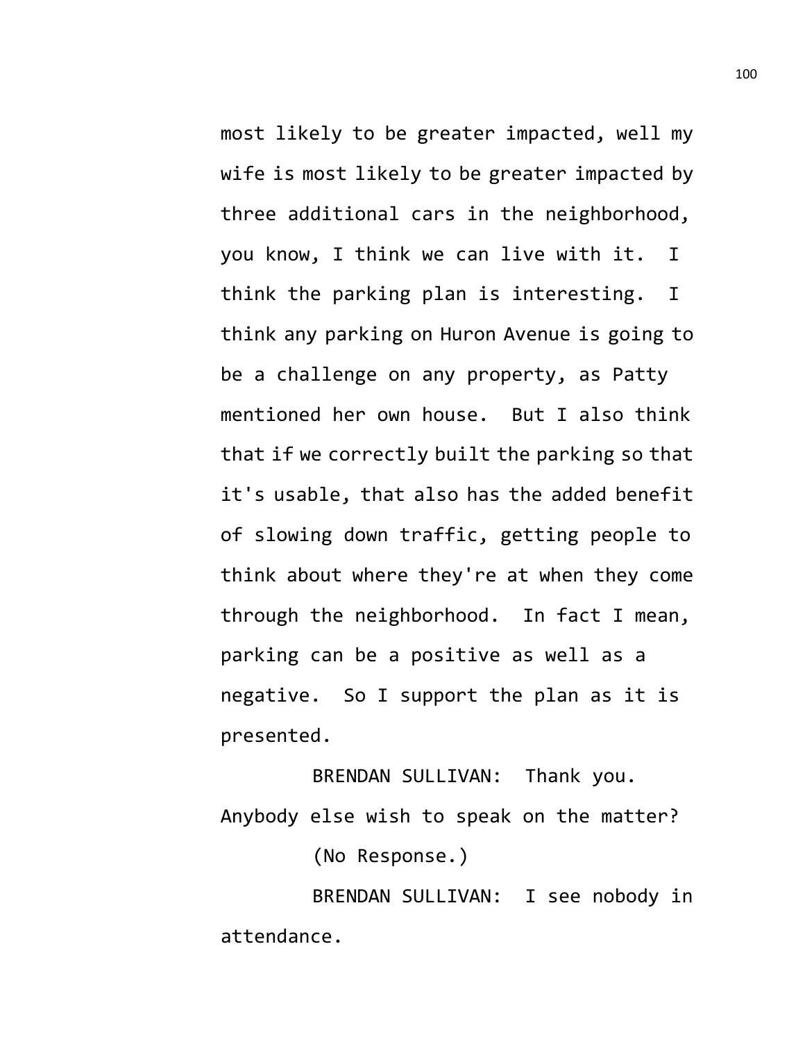most likely to be greater impacted, well my wife is most likely to be greater impacted by three additional cars in the neighborhood, you know, I think we can live with it. I think the parking plan is interesting. I think any parking on Huron Avenue is going to be a challenge on any property, as Patty mentioned her own house. But I also think that if we correctly built the parking so that it's usable, that also has the added benefit of slowing down traffic, getting people to think about where they're at when they come through the neighborhood. In fact I mean, parking can be a positive as well as a negative. So I support the plan as it is presented.

BRENDAN SULLIVAN: Thank you. Anybody else wish to speak on the matter?

(No Response.)

BRENDAN SULLIVAN: I see nobody in attendance.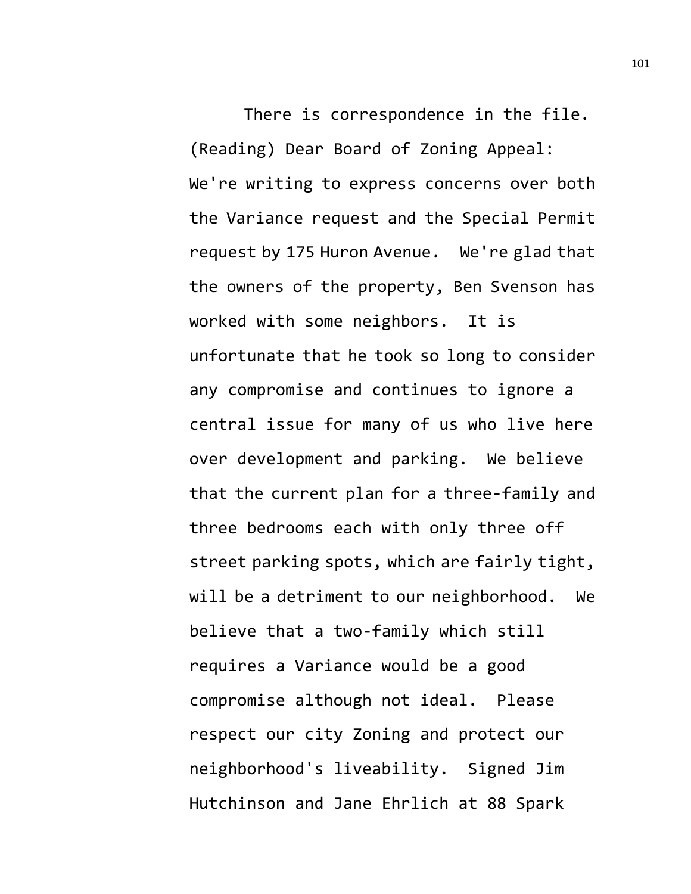There is correspondence in the file. (Reading) Dear Board of Zoning Appeal: We're writing to express concerns over both the Variance request and the Special Permit request by 175 Huron Avenue. We're glad that the owners of the property, Ben Svenson has worked with some neighbors. It is unfortunate that he took so long to consider any compromise and continues to ignore a central issue for many of us who live here over development and parking. We believe that the current plan for a three-family and three bedrooms each with only three off street parking spots, which are fairly tight, will be a detriment to our neighborhood. We believe that a two-family which still requires a Variance would be a good compromise although not ideal. Please respect our city Zoning and protect our neighborhood's liveability. Signed Jim Hutchinson and Jane Ehrlich at 88 Spark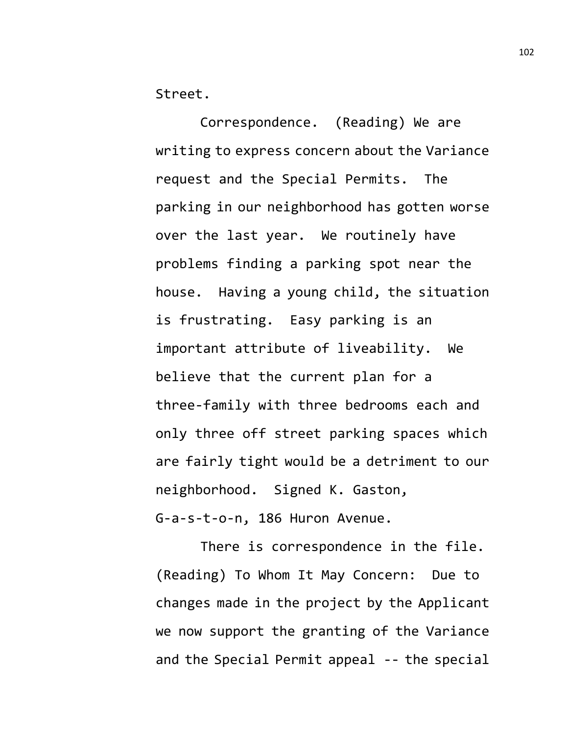Street.

Correspondence. (Reading) We are writing to express concern about the Variance request and the Special Permits. The parking in our neighborhood has gotten worse over the last year. We routinely have problems finding a parking spot near the house. Having a young child, the situation is frustrating. Easy parking is an important attribute of liveability. We believe that the current plan for a three-family with three bedrooms each and only three off street parking spaces which are fairly tight would be a detriment to our neighborhood. Signed K. Gaston, G-a-s-t-o-n, 186 Huron Avenue.

There is correspondence in the file. (Reading) To Whom It May Concern: Due to changes made in the project by the Applicant we now support the granting of the Variance and the Special Permit appeal -- the special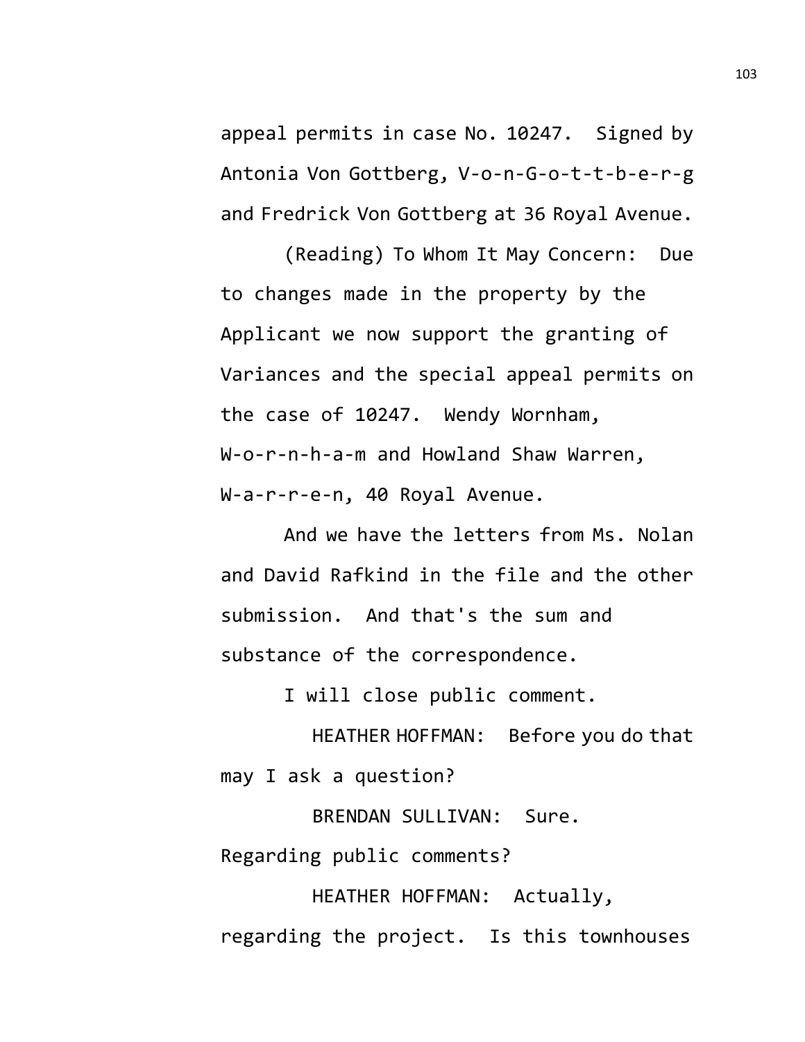appeal permits in case No. 10247. Signed by Antonia Von Gottberg, V-o-n-G-o-t-t-b-e-r-g and Fredrick Von Gottberg at 36 Royal Avenue.

(Reading) To Whom It May Concern: Due to changes made in the property by the Applicant we now support the granting of Variances and the special appeal permits on the case of 10247. Wendy Wornham, W-o-r-n-h-a-m and Howland Shaw Warren, W-a-r-r-e-n, 40 Royal Avenue.

And we have the letters from Ms. Nolan and David Rafkind in the file and the other submission. And that's the sum and substance of the correspondence.

I will close public comment.

HEATHER HOFFMAN: Before you do that may I ask a question?

BRENDAN SULLIVAN: Sure. Regarding public comments?

HEATHER HOFFMAN: Actually, regarding the project. Is this townhouses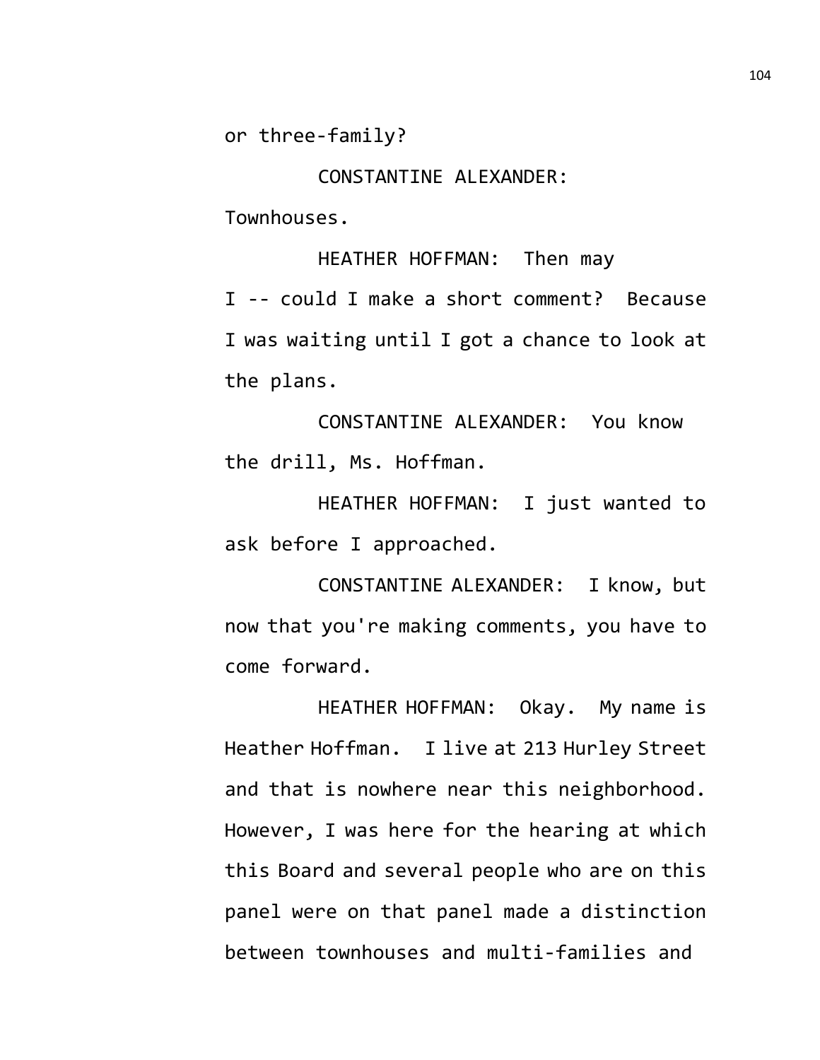or three-family?

CONSTANTINE ALEXANDER: Townhouses.

HEATHER HOFFMAN: Then may I -- could I make a short comment? Because I was waiting until I got a chance to look at the plans.

CONSTANTINE ALEXANDER: You know the drill, Ms. Hoffman.

HEATHER HOFFMAN: I just wanted to ask before I approached.

CONSTANTINE ALEXANDER: I know, but now that you're making comments, you have to come forward.

HEATHER HOFFMAN: Okay. My name is Heather Hoffman. I live at 213 Hurley Street and that is nowhere near this neighborhood. However, I was here for the hearing at which this Board and several people who are on this panel were on that panel made a distinction between townhouses and multi-families and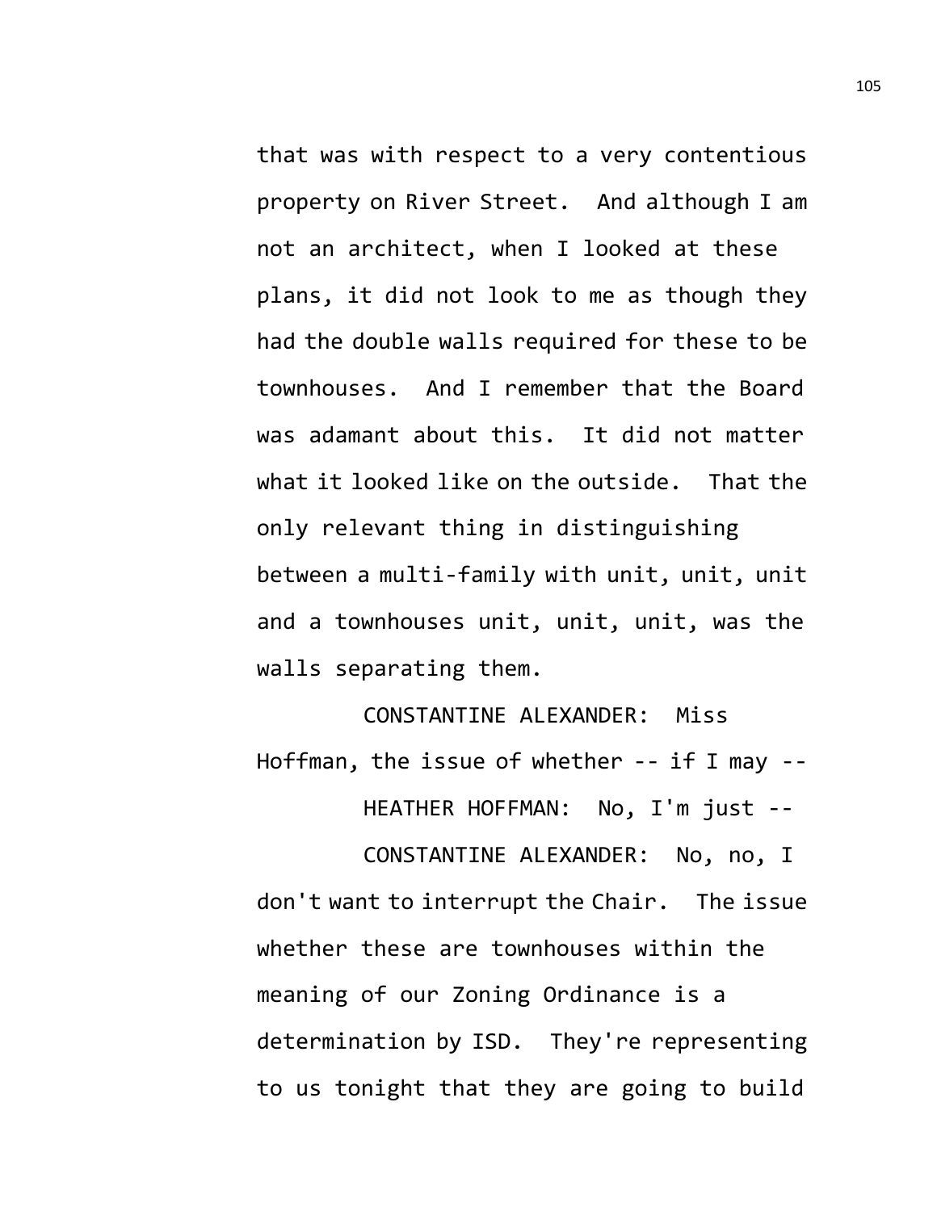that was with respect to a very contentious property on River Street. And although I am not an architect, when I looked at these plans, it did not look to me as though they had the double walls required for these to be townhouses. And I remember that the Board was adamant about this. It did not matter what it looked like on the outside. That the only relevant thing in distinguishing between a multi-family with unit, unit, unit and a townhouses unit, unit, unit, was the walls separating them.

CONSTANTINE ALEXANDER: Miss Hoffman, the issue of whether -- if I may --

HEATHER HOFFMAN: No, I'm just --

CONSTANTINE ALEXANDER: No, no, I don't want to interrupt the Chair. The issue whether these are townhouses within the meaning of our Zoning Ordinance is a determination by ISD. They're representing to us tonight that they are going to build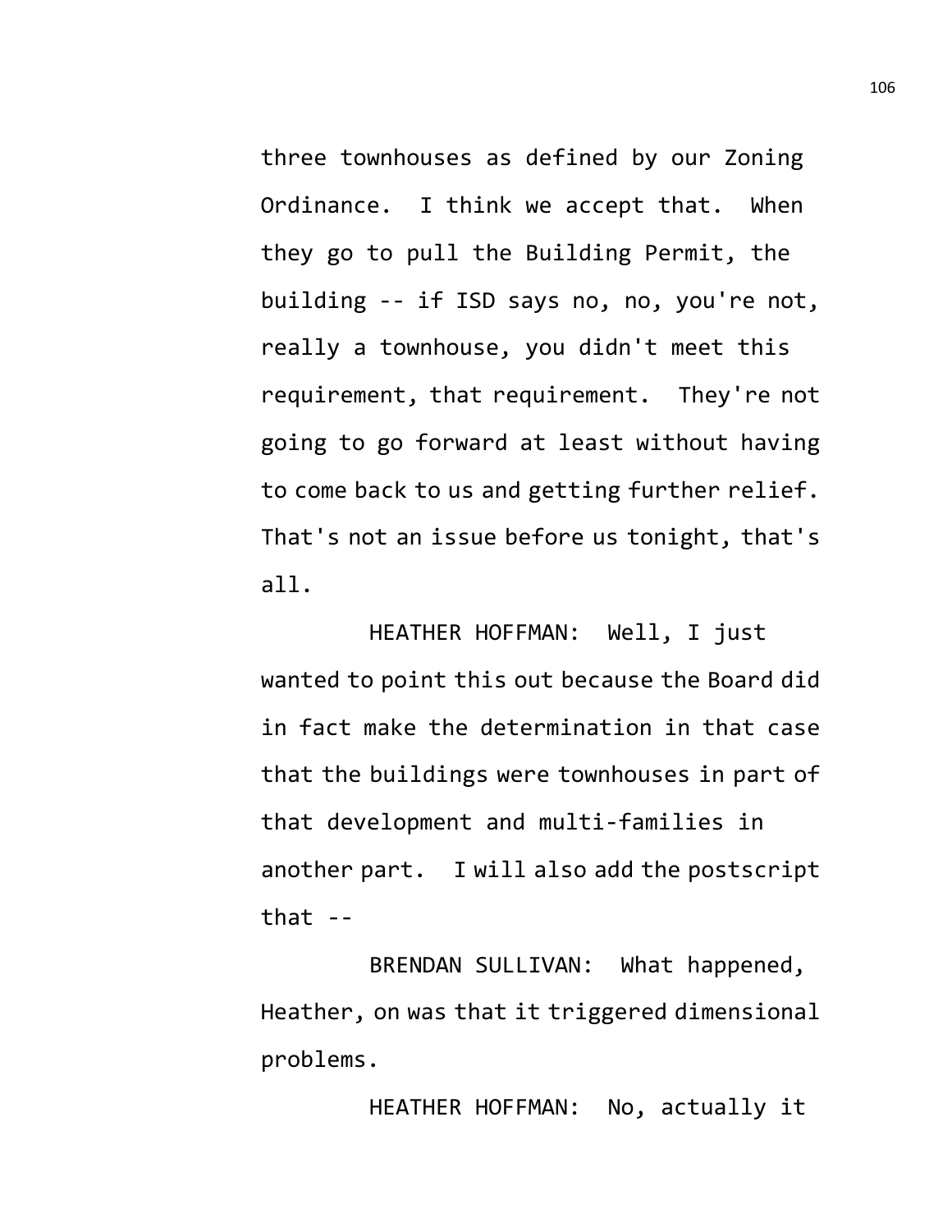three townhouses as defined by our Zoning Ordinance. I think we accept that. When they go to pull the Building Permit, the building -- if ISD says no, no, you're not, really a townhouse, you didn't meet this requirement, that requirement. They're not going to go forward at least without having to come back to us and getting further relief. That's not an issue before us tonight, that's all.

HEATHER HOFFMAN: Well, I just wanted to point this out because the Board did in fact make the determination in that case that the buildings were townhouses in part of that development and multi-families in another part. I will also add the postscript that --

BRENDAN SULLIVAN: What happened, Heather, on was that it triggered dimensional problems.

HEATHER HOFFMAN: No, actually it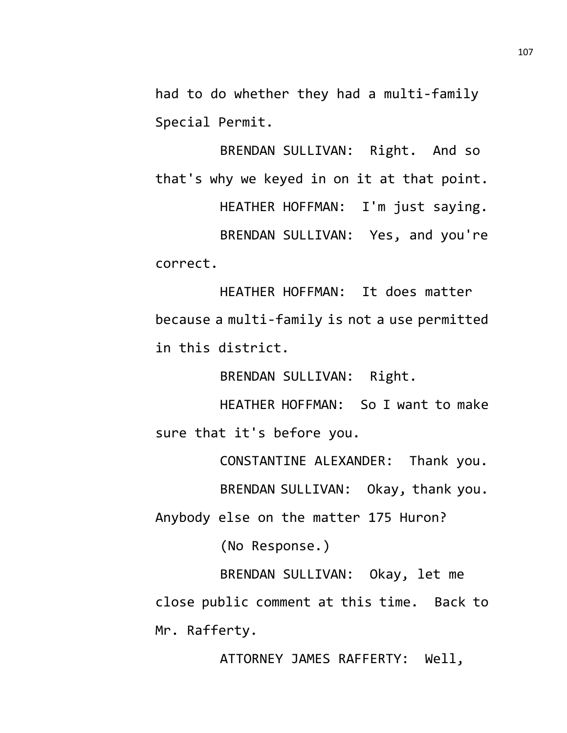had to do whether they had a multi-family Special Permit.

BRENDAN SULLIVAN: Right. And so that's why we keyed in on it at that point.

HEATHER HOFFMAN: I'm just saying.

BRENDAN SULLIVAN: Yes, and you're correct.

HEATHER HOFFMAN: It does matter because a multi-family is not a use permitted in this district.

BRENDAN SULLIVAN: Right.

HEATHER HOFFMAN: So I want to make sure that it's before you.

CONSTANTINE ALEXANDER: Thank you.

BRENDAN SULLIVAN: Okay, thank you. Anybody else on the matter 175 Huron?

(No Response.)

BRENDAN SULLIVAN: Okay, let me close public comment at this time. Back to Mr. Rafferty.

ATTORNEY JAMES RAFFERTY: Well,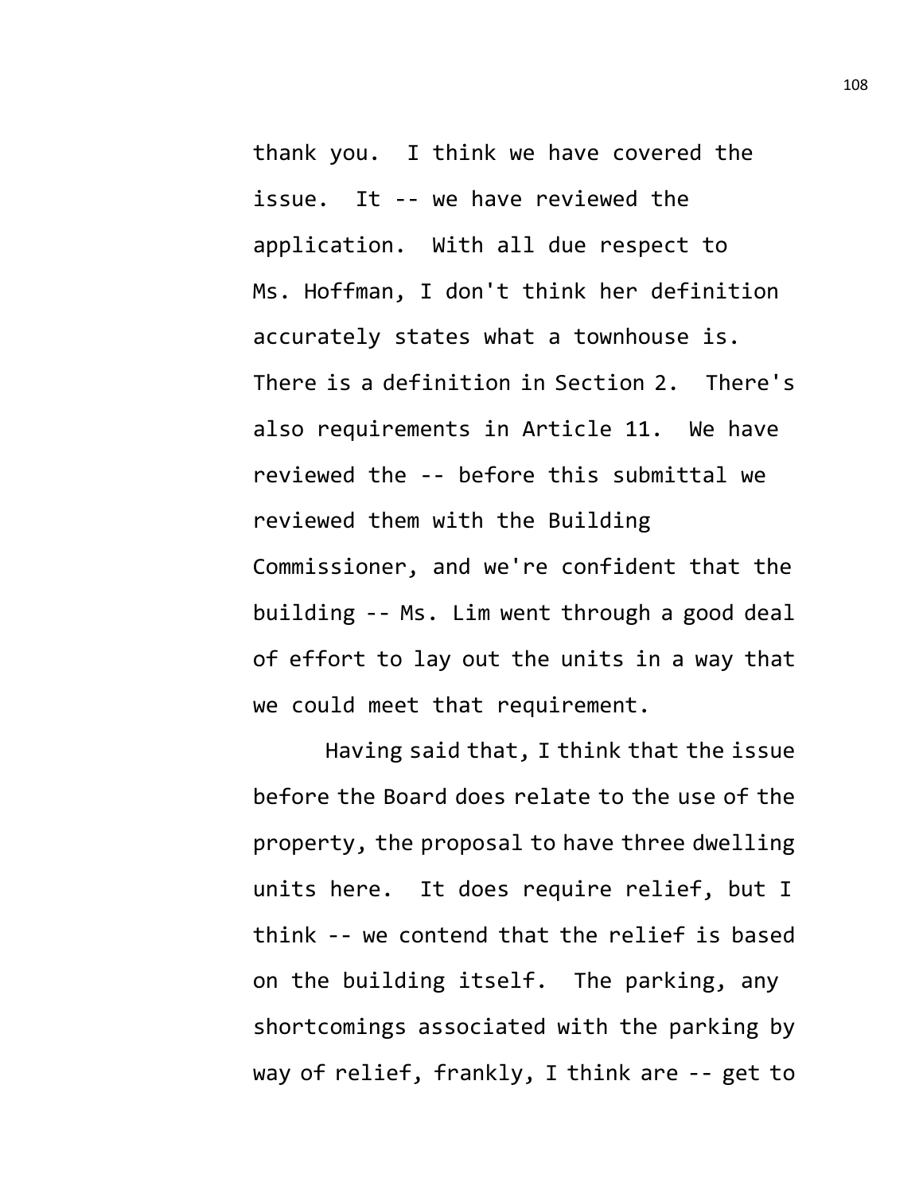thank you. I think we have covered the issue. It -- we have reviewed the application. With all due respect to Ms. Hoffman, I don't think her definition accurately states what a townhouse is. There is a definition in Section 2. There's also requirements in Article 11. We have reviewed the -- before this submittal we reviewed them with the Building Commissioner, and we're confident that the building -- Ms. Lim went through a good deal of effort to lay out the units in a way that we could meet that requirement.

Having said that, I think that the issue before the Board does relate to the use of the property, the proposal to have three dwelling units here. It does require relief, but I think -- we contend that the relief is based on the building itself. The parking, any shortcomings associated with the parking by way of relief, frankly, I think are -- get to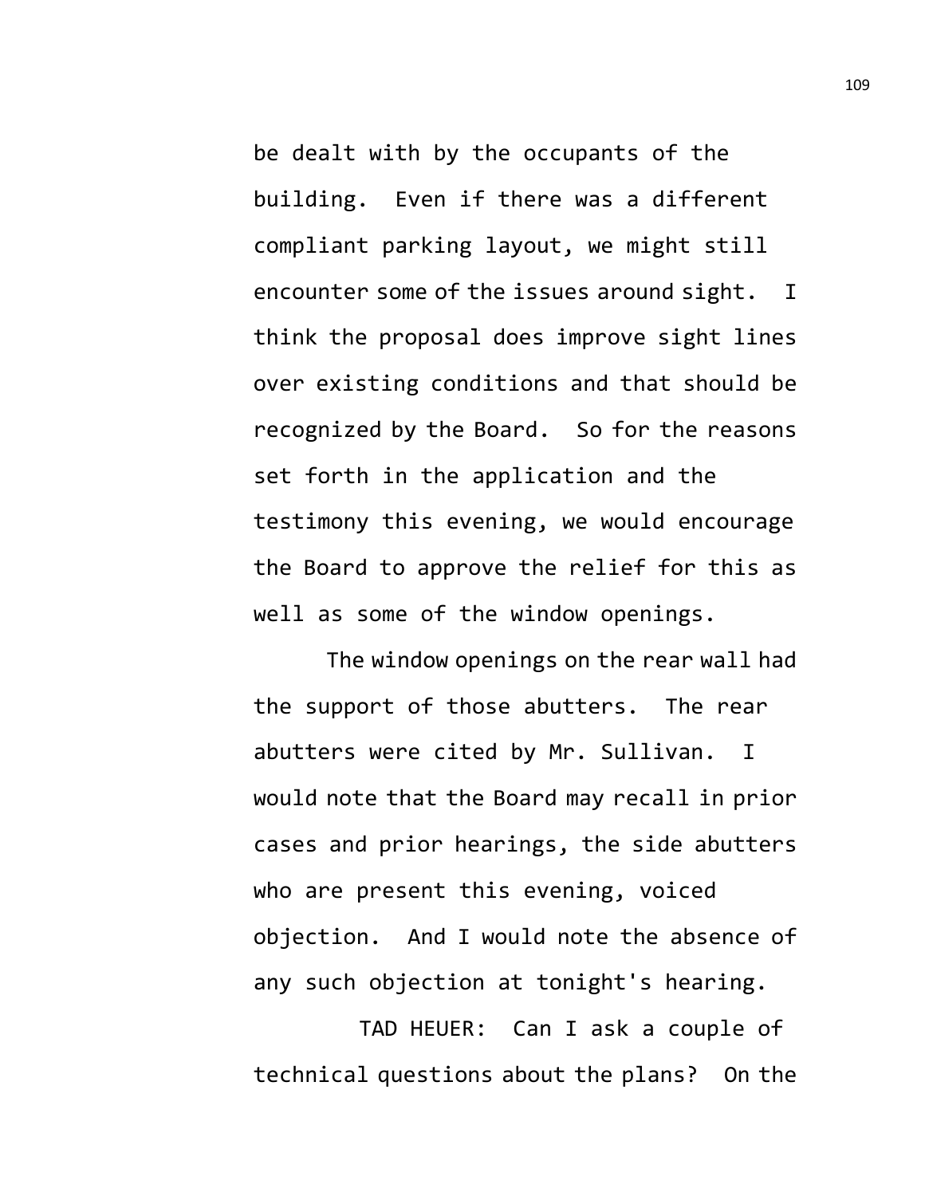be dealt with by the occupants of the building. Even if there was a different compliant parking layout, we might still encounter some of the issues around sight. I think the proposal does improve sight lines over existing conditions and that should be recognized by the Board. So for the reasons set forth in the application and the testimony this evening, we would encourage the Board to approve the relief for this as well as some of the window openings.

The window openings on the rear wall had the support of those abutters. The rear abutters were cited by Mr. Sullivan. I would note that the Board may recall in prior cases and prior hearings, the side abutters who are present this evening, voiced objection. And I would note the absence of any such objection at tonight's hearing.

TAD HEUER: Can I ask a couple of technical questions about the plans? On the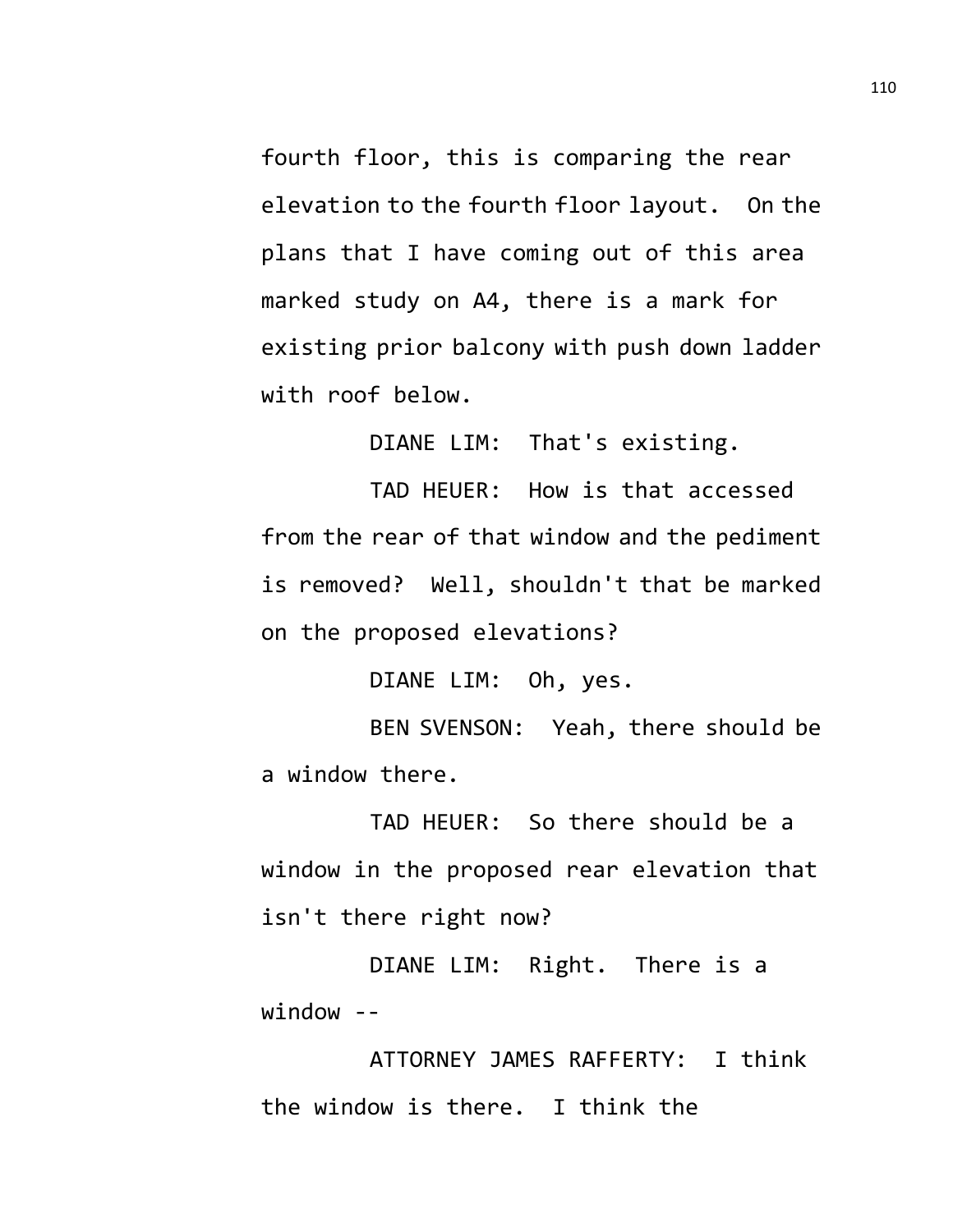fourth floor, this is comparing the rear elevation to the fourth floor layout. On the plans that I have coming out of this area marked study on A4, there is a mark for existing prior balcony with push down ladder with roof below.

DIANE LIM: That's existing.

TAD HEUER: How is that accessed from the rear of that window and the pediment is removed? Well, shouldn't that be marked on the proposed elevations?

DIANE LIM: Oh, yes.

BEN SVENSON: Yeah, there should be a window there.

TAD HEUER: So there should be a window in the proposed rear elevation that isn't there right now?

DIANE LIM: Right. There is a window --

ATTORNEY JAMES RAFFERTY: I think the window is there. I think the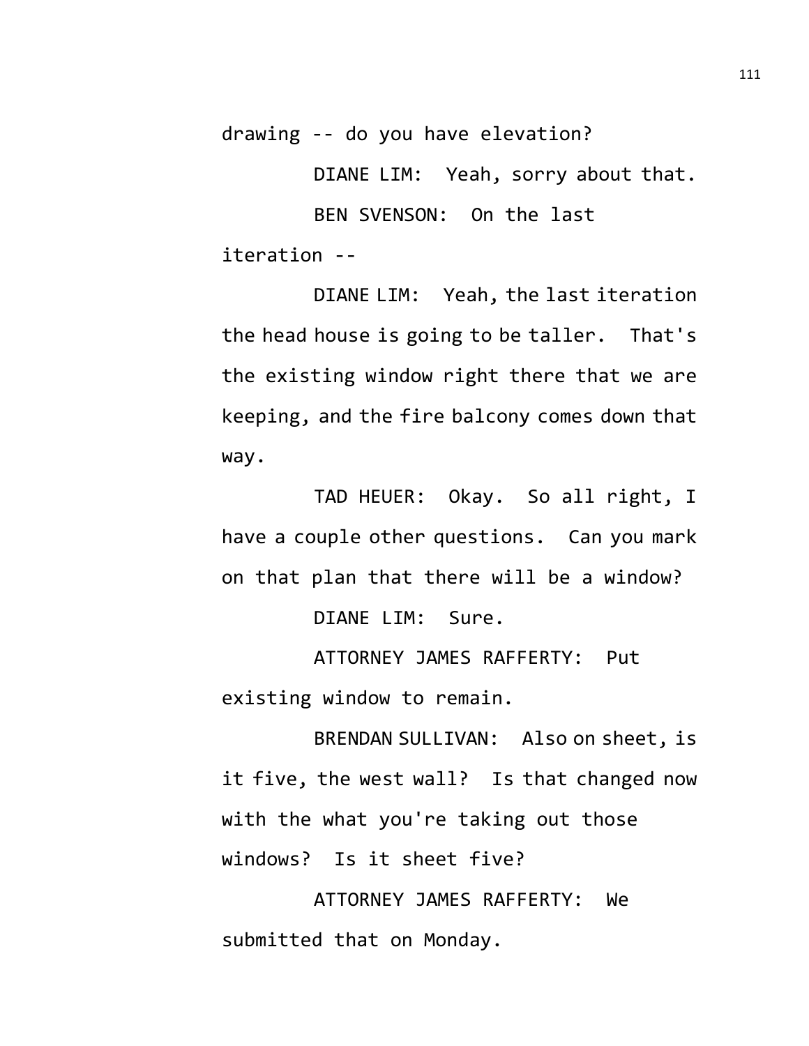drawing -- do you have elevation?

DIANE LIM: Yeah, sorry about that.

BEN SVENSON: On the last iteration --

DIANE LIM: Yeah, the last iteration the head house is going to be taller. That's the existing window right there that we are keeping, and the fire balcony comes down that way.

TAD HEUER: Okay. So all right, I have a couple other questions. Can you mark on that plan that there will be a window?

DIANE LIM: Sure.

ATTORNEY JAMES RAFFERTY: Put existing window to remain.

BRENDAN SULLIVAN: Also on sheet, is it five, the west wall? Is that changed now with the what you're taking out those windows? Is it sheet five?

ATTORNEY JAMES RAFFERTY: We submitted that on Monday.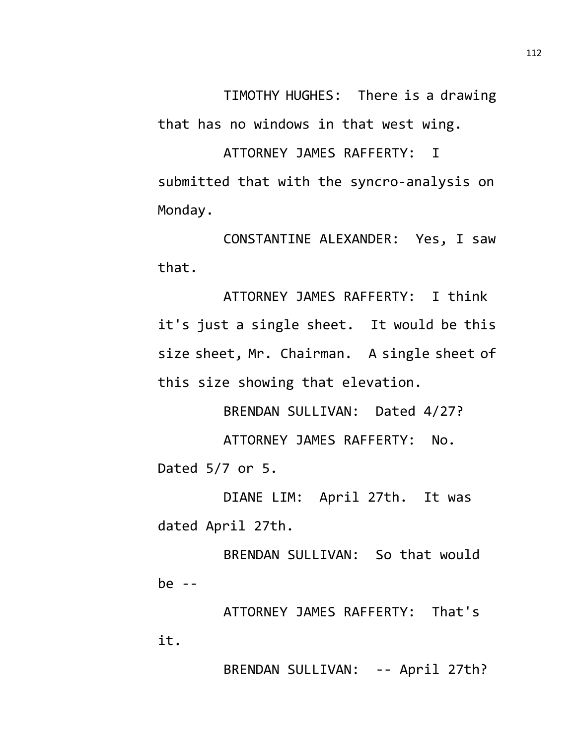TIMOTHY HUGHES: There is a drawing that has no windows in that west wing.

ATTORNEY JAMES RAFFERTY: I submitted that with the syncro-analysis on Monday.

CONSTANTINE ALEXANDER: Yes, I saw that.

ATTORNEY JAMES RAFFERTY: I think it's just a single sheet. It would be this size sheet, Mr. Chairman. A single sheet of this size showing that elevation.

BRENDAN SULLIVAN: Dated 4/27?

ATTORNEY JAMES RAFFERTY: No. Dated 5/7 or 5.

DIANE LIM: April 27th. It was dated April 27th.

BRENDAN SULLIVAN: So that would be --

ATTORNEY JAMES RAFFERTY: That's it.

BRENDAN SULLIVAN: -- April 27th?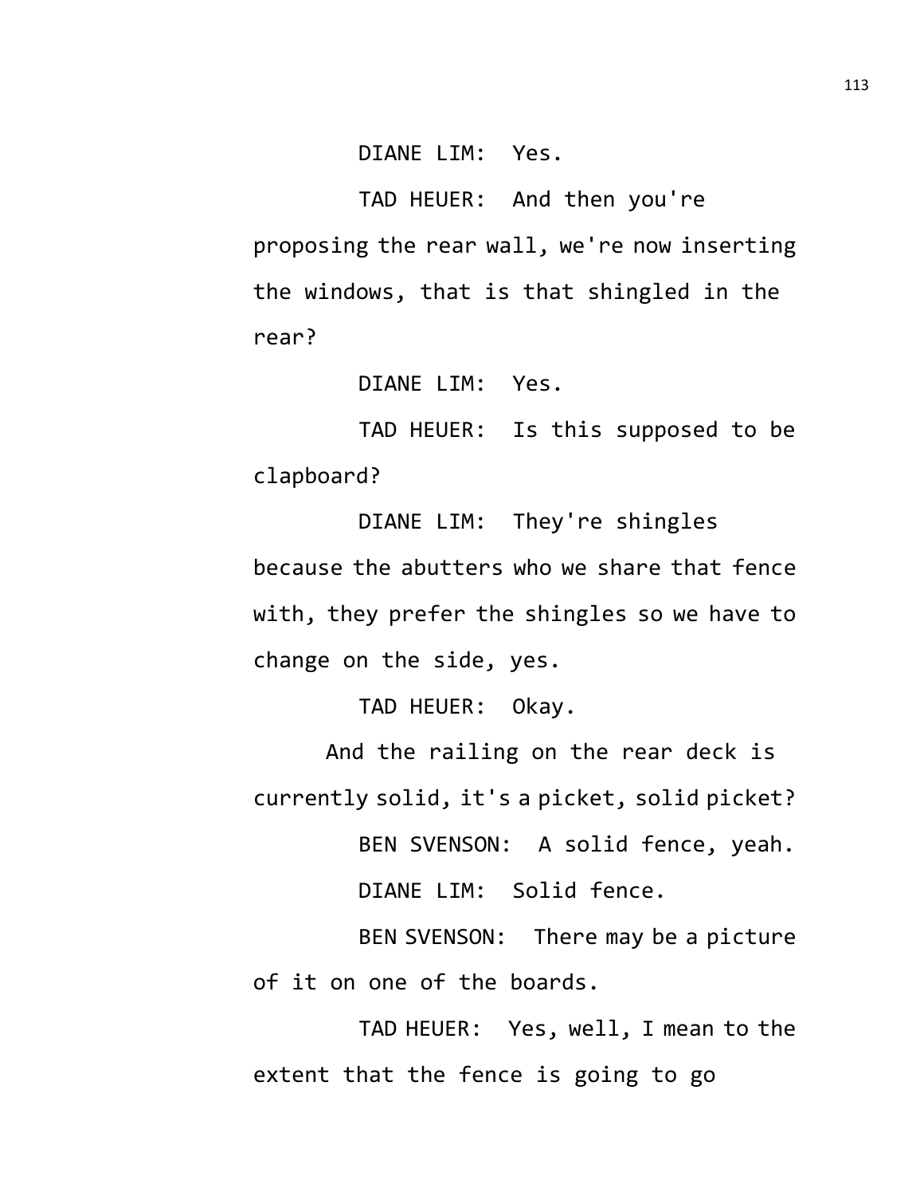DIANE LIM: Yes.

TAD HEUER: And then you're proposing the rear wall, we're now inserting the windows, that is that shingled in the rear?

DIANE LIM: Yes.

TAD HEUER: Is this supposed to be clapboard?

DIANE LIM: They're shingles because the abutters who we share that fence with, they prefer the shingles so we have to change on the side, yes.

TAD HEUER: Okay.

And the railing on the rear deck is currently solid, it's a picket, solid picket?

BEN SVENSON: A solid fence, yeah.

DIANE LIM: Solid fence.

BEN SVENSON: There may be a picture of it on one of the boards.

TAD HEUER: Yes, well, I mean to the extent that the fence is going to go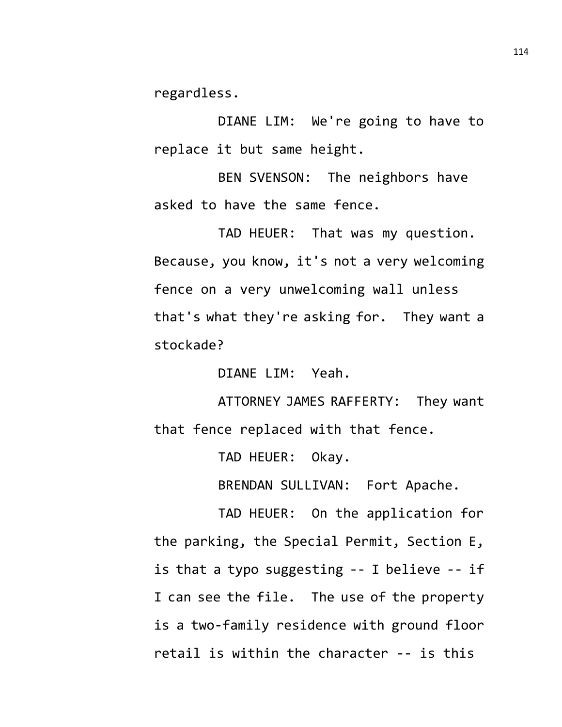regardless.

DIANE LIM: We're going to have to replace it but same height.

BEN SVENSON: The neighbors have asked to have the same fence.

TAD HEUER: That was my question. Because, you know, it's not a very welcoming fence on a very unwelcoming wall unless that's what they're asking for. They want a stockade?

DIANE LIM: Yeah.

ATTORNEY JAMES RAFFERTY: They want that fence replaced with that fence.

TAD HEUER: Okay.

BRENDAN SULLIVAN: Fort Apache.

TAD HEUER: On the application for the parking, the Special Permit, Section E, is that a typo suggesting -- I believe -- if I can see the file. The use of the property is a two-family residence with ground floor retail is within the character -- is this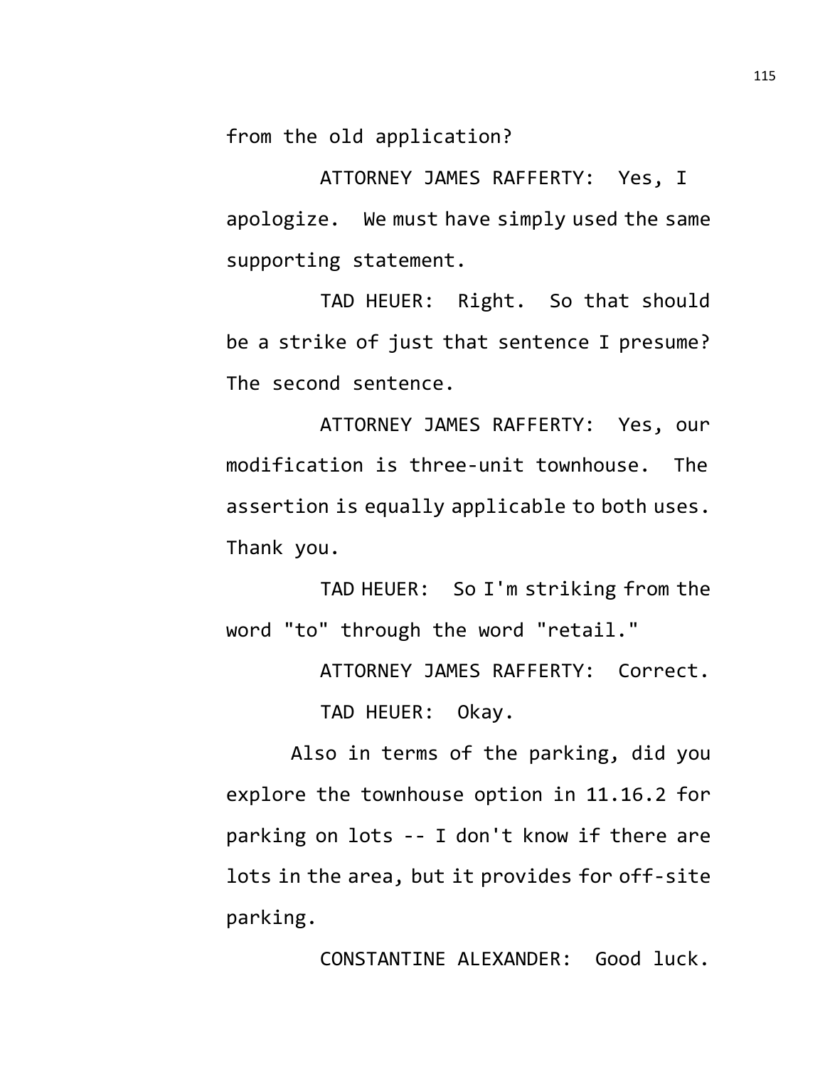from the old application?

ATTORNEY JAMES RAFFERTY: Yes, I apologize. We must have simply used the same supporting statement.

TAD HEUER: Right. So that should be a strike of just that sentence I presume? The second sentence.

ATTORNEY JAMES RAFFERTY: Yes, our modification is three-unit townhouse. The assertion is equally applicable to both uses. Thank you.

TAD HEUER: So I'm striking from the word "to" through the word "retail."

ATTORNEY JAMES RAFFERTY: Correct.

TAD HEUER: Okay.

Also in terms of the parking, did you explore the townhouse option in 11.16.2 for parking on lots -- I don't know if there are lots in the area, but it provides for off-site parking.

CONSTANTINE ALEXANDER: Good luck.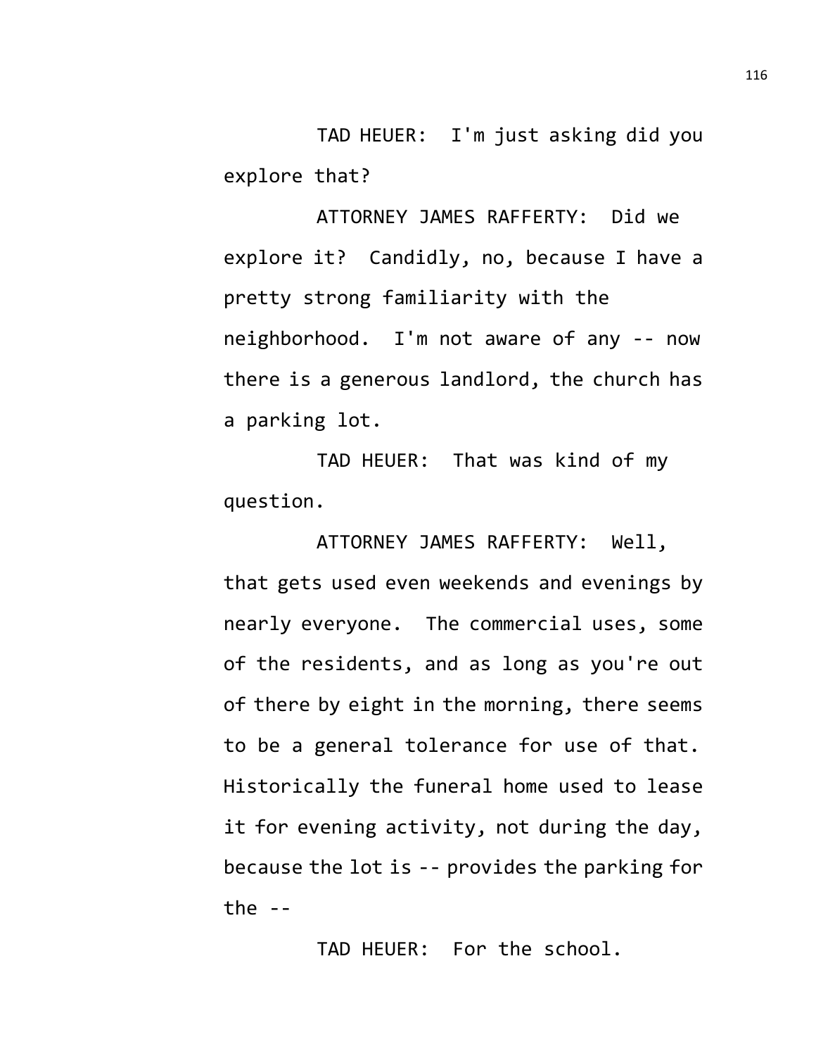TAD HEUER: I'm just asking did you explore that?

ATTORNEY JAMES RAFFERTY: Did we explore it? Candidly, no, because I have a pretty strong familiarity with the neighborhood. I'm not aware of any -- now there is a generous landlord, the church has a parking lot.

TAD HEUER: That was kind of my question.

ATTORNEY JAMES RAFFERTY: Well, that gets used even weekends and evenings by nearly everyone. The commercial uses, some of the residents, and as long as you're out of there by eight in the morning, there seems to be a general tolerance for use of that. Historically the funeral home used to lease it for evening activity, not during the day, because the lot is -- provides the parking for the --

TAD HEUER: For the school.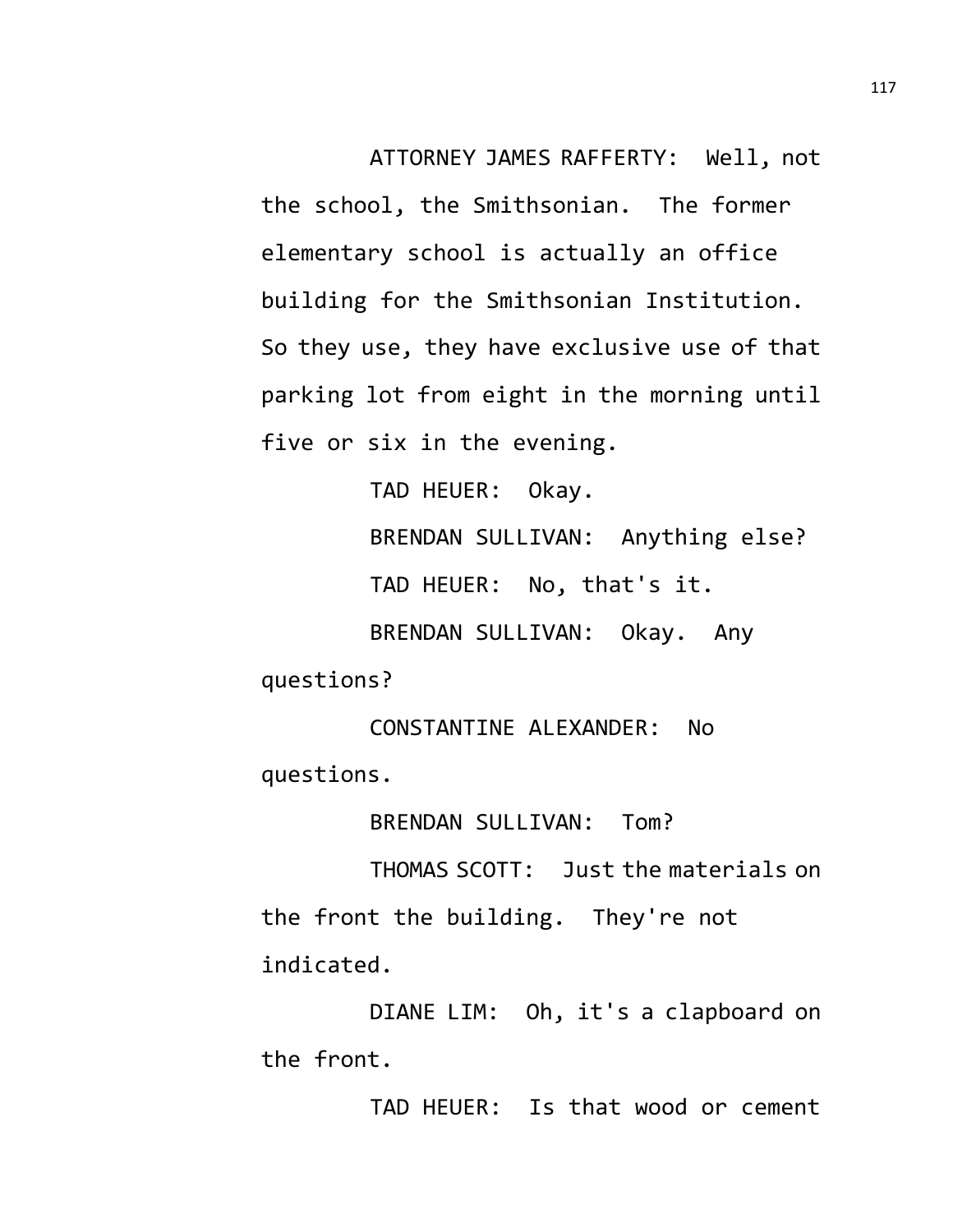ATTORNEY JAMES RAFFERTY: Well, not the school, the Smithsonian. The former elementary school is actually an office building for the Smithsonian Institution. So they use, they have exclusive use of that parking lot from eight in the morning until five or six in the evening.

TAD HEUER: Okay.

BRENDAN SULLIVAN: Anything else?

TAD HEUER: No, that's it.

BRENDAN SULLIVAN: Okay. Any questions?

CONSTANTINE ALEXANDER: No questions.

BRENDAN SULLIVAN: Tom?

THOMAS SCOTT: Just the materials on the front the building. They're not indicated.

DIANE LIM: Oh, it's a clapboard on the front.

TAD HEUER: Is that wood or cement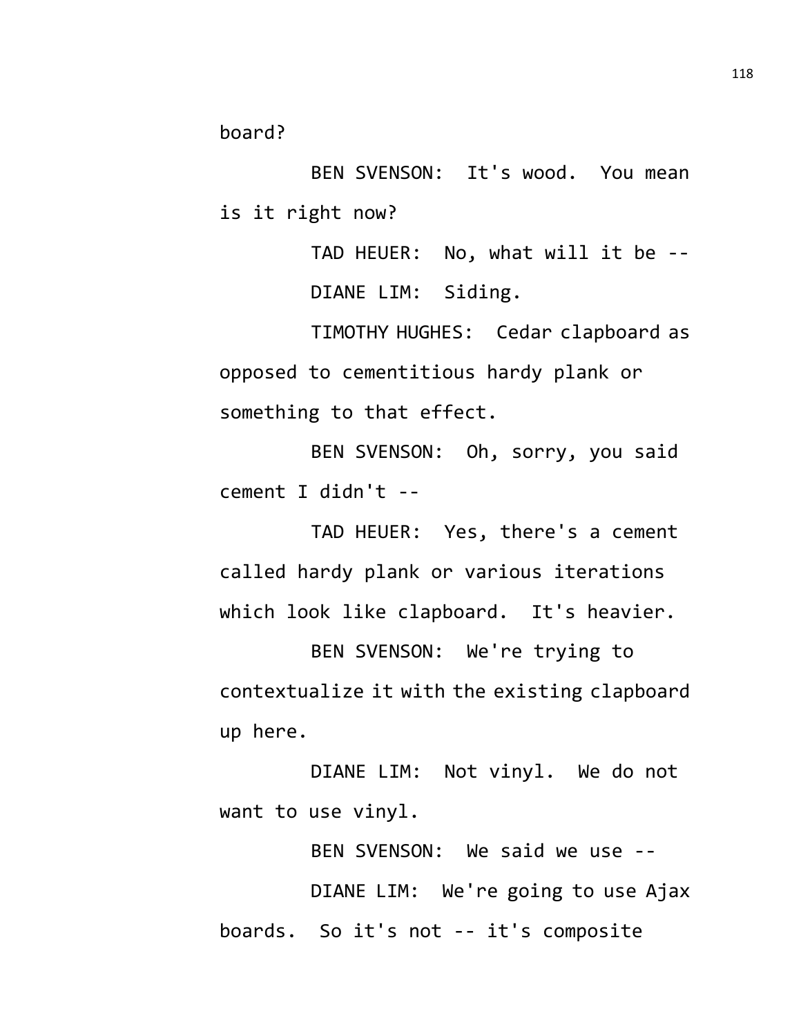board?

BEN SVENSON: It's wood. You mean is it right now?

TAD HEUER: No, what will it be --

DIANE LIM: Siding.

TIMOTHY HUGHES: Cedar clapboard as opposed to cementitious hardy plank or something to that effect.

BEN SVENSON: Oh, sorry, you said cement I didn't --

TAD HEUER: Yes, there's a cement called hardy plank or various iterations which look like clapboard. It's heavier.

BEN SVENSON: We're trying to contextualize it with the existing clapboard up here.

DIANE LIM: Not vinyl. We do not want to use vinyl.

BEN SVENSON: We said we use --

DIANE LIM: We're going to use Ajax boards. So it's not -- it's composite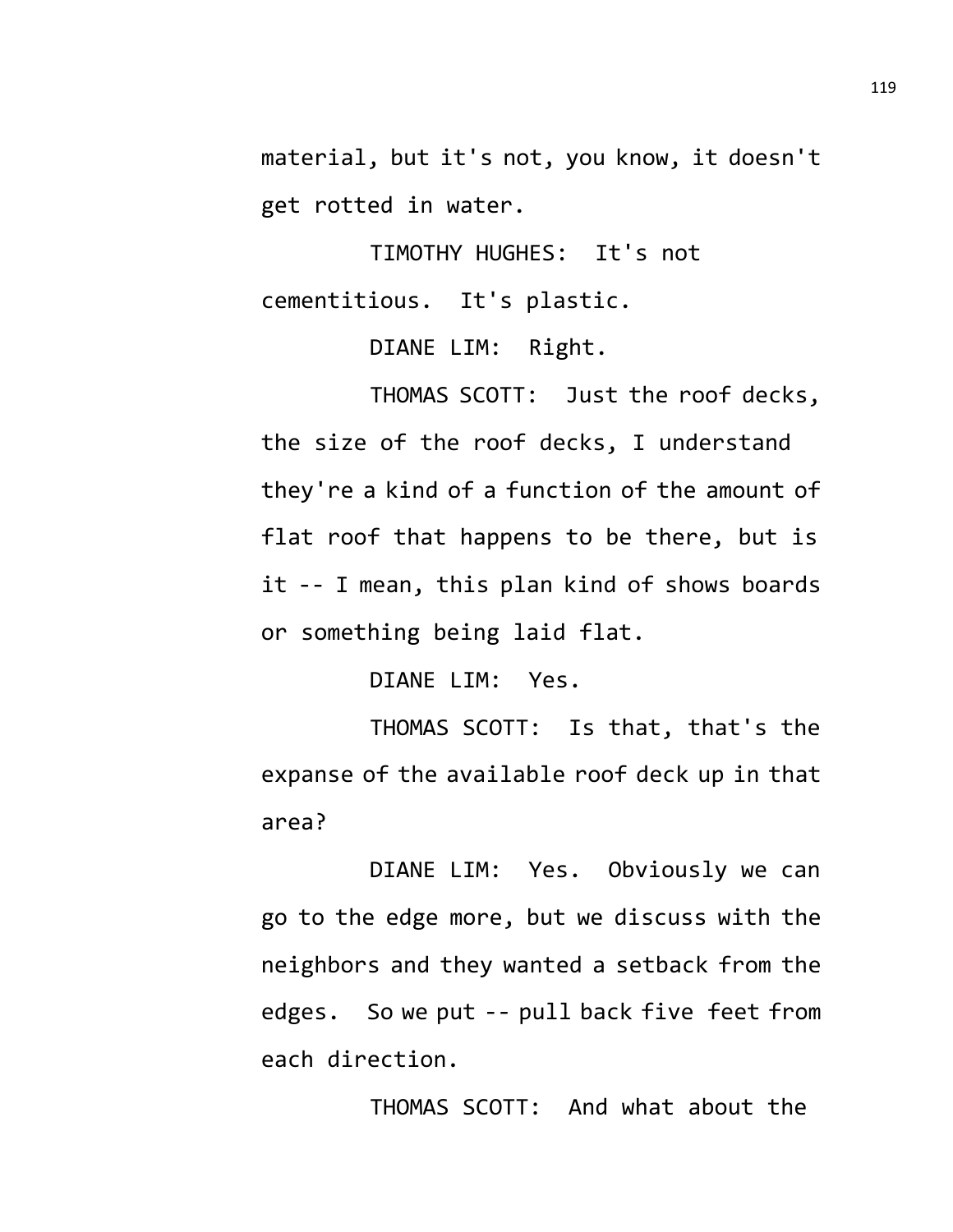material, but it's not, you know, it doesn't get rotted in water.

TIMOTHY HUGHES: It's not cementitious. It's plastic.

DIANE LIM: Right.

THOMAS SCOTT: Just the roof decks, the size of the roof decks, I understand they're a kind of a function of the amount of flat roof that happens to be there, but is it -- I mean, this plan kind of shows boards or something being laid flat.

DIANE LIM: Yes.

THOMAS SCOTT: Is that, that's the expanse of the available roof deck up in that area?

DIANE LIM: Yes. Obviously we can go to the edge more, but we discuss with the neighbors and they wanted a setback from the edges. So we put -- pull back five feet from each direction.

THOMAS SCOTT: And what about the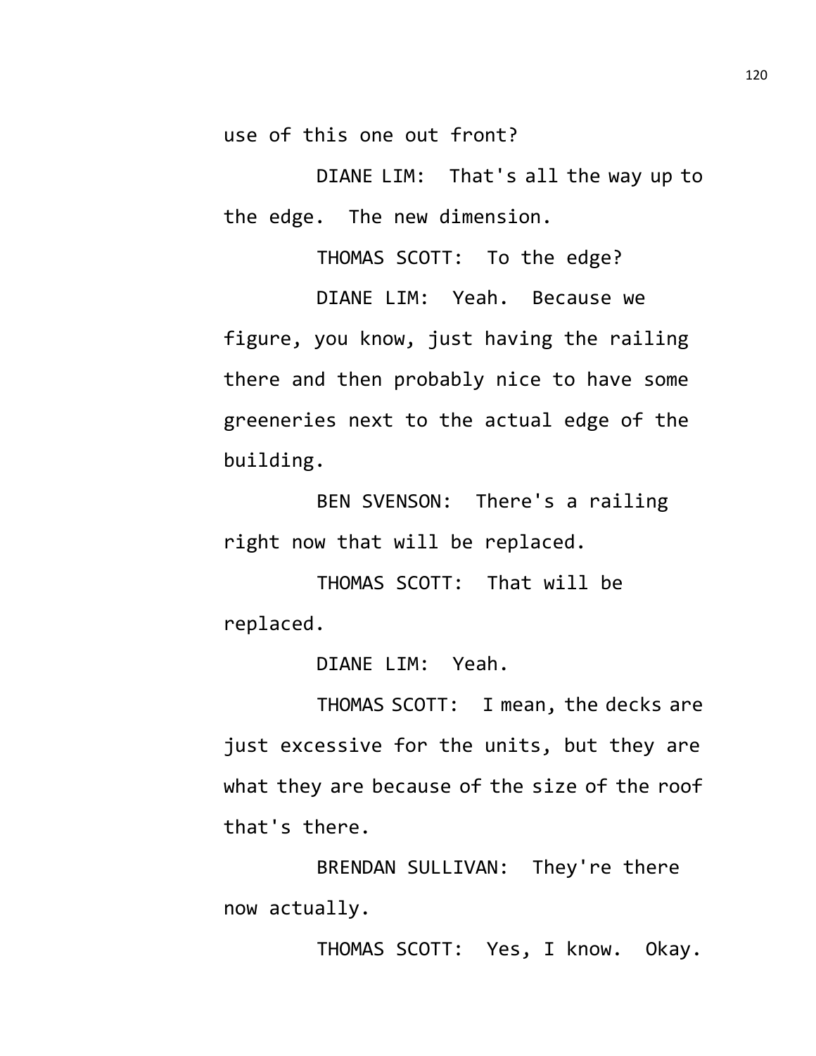use of this one out front?

DIANE LIM: That's all the way up to the edge. The new dimension.

THOMAS SCOTT: To the edge?

DIANE LIM: Yeah. Because we figure, you know, just having the railing there and then probably nice to have some greeneries next to the actual edge of the building.

BEN SVENSON: There's a railing right now that will be replaced.

THOMAS SCOTT: That will be replaced.

DIANE LIM: Yeah.

THOMAS SCOTT: I mean, the decks are just excessive for the units, but they are what they are because of the size of the roof that's there.

BRENDAN SULLIVAN: They're there now actually.

THOMAS SCOTT: Yes, I know. Okay.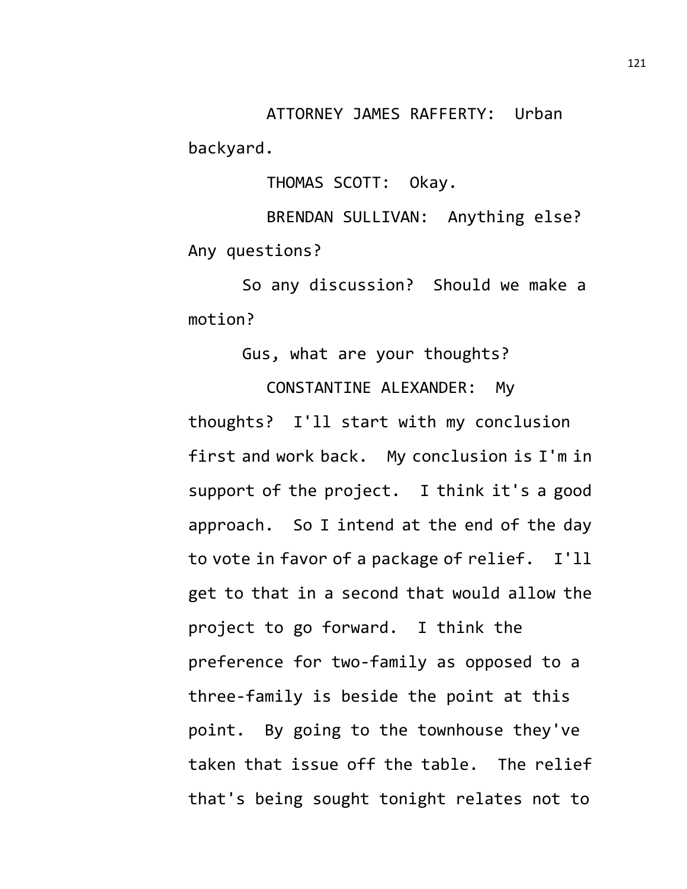ATTORNEY JAMES RAFFERTY: Urban backyard.

THOMAS SCOTT: Okay.

BRENDAN SULLIVAN: Anything else? Any questions?

So any discussion? Should we make a motion?

Gus, what are your thoughts?

CONSTANTINE ALEXANDER: My thoughts? I'll start with my conclusion first and work back. My conclusion is I'm in support of the project. I think it's a good approach. So I intend at the end of the day to vote in favor of a package of relief. I'll get to that in a second that would allow the project to go forward. I think the preference for two-family as opposed to a three-family is beside the point at this point. By going to the townhouse they've taken that issue off the table. The relief that's being sought tonight relates not to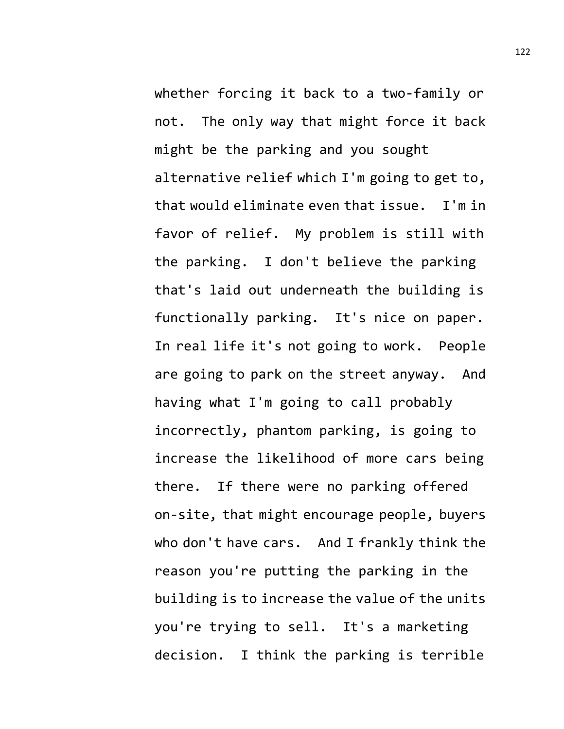whether forcing it back to a two-family or not. The only way that might force it back might be the parking and you sought alternative relief which I'm going to get to, that would eliminate even that issue. I'm in favor of relief. My problem is still with the parking. I don't believe the parking that's laid out underneath the building is functionally parking. It's nice on paper. In real life it's not going to work. People are going to park on the street anyway. And having what I'm going to call probably incorrectly, phantom parking, is going to increase the likelihood of more cars being there. If there were no parking offered on-site, that might encourage people, buyers who don't have cars. And I frankly think the reason you're putting the parking in the building is to increase the value of the units you're trying to sell. It's a marketing decision. I think the parking is terrible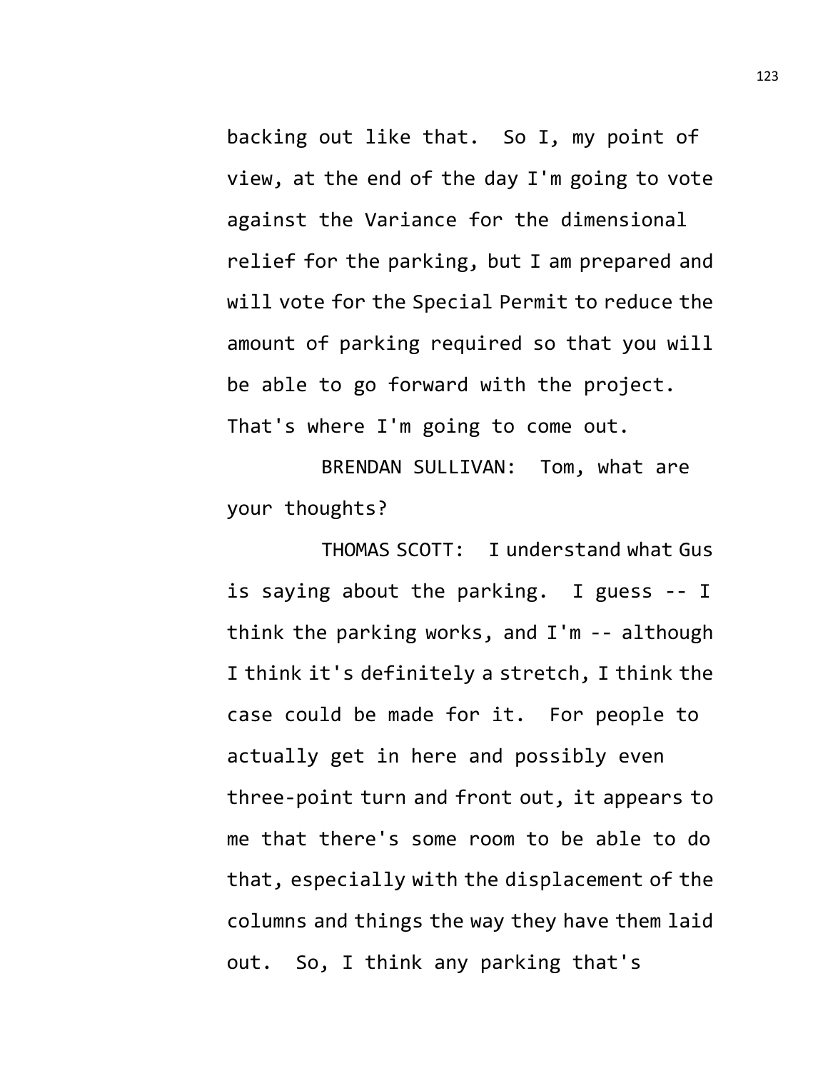backing out like that. So I, my point of view, at the end of the day I'm going to vote against the Variance for the dimensional relief for the parking, but I am prepared and will vote for the Special Permit to reduce the amount of parking required so that you will be able to go forward with the project. That's where I'm going to come out.

BRENDAN SULLIVAN: Tom, what are your thoughts?

THOMAS SCOTT: I understand what Gus is saying about the parking. I guess -- I think the parking works, and I'm -- although I think it's definitely a stretch, I think the case could be made for it. For people to actually get in here and possibly even three-point turn and front out, it appears to me that there's some room to be able to do that, especially with the displacement of the columns and things the way they have them laid out. So, I think any parking that's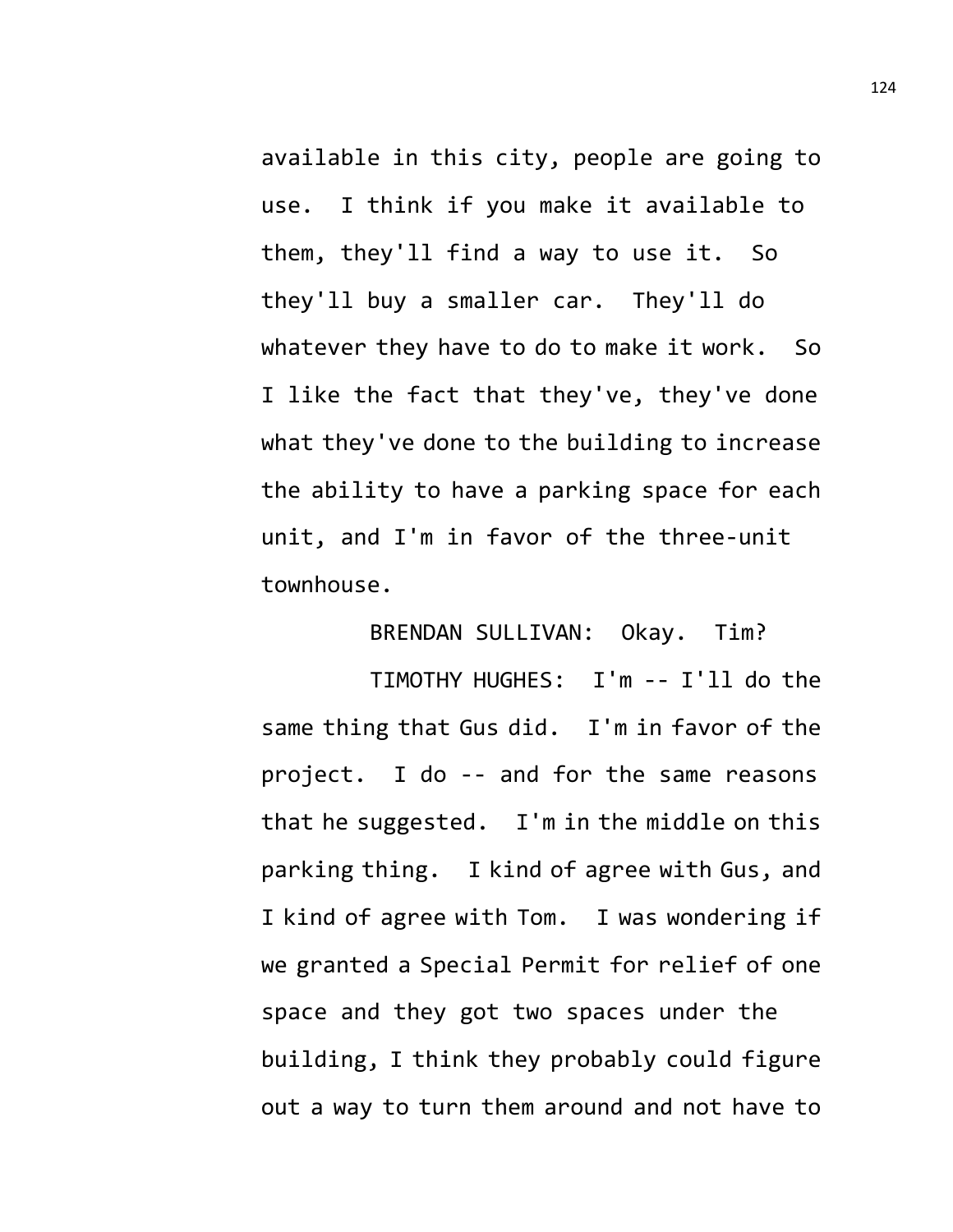available in this city, people are going to use. I think if you make it available to them, they'll find a way to use it. So they'll buy a smaller car. They'll do whatever they have to do to make it work. So I like the fact that they've, they've done what they've done to the building to increase the ability to have a parking space for each unit, and I'm in favor of the three-unit townhouse.

BRENDAN SULLIVAN: Okay. Tim?

TIMOTHY HUGHES: I'm -- I'll do the same thing that Gus did. I'm in favor of the project. I do -- and for the same reasons that he suggested. I'm in the middle on this parking thing. I kind of agree with Gus, and I kind of agree with Tom. I was wondering if we granted a Special Permit for relief of one space and they got two spaces under the building, I think they probably could figure out a way to turn them around and not have to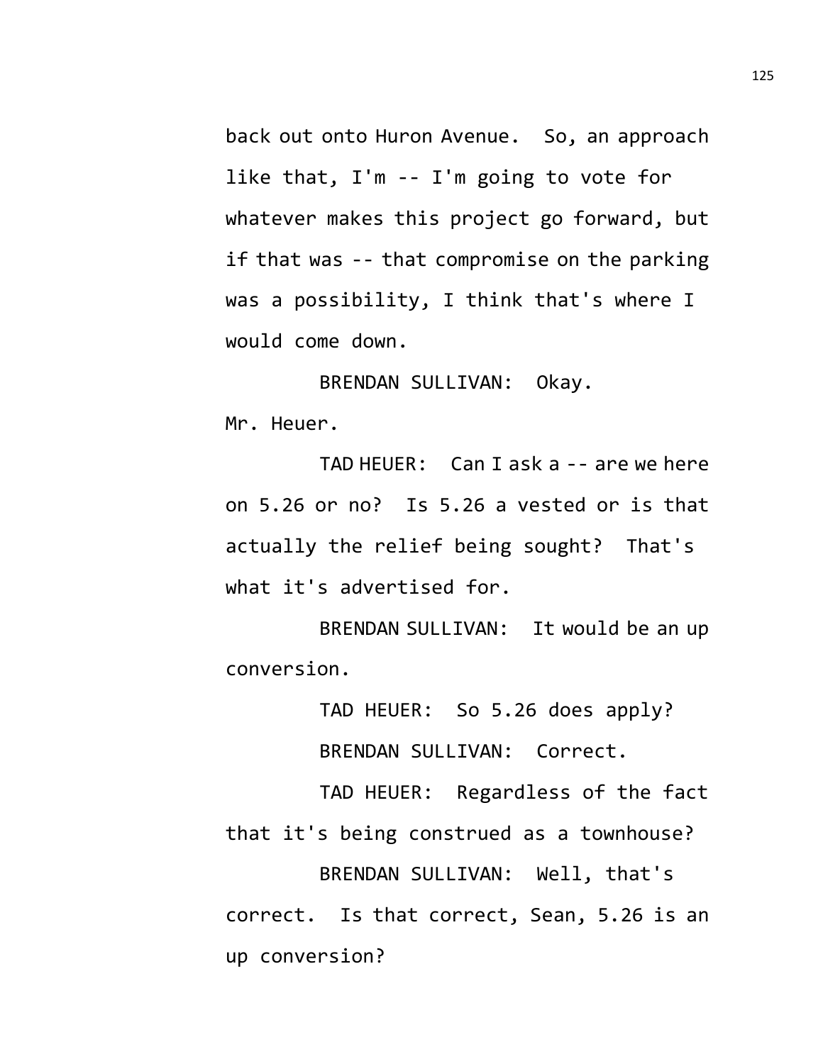back out onto Huron Avenue. So, an approach like that, I'm -- I'm going to vote for whatever makes this project go forward, but if that was -- that compromise on the parking was a possibility, I think that's where I would come down.

BRENDAN SULLIVAN: Okay.

Mr. Heuer.

TAD HEUER: Can I ask a -- are we here on 5.26 or no? Is 5.26 a vested or is that actually the relief being sought? That's what it's advertised for.

BRENDAN SULLIVAN: It would be an up conversion.

TAD HEUER: So 5.26 does apply?

BRENDAN SULLIVAN: Correct.

TAD HEUER: Regardless of the fact that it's being construed as a townhouse?

BRENDAN SULLIVAN: Well, that's correct. Is that correct, Sean, 5.26 is an up conversion?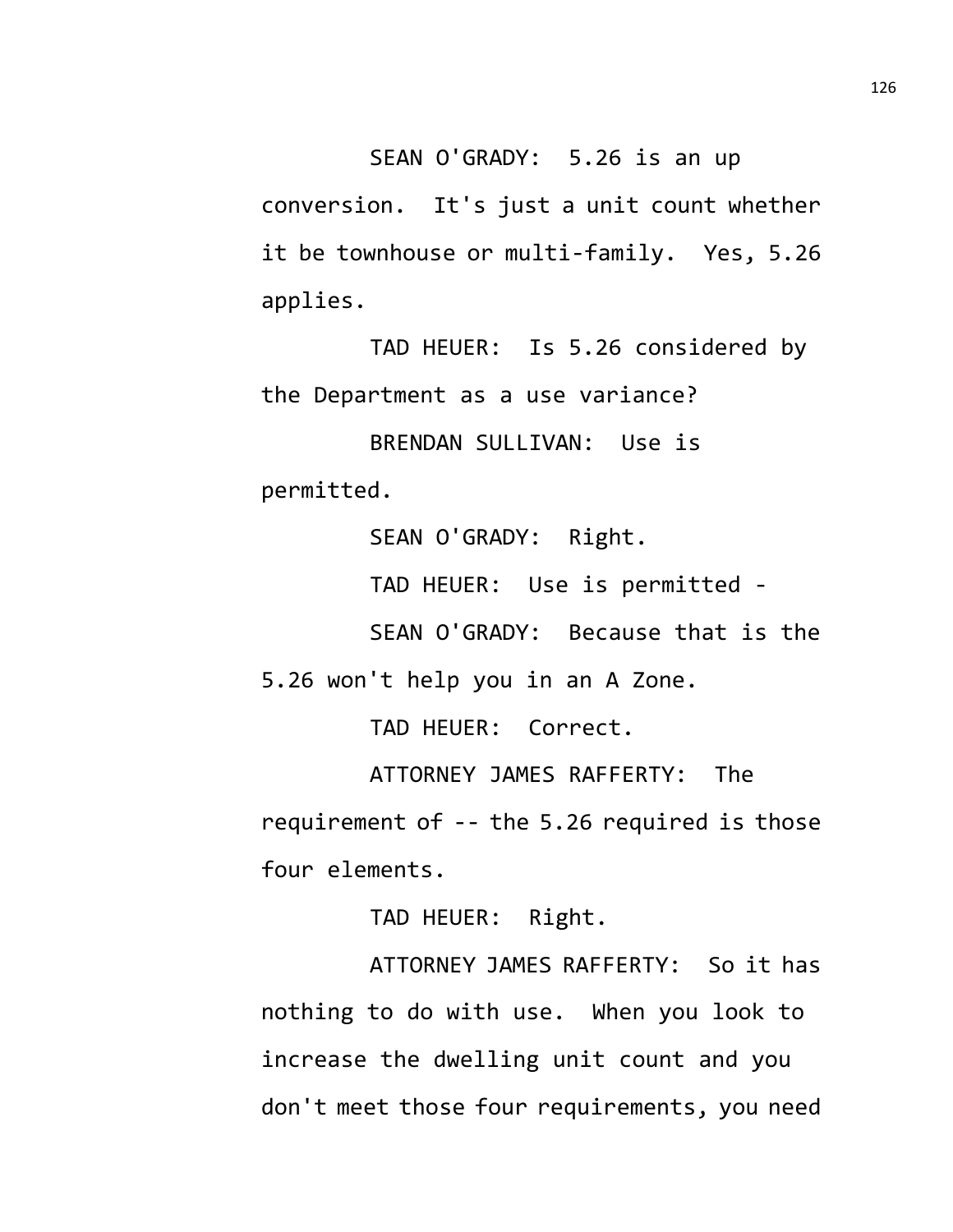SEAN O'GRADY: 5.26 is an up conversion. It's just a unit count whether it be townhouse or multi-family. Yes, 5.26 applies.

TAD HEUER: Is 5.26 considered by the Department as a use variance?

BRENDAN SULLIVAN: Use is permitted.

SEAN O'GRADY: Right.

TAD HEUER: Use is permitted -

SEAN O'GRADY: Because that is the 5.26 won't help you in an A Zone.

TAD HEUER: Correct.

ATTORNEY JAMES RAFFERTY: The requirement of -- the 5.26 required is those four elements.

TAD HEUER: Right.

ATTORNEY JAMES RAFFERTY: So it has nothing to do with use. When you look to increase the dwelling unit count and you don't meet those four requirements, you need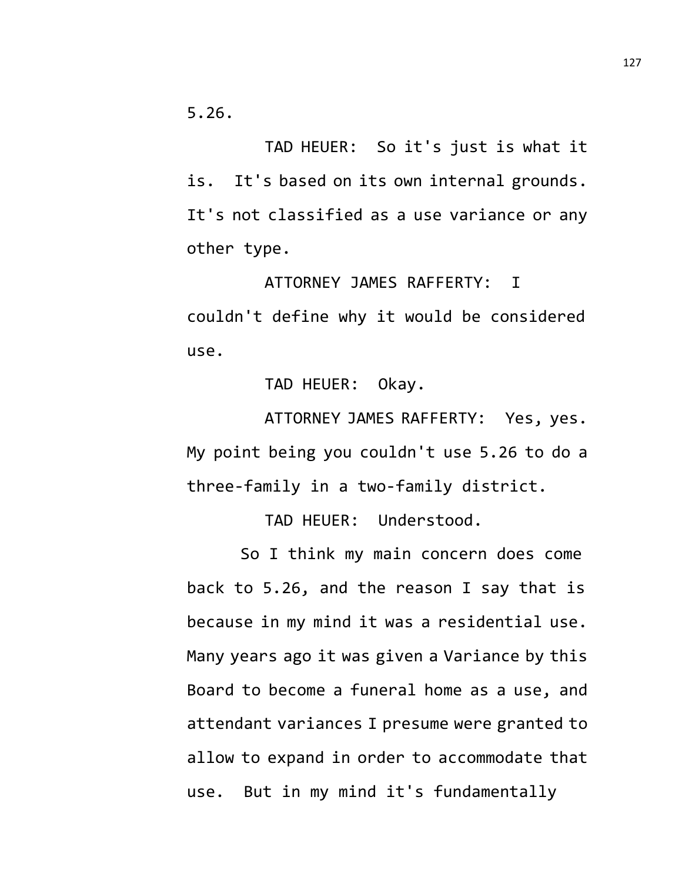5.26.

TAD HEUER: So it's just is what it is. It's based on its own internal grounds. It's not classified as a use variance or any other type.

ATTORNEY JAMES RAFFERTY: I couldn't define why it would be considered use.

TAD HEUER: Okay.

ATTORNEY JAMES RAFFERTY: Yes, yes. My point being you couldn't use 5.26 to do a three-family in a two-family district.

TAD HEUER: Understood.

So I think my main concern does come back to 5.26, and the reason I say that is because in my mind it was a residential use. Many years ago it was given a Variance by this Board to become a funeral home as a use, and attendant variances I presume were granted to allow to expand in order to accommodate that use. But in my mind it's fundamentally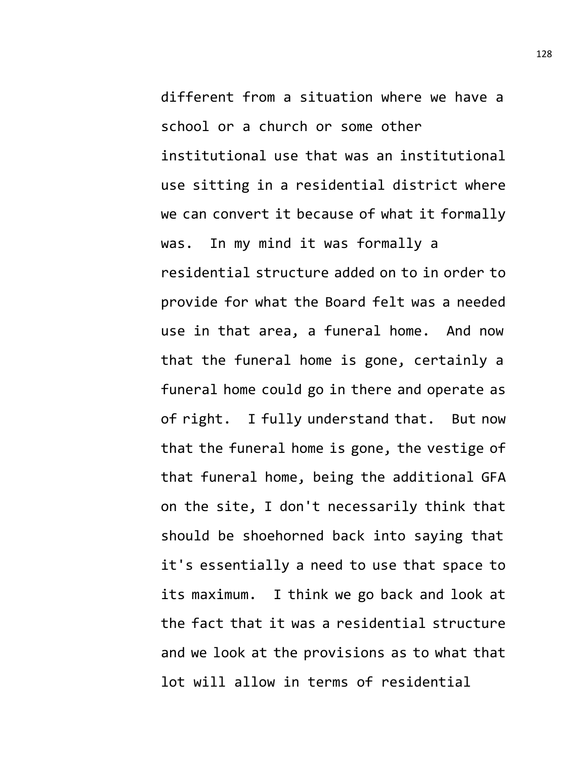different from a situation where we have a school or a church or some other institutional use that was an institutional use sitting in a residential district where we can convert it because of what it formally was. In my mind it was formally a residential structure added on to in order to provide for what the Board felt was a needed use in that area, a funeral home. And now that the funeral home is gone, certainly a funeral home could go in there and operate as of right. I fully understand that. But now that the funeral home is gone, the vestige of that funeral home, being the additional GFA on the site, I don't necessarily think that should be shoehorned back into saying that it's essentially a need to use that space to its maximum. I think we go back and look at the fact that it was a residential structure and we look at the provisions as to what that lot will allow in terms of residential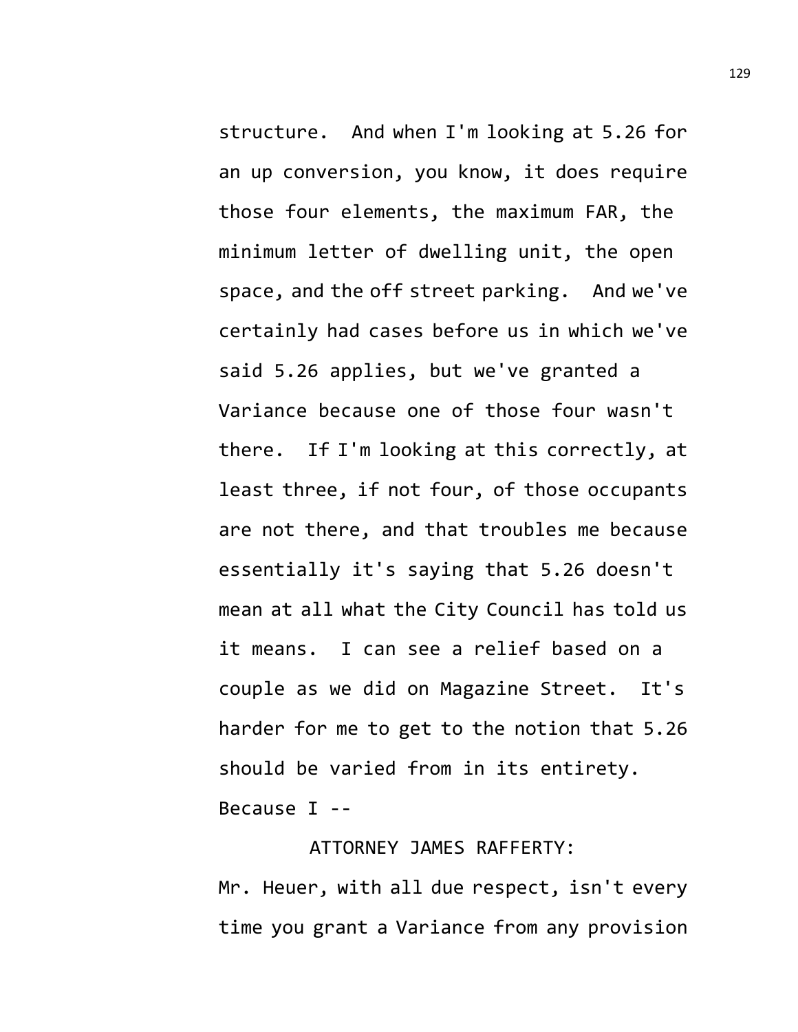structure. And when I'm looking at 5.26 for an up conversion, you know, it does require those four elements, the maximum FAR, the minimum letter of dwelling unit, the open space, and the off street parking. And we've certainly had cases before us in which we've said 5.26 applies, but we've granted a Variance because one of those four wasn't there. If I'm looking at this correctly, at least three, if not four, of those occupants are not there, and that troubles me because essentially it's saying that 5.26 doesn't mean at all what the City Council has told us it means. I can see a relief based on a couple as we did on Magazine Street. It's harder for me to get to the notion that 5.26 should be varied from in its entirety. Because I --

ATTORNEY JAMES RAFFERTY:
Mr. Heuer, with all due respect, isn't every time you grant a Variance from any provision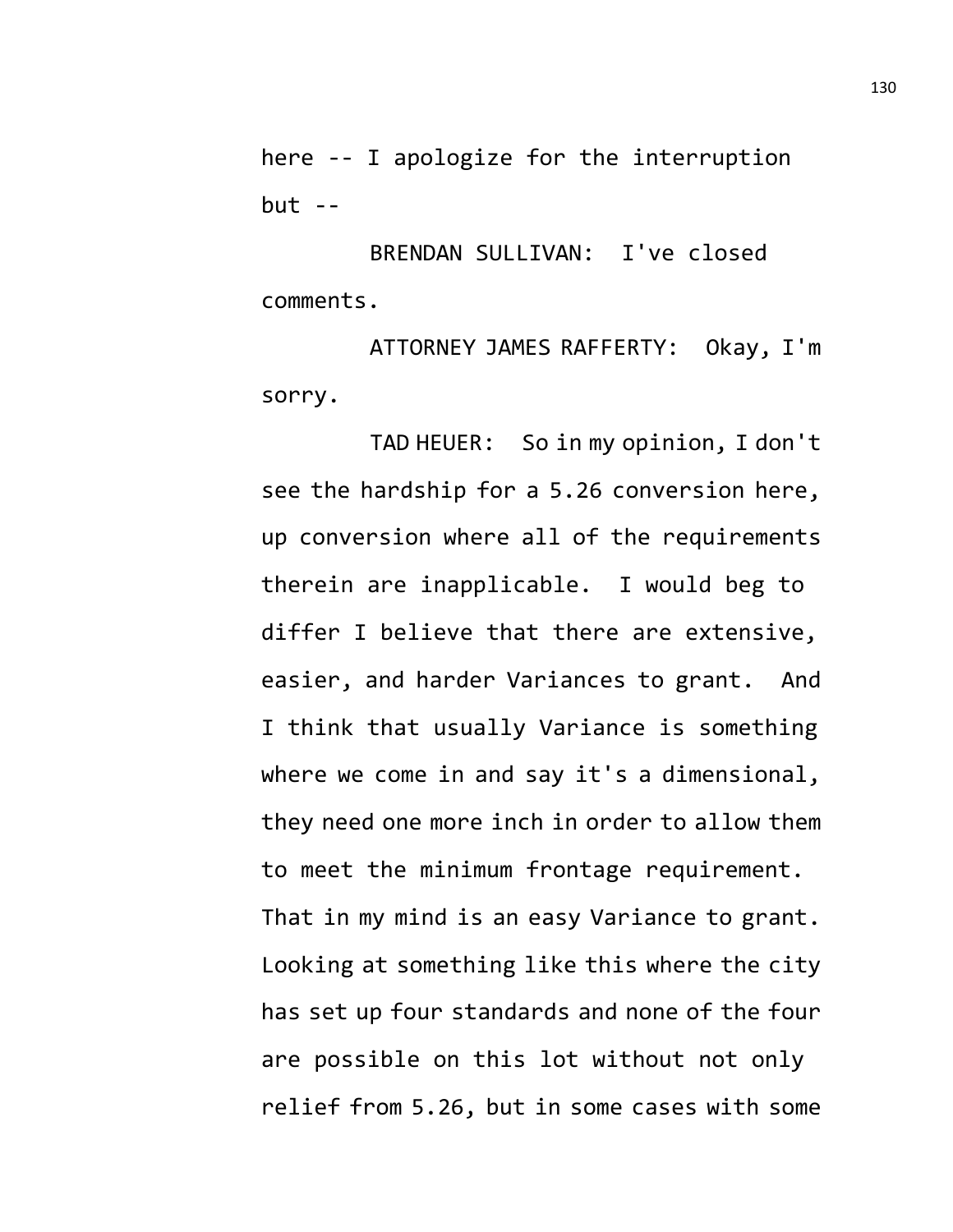here -- I apologize for the interruption but --

BRENDAN SULLIVAN: I've closed comments.

ATTORNEY JAMES RAFFERTY: Okay, I'm sorry.

TAD HEUER: So in my opinion, I don't see the hardship for a 5.26 conversion here, up conversion where all of the requirements therein are inapplicable. I would beg to differ I believe that there are extensive, easier, and harder Variances to grant. And I think that usually Variance is something where we come in and say it's a dimensional, they need one more inch in order to allow them to meet the minimum frontage requirement. That in my mind is an easy Variance to grant. Looking at something like this where the city has set up four standards and none of the four are possible on this lot without not only relief from 5.26, but in some cases with some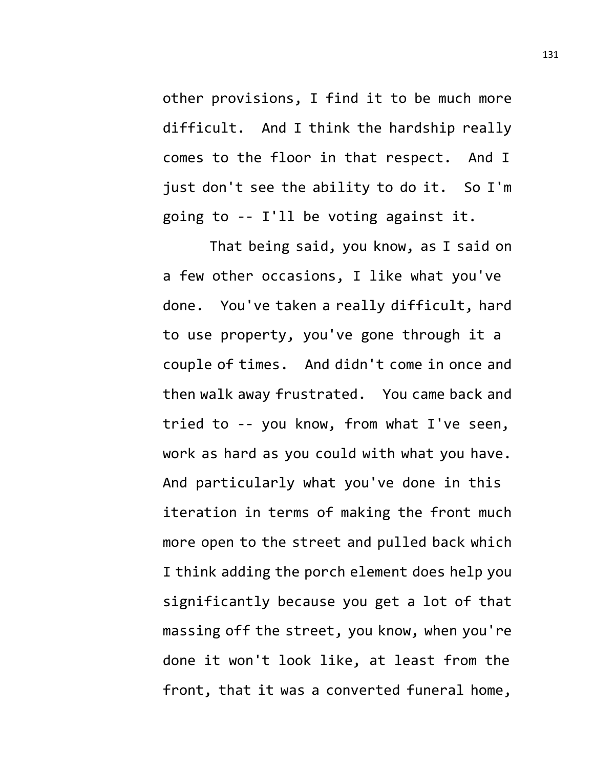other provisions, I find it to be much more difficult. And I think the hardship really comes to the floor in that respect. And I just don't see the ability to do it. So I'm going to -- I'll be voting against it.

That being said, you know, as I said on a few other occasions, I like what you've done. You've taken a really difficult, hard to use property, you've gone through it a couple of times. And didn't come in once and then walk away frustrated. You came back and tried to -- you know, from what I've seen, work as hard as you could with what you have. And particularly what you've done in this iteration in terms of making the front much more open to the street and pulled back which I think adding the porch element does help you significantly because you get a lot of that massing off the street, you know, when you're done it won't look like, at least from the front, that it was a converted funeral home,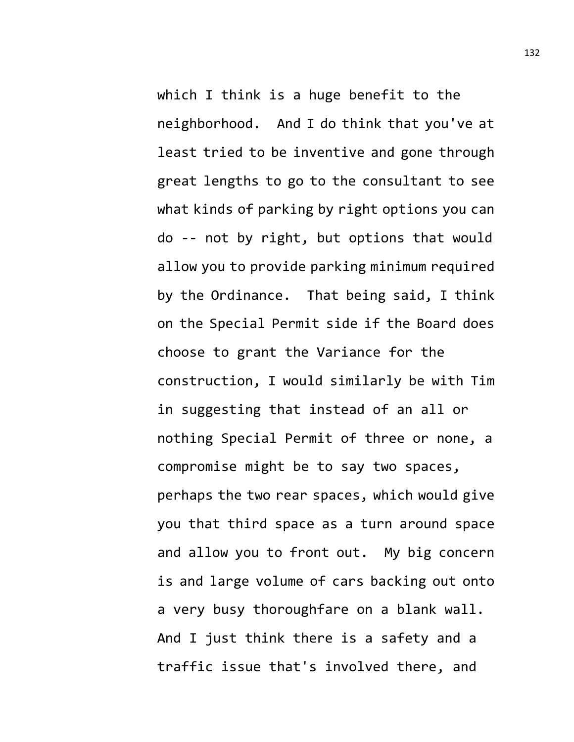which I think is a huge benefit to the neighborhood. And I do think that you've at least tried to be inventive and gone through great lengths to go to the consultant to see what kinds of parking by right options you can do -- not by right, but options that would allow you to provide parking minimum required by the Ordinance. That being said, I think on the Special Permit side if the Board does choose to grant the Variance for the construction, I would similarly be with Tim in suggesting that instead of an all or nothing Special Permit of three or none, a compromise might be to say two spaces, perhaps the two rear spaces, which would give you that third space as a turn around space and allow you to front out. My big concern is and large volume of cars backing out onto a very busy thoroughfare on a blank wall. And I just think there is a safety and a traffic issue that's involved there, and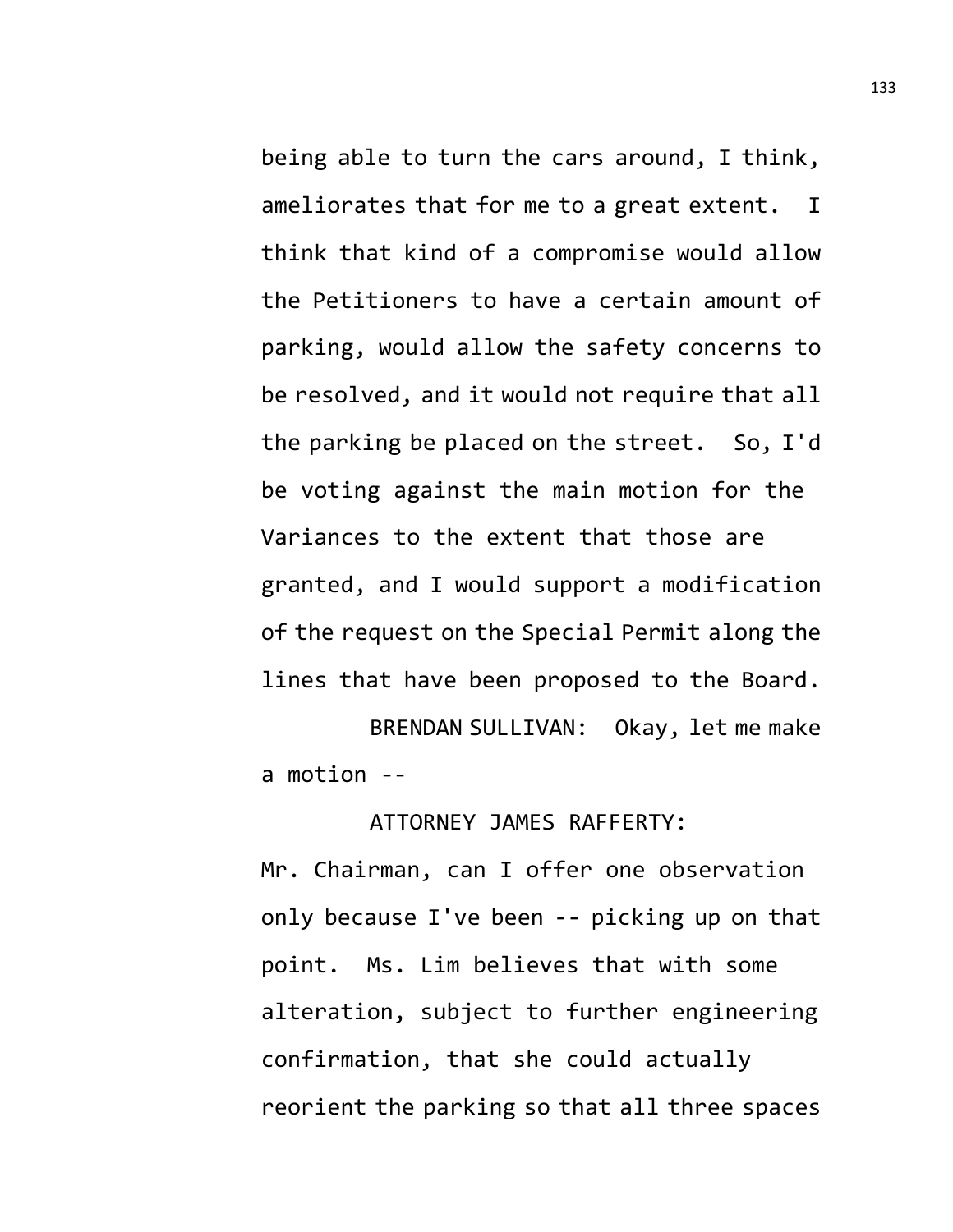being able to turn the cars around, I think, ameliorates that for me to a great extent. I think that kind of a compromise would allow the Petitioners to have a certain amount of parking, would allow the safety concerns to be resolved, and it would not require that all the parking be placed on the street. So, I'd be voting against the main motion for the Variances to the extent that those are granted, and I would support a modification of the request on the Special Permit along the lines that have been proposed to the Board.

BRENDAN SULLIVAN: Okay, let me make a motion --

ATTORNEY JAMES RAFFERTY: Mr. Chairman, can I offer one observation only because I've been -- picking up on that point. Ms. Lim believes that with some alteration, subject to further engineering confirmation, that she could actually reorient the parking so that all three spaces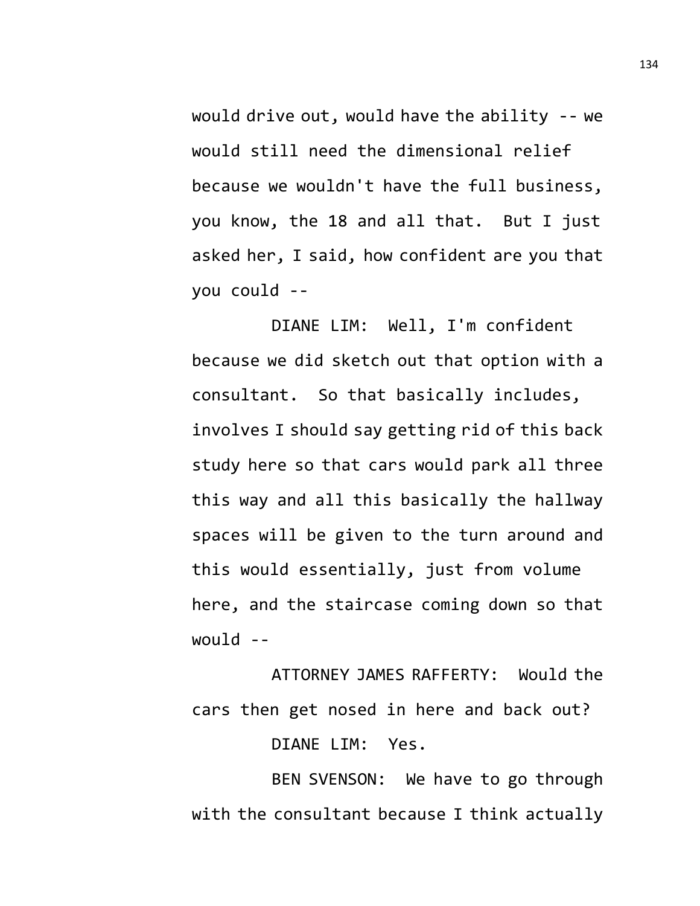would drive out, would have the ability -- we would still need the dimensional relief because we wouldn't have the full business, you know, the 18 and all that. But I just asked her, I said, how confident are you that you could --

DIANE LIM: Well, I'm confident because we did sketch out that option with a consultant. So that basically includes, involves I should say getting rid of this back study here so that cars would park all three this way and all this basically the hallway spaces will be given to the turn around and this would essentially, just from volume here, and the staircase coming down so that would --

ATTORNEY JAMES RAFFERTY: Would the cars then get nosed in here and back out?

DIANE LIM: Yes.

BEN SVENSON: We have to go through with the consultant because I think actually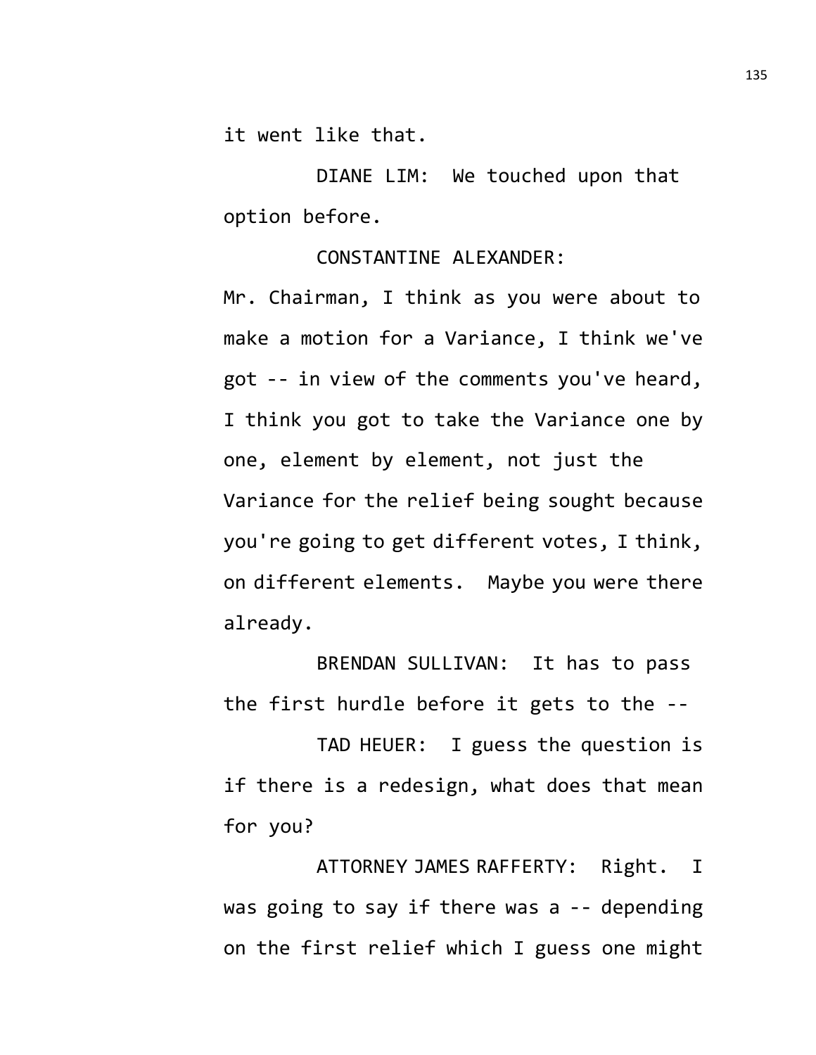it went like that.

DIANE LIM: We touched upon that option before.

CONSTANTINE ALEXANDER: Mr. Chairman, I think as you were about to make a motion for a Variance, I think we've got -- in view of the comments you've heard, I think you got to take the Variance one by one, element by element, not just the Variance for the relief being sought because you're going to get different votes, I think, on different elements. Maybe you were there already.

BRENDAN SULLIVAN: It has to pass the first hurdle before it gets to the --

TAD HEUER: I guess the question is if there is a redesign, what does that mean for you?

ATTORNEY JAMES RAFFERTY: Right. I was going to say if there was a -- depending on the first relief which I guess one might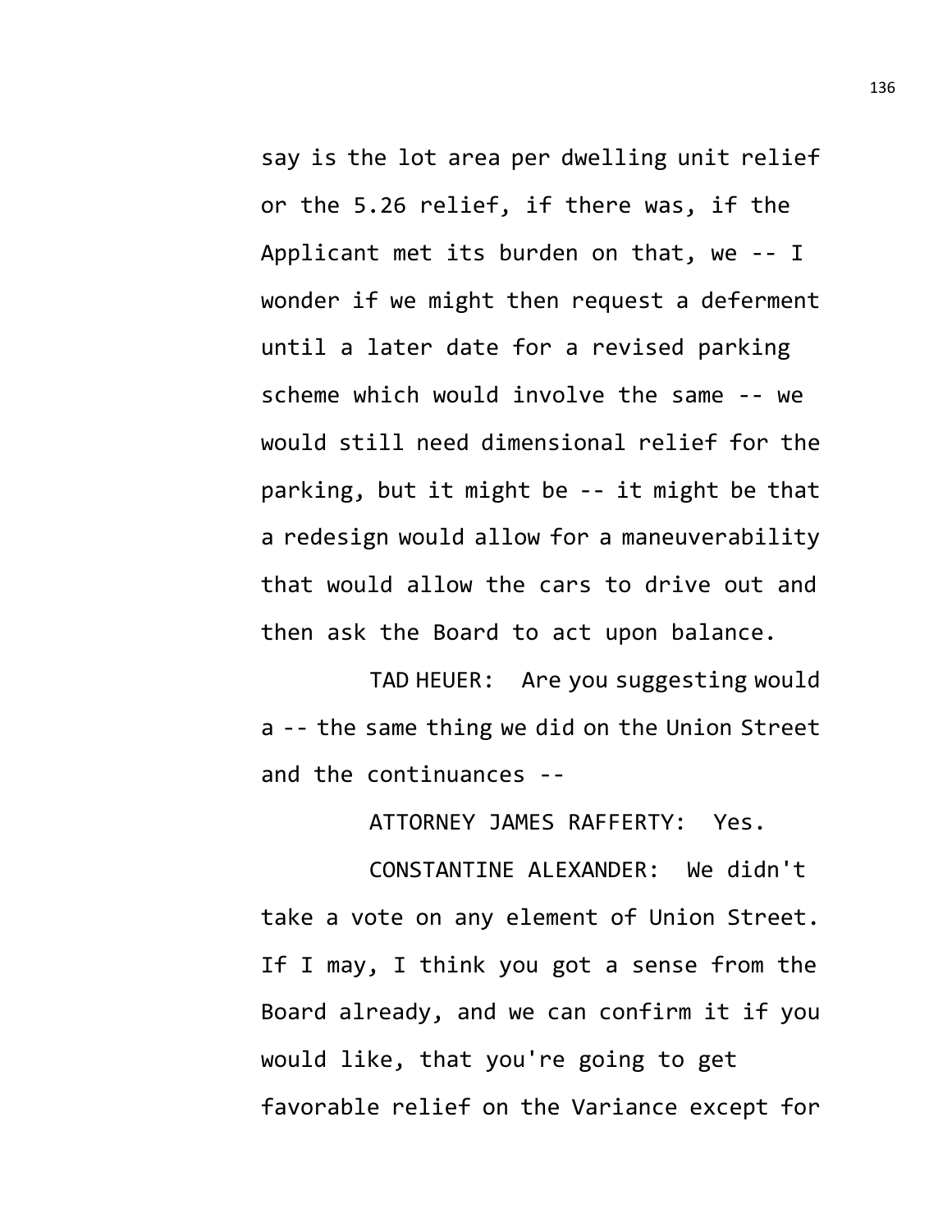say is the lot area per dwelling unit relief or the 5.26 relief, if there was, if the Applicant met its burden on that, we -- I wonder if we might then request a deferment until a later date for a revised parking scheme which would involve the same -- we would still need dimensional relief for the parking, but it might be -- it might be that a redesign would allow for a maneuverability that would allow the cars to drive out and then ask the Board to act upon balance.

TAD HEUER: Are you suggesting would a -- the same thing we did on the Union Street and the continuances --

ATTORNEY JAMES RAFFERTY: Yes.

CONSTANTINE ALEXANDER: We didn't take a vote on any element of Union Street. If I may, I think you got a sense from the Board already, and we can confirm it if you would like, that you're going to get favorable relief on the Variance except for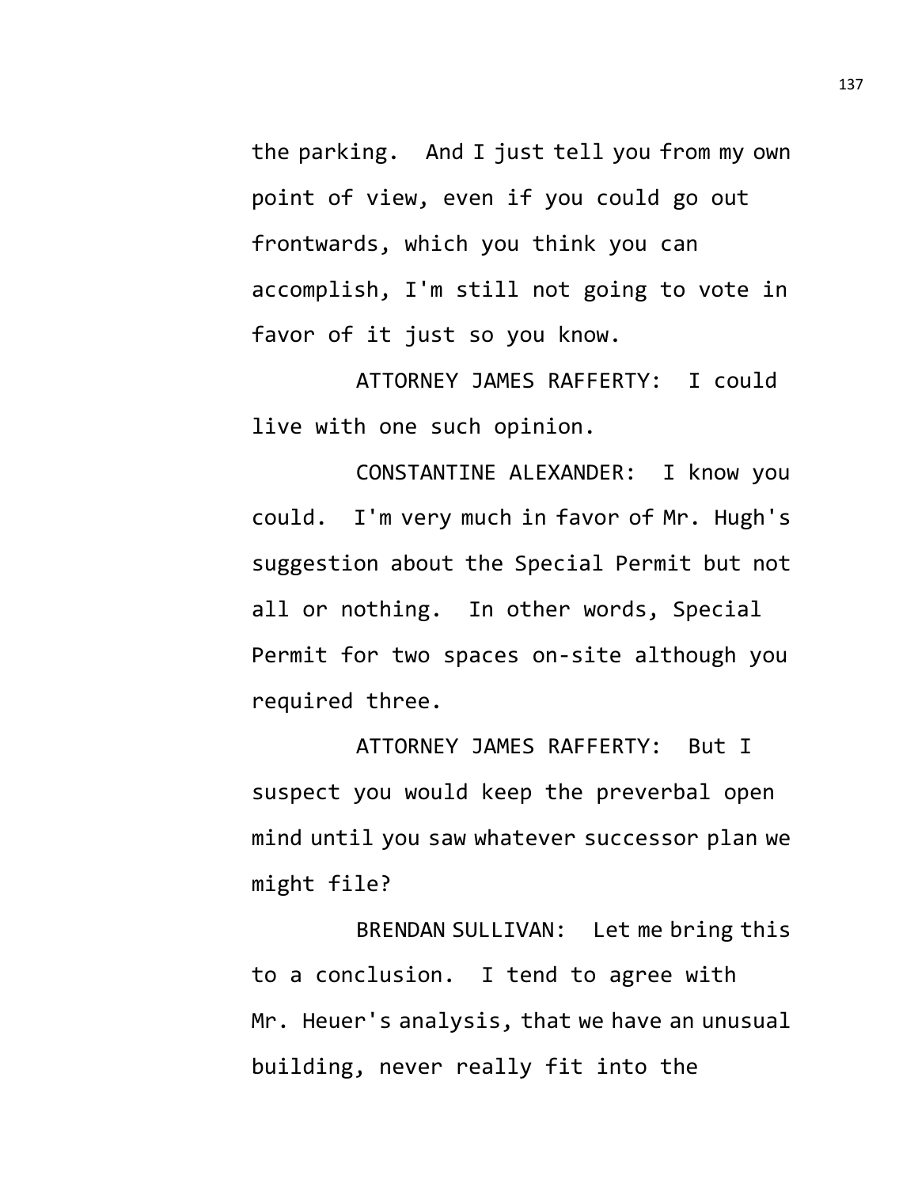the parking. And I just tell you from my own point of view, even if you could go out frontwards, which you think you can accomplish, I'm still not going to vote in favor of it just so you know.

ATTORNEY JAMES RAFFERTY: I could live with one such opinion.

CONSTANTINE ALEXANDER: I know you could. I'm very much in favor of Mr. Hugh's suggestion about the Special Permit but not all or nothing. In other words, Special Permit for two spaces on-site although you required three.

ATTORNEY JAMES RAFFERTY: But I suspect you would keep the preverbal open mind until you saw whatever successor plan we might file?

BRENDAN SULLIVAN: Let me bring this to a conclusion. I tend to agree with Mr. Heuer's analysis, that we have an unusual building, never really fit into the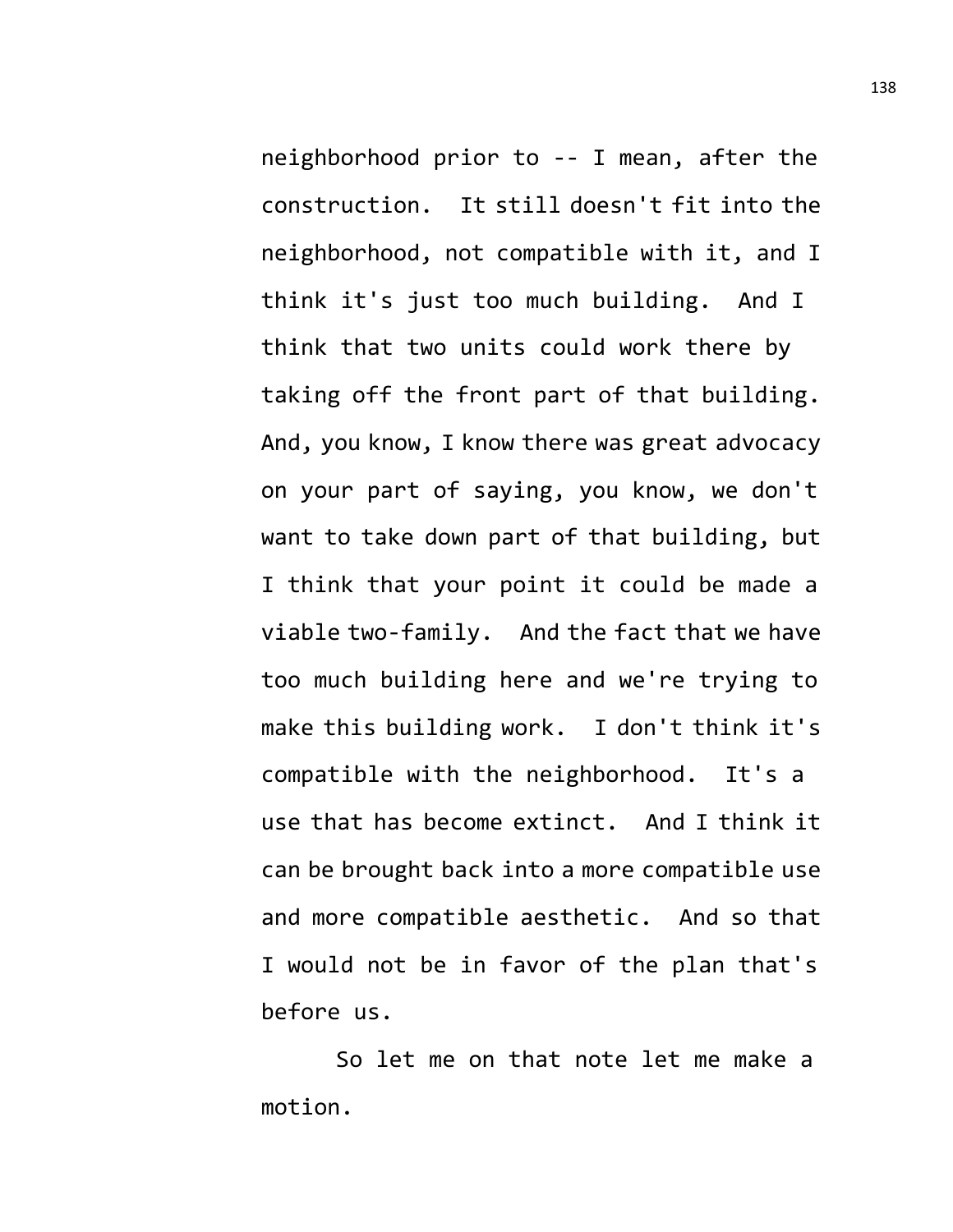neighborhood prior to -- I mean, after the construction. It still doesn't fit into the neighborhood, not compatible with it, and I think it's just too much building. And I think that two units could work there by taking off the front part of that building. And, you know, I know there was great advocacy on your part of saying, you know, we don't want to take down part of that building, but I think that your point it could be made a viable two-family. And the fact that we have too much building here and we're trying to make this building work. I don't think it's compatible with the neighborhood. It's a use that has become extinct. And I think it can be brought back into a more compatible use and more compatible aesthetic. And so that I would not be in favor of the plan that's before us.

So let me on that note let me make a motion.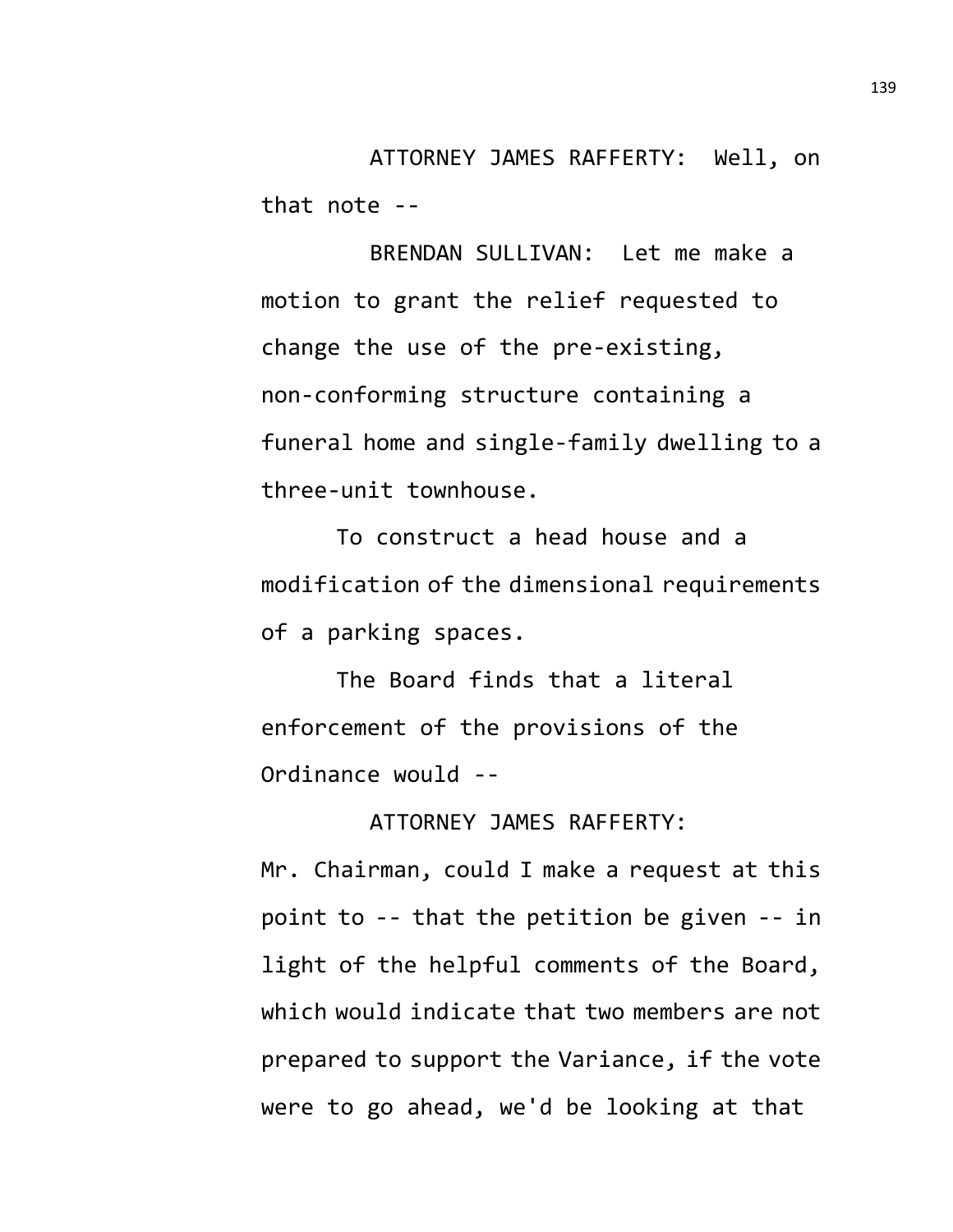ATTORNEY JAMES RAFFERTY: Well, on that note --

BRENDAN SULLIVAN: Let me make a motion to grant the relief requested to change the use of the pre-existing, non-conforming structure containing a funeral home and single-family dwelling to a three-unit townhouse.

To construct a head house and a modification of the dimensional requirements of a parking spaces.

The Board finds that a literal enforcement of the provisions of the Ordinance would --

ATTORNEY JAMES RAFFERTY: Mr. Chairman, could I make a request at this point to -- that the petition be given -- in light of the helpful comments of the Board, which would indicate that two members are not prepared to support the Variance, if the vote were to go ahead, we'd be looking at that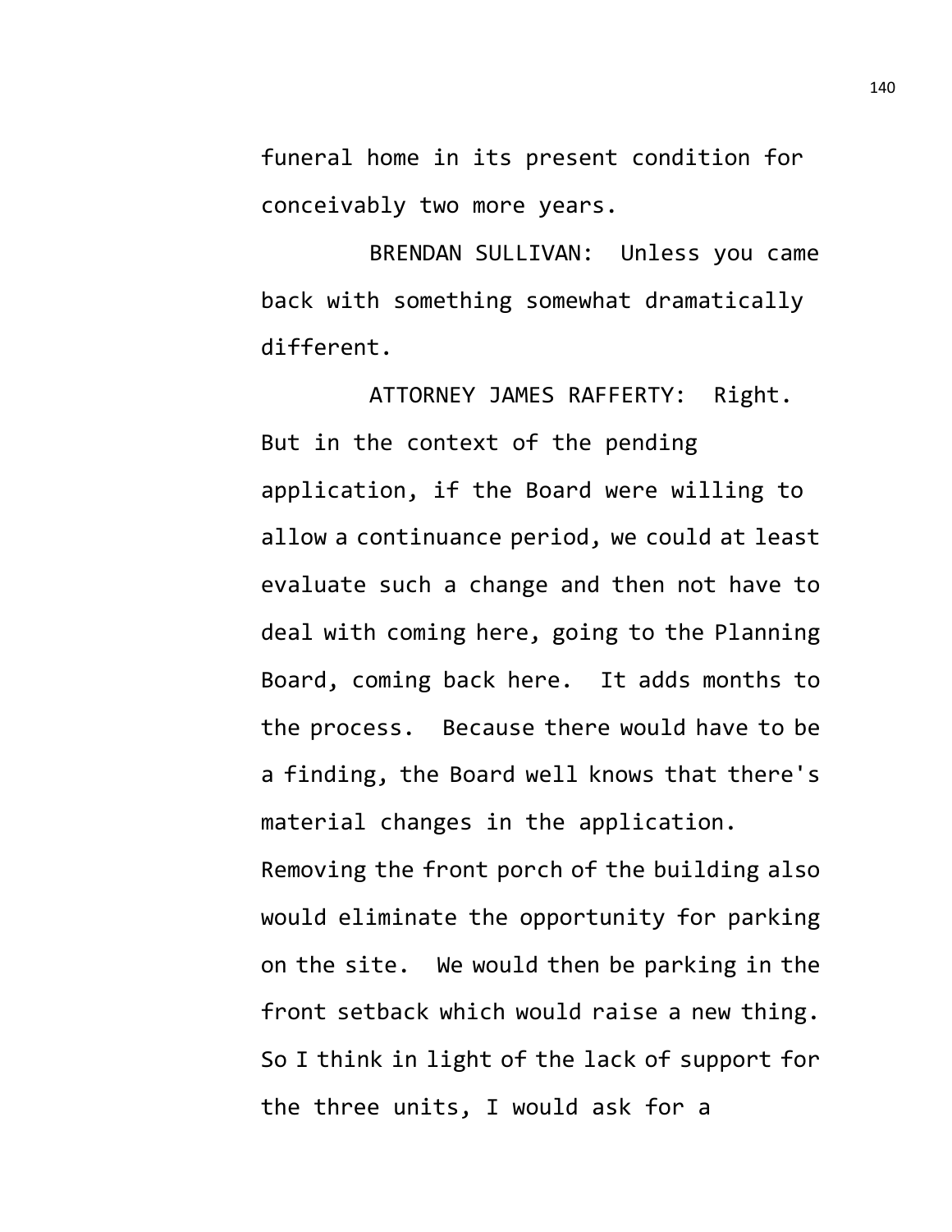funeral home in its present condition for conceivably two more years.

BRENDAN SULLIVAN: Unless you came back with something somewhat dramatically different.

ATTORNEY JAMES RAFFERTY: Right. But in the context of the pending application, if the Board were willing to allow a continuance period, we could at least evaluate such a change and then not have to deal with coming here, going to the Planning Board, coming back here. It adds months to the process. Because there would have to be a finding, the Board well knows that there's material changes in the application. Removing the front porch of the building also would eliminate the opportunity for parking on the site. We would then be parking in the front setback which would raise a new thing. So I think in light of the lack of support for the three units, I would ask for a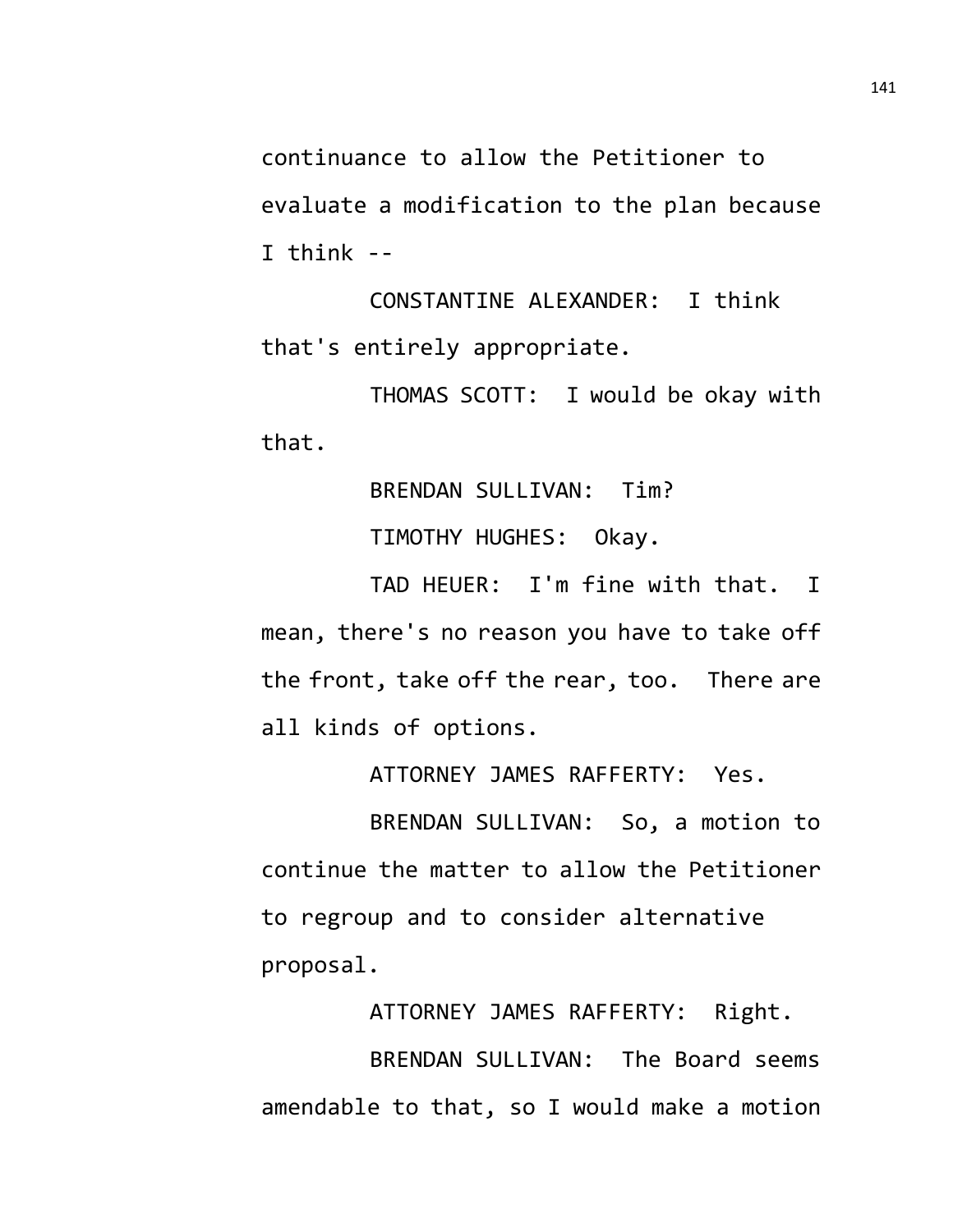continuance to allow the Petitioner to evaluate a modification to the plan because I think --

CONSTANTINE ALEXANDER: I think that's entirely appropriate.

THOMAS SCOTT: I would be okay with that.

BRENDAN SULLIVAN: Tim?

TIMOTHY HUGHES: Okay.

TAD HEUER: I'm fine with that. I mean, there's no reason you have to take off the front, take off the rear, too. There are all kinds of options.

ATTORNEY JAMES RAFFERTY: Yes.

BRENDAN SULLIVAN: So, a motion to continue the matter to allow the Petitioner to regroup and to consider alternative proposal.

ATTORNEY JAMES RAFFERTY: Right.

BRENDAN SULLIVAN: The Board seems amendable to that, so I would make a motion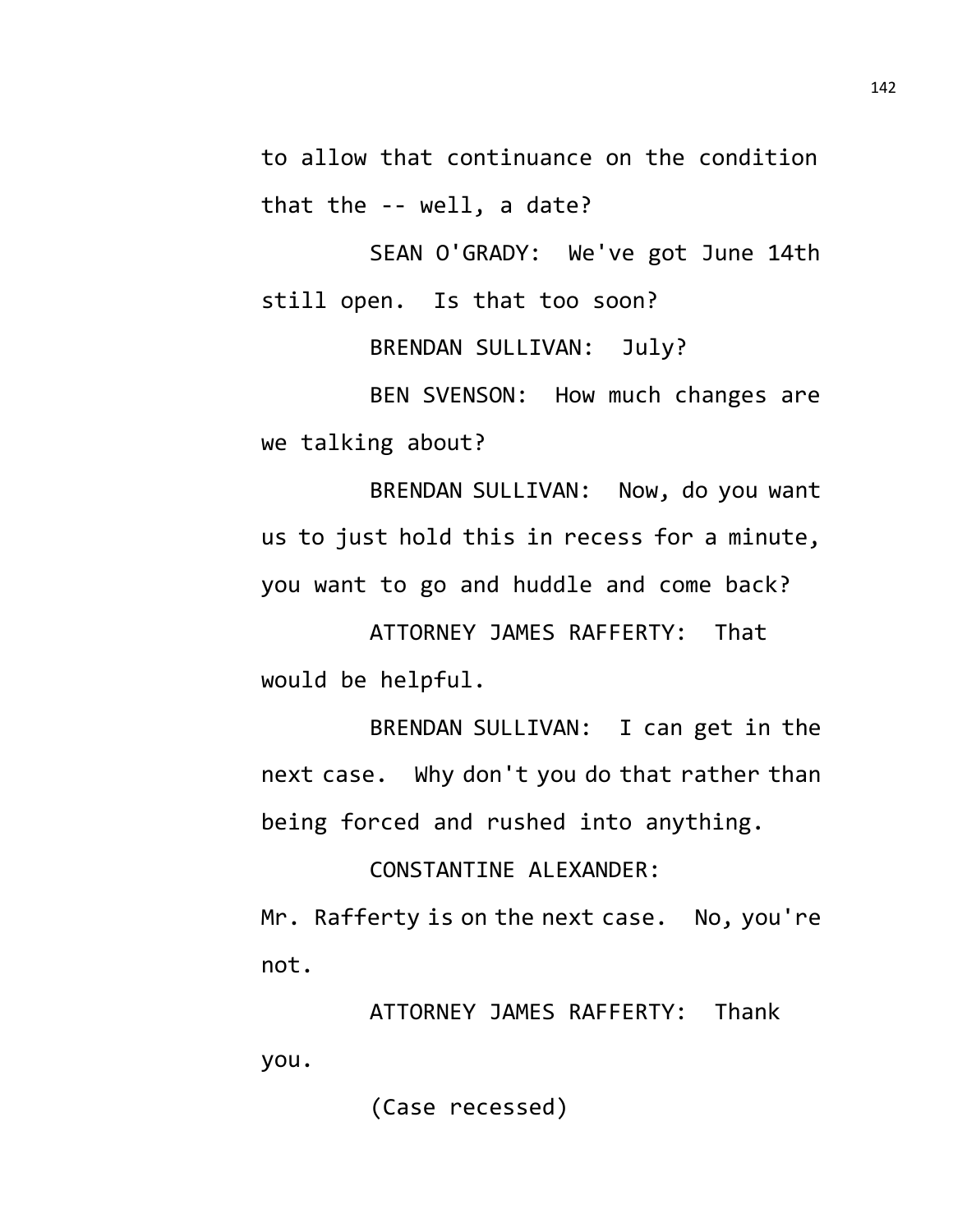to allow that continuance on the condition that the -- well, a date?

SEAN O'GRADY: We've got June 14th still open. Is that too soon?

BRENDAN SULLIVAN: July?

BEN SVENSON: How much changes are we talking about?

BRENDAN SULLIVAN: Now, do you want us to just hold this in recess for a minute, you want to go and huddle and come back?

ATTORNEY JAMES RAFFERTY: That would be helpful.

BRENDAN SULLIVAN: I can get in the next case. Why don't you do that rather than being forced and rushed into anything.

CONSTANTINE ALEXANDER: Mr. Rafferty is on the next case. No, you're not.

ATTORNEY JAMES RAFFERTY: Thank you.

(Case recessed)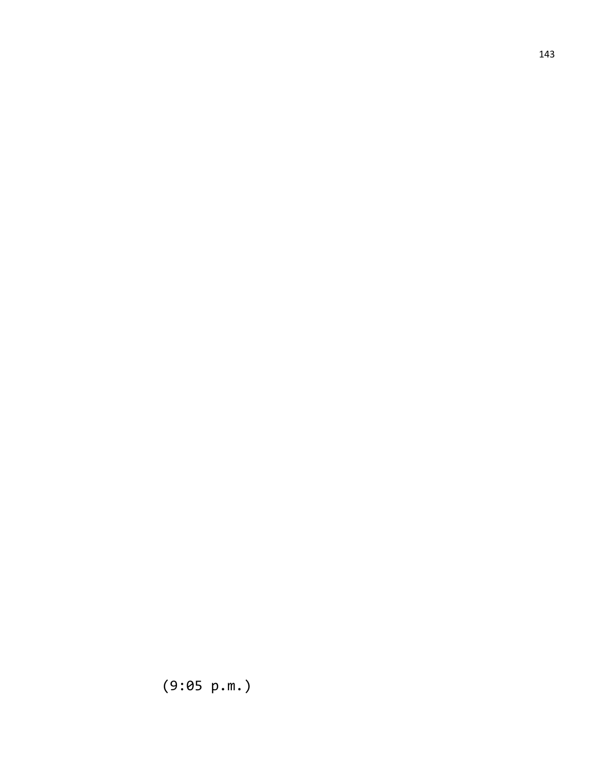(9:05 p.m.)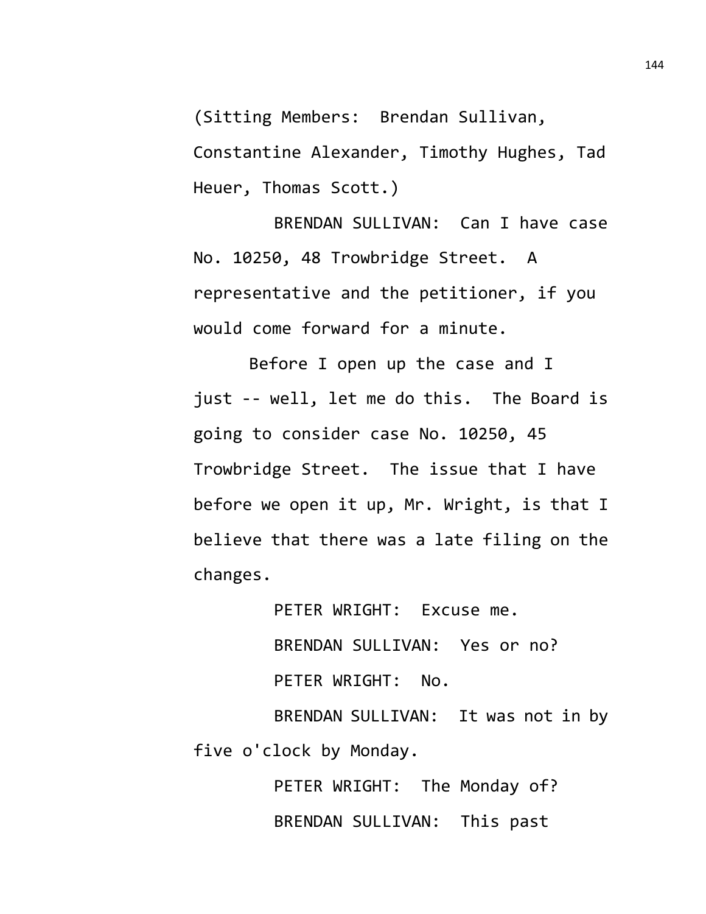(Sitting Members: Brendan Sullivan, Constantine Alexander, Timothy Hughes, Tad Heuer, Thomas Scott.)

BRENDAN SULLIVAN: Can I have case No. 10250, 48 Trowbridge Street. A representative and the petitioner, if you would come forward for a minute.

Before I open up the case and I just -- well, let me do this. The Board is going to consider case No. 10250, 45 Trowbridge Street. The issue that I have before we open it up, Mr. Wright, is that I believe that there was a late filing on the changes.

PETER WRIGHT: Excuse me.

BRENDAN SULLIVAN: Yes or no?

PETER WRIGHT: No.

BRENDAN SULLIVAN: It was not in by five o'clock by Monday.

PETER WRIGHT: The Monday of?

BRENDAN SULLIVAN: This past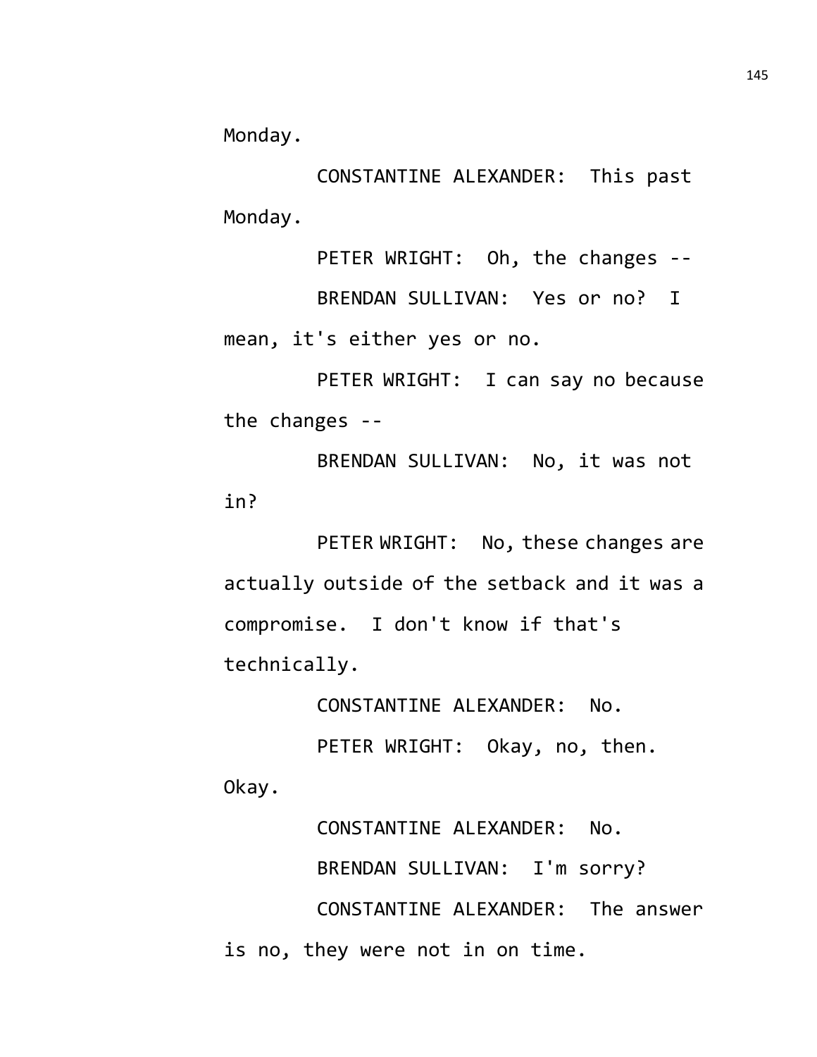Monday.

CONSTANTINE ALEXANDER: This past Monday.

PETER WRIGHT: Oh, the changes --

BRENDAN SULLIVAN: Yes or no? I mean, it's either yes or no.

PETER WRIGHT: I can say no because the changes --

BRENDAN SULLIVAN: No, it was not in?

PETER WRIGHT: No, these changes are actually outside of the setback and it was a compromise. I don't know if that's technically.

CONSTANTINE ALEXANDER: No.

PETER WRIGHT: Okay, no, then. Okay.

CONSTANTINE ALEXANDER: No.

BRENDAN SULLIVAN: I'm sorry?

CONSTANTINE ALEXANDER: The answer is no, they were not in on time.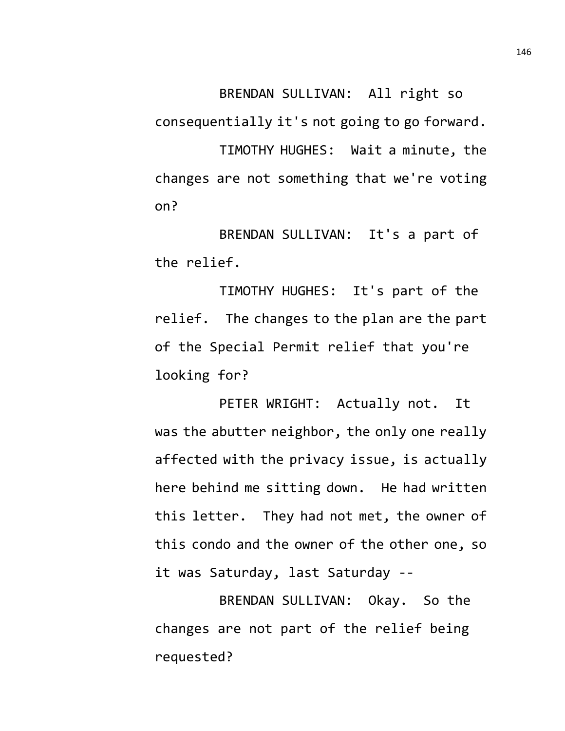BRENDAN SULLIVAN: All right so consequentially it's not going to go forward.

TIMOTHY HUGHES: Wait a minute, the changes are not something that we're voting on?

BRENDAN SULLIVAN: It's a part of the relief.

TIMOTHY HUGHES: It's part of the relief. The changes to the plan are the part of the Special Permit relief that you're looking for?

PETER WRIGHT: Actually not. It was the abutter neighbor, the only one really affected with the privacy issue, is actually here behind me sitting down. He had written this letter. They had not met, the owner of this condo and the owner of the other one, so it was Saturday, last Saturday --

BRENDAN SULLIVAN: Okay. So the changes are not part of the relief being requested?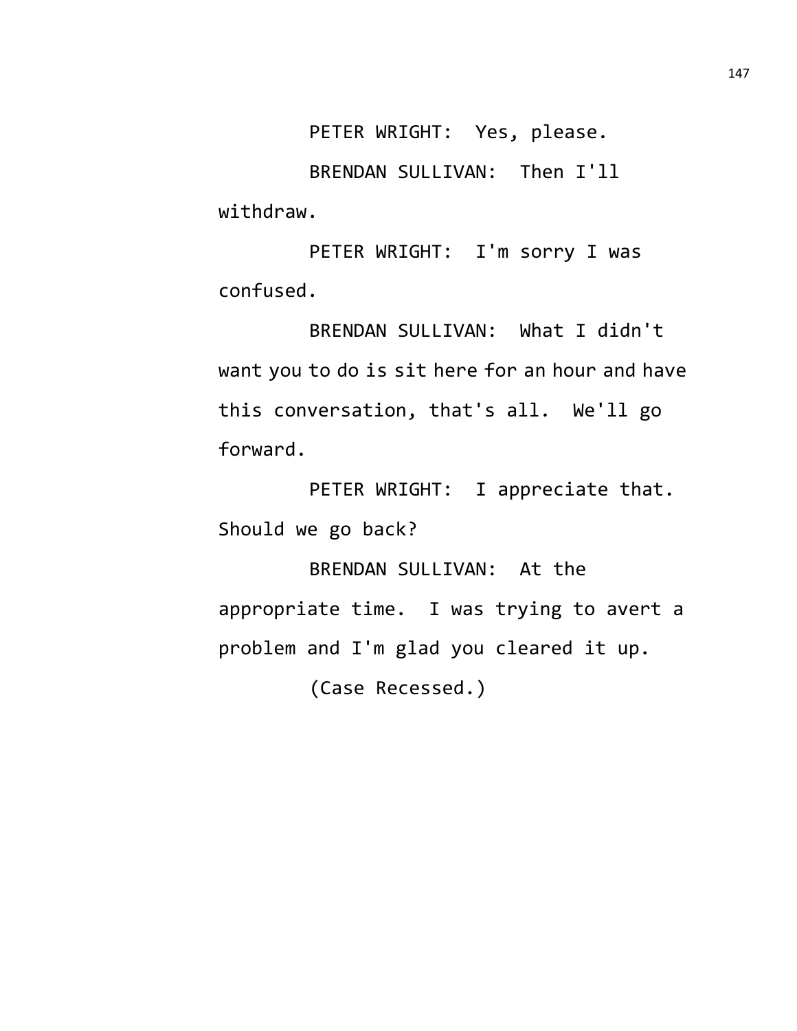PETER WRIGHT: Yes, please.

BRENDAN SULLIVAN: Then I'll withdraw.

PETER WRIGHT: I'm sorry I was confused.

BRENDAN SULLIVAN: What I didn't want you to do is sit here for an hour and have this conversation, that's all. We'll go forward.

PETER WRIGHT: I appreciate that. Should we go back?

BRENDAN SULLIVAN: At the appropriate time. I was trying to avert a problem and I'm glad you cleared it up.

(Case Recessed.)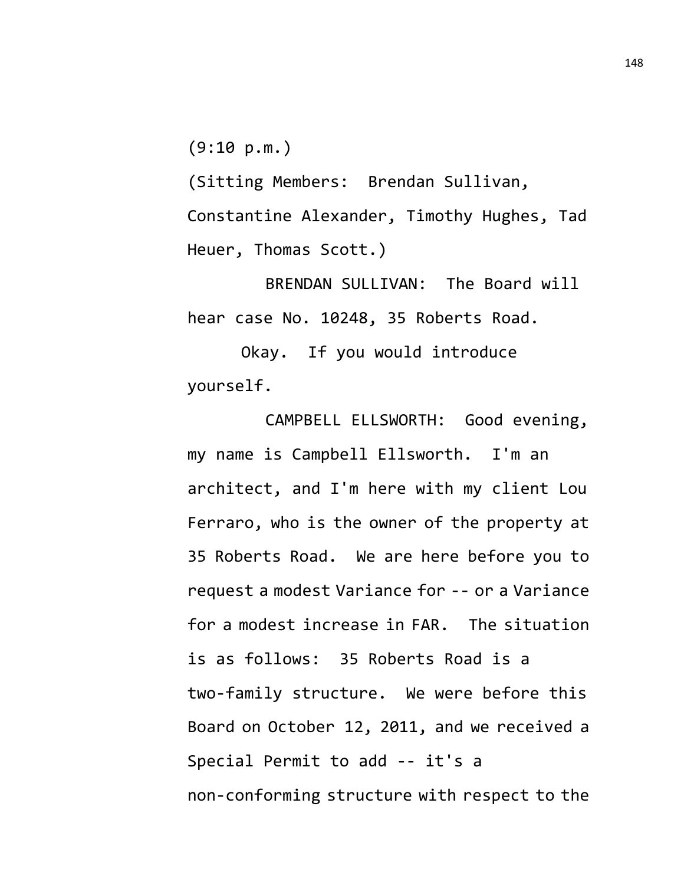(9:10 p.m.)

(Sitting Members: Brendan Sullivan, Constantine Alexander, Timothy Hughes, Tad Heuer, Thomas Scott.)

BRENDAN SULLIVAN: The Board will hear case No. 10248, 35 Roberts Road.

Okay. If you would introduce yourself.

CAMPBELL ELLSWORTH: Good evening, my name is Campbell Ellsworth. I'm an architect, and I'm here with my client Lou Ferraro, who is the owner of the property at 35 Roberts Road. We are here before you to request a modest Variance for -- or a Variance for a modest increase in FAR. The situation is as follows: 35 Roberts Road is a two-family structure. We were before this Board on October 12, 2011, and we received a Special Permit to add -- it's a non-conforming structure with respect to the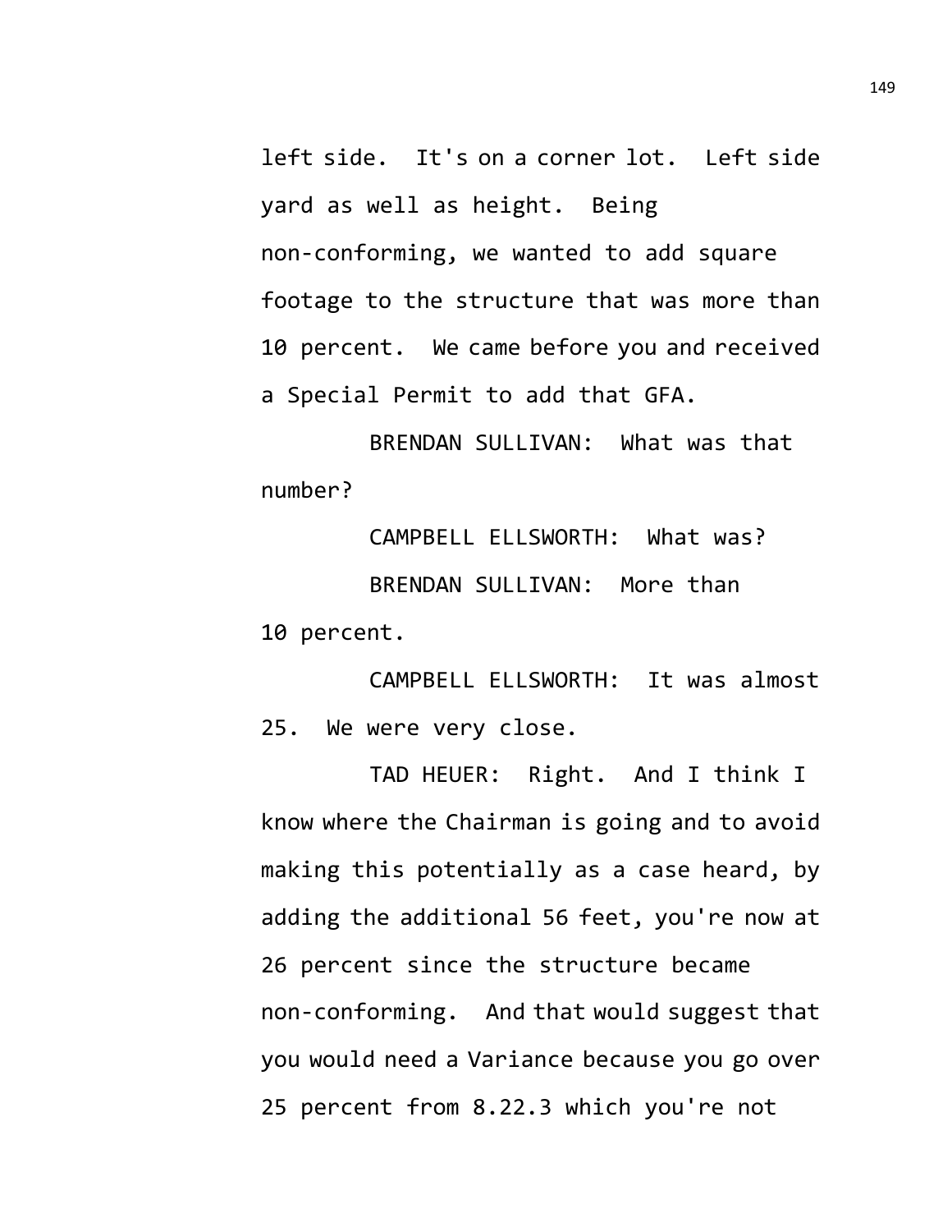left side. It's on a corner lot. Left side yard as well as height. Being non-conforming, we wanted to add square footage to the structure that was more than 10 percent. We came before you and received a Special Permit to add that GFA.

BRENDAN SULLIVAN: What was that number?

CAMPBELL ELLSWORTH: What was?

BRENDAN SULLIVAN: More than 10 percent.

CAMPBELL ELLSWORTH: It was almost 25. We were very close.

TAD HEUER: Right. And I think I know where the Chairman is going and to avoid making this potentially as a case heard, by adding the additional 56 feet, you're now at 26 percent since the structure became non-conforming. And that would suggest that you would need a Variance because you go over 25 percent from 8.22.3 which you're not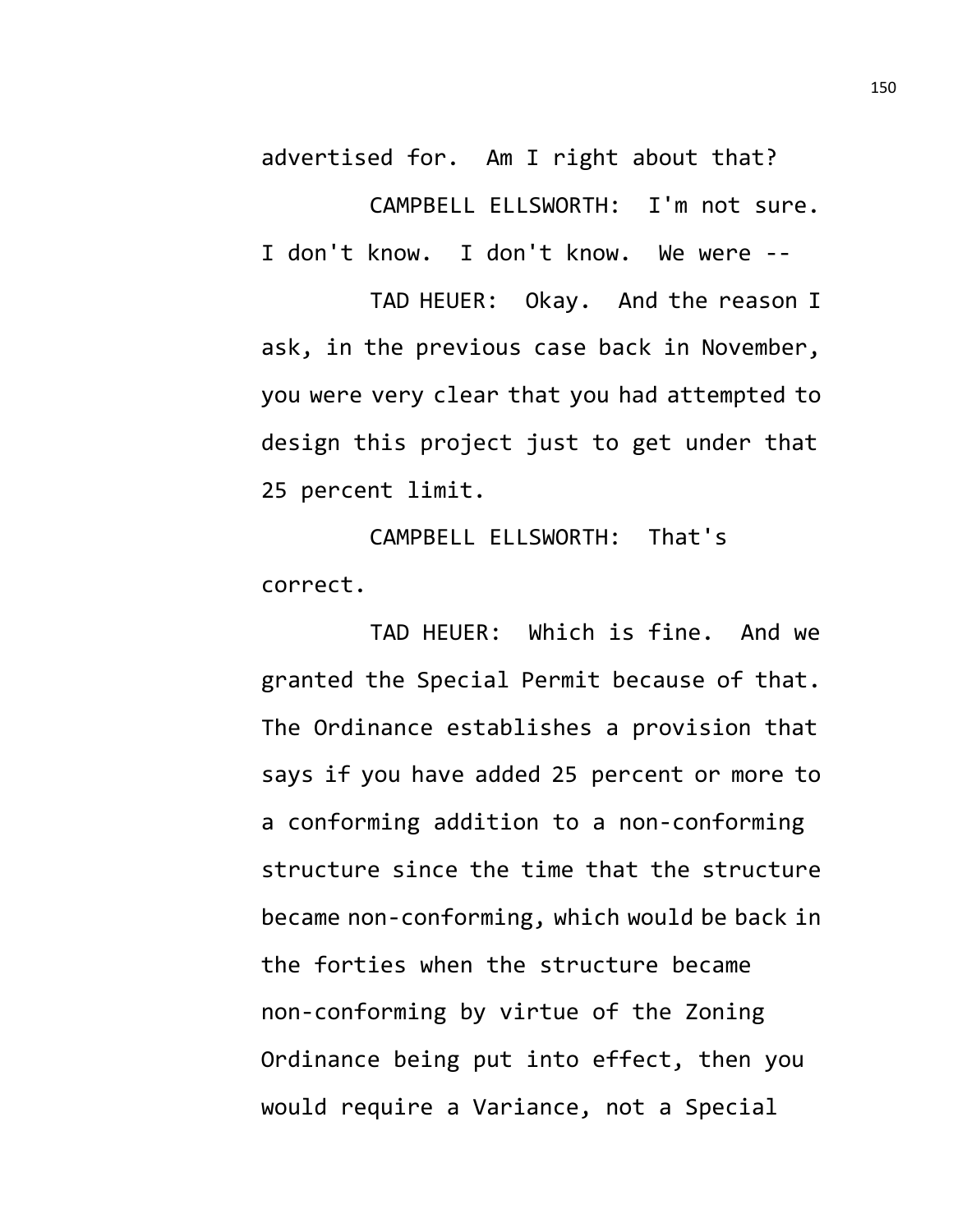advertised for. Am I right about that?

CAMPBELL ELLSWORTH: I'm not sure. I don't know. I don't know. We were --

TAD HEUER: Okay. And the reason I ask, in the previous case back in November, you were very clear that you had attempted to design this project just to get under that 25 percent limit.

CAMPBELL ELLSWORTH: That's correct.

TAD HEUER: Which is fine. And we granted the Special Permit because of that. The Ordinance establishes a provision that says if you have added 25 percent or more to a conforming addition to a non-conforming structure since the time that the structure became non-conforming, which would be back in the forties when the structure became non-conforming by virtue of the Zoning Ordinance being put into effect, then you would require a Variance, not a Special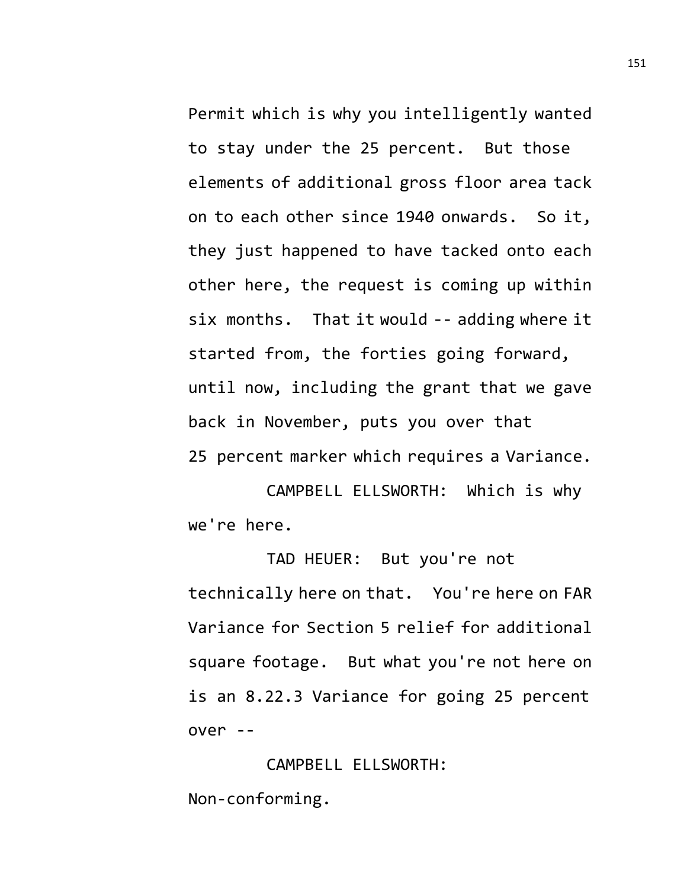Permit which is why you intelligently wanted to stay under the 25 percent. But those elements of additional gross floor area tack on to each other since 1940 onwards. So it, they just happened to have tacked onto each other here, the request is coming up within six months. That it would -- adding where it started from, the forties going forward, until now, including the grant that we gave back in November, puts you over that 25 percent marker which requires a Variance.

CAMPBELL ELLSWORTH: Which is why we're here.

TAD HEUER: But you're not technically here on that. You're here on FAR Variance for Section 5 relief for additional square footage. But what you're not here on is an 8.22.3 Variance for going 25 percent over --

CAMPBELL ELLSWORTH: Non-conforming.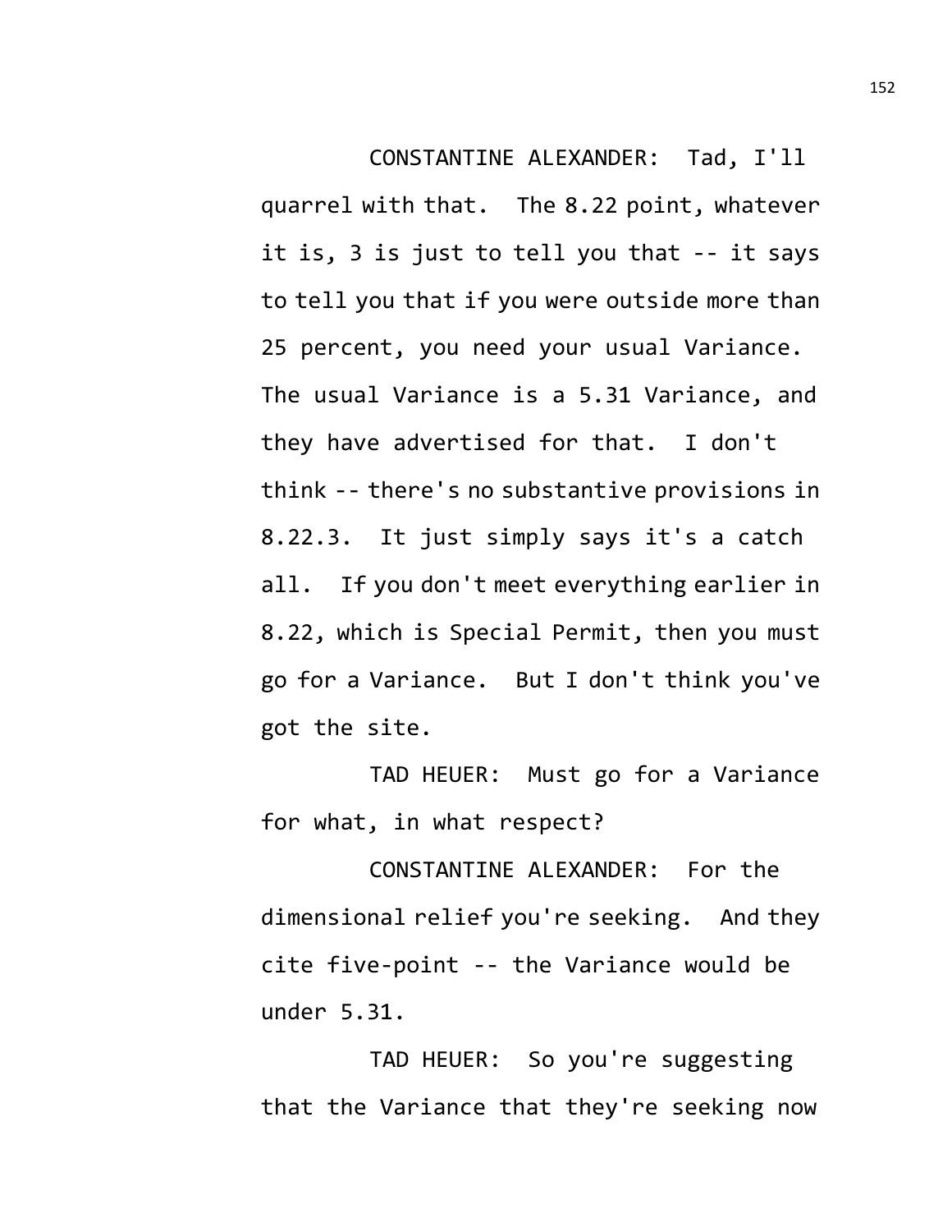CONSTANTINE ALEXANDER: Tad, I'll quarrel with that. The 8.22 point, whatever it is, 3 is just to tell you that -- it says to tell you that if you were outside more than 25 percent, you need your usual Variance. The usual Variance is a 5.31 Variance, and they have advertised for that. I don't think -- there's no substantive provisions in 8.22.3. It just simply says it's a catch all. If you don't meet everything earlier in 8.22, which is Special Permit, then you must go for a Variance. But I don't think you've got the site.

TAD HEUER: Must go for a Variance for what, in what respect?

CONSTANTINE ALEXANDER: For the dimensional relief you're seeking. And they cite five-point -- the Variance would be under 5.31.

TAD HEUER: So you're suggesting that the Variance that they're seeking now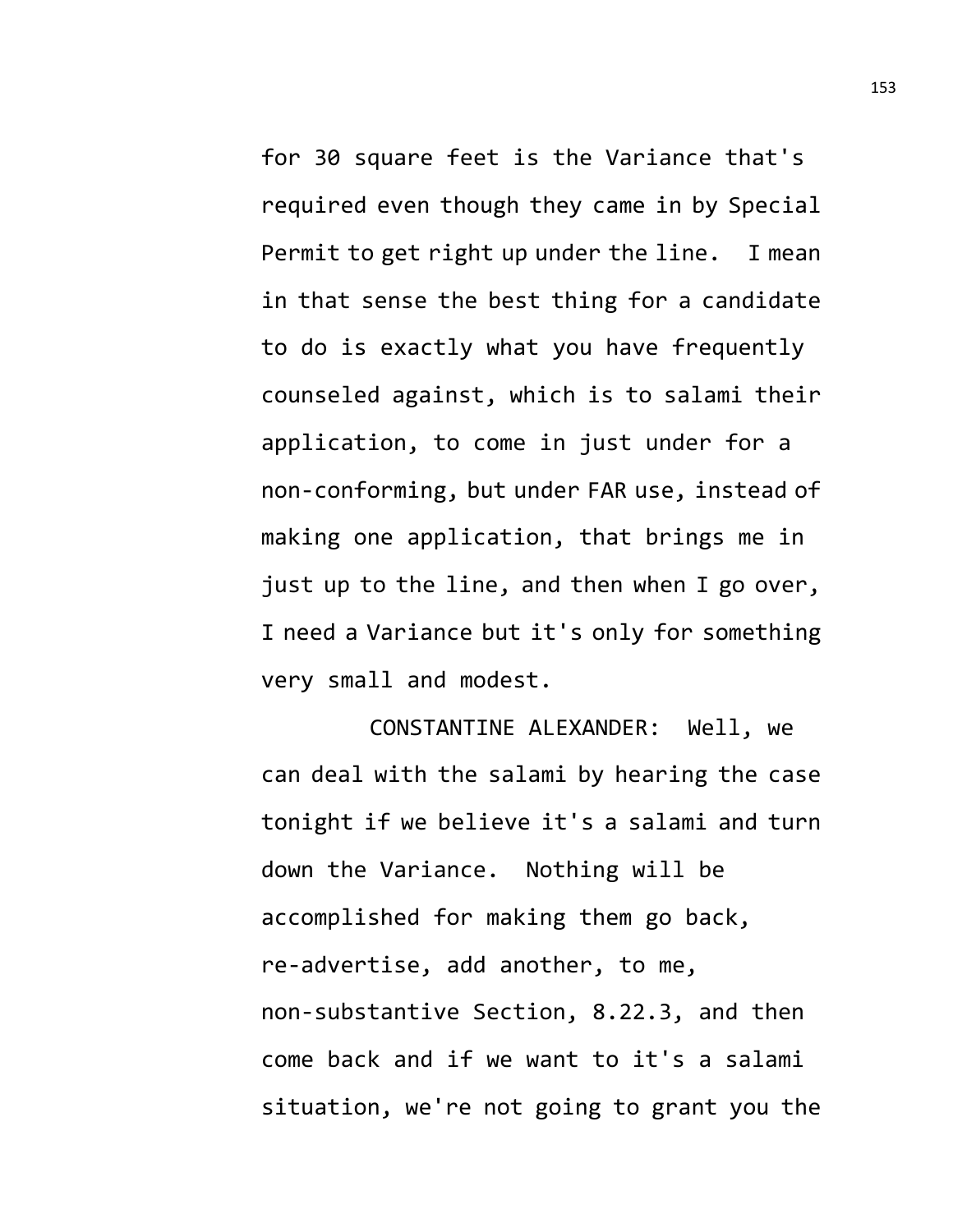for 30 square feet is the Variance that's required even though they came in by Special Permit to get right up under the line. I mean in that sense the best thing for a candidate to do is exactly what you have frequently counseled against, which is to salami their application, to come in just under for a non-conforming, but under FAR use, instead of making one application, that brings me in just up to the line, and then when I go over, I need a Variance but it's only for something very small and modest.

CONSTANTINE ALEXANDER: Well, we can deal with the salami by hearing the case tonight if we believe it's a salami and turn down the Variance. Nothing will be accomplished for making them go back, re-advertise, add another, to me, non-substantive Section, 8.22.3, and then come back and if we want to it's a salami situation, we're not going to grant you the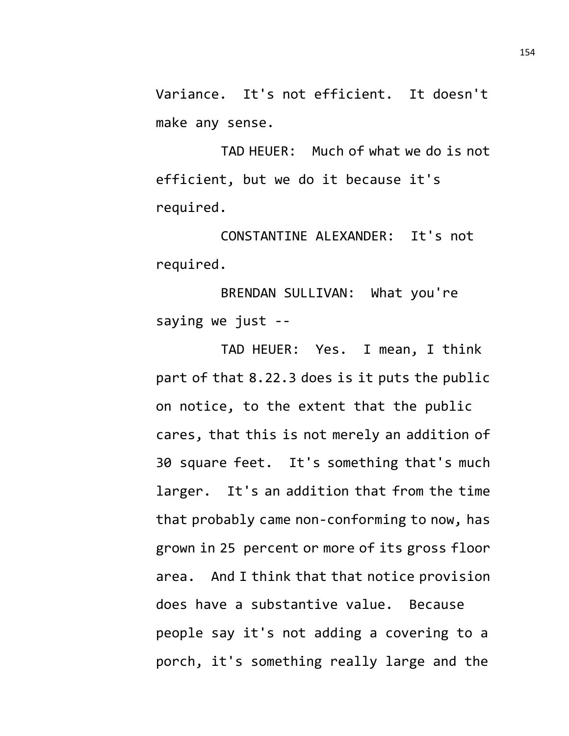Variance. It's not efficient. It doesn't make any sense.

TAD HEUER: Much of what we do is not efficient, but we do it because it's required.

CONSTANTINE ALEXANDER: It's not required.

BRENDAN SULLIVAN: What you're saying we just --

TAD HEUER: Yes. I mean, I think part of that 8.22.3 does is it puts the public on notice, to the extent that the public cares, that this is not merely an addition of 30 square feet. It's something that's much larger. It's an addition that from the time that probably came non-conforming to now, has grown in 25 percent or more of its gross floor area. And I think that that notice provision does have a substantive value. Because people say it's not adding a covering to a porch, it's something really large and the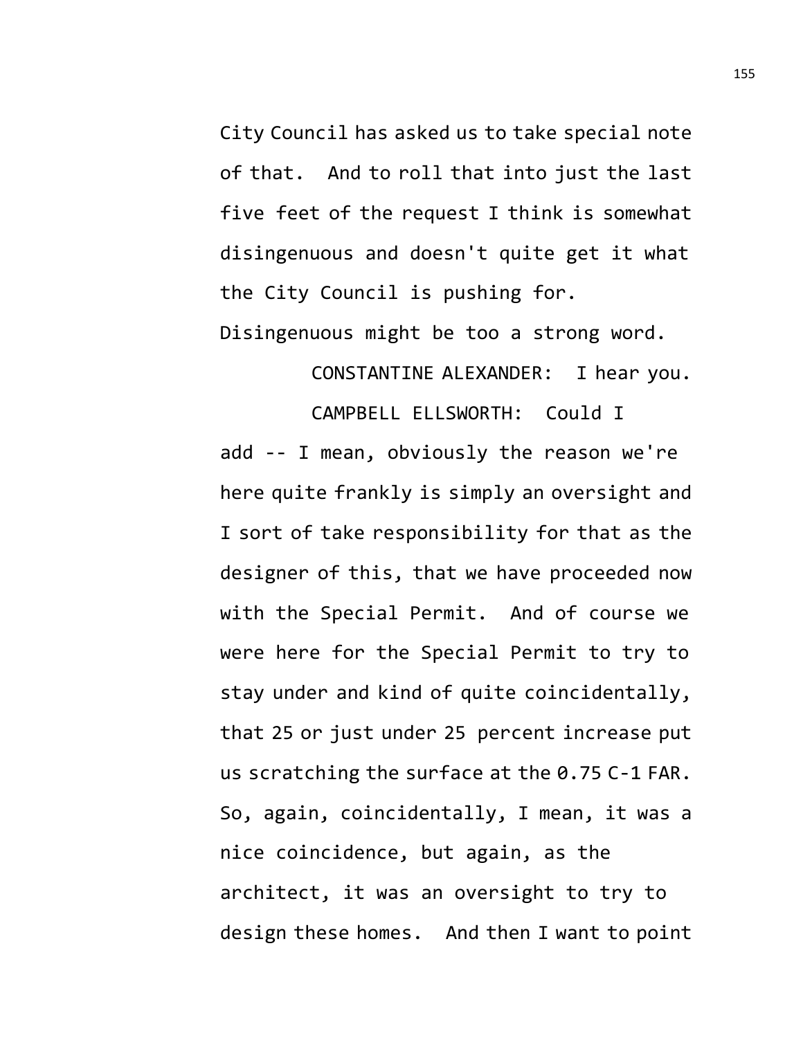City Council has asked us to take special note of that. And to roll that into just the last five feet of the request I think is somewhat disingenuous and doesn't quite get it what the City Council is pushing for. Disingenuous might be too a strong word.

CONSTANTINE ALEXANDER: I hear you.

CAMPBELL ELLSWORTH: Could I add -- I mean, obviously the reason we're here quite frankly is simply an oversight and I sort of take responsibility for that as the designer of this, that we have proceeded now with the Special Permit. And of course we were here for the Special Permit to try to stay under and kind of quite coincidentally, that 25 or just under 25 percent increase put us scratching the surface at the 0.75 C-1 FAR. So, again, coincidentally, I mean, it was a nice coincidence, but again, as the architect, it was an oversight to try to design these homes. And then I want to point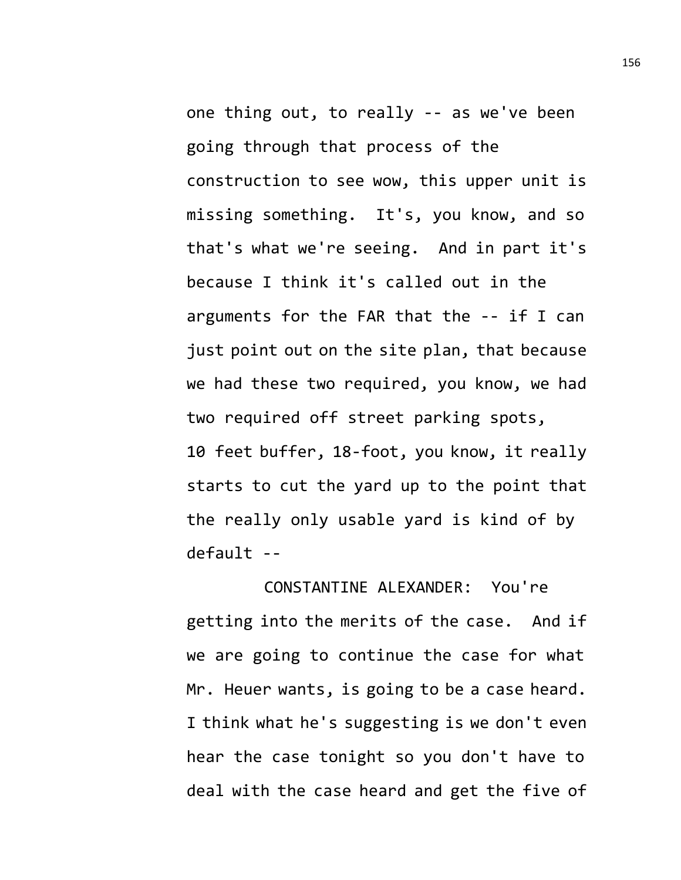one thing out, to really -- as we've been going through that process of the construction to see wow, this upper unit is missing something. It's, you know, and so that's what we're seeing. And in part it's because I think it's called out in the arguments for the FAR that the -- if I can just point out on the site plan, that because we had these two required, you know, we had two required off street parking spots, 10 feet buffer, 18-foot, you know, it really starts to cut the yard up to the point that the really only usable yard is kind of by default --

CONSTANTINE ALEXANDER: You're getting into the merits of the case. And if we are going to continue the case for what Mr. Heuer wants, is going to be a case heard. I think what he's suggesting is we don't even hear the case tonight so you don't have to deal with the case heard and get the five of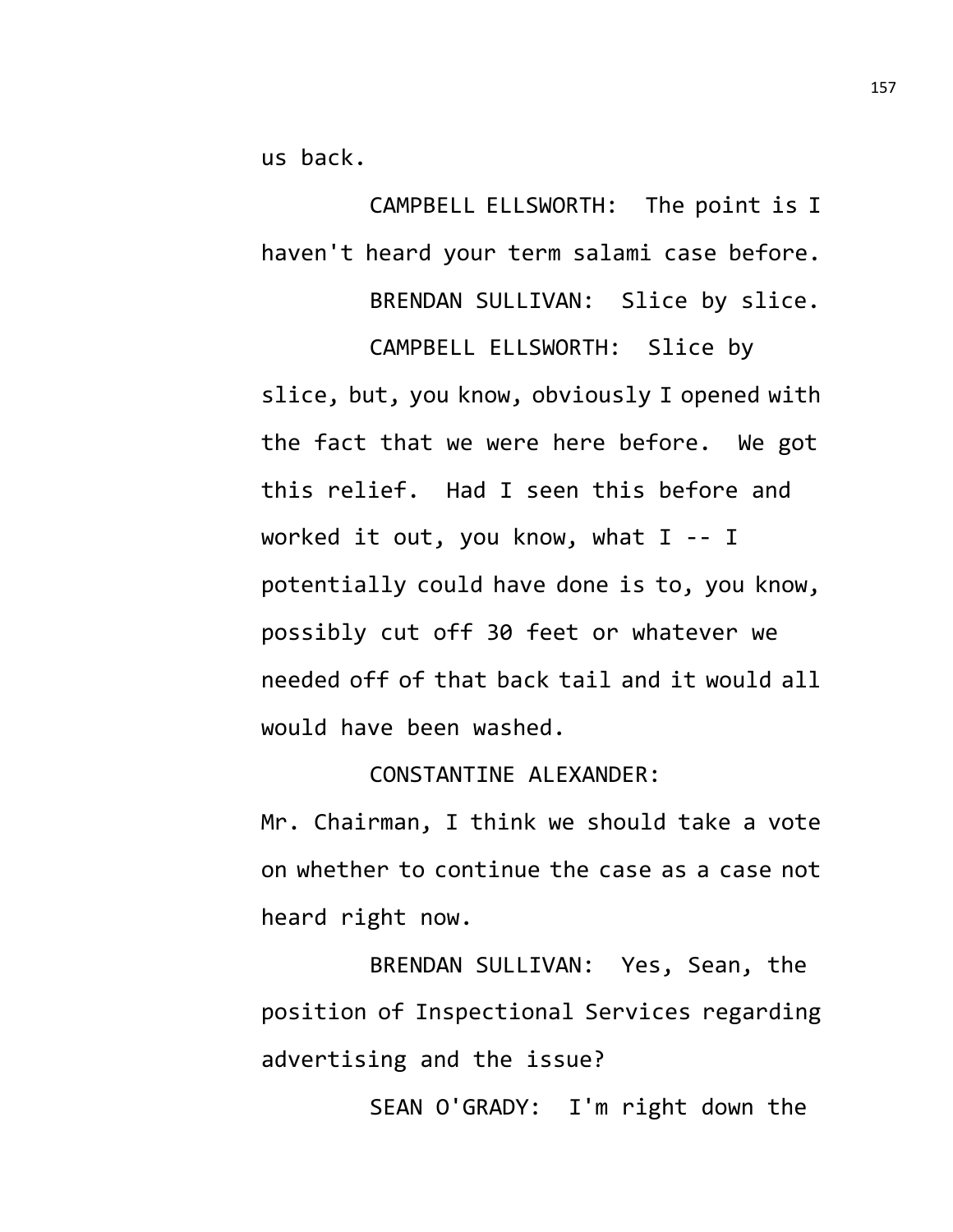us back.

CAMPBELL ELLSWORTH: The point is I haven't heard your term salami case before.

BRENDAN SULLIVAN: Slice by slice.

CAMPBELL ELLSWORTH: Slice by slice, but, you know, obviously I opened with the fact that we were here before. We got this relief. Had I seen this before and worked it out, you know, what I -- I potentially could have done is to, you know, possibly cut off 30 feet or whatever we needed off of that back tail and it would all would have been washed.

CONSTANTINE ALEXANDER: Mr. Chairman, I think we should take a vote on whether to continue the case as a case not heard right now.

BRENDAN SULLIVAN: Yes, Sean, the position of Inspectional Services regarding advertising and the issue?

SEAN O'GRADY: I'm right down the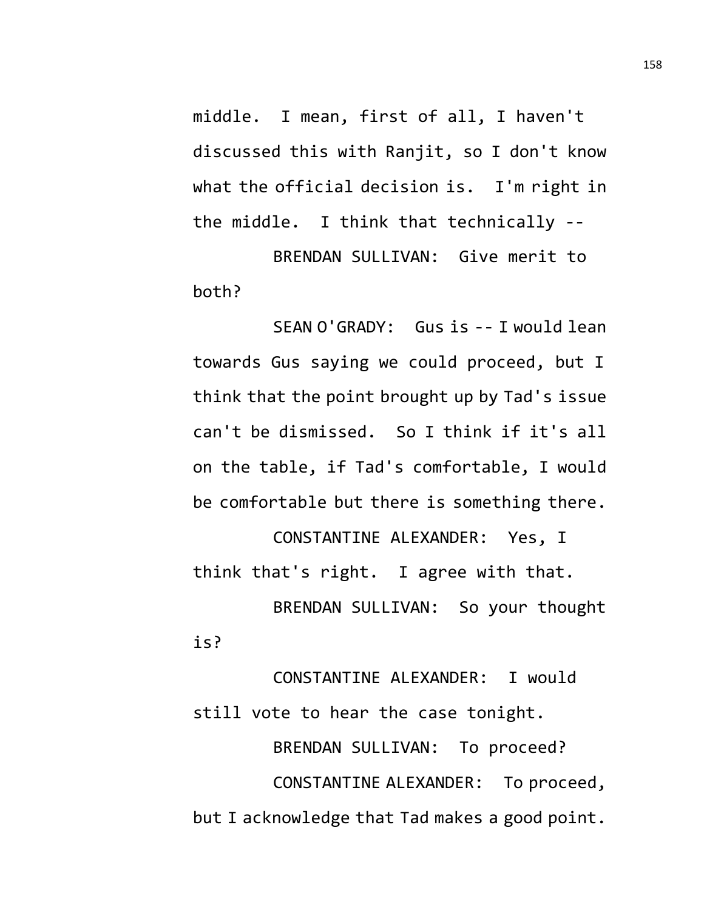middle. I mean, first of all, I haven't discussed this with Ranjit, so I don't know what the official decision is. I'm right in the middle. I think that technically --

BRENDAN SULLIVAN: Give merit to both?

SEAN O'GRADY: Gus is -- I would lean towards Gus saying we could proceed, but I think that the point brought up by Tad's issue can't be dismissed. So I think if it's all on the table, if Tad's comfortable, I would be comfortable but there is something there.

CONSTANTINE ALEXANDER: Yes, I think that's right. I agree with that.

BRENDAN SULLIVAN: So your thought is?

CONSTANTINE ALEXANDER: I would still vote to hear the case tonight.

BRENDAN SULLIVAN: To proceed?

CONSTANTINE ALEXANDER: To proceed, but I acknowledge that Tad makes a good point.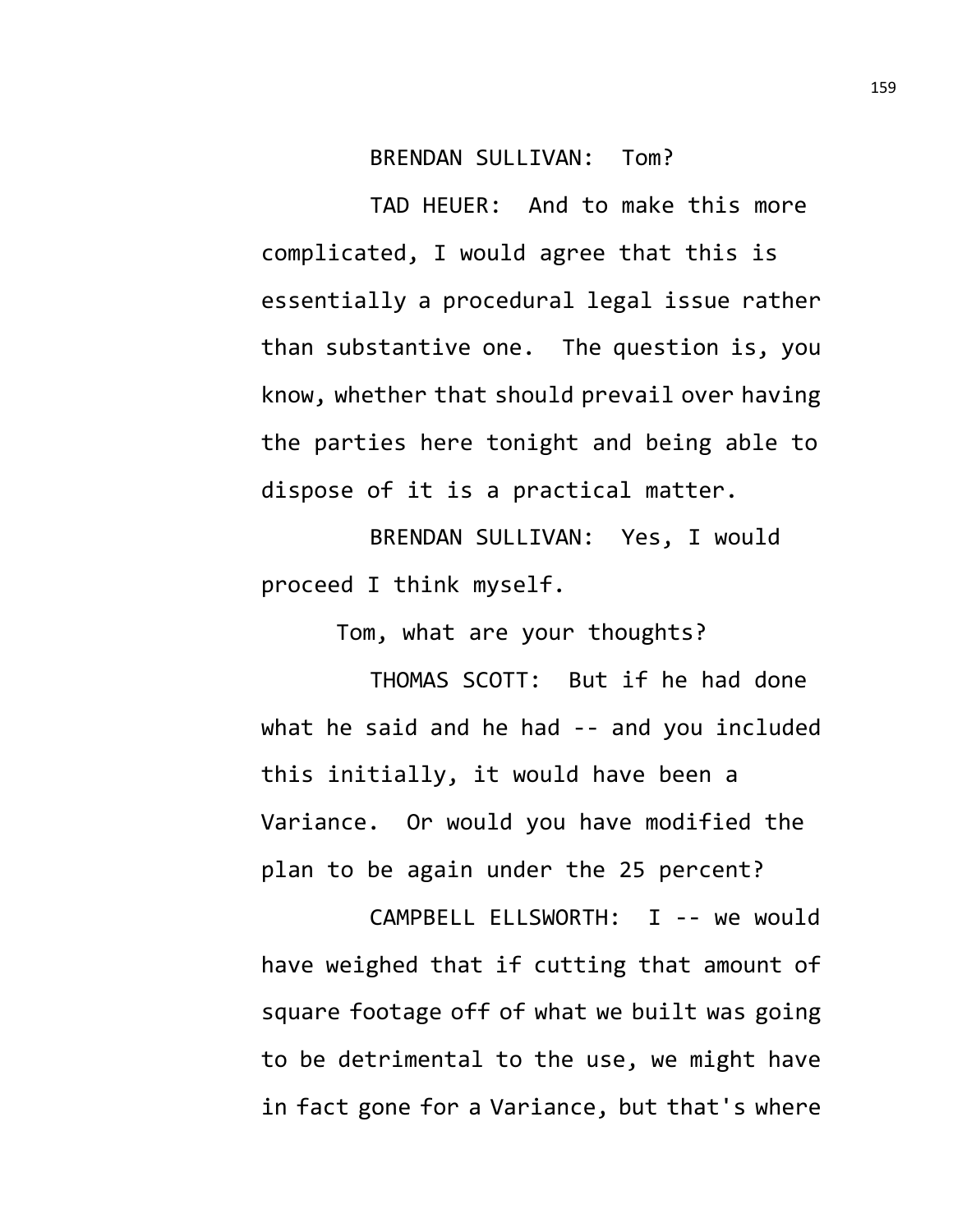BRENDAN SULLIVAN: Tom?

TAD HEUER: And to make this more complicated, I would agree that this is essentially a procedural legal issue rather than substantive one. The question is, you know, whether that should prevail over having the parties here tonight and being able to dispose of it is a practical matter.

BRENDAN SULLIVAN: Yes, I would proceed I think myself.

Tom, what are your thoughts?

THOMAS SCOTT: But if he had done what he said and he had -- and you included this initially, it would have been a Variance. Or would you have modified the plan to be again under the 25 percent?

CAMPBELL ELLSWORTH: I -- we would have weighed that if cutting that amount of square footage off of what we built was going to be detrimental to the use, we might have in fact gone for a Variance, but that's where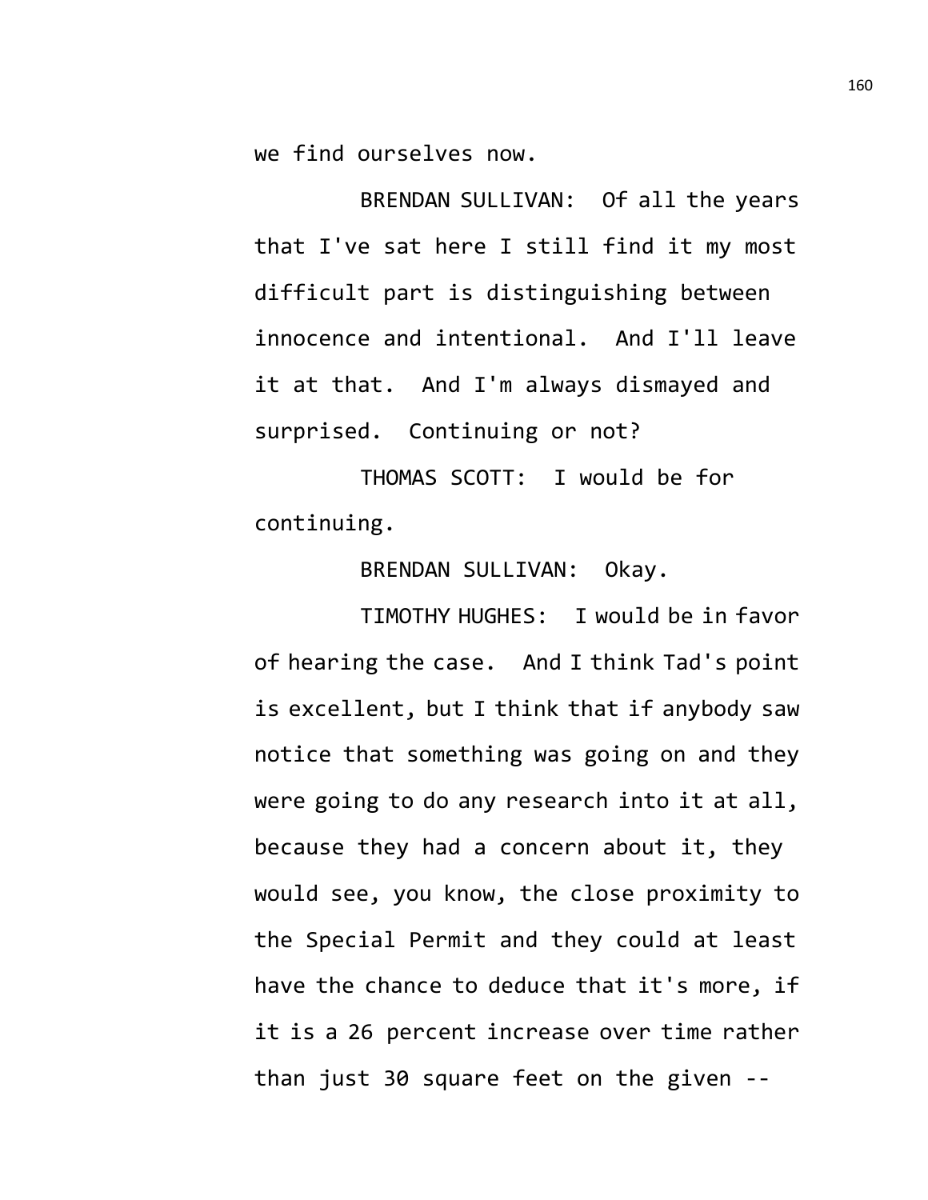we find ourselves now.

BRENDAN SULLIVAN: Of all the years that I've sat here I still find it my most difficult part is distinguishing between innocence and intentional. And I'll leave it at that. And I'm always dismayed and surprised. Continuing or not?

THOMAS SCOTT: I would be for continuing.

BRENDAN SULLIVAN: Okay.

TIMOTHY HUGHES: I would be in favor of hearing the case. And I think Tad's point is excellent, but I think that if anybody saw notice that something was going on and they were going to do any research into it at all, because they had a concern about it, they would see, you know, the close proximity to the Special Permit and they could at least have the chance to deduce that it's more, if it is a 26 percent increase over time rather than just 30 square feet on the given --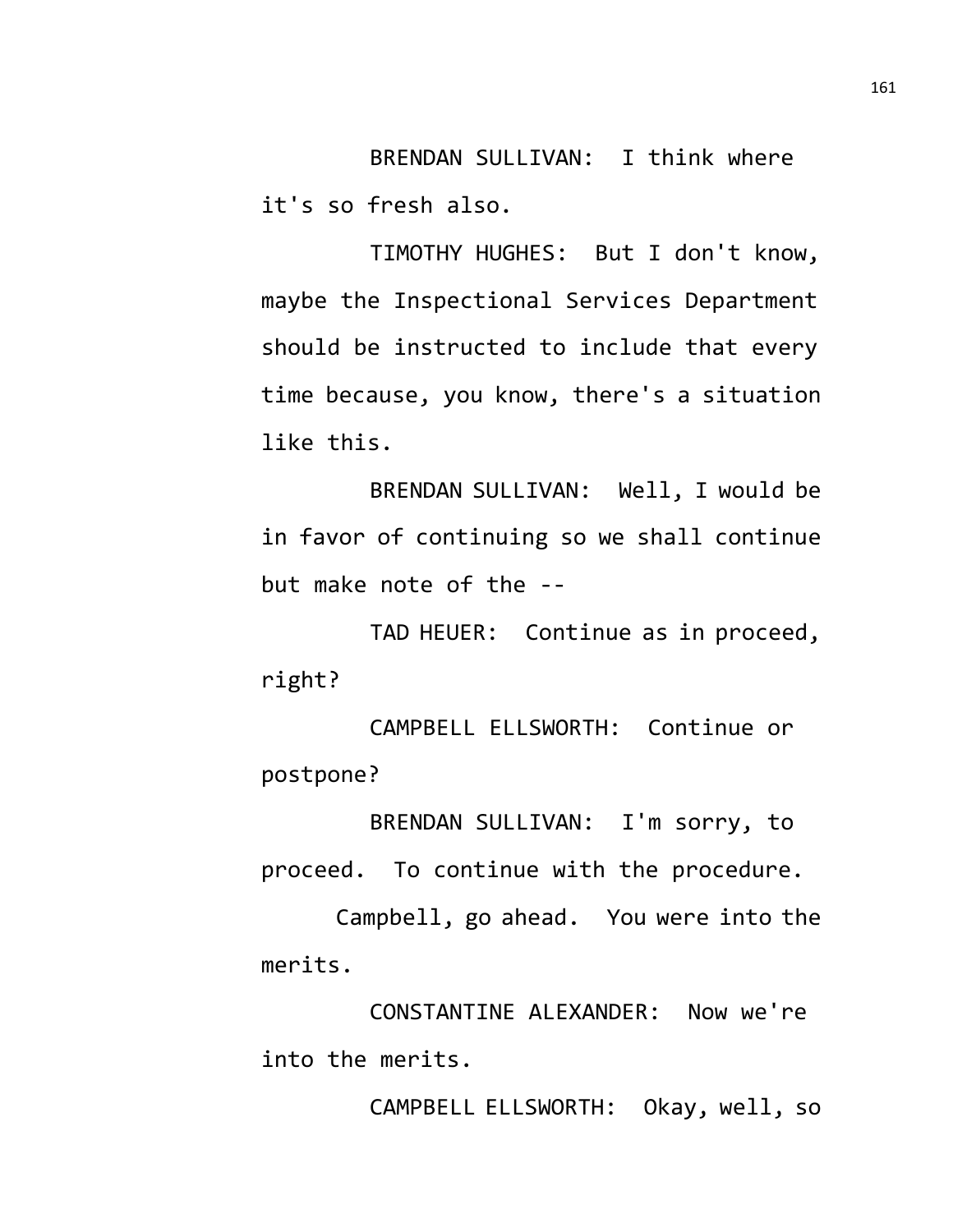BRENDAN SULLIVAN: I think where it's so fresh also.

TIMOTHY HUGHES: But I don't know, maybe the Inspectional Services Department should be instructed to include that every time because, you know, there's a situation like this.

BRENDAN SULLIVAN: Well, I would be in favor of continuing so we shall continue but make note of the --

TAD HEUER: Continue as in proceed, right?

CAMPBELL ELLSWORTH: Continue or postpone?

BRENDAN SULLIVAN: I'm sorry, to proceed. To continue with the procedure.

Campbell, go ahead. You were into the merits.

CONSTANTINE ALEXANDER: Now we're into the merits.

CAMPBELL ELLSWORTH: Okay, well, so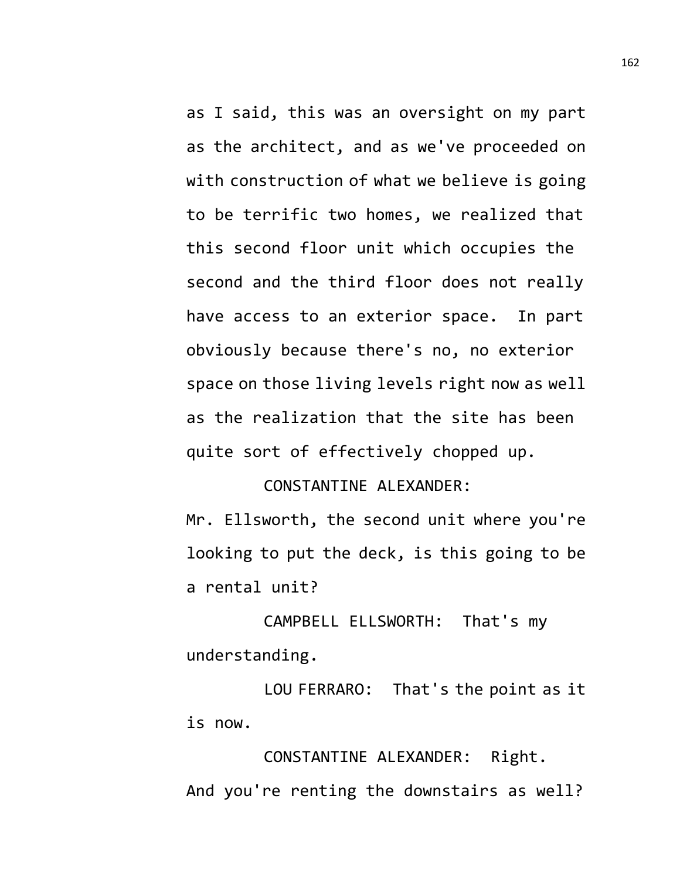as I said, this was an oversight on my part as the architect, and as we've proceeded on with construction of what we believe is going to be terrific two homes, we realized that this second floor unit which occupies the second and the third floor does not really have access to an exterior space. In part obviously because there's no, no exterior space on those living levels right now as well as the realization that the site has been quite sort of effectively chopped up.

CONSTANTINE ALEXANDER: Mr. Ellsworth, the second unit where you're looking to put the deck, is this going to be a rental unit?

CAMPBELL ELLSWORTH: That's my understanding.

LOU FERRARO: That's the point as it is now.

CONSTANTINE ALEXANDER: Right. And you're renting the downstairs as well?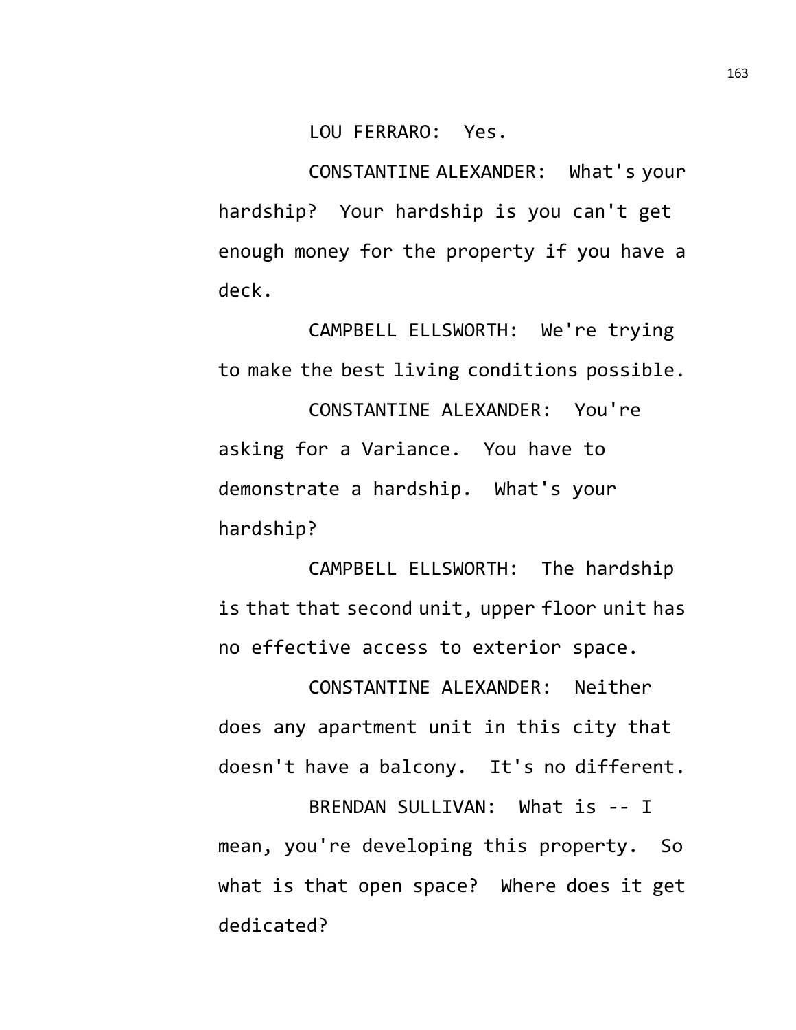LOU FERRARO: Yes.

CONSTANTINE ALEXANDER: What's your hardship? Your hardship is you can't get enough money for the property if you have a deck.

CAMPBELL ELLSWORTH: We're trying to make the best living conditions possible.

CONSTANTINE ALEXANDER: You're asking for a Variance. You have to demonstrate a hardship. What's your hardship?

CAMPBELL ELLSWORTH: The hardship is that that second unit, upper floor unit has no effective access to exterior space.

CONSTANTINE ALEXANDER: Neither does any apartment unit in this city that doesn't have a balcony. It's no different.

BRENDAN SULLIVAN: What is -- I mean, you're developing this property. So what is that open space? Where does it get dedicated?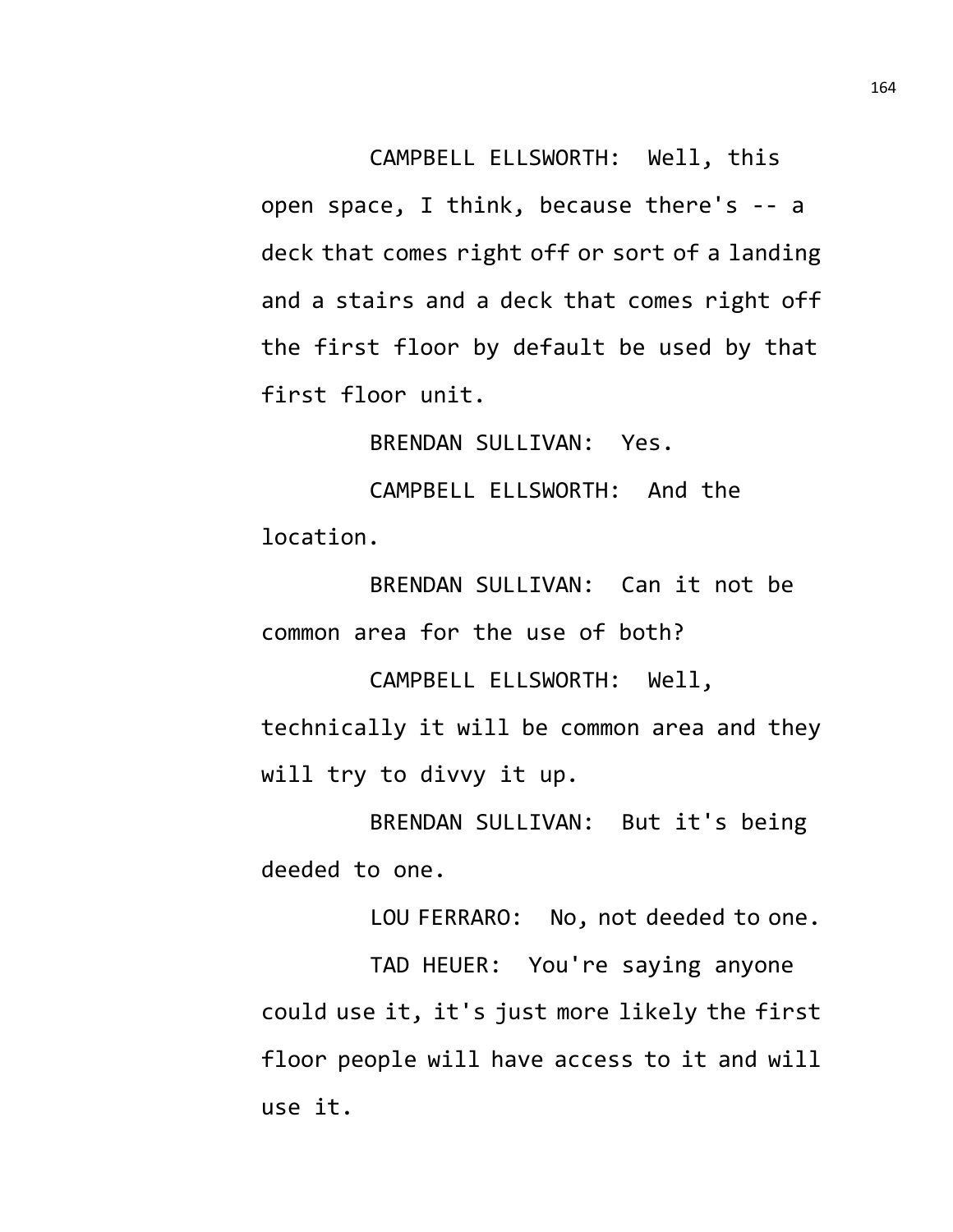CAMPBELL ELLSWORTH: Well, this open space, I think, because there's -- a deck that comes right off or sort of a landing and a stairs and a deck that comes right off the first floor by default be used by that first floor unit.

BRENDAN SULLIVAN: Yes.

CAMPBELL ELLSWORTH: And the location.

BRENDAN SULLIVAN: Can it not be common area for the use of both?

CAMPBELL ELLSWORTH: Well, technically it will be common area and they will try to divvy it up.

BRENDAN SULLIVAN: But it's being deeded to one.

LOU FERRARO: No, not deeded to one.

TAD HEUER: You're saying anyone could use it, it's just more likely the first floor people will have access to it and will use it.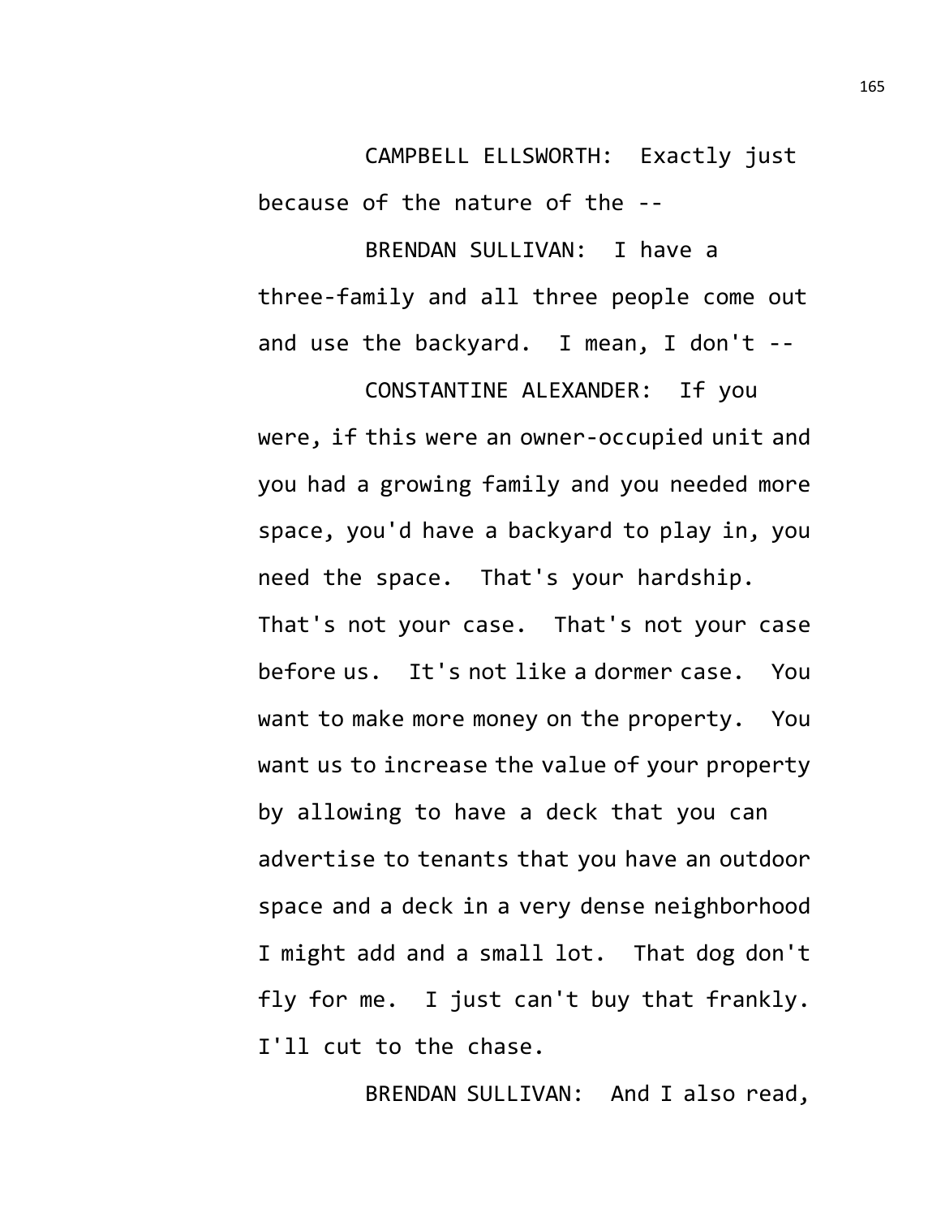CAMPBELL ELLSWORTH: Exactly just because of the nature of the --

BRENDAN SULLIVAN: I have a three-family and all three people come out and use the backyard. I mean, I don't --

CONSTANTINE ALEXANDER: If you were, if this were an owner-occupied unit and you had a growing family and you needed more space, you'd have a backyard to play in, you need the space. That's your hardship. That's not your case. That's not your case before us. It's not like a dormer case. You want to make more money on the property. You want us to increase the value of your property by allowing to have a deck that you can advertise to tenants that you have an outdoor space and a deck in a very dense neighborhood I might add and a small lot. That dog don't fly for me. I just can't buy that frankly. I'll cut to the chase.

BRENDAN SULLIVAN: And I also read,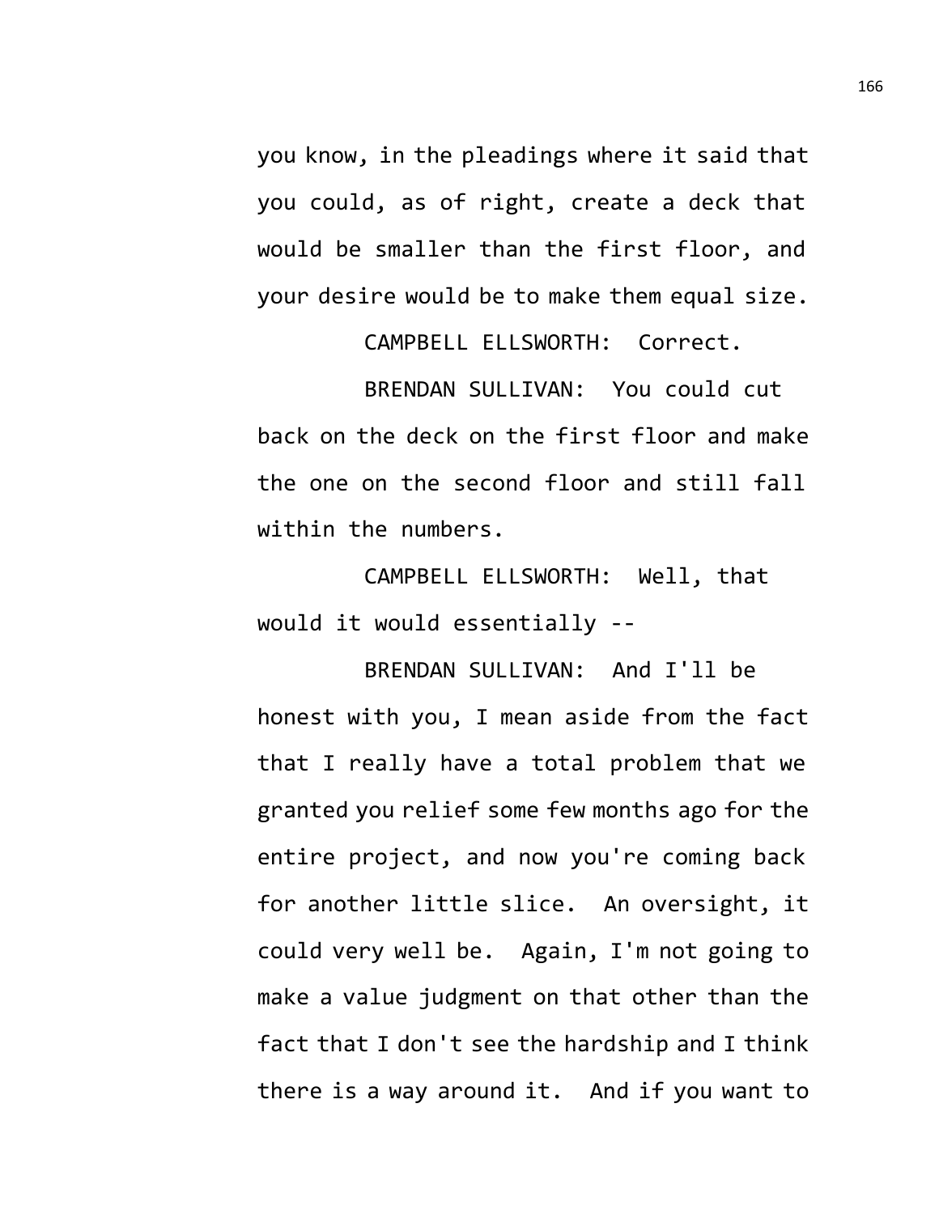you know, in the pleadings where it said that you could, as of right, create a deck that would be smaller than the first floor, and your desire would be to make them equal size.

CAMPBELL ELLSWORTH: Correct.

BRENDAN SULLIVAN: You could cut back on the deck on the first floor and make the one on the second floor and still fall within the numbers.

CAMPBELL ELLSWORTH: Well, that would it would essentially --

BRENDAN SULLIVAN: And I'll be honest with you, I mean aside from the fact that I really have a total problem that we granted you relief some few months ago for the entire project, and now you're coming back for another little slice. An oversight, it could very well be. Again, I'm not going to make a value judgment on that other than the fact that I don't see the hardship and I think there is a way around it. And if you want to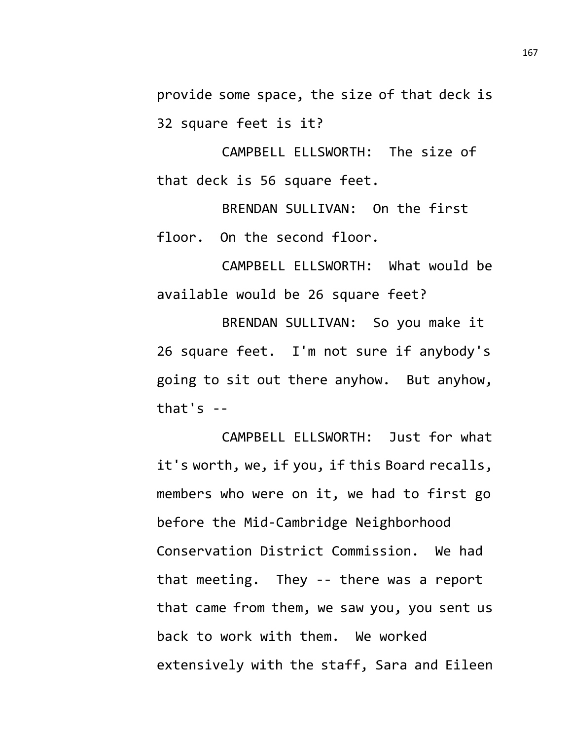provide some space, the size of that deck is 32 square feet is it?

CAMPBELL ELLSWORTH: The size of that deck is 56 square feet.

BRENDAN SULLIVAN: On the first floor. On the second floor.

CAMPBELL ELLSWORTH: What would be available would be 26 square feet?

BRENDAN SULLIVAN: So you make it 26 square feet. I'm not sure if anybody's going to sit out there anyhow. But anyhow, that's --

CAMPBELL ELLSWORTH: Just for what it's worth, we, if you, if this Board recalls, members who were on it, we had to first go before the Mid-Cambridge Neighborhood Conservation District Commission. We had that meeting. They -- there was a report that came from them, we saw you, you sent us back to work with them. We worked extensively with the staff, Sara and Eileen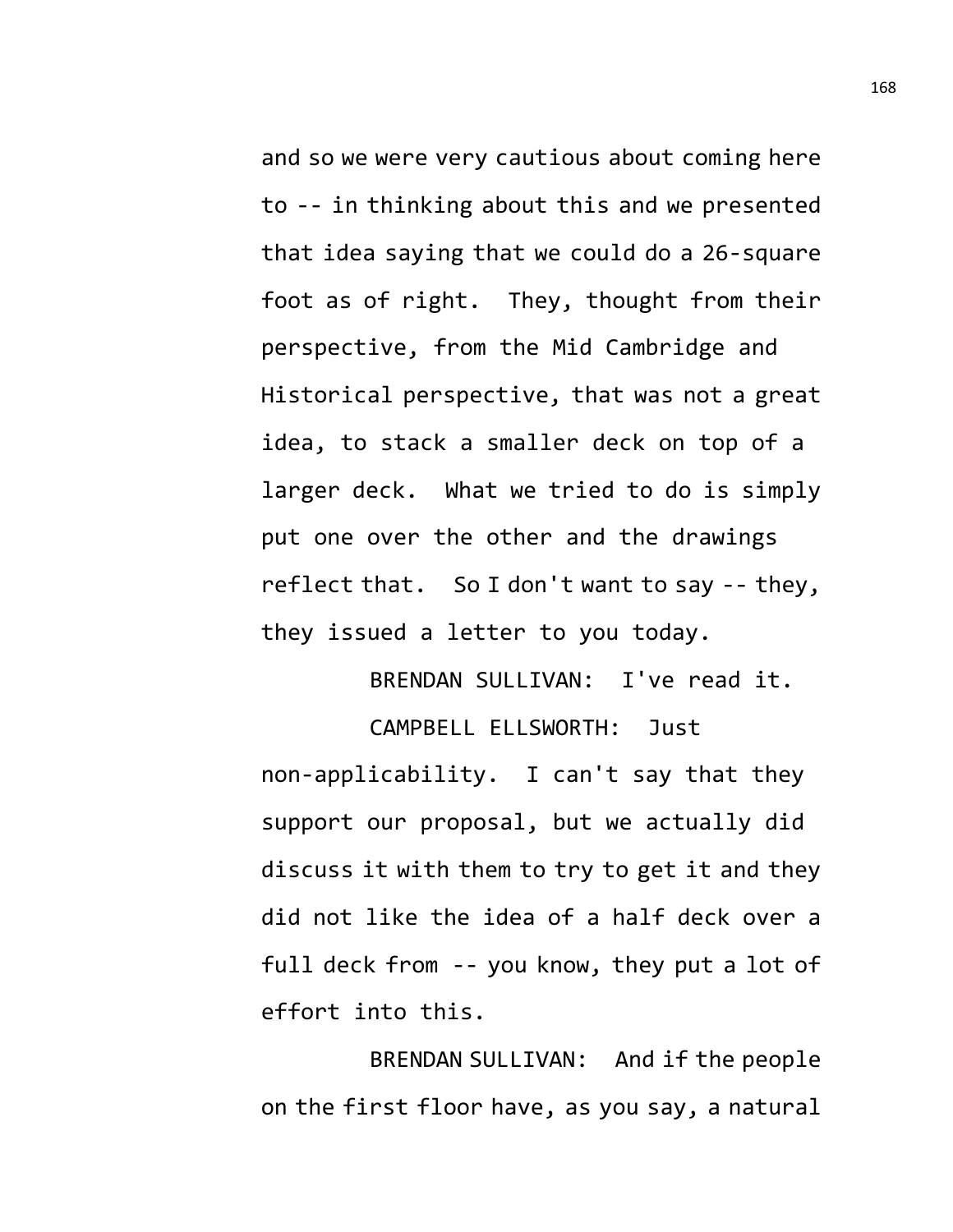and so we were very cautious about coming here to -- in thinking about this and we presented that idea saying that we could do a 26-square foot as of right. They, thought from their perspective, from the Mid Cambridge and Historical perspective, that was not a great idea, to stack a smaller deck on top of a larger deck. What we tried to do is simply put one over the other and the drawings reflect that. So I don't want to say -- they, they issued a letter to you today.

BRENDAN SULLIVAN: I've read it.

CAMPBELL ELLSWORTH: Just non-applicability. I can't say that they support our proposal, but we actually did discuss it with them to try to get it and they did not like the idea of a half deck over a full deck from -- you know, they put a lot of effort into this.

BRENDAN SULLIVAN: And if the people on the first floor have, as you say, a natural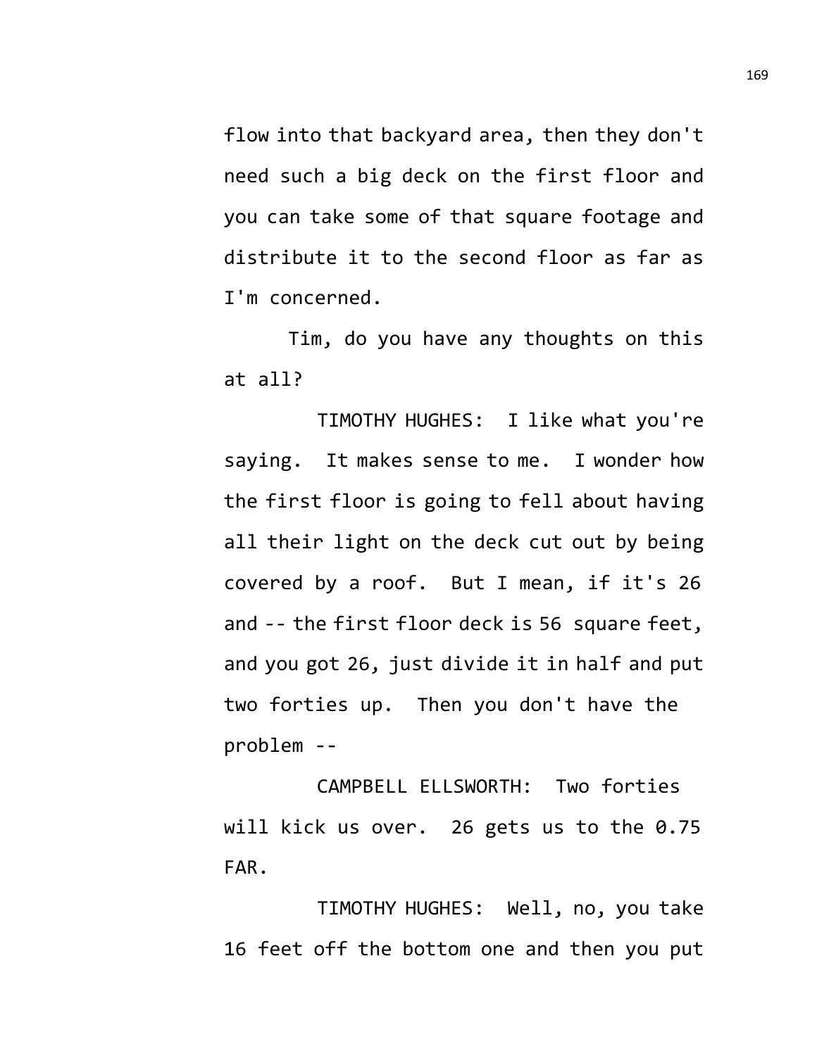flow into that backyard area, then they don't need such a big deck on the first floor and you can take some of that square footage and distribute it to the second floor as far as I'm concerned.

Tim, do you have any thoughts on this at all?

TIMOTHY HUGHES: I like what you're saying. It makes sense to me. I wonder how the first floor is going to fell about having all their light on the deck cut out by being covered by a roof. But I mean, if it's 26 and -- the first floor deck is 56 square feet, and you got 26, just divide it in half and put two forties up. Then you don't have the problem --

CAMPBELL ELLSWORTH: Two forties will kick us over. 26 gets us to the 0.75 FAR.

TIMOTHY HUGHES: Well, no, you take 16 feet off the bottom one and then you put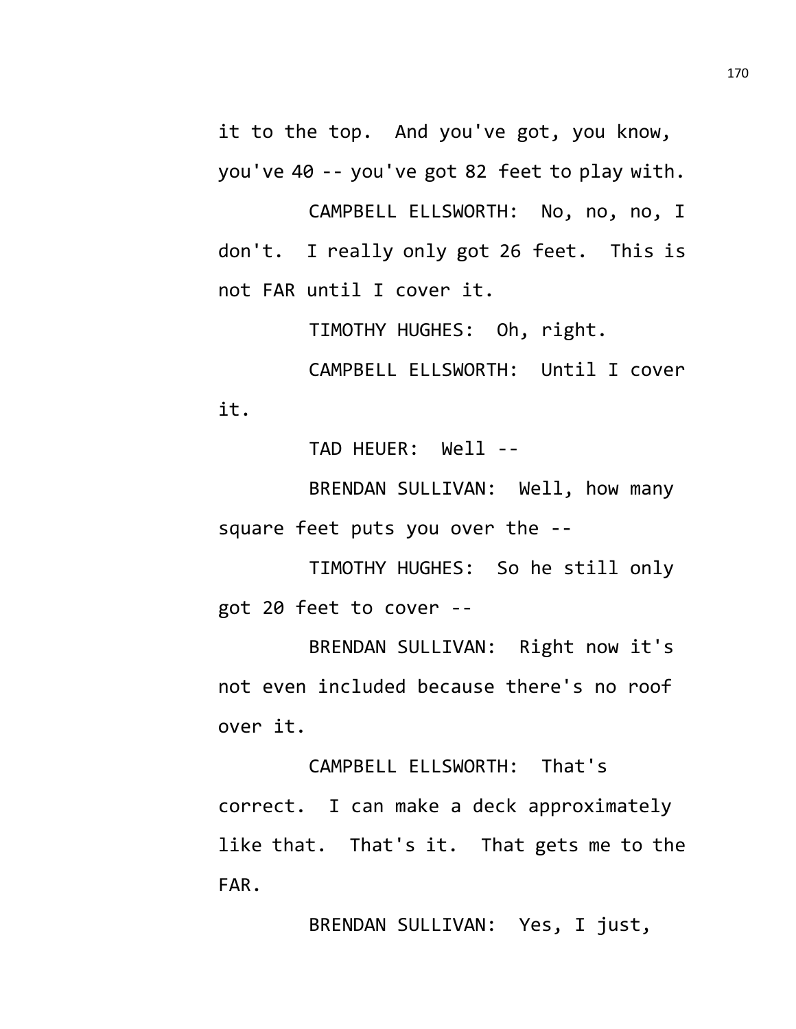it to the top. And you've got, you know, you've 40 -- you've got 82 feet to play with.

CAMPBELL ELLSWORTH: No, no, no, I don't. I really only got 26 feet. This is not FAR until I cover it.

TIMOTHY HUGHES: Oh, right.

CAMPBELL ELLSWORTH: Until I cover it.

TAD HEUER: Well --

BRENDAN SULLIVAN: Well, how many square feet puts you over the --

TIMOTHY HUGHES: So he still only got 20 feet to cover --

BRENDAN SULLIVAN: Right now it's not even included because there's no roof over it.

CAMPBELL ELLSWORTH: That's correct. I can make a deck approximately like that. That's it. That gets me to the FAR.

BRENDAN SULLIVAN: Yes, I just,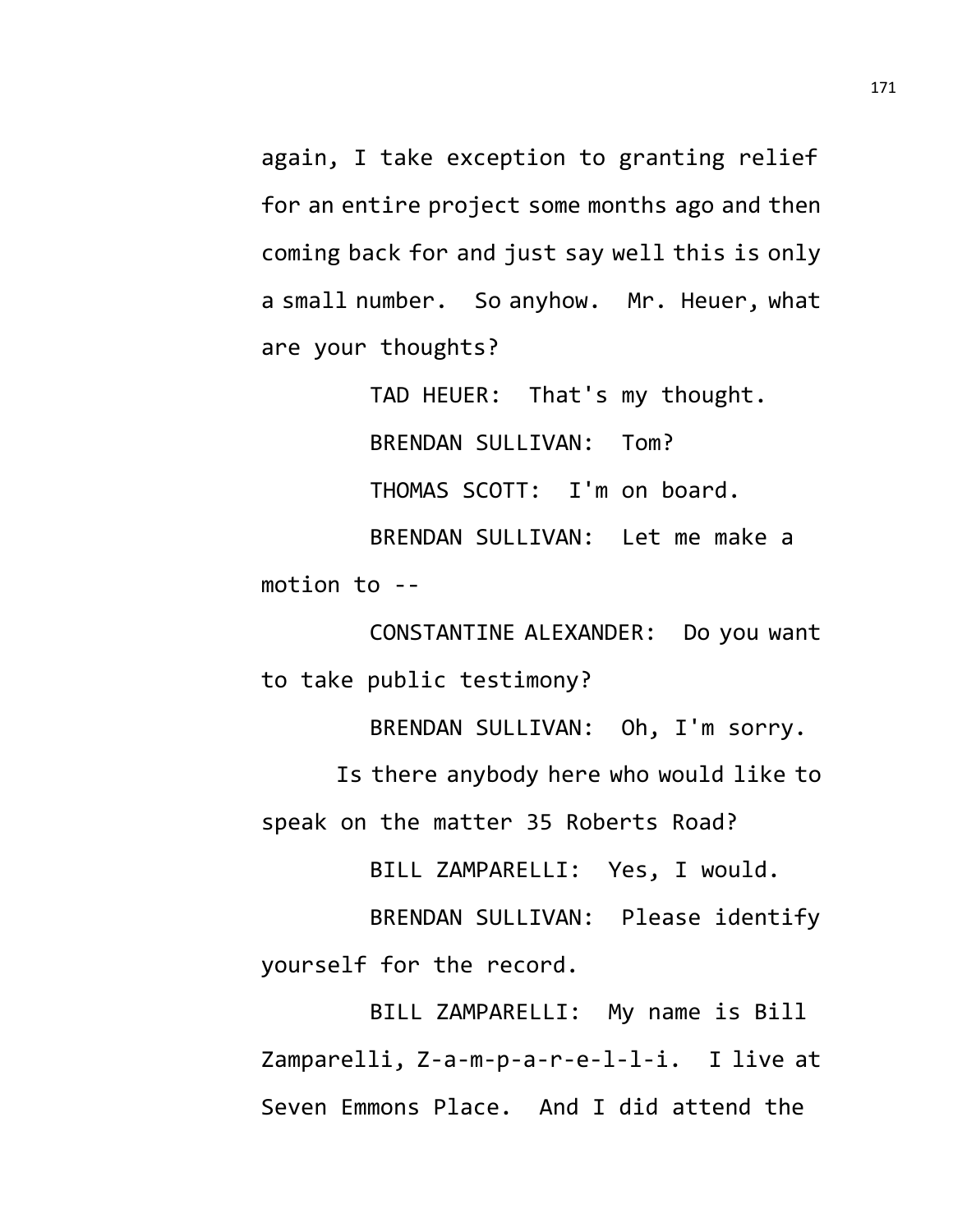again, I take exception to granting relief for an entire project some months ago and then coming back for and just say well this is only a small number. So anyhow. Mr. Heuer, what are your thoughts?

TAD HEUER: That's my thought.

BRENDAN SULLIVAN: Tom?

THOMAS SCOTT: I'm on board.

BRENDAN SULLIVAN: Let me make a motion to --

CONSTANTINE ALEXANDER: Do you want to take public testimony?

BRENDAN SULLIVAN: Oh, I'm sorry.

Is there anybody here who would like to speak on the matter 35 Roberts Road?

BILL ZAMPARELLI: Yes, I would.

BRENDAN SULLIVAN: Please identify yourself for the record.

BILL ZAMPARELLI: My name is Bill Zamparelli, Z-a-m-p-a-r-e-l-l-i. I live at Seven Emmons Place. And I did attend the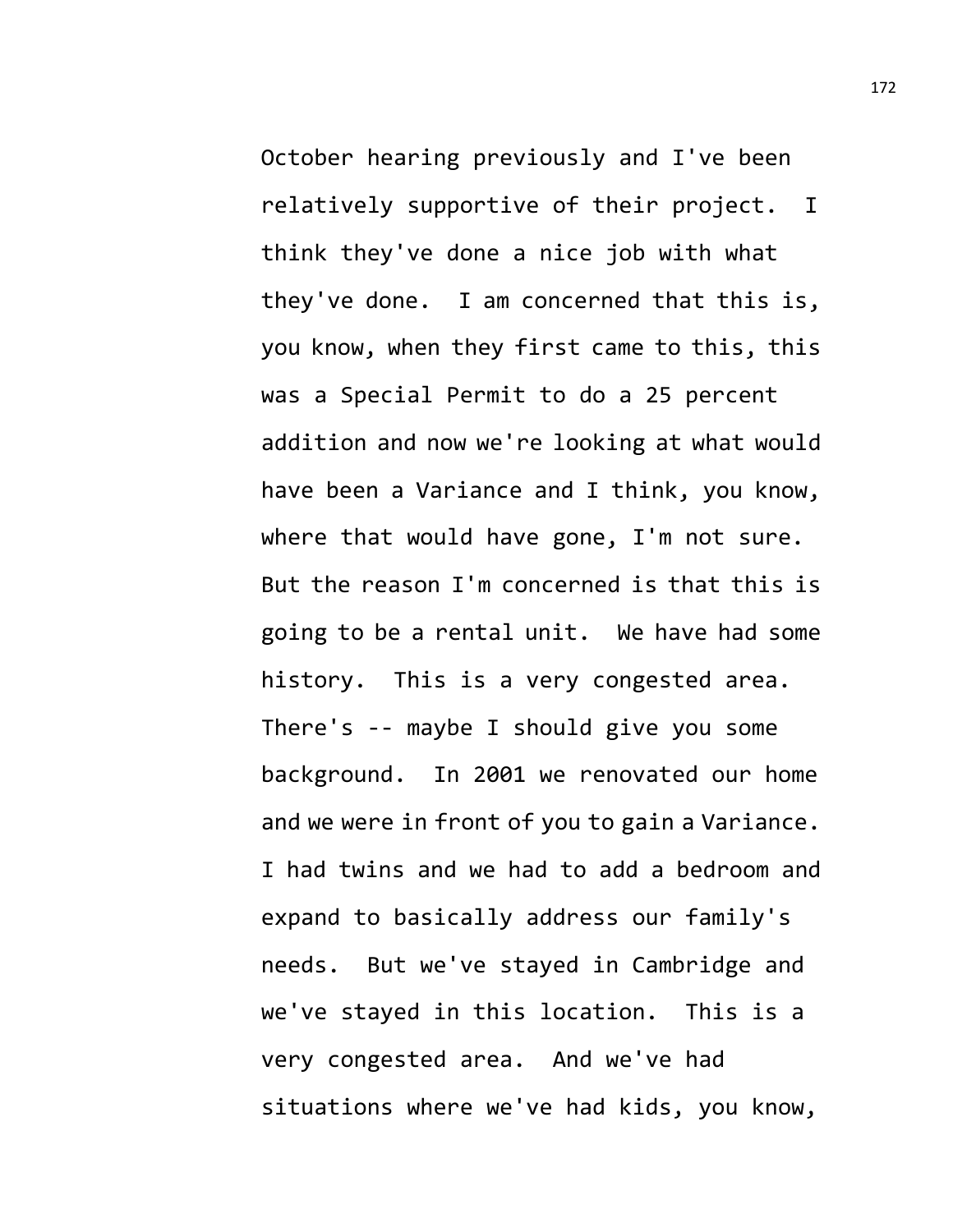October hearing previously and I've been relatively supportive of their project. I think they've done a nice job with what they've done. I am concerned that this is, you know, when they first came to this, this was a Special Permit to do a 25 percent addition and now we're looking at what would have been a Variance and I think, you know, where that would have gone, I'm not sure. But the reason I'm concerned is that this is going to be a rental unit. We have had some history. This is a very congested area. There's -- maybe I should give you some background. In 2001 we renovated our home and we were in front of you to gain a Variance. I had twins and we had to add a bedroom and expand to basically address our family's needs. But we've stayed in Cambridge and we've stayed in this location. This is a very congested area. And we've had situations where we've had kids, you know,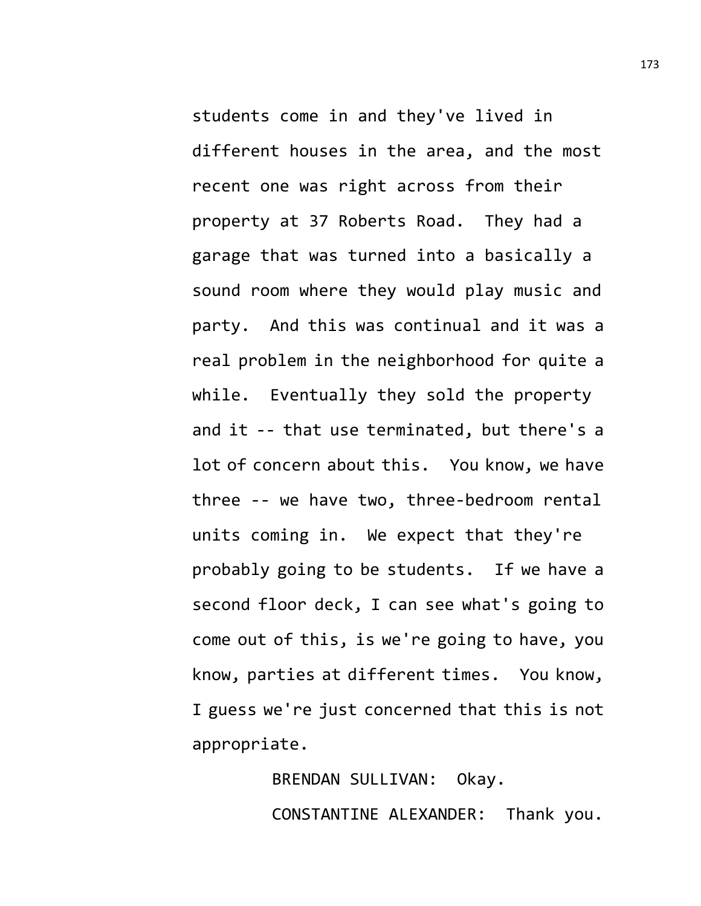students come in and they've lived in different houses in the area, and the most recent one was right across from their property at 37 Roberts Road. They had a garage that was turned into a basically a sound room where they would play music and party. And this was continual and it was a real problem in the neighborhood for quite a while. Eventually they sold the property and it -- that use terminated, but there's a lot of concern about this. You know, we have three -- we have two, three-bedroom rental units coming in. We expect that they're probably going to be students. If we have a second floor deck, I can see what's going to come out of this, is we're going to have, you know, parties at different times. You know, I guess we're just concerned that this is not appropriate.

BRENDAN SULLIVAN: Okay.

CONSTANTINE ALEXANDER: Thank you.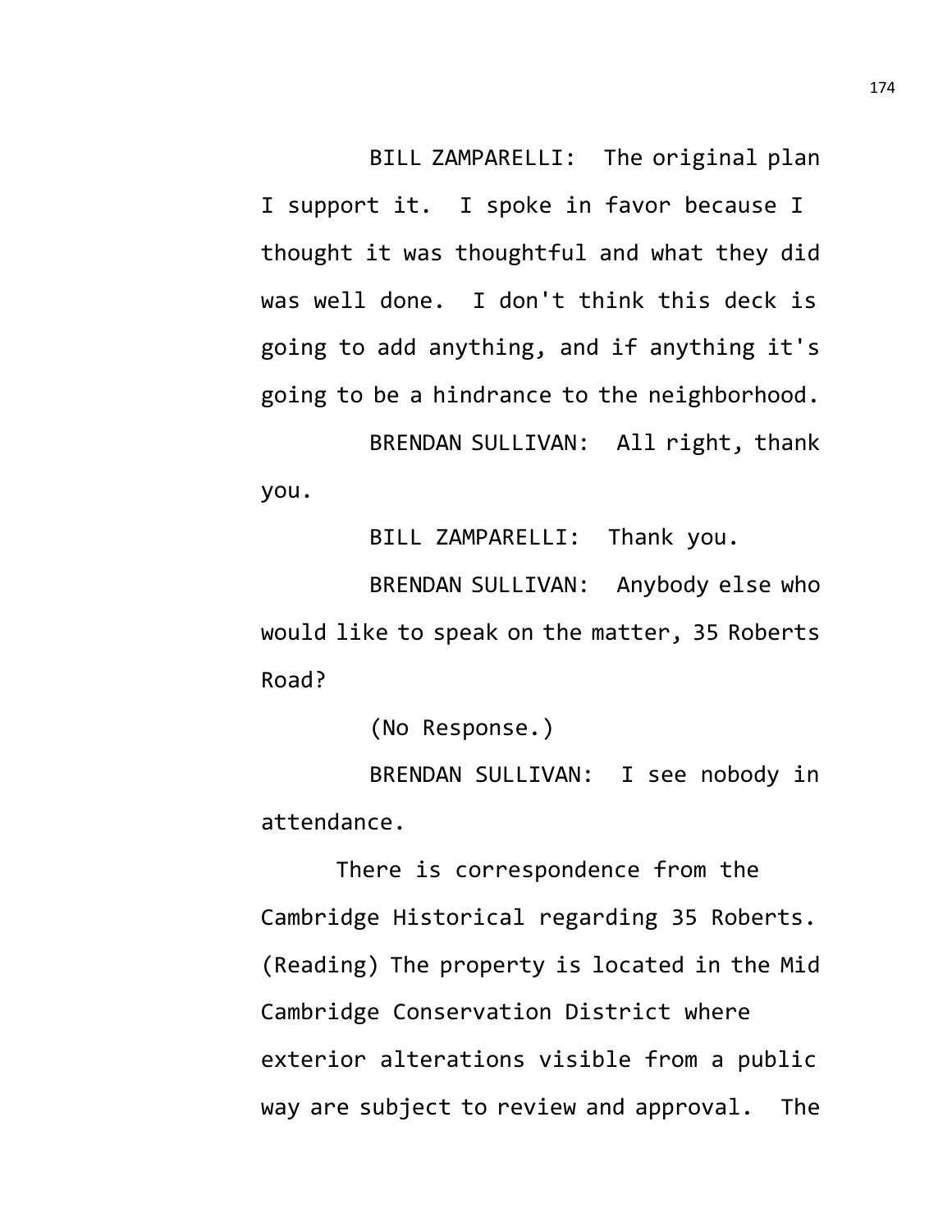BILL ZAMPARELLI: The original plan I support it. I spoke in favor because I thought it was thoughtful and what they did was well done. I don't think this deck is going to add anything, and if anything it's going to be a hindrance to the neighborhood.

BRENDAN SULLIVAN: All right, thank you.

BILL ZAMPARELLI: Thank you.

BRENDAN SULLIVAN: Anybody else who would like to speak on the matter, 35 Roberts Road?

(No Response.)

BRENDAN SULLIVAN: I see nobody in attendance.

There is correspondence from the Cambridge Historical regarding 35 Roberts. (Reading) The property is located in the Mid Cambridge Conservation District where exterior alterations visible from a public way are subject to review and approval. The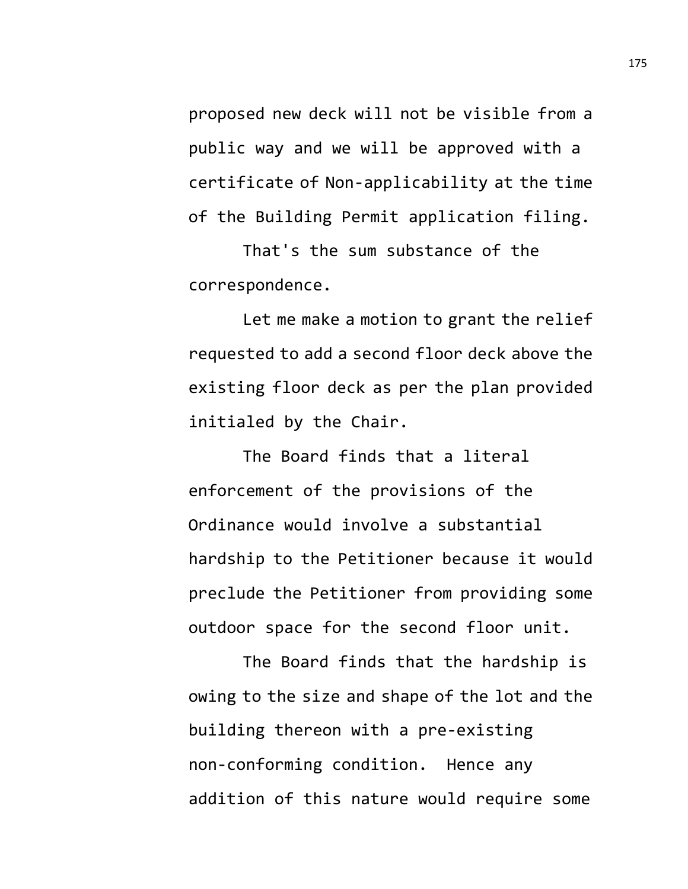proposed new deck will not be visible from a public way and we will be approved with a certificate of Non-applicability at the time of the Building Permit application filing.

That's the sum substance of the correspondence.

Let me make a motion to grant the relief requested to add a second floor deck above the existing floor deck as per the plan provided initialed by the Chair.

The Board finds that a literal enforcement of the provisions of the Ordinance would involve a substantial hardship to the Petitioner because it would preclude the Petitioner from providing some outdoor space for the second floor unit.

The Board finds that the hardship is owing to the size and shape of the lot and the building thereon with a pre-existing non-conforming condition. Hence any addition of this nature would require some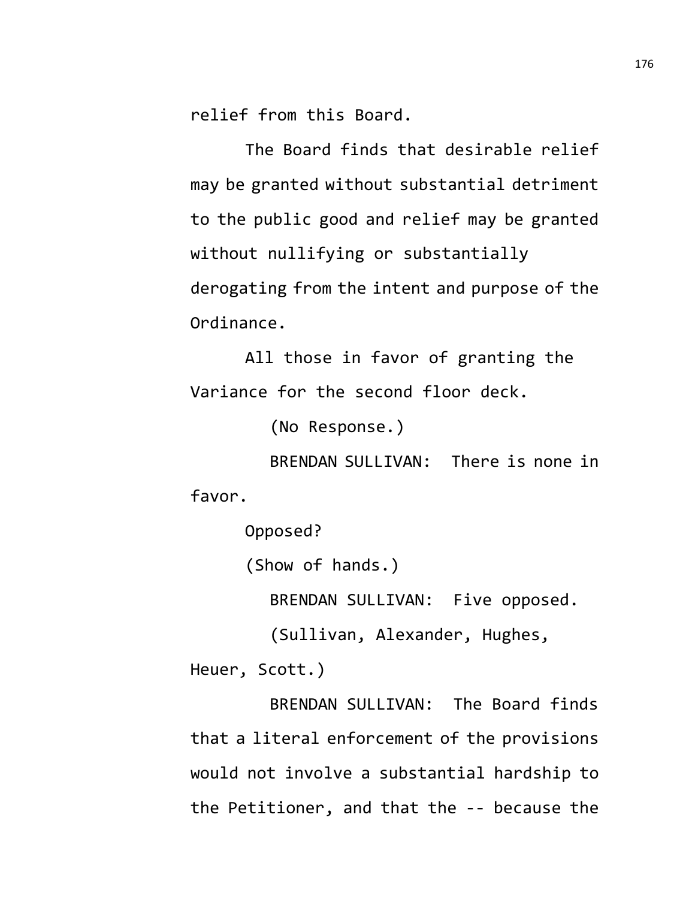relief from this Board.

The Board finds that desirable relief may be granted without substantial detriment to the public good and relief may be granted without nullifying or substantially derogating from the intent and purpose of the Ordinance.

All those in favor of granting the Variance for the second floor deck.

(No Response.)

BRENDAN SULLIVAN: There is none in favor.

Opposed?

(Show of hands.)

BRENDAN SULLIVAN: Five opposed.

(Sullivan, Alexander, Hughes, Heuer, Scott.)

BRENDAN SULLIVAN: The Board finds that a literal enforcement of the provisions would not involve a substantial hardship to the Petitioner, and that the -- because the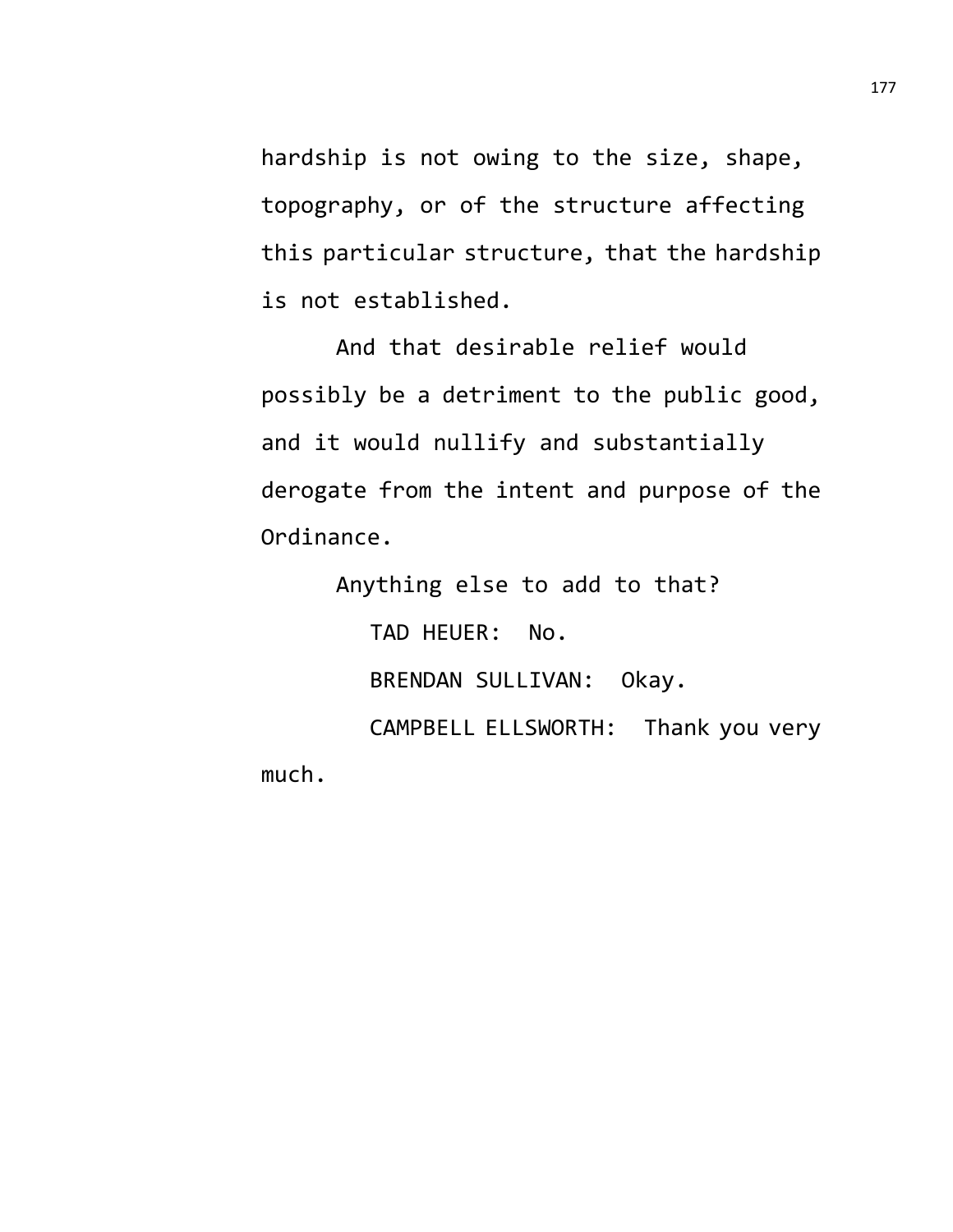hardship is not owing to the size, shape, topography, or of the structure affecting this particular structure, that the hardship is not established.

And that desirable relief would possibly be a detriment to the public good, and it would nullify and substantially derogate from the intent and purpose of the Ordinance.

Anything else to add to that?

TAD HEUER: No.

BRENDAN SULLIVAN: Okay.

CAMPBELL ELLSWORTH: Thank you very much.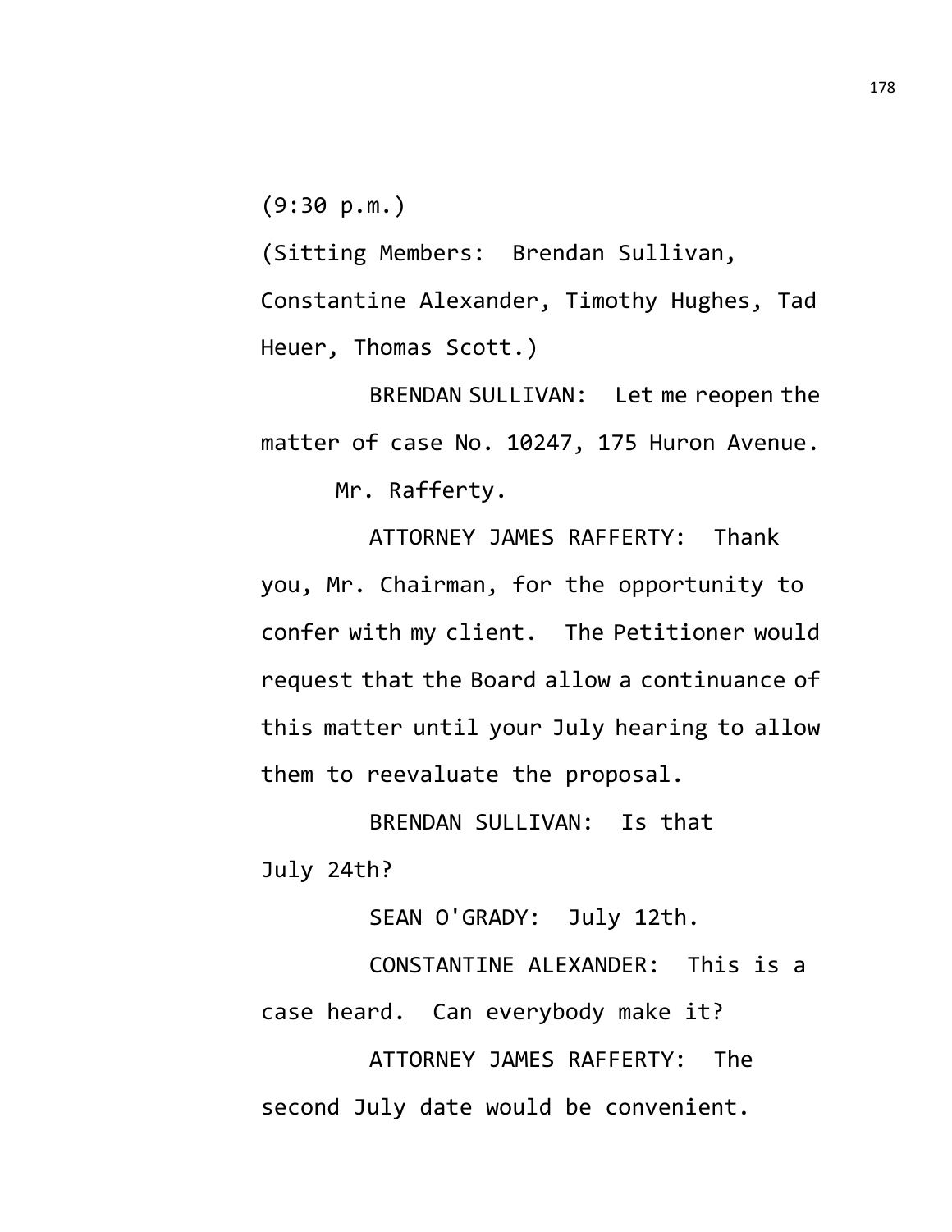(9:30 p.m.)

(Sitting Members: Brendan Sullivan, Constantine Alexander, Timothy Hughes, Tad Heuer, Thomas Scott.)

BRENDAN SULLIVAN: Let me reopen the matter of case No. 10247, 175 Huron Avenue.

Mr. Rafferty.

ATTORNEY JAMES RAFFERTY: Thank you, Mr. Chairman, for the opportunity to confer with my client. The Petitioner would request that the Board allow a continuance of this matter until your July hearing to allow them to reevaluate the proposal.

BRENDAN SULLIVAN: Is that July 24th?

SEAN O'GRADY: July 12th.

CONSTANTINE ALEXANDER: This is a case heard. Can everybody make it?

ATTORNEY JAMES RAFFERTY: The second July date would be convenient.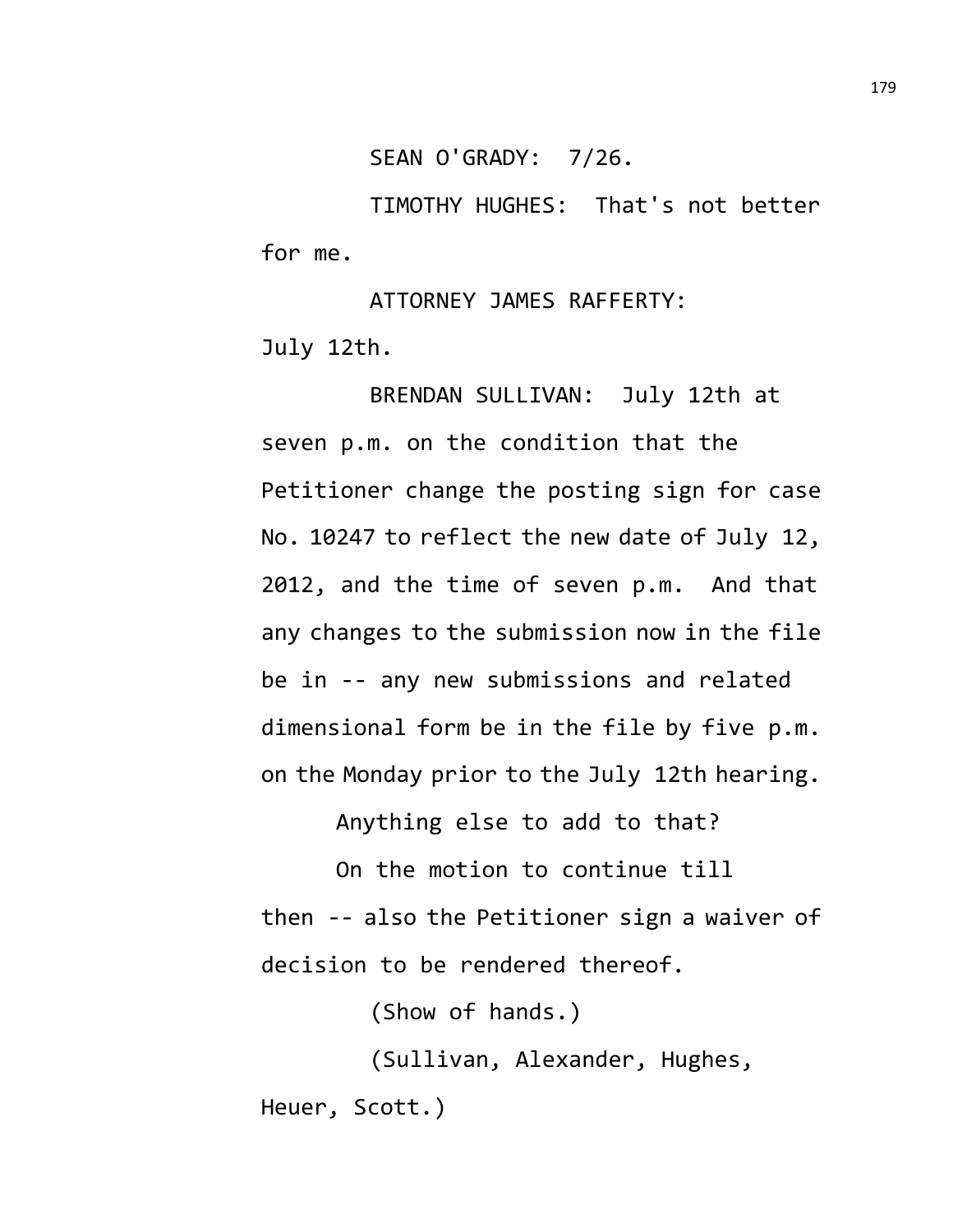SEAN O'GRADY: 7/26.

TIMOTHY HUGHES: That's not better for me.

ATTORNEY JAMES RAFFERTY: July 12th.

BRENDAN SULLIVAN: July 12th at seven p.m. on the condition that the Petitioner change the posting sign for case No. 10247 to reflect the new date of July 12, 2012, and the time of seven p.m. And that any changes to the submission now in the file be in -- any new submissions and related dimensional form be in the file by five p.m. on the Monday prior to the July 12th hearing.

Anything else to add to that?

On the motion to continue till then -- also the Petitioner sign a waiver of decision to be rendered thereof.

(Show of hands.)

(Sullivan, Alexander, Hughes, Heuer, Scott.)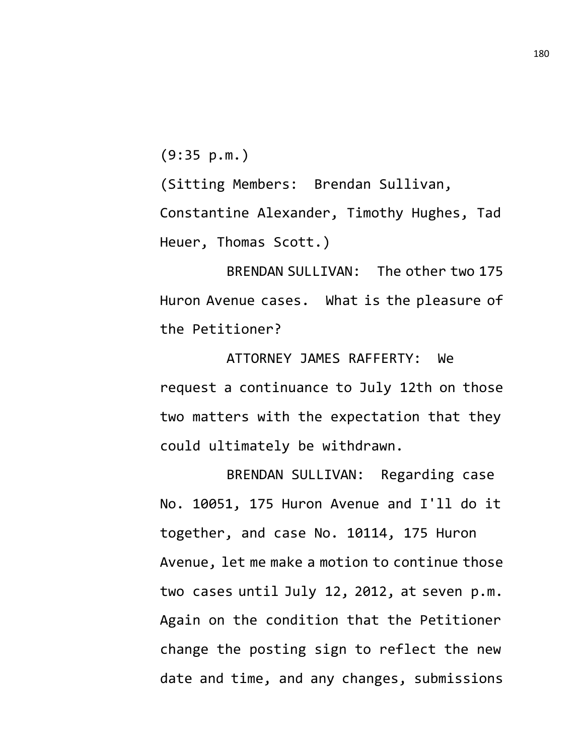(9:35 p.m.)

(Sitting Members: Brendan Sullivan, Constantine Alexander, Timothy Hughes, Tad Heuer, Thomas Scott.)

BRENDAN SULLIVAN: The other two 175 Huron Avenue cases. What is the pleasure of the Petitioner?

ATTORNEY JAMES RAFFERTY: We request a continuance to July 12th on those two matters with the expectation that they could ultimately be withdrawn.

BRENDAN SULLIVAN: Regarding case No. 10051, 175 Huron Avenue and I'll do it together, and case No. 10114, 175 Huron Avenue, let me make a motion to continue those two cases until July 12, 2012, at seven p.m. Again on the condition that the Petitioner change the posting sign to reflect the new date and time, and any changes, submissions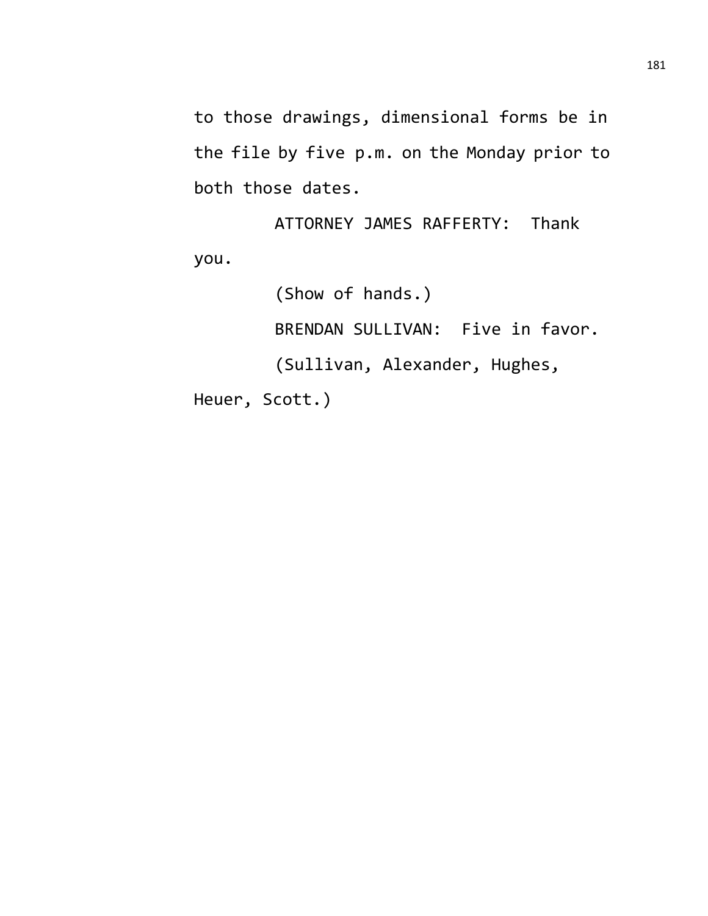to those drawings, dimensional forms be in the file by five p.m. on the Monday prior to both those dates.

ATTORNEY JAMES RAFFERTY: Thank you.

(Show of hands.)

BRENDAN SULLIVAN: Five in favor.

(Sullivan, Alexander, Hughes, Heuer, Scott.)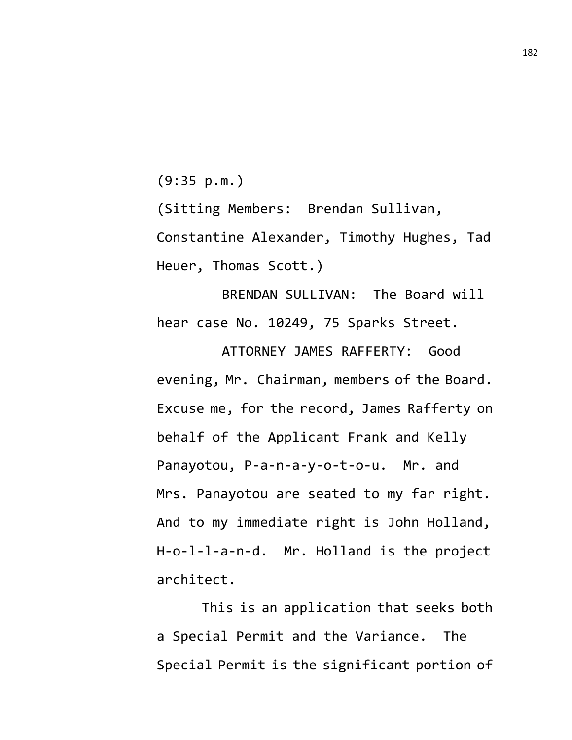(9:35 p.m.)

(Sitting Members: Brendan Sullivan, Constantine Alexander, Timothy Hughes, Tad Heuer, Thomas Scott.)

BRENDAN SULLIVAN: The Board will hear case No. 10249, 75 Sparks Street.

ATTORNEY JAMES RAFFERTY: Good evening, Mr. Chairman, members of the Board. Excuse me, for the record, James Rafferty on behalf of the Applicant Frank and Kelly Panayotou, P-a-n-a-y-o-t-o-u. Mr. and Mrs. Panayotou are seated to my far right. And to my immediate right is John Holland, H-o-l-l-a-n-d. Mr. Holland is the project architect.

This is an application that seeks both a Special Permit and the Variance. The Special Permit is the significant portion of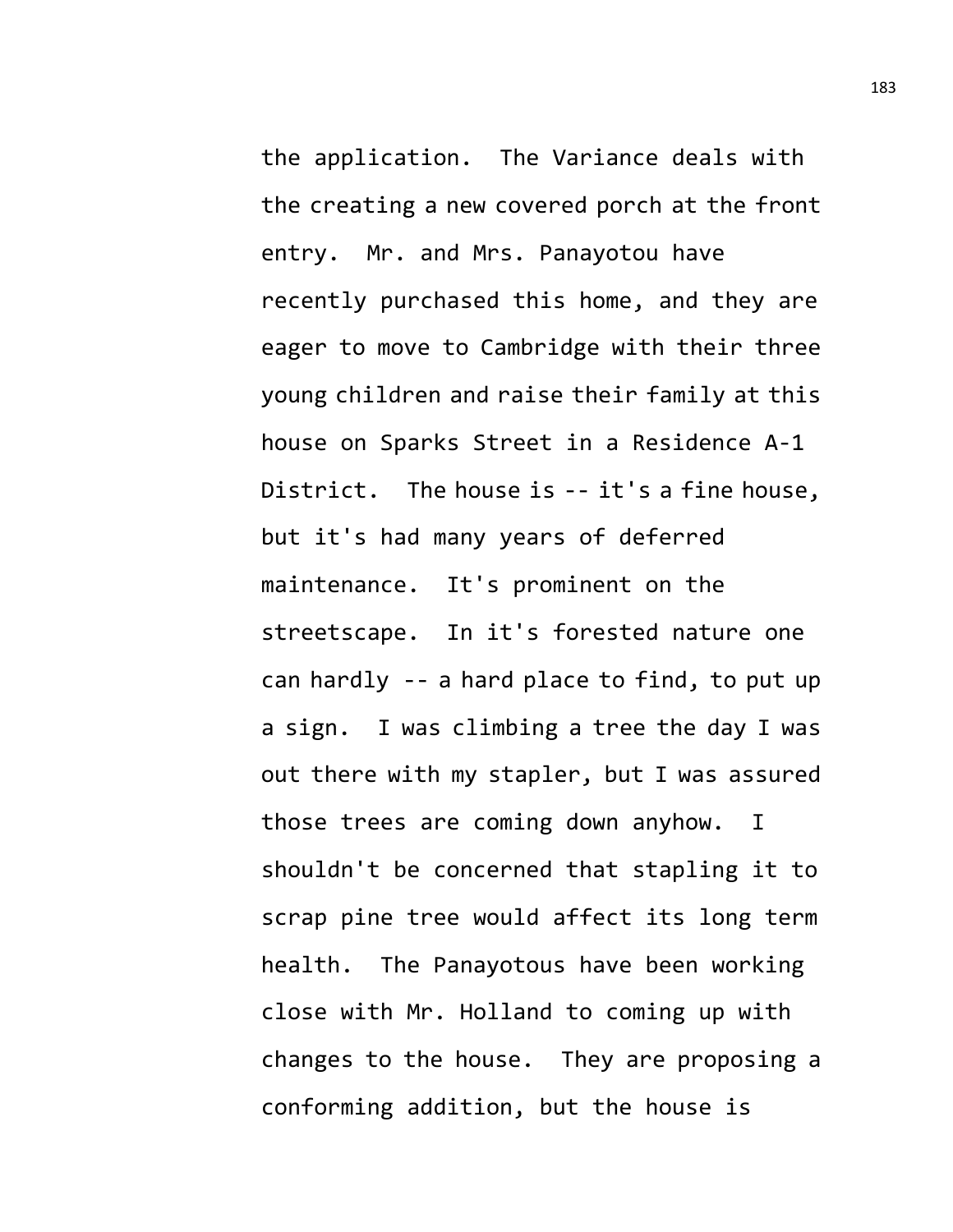the application. The Variance deals with the creating a new covered porch at the front entry. Mr. and Mrs. Panayotou have recently purchased this home, and they are eager to move to Cambridge with their three young children and raise their family at this house on Sparks Street in a Residence A-1 District. The house is -- it's a fine house, but it's had many years of deferred maintenance. It's prominent on the streetscape. In it's forested nature one can hardly -- a hard place to find, to put up a sign. I was climbing a tree the day I was out there with my stapler, but I was assured those trees are coming down anyhow. I shouldn't be concerned that stapling it to scrap pine tree would affect its long term health. The Panayotous have been working close with Mr. Holland to coming up with changes to the house. They are proposing a conforming addition, but the house is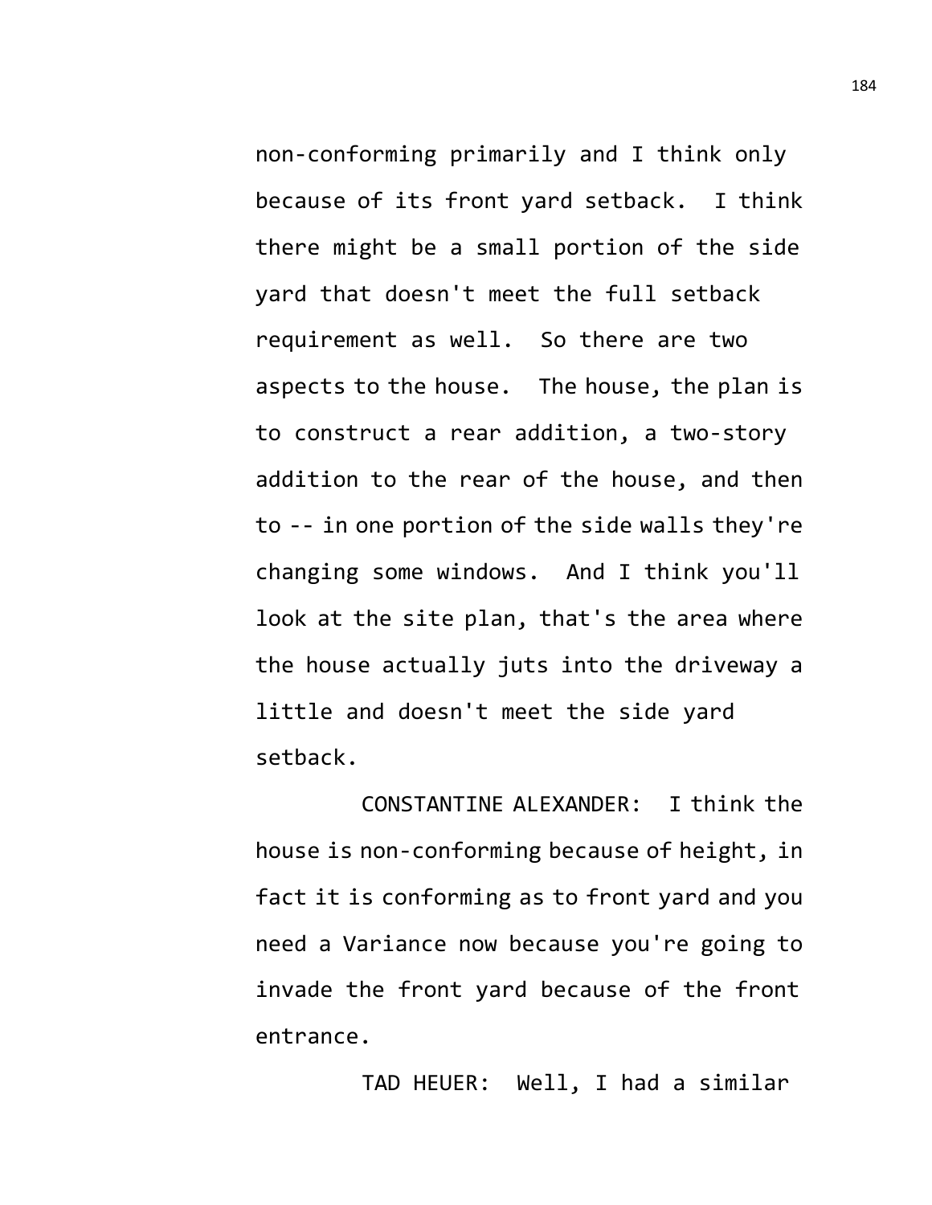non-conforming primarily and I think only because of its front yard setback. I think there might be a small portion of the side yard that doesn't meet the full setback requirement as well. So there are two aspects to the house. The house, the plan is to construct a rear addition, a two-story addition to the rear of the house, and then to -- in one portion of the side walls they're changing some windows. And I think you'll look at the site plan, that's the area where the house actually juts into the driveway a little and doesn't meet the side yard setback.

CONSTANTINE ALEXANDER: I think the house is non-conforming because of height, in fact it is conforming as to front yard and you need a Variance now because you're going to invade the front yard because of the front entrance.

TAD HEUER: Well, I had a similar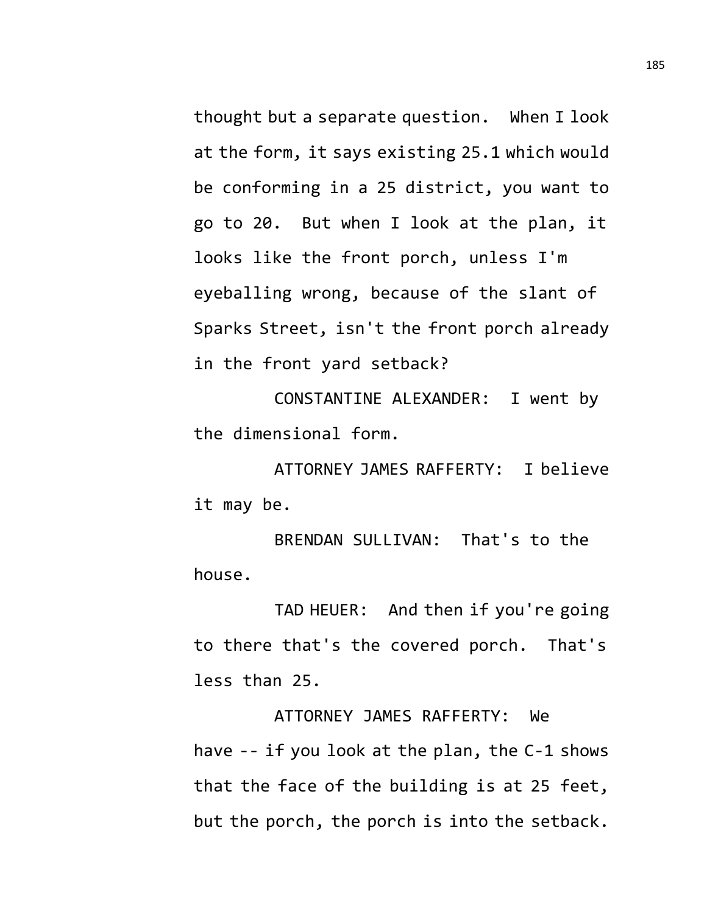thought but a separate question. When I look at the form, it says existing 25.1 which would be conforming in a 25 district, you want to go to 20. But when I look at the plan, it looks like the front porch, unless I'm eyeballing wrong, because of the slant of Sparks Street, isn't the front porch already in the front yard setback?

CONSTANTINE ALEXANDER: I went by the dimensional form.

ATTORNEY JAMES RAFFERTY: I believe it may be.

BRENDAN SULLIVAN: That's to the house.

TAD HEUER: And then if you're going to there that's the covered porch. That's less than 25.

ATTORNEY JAMES RAFFERTY: We have -- if you look at the plan, the C-1 shows that the face of the building is at 25 feet, but the porch, the porch is into the setback.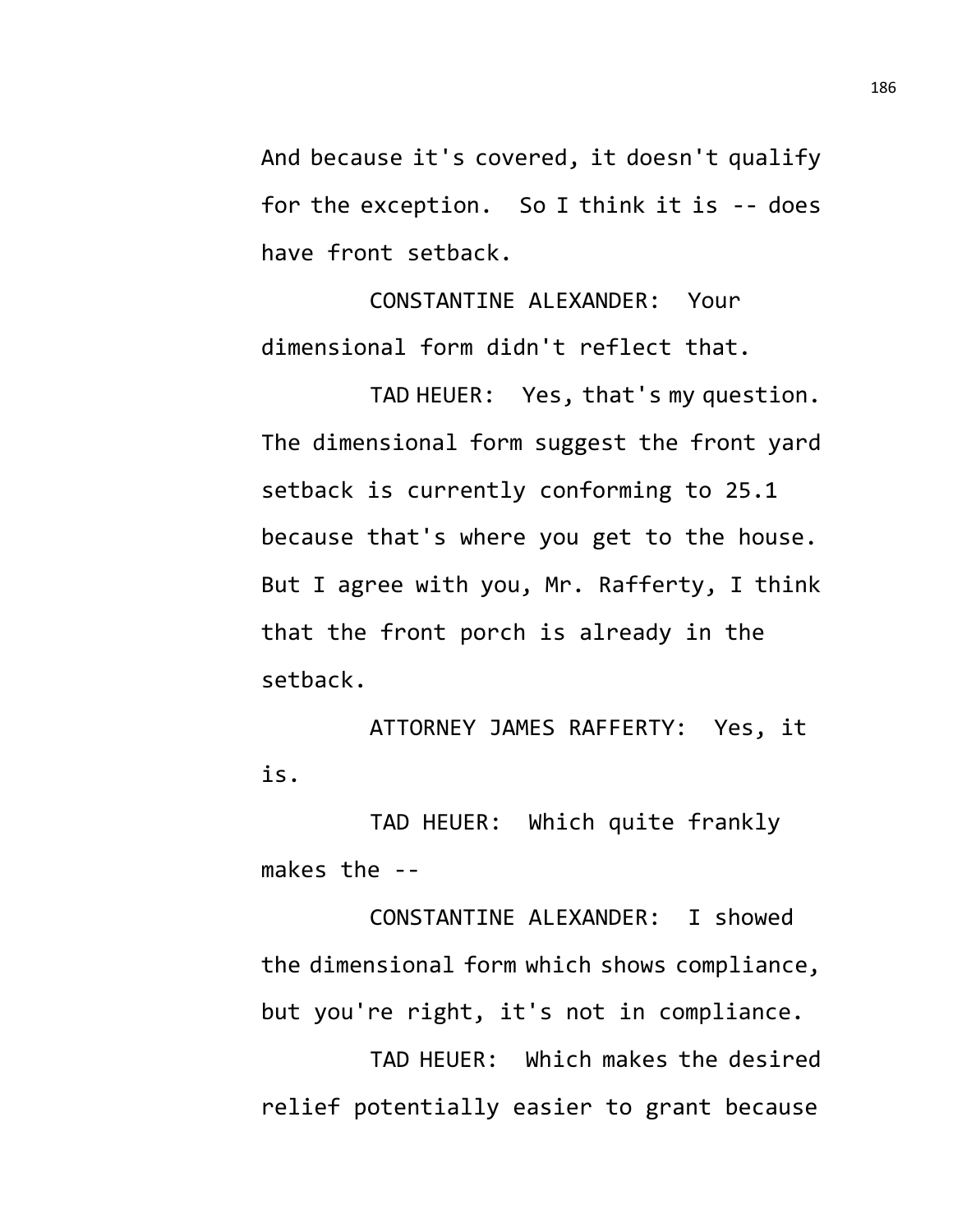And because it's covered, it doesn't qualify for the exception. So I think it is -- does have front setback.

CONSTANTINE ALEXANDER: Your dimensional form didn't reflect that.

TAD HEUER: Yes, that's my question. The dimensional form suggest the front yard setback is currently conforming to 25.1 because that's where you get to the house. But I agree with you, Mr. Rafferty, I think that the front porch is already in the setback.

ATTORNEY JAMES RAFFERTY: Yes, it is.

TAD HEUER: Which quite frankly makes the --

CONSTANTINE ALEXANDER: I showed the dimensional form which shows compliance, but you're right, it's not in compliance.

TAD HEUER: Which makes the desired relief potentially easier to grant because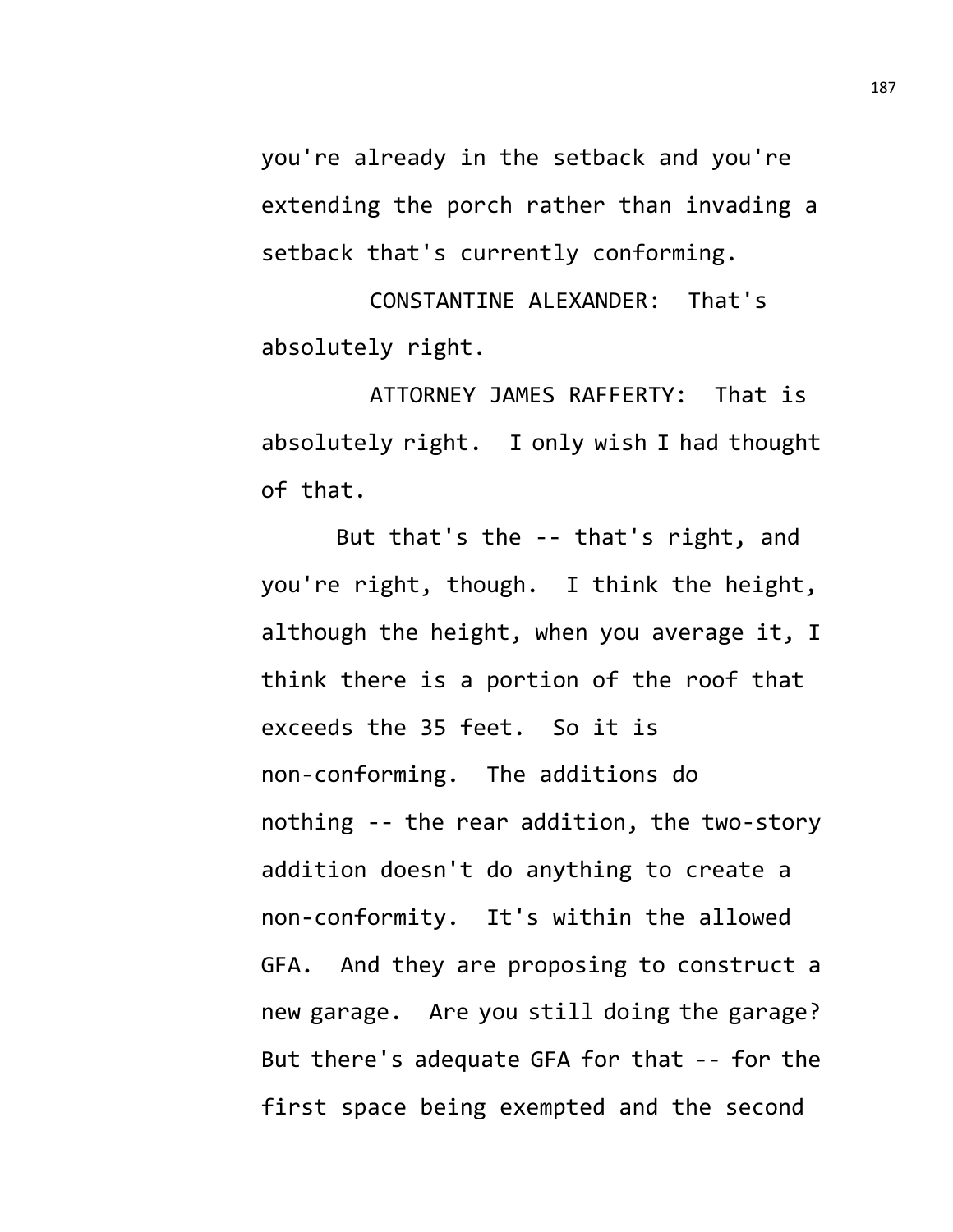you're already in the setback and you're extending the porch rather than invading a setback that's currently conforming.

CONSTANTINE ALEXANDER: That's absolutely right.

ATTORNEY JAMES RAFFERTY: That is absolutely right. I only wish I had thought of that.

But that's the -- that's right, and you're right, though. I think the height, although the height, when you average it, I think there is a portion of the roof that exceeds the 35 feet. So it is non-conforming. The additions do nothing -- the rear addition, the two-story addition doesn't do anything to create a non-conformity. It's within the allowed GFA. And they are proposing to construct a new garage. Are you still doing the garage? But there's adequate GFA for that -- for the first space being exempted and the second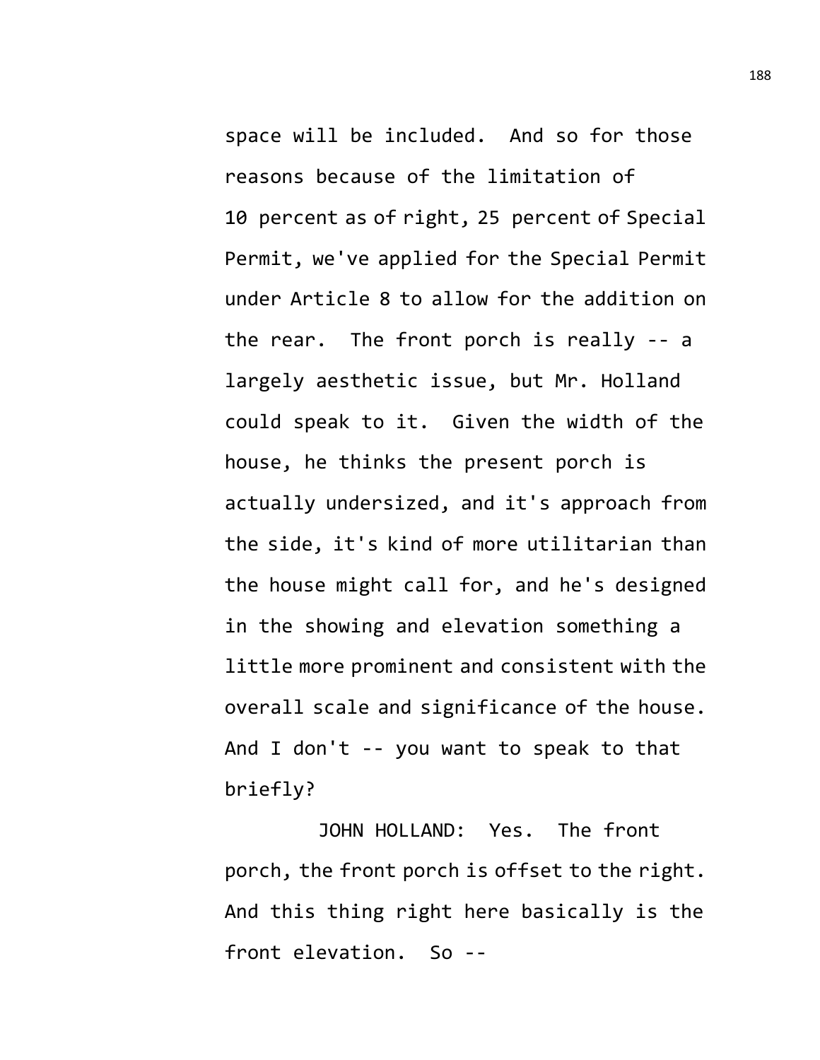space will be included. And so for those reasons because of the limitation of 10 percent as of right, 25 percent of Special Permit, we've applied for the Special Permit under Article 8 to allow for the addition on the rear. The front porch is really -- a largely aesthetic issue, but Mr. Holland could speak to it. Given the width of the house, he thinks the present porch is actually undersized, and it's approach from the side, it's kind of more utilitarian than the house might call for, and he's designed in the showing and elevation something a little more prominent and consistent with the overall scale and significance of the house. And I don't -- you want to speak to that briefly?

JOHN HOLLAND: Yes. The front porch, the front porch is offset to the right. And this thing right here basically is the front elevation. So --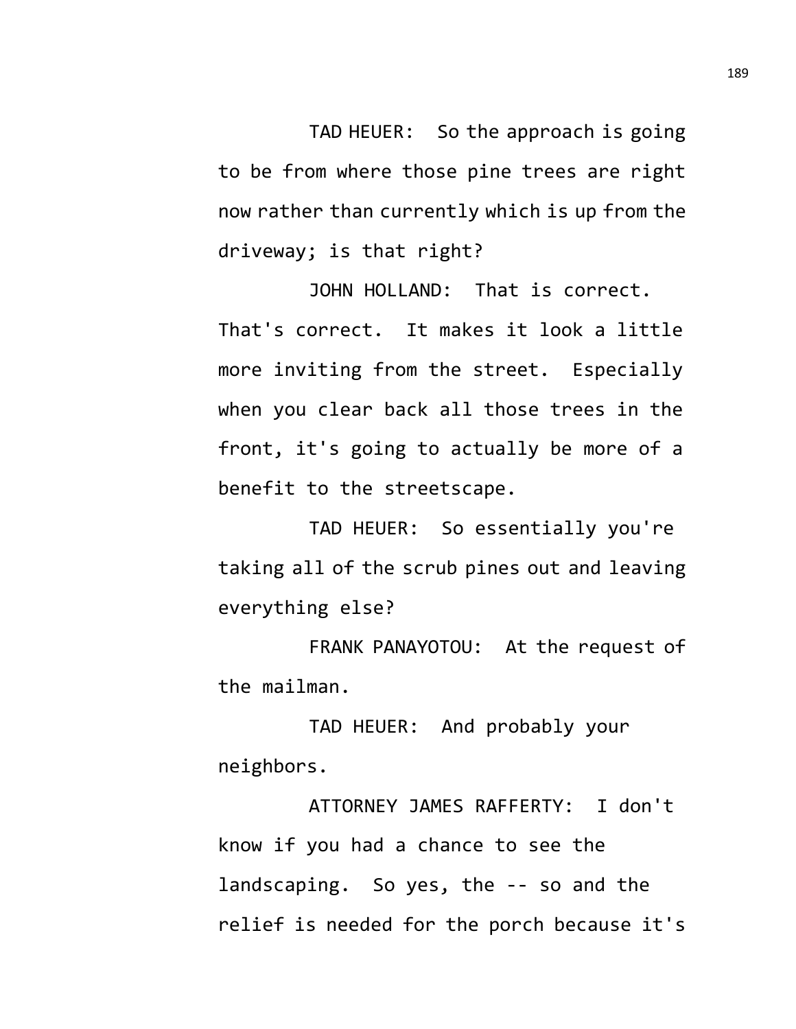TAD HEUER: So the approach is going to be from where those pine trees are right now rather than currently which is up from the driveway; is that right?

JOHN HOLLAND: That is correct. That's correct. It makes it look a little more inviting from the street. Especially when you clear back all those trees in the front, it's going to actually be more of a benefit to the streetscape.

TAD HEUER: So essentially you're taking all of the scrub pines out and leaving everything else?

FRANK PANAYOTOU: At the request of the mailman.

TAD HEUER: And probably your neighbors.

ATTORNEY JAMES RAFFERTY: I don't know if you had a chance to see the landscaping. So yes, the -- so and the relief is needed for the porch because it's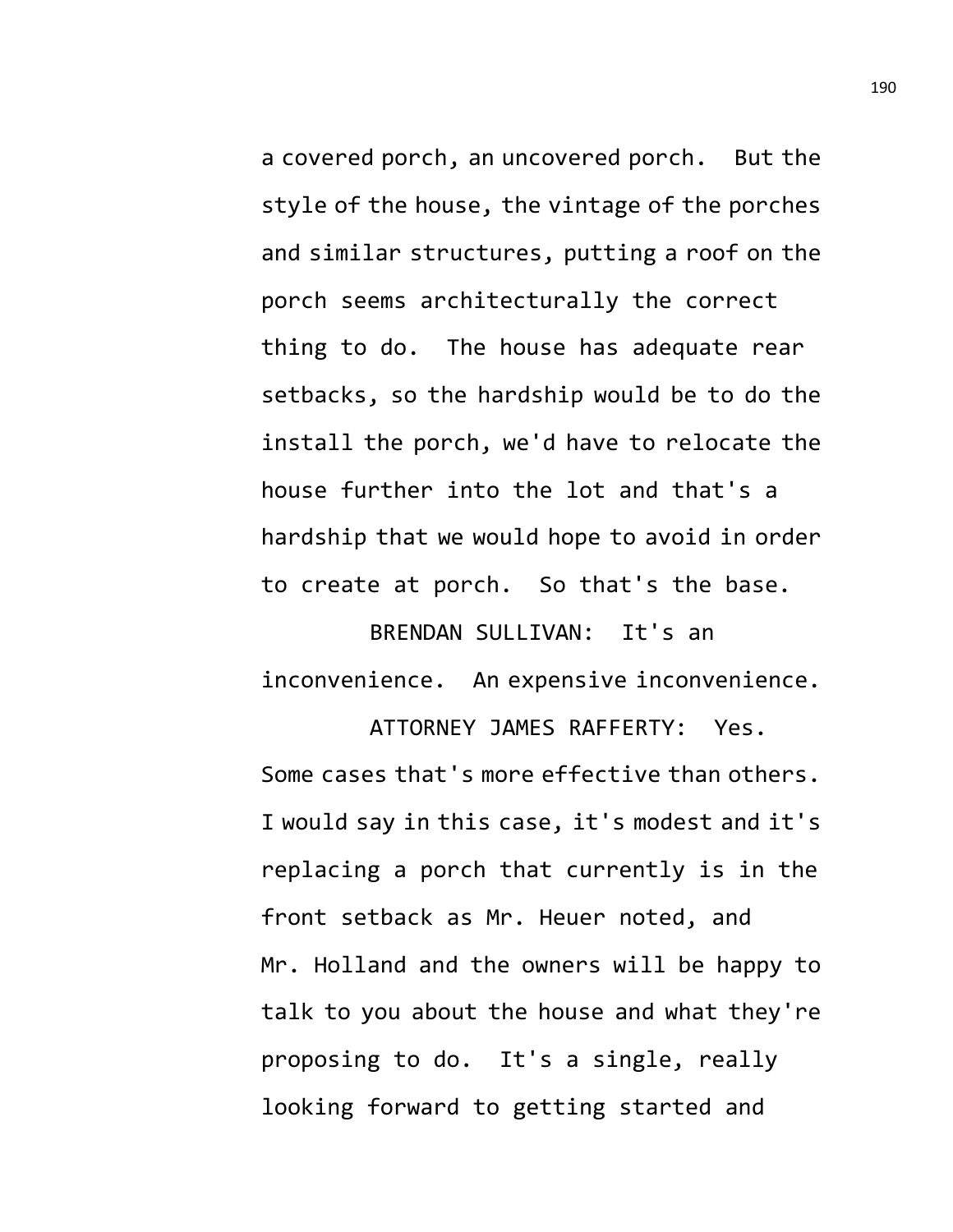a covered porch, an uncovered porch. But the style of the house, the vintage of the porches and similar structures, putting a roof on the porch seems architecturally the correct thing to do. The house has adequate rear setbacks, so the hardship would be to do the install the porch, we'd have to relocate the house further into the lot and that's a hardship that we would hope to avoid in order to create at porch. So that's the base.

BRENDAN SULLIVAN: It's an inconvenience. An expensive inconvenience.

ATTORNEY JAMES RAFFERTY: Yes. Some cases that's more effective than others. I would say in this case, it's modest and it's replacing a porch that currently is in the front setback as Mr. Heuer noted, and Mr. Holland and the owners will be happy to talk to you about the house and what they're proposing to do. It's a single, really looking forward to getting started and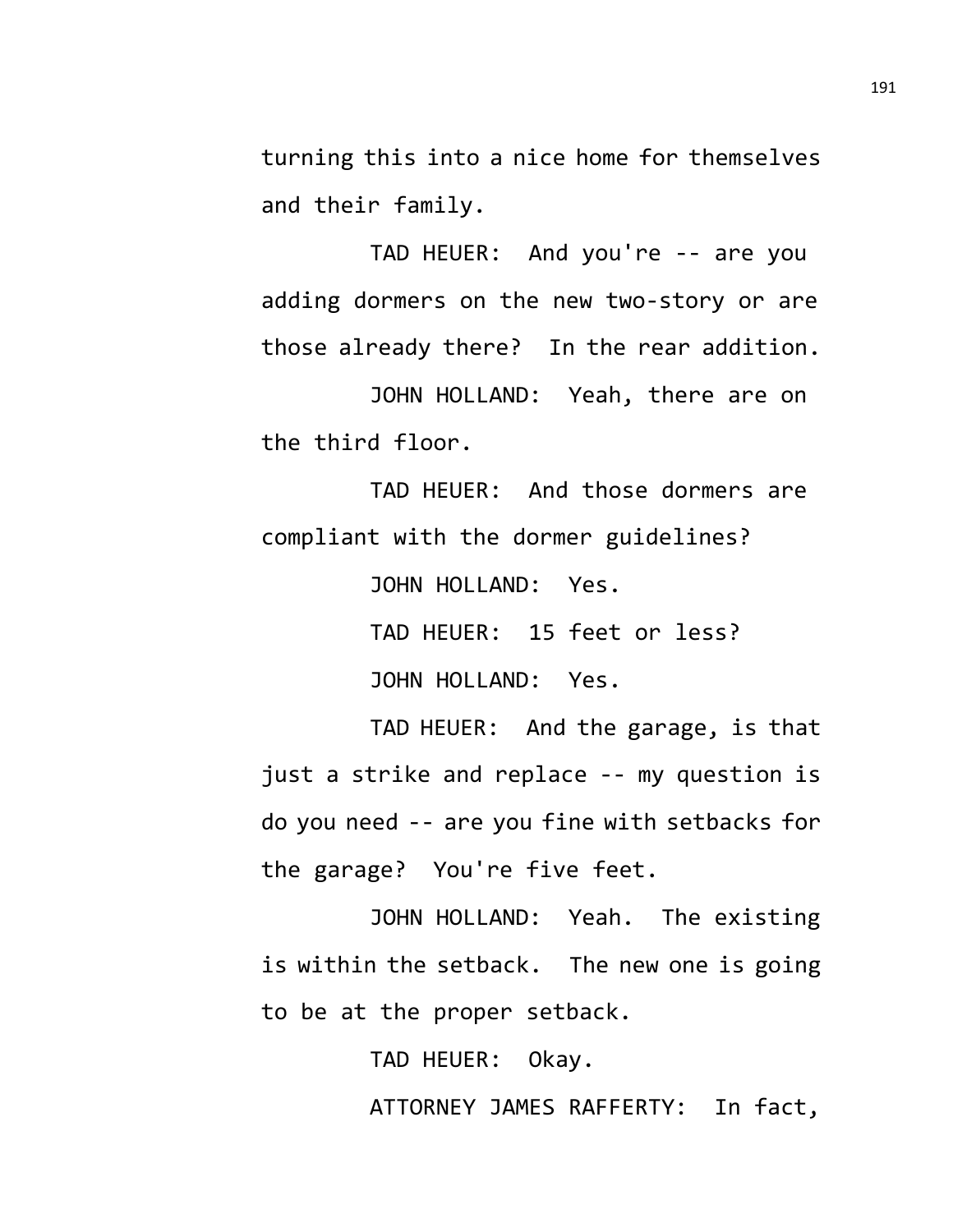turning this into a nice home for themselves and their family.

TAD HEUER: And you're -- are you adding dormers on the new two-story or are those already there? In the rear addition.

JOHN HOLLAND: Yeah, there are on the third floor.

TAD HEUER: And those dormers are compliant with the dormer guidelines?

JOHN HOLLAND: Yes.

TAD HEUER: 15 feet or less?

JOHN HOLLAND: Yes.

TAD HEUER: And the garage, is that just a strike and replace -- my question is do you need -- are you fine with setbacks for the garage? You're five feet.

JOHN HOLLAND: Yeah. The existing is within the setback. The new one is going to be at the proper setback.

TAD HEUER: Okay.

ATTORNEY JAMES RAFFERTY: In fact,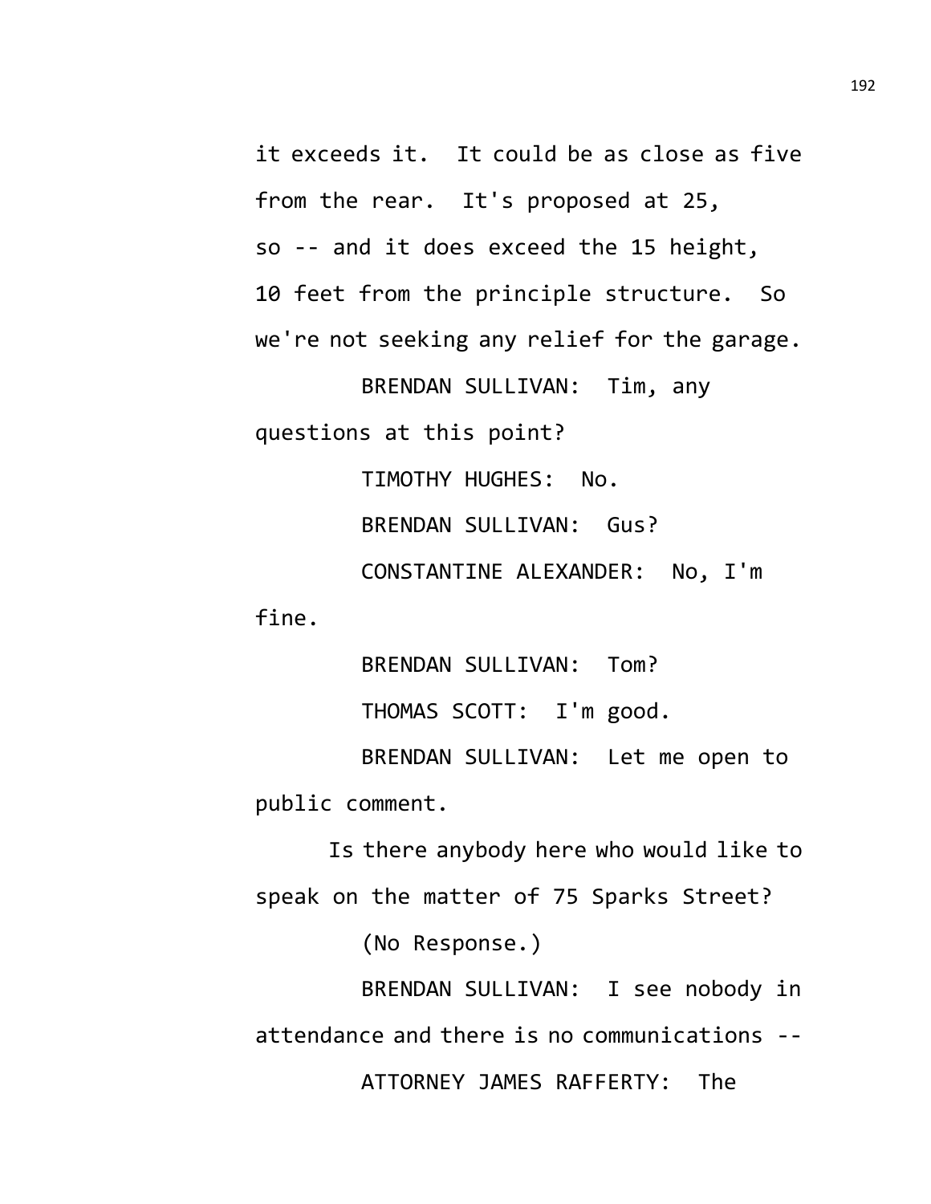it exceeds it. It could be as close as five from the rear. It's proposed at 25, so -- and it does exceed the 15 height, 10 feet from the principle structure. So we're not seeking any relief for the garage.

BRENDAN SULLIVAN: Tim, any questions at this point?

TIMOTHY HUGHES: No.

BRENDAN SULLIVAN: Gus?

CONSTANTINE ALEXANDER: No, I'm fine.

BRENDAN SULLIVAN: Tom?

THOMAS SCOTT: I'm good.

BRENDAN SULLIVAN: Let me open to public comment.

Is there anybody here who would like to speak on the matter of 75 Sparks Street?

(No Response.)

BRENDAN SULLIVAN: I see nobody in attendance and there is no communications --

ATTORNEY JAMES RAFFERTY: The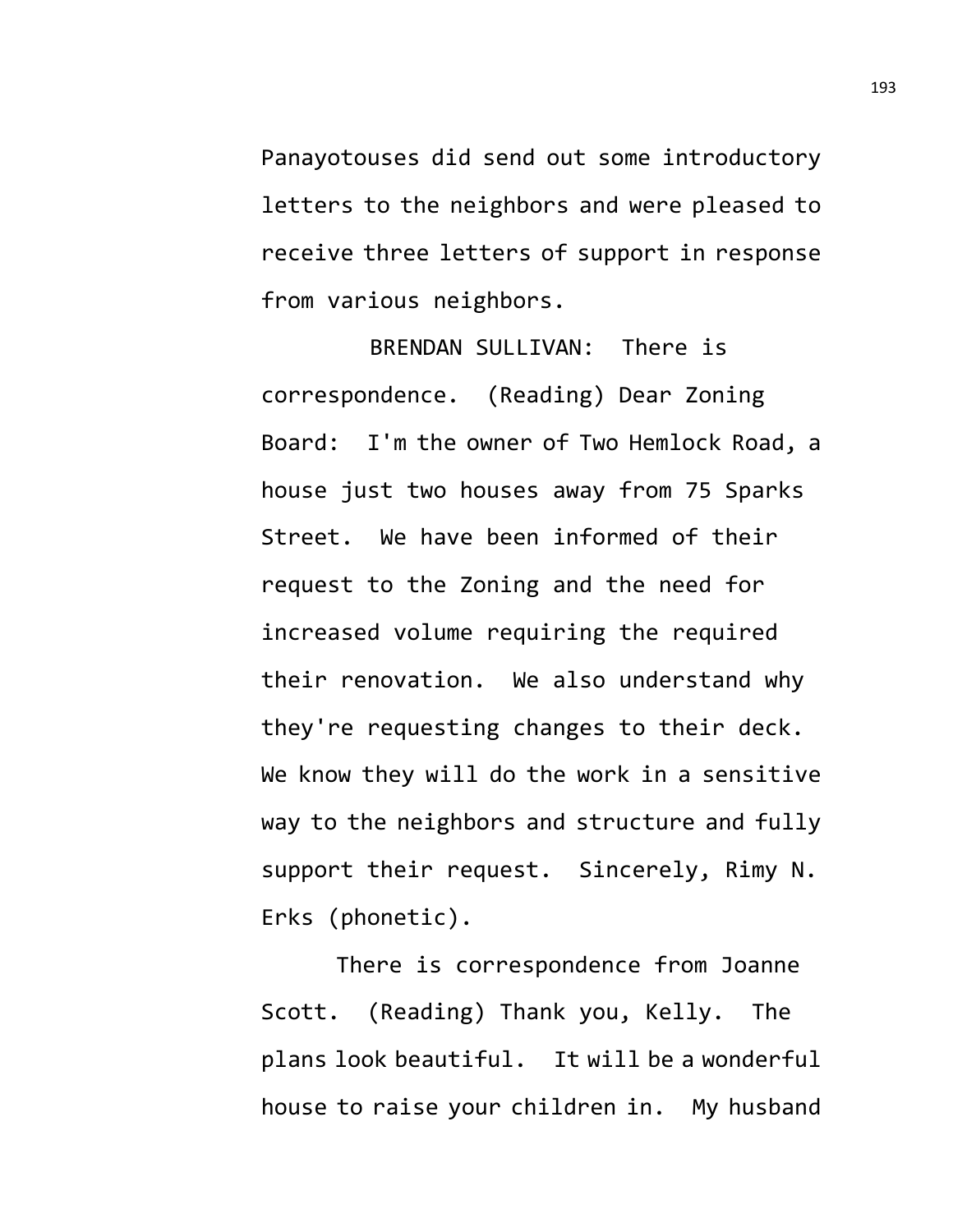Panayotouses did send out some introductory letters to the neighbors and were pleased to receive three letters of support in response from various neighbors.

BRENDAN SULLIVAN: There is correspondence. (Reading) Dear Zoning Board: I'm the owner of Two Hemlock Road, a house just two houses away from 75 Sparks Street. We have been informed of their request to the Zoning and the need for increased volume requiring the required their renovation. We also understand why they're requesting changes to their deck. We know they will do the work in a sensitive way to the neighbors and structure and fully support their request. Sincerely, Rimy N. Erks (phonetic).

There is correspondence from Joanne Scott. (Reading) Thank you, Kelly. The plans look beautiful. It will be a wonderful house to raise your children in. My husband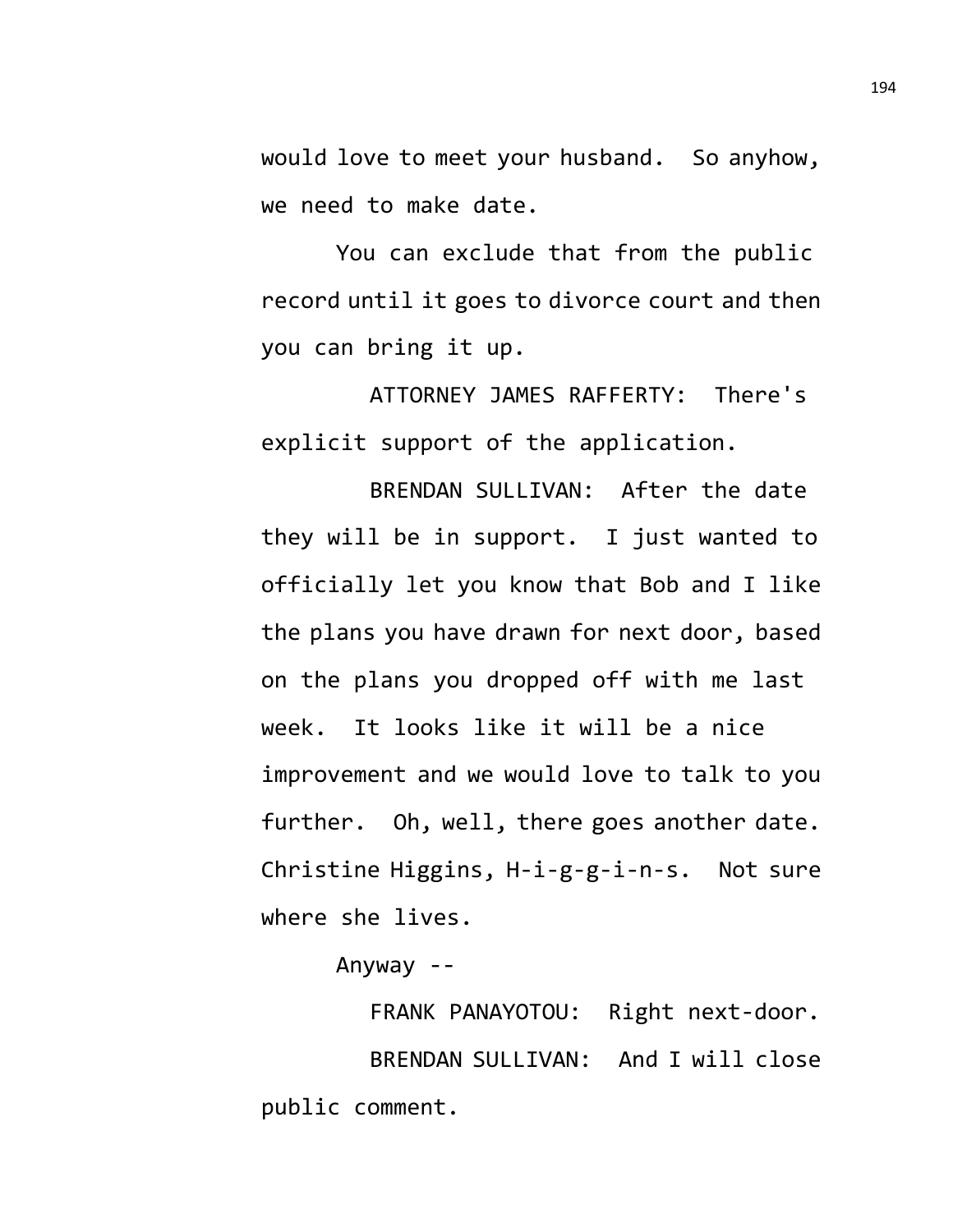would love to meet your husband. So anyhow, we need to make date.

You can exclude that from the public record until it goes to divorce court and then you can bring it up.

ATTORNEY JAMES RAFFERTY: There's explicit support of the application.

BRENDAN SULLIVAN: After the date they will be in support. I just wanted to officially let you know that Bob and I like the plans you have drawn for next door, based on the plans you dropped off with me last week. It looks like it will be a nice improvement and we would love to talk to you further. Oh, well, there goes another date. Christine Higgins, H-i-g-g-i-n-s. Not sure where she lives.

Anyway --

FRANK PANAYOTOU: Right next-door.

BRENDAN SULLIVAN: And I will close public comment.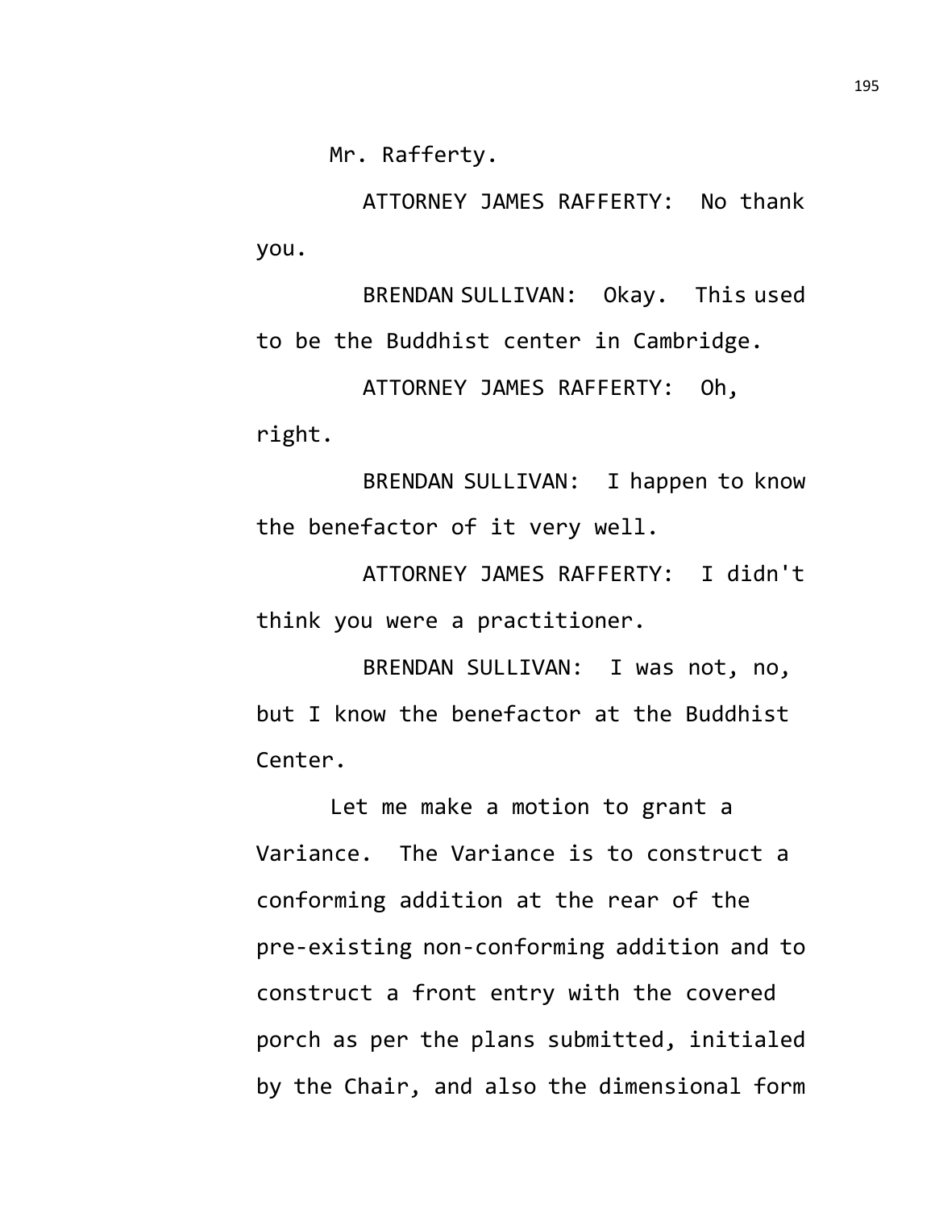Mr. Rafferty.

ATTORNEY JAMES RAFFERTY: No thank you.

BRENDAN SULLIVAN: Okay. This used to be the Buddhist center in Cambridge.

ATTORNEY JAMES RAFFERTY: Oh, right.

BRENDAN SULLIVAN: I happen to know the benefactor of it very well.

ATTORNEY JAMES RAFFERTY: I didn't think you were a practitioner.

BRENDAN SULLIVAN: I was not, no, but I know the benefactor at the Buddhist Center.

Let me make a motion to grant a Variance. The Variance is to construct a conforming addition at the rear of the pre-existing non-conforming addition and to construct a front entry with the covered porch as per the plans submitted, initialed by the Chair, and also the dimensional form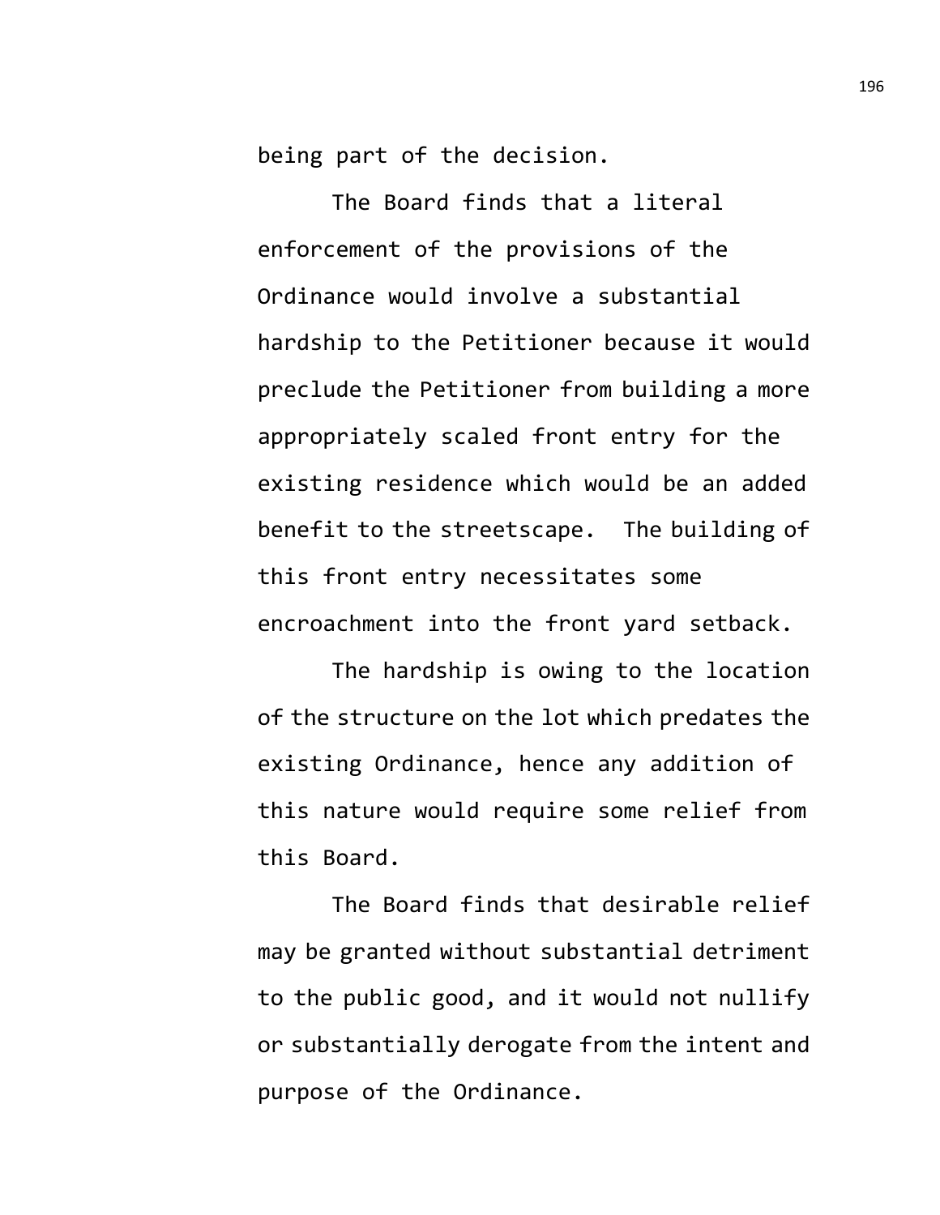being part of the decision.

The Board finds that a literal enforcement of the provisions of the Ordinance would involve a substantial hardship to the Petitioner because it would preclude the Petitioner from building a more appropriately scaled front entry for the existing residence which would be an added benefit to the streetscape. The building of this front entry necessitates some encroachment into the front yard setback.

The hardship is owing to the location of the structure on the lot which predates the existing Ordinance, hence any addition of this nature would require some relief from this Board.

The Board finds that desirable relief may be granted without substantial detriment to the public good, and it would not nullify or substantially derogate from the intent and purpose of the Ordinance.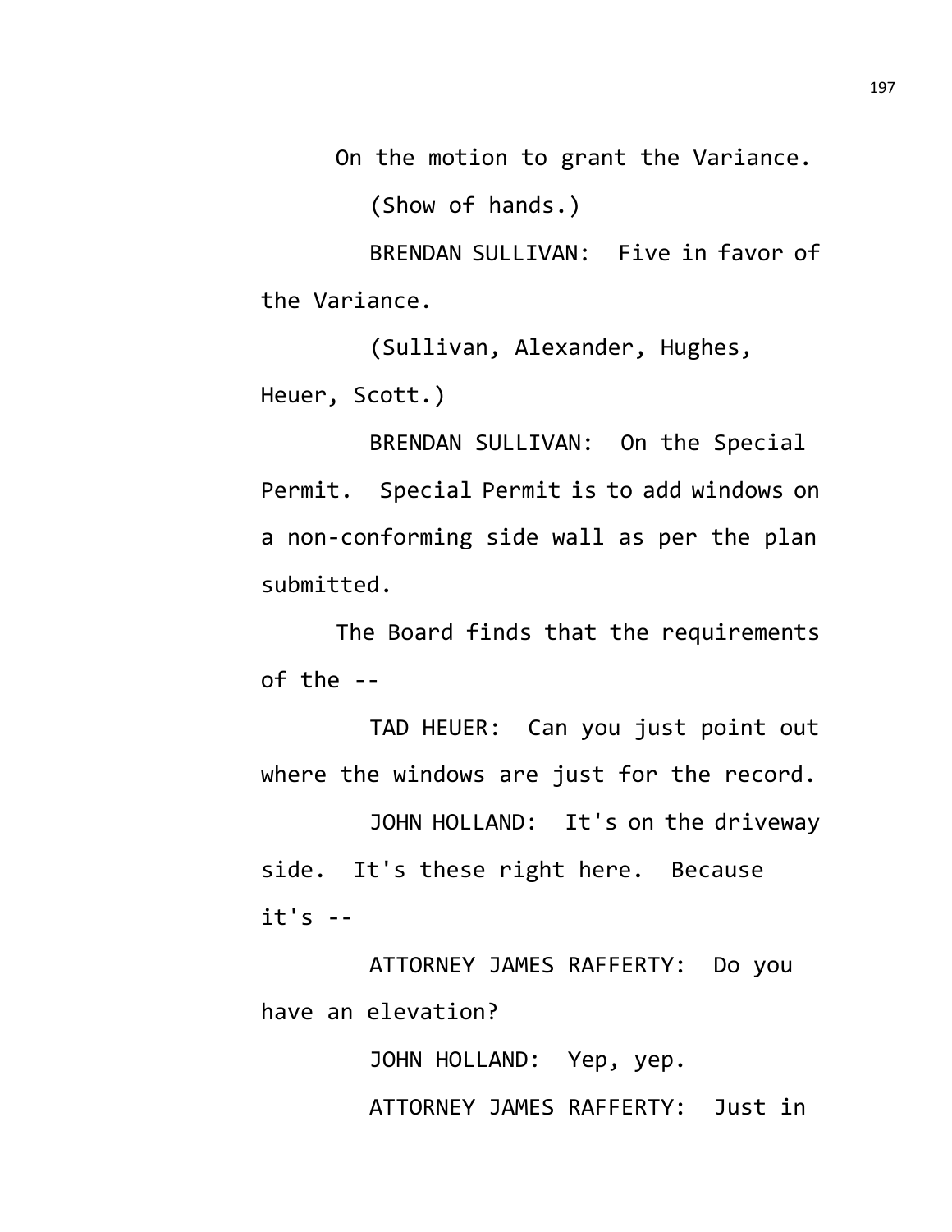On the motion to grant the Variance.

(Show of hands.)

BRENDAN SULLIVAN: Five in favor of the Variance.

(Sullivan, Alexander, Hughes, Heuer, Scott.)

BRENDAN SULLIVAN: On the Special Permit. Special Permit is to add windows on a non-conforming side wall as per the plan submitted.

The Board finds that the requirements of the --

TAD HEUER: Can you just point out where the windows are just for the record.

JOHN HOLLAND: It's on the driveway side. It's these right here. Because it's --

ATTORNEY JAMES RAFFERTY: Do you have an elevation?

JOHN HOLLAND: Yep, yep.

ATTORNEY JAMES RAFFERTY: Just in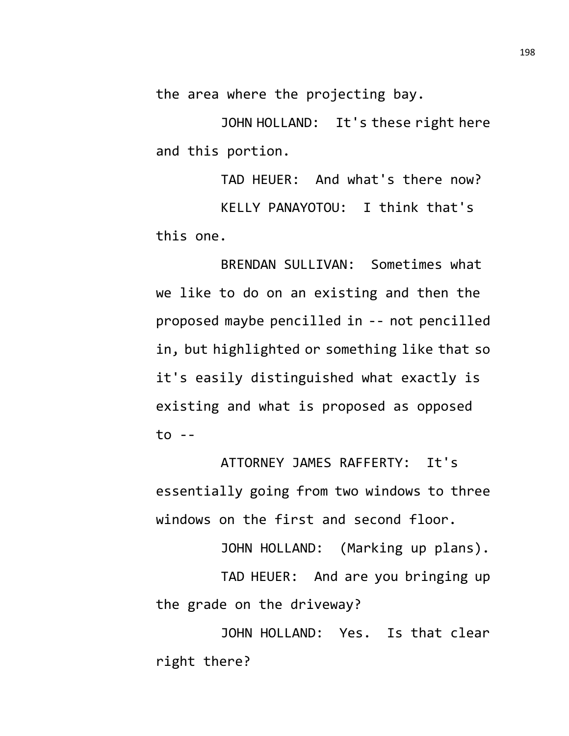the area where the projecting bay.

JOHN HOLLAND: It's these right here and this portion.

TAD HEUER: And what's there now?

KELLY PANAYOTOU: I think that's this one.

BRENDAN SULLIVAN: Sometimes what we like to do on an existing and then the proposed maybe pencilled in -- not pencilled in, but highlighted or something like that so it's easily distinguished what exactly is existing and what is proposed as opposed to --

ATTORNEY JAMES RAFFERTY: It's essentially going from two windows to three windows on the first and second floor.

JOHN HOLLAND: (Marking up plans).

TAD HEUER: And are you bringing up the grade on the driveway?

JOHN HOLLAND: Yes. Is that clear right there?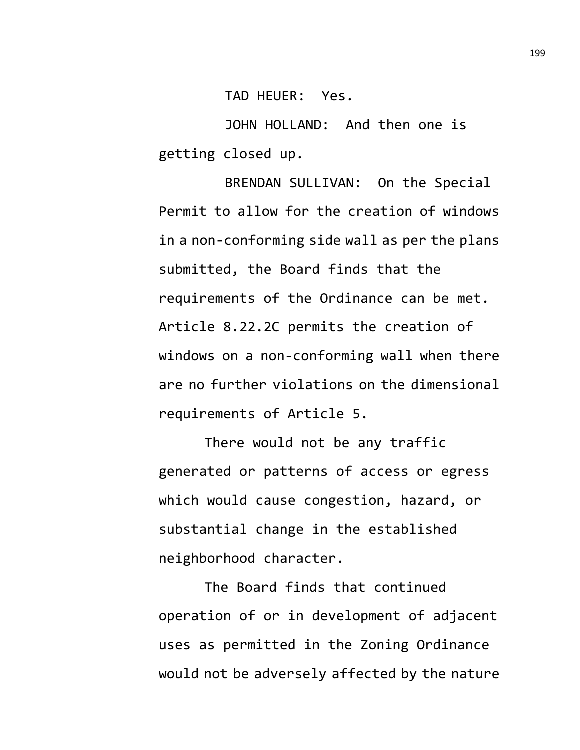TAD HEUER: Yes.

JOHN HOLLAND: And then one is getting closed up.

BRENDAN SULLIVAN: On the Special Permit to allow for the creation of windows in a non-conforming side wall as per the plans submitted, the Board finds that the requirements of the Ordinance can be met. Article 8.22.2C permits the creation of windows on a non-conforming wall when there are no further violations on the dimensional requirements of Article 5.

There would not be any traffic generated or patterns of access or egress which would cause congestion, hazard, or substantial change in the established neighborhood character.

The Board finds that continued operation of or in development of adjacent uses as permitted in the Zoning Ordinance would not be adversely affected by the nature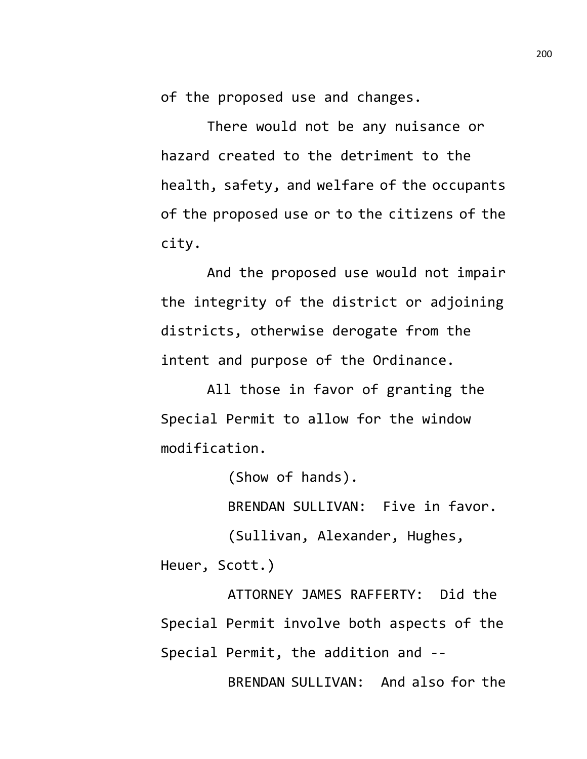of the proposed use and changes.

There would not be any nuisance or hazard created to the detriment to the health, safety, and welfare of the occupants of the proposed use or to the citizens of the city.

And the proposed use would not impair the integrity of the district or adjoining districts, otherwise derogate from the intent and purpose of the Ordinance.

All those in favor of granting the Special Permit to allow for the window modification.

(Show of hands).

BRENDAN SULLIVAN: Five in favor.

(Sullivan, Alexander, Hughes, Heuer, Scott.)

ATTORNEY JAMES RAFFERTY: Did the Special Permit involve both aspects of the Special Permit, the addition and --

BRENDAN SULLIVAN: And also for the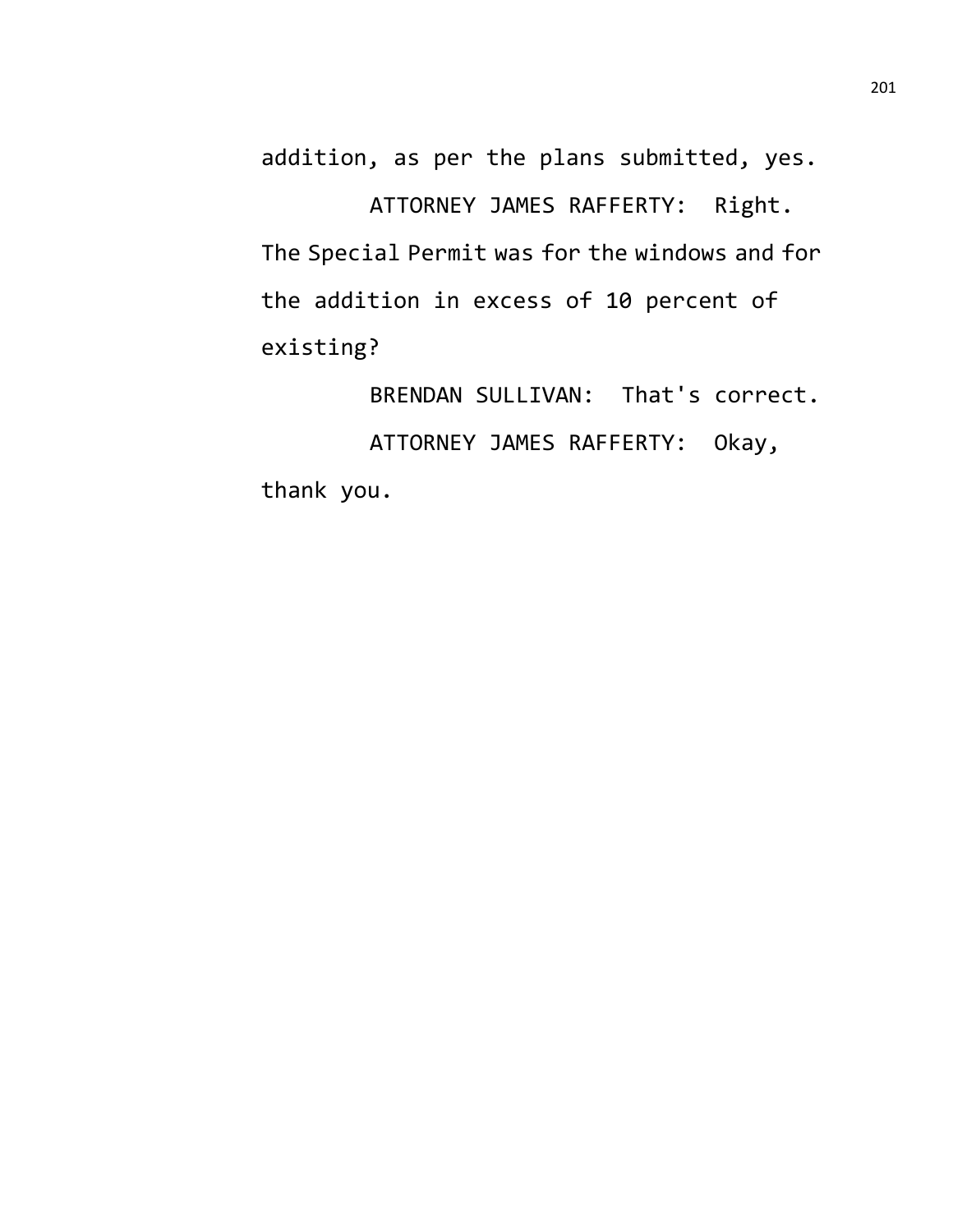addition, as per the plans submitted, yes.

ATTORNEY JAMES RAFFERTY: Right. The Special Permit was for the windows and for the addition in excess of 10 percent of existing?

BRENDAN SULLIVAN: That's correct.

ATTORNEY JAMES RAFFERTY: Okay, thank you.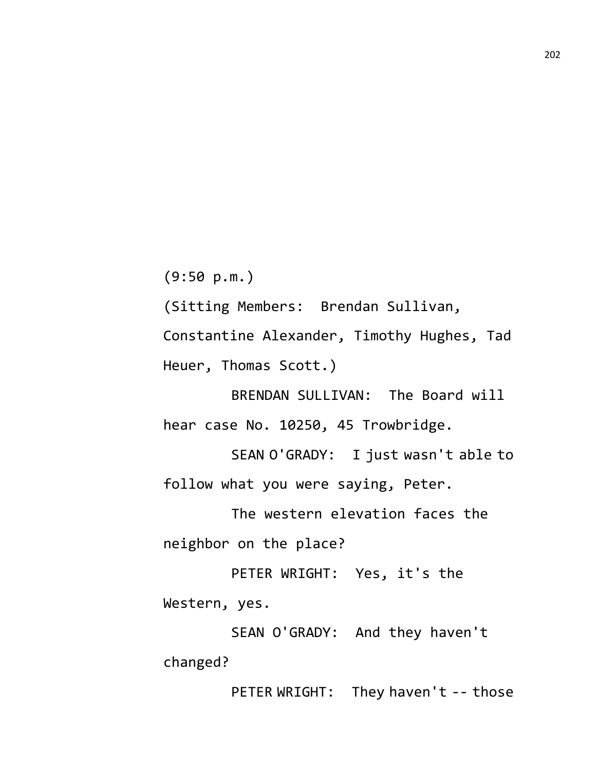(9:50 p.m.)

(Sitting Members: Brendan Sullivan, Constantine Alexander, Timothy Hughes, Tad Heuer, Thomas Scott.)

BRENDAN SULLIVAN: The Board will hear case No. 10250, 45 Trowbridge.

SEAN O'GRADY: I just wasn't able to follow what you were saying, Peter.

The western elevation faces the neighbor on the place?

PETER WRIGHT: Yes, it's the Western, yes.

SEAN O'GRADY: And they haven't changed?

PETER WRIGHT: They haven't -- those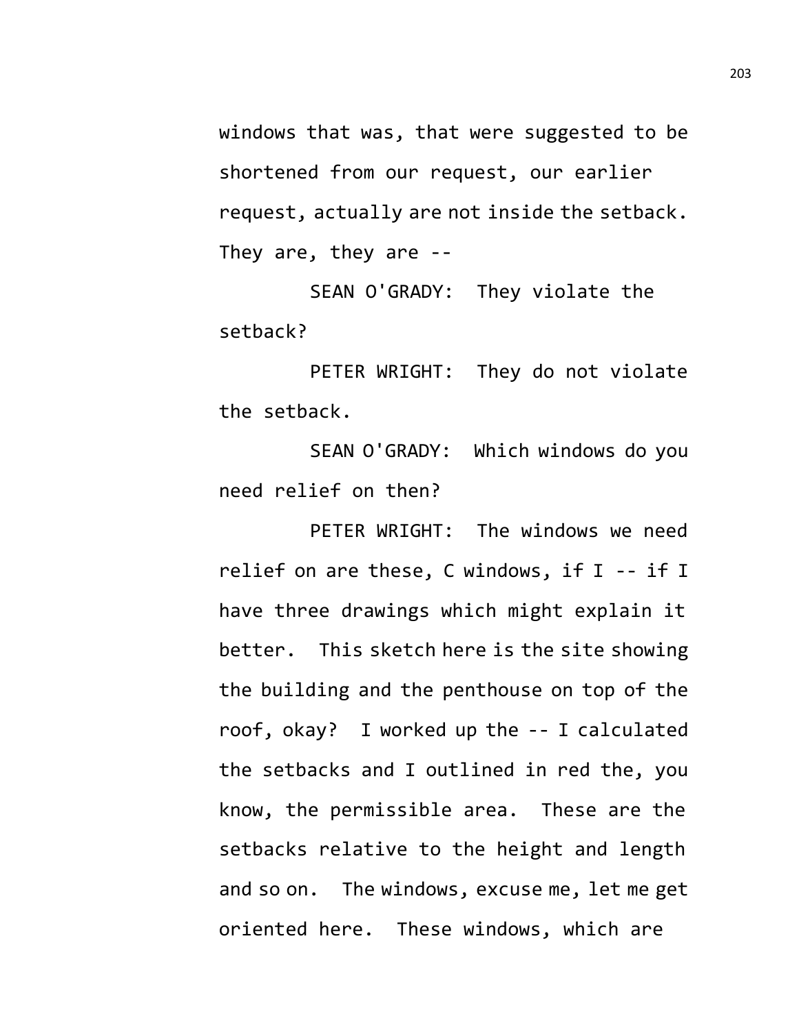windows that was, that were suggested to be shortened from our request, our earlier request, actually are not inside the setback. They are, they are --

SEAN O'GRADY: They violate the setback?

PETER WRIGHT: They do not violate the setback.

SEAN O'GRADY: Which windows do you need relief on then?

PETER WRIGHT: The windows we need relief on are these, C windows, if I -- if I have three drawings which might explain it better. This sketch here is the site showing the building and the penthouse on top of the roof, okay? I worked up the -- I calculated the setbacks and I outlined in red the, you know, the permissible area. These are the setbacks relative to the height and length and so on. The windows, excuse me, let me get oriented here. These windows, which are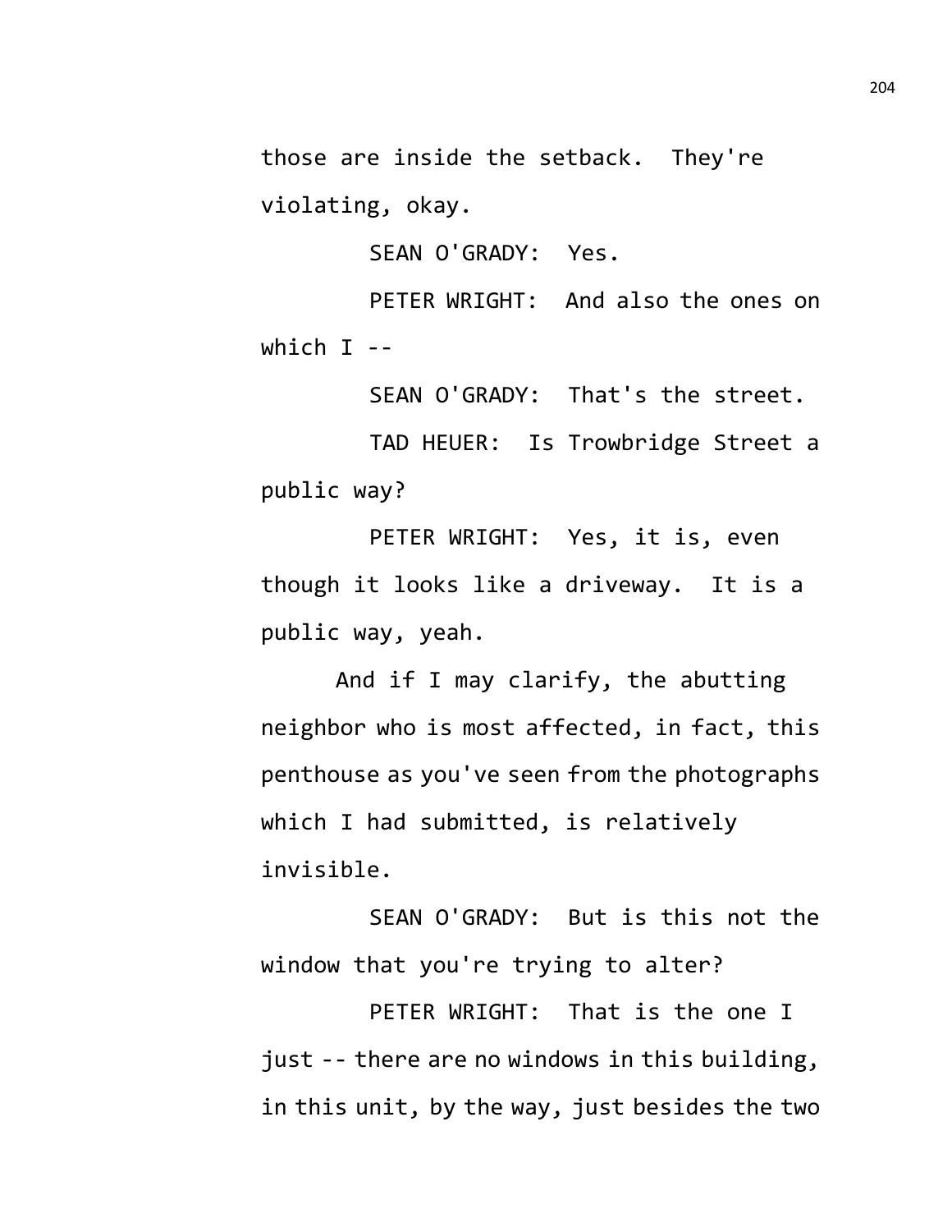those are inside the setback. They're violating, okay.

SEAN O'GRADY: Yes.

PETER WRIGHT: And also the ones on which I --

SEAN O'GRADY: That's the street.

TAD HEUER: Is Trowbridge Street a public way?

PETER WRIGHT: Yes, it is, even though it looks like a driveway. It is a public way, yeah.

And if I may clarify, the abutting neighbor who is most affected, in fact, this penthouse as you've seen from the photographs which I had submitted, is relatively invisible.

SEAN O'GRADY: But is this not the window that you're trying to alter?

PETER WRIGHT: That is the one I just -- there are no windows in this building, in this unit, by the way, just besides the two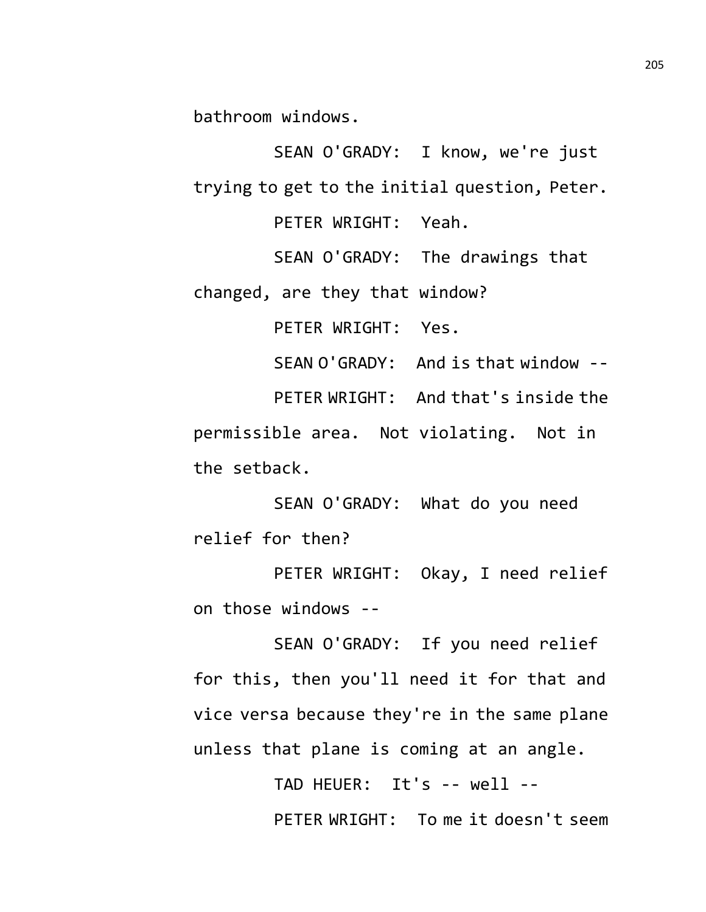bathroom windows.

SEAN O'GRADY: I know, we're just trying to get to the initial question, Peter.

PETER WRIGHT: Yeah.

SEAN O'GRADY: The drawings that changed, are they that window?

PETER WRIGHT: Yes.

SEAN O'GRADY: And is that window --

PETER WRIGHT: And that's inside the permissible area. Not violating. Not in the setback.

SEAN O'GRADY: What do you need relief for then?

PETER WRIGHT: Okay, I need relief on those windows --

SEAN O'GRADY: If you need relief for this, then you'll need it for that and vice versa because they're in the same plane unless that plane is coming at an angle.

TAD HEUER: It's -- well --

PETER WRIGHT: To me it doesn't seem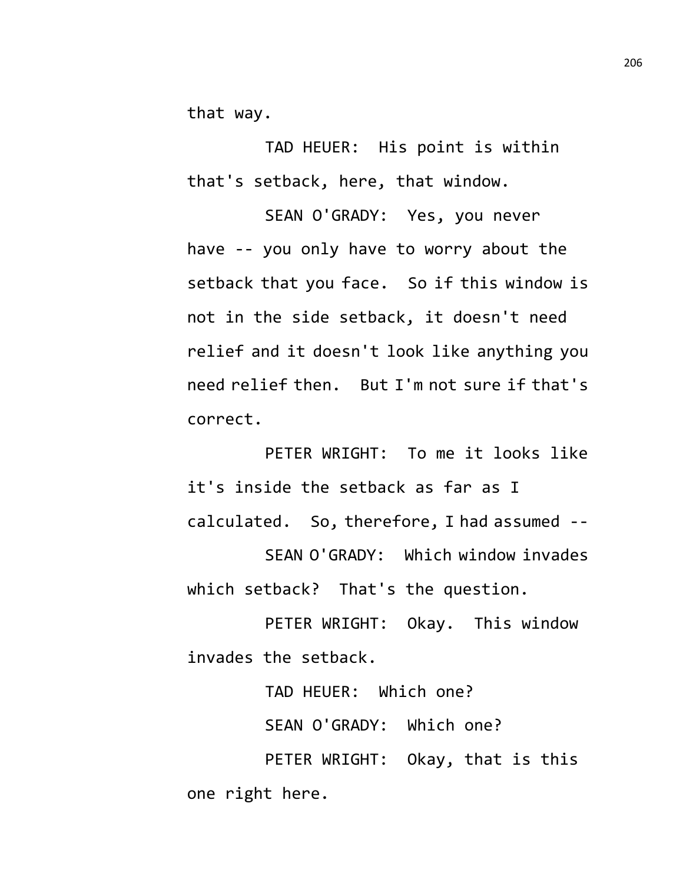that way.

TAD HEUER: His point is within that's setback, here, that window.

SEAN O'GRADY: Yes, you never have -- you only have to worry about the setback that you face. So if this window is not in the side setback, it doesn't need relief and it doesn't look like anything you need relief then. But I'm not sure if that's correct.

PETER WRIGHT: To me it looks like it's inside the setback as far as I calculated. So, therefore, I had assumed --

SEAN O'GRADY: Which window invades which setback? That's the question.

PETER WRIGHT: Okay. This window invades the setback.

TAD HEUER: Which one?

SEAN O'GRADY: Which one?

PETER WRIGHT: Okay, that is this one right here.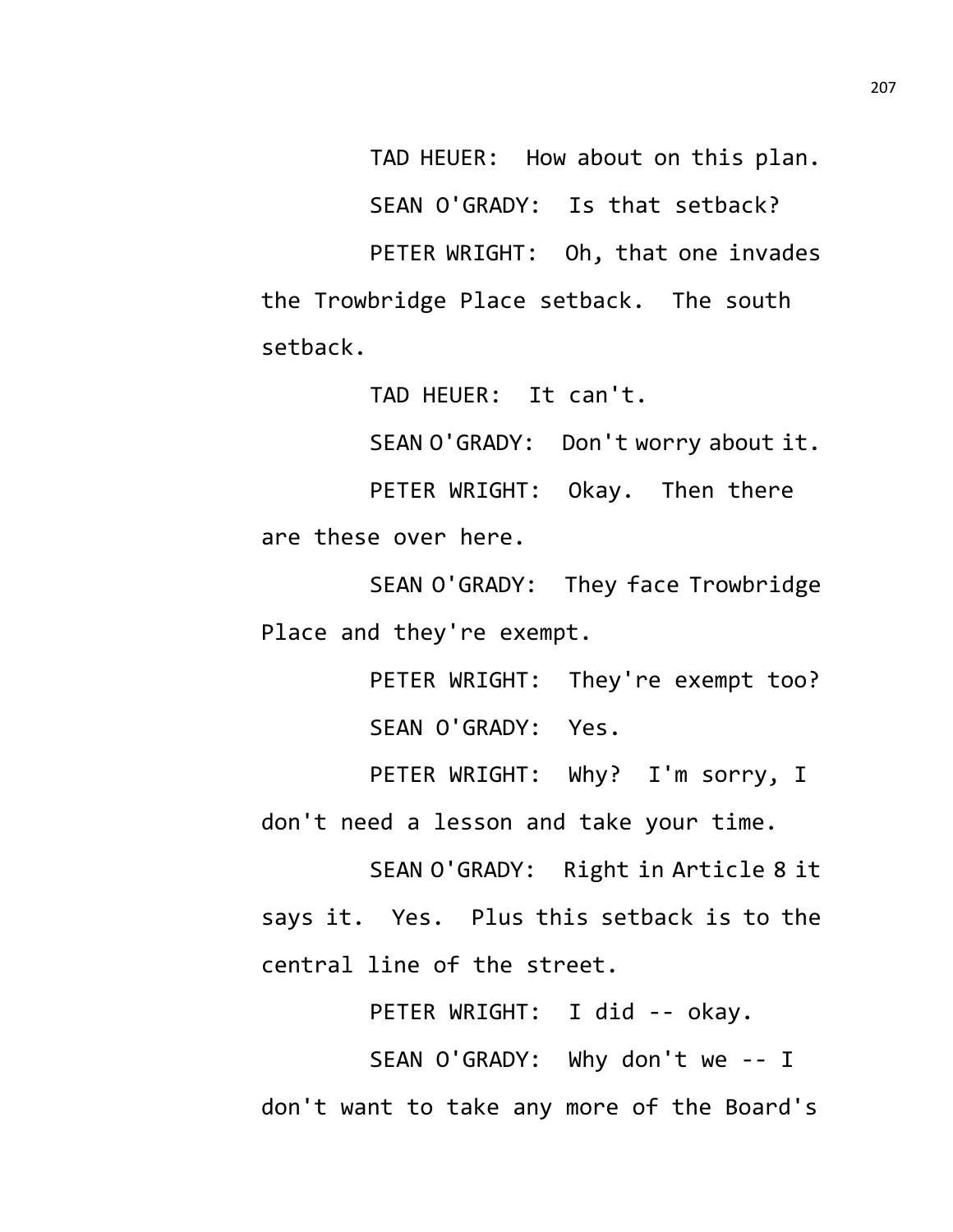TAD HEUER: How about on this plan.

SEAN O'GRADY: Is that setback?

PETER WRIGHT: Oh, that one invades the Trowbridge Place setback. The south setback.

TAD HEUER: It can't.

SEAN O'GRADY: Don't worry about it.

PETER WRIGHT: Okay. Then there are these over here.

SEAN O'GRADY: They face Trowbridge Place and they're exempt.

PETER WRIGHT: They're exempt too?

SEAN O'GRADY: Yes.

PETER WRIGHT: Why? I'm sorry, I don't need a lesson and take your time.

SEAN O'GRADY: Right in Article 8 it says it. Yes. Plus this setback is to the central line of the street.

PETER WRIGHT: I did -- okay.

SEAN O'GRADY: Why don't we -- I don't want to take any more of the Board's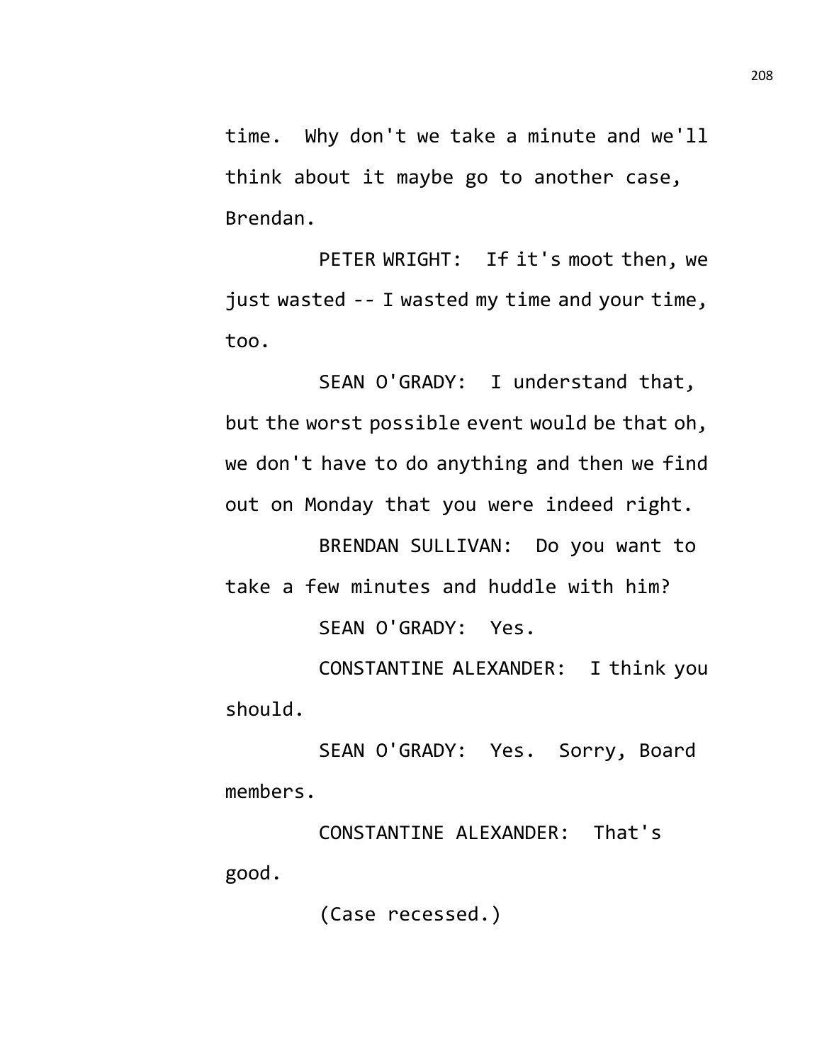time. Why don't we take a minute and we'll think about it maybe go to another case, Brendan.

PETER WRIGHT: If it's moot then, we just wasted -- I wasted my time and your time, too.

SEAN O'GRADY: I understand that, but the worst possible event would be that oh, we don't have to do anything and then we find out on Monday that you were indeed right.

BRENDAN SULLIVAN: Do you want to take a few minutes and huddle with him?

SEAN O'GRADY: Yes.

CONSTANTINE ALEXANDER: I think you should.

SEAN O'GRADY: Yes. Sorry, Board members.

CONSTANTINE ALEXANDER: That's good.

(Case recessed.)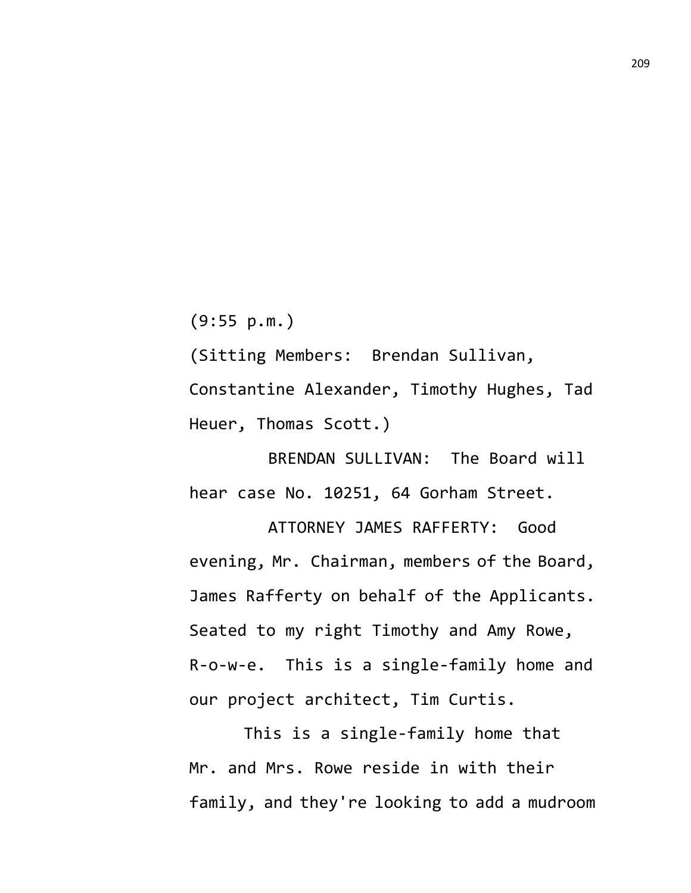(9:55 p.m.)

(Sitting Members: Brendan Sullivan, Constantine Alexander, Timothy Hughes, Tad Heuer, Thomas Scott.)

BRENDAN SULLIVAN: The Board will hear case No. 10251, 64 Gorham Street.

ATTORNEY JAMES RAFFERTY: Good evening, Mr. Chairman, members of the Board, James Rafferty on behalf of the Applicants. Seated to my right Timothy and Amy Rowe, R-o-w-e. This is a single-family home and our project architect, Tim Curtis.

This is a single-family home that Mr. and Mrs. Rowe reside in with their family, and they're looking to add a mudroom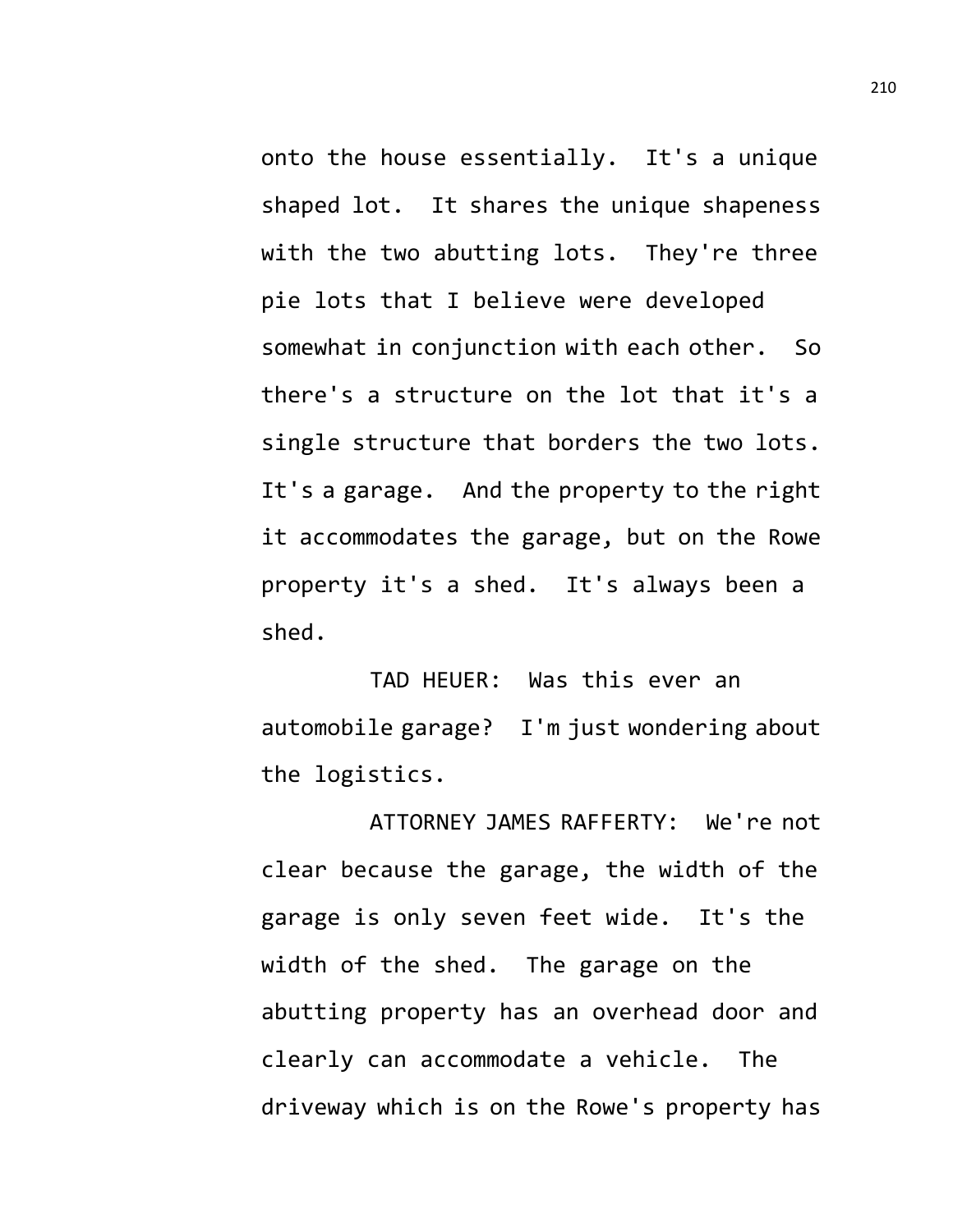onto the house essentially. It's a unique shaped lot. It shares the unique shapeness with the two abutting lots. They're three pie lots that I believe were developed somewhat in conjunction with each other. So there's a structure on the lot that it's a single structure that borders the two lots. It's a garage. And the property to the right it accommodates the garage, but on the Rowe property it's a shed. It's always been a shed.

TAD HEUER: Was this ever an automobile garage? I'm just wondering about the logistics.

ATTORNEY JAMES RAFFERTY: We're not clear because the garage, the width of the garage is only seven feet wide. It's the width of the shed. The garage on the abutting property has an overhead door and clearly can accommodate a vehicle. The driveway which is on the Rowe's property has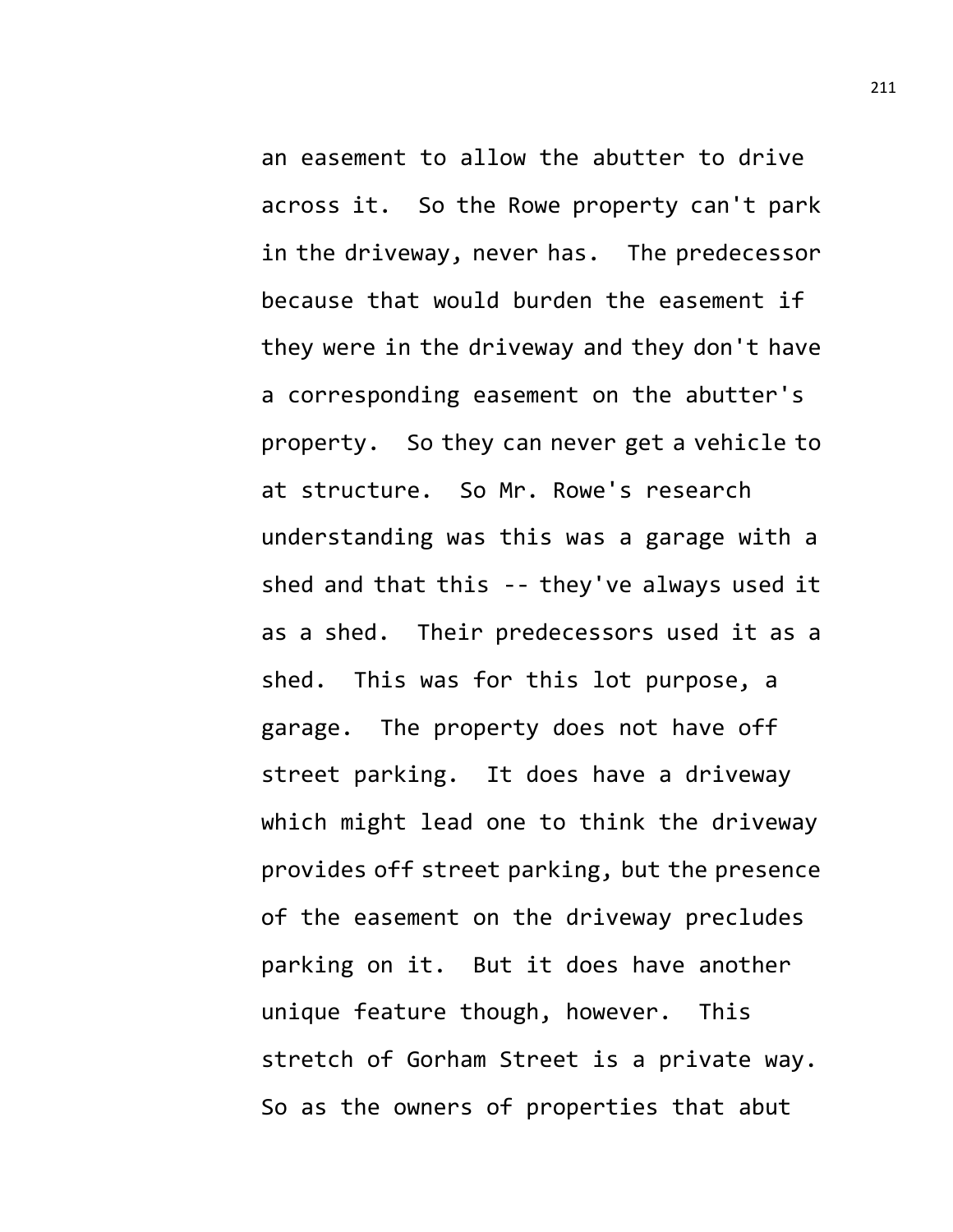an easement to allow the abutter to drive across it. So the Rowe property can't park in the driveway, never has. The predecessor because that would burden the easement if they were in the driveway and they don't have a corresponding easement on the abutter's property. So they can never get a vehicle to at structure. So Mr. Rowe's research understanding was this was a garage with a shed and that this -- they've always used it as a shed. Their predecessors used it as a shed. This was for this lot purpose, a garage. The property does not have off street parking. It does have a driveway which might lead one to think the driveway provides off street parking, but the presence of the easement on the driveway precludes parking on it. But it does have another unique feature though, however. This stretch of Gorham Street is a private way. So as the owners of properties that abut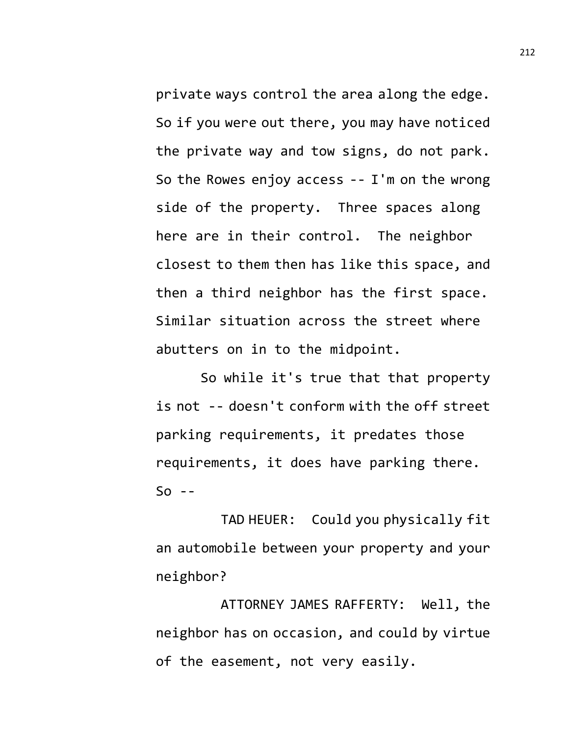private ways control the area along the edge. So if you were out there, you may have noticed the private way and tow signs, do not park. So the Rowes enjoy access -- I'm on the wrong side of the property. Three spaces along here are in their control. The neighbor closest to them then has like this space, and then a third neighbor has the first space. Similar situation across the street where abutters on in to the midpoint.

So while it's true that that property is not -- doesn't conform with the off street parking requirements, it predates those requirements, it does have parking there. So --

TAD HEUER: Could you physically fit an automobile between your property and your neighbor?

ATTORNEY JAMES RAFFERTY: Well, the neighbor has on occasion, and could by virtue of the easement, not very easily.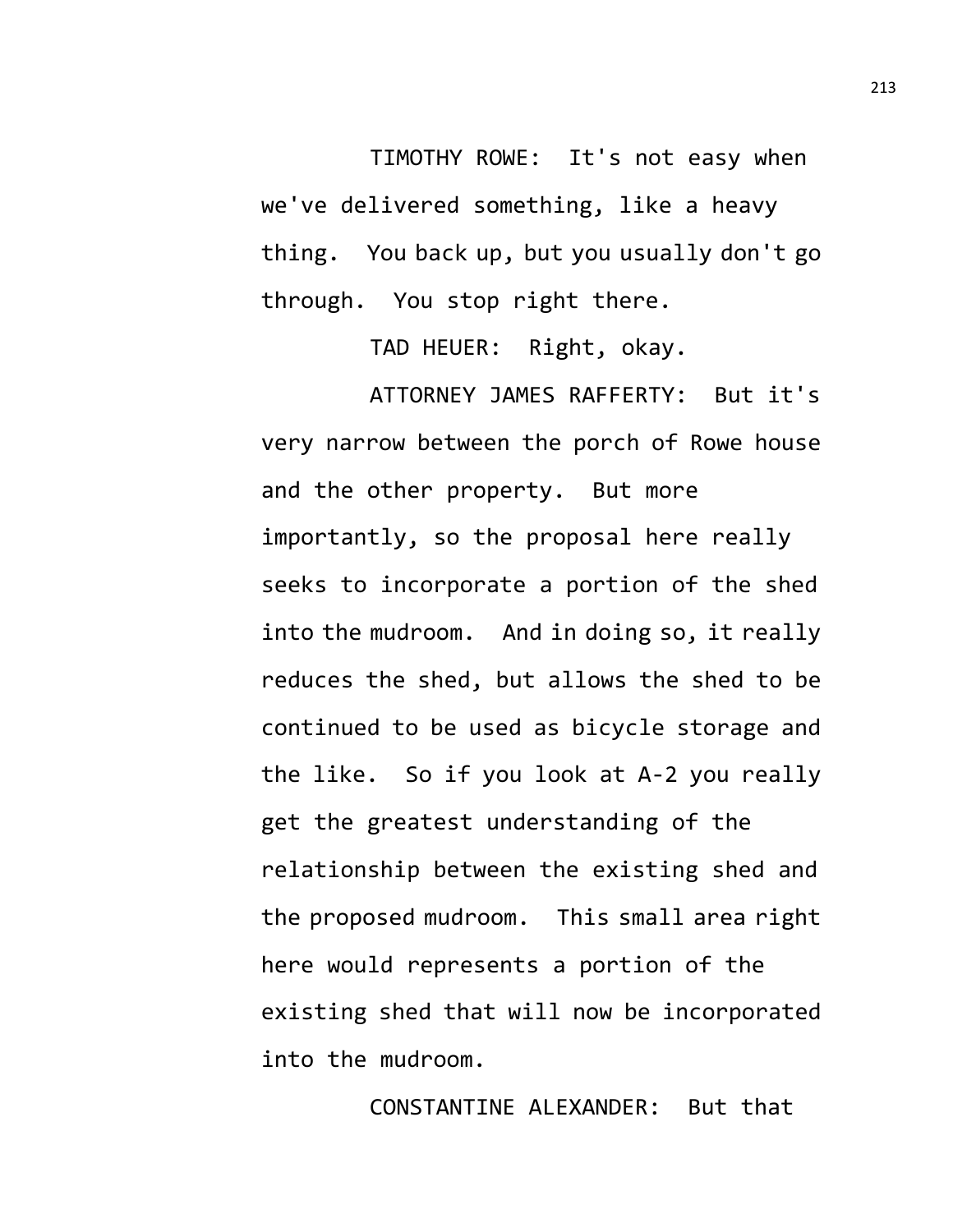TIMOTHY ROWE: It's not easy when we've delivered something, like a heavy thing. You back up, but you usually don't go through. You stop right there.

TAD HEUER: Right, okay.

ATTORNEY JAMES RAFFERTY: But it's very narrow between the porch of Rowe house and the other property. But more importantly, so the proposal here really seeks to incorporate a portion of the shed into the mudroom. And in doing so, it really reduces the shed, but allows the shed to be continued to be used as bicycle storage and the like. So if you look at A-2 you really get the greatest understanding of the relationship between the existing shed and the proposed mudroom. This small area right here would represents a portion of the existing shed that will now be incorporated into the mudroom.

CONSTANTINE ALEXANDER: But that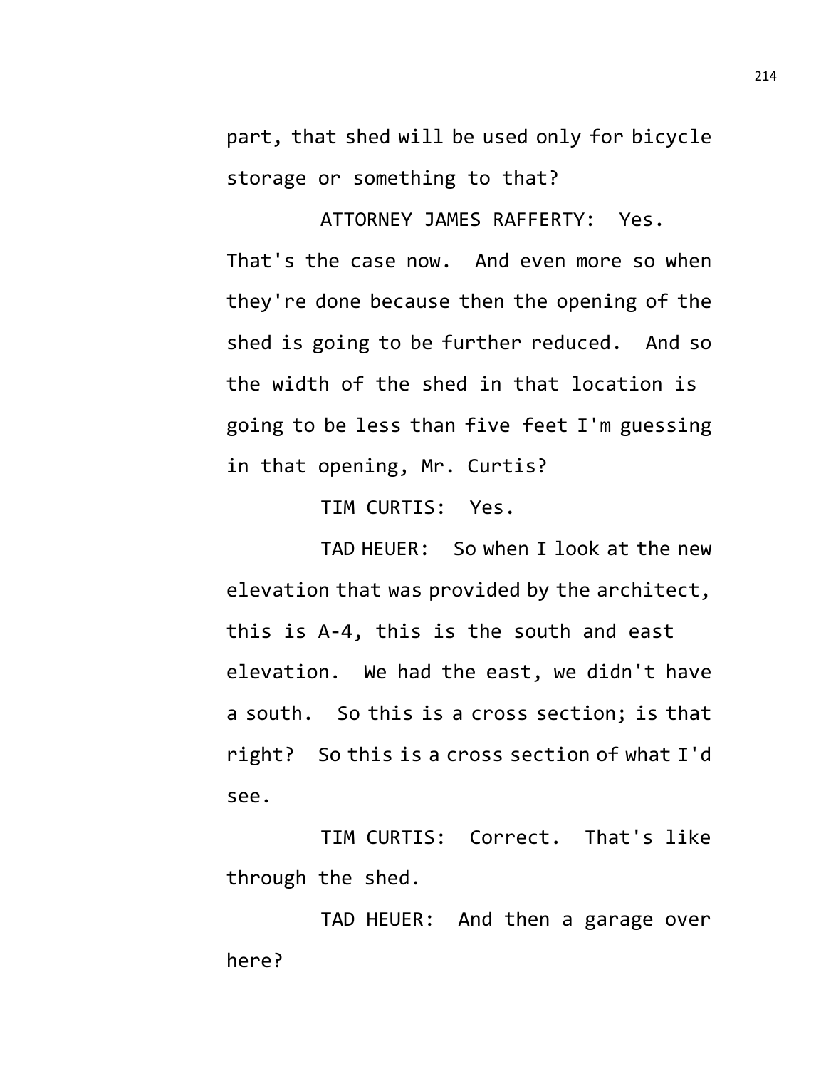part, that shed will be used only for bicycle storage or something to that?

ATTORNEY JAMES RAFFERTY: Yes. That's the case now. And even more so when they're done because then the opening of the shed is going to be further reduced. And so the width of the shed in that location is going to be less than five feet I'm guessing in that opening, Mr. Curtis?

TIM CURTIS: Yes.

TAD HEUER: So when I look at the new elevation that was provided by the architect, this is A-4, this is the south and east elevation. We had the east, we didn't have a south. So this is a cross section; is that right? So this is a cross section of what I'd see.

TIM CURTIS: Correct. That's like through the shed.

TAD HEUER: And then a garage over here?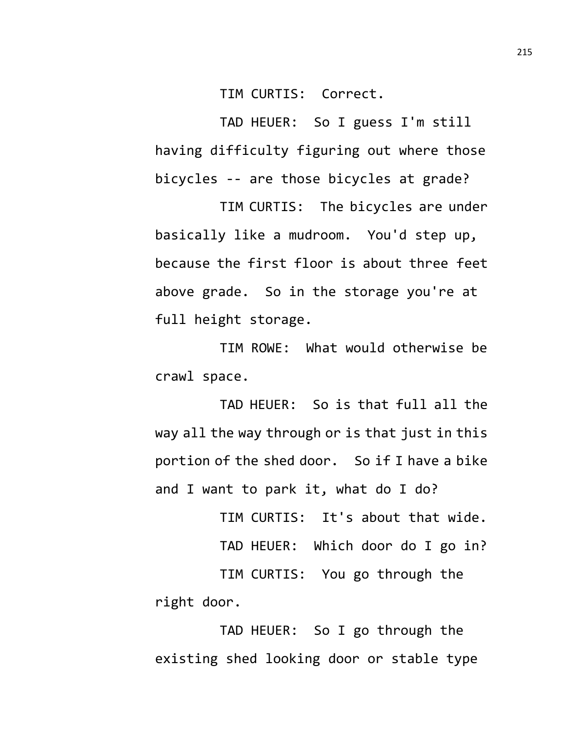TIM CURTIS: Correct.

TAD HEUER: So I guess I'm still having difficulty figuring out where those bicycles -- are those bicycles at grade?

TIM CURTIS: The bicycles are under basically like a mudroom. You'd step up, because the first floor is about three feet above grade. So in the storage you're at full height storage.

TIM ROWE: What would otherwise be crawl space.

TAD HEUER: So is that full all the way all the way through or is that just in this portion of the shed door. So if I have a bike and I want to park it, what do I do?

TIM CURTIS: It's about that wide.

TAD HEUER: Which door do I go in?

TIM CURTIS: You go through the right door.

TAD HEUER: So I go through the existing shed looking door or stable type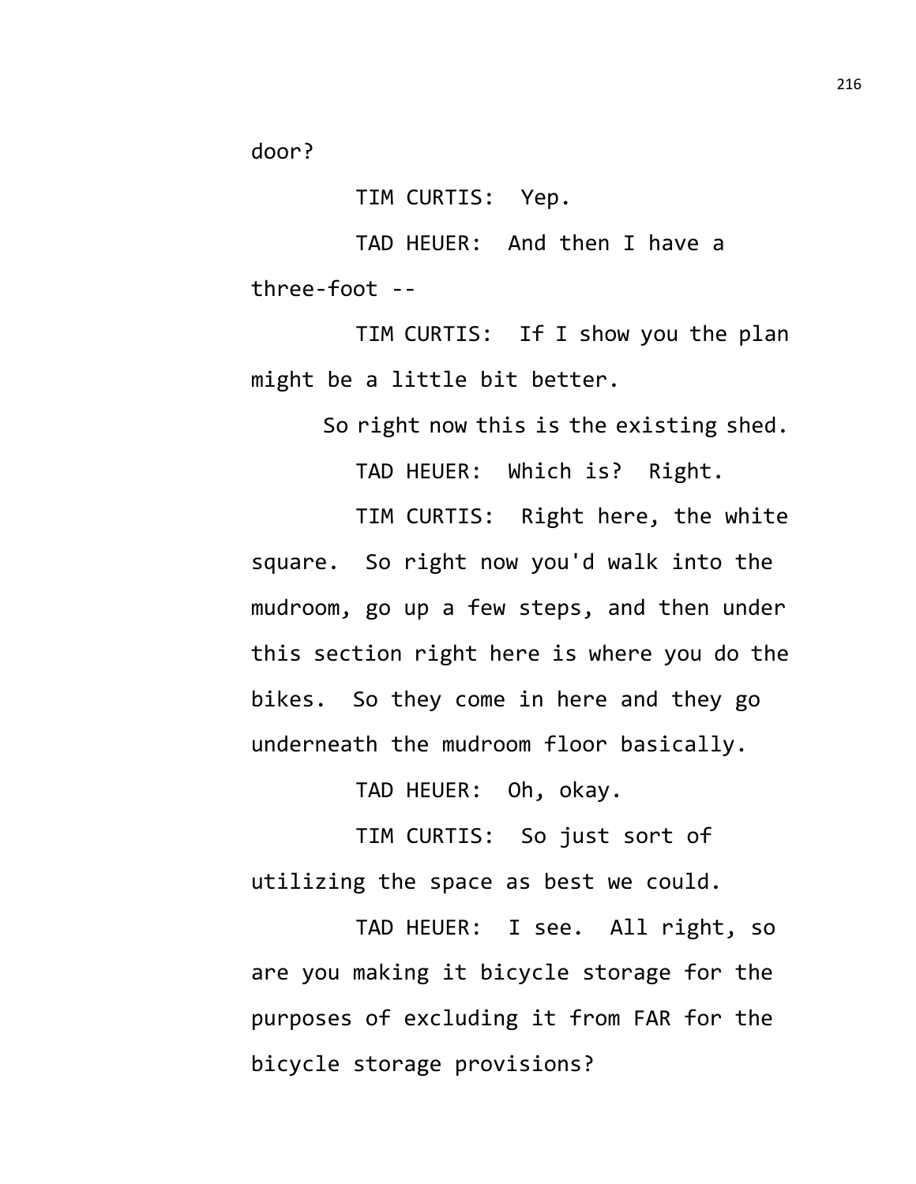door?

TIM CURTIS: Yep.

TAD HEUER: And then I have a three-foot --

TIM CURTIS: If I show you the plan might be a little bit better.

So right now this is the existing shed.

TAD HEUER: Which is? Right.

TIM CURTIS: Right here, the white square. So right now you'd walk into the mudroom, go up a few steps, and then under this section right here is where you do the bikes. So they come in here and they go underneath the mudroom floor basically.

TAD HEUER: Oh, okay.

TIM CURTIS: So just sort of utilizing the space as best we could.

TAD HEUER: I see. All right, so are you making it bicycle storage for the purposes of excluding it from FAR for the bicycle storage provisions?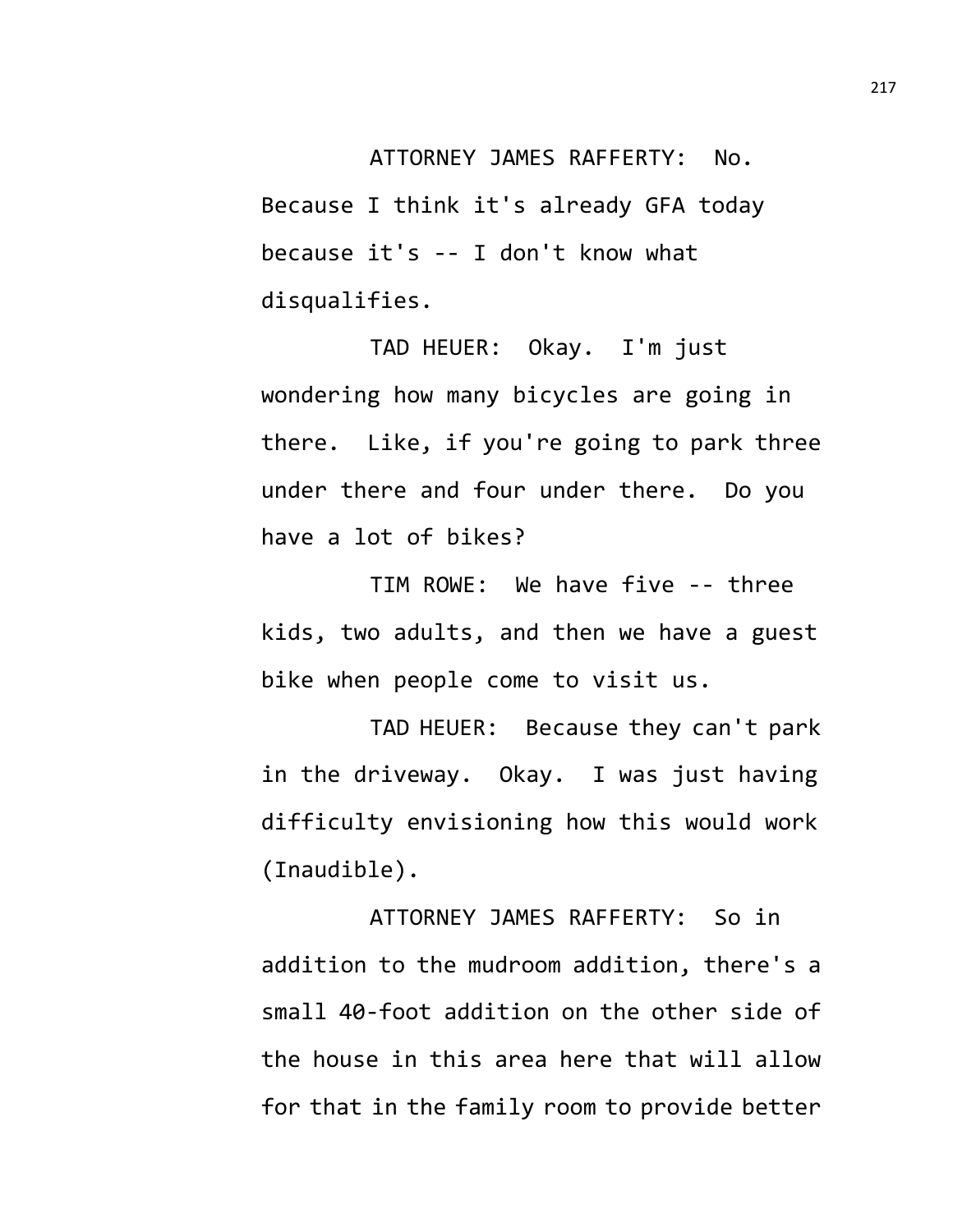ATTORNEY JAMES RAFFERTY: No. Because I think it's already GFA today because it's -- I don't know what disqualifies.

TAD HEUER: Okay. I'm just wondering how many bicycles are going in there. Like, if you're going to park three under there and four under there. Do you have a lot of bikes?

TIM ROWE: We have five -- three kids, two adults, and then we have a guest bike when people come to visit us.

TAD HEUER: Because they can't park in the driveway. Okay. I was just having difficulty envisioning how this would work (Inaudible).

ATTORNEY JAMES RAFFERTY: So in addition to the mudroom addition, there's a small 40-foot addition on the other side of the house in this area here that will allow for that in the family room to provide better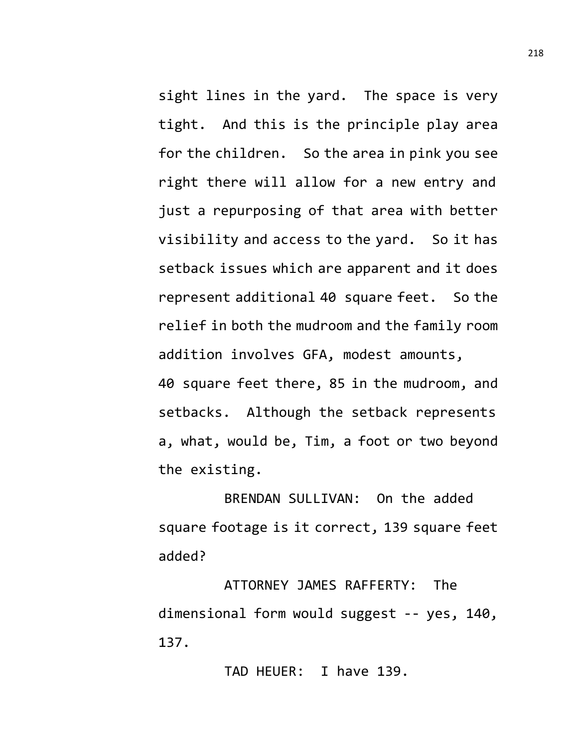sight lines in the yard. The space is very tight. And this is the principle play area for the children. So the area in pink you see right there will allow for a new entry and just a repurposing of that area with better visibility and access to the yard. So it has setback issues which are apparent and it does represent additional 40 square feet. So the relief in both the mudroom and the family room addition involves GFA, modest amounts, 40 square feet there, 85 in the mudroom, and setbacks. Although the setback represents a, what, would be, Tim, a foot or two beyond the existing.

BRENDAN SULLIVAN: On the added square footage is it correct, 139 square feet added?

ATTORNEY JAMES RAFFERTY: The dimensional form would suggest -- yes, 140, 137.

TAD HEUER: I have 139.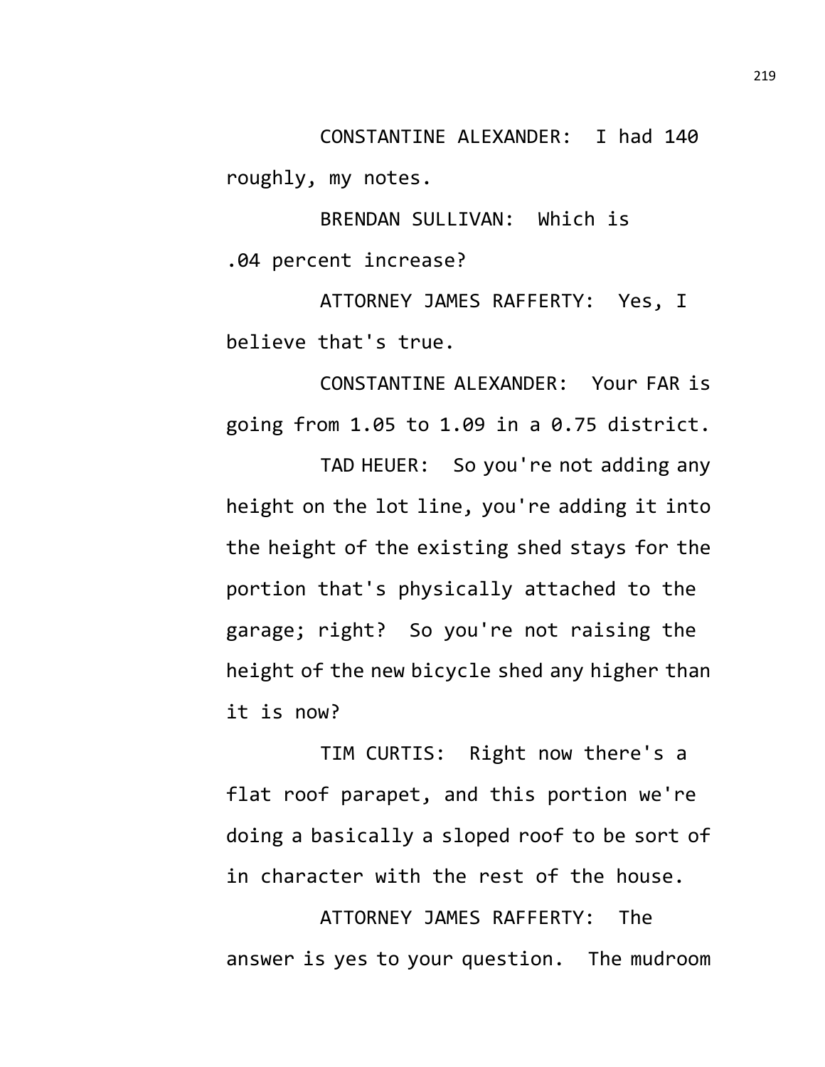CONSTANTINE ALEXANDER: I had 140 roughly, my notes.

BRENDAN SULLIVAN: Which is .04 percent increase?

ATTORNEY JAMES RAFFERTY: Yes, I believe that's true.

CONSTANTINE ALEXANDER: Your FAR is going from 1.05 to 1.09 in a 0.75 district.

TAD HEUER: So you're not adding any height on the lot line, you're adding it into the height of the existing shed stays for the portion that's physically attached to the garage; right? So you're not raising the height of the new bicycle shed any higher than it is now?

TIM CURTIS: Right now there's a flat roof parapet, and this portion we're doing a basically a sloped roof to be sort of in character with the rest of the house.

ATTORNEY JAMES RAFFERTY: The answer is yes to your question. The mudroom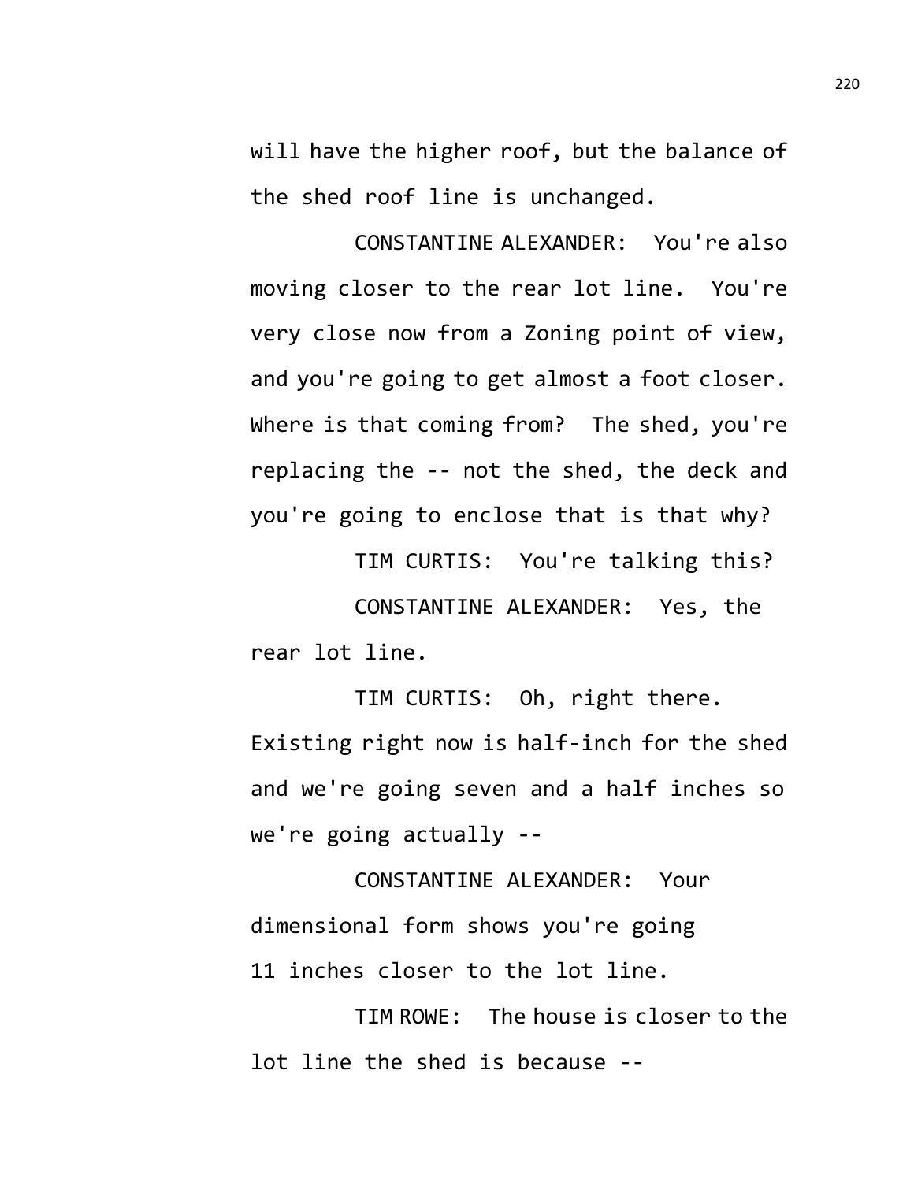will have the higher roof, but the balance of the shed roof line is unchanged.

CONSTANTINE ALEXANDER: You're also moving closer to the rear lot line. You're very close now from a Zoning point of view, and you're going to get almost a foot closer. Where is that coming from? The shed, you're replacing the -- not the shed, the deck and you're going to enclose that is that why?

TIM CURTIS: You're talking this?

CONSTANTINE ALEXANDER: Yes, the rear lot line.

TIM CURTIS: Oh, right there. Existing right now is half-inch for the shed and we're going seven and a half inches so we're going actually --

CONSTANTINE ALEXANDER: Your dimensional form shows you're going 11 inches closer to the lot line.

TIM ROWE: The house is closer to the lot line the shed is because --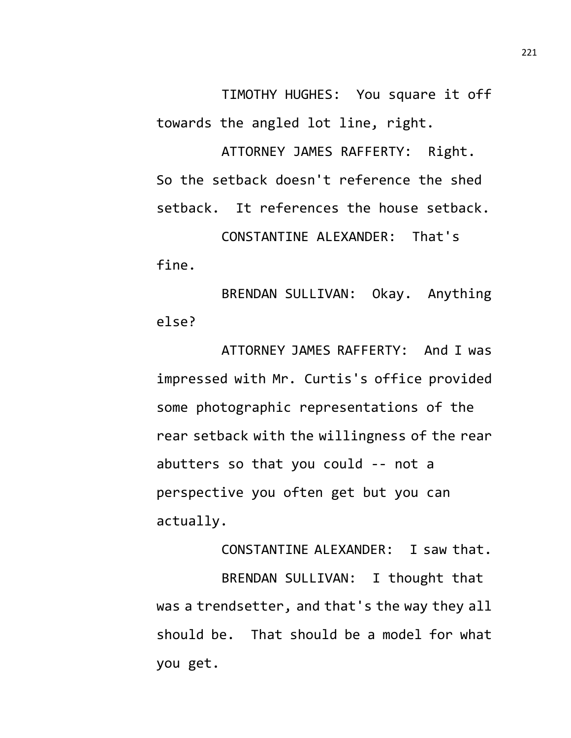TIMOTHY HUGHES: You square it off towards the angled lot line, right.

ATTORNEY JAMES RAFFERTY: Right. So the setback doesn't reference the shed setback. It references the house setback.

CONSTANTINE ALEXANDER: That's fine.

BRENDAN SULLIVAN: Okay. Anything else?

ATTORNEY JAMES RAFFERTY: And I was impressed with Mr. Curtis's office provided some photographic representations of the rear setback with the willingness of the rear abutters so that you could -- not a perspective you often get but you can actually.

CONSTANTINE ALEXANDER: I saw that.

BRENDAN SULLIVAN: I thought that was a trendsetter, and that's the way they all should be. That should be a model for what you get.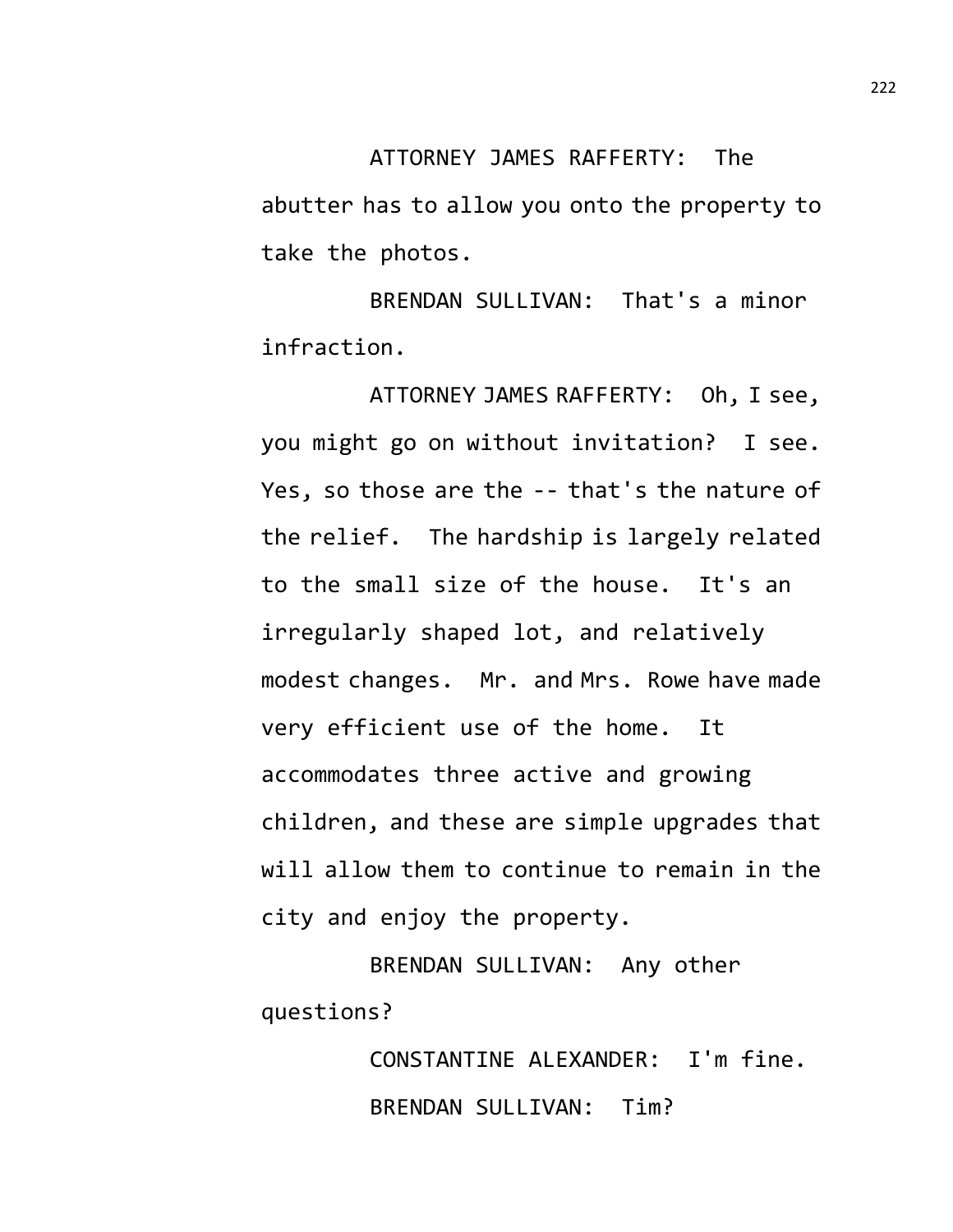ATTORNEY JAMES RAFFERTY: The abutter has to allow you onto the property to take the photos.

BRENDAN SULLIVAN: That's a minor infraction.

ATTORNEY JAMES RAFFERTY: Oh, I see, you might go on without invitation? I see. Yes, so those are the -- that's the nature of the relief. The hardship is largely related to the small size of the house. It's an irregularly shaped lot, and relatively modest changes. Mr. and Mrs. Rowe have made very efficient use of the home. It accommodates three active and growing children, and these are simple upgrades that will allow them to continue to remain in the city and enjoy the property.

BRENDAN SULLIVAN: Any other questions?

CONSTANTINE ALEXANDER: I'm fine.

BRENDAN SULLIVAN: Tim?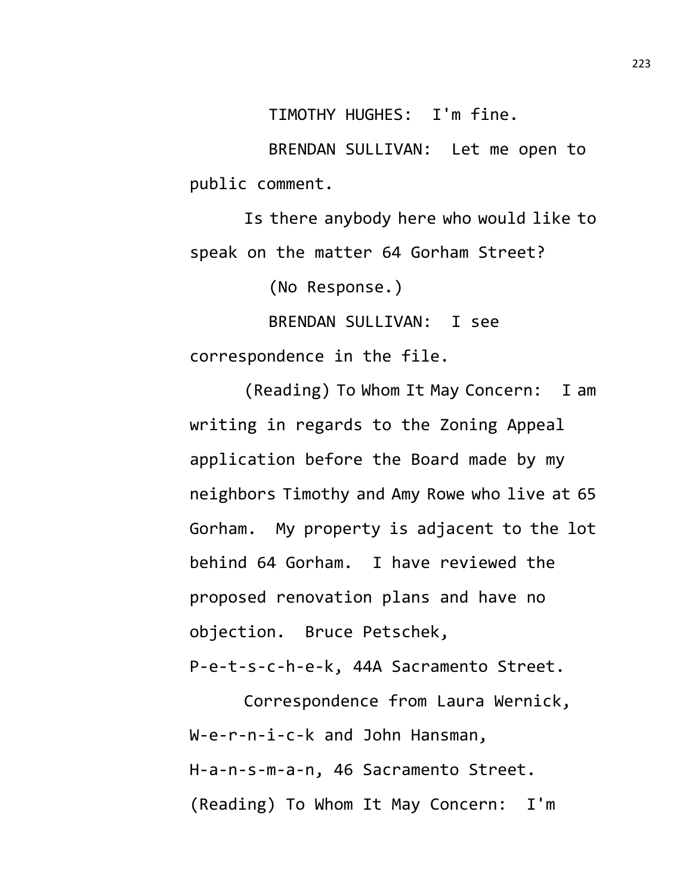TIMOTHY HUGHES: I'm fine.

BRENDAN SULLIVAN: Let me open to public comment.

Is there anybody here who would like to speak on the matter 64 Gorham Street?

(No Response.)

BRENDAN SULLIVAN: I see correspondence in the file.

(Reading) To Whom It May Concern: I am writing in regards to the Zoning Appeal application before the Board made by my neighbors Timothy and Amy Rowe who live at 65 Gorham. My property is adjacent to the lot behind 64 Gorham. I have reviewed the proposed renovation plans and have no objection. Bruce Petschek, P-e-t-s-c-h-e-k, 44A Sacramento Street.

Correspondence from Laura Wernick, W-e-r-n-i-c-k and John Hansman, H-a-n-s-m-a-n, 46 Sacramento Street. (Reading) To Whom It May Concern: I'm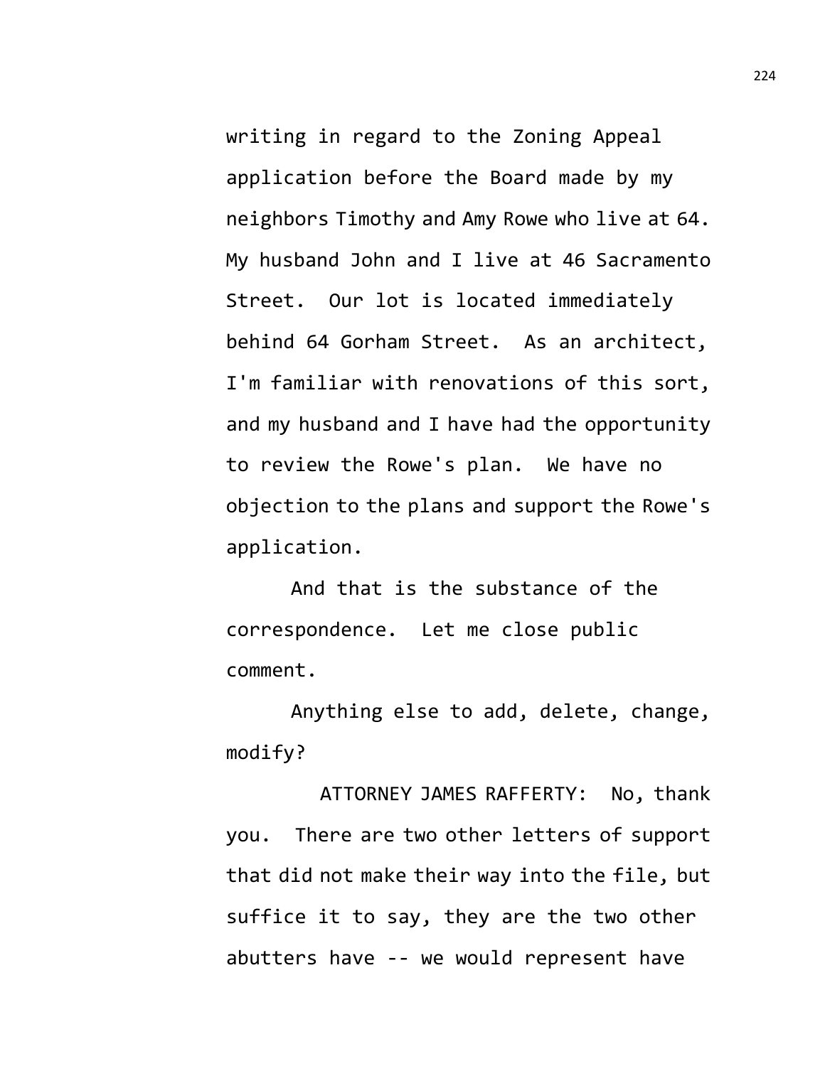writing in regard to the Zoning Appeal application before the Board made by my neighbors Timothy and Amy Rowe who live at 64. My husband John and I live at 46 Sacramento Street. Our lot is located immediately behind 64 Gorham Street. As an architect, I'm familiar with renovations of this sort, and my husband and I have had the opportunity to review the Rowe's plan. We have no objection to the plans and support the Rowe's application.

And that is the substance of the correspondence. Let me close public comment.

Anything else to add, delete, change, modify?

ATTORNEY JAMES RAFFERTY: No, thank you. There are two other letters of support that did not make their way into the file, but suffice it to say, they are the two other abutters have -- we would represent have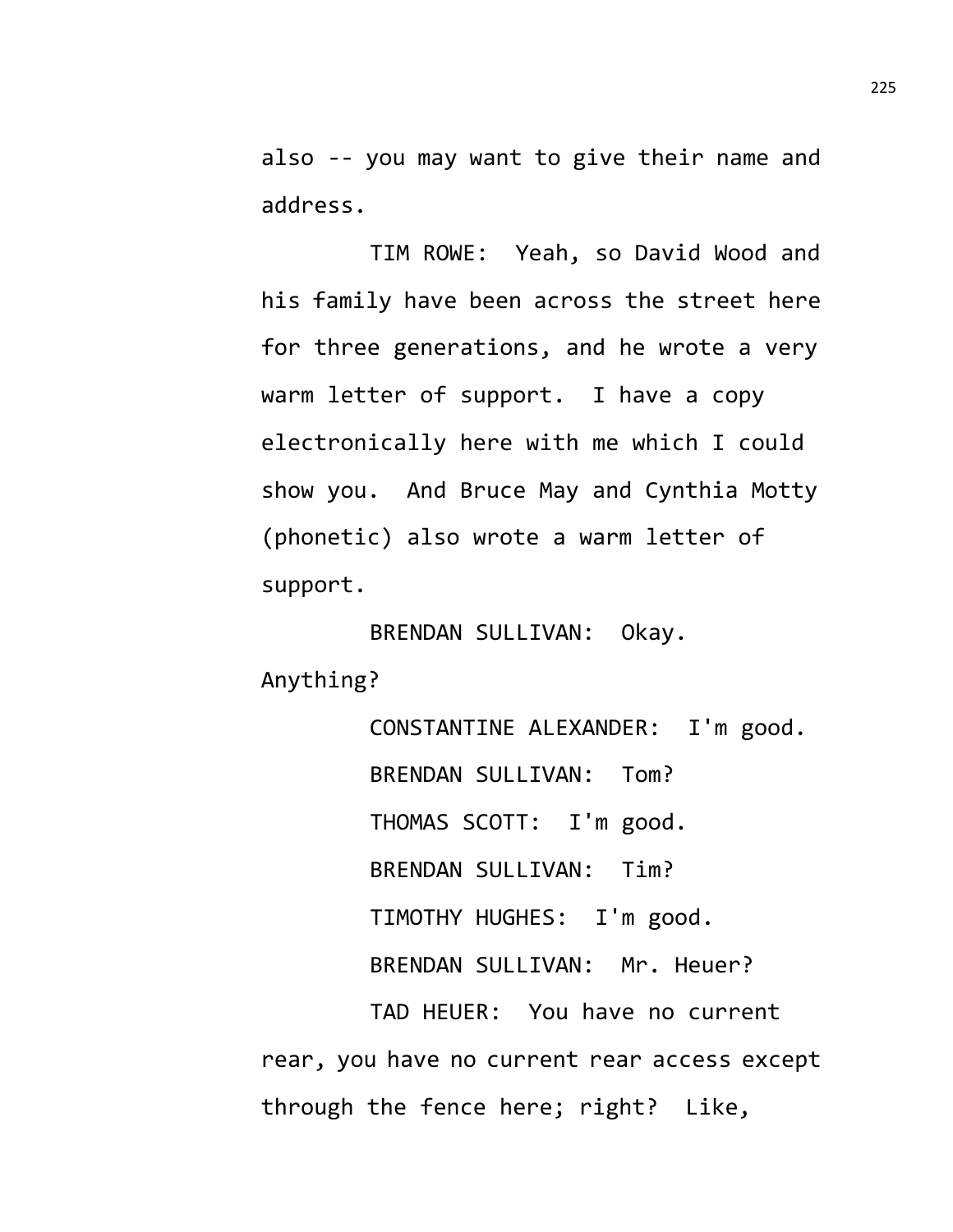also -- you may want to give their name and address.

TIM ROWE: Yeah, so David Wood and his family have been across the street here for three generations, and he wrote a very warm letter of support. I have a copy electronically here with me which I could show you. And Bruce May and Cynthia Motty (phonetic) also wrote a warm letter of support.

BRENDAN SULLIVAN: Okay. Anything?

CONSTANTINE ALEXANDER: I'm good.

BRENDAN SULLIVAN: Tom?

THOMAS SCOTT: I'm good.

BRENDAN SULLIVAN: Tim?

TIMOTHY HUGHES: I'm good.

BRENDAN SULLIVAN: Mr. Heuer?

TAD HEUER: You have no current rear, you have no current rear access except through the fence here; right? Like,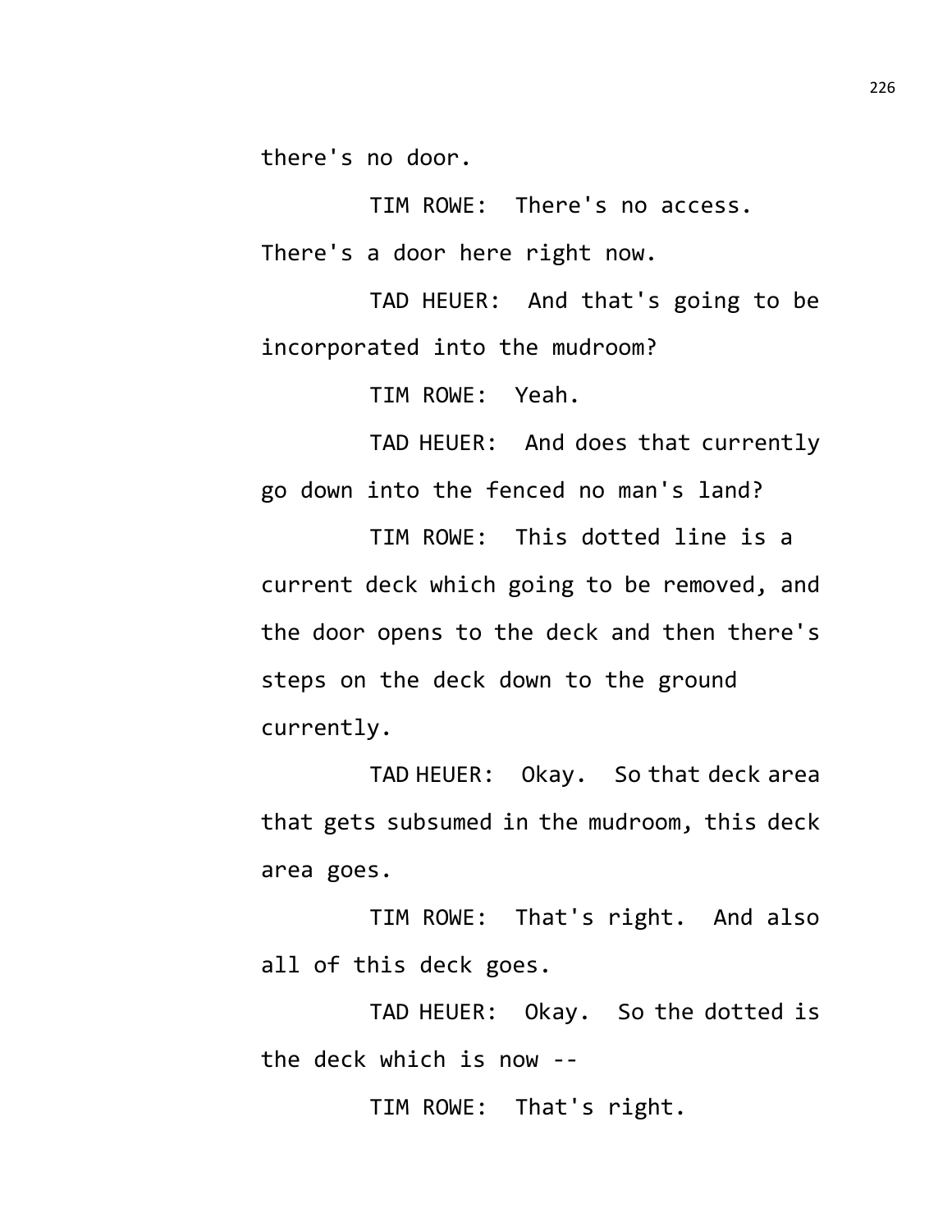there's no door.

TIM ROWE: There's no access. There's a door here right now.

TAD HEUER: And that's going to be incorporated into the mudroom?

TIM ROWE: Yeah.

TAD HEUER: And does that currently go down into the fenced no man's land?

TIM ROWE: This dotted line is a current deck which going to be removed, and the door opens to the deck and then there's steps on the deck down to the ground currently.

TAD HEUER: Okay. So that deck area that gets subsumed in the mudroom, this deck area goes.

TIM ROWE: That's right. And also all of this deck goes.

TAD HEUER: Okay. So the dotted is the deck which is now --

TIM ROWE: That's right.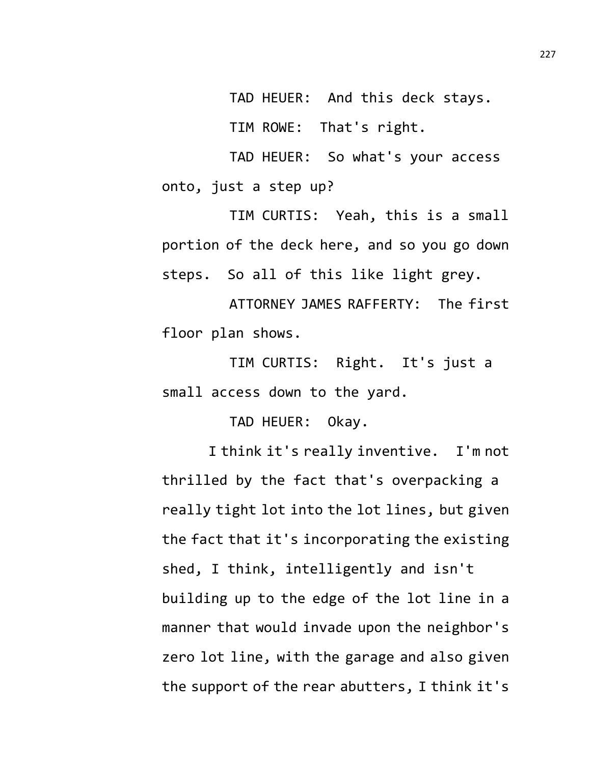TAD HEUER: And this deck stays.

TIM ROWE: That's right.

TAD HEUER: So what's your access onto, just a step up?

TIM CURTIS: Yeah, this is a small portion of the deck here, and so you go down steps. So all of this like light grey.

ATTORNEY JAMES RAFFERTY: The first floor plan shows.

TIM CURTIS: Right. It's just a small access down to the yard.

TAD HEUER: Okay.

I think it's really inventive. I'm not thrilled by the fact that's overpacking a really tight lot into the lot lines, but given the fact that it's incorporating the existing shed, I think, intelligently and isn't building up to the edge of the lot line in a manner that would invade upon the neighbor's zero lot line, with the garage and also given the support of the rear abutters, I think it's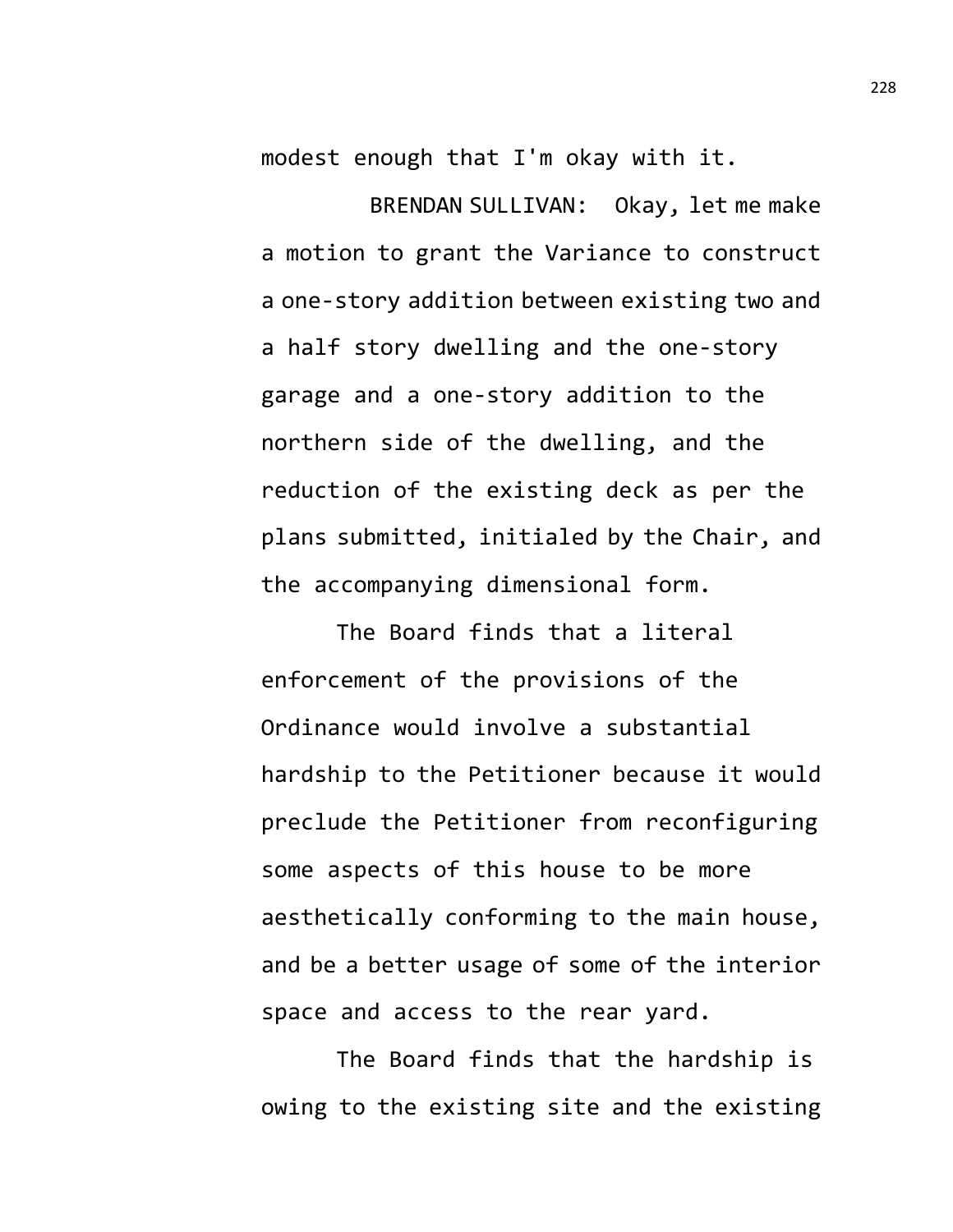modest enough that I'm okay with it.

BRENDAN SULLIVAN: Okay, let me make a motion to grant the Variance to construct a one-story addition between existing two and a half story dwelling and the one-story garage and a one-story addition to the northern side of the dwelling, and the reduction of the existing deck as per the plans submitted, initialed by the Chair, and the accompanying dimensional form.

The Board finds that a literal enforcement of the provisions of the Ordinance would involve a substantial hardship to the Petitioner because it would preclude the Petitioner from reconfiguring some aspects of this house to be more aesthetically conforming to the main house, and be a better usage of some of the interior space and access to the rear yard.

The Board finds that the hardship is owing to the existing site and the existing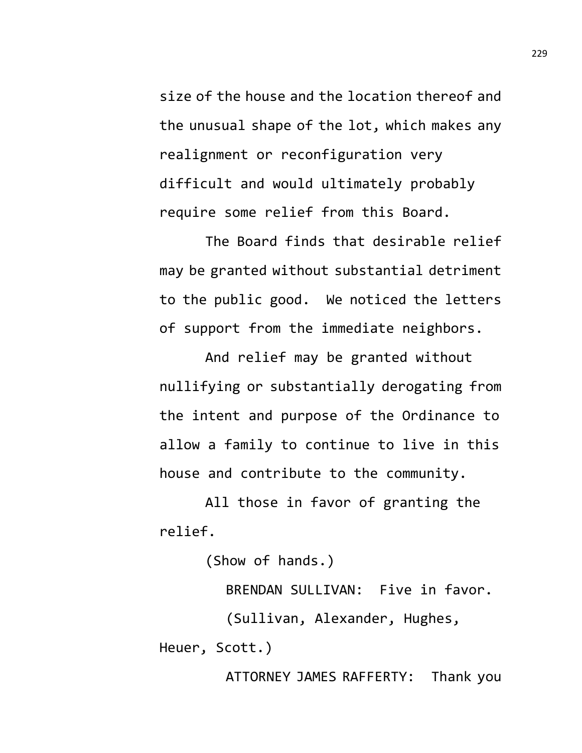size of the house and the location thereof and the unusual shape of the lot, which makes any realignment or reconfiguration very difficult and would ultimately probably require some relief from this Board.

The Board finds that desirable relief may be granted without substantial detriment to the public good. We noticed the letters of support from the immediate neighbors.

And relief may be granted without nullifying or substantially derogating from the intent and purpose of the Ordinance to allow a family to continue to live in this house and contribute to the community.

All those in favor of granting the relief.

(Show of hands.)

BRENDAN SULLIVAN: Five in favor.

(Sullivan, Alexander, Hughes, Heuer, Scott.)

ATTORNEY JAMES RAFFERTY: Thank you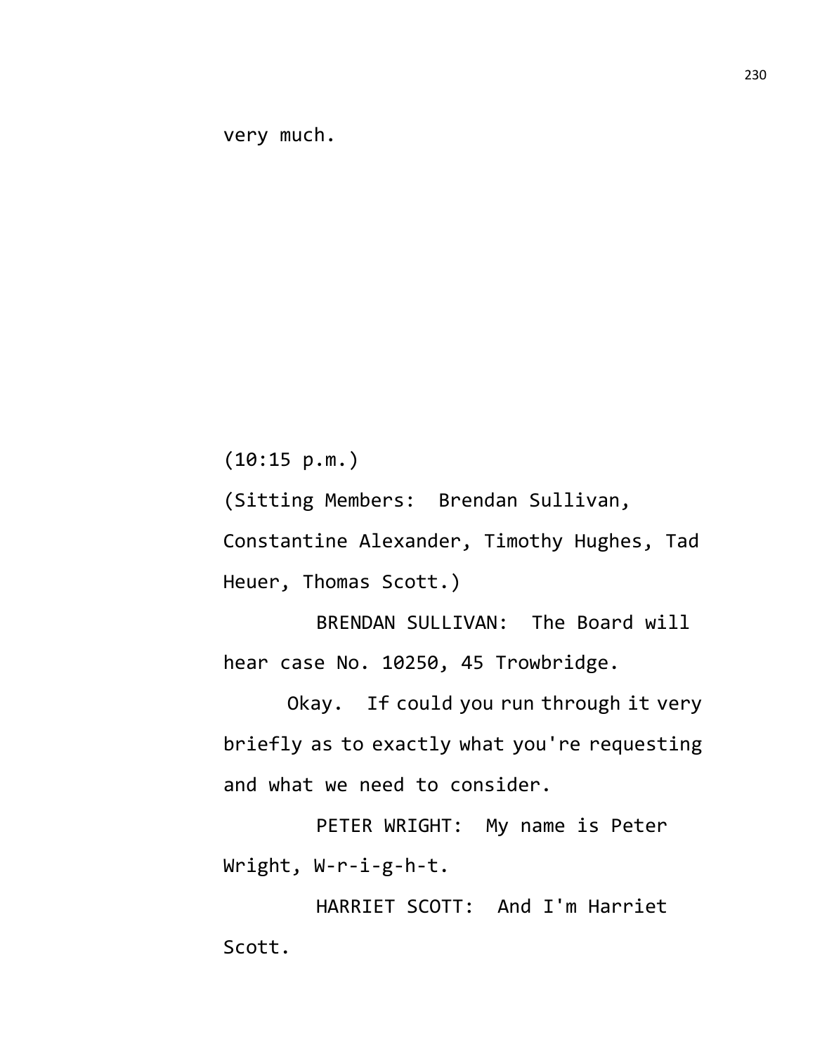very much.

(10:15 p.m.)

(Sitting Members: Brendan Sullivan, Constantine Alexander, Timothy Hughes, Tad Heuer, Thomas Scott.)

BRENDAN SULLIVAN: The Board will hear case No. 10250, 45 Trowbridge.

Okay. If could you run through it very briefly as to exactly what you're requesting and what we need to consider.

PETER WRIGHT: My name is Peter Wright, W-r-i-g-h-t.

HARRIET SCOTT: And I'm Harriet Scott.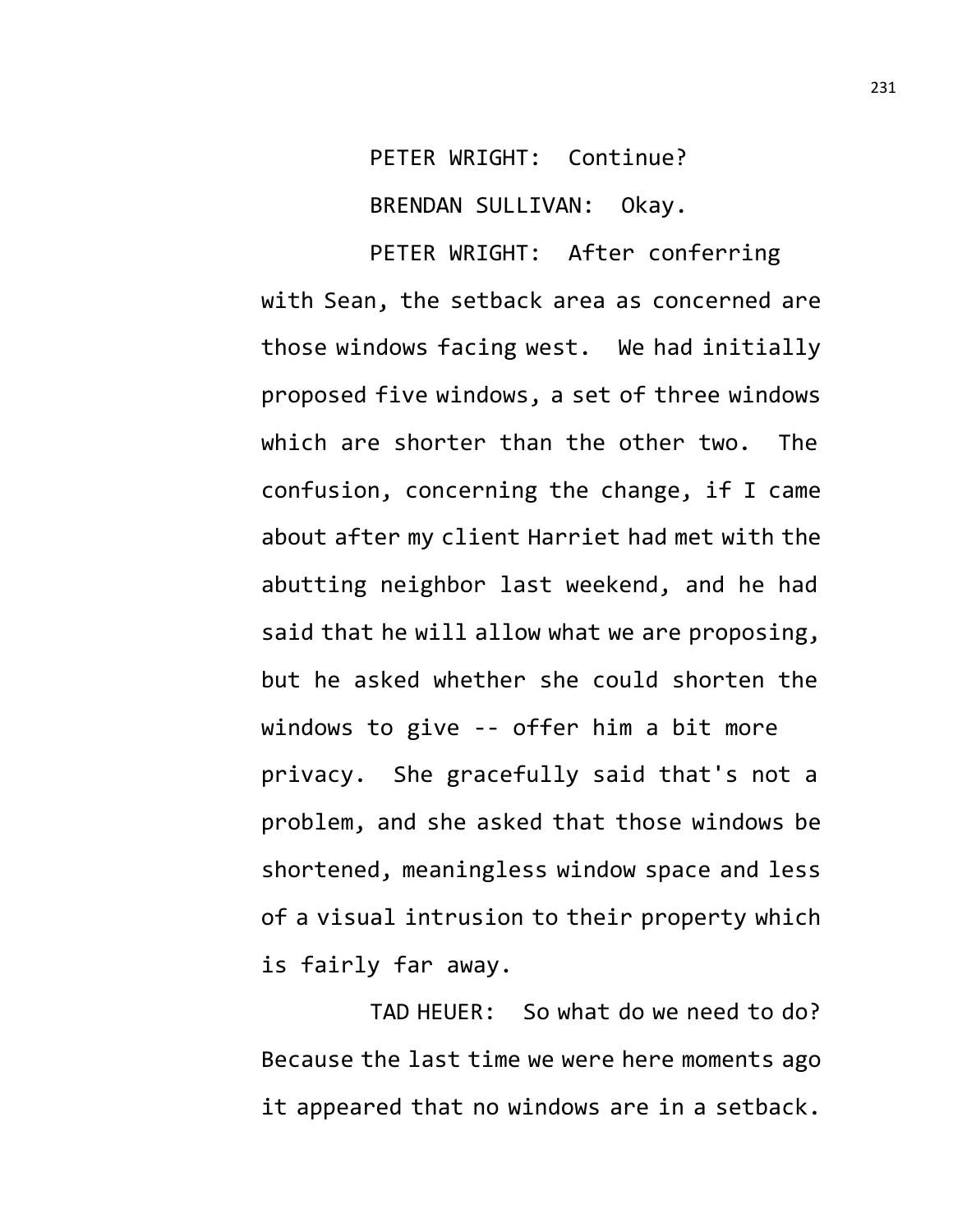PETER WRIGHT: Continue?

BRENDAN SULLIVAN: Okay.

PETER WRIGHT: After conferring with Sean, the setback area as concerned are those windows facing west. We had initially proposed five windows, a set of three windows which are shorter than the other two. The confusion, concerning the change, if I came about after my client Harriet had met with the abutting neighbor last weekend, and he had said that he will allow what we are proposing, but he asked whether she could shorten the windows to give -- offer him a bit more privacy. She gracefully said that's not a problem, and she asked that those windows be shortened, meaningless window space and less of a visual intrusion to their property which is fairly far away.

TAD HEUER: So what do we need to do? Because the last time we were here moments ago it appeared that no windows are in a setback.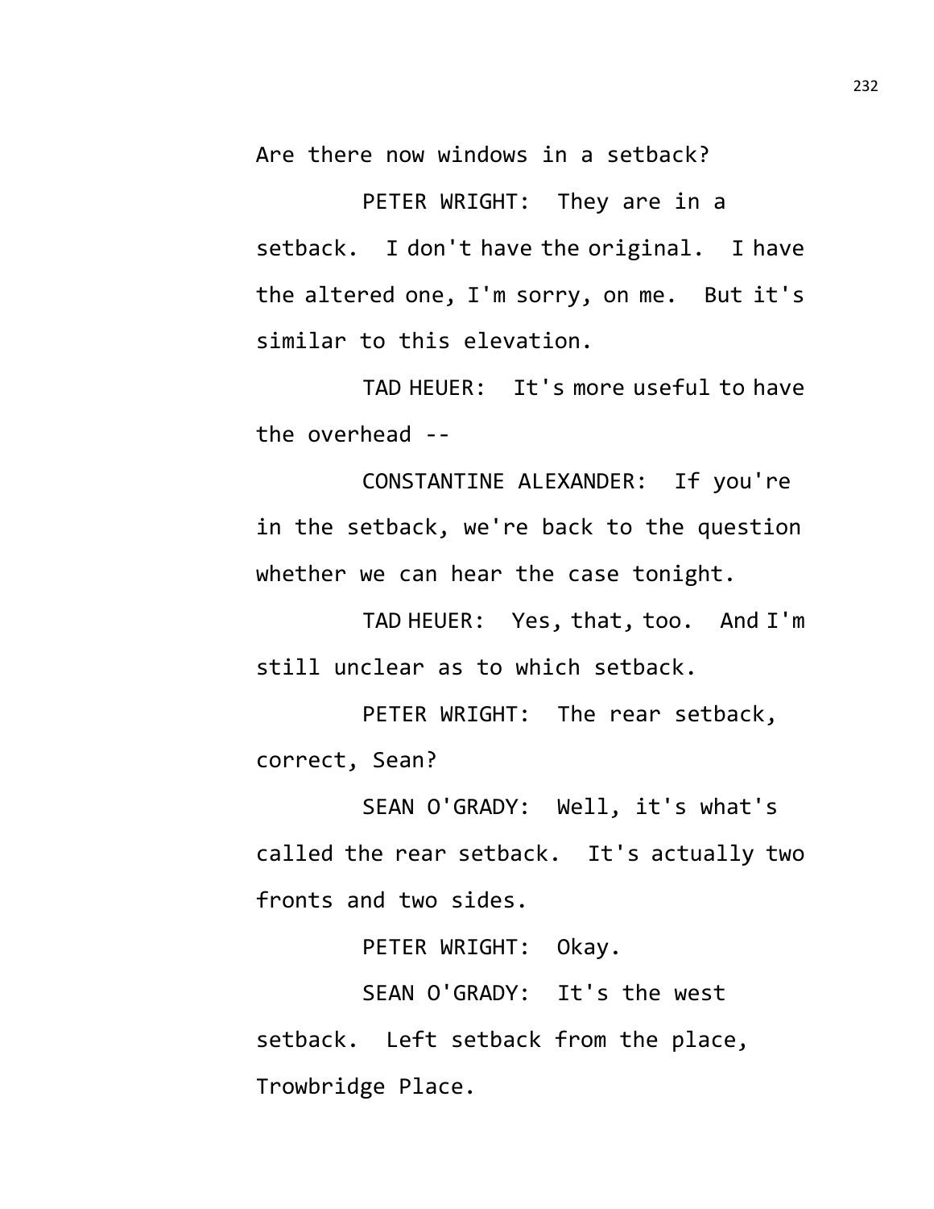Are there now windows in a setback?

PETER WRIGHT: They are in a setback. I don't have the original. I have the altered one, I'm sorry, on me. But it's similar to this elevation.

TAD HEUER: It's more useful to have the overhead --

CONSTANTINE ALEXANDER: If you're in the setback, we're back to the question whether we can hear the case tonight.

TAD HEUER: Yes, that, too. And I'm still unclear as to which setback.

PETER WRIGHT: The rear setback, correct, Sean?

SEAN O'GRADY: Well, it's what's called the rear setback. It's actually two fronts and two sides.

PETER WRIGHT: Okay.

SEAN O'GRADY: It's the west setback. Left setback from the place, Trowbridge Place.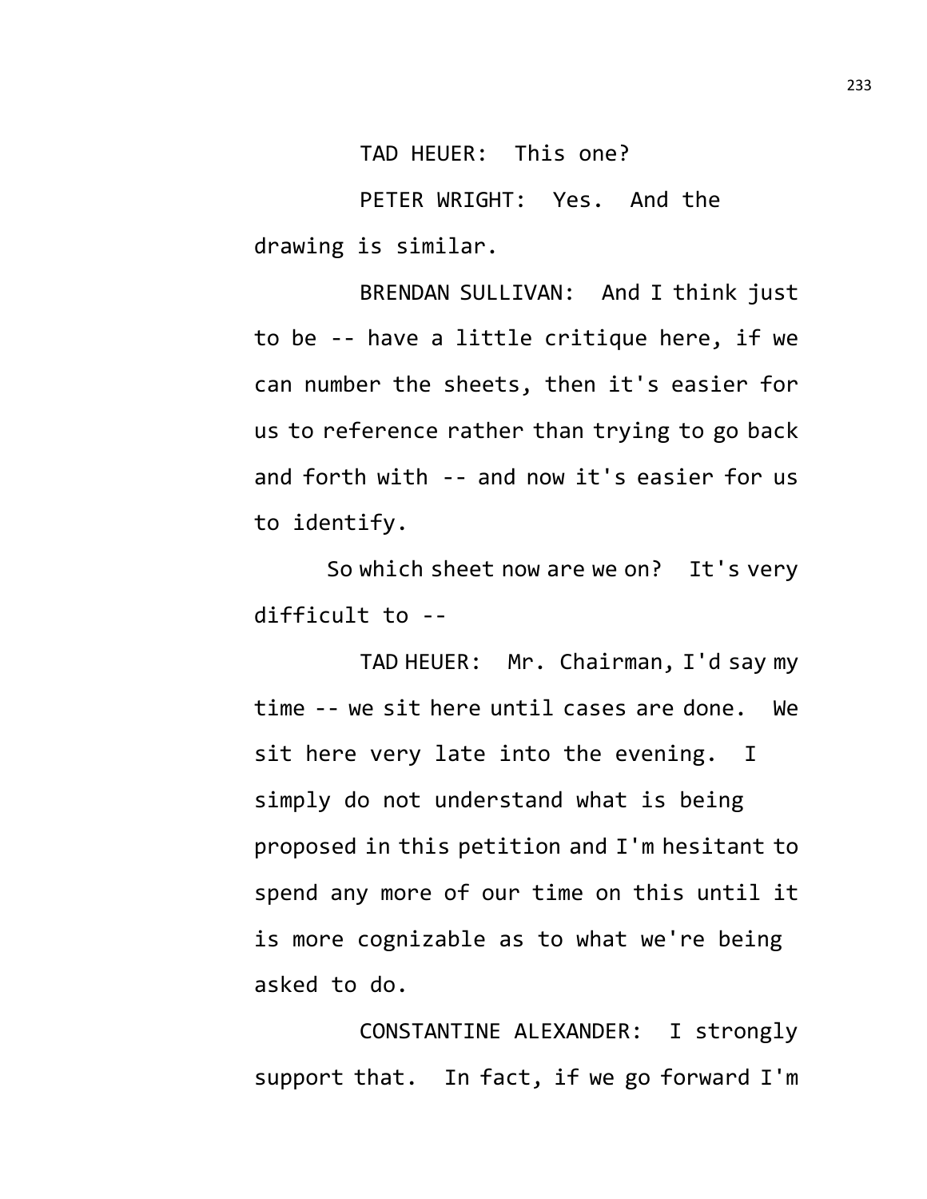TAD HEUER: This one?

PETER WRIGHT: Yes. And the drawing is similar.

BRENDAN SULLIVAN: And I think just to be -- have a little critique here, if we can number the sheets, then it's easier for us to reference rather than trying to go back and forth with -- and now it's easier for us to identify.

So which sheet now are we on? It's very difficult to --

TAD HEUER: Mr. Chairman, I'd say my time -- we sit here until cases are done. We sit here very late into the evening. I simply do not understand what is being proposed in this petition and I'm hesitant to spend any more of our time on this until it is more cognizable as to what we're being asked to do.

CONSTANTINE ALEXANDER: I strongly support that. In fact, if we go forward I'm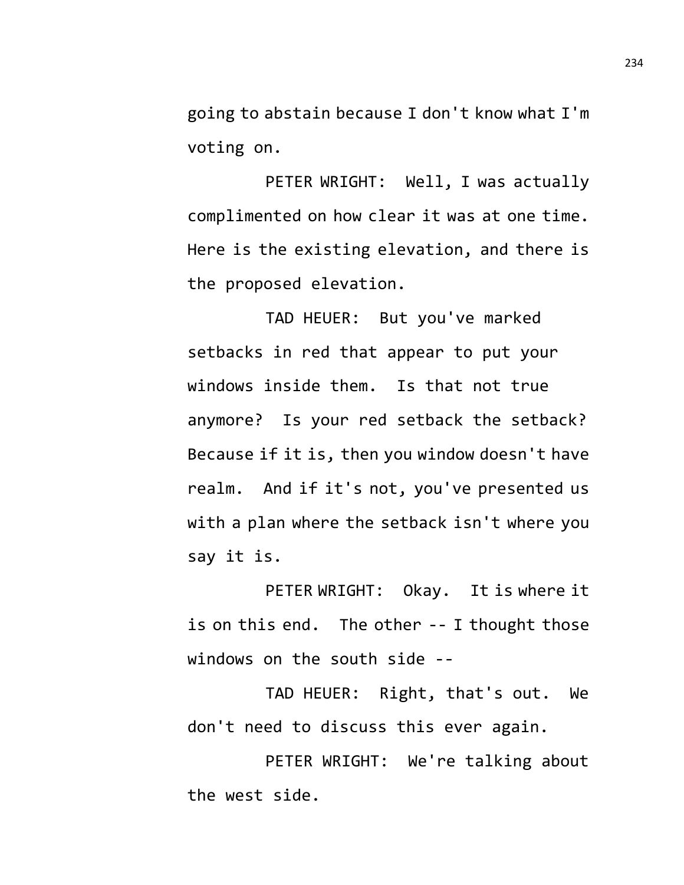going to abstain because I don't know what I'm voting on.

PETER WRIGHT: Well, I was actually complimented on how clear it was at one time. Here is the existing elevation, and there is the proposed elevation.

TAD HEUER: But you've marked setbacks in red that appear to put your windows inside them. Is that not true anymore? Is your red setback the setback? Because if it is, then you window doesn't have realm. And if it's not, you've presented us with a plan where the setback isn't where you say it is.

PETER WRIGHT: Okay. It is where it is on this end. The other -- I thought those windows on the south side --

TAD HEUER: Right, that's out. We don't need to discuss this ever again.

PETER WRIGHT: We're talking about the west side.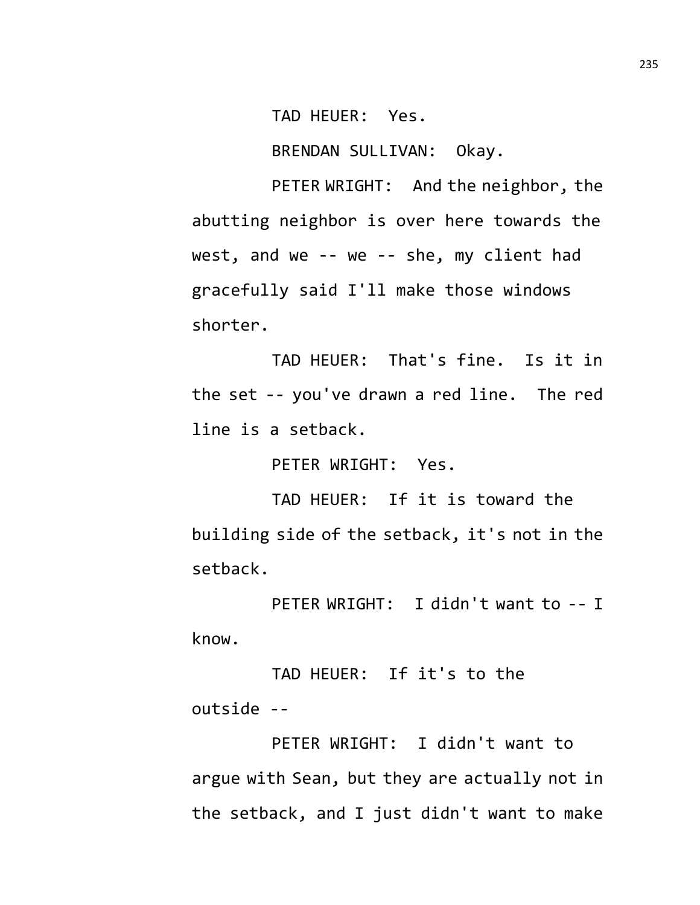TAD HEUER: Yes.

BRENDAN SULLIVAN: Okay.

PETER WRIGHT: And the neighbor, the abutting neighbor is over here towards the west, and we -- we -- she, my client had gracefully said I'll make those windows shorter.

TAD HEUER: That's fine. Is it in the set -- you've drawn a red line. The red line is a setback.

PETER WRIGHT: Yes.

TAD HEUER: If it is toward the building side of the setback, it's not in the setback.

PETER WRIGHT: I didn't want to -- I know.

TAD HEUER: If it's to the outside --

PETER WRIGHT: I didn't want to argue with Sean, but they are actually not in the setback, and I just didn't want to make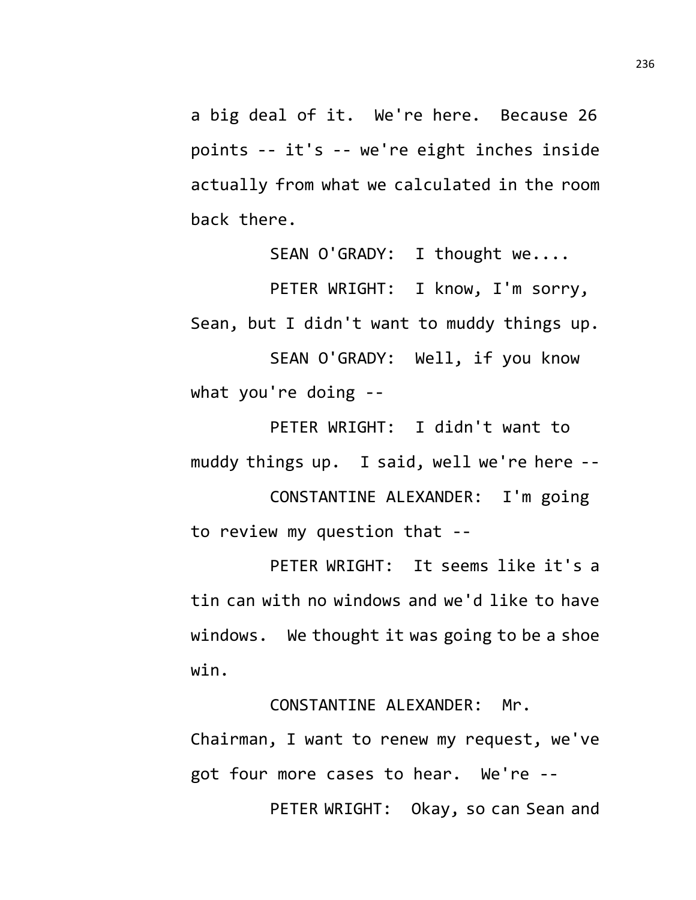a big deal of it. We're here. Because 26 points -- it's -- we're eight inches inside actually from what we calculated in the room back there.

SEAN O'GRADY: I thought we....

PETER WRIGHT: I know, I'm sorry, Sean, but I didn't want to muddy things up.

SEAN O'GRADY: Well, if you know what you're doing --

PETER WRIGHT: I didn't want to muddy things up. I said, well we're here --

CONSTANTINE ALEXANDER: I'm going to review my question that --

PETER WRIGHT: It seems like it's a tin can with no windows and we'd like to have windows. We thought it was going to be a shoe win.

CONSTANTINE ALEXANDER: Mr. Chairman, I want to renew my request, we've got four more cases to hear. We're --

PETER WRIGHT: Okay, so can Sean and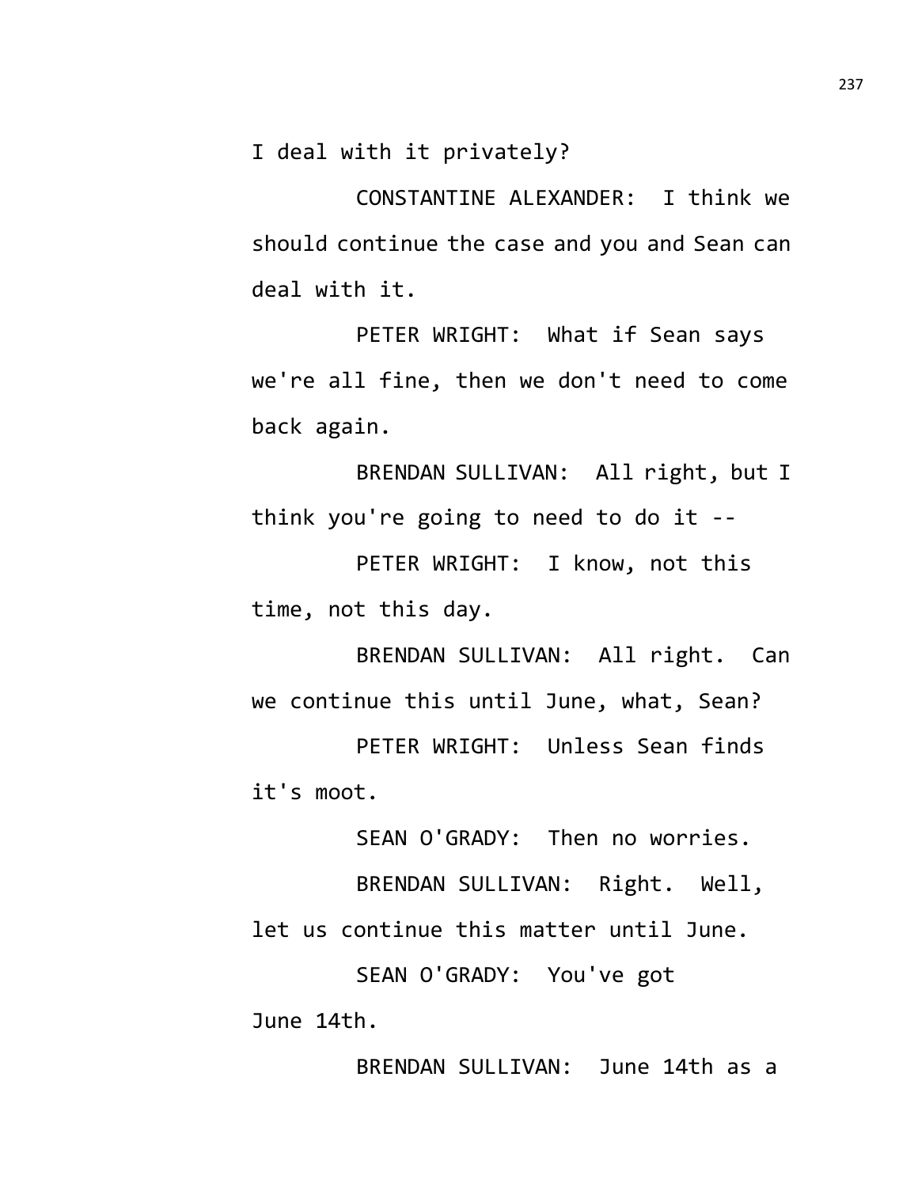I deal with it privately?

CONSTANTINE ALEXANDER: I think we should continue the case and you and Sean can deal with it.

PETER WRIGHT: What if Sean says we're all fine, then we don't need to come back again.

BRENDAN SULLIVAN: All right, but I think you're going to need to do it --

PETER WRIGHT: I know, not this time, not this day.

BRENDAN SULLIVAN: All right. Can we continue this until June, what, Sean?

PETER WRIGHT: Unless Sean finds it's moot.

SEAN O'GRADY: Then no worries.

BRENDAN SULLIVAN: Right. Well, let us continue this matter until June.

SEAN O'GRADY: You've got June 14th.

BRENDAN SULLIVAN: June 14th as a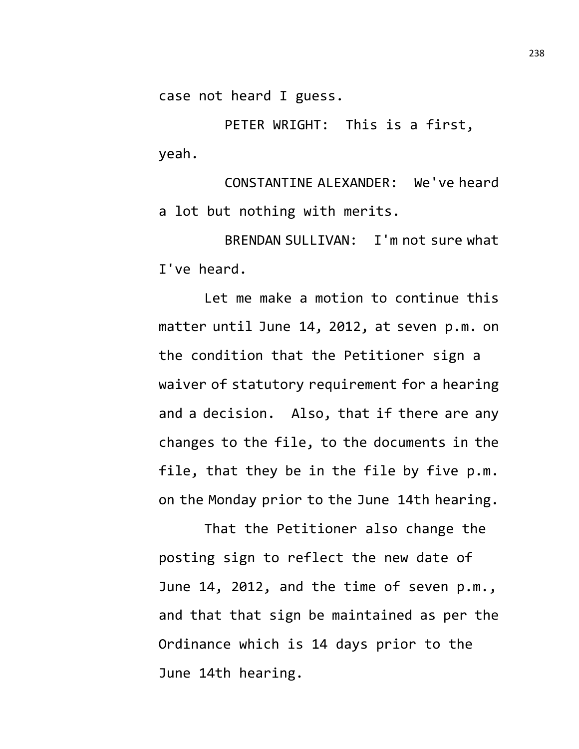case not heard I guess.

PETER WRIGHT: This is a first, yeah.

CONSTANTINE ALEXANDER: We've heard a lot but nothing with merits.

BRENDAN SULLIVAN: I'm not sure what I've heard.

Let me make a motion to continue this matter until June 14, 2012, at seven p.m. on the condition that the Petitioner sign a waiver of statutory requirement for a hearing and a decision. Also, that if there are any changes to the file, to the documents in the file, that they be in the file by five p.m. on the Monday prior to the June 14th hearing.

That the Petitioner also change the posting sign to reflect the new date of June 14, 2012, and the time of seven p.m., and that that sign be maintained as per the Ordinance which is 14 days prior to the June 14th hearing.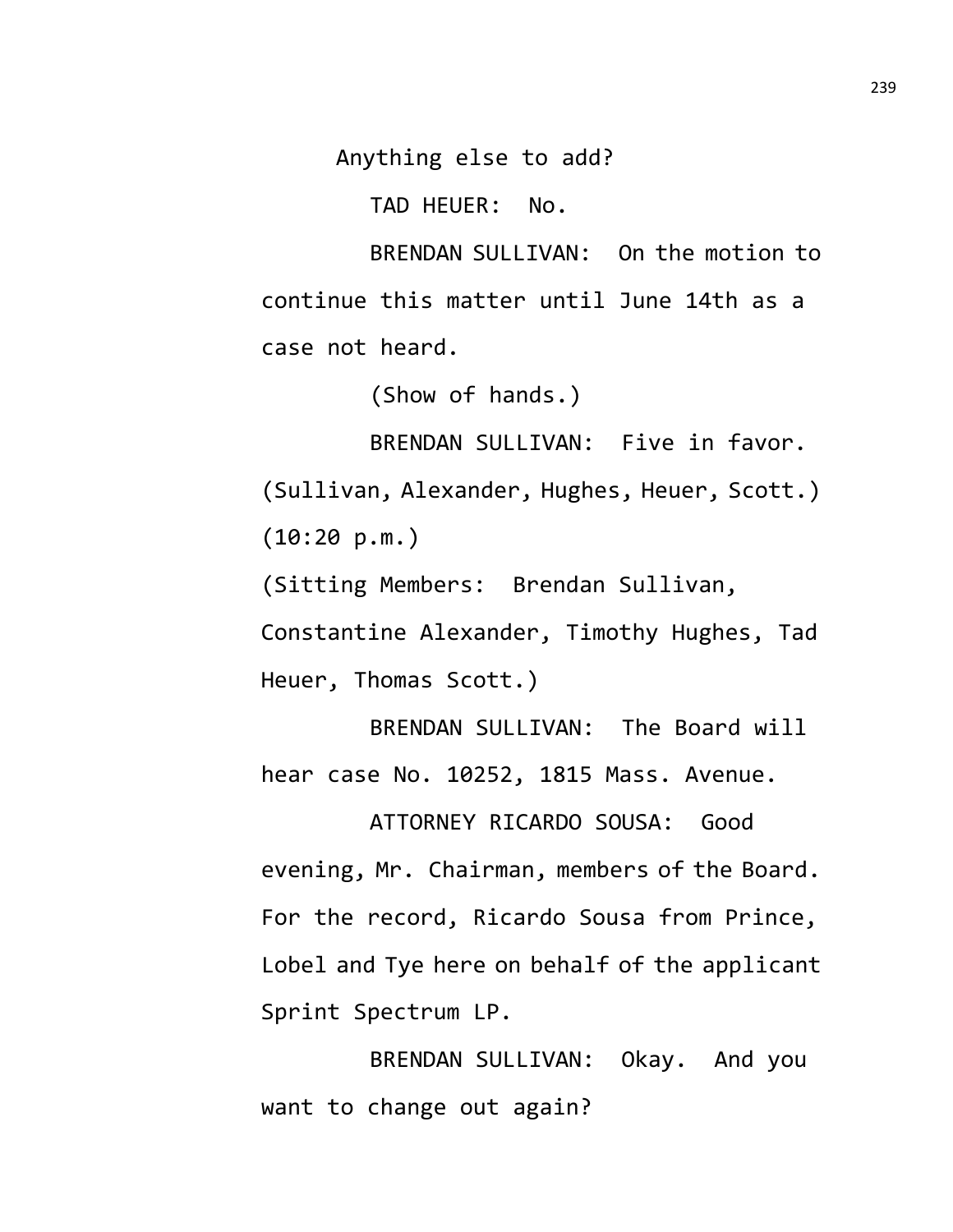Anything else to add?

TAD HEUER: No.

BRENDAN SULLIVAN: On the motion to continue this matter until June 14th as a case not heard.

(Show of hands.)

BRENDAN SULLIVAN: Five in favor.

(Sullivan, Alexander, Hughes, Heuer, Scott.)

(10:20 p.m.)

(Sitting Members: Brendan Sullivan, Constantine Alexander, Timothy Hughes, Tad Heuer, Thomas Scott.)

BRENDAN SULLIVAN: The Board will hear case No. 10252, 1815 Mass. Avenue.

ATTORNEY RICARDO SOUSA: Good evening, Mr. Chairman, members of the Board. For the record, Ricardo Sousa from Prince, Lobel and Tye here on behalf of the applicant Sprint Spectrum LP.

BRENDAN SULLIVAN: Okay. And you want to change out again?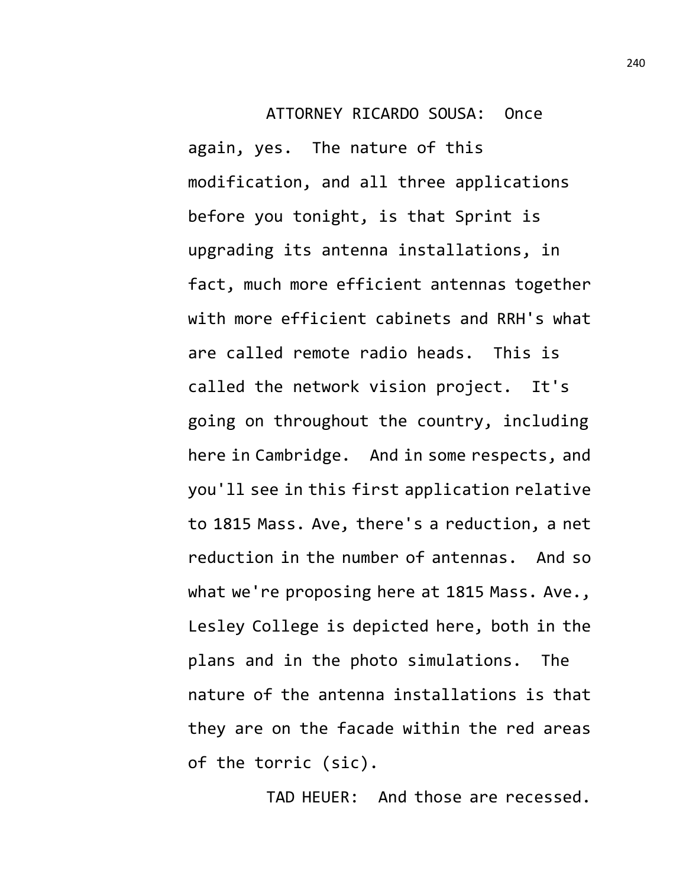ATTORNEY RICARDO SOUSA: Once again, yes. The nature of this modification, and all three applications before you tonight, is that Sprint is upgrading its antenna installations, in fact, much more efficient antennas together with more efficient cabinets and RRH's what are called remote radio heads. This is called the network vision project. It's going on throughout the country, including here in Cambridge. And in some respects, and you'll see in this first application relative to 1815 Mass. Ave, there's a reduction, a net reduction in the number of antennas. And so what we're proposing here at 1815 Mass. Ave., Lesley College is depicted here, both in the plans and in the photo simulations. The nature of the antenna installations is that they are on the facade within the red areas of the torric (sic).

TAD HEUER: And those are recessed.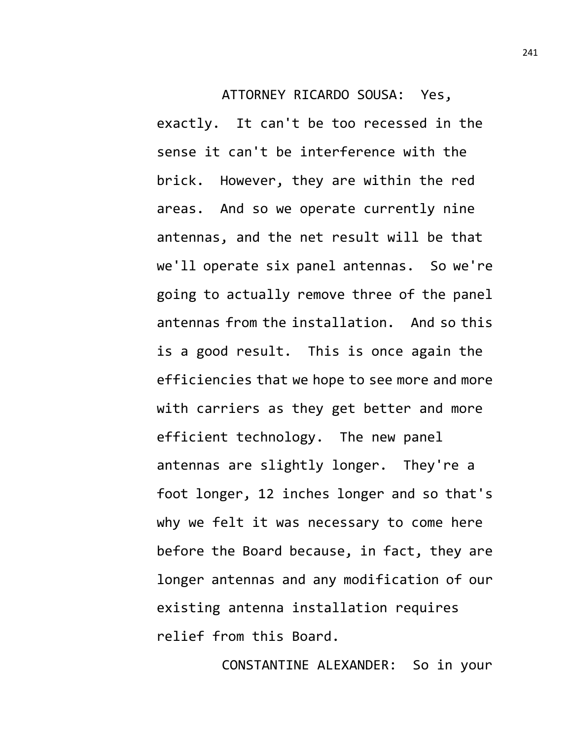ATTORNEY RICARDO SOUSA: Yes, exactly. It can't be too recessed in the sense it can't be interference with the brick. However, they are within the red areas. And so we operate currently nine antennas, and the net result will be that we'll operate six panel antennas. So we're going to actually remove three of the panel antennas from the installation. And so this is a good result. This is once again the efficiencies that we hope to see more and more with carriers as they get better and more efficient technology. The new panel antennas are slightly longer. They're a foot longer, 12 inches longer and so that's why we felt it was necessary to come here before the Board because, in fact, they are longer antennas and any modification of our existing antenna installation requires relief from this Board.

CONSTANTINE ALEXANDER: So in your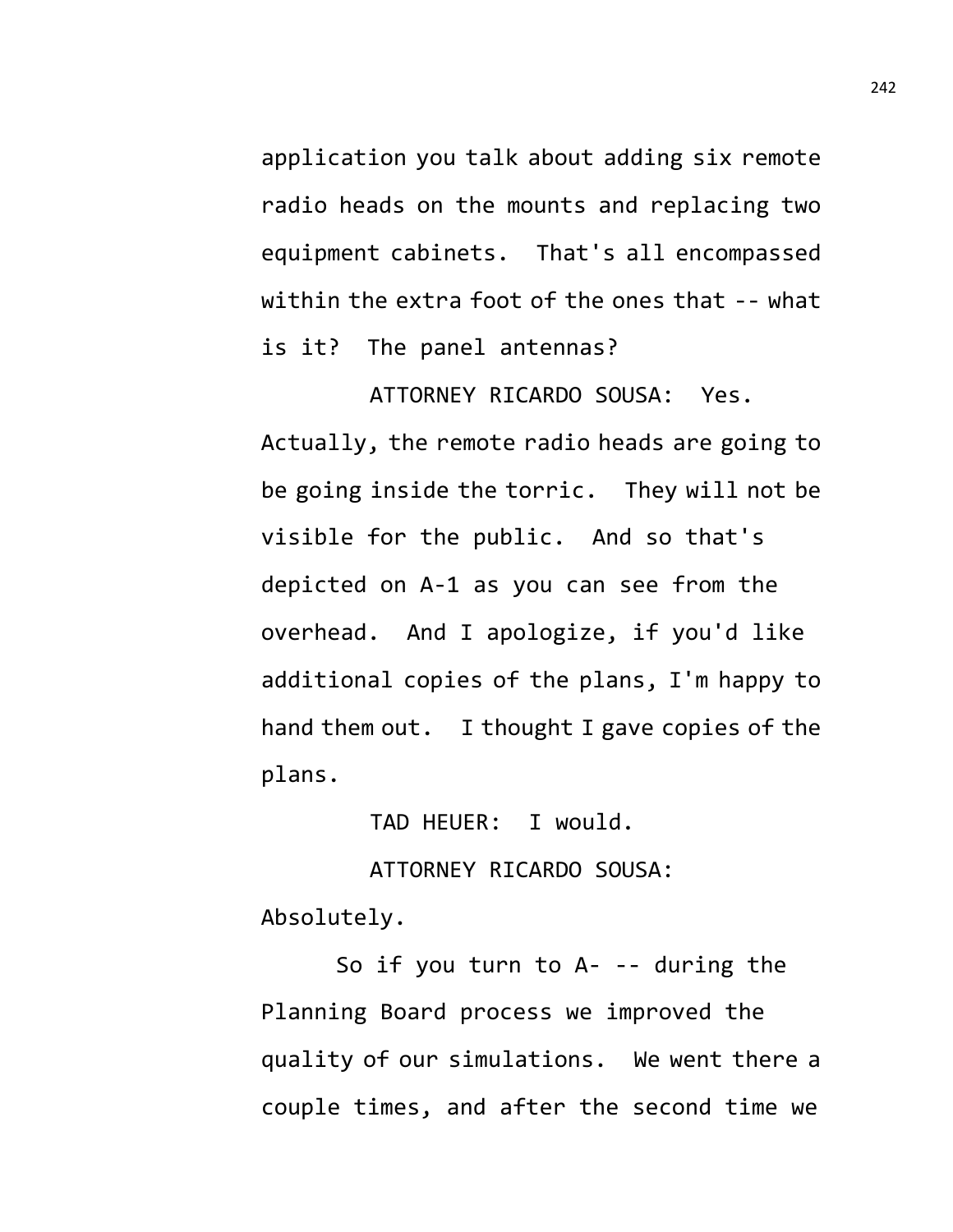application you talk about adding six remote radio heads on the mounts and replacing two equipment cabinets. That's all encompassed within the extra foot of the ones that -- what is it? The panel antennas?

ATTORNEY RICARDO SOUSA: Yes. Actually, the remote radio heads are going to be going inside the torric. They will not be visible for the public. And so that's depicted on A-1 as you can see from the overhead. And I apologize, if you'd like additional copies of the plans, I'm happy to hand them out. I thought I gave copies of the plans.

TAD HEUER: I would.

ATTORNEY RICARDO SOUSA: Absolutely.

So if you turn to A- -- during the Planning Board process we improved the quality of our simulations. We went there a couple times, and after the second time we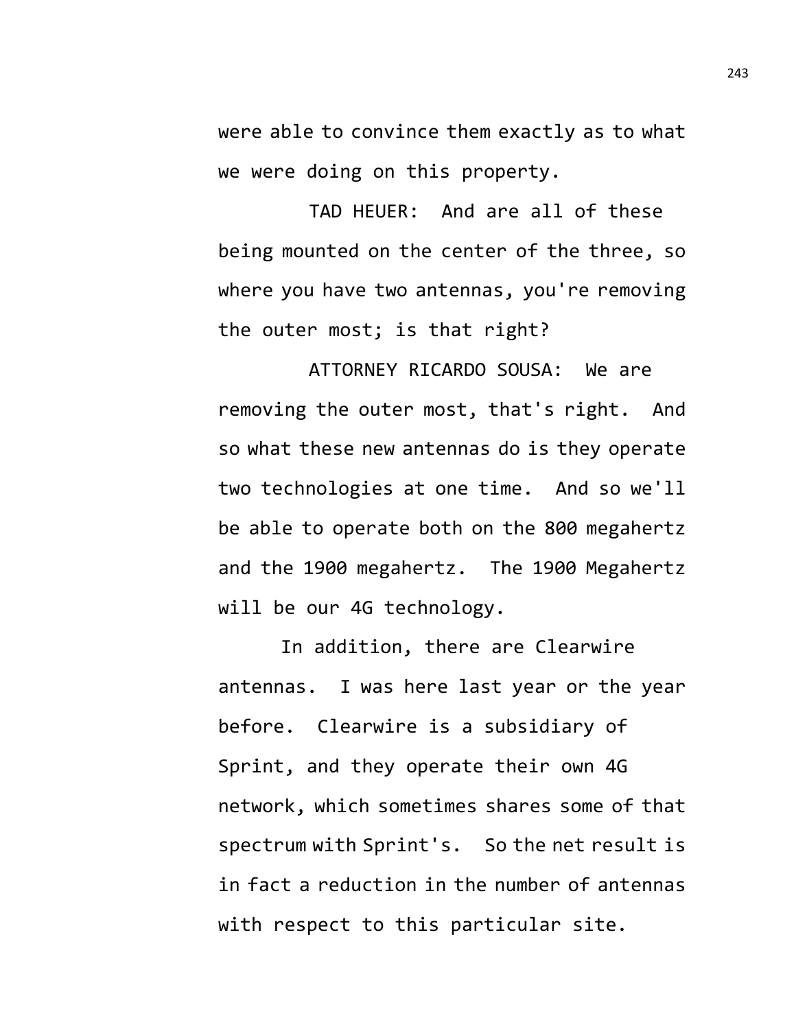were able to convince them exactly as to what we were doing on this property.

TAD HEUER: And are all of these being mounted on the center of the three, so where you have two antennas, you're removing the outer most; is that right?

ATTORNEY RICARDO SOUSA: We are removing the outer most, that's right. And so what these new antennas do is they operate two technologies at one time. And so we'll be able to operate both on the 800 megahertz and the 1900 megahertz. The 1900 Megahertz will be our 4G technology.

In addition, there are Clearwire antennas. I was here last year or the year before. Clearwire is a subsidiary of Sprint, and they operate their own 4G network, which sometimes shares some of that spectrum with Sprint's. So the net result is in fact a reduction in the number of antennas with respect to this particular site.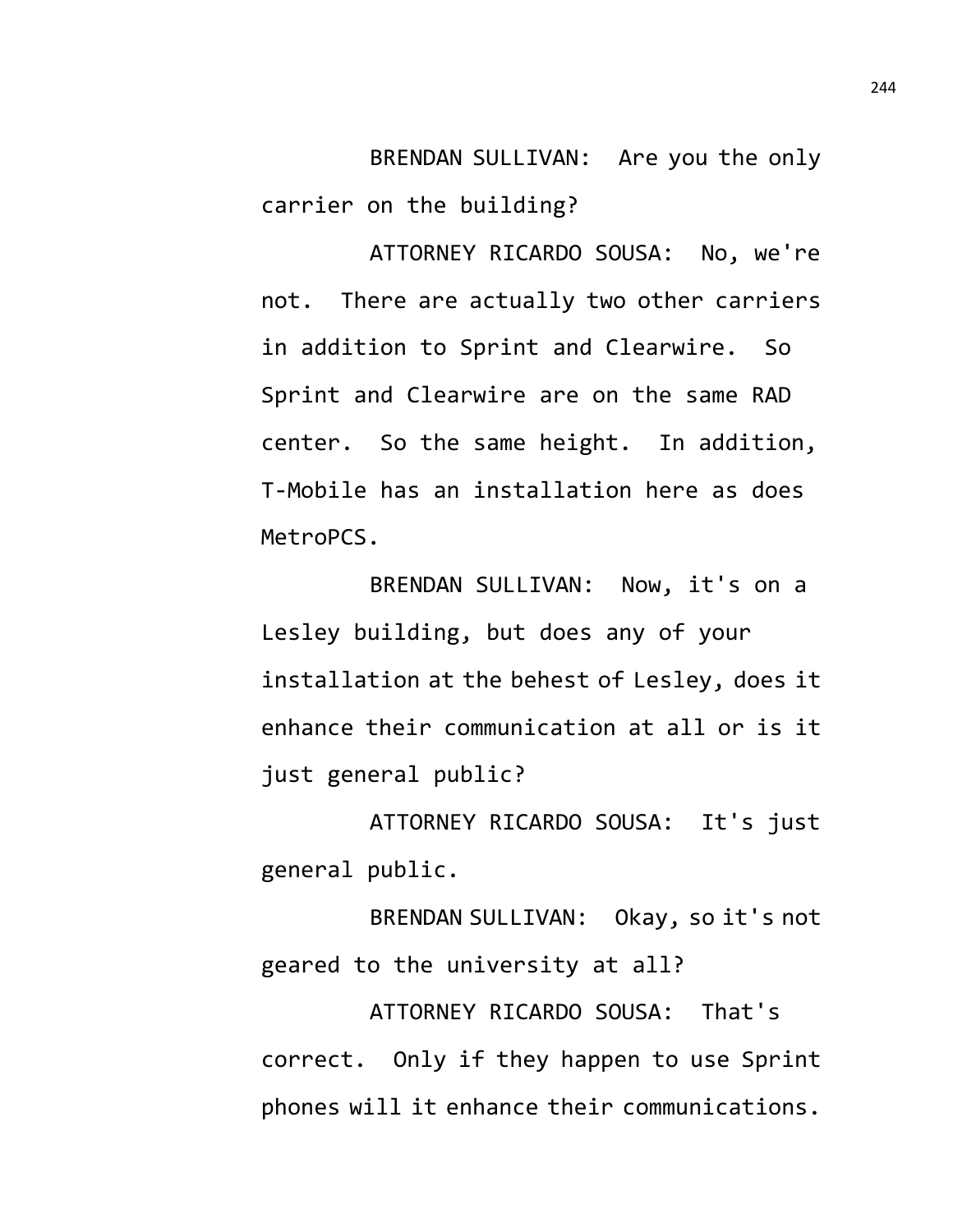BRENDAN SULLIVAN: Are you the only carrier on the building?

ATTORNEY RICARDO SOUSA: No, we're not. There are actually two other carriers in addition to Sprint and Clearwire. So Sprint and Clearwire are on the same RAD center. So the same height. In addition, T-Mobile has an installation here as does MetroPCS.

BRENDAN SULLIVAN: Now, it's on a Lesley building, but does any of your installation at the behest of Lesley, does it enhance their communication at all or is it just general public?

ATTORNEY RICARDO SOUSA: It's just general public.

BRENDAN SULLIVAN: Okay, so it's not geared to the university at all?

ATTORNEY RICARDO SOUSA: That's correct. Only if they happen to use Sprint phones will it enhance their communications.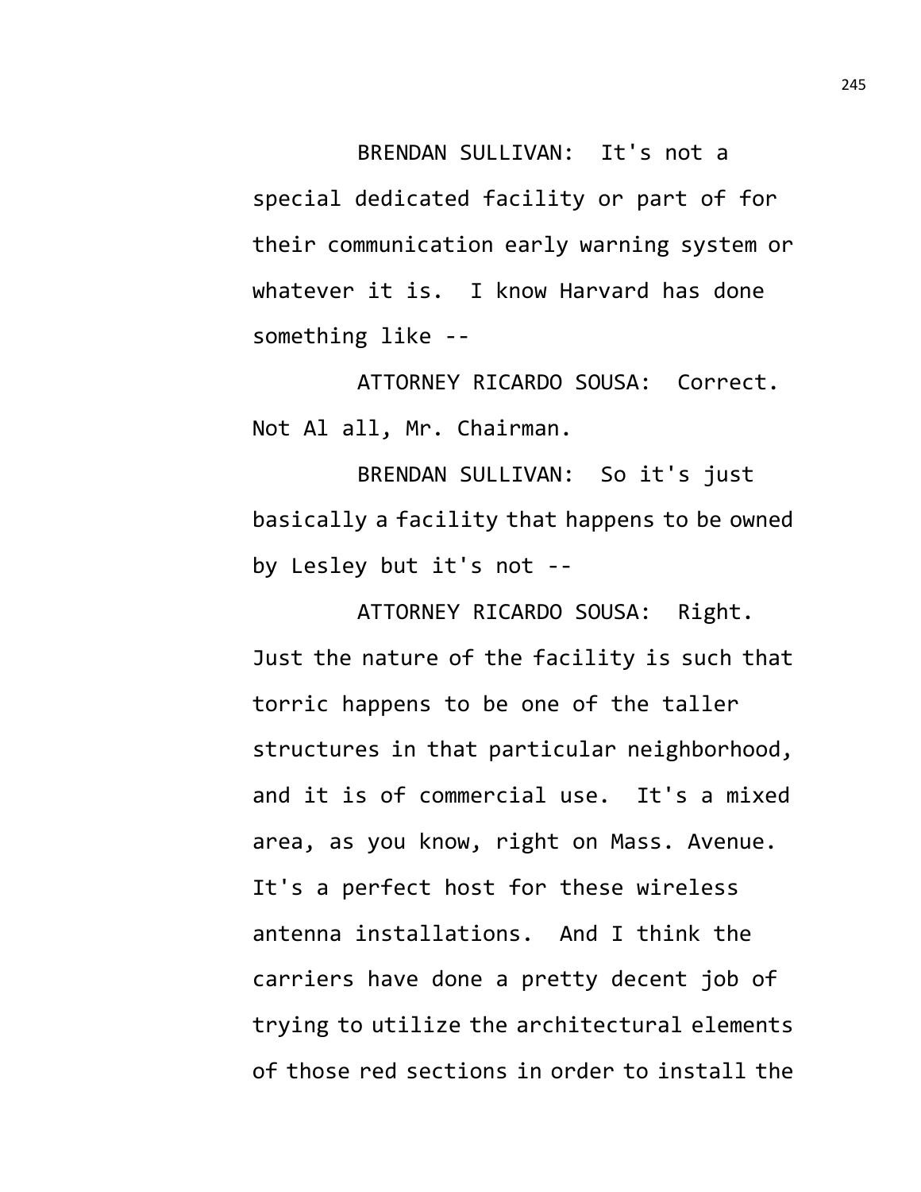BRENDAN SULLIVAN: It's not a special dedicated facility or part of for their communication early warning system or whatever it is. I know Harvard has done something like --

ATTORNEY RICARDO SOUSA: Correct. Not Al all, Mr. Chairman.

BRENDAN SULLIVAN: So it's just basically a facility that happens to be owned by Lesley but it's not --

ATTORNEY RICARDO SOUSA: Right. Just the nature of the facility is such that torric happens to be one of the taller structures in that particular neighborhood, and it is of commercial use. It's a mixed area, as you know, right on Mass. Avenue. It's a perfect host for these wireless antenna installations. And I think the carriers have done a pretty decent job of trying to utilize the architectural elements of those red sections in order to install the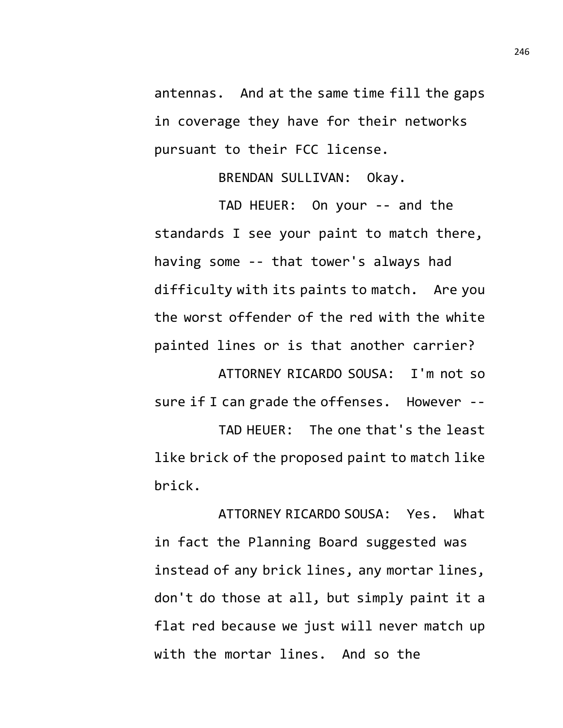antennas. And at the same time fill the gaps in coverage they have for their networks pursuant to their FCC license.

BRENDAN SULLIVAN: Okay.

TAD HEUER: On your -- and the standards I see your paint to match there, having some -- that tower's always had difficulty with its paints to match. Are you the worst offender of the red with the white painted lines or is that another carrier?

ATTORNEY RICARDO SOUSA: I'm not so sure if I can grade the offenses. However --

TAD HEUER: The one that's the least like brick of the proposed paint to match like brick.

ATTORNEY RICARDO SOUSA: Yes. What in fact the Planning Board suggested was instead of any brick lines, any mortar lines, don't do those at all, but simply paint it a flat red because we just will never match up with the mortar lines. And so the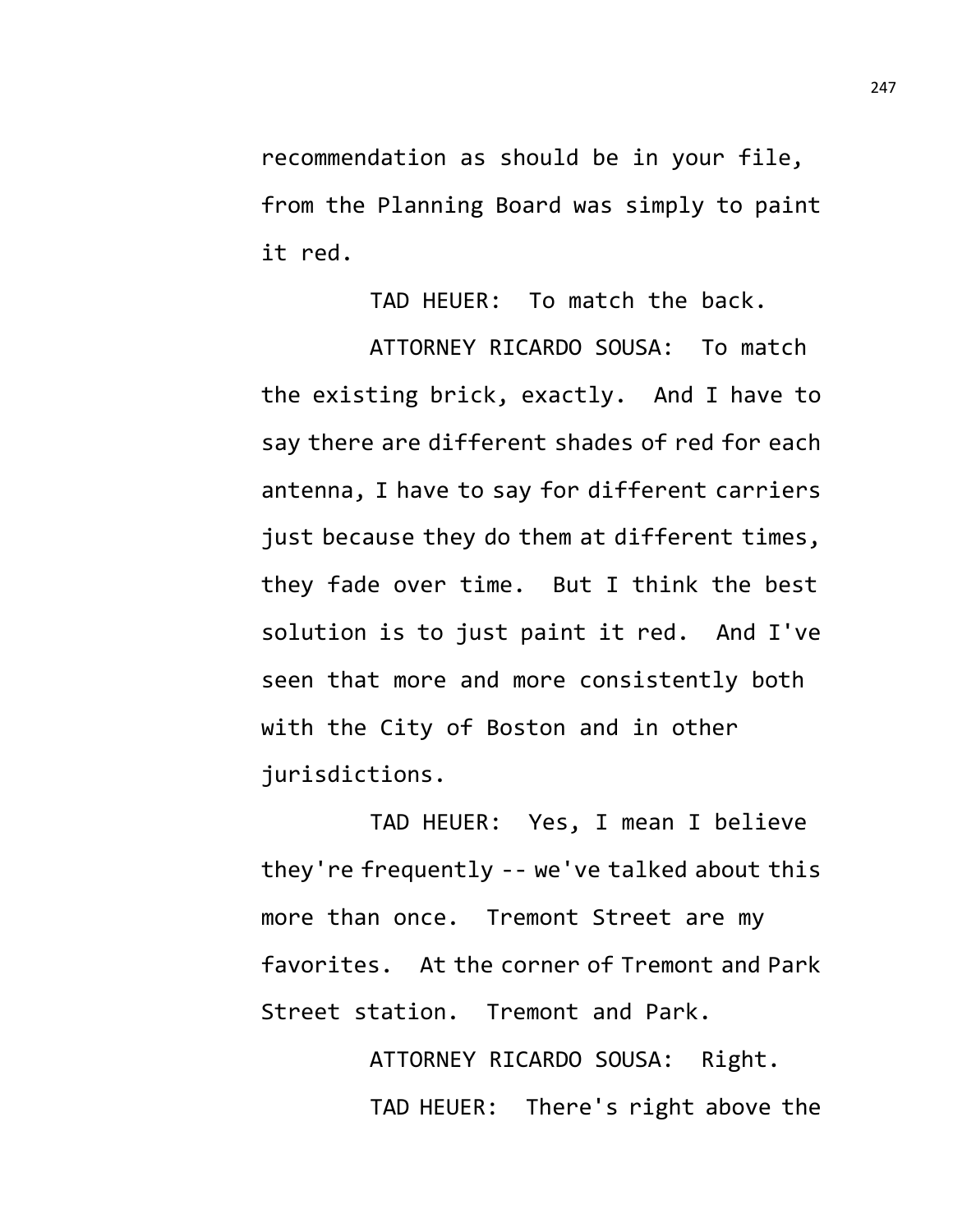recommendation as should be in your file, from the Planning Board was simply to paint it red.

TAD HEUER: To match the back.

ATTORNEY RICARDO SOUSA: To match the existing brick, exactly. And I have to say there are different shades of red for each antenna, I have to say for different carriers just because they do them at different times, they fade over time. But I think the best solution is to just paint it red. And I've seen that more and more consistently both with the City of Boston and in other jurisdictions.

TAD HEUER: Yes, I mean I believe they're frequently -- we've talked about this more than once. Tremont Street are my favorites. At the corner of Tremont and Park Street station. Tremont and Park.

ATTORNEY RICARDO SOUSA: Right.

TAD HEUER: There's right above the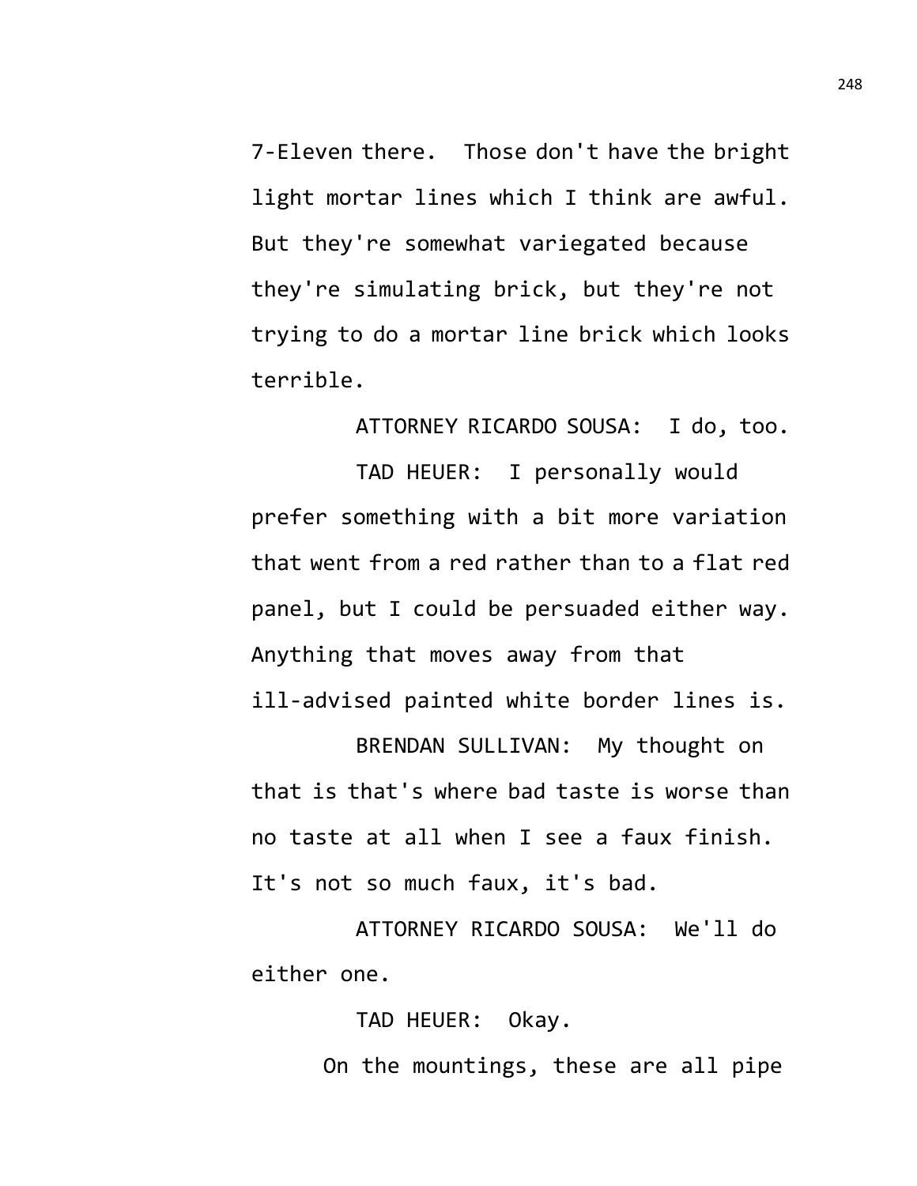7-Eleven there. Those don't have the bright light mortar lines which I think are awful. But they're somewhat variegated because they're simulating brick, but they're not trying to do a mortar line brick which looks terrible.

ATTORNEY RICARDO SOUSA: I do, too.

TAD HEUER: I personally would prefer something with a bit more variation that went from a red rather than to a flat red panel, but I could be persuaded either way. Anything that moves away from that ill-advised painted white border lines is.

BRENDAN SULLIVAN: My thought on that is that's where bad taste is worse than no taste at all when I see a faux finish. It's not so much faux, it's bad.

ATTORNEY RICARDO SOUSA: We'll do either one.

TAD HEUER: Okay.

On the mountings, these are all pipe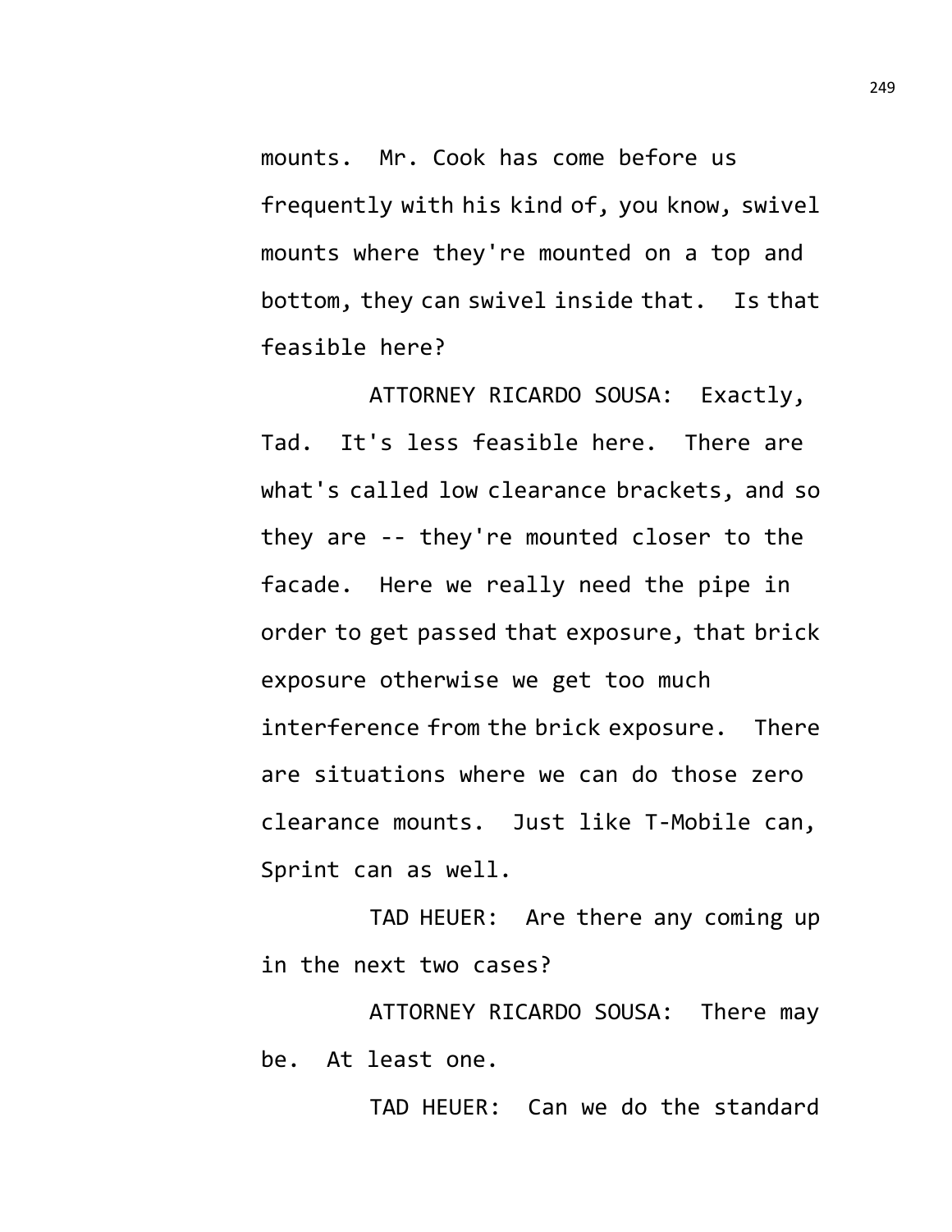mounts. Mr. Cook has come before us frequently with his kind of, you know, swivel mounts where they're mounted on a top and bottom, they can swivel inside that. Is that feasible here?

ATTORNEY RICARDO SOUSA: Exactly, Tad. It's less feasible here. There are what's called low clearance brackets, and so they are -- they're mounted closer to the facade. Here we really need the pipe in order to get passed that exposure, that brick exposure otherwise we get too much interference from the brick exposure. There are situations where we can do those zero clearance mounts. Just like T-Mobile can, Sprint can as well.

TAD HEUER: Are there any coming up in the next two cases?

ATTORNEY RICARDO SOUSA: There may be. At least one.

TAD HEUER: Can we do the standard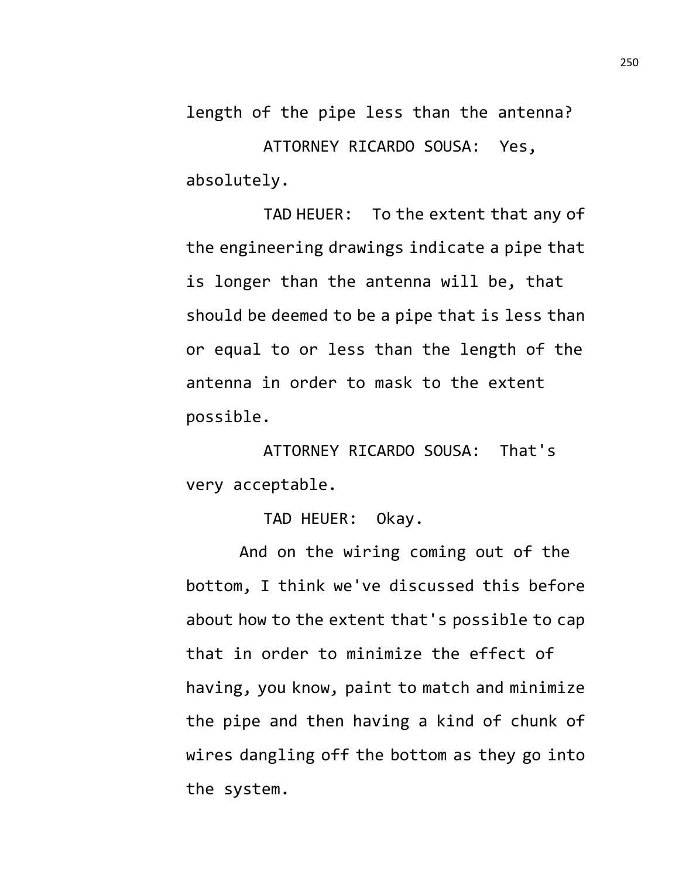length of the pipe less than the antenna?

ATTORNEY RICARDO SOUSA: Yes, absolutely.

TAD HEUER: To the extent that any of the engineering drawings indicate a pipe that is longer than the antenna will be, that should be deemed to be a pipe that is less than or equal to or less than the length of the antenna in order to mask to the extent possible.

ATTORNEY RICARDO SOUSA: That's very acceptable.

TAD HEUER: Okay.

And on the wiring coming out of the bottom, I think we've discussed this before about how to the extent that's possible to cap that in order to minimize the effect of having, you know, paint to match and minimize the pipe and then having a kind of chunk of wires dangling off the bottom as they go into the system.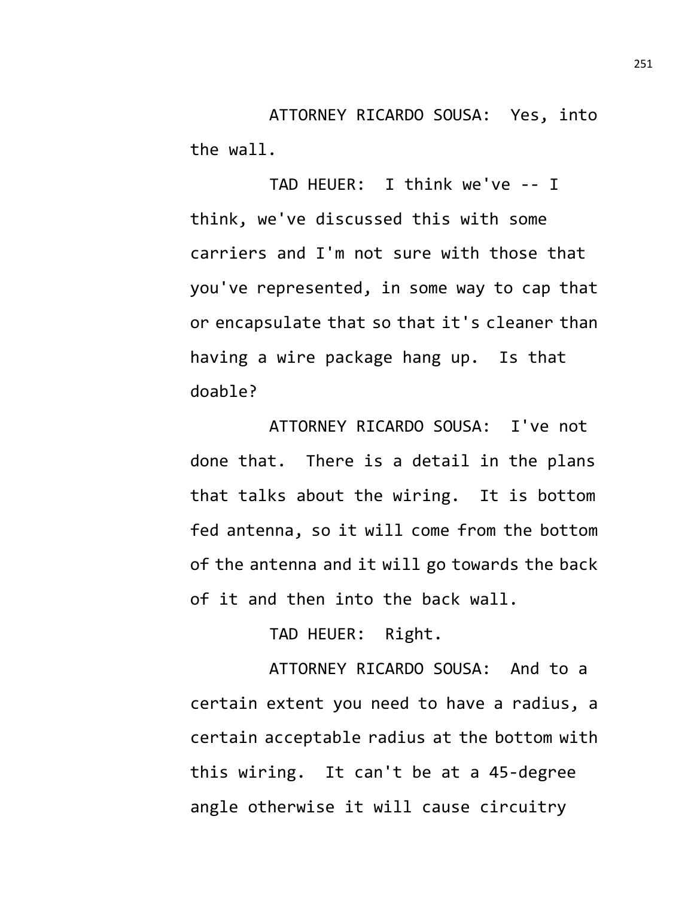ATTORNEY RICARDO SOUSA: Yes, into the wall.

TAD HEUER: I think we've -- I think, we've discussed this with some carriers and I'm not sure with those that you've represented, in some way to cap that or encapsulate that so that it's cleaner than having a wire package hang up. Is that doable?

ATTORNEY RICARDO SOUSA: I've not done that. There is a detail in the plans that talks about the wiring. It is bottom fed antenna, so it will come from the bottom of the antenna and it will go towards the back of it and then into the back wall.

TAD HEUER: Right.

ATTORNEY RICARDO SOUSA: And to a certain extent you need to have a radius, a certain acceptable radius at the bottom with this wiring. It can't be at a 45-degree angle otherwise it will cause circuitry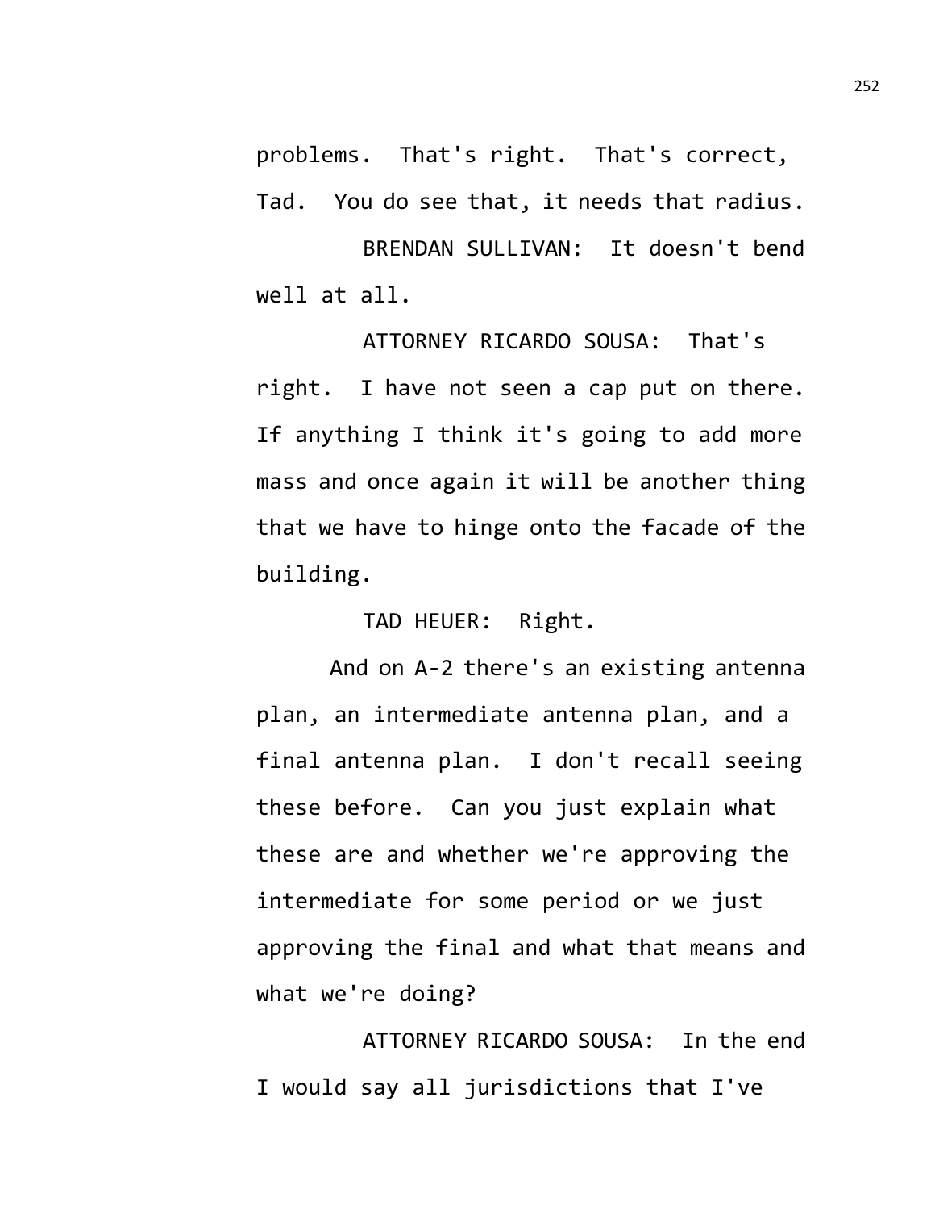problems. That's right. That's correct, Tad. You do see that, it needs that radius.

BRENDAN SULLIVAN: It doesn't bend well at all.

ATTORNEY RICARDO SOUSA: That's right. I have not seen a cap put on there. If anything I think it's going to add more mass and once again it will be another thing that we have to hinge onto the facade of the building.

TAD HEUER: Right.

And on A-2 there's an existing antenna plan, an intermediate antenna plan, and a final antenna plan. I don't recall seeing these before. Can you just explain what these are and whether we're approving the intermediate for some period or we just approving the final and what that means and what we're doing?

ATTORNEY RICARDO SOUSA: In the end I would say all jurisdictions that I've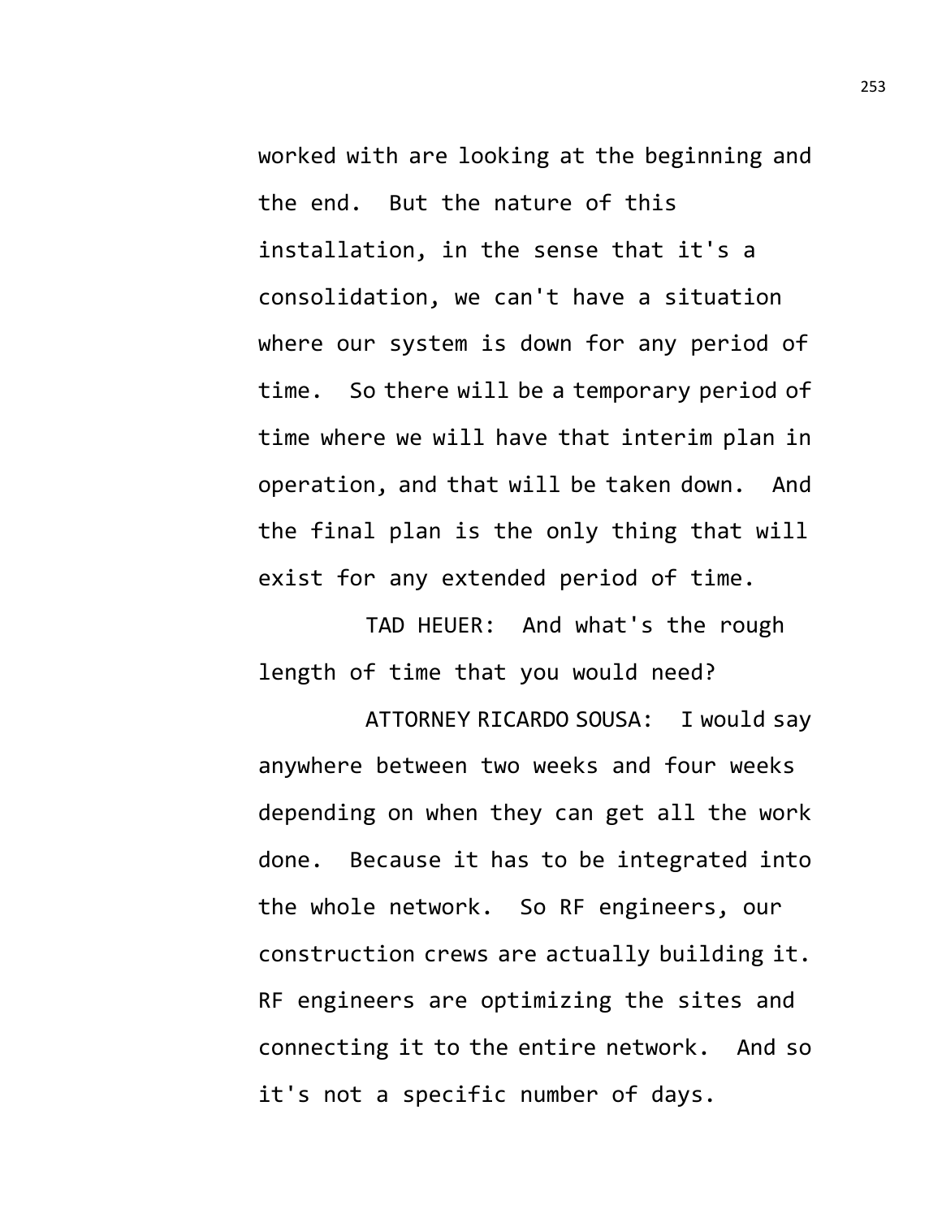worked with are looking at the beginning and the end. But the nature of this installation, in the sense that it's a consolidation, we can't have a situation where our system is down for any period of time. So there will be a temporary period of time where we will have that interim plan in operation, and that will be taken down. And the final plan is the only thing that will exist for any extended period of time.

TAD HEUER: And what's the rough length of time that you would need?

ATTORNEY RICARDO SOUSA: I would say anywhere between two weeks and four weeks depending on when they can get all the work done. Because it has to be integrated into the whole network. So RF engineers, our construction crews are actually building it. RF engineers are optimizing the sites and connecting it to the entire network. And so it's not a specific number of days.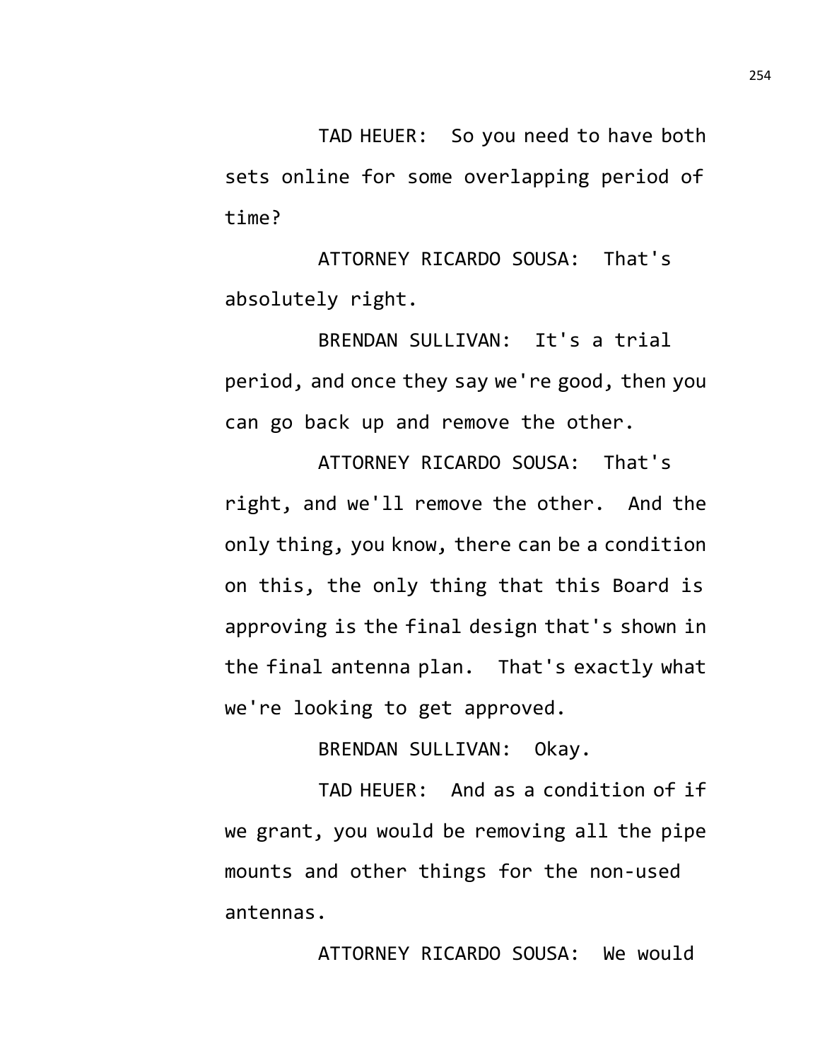TAD HEUER: So you need to have both sets online for some overlapping period of time?

ATTORNEY RICARDO SOUSA: That's absolutely right.

BRENDAN SULLIVAN: It's a trial period, and once they say we're good, then you can go back up and remove the other.

ATTORNEY RICARDO SOUSA: That's right, and we'll remove the other. And the only thing, you know, there can be a condition on this, the only thing that this Board is approving is the final design that's shown in the final antenna plan. That's exactly what we're looking to get approved.

BRENDAN SULLIVAN: Okay.

TAD HEUER: And as a condition of if we grant, you would be removing all the pipe mounts and other things for the non-used antennas.

ATTORNEY RICARDO SOUSA: We would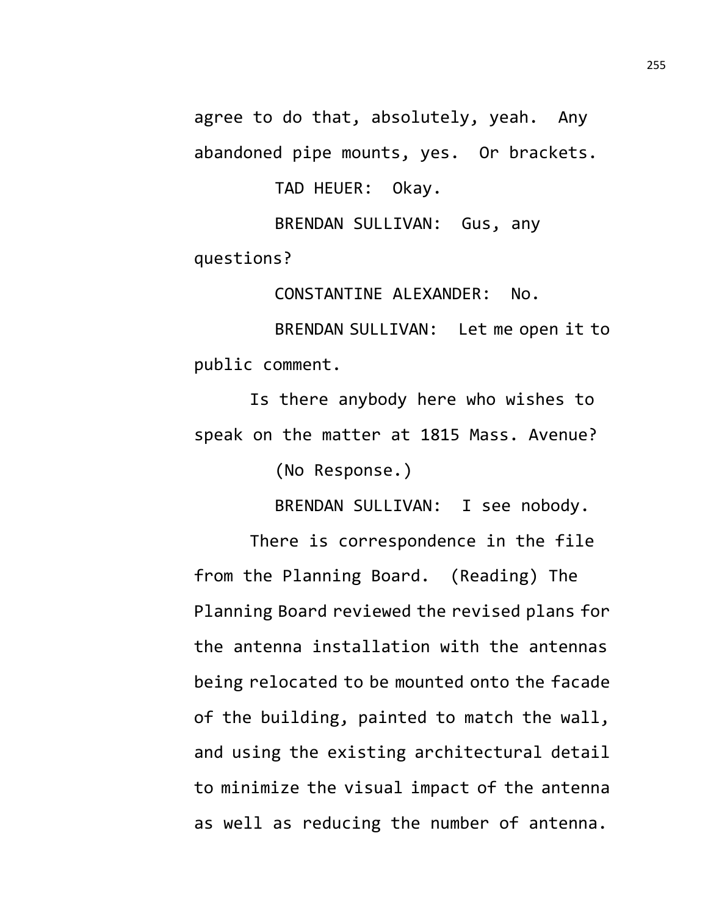agree to do that, absolutely, yeah. Any abandoned pipe mounts, yes. Or brackets.

TAD HEUER: Okay.

BRENDAN SULLIVAN: Gus, any questions?

CONSTANTINE ALEXANDER: No.

BRENDAN SULLIVAN: Let me open it to public comment.

Is there anybody here who wishes to speak on the matter at 1815 Mass. Avenue?

(No Response.)

BRENDAN SULLIVAN: I see nobody.

There is correspondence in the file from the Planning Board. (Reading) The Planning Board reviewed the revised plans for the antenna installation with the antennas being relocated to be mounted onto the facade of the building, painted to match the wall, and using the existing architectural detail to minimize the visual impact of the antenna as well as reducing the number of antenna.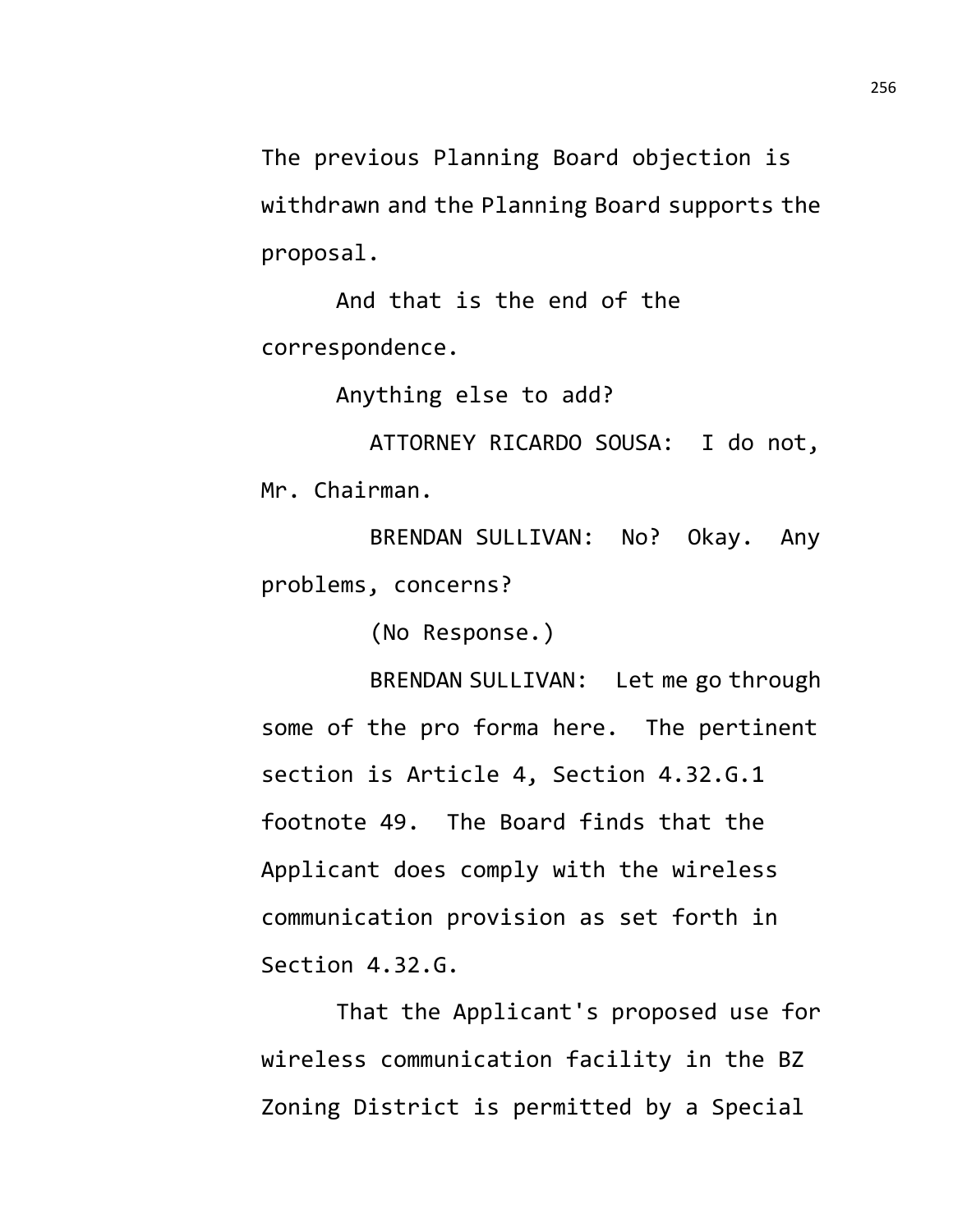The previous Planning Board objection is withdrawn and the Planning Board supports the proposal.

And that is the end of the correspondence.

Anything else to add?

ATTORNEY RICARDO SOUSA: I do not, Mr. Chairman.

BRENDAN SULLIVAN: No? Okay. Any problems, concerns?

(No Response.)

BRENDAN SULLIVAN: Let me go through some of the pro forma here. The pertinent section is Article 4, Section 4.32.G.1 footnote 49. The Board finds that the Applicant does comply with the wireless communication provision as set forth in Section 4.32.G.

That the Applicant's proposed use for wireless communication facility in the BZ Zoning District is permitted by a Special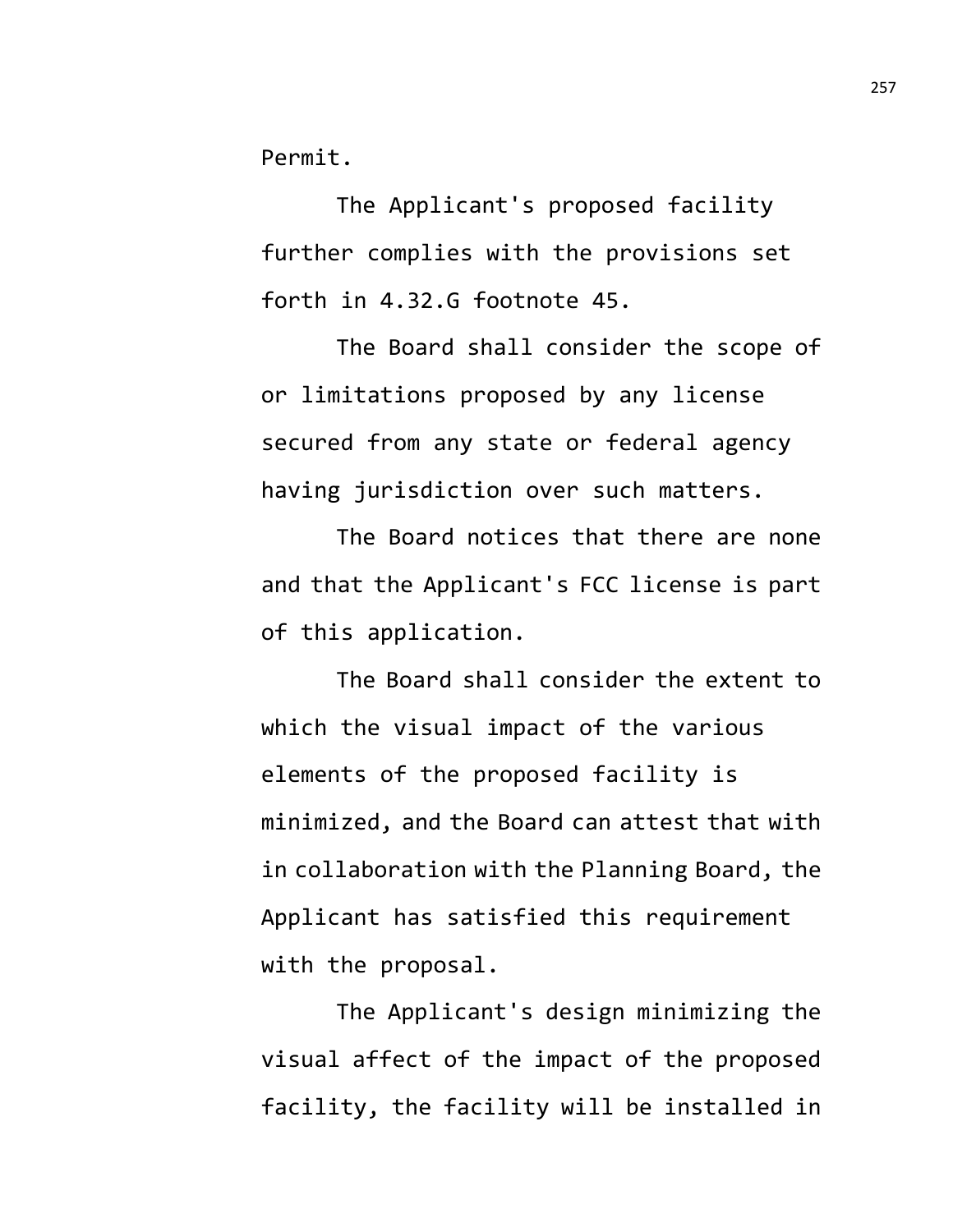Permit.

The Applicant's proposed facility further complies with the provisions set forth in 4.32.G footnote 45.

The Board shall consider the scope of or limitations proposed by any license secured from any state or federal agency having jurisdiction over such matters.

The Board notices that there are none and that the Applicant's FCC license is part of this application.

The Board shall consider the extent to which the visual impact of the various elements of the proposed facility is minimized, and the Board can attest that with in collaboration with the Planning Board, the Applicant has satisfied this requirement with the proposal.

The Applicant's design minimizing the visual affect of the impact of the proposed facility, the facility will be installed in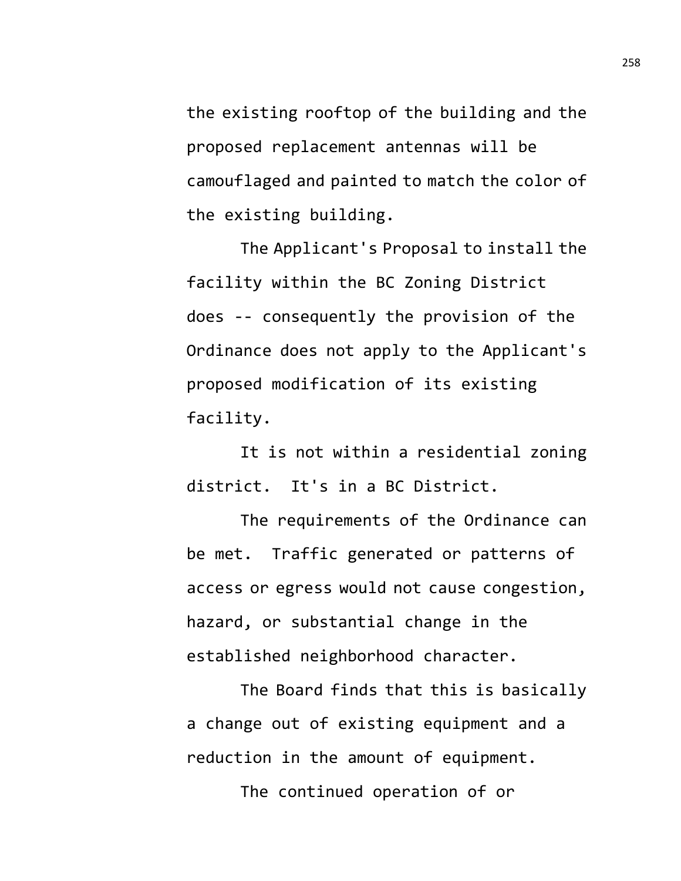the existing rooftop of the building and the proposed replacement antennas will be camouflaged and painted to match the color of the existing building.

The Applicant's Proposal to install the facility within the BC Zoning District does -- consequently the provision of the Ordinance does not apply to the Applicant's proposed modification of its existing facility.

It is not within a residential zoning district. It's in a BC District.

The requirements of the Ordinance can be met. Traffic generated or patterns of access or egress would not cause congestion, hazard, or substantial change in the established neighborhood character.

The Board finds that this is basically a change out of existing equipment and a reduction in the amount of equipment.

The continued operation of or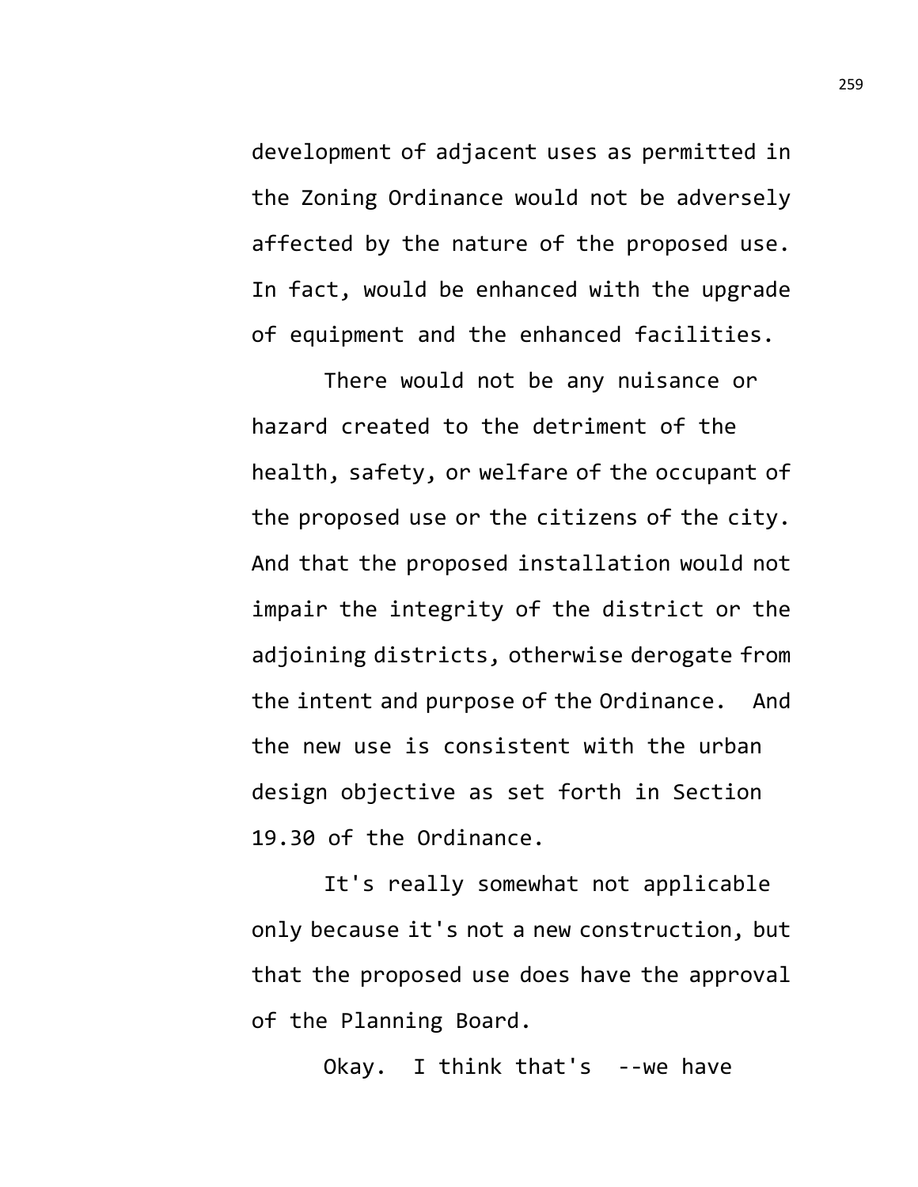development of adjacent uses as permitted in the Zoning Ordinance would not be adversely affected by the nature of the proposed use. In fact, would be enhanced with the upgrade of equipment and the enhanced facilities.

There would not be any nuisance or hazard created to the detriment of the health, safety, or welfare of the occupant of the proposed use or the citizens of the city. And that the proposed installation would not impair the integrity of the district or the adjoining districts, otherwise derogate from the intent and purpose of the Ordinance. And the new use is consistent with the urban design objective as set forth in Section 19.30 of the Ordinance.

It's really somewhat not applicable only because it's not a new construction, but that the proposed use does have the approval of the Planning Board.

Okay. I think that's --we have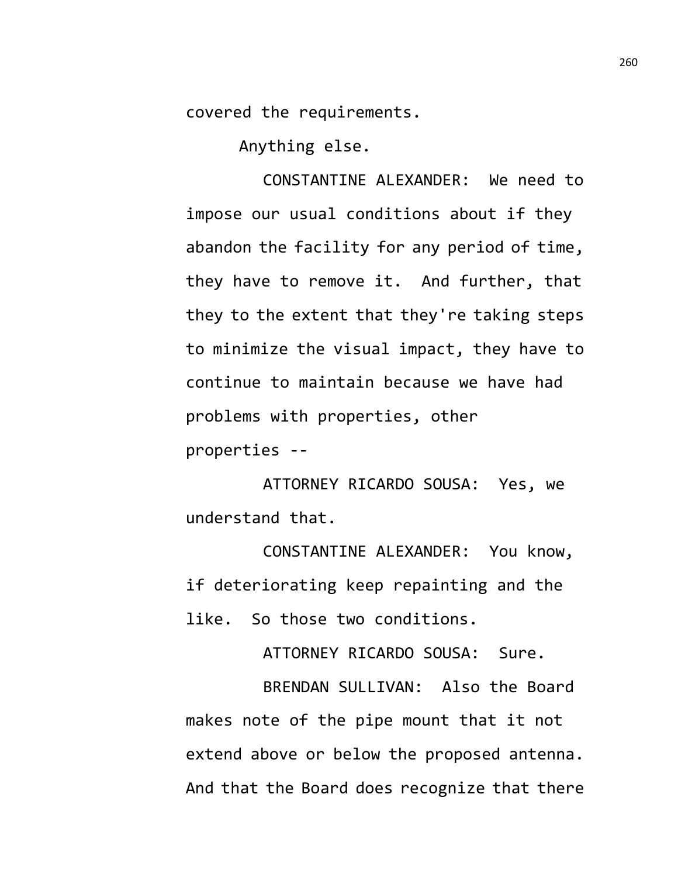covered the requirements.

Anything else.

CONSTANTINE ALEXANDER: We need to impose our usual conditions about if they abandon the facility for any period of time, they have to remove it. And further, that they to the extent that they're taking steps to minimize the visual impact, they have to continue to maintain because we have had problems with properties, other properties --

ATTORNEY RICARDO SOUSA: Yes, we understand that.

CONSTANTINE ALEXANDER: You know, if deteriorating keep repainting and the like. So those two conditions.

ATTORNEY RICARDO SOUSA: Sure.

BRENDAN SULLIVAN: Also the Board makes note of the pipe mount that it not extend above or below the proposed antenna. And that the Board does recognize that there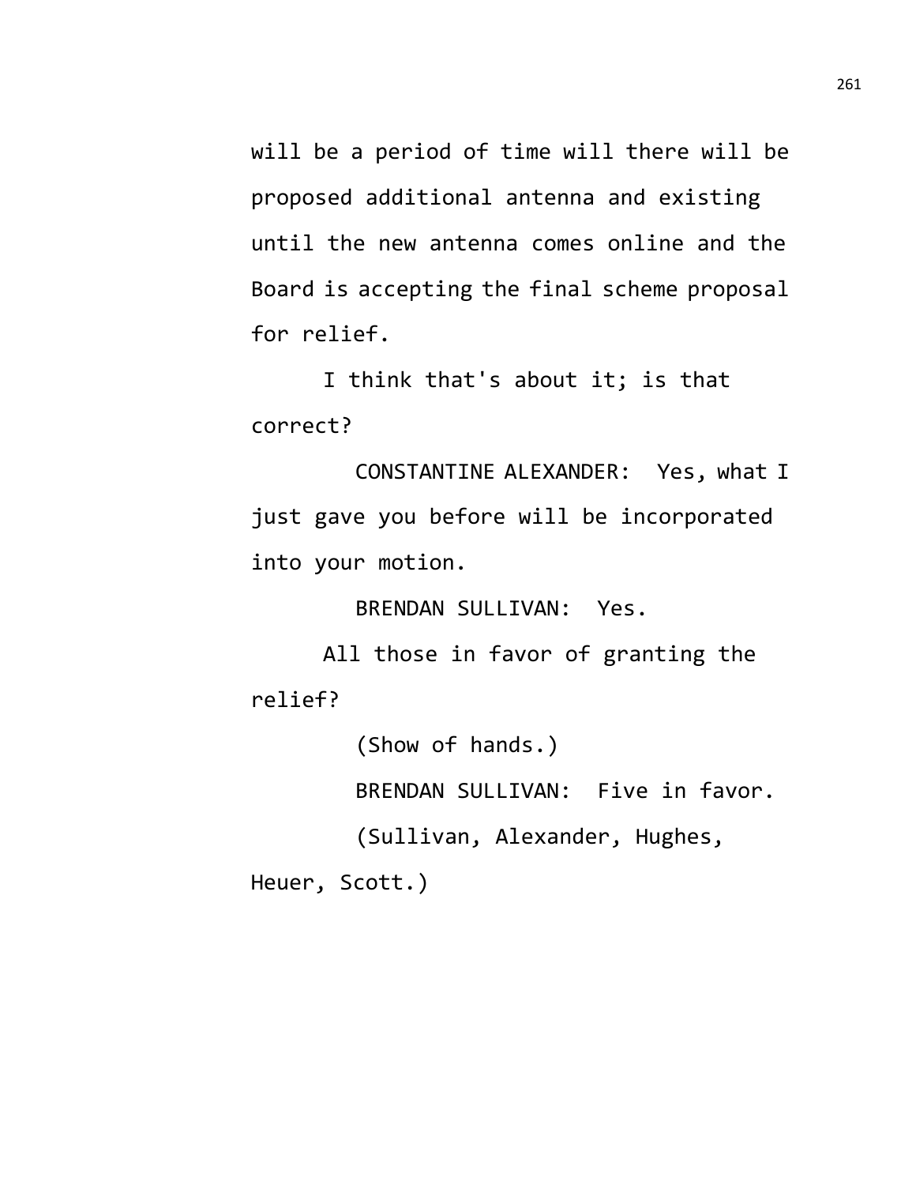will be a period of time will there will be proposed additional antenna and existing until the new antenna comes online and the Board is accepting the final scheme proposal for relief.

I think that's about it; is that correct?

CONSTANTINE ALEXANDER: Yes, what I just gave you before will be incorporated into your motion.

BRENDAN SULLIVAN: Yes.

All those in favor of granting the relief?

(Show of hands.)

BRENDAN SULLIVAN: Five in favor.

(Sullivan, Alexander, Hughes, Heuer, Scott.)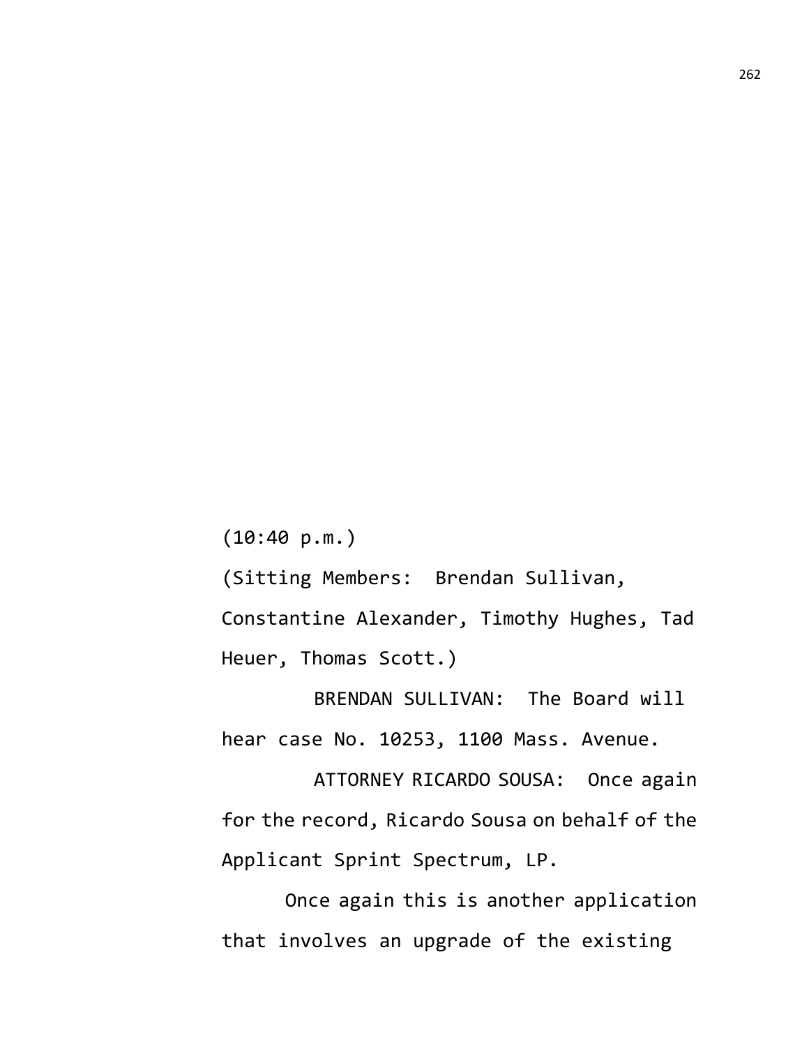(10:40 p.m.)

(Sitting Members: Brendan Sullivan, Constantine Alexander, Timothy Hughes, Tad Heuer, Thomas Scott.)

BRENDAN SULLIVAN: The Board will hear case No. 10253, 1100 Mass. Avenue.

ATTORNEY RICARDO SOUSA: Once again for the record, Ricardo Sousa on behalf of the Applicant Sprint Spectrum, LP.

Once again this is another application that involves an upgrade of the existing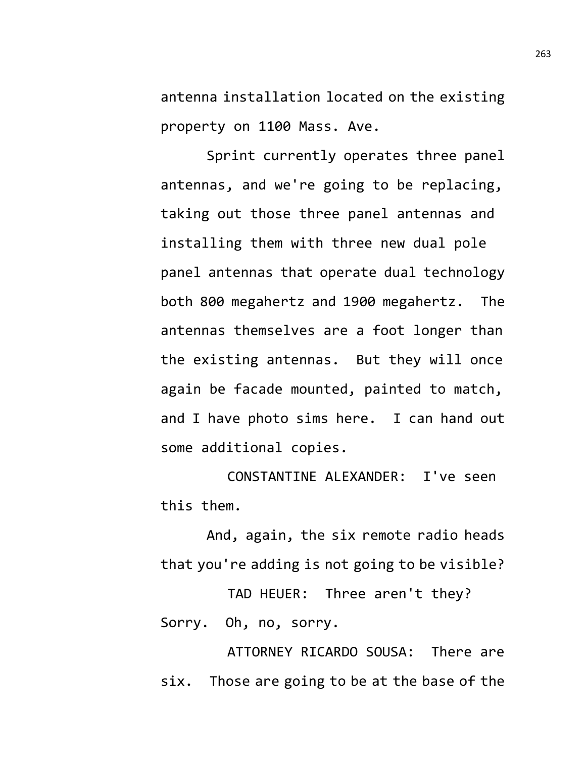antenna installation located on the existing property on 1100 Mass. Ave.

Sprint currently operates three panel antennas, and we're going to be replacing, taking out those three panel antennas and installing them with three new dual pole panel antennas that operate dual technology both 800 megahertz and 1900 megahertz. The antennas themselves are a foot longer than the existing antennas. But they will once again be facade mounted, painted to match, and I have photo sims here. I can hand out some additional copies.

CONSTANTINE ALEXANDER: I've seen this them.

And, again, the six remote radio heads that you're adding is not going to be visible?

TAD HEUER: Three aren't they? Sorry. Oh, no, sorry.

ATTORNEY RICARDO SOUSA: There are six. Those are going to be at the base of the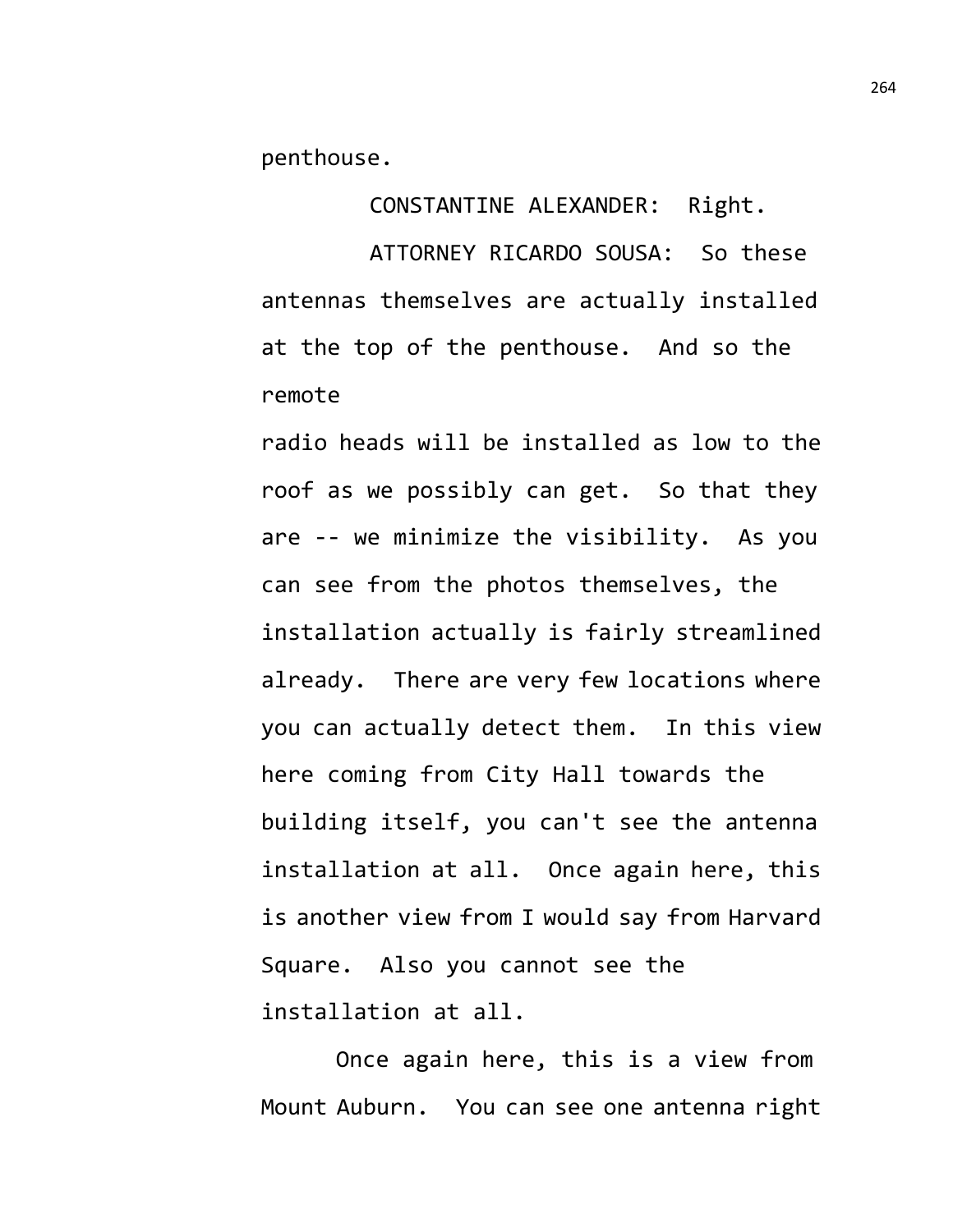penthouse.

CONSTANTINE ALEXANDER: Right.

ATTORNEY RICARDO SOUSA: So these antennas themselves are actually installed at the top of the penthouse. And so the remote radio heads will be installed as low to the roof as we possibly can get. So that they are -- we minimize the visibility. As you can see from the photos themselves, the installation actually is fairly streamlined already. There are very few locations where you can actually detect them. In this view here coming from City Hall towards the building itself, you can't see the antenna installation at all. Once again here, this is another view from I would say from Harvard Square. Also you cannot see the installation at all.

Once again here, this is a view from Mount Auburn. You can see one antenna right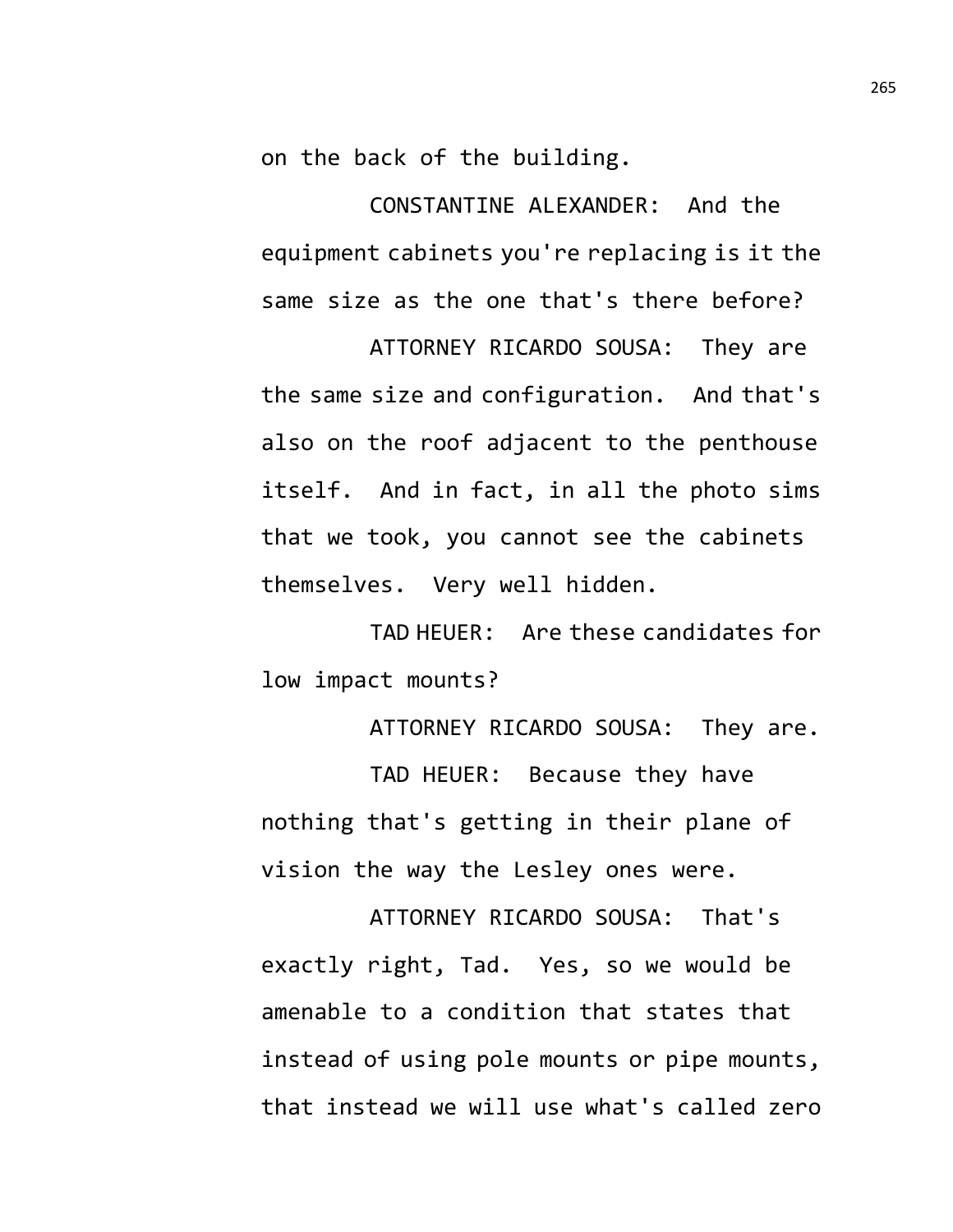on the back of the building.

CONSTANTINE ALEXANDER: And the equipment cabinets you're replacing is it the same size as the one that's there before?

ATTORNEY RICARDO SOUSA: They are the same size and configuration. And that's also on the roof adjacent to the penthouse itself. And in fact, in all the photo sims that we took, you cannot see the cabinets themselves. Very well hidden.

TAD HEUER: Are these candidates for low impact mounts?

ATTORNEY RICARDO SOUSA: They are.

TAD HEUER: Because they have nothing that's getting in their plane of vision the way the Lesley ones were.

ATTORNEY RICARDO SOUSA: That's exactly right, Tad. Yes, so we would be amenable to a condition that states that instead of using pole mounts or pipe mounts, that instead we will use what's called zero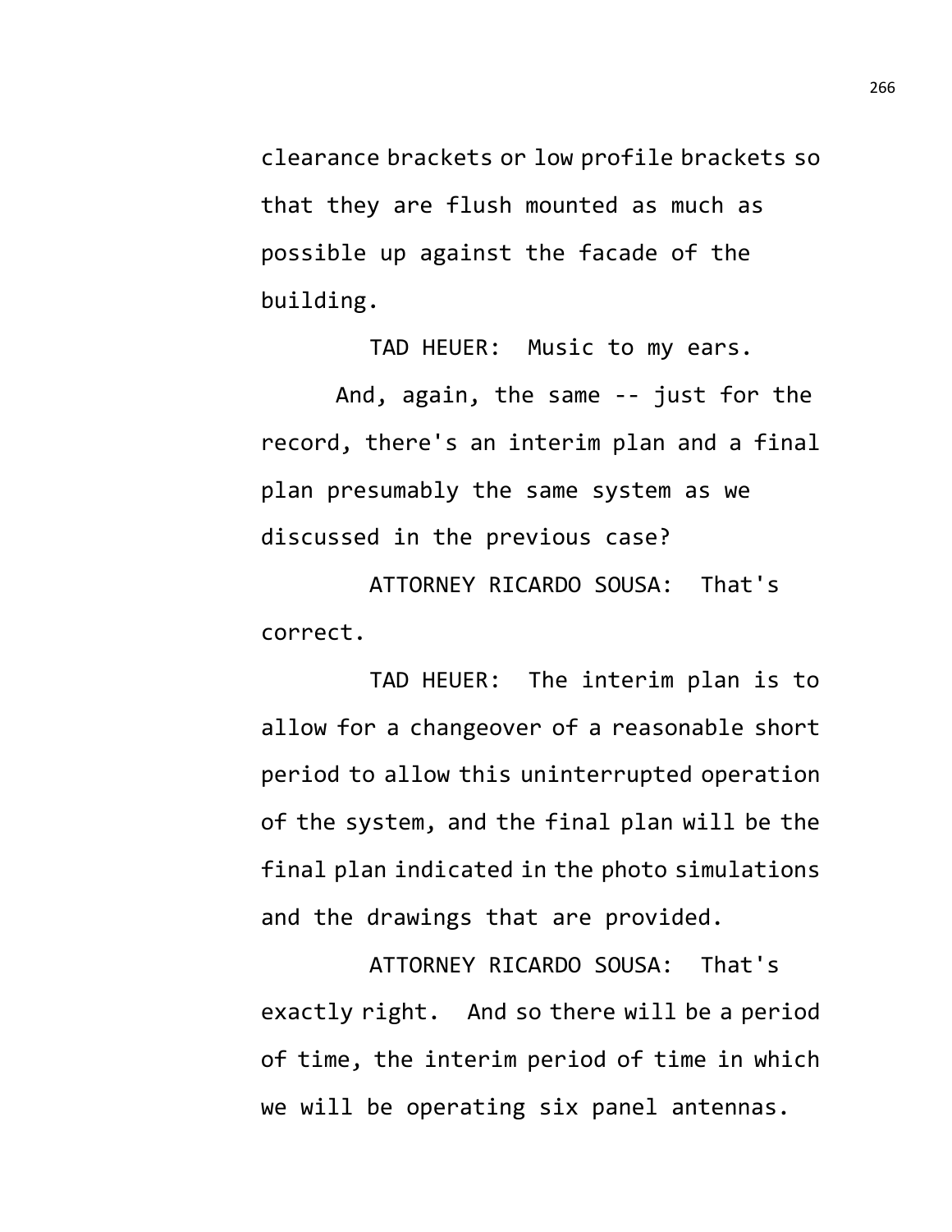clearance brackets or low profile brackets so that they are flush mounted as much as possible up against the facade of the building.

TAD HEUER: Music to my ears.

And, again, the same -- just for the record, there's an interim plan and a final plan presumably the same system as we discussed in the previous case?

ATTORNEY RICARDO SOUSA: That's correct.

TAD HEUER: The interim plan is to allow for a changeover of a reasonable short period to allow this uninterrupted operation of the system, and the final plan will be the final plan indicated in the photo simulations and the drawings that are provided.

ATTORNEY RICARDO SOUSA: That's exactly right. And so there will be a period of time, the interim period of time in which we will be operating six panel antennas.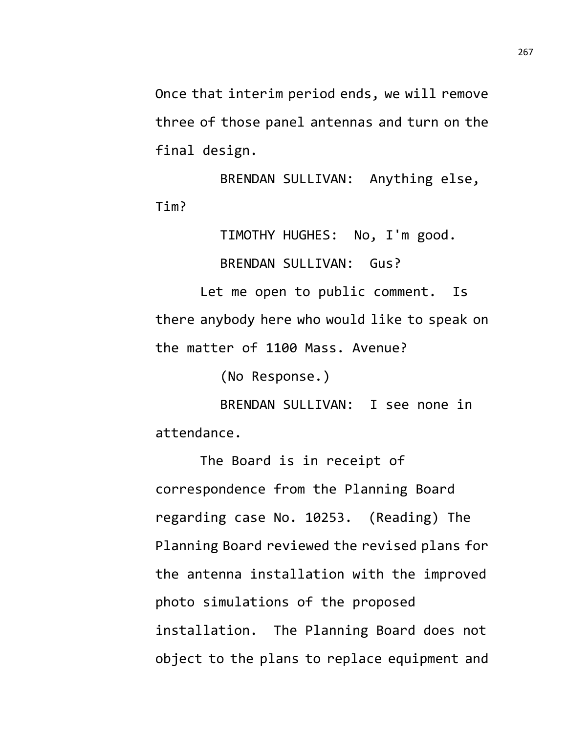Once that interim period ends, we will remove three of those panel antennas and turn on the final design.

BRENDAN SULLIVAN: Anything else, Tim?

TIMOTHY HUGHES: No, I'm good.

BRENDAN SULLIVAN: Gus?

Let me open to public comment. Is there anybody here who would like to speak on the matter of 1100 Mass. Avenue?

(No Response.)

BRENDAN SULLIVAN: I see none in attendance.

The Board is in receipt of correspondence from the Planning Board regarding case No. 10253. (Reading) The Planning Board reviewed the revised plans for the antenna installation with the improved photo simulations of the proposed installation. The Planning Board does not object to the plans to replace equipment and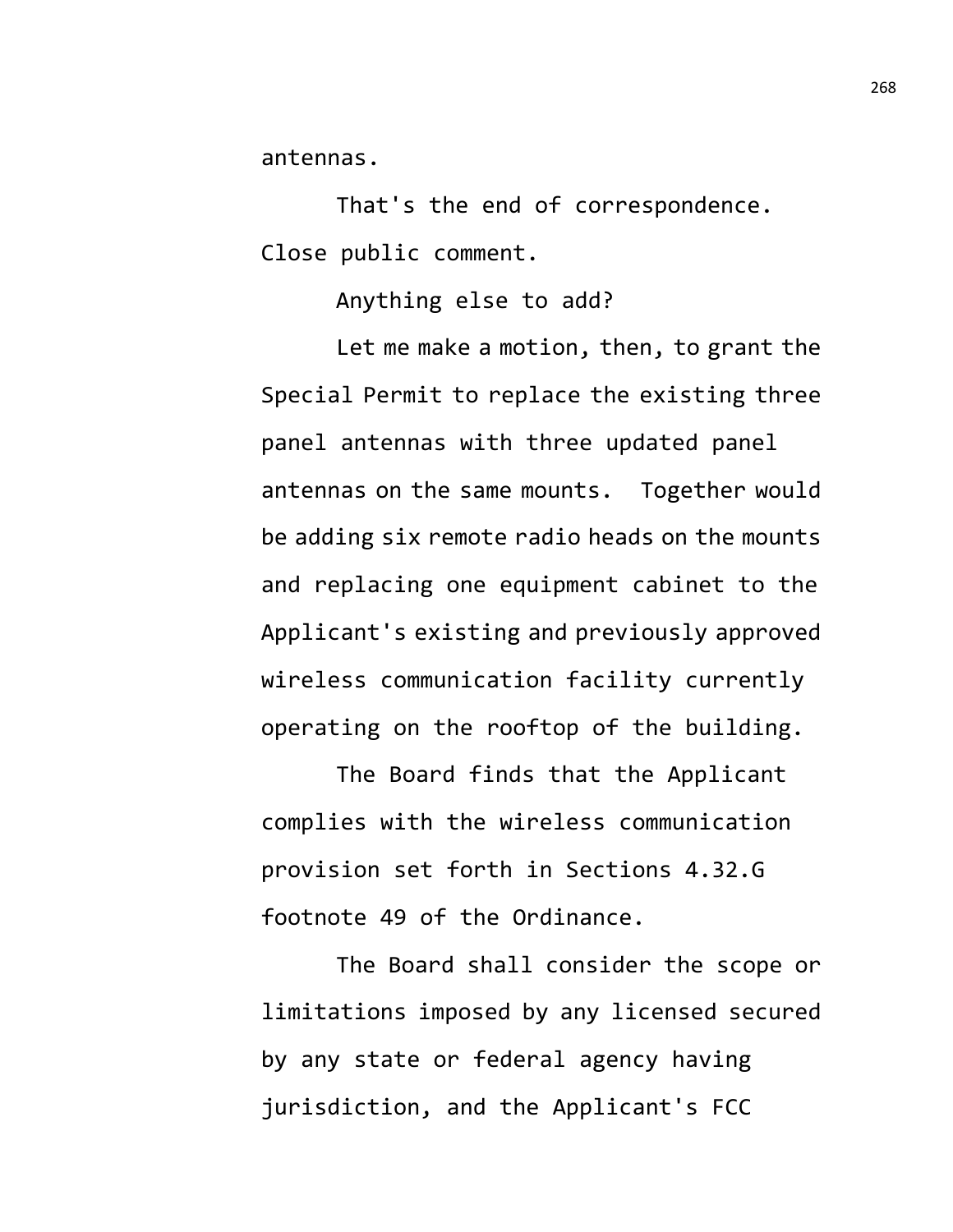antennas.

That's the end of correspondence. Close public comment.

Anything else to add?

Let me make a motion, then, to grant the Special Permit to replace the existing three panel antennas with three updated panel antennas on the same mounts. Together would be adding six remote radio heads on the mounts and replacing one equipment cabinet to the Applicant's existing and previously approved wireless communication facility currently operating on the rooftop of the building.

The Board finds that the Applicant complies with the wireless communication provision set forth in Sections 4.32.G footnote 49 of the Ordinance.

The Board shall consider the scope or limitations imposed by any licensed secured by any state or federal agency having jurisdiction, and the Applicant's FCC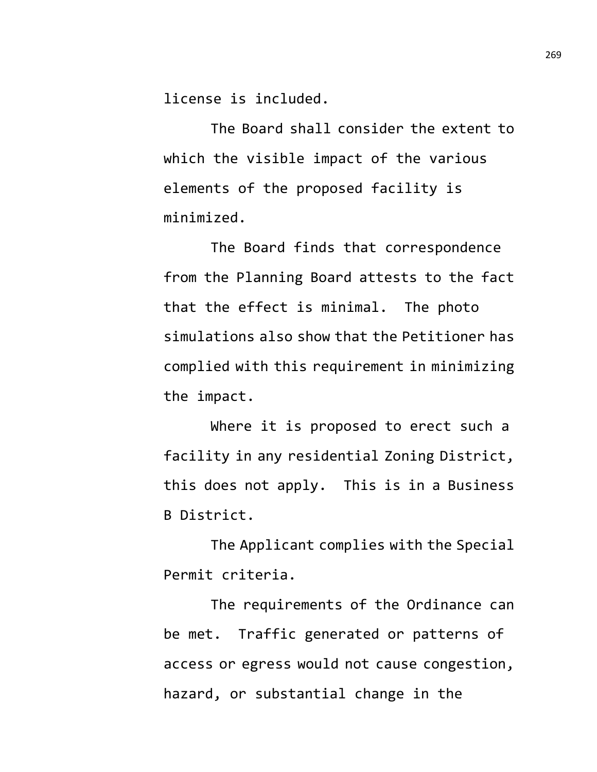license is included.

The Board shall consider the extent to which the visible impact of the various elements of the proposed facility is minimized.

The Board finds that correspondence from the Planning Board attests to the fact that the effect is minimal. The photo simulations also show that the Petitioner has complied with this requirement in minimizing the impact.

Where it is proposed to erect such a facility in any residential Zoning District, this does not apply. This is in a Business B District.

The Applicant complies with the Special Permit criteria.

The requirements of the Ordinance can be met. Traffic generated or patterns of access or egress would not cause congestion, hazard, or substantial change in the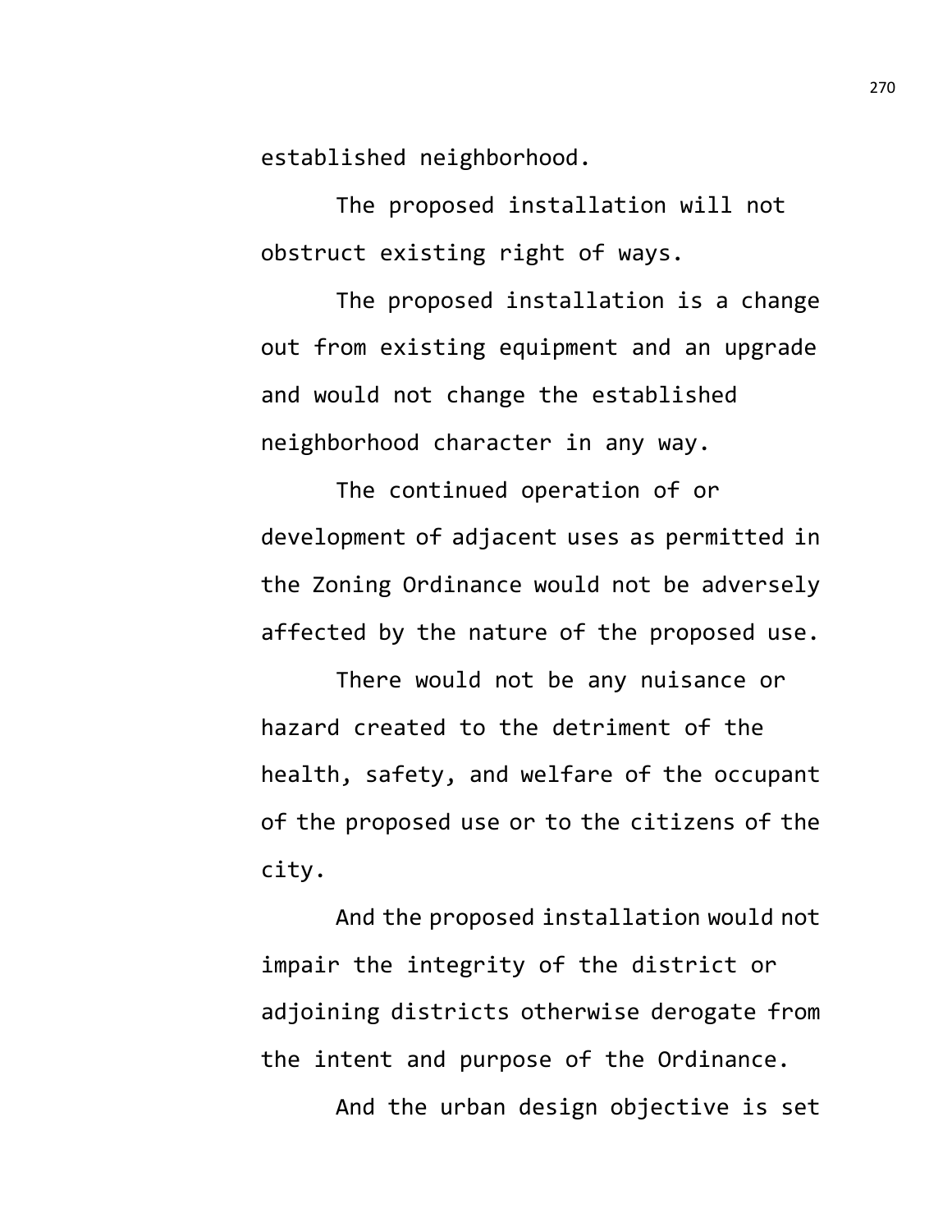established neighborhood.

The proposed installation will not obstruct existing right of ways.

The proposed installation is a change out from existing equipment and an upgrade and would not change the established neighborhood character in any way.

The continued operation of or development of adjacent uses as permitted in the Zoning Ordinance would not be adversely affected by the nature of the proposed use.

There would not be any nuisance or hazard created to the detriment of the health, safety, and welfare of the occupant of the proposed use or to the citizens of the city.

And the proposed installation would not impair the integrity of the district or adjoining districts otherwise derogate from the intent and purpose of the Ordinance.

And the urban design objective is set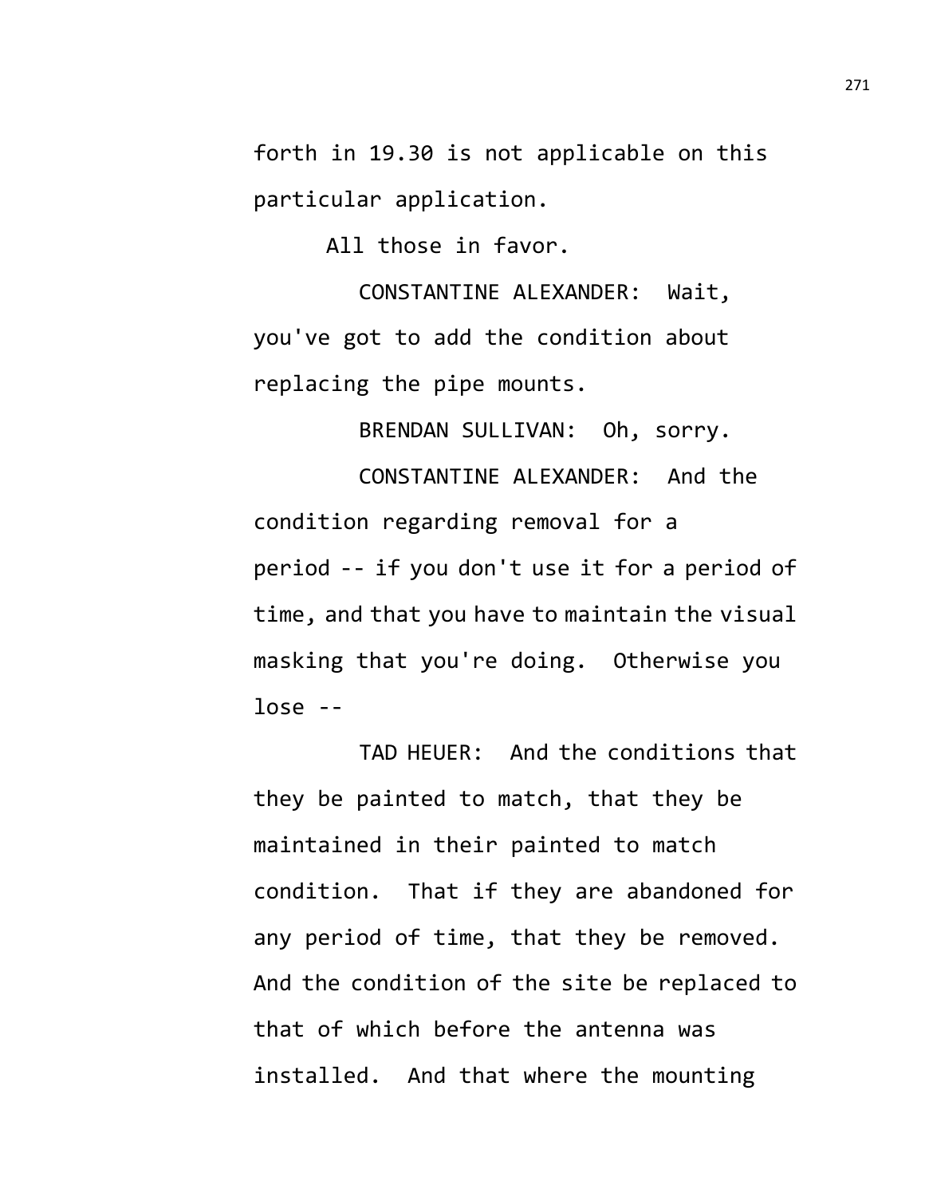forth in 19.30 is not applicable on this particular application.

All those in favor.

CONSTANTINE ALEXANDER: Wait, you've got to add the condition about replacing the pipe mounts.

BRENDAN SULLIVAN: Oh, sorry.

CONSTANTINE ALEXANDER: And the condition regarding removal for a period -- if you don't use it for a period of time, and that you have to maintain the visual masking that you're doing. Otherwise you lose --

TAD HEUER: And the conditions that they be painted to match, that they be maintained in their painted to match condition. That if they are abandoned for any period of time, that they be removed. And the condition of the site be replaced to that of which before the antenna was installed. And that where the mounting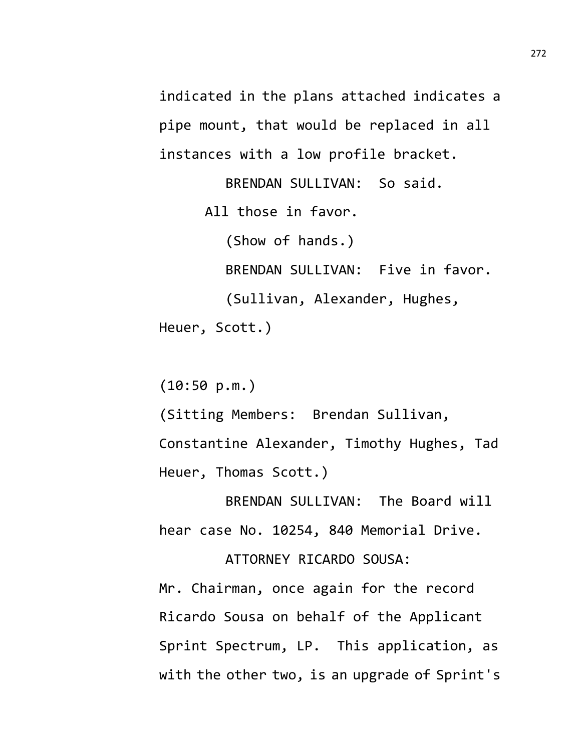indicated in the plans attached indicates a pipe mount, that would be replaced in all instances with a low profile bracket.

BRENDAN SULLIVAN: So said.

All those in favor.

(Show of hands.)

BRENDAN SULLIVAN: Five in favor.

(Sullivan, Alexander, Hughes, Heuer, Scott.)

(10:50 p.m.)

(Sitting Members: Brendan Sullivan, Constantine Alexander, Timothy Hughes, Tad Heuer, Thomas Scott.)

BRENDAN SULLIVAN: The Board will hear case No. 10254, 840 Memorial Drive.

ATTORNEY RICARDO SOUSA: Mr. Chairman, once again for the record Ricardo Sousa on behalf of the Applicant Sprint Spectrum, LP. This application, as with the other two, is an upgrade of Sprint's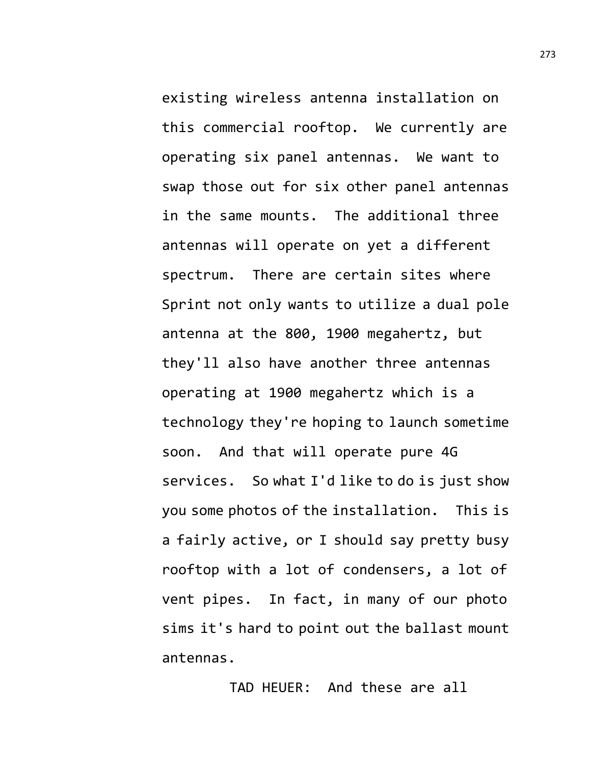existing wireless antenna installation on this commercial rooftop. We currently are operating six panel antennas. We want to swap those out for six other panel antennas in the same mounts. The additional three antennas will operate on yet a different spectrum. There are certain sites where Sprint not only wants to utilize a dual pole antenna at the 800, 1900 megahertz, but they'll also have another three antennas operating at 1900 megahertz which is a technology they're hoping to launch sometime soon. And that will operate pure 4G services. So what I'd like to do is just show you some photos of the installation. This is a fairly active, or I should say pretty busy rooftop with a lot of condensers, a lot of vent pipes. In fact, in many of our photo sims it's hard to point out the ballast mount antennas.

TAD HEUER: And these are all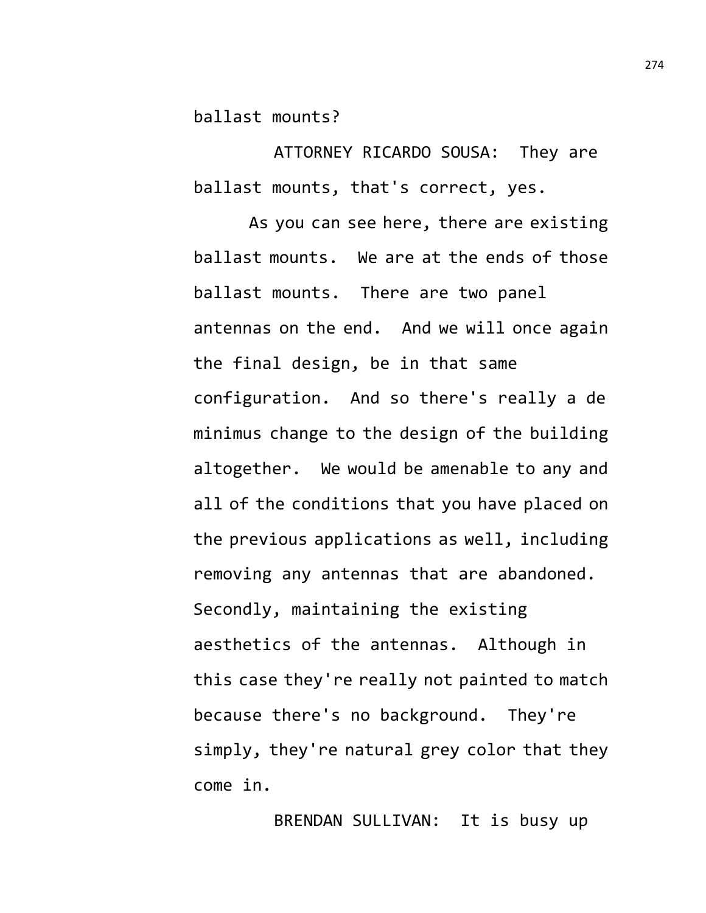ballast mounts?

ATTORNEY RICARDO SOUSA: They are ballast mounts, that's correct, yes.

As you can see here, there are existing ballast mounts. We are at the ends of those ballast mounts. There are two panel antennas on the end. And we will once again the final design, be in that same configuration. And so there's really a de minimus change to the design of the building altogether. We would be amenable to any and all of the conditions that you have placed on the previous applications as well, including removing any antennas that are abandoned. Secondly, maintaining the existing aesthetics of the antennas. Although in this case they're really not painted to match because there's no background. They're simply, they're natural grey color that they come in.

BRENDAN SULLIVAN: It is busy up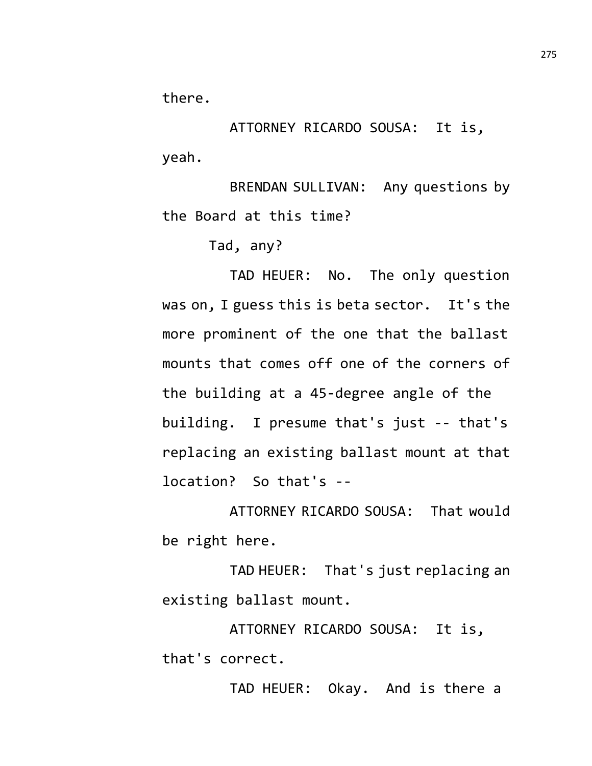there.

ATTORNEY RICARDO SOUSA: It is, yeah.

BRENDAN SULLIVAN: Any questions by the Board at this time?

Tad, any?

TAD HEUER: No. The only question was on, I guess this is beta sector. It's the more prominent of the one that the ballast mounts that comes off one of the corners of the building at a 45-degree angle of the building. I presume that's just -- that's replacing an existing ballast mount at that location? So that's --

ATTORNEY RICARDO SOUSA: That would be right here.

TAD HEUER: That's just replacing an existing ballast mount.

ATTORNEY RICARDO SOUSA: It is, that's correct.

TAD HEUER: Okay. And is there a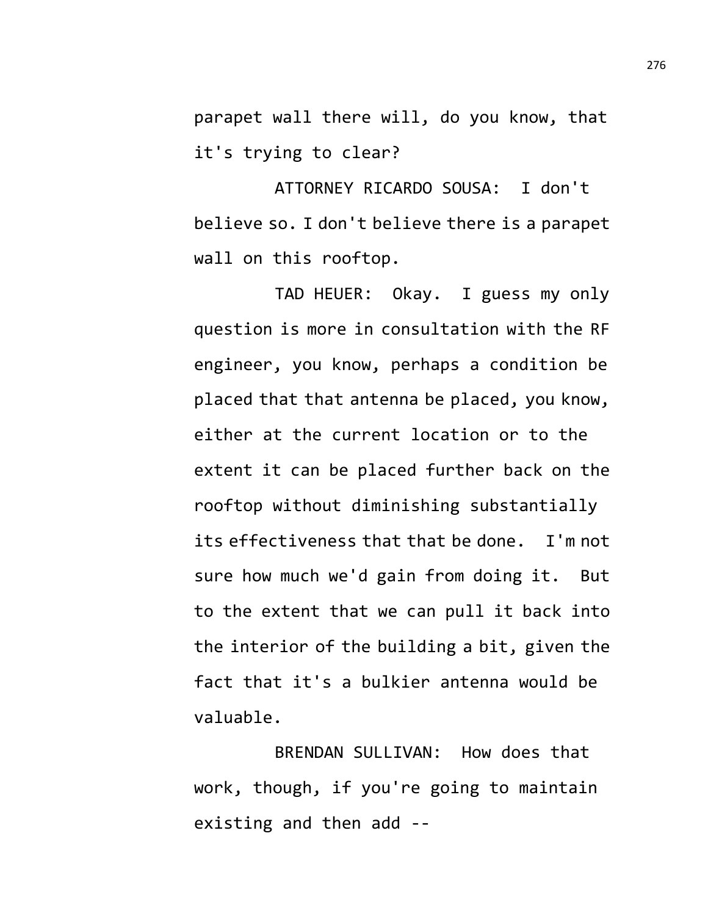parapet wall there will, do you know, that it's trying to clear?

ATTORNEY RICARDO SOUSA: I don't believe so. I don't believe there is a parapet wall on this rooftop.

TAD HEUER: Okay. I guess my only question is more in consultation with the RF engineer, you know, perhaps a condition be placed that that antenna be placed, you know, either at the current location or to the extent it can be placed further back on the rooftop without diminishing substantially its effectiveness that that be done. I'm not sure how much we'd gain from doing it. But to the extent that we can pull it back into the interior of the building a bit, given the fact that it's a bulkier antenna would be valuable.

BRENDAN SULLIVAN: How does that work, though, if you're going to maintain existing and then add --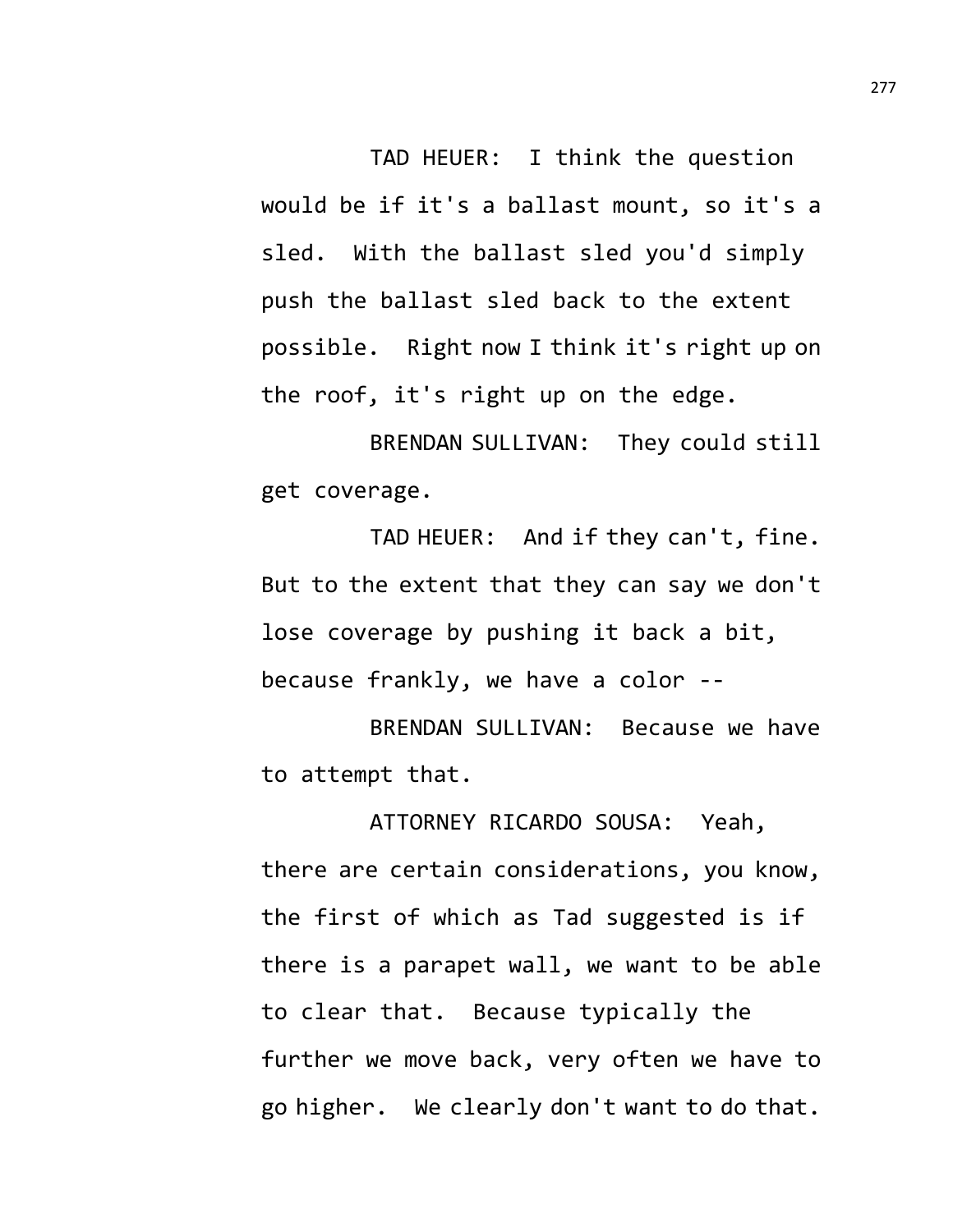TAD HEUER: I think the question would be if it's a ballast mount, so it's a sled. With the ballast sled you'd simply push the ballast sled back to the extent possible. Right now I think it's right up on the roof, it's right up on the edge.

BRENDAN SULLIVAN: They could still get coverage.

TAD HEUER: And if they can't, fine. But to the extent that they can say we don't lose coverage by pushing it back a bit, because frankly, we have a color --

BRENDAN SULLIVAN: Because we have to attempt that.

ATTORNEY RICARDO SOUSA: Yeah, there are certain considerations, you know, the first of which as Tad suggested is if there is a parapet wall, we want to be able to clear that. Because typically the further we move back, very often we have to go higher. We clearly don't want to do that.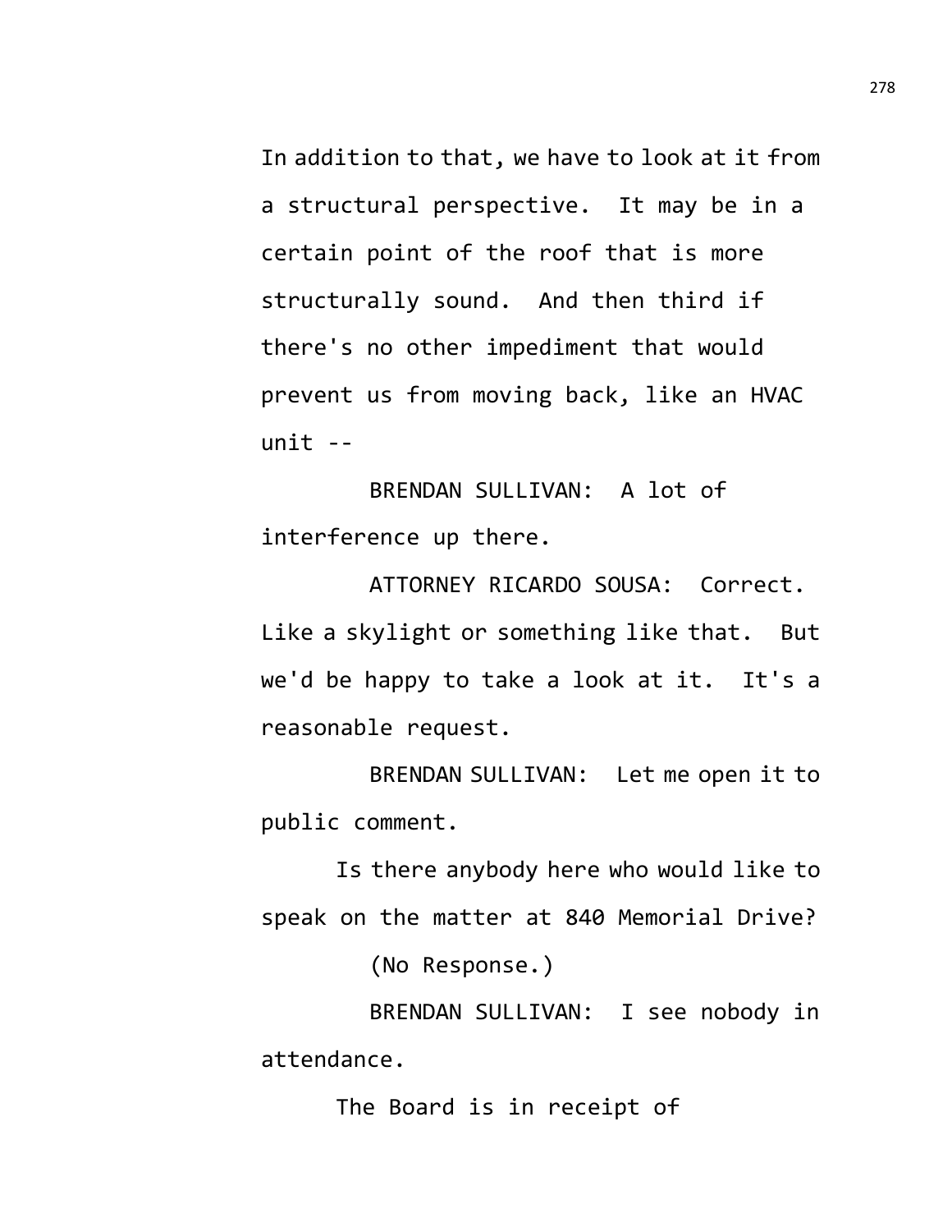In addition to that, we have to look at it from a structural perspective. It may be in a certain point of the roof that is more structurally sound. And then third if there's no other impediment that would prevent us from moving back, like an HVAC unit --

BRENDAN SULLIVAN: A lot of interference up there.

ATTORNEY RICARDO SOUSA: Correct. Like a skylight or something like that. But we'd be happy to take a look at it. It's a reasonable request.

BRENDAN SULLIVAN: Let me open it to public comment.

Is there anybody here who would like to speak on the matter at 840 Memorial Drive?

(No Response.)

BRENDAN SULLIVAN: I see nobody in attendance.

The Board is in receipt of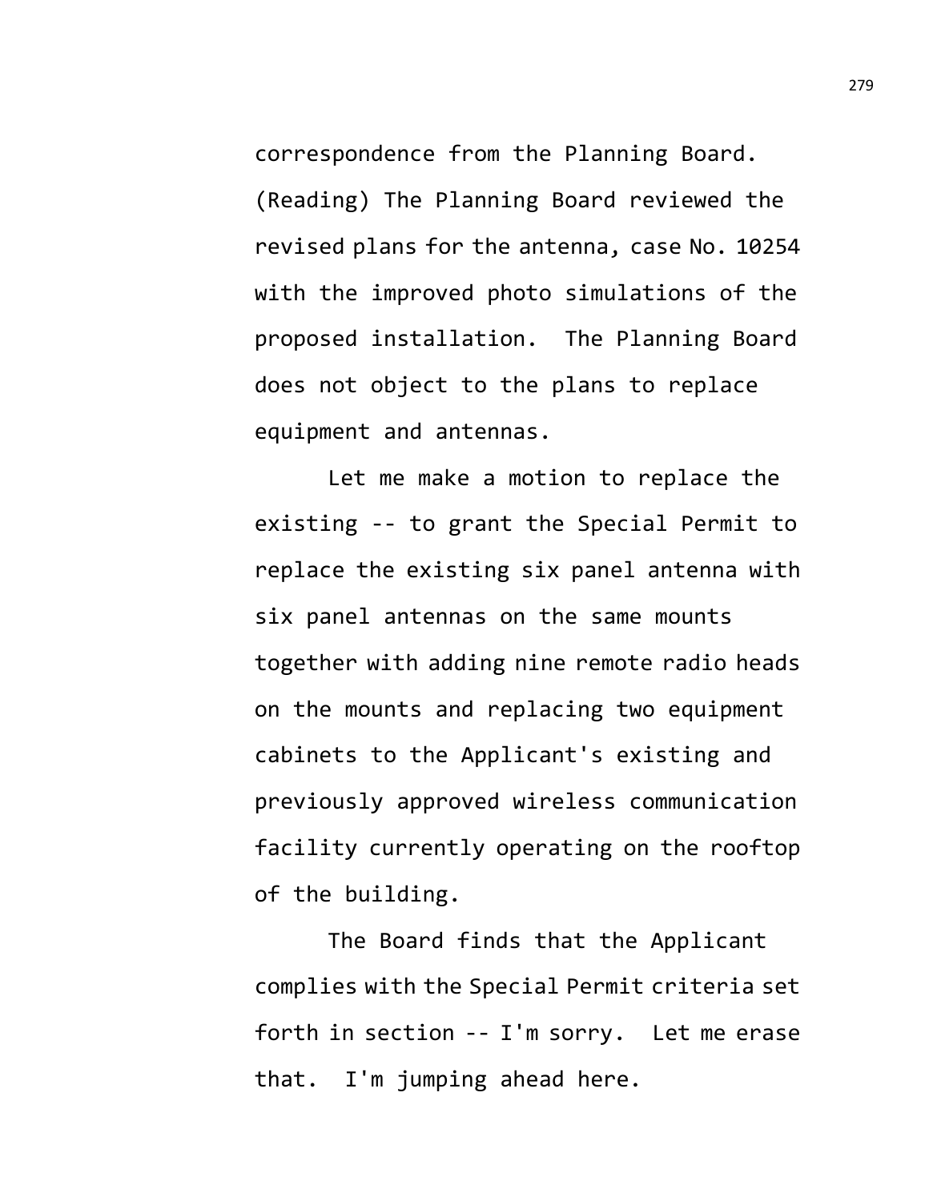correspondence from the Planning Board. (Reading) The Planning Board reviewed the revised plans for the antenna, case No. 10254 with the improved photo simulations of the proposed installation. The Planning Board does not object to the plans to replace equipment and antennas.

Let me make a motion to replace the existing -- to grant the Special Permit to replace the existing six panel antenna with six panel antennas on the same mounts together with adding nine remote radio heads on the mounts and replacing two equipment cabinets to the Applicant's existing and previously approved wireless communication facility currently operating on the rooftop of the building.

The Board finds that the Applicant complies with the Special Permit criteria set forth in section -- I'm sorry. Let me erase that. I'm jumping ahead here.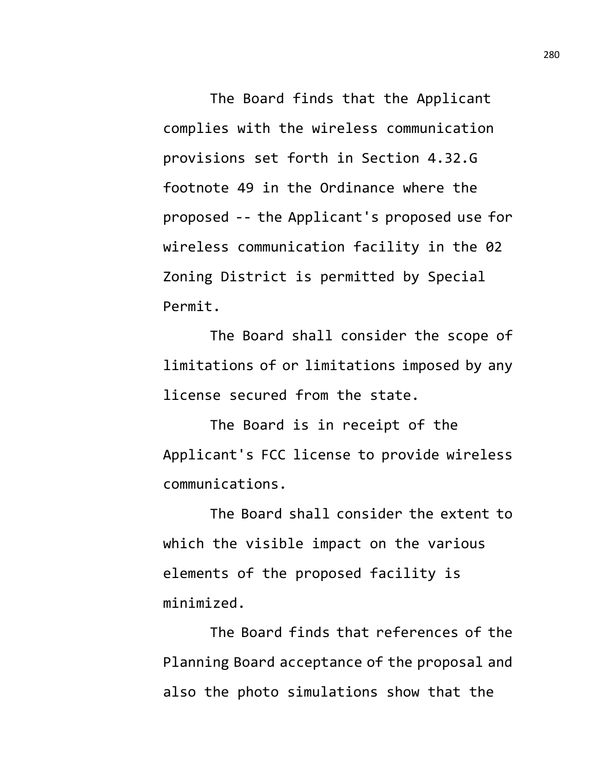The Board finds that the Applicant complies with the wireless communication provisions set forth in Section 4.32.G footnote 49 in the Ordinance where the proposed -- the Applicant's proposed use for wireless communication facility in the 02 Zoning District is permitted by Special Permit.

The Board shall consider the scope of limitations of or limitations imposed by any license secured from the state.

The Board is in receipt of the Applicant's FCC license to provide wireless communications.

The Board shall consider the extent to which the visible impact on the various elements of the proposed facility is minimized.

The Board finds that references of the Planning Board acceptance of the proposal and also the photo simulations show that the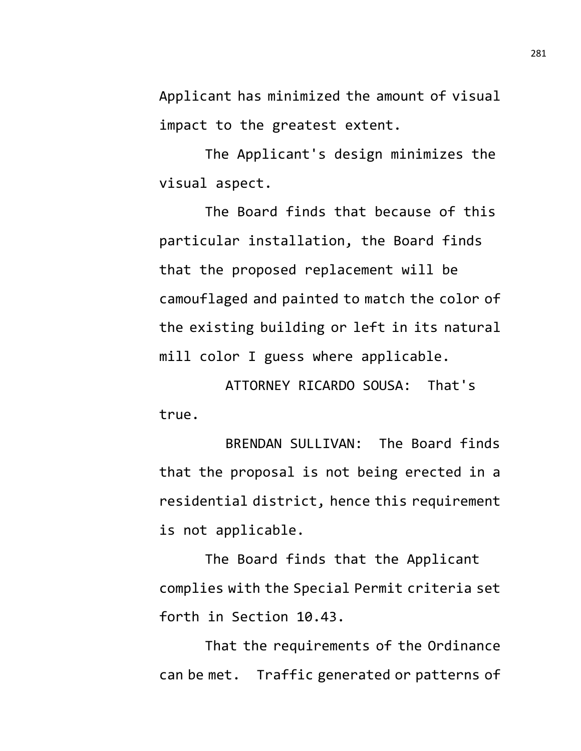Applicant has minimized the amount of visual impact to the greatest extent.

The Applicant's design minimizes the visual aspect.

The Board finds that because of this particular installation, the Board finds that the proposed replacement will be camouflaged and painted to match the color of the existing building or left in its natural mill color I guess where applicable.

ATTORNEY RICARDO SOUSA: That's true.

BRENDAN SULLIVAN: The Board finds that the proposal is not being erected in a residential district, hence this requirement is not applicable.

The Board finds that the Applicant complies with the Special Permit criteria set forth in Section 10.43.

That the requirements of the Ordinance can be met. Traffic generated or patterns of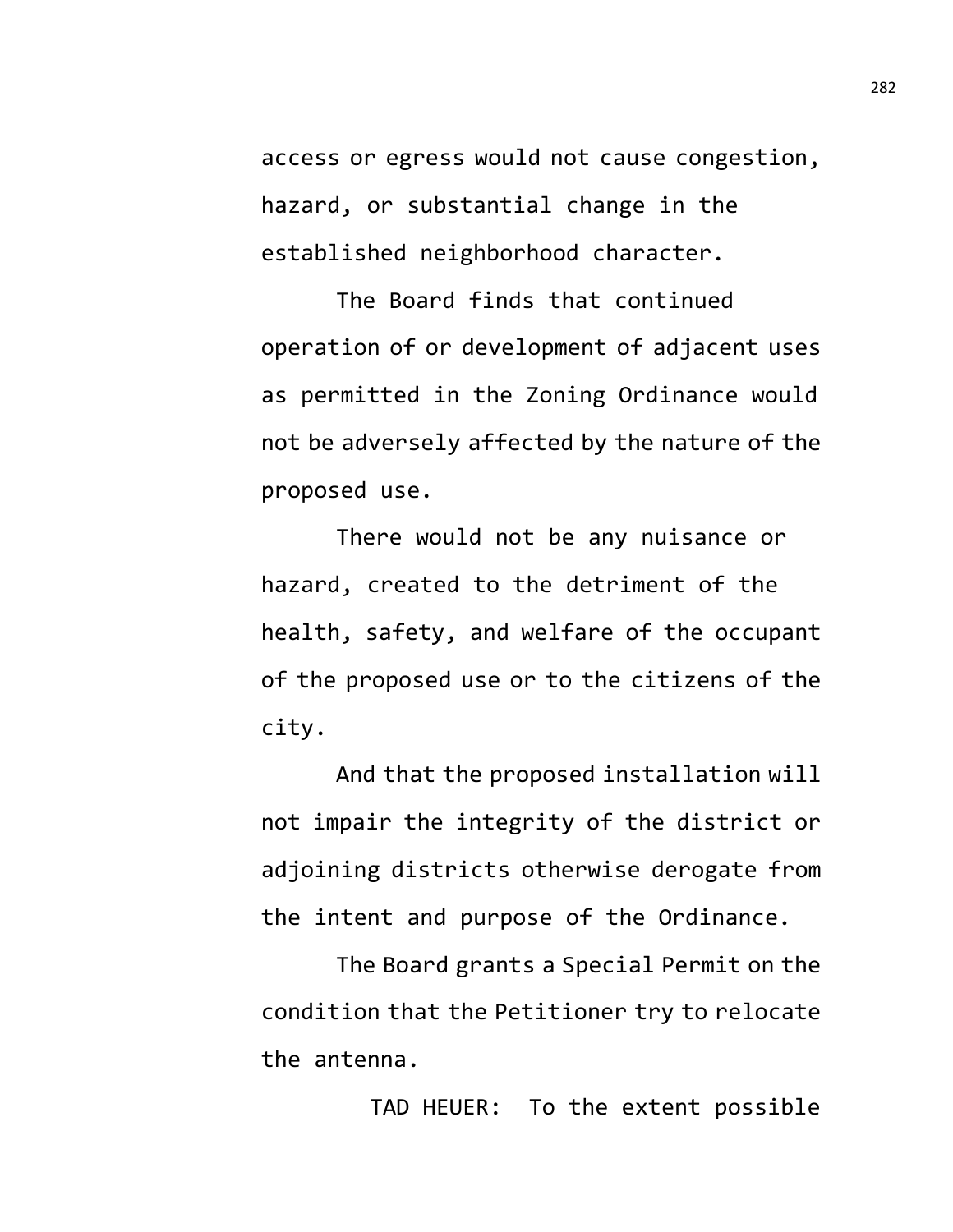access or egress would not cause congestion, hazard, or substantial change in the established neighborhood character.

The Board finds that continued operation of or development of adjacent uses as permitted in the Zoning Ordinance would not be adversely affected by the nature of the proposed use.

There would not be any nuisance or hazard, created to the detriment of the health, safety, and welfare of the occupant of the proposed use or to the citizens of the city.

And that the proposed installation will not impair the integrity of the district or adjoining districts otherwise derogate from the intent and purpose of the Ordinance.

The Board grants a Special Permit on the condition that the Petitioner try to relocate the antenna.

TAD HEUER: To the extent possible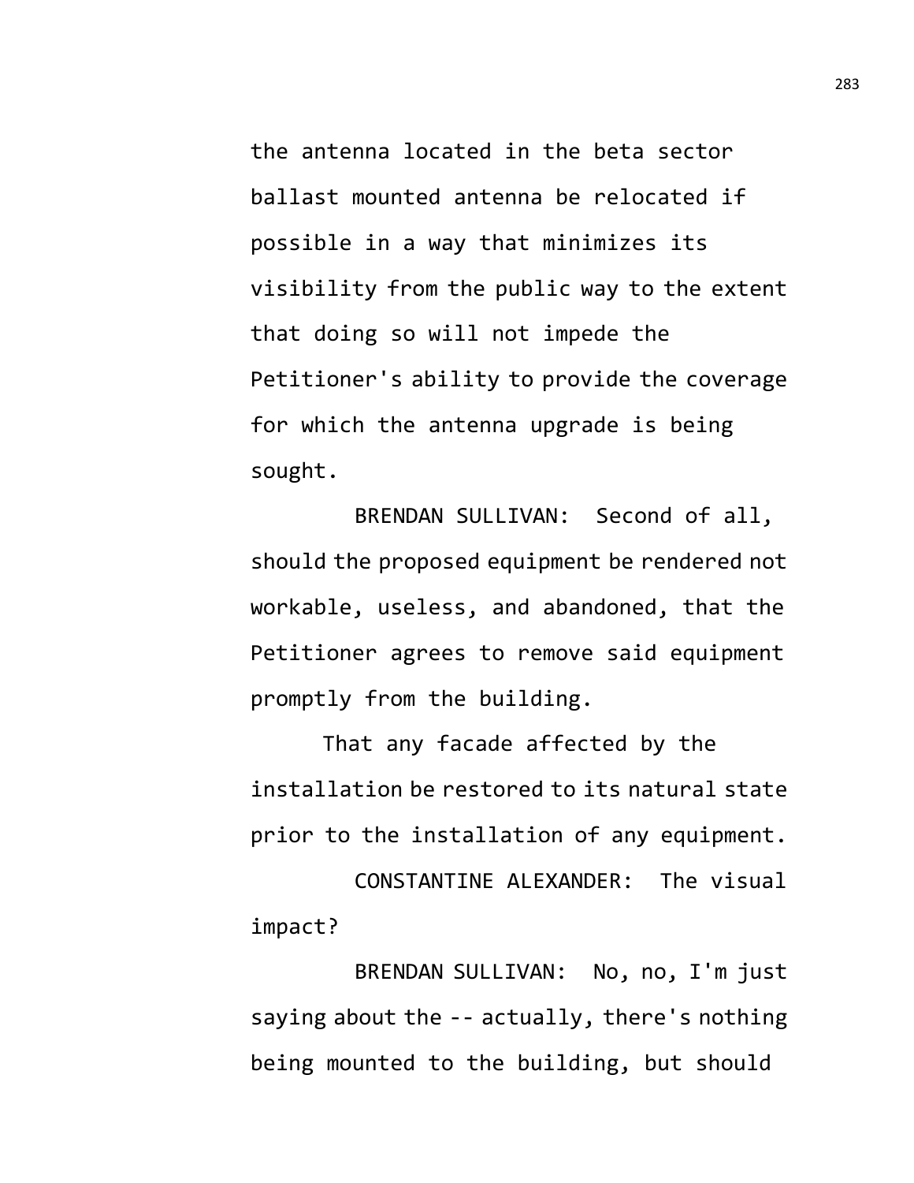the antenna located in the beta sector ballast mounted antenna be relocated if possible in a way that minimizes its visibility from the public way to the extent that doing so will not impede the Petitioner's ability to provide the coverage for which the antenna upgrade is being sought.

BRENDAN SULLIVAN: Second of all, should the proposed equipment be rendered not workable, useless, and abandoned, that the Petitioner agrees to remove said equipment promptly from the building.

That any facade affected by the installation be restored to its natural state prior to the installation of any equipment.

CONSTANTINE ALEXANDER: The visual impact?

BRENDAN SULLIVAN: No, no, I'm just saying about the -- actually, there's nothing being mounted to the building, but should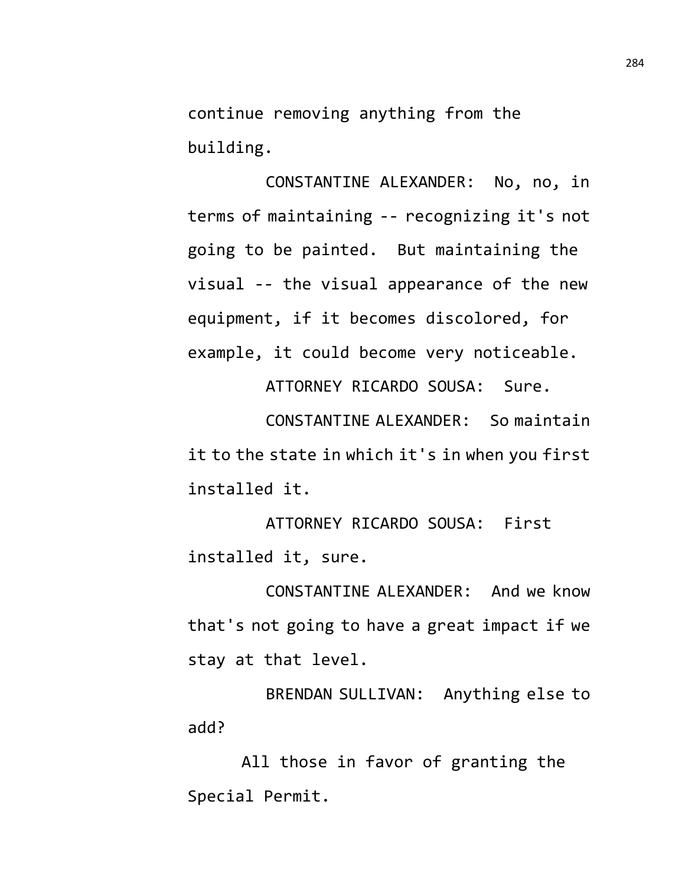continue removing anything from the building.

CONSTANTINE ALEXANDER: No, no, in terms of maintaining -- recognizing it's not going to be painted. But maintaining the visual -- the visual appearance of the new equipment, if it becomes discolored, for example, it could become very noticeable.

ATTORNEY RICARDO SOUSA: Sure.

CONSTANTINE ALEXANDER: So maintain it to the state in which it's in when you first installed it.

ATTORNEY RICARDO SOUSA: First installed it, sure.

CONSTANTINE ALEXANDER: And we know that's not going to have a great impact if we stay at that level.

BRENDAN SULLIVAN: Anything else to add?

All those in favor of granting the Special Permit.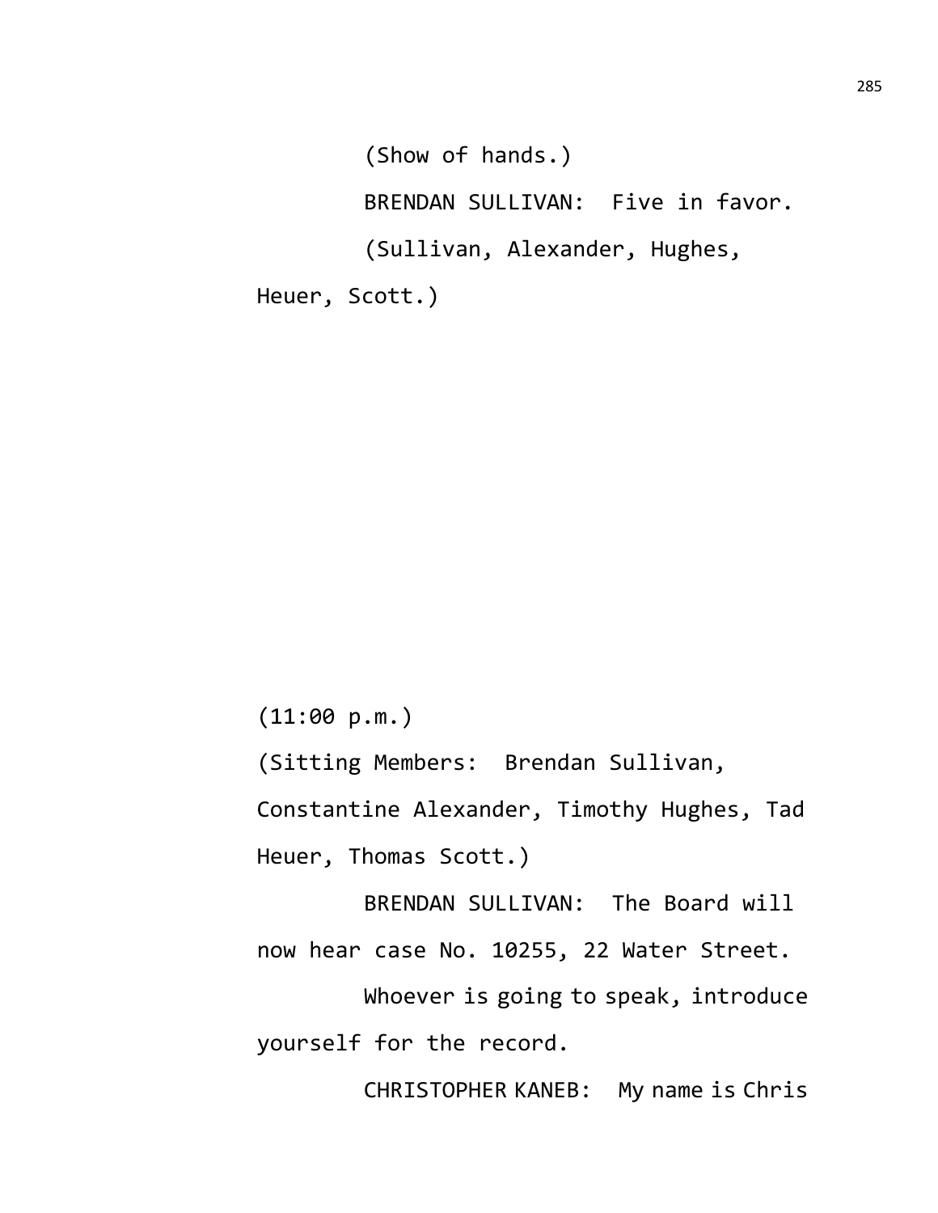(Show of hands.)

BRENDAN SULLIVAN: Five in favor.

(Sullivan, Alexander, Hughes, Heuer, Scott.)

(11:00 p.m.)

(Sitting Members: Brendan Sullivan, Constantine Alexander, Timothy Hughes, Tad Heuer, Thomas Scott.)

BRENDAN SULLIVAN: The Board will now hear case No. 10255, 22 Water Street.

Whoever is going to speak, introduce yourself for the record.

CHRISTOPHER KANEB: My name is Chris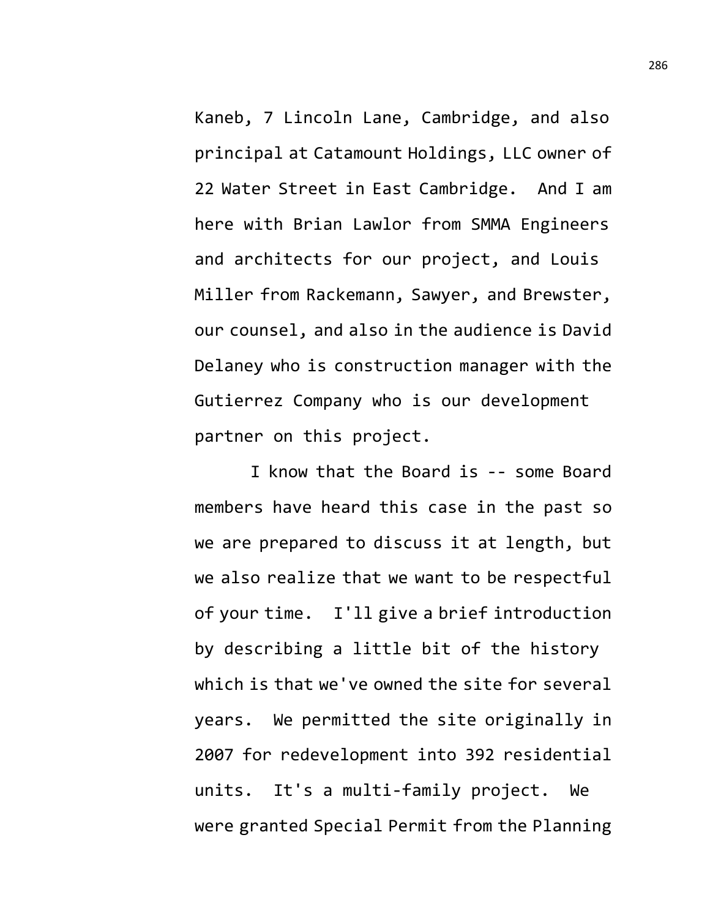Kaneb, 7 Lincoln Lane, Cambridge, and also principal at Catamount Holdings, LLC owner of 22 Water Street in East Cambridge. And I am here with Brian Lawlor from SMMA Engineers and architects for our project, and Louis Miller from Rackemann, Sawyer, and Brewster, our counsel, and also in the audience is David Delaney who is construction manager with the Gutierrez Company who is our development partner on this project.

I know that the Board is -- some Board members have heard this case in the past so we are prepared to discuss it at length, but we also realize that we want to be respectful of your time. I'll give a brief introduction by describing a little bit of the history which is that we've owned the site for several years. We permitted the site originally in 2007 for redevelopment into 392 residential units. It's a multi-family project. We were granted Special Permit from the Planning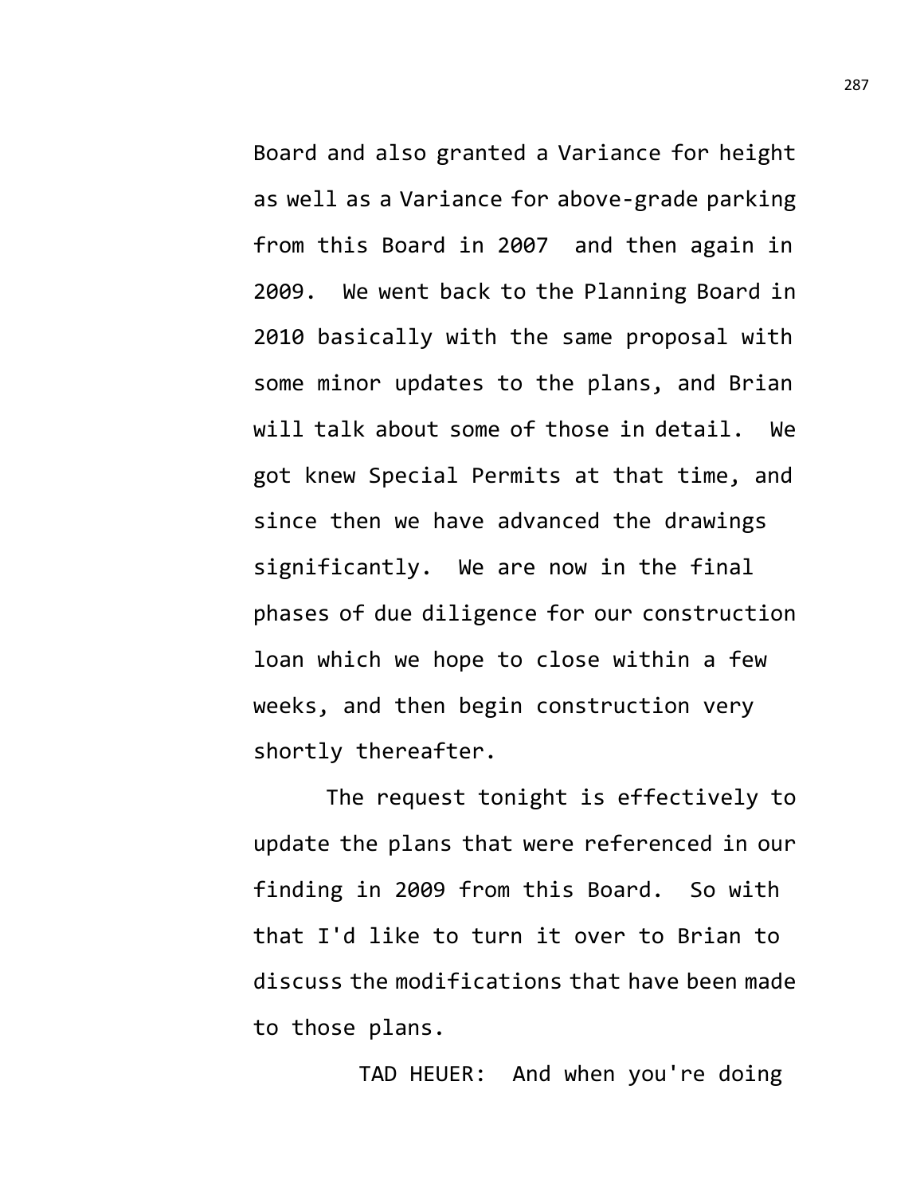Board and also granted a Variance for height as well as a Variance for above-grade parking from this Board in 2007 and then again in 2009. We went back to the Planning Board in 2010 basically with the same proposal with some minor updates to the plans, and Brian will talk about some of those in detail. We got knew Special Permits at that time, and since then we have advanced the drawings significantly. We are now in the final phases of due diligence for our construction loan which we hope to close within a few weeks, and then begin construction very shortly thereafter.

The request tonight is effectively to update the plans that were referenced in our finding in 2009 from this Board. So with that I'd like to turn it over to Brian to discuss the modifications that have been made to those plans.

TAD HEUER: And when you're doing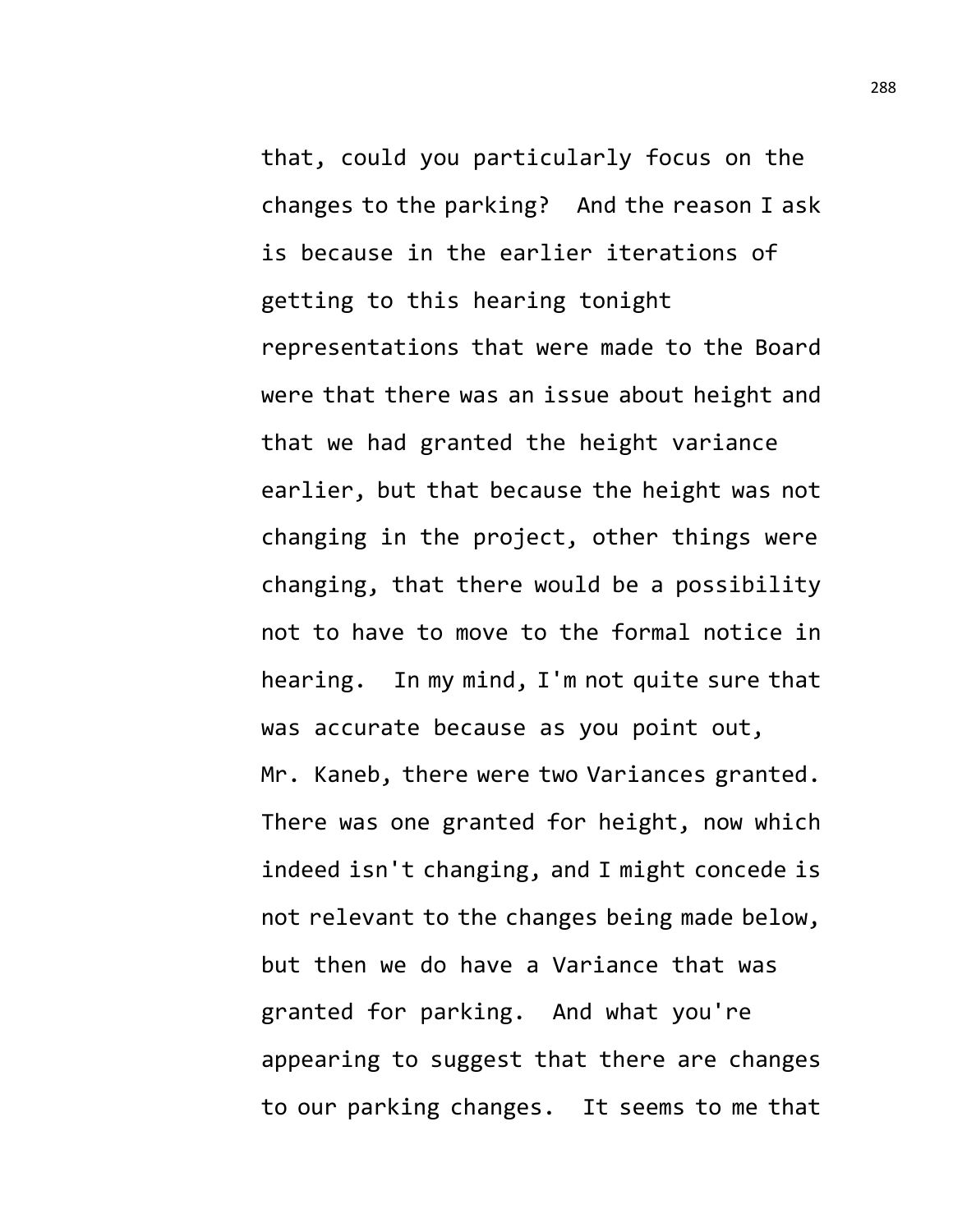that, could you particularly focus on the changes to the parking? And the reason I ask is because in the earlier iterations of getting to this hearing tonight representations that were made to the Board were that there was an issue about height and that we had granted the height variance earlier, but that because the height was not changing in the project, other things were changing, that there would be a possibility not to have to move to the formal notice in hearing. In my mind, I'm not quite sure that was accurate because as you point out, Mr. Kaneb, there were two Variances granted. There was one granted for height, now which indeed isn't changing, and I might concede is not relevant to the changes being made below, but then we do have a Variance that was granted for parking. And what you're appearing to suggest that there are changes to our parking changes. It seems to me that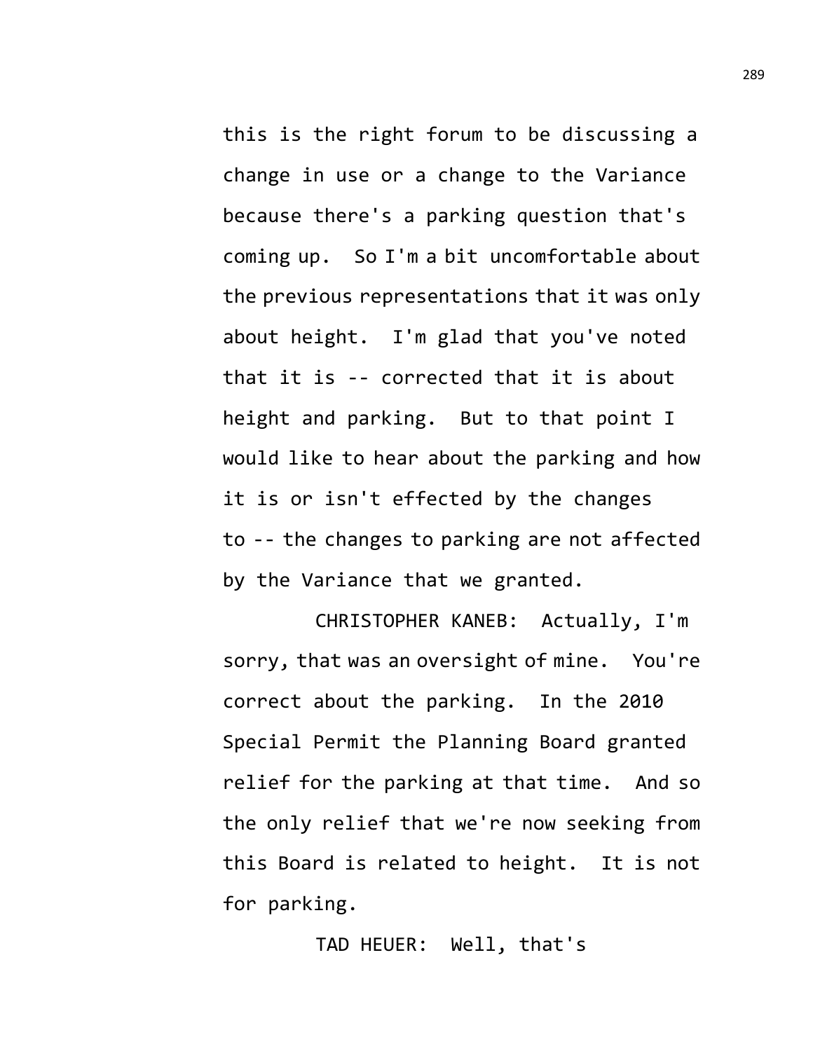this is the right forum to be discussing a change in use or a change to the Variance because there's a parking question that's coming up. So I'm a bit uncomfortable about the previous representations that it was only about height. I'm glad that you've noted that it is -- corrected that it is about height and parking. But to that point I would like to hear about the parking and how it is or isn't effected by the changes to -- the changes to parking are not affected by the Variance that we granted.

CHRISTOPHER KANEB: Actually, I'm sorry, that was an oversight of mine. You're correct about the parking. In the 2010 Special Permit the Planning Board granted relief for the parking at that time. And so the only relief that we're now seeking from this Board is related to height. It is not for parking.

TAD HEUER: Well, that's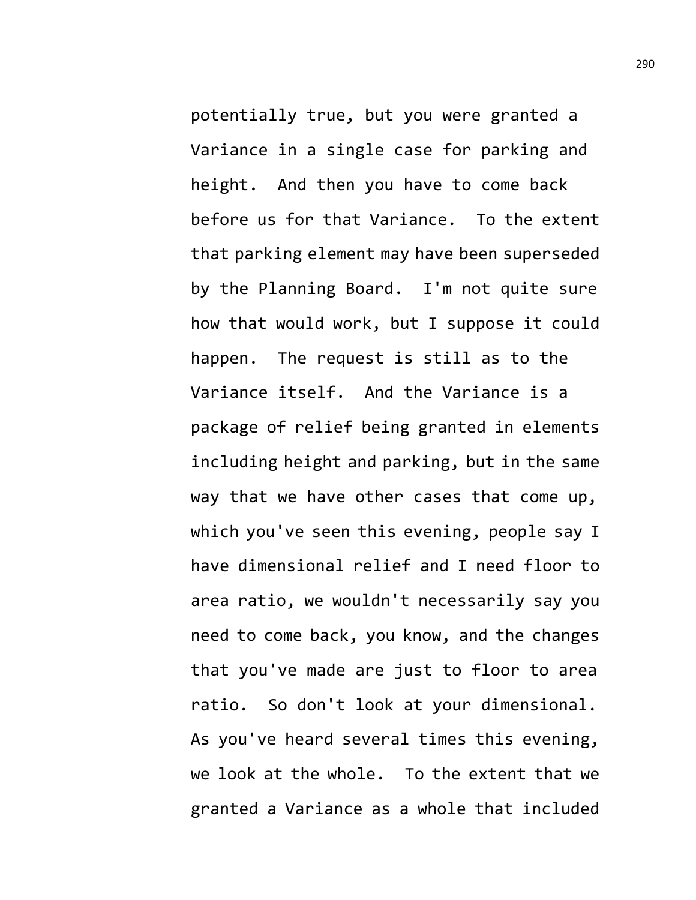potentially true, but you were granted a Variance in a single case for parking and height. And then you have to come back before us for that Variance. To the extent that parking element may have been superseded by the Planning Board. I'm not quite sure how that would work, but I suppose it could happen. The request is still as to the Variance itself. And the Variance is a package of relief being granted in elements including height and parking, but in the same way that we have other cases that come up, which you've seen this evening, people say I have dimensional relief and I need floor to area ratio, we wouldn't necessarily say you need to come back, you know, and the changes that you've made are just to floor to area ratio. So don't look at your dimensional. As you've heard several times this evening, we look at the whole. To the extent that we granted a Variance as a whole that included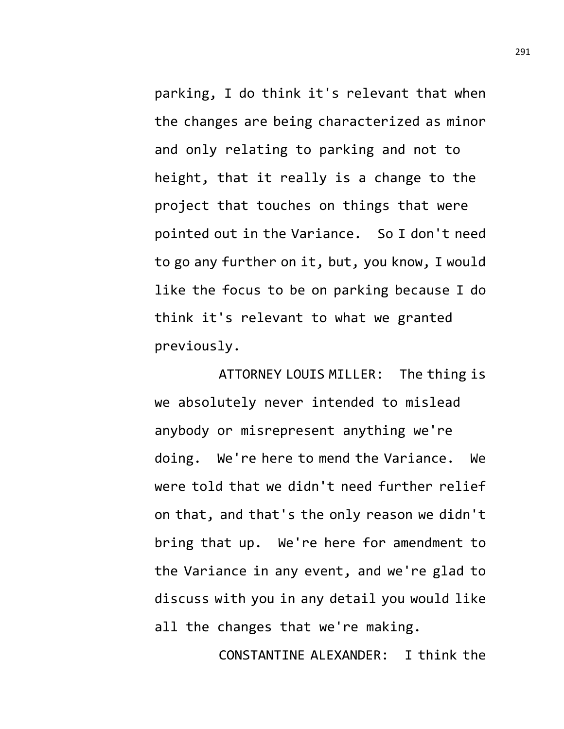parking, I do think it's relevant that when the changes are being characterized as minor and only relating to parking and not to height, that it really is a change to the project that touches on things that were pointed out in the Variance. So I don't need to go any further on it, but, you know, I would like the focus to be on parking because I do think it's relevant to what we granted previously.

ATTORNEY LOUIS MILLER: The thing is we absolutely never intended to mislead anybody or misrepresent anything we're doing. We're here to mend the Variance. We were told that we didn't need further relief on that, and that's the only reason we didn't bring that up. We're here for amendment to the Variance in any event, and we're glad to discuss with you in any detail you would like all the changes that we're making.

CONSTANTINE ALEXANDER: I think the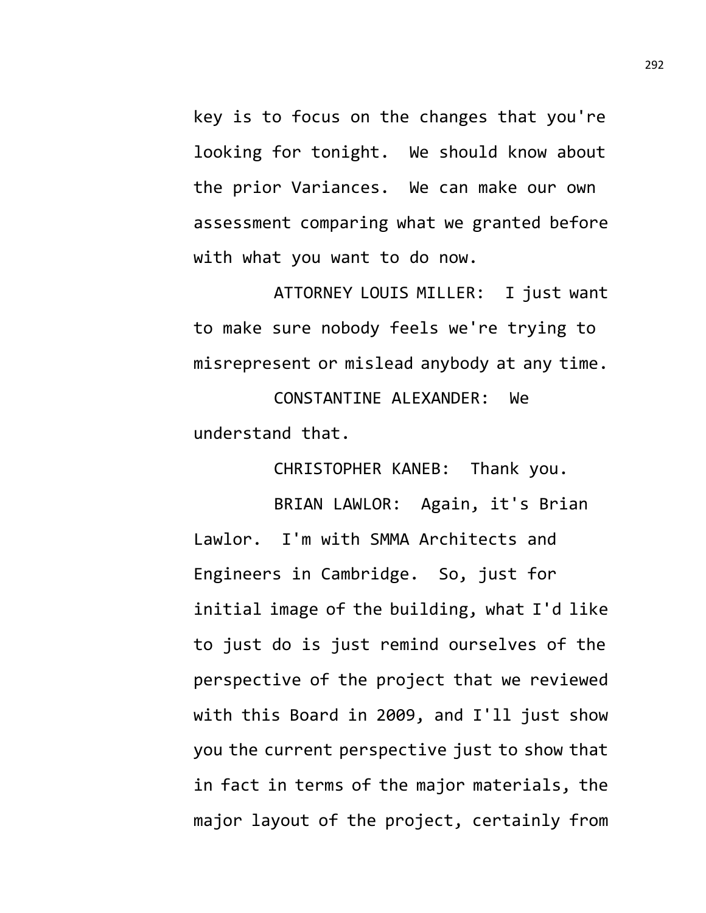key is to focus on the changes that you're looking for tonight. We should know about the prior Variances. We can make our own assessment comparing what we granted before with what you want to do now.

ATTORNEY LOUIS MILLER: I just want to make sure nobody feels we're trying to misrepresent or mislead anybody at any time.

CONSTANTINE ALEXANDER: We understand that.

CHRISTOPHER KANEB: Thank you.

BRIAN LAWLOR: Again, it's Brian Lawlor. I'm with SMMA Architects and Engineers in Cambridge. So, just for initial image of the building, what I'd like to just do is just remind ourselves of the perspective of the project that we reviewed with this Board in 2009, and I'll just show you the current perspective just to show that in fact in terms of the major materials, the major layout of the project, certainly from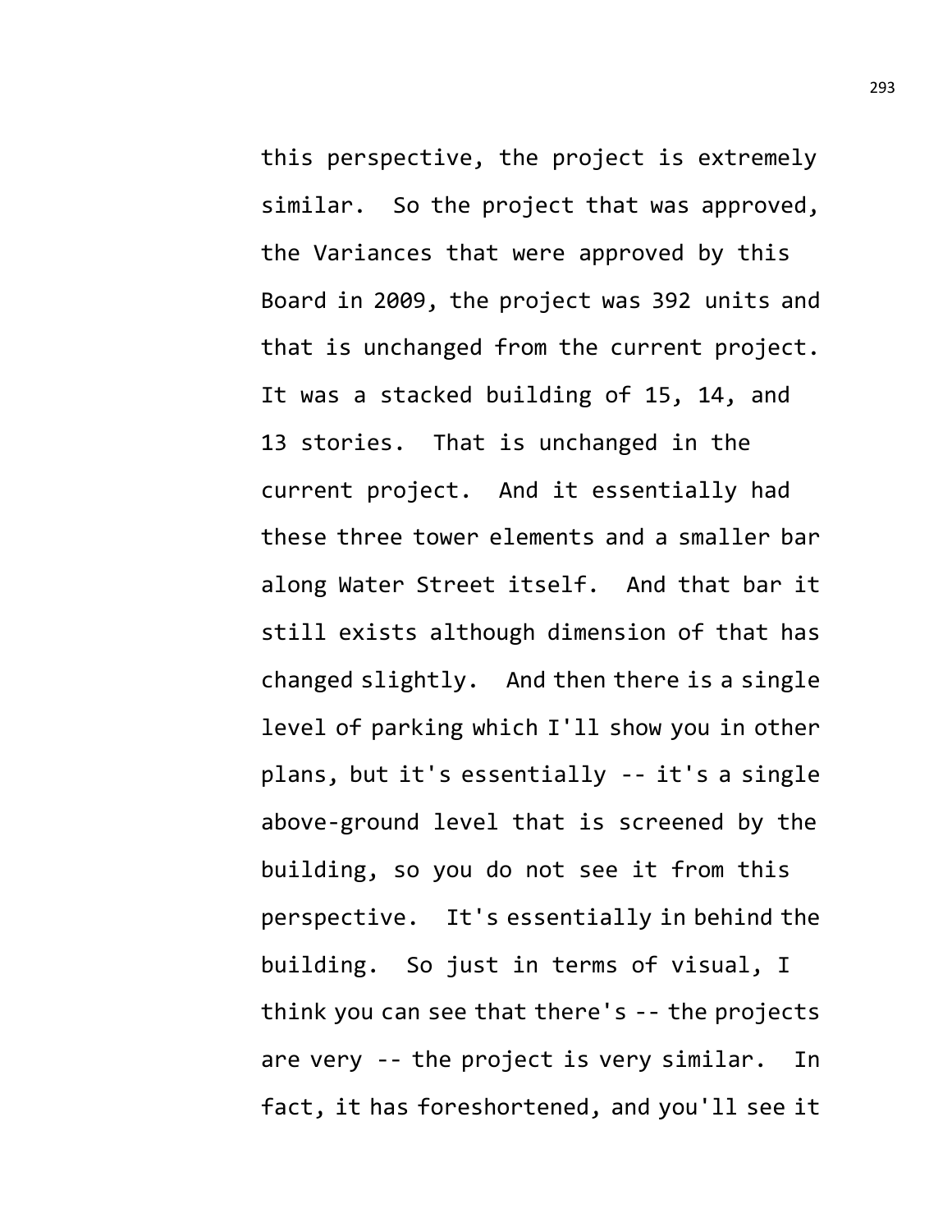this perspective, the project is extremely similar. So the project that was approved, the Variances that were approved by this Board in 2009, the project was 392 units and that is unchanged from the current project. It was a stacked building of 15, 14, and 13 stories. That is unchanged in the current project. And it essentially had these three tower elements and a smaller bar along Water Street itself. And that bar it still exists although dimension of that has changed slightly. And then there is a single level of parking which I'll show you in other plans, but it's essentially -- it's a single above-ground level that is screened by the building, so you do not see it from this perspective. It's essentially in behind the building. So just in terms of visual, I think you can see that there's -- the projects are very -- the project is very similar. In fact, it has foreshortened, and you'll see it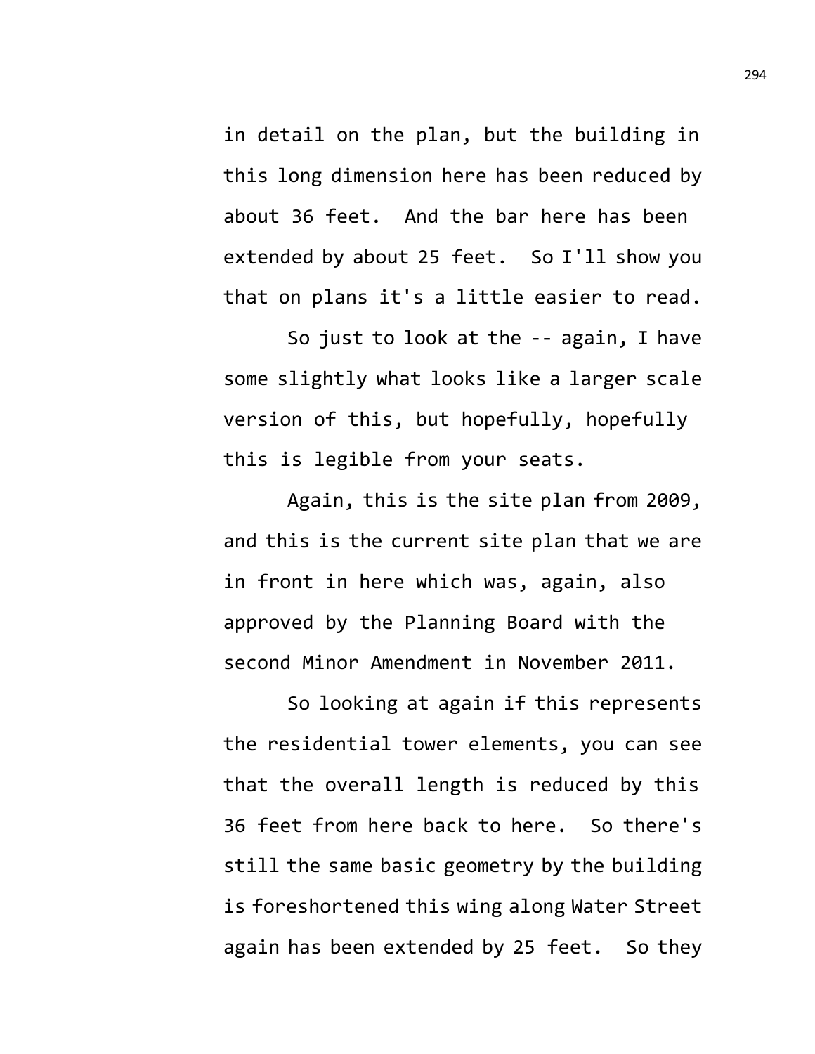in detail on the plan, but the building in this long dimension here has been reduced by about 36 feet. And the bar here has been extended by about 25 feet. So I'll show you that on plans it's a little easier to read.

So just to look at the -- again, I have some slightly what looks like a larger scale version of this, but hopefully, hopefully this is legible from your seats.

Again, this is the site plan from 2009, and this is the current site plan that we are in front in here which was, again, also approved by the Planning Board with the second Minor Amendment in November 2011.

So looking at again if this represents the residential tower elements, you can see that the overall length is reduced by this 36 feet from here back to here. So there's still the same basic geometry by the building is foreshortened this wing along Water Street again has been extended by 25 feet. So they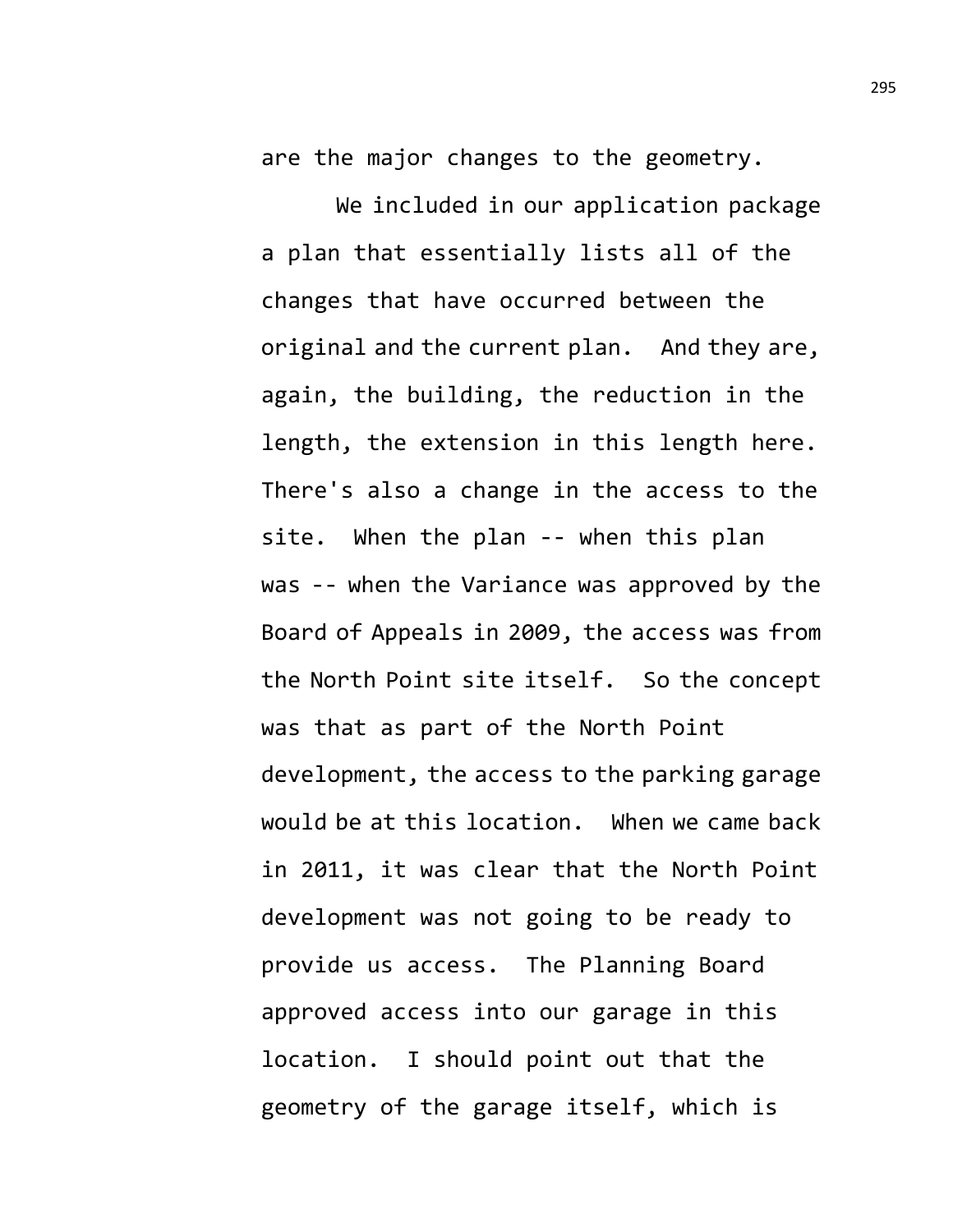are the major changes to the geometry.

We included in our application package a plan that essentially lists all of the changes that have occurred between the original and the current plan. And they are, again, the building, the reduction in the length, the extension in this length here. There's also a change in the access to the site. When the plan -- when this plan was -- when the Variance was approved by the Board of Appeals in 2009, the access was from the North Point site itself. So the concept was that as part of the North Point development, the access to the parking garage would be at this location. When we came back in 2011, it was clear that the North Point development was not going to be ready to provide us access. The Planning Board approved access into our garage in this location. I should point out that the geometry of the garage itself, which is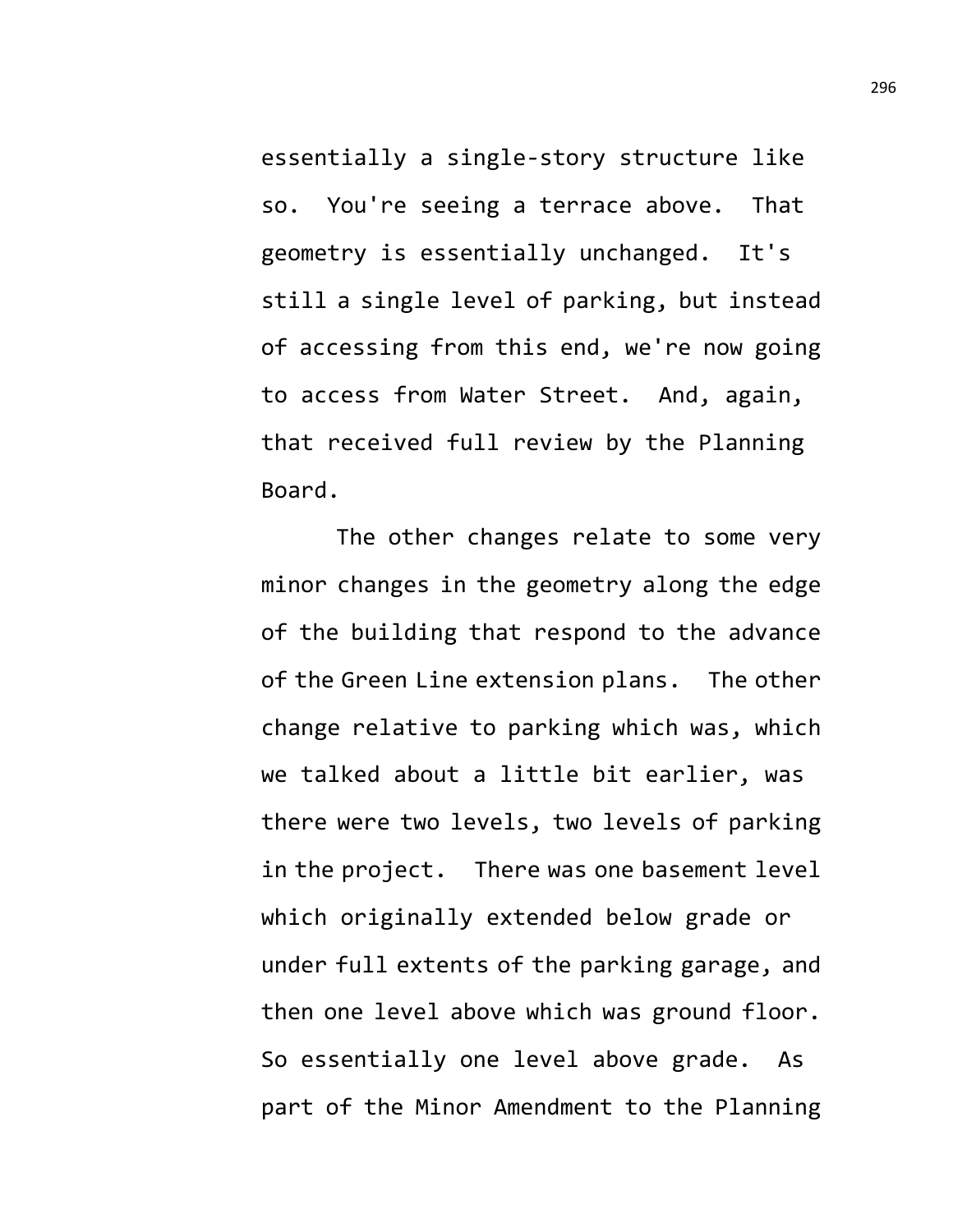essentially a single-story structure like so. You're seeing a terrace above. That geometry is essentially unchanged. It's still a single level of parking, but instead of accessing from this end, we're now going to access from Water Street. And, again, that received full review by the Planning Board.

The other changes relate to some very minor changes in the geometry along the edge of the building that respond to the advance of the Green Line extension plans. The other change relative to parking which was, which we talked about a little bit earlier, was there were two levels, two levels of parking in the project. There was one basement level which originally extended below grade or under full extents of the parking garage, and then one level above which was ground floor. So essentially one level above grade. As part of the Minor Amendment to the Planning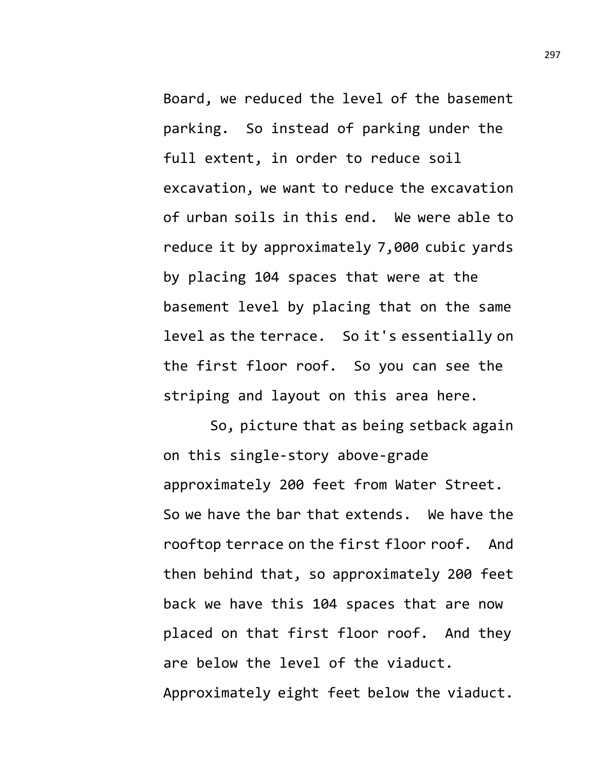Board, we reduced the level of the basement parking. So instead of parking under the full extent, in order to reduce soil excavation, we want to reduce the excavation of urban soils in this end. We were able to reduce it by approximately 7,000 cubic yards by placing 104 spaces that were at the basement level by placing that on the same level as the terrace. So it's essentially on the first floor roof. So you can see the striping and layout on this area here.

So, picture that as being setback again on this single-story above-grade approximately 200 feet from Water Street. So we have the bar that extends. We have the rooftop terrace on the first floor roof. And then behind that, so approximately 200 feet back we have this 104 spaces that are now placed on that first floor roof. And they are below the level of the viaduct. Approximately eight feet below the viaduct.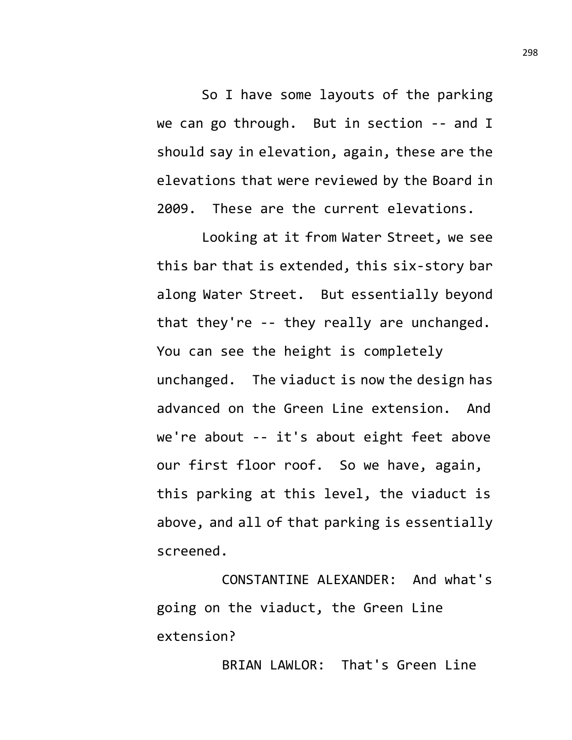So I have some layouts of the parking we can go through. But in section -- and I should say in elevation, again, these are the elevations that were reviewed by the Board in 2009. These are the current elevations.

Looking at it from Water Street, we see this bar that is extended, this six-story bar along Water Street. But essentially beyond that they're -- they really are unchanged. You can see the height is completely unchanged. The viaduct is now the design has advanced on the Green Line extension. And we're about -- it's about eight feet above our first floor roof. So we have, again, this parking at this level, the viaduct is above, and all of that parking is essentially screened.

CONSTANTINE ALEXANDER: And what's going on the viaduct, the Green Line extension?

BRIAN LAWLOR: That's Green Line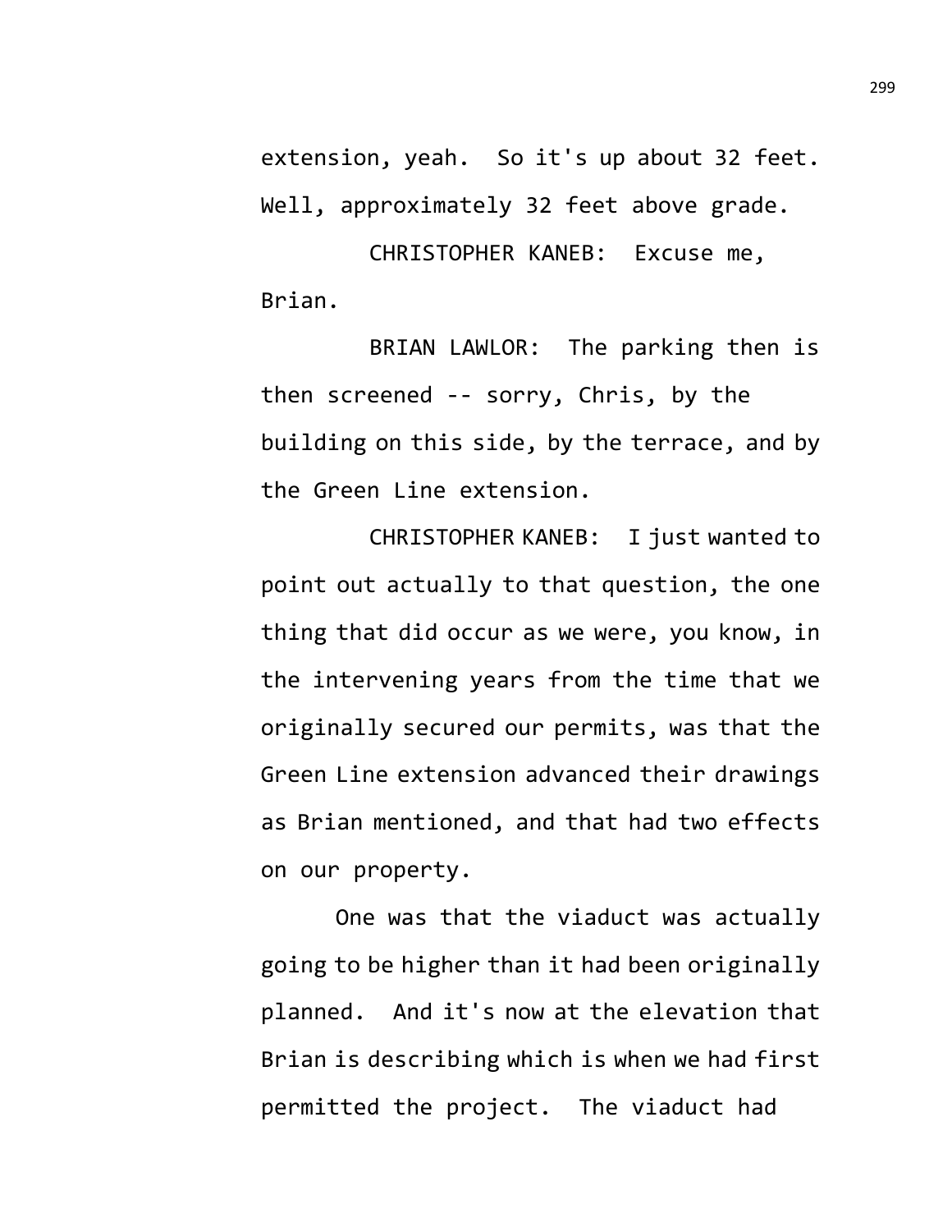extension, yeah. So it's up about 32 feet. Well, approximately 32 feet above grade.

CHRISTOPHER KANEB: Excuse me, Brian.

BRIAN LAWLOR: The parking then is then screened -- sorry, Chris, by the building on this side, by the terrace, and by the Green Line extension.

CHRISTOPHER KANEB: I just wanted to point out actually to that question, the one thing that did occur as we were, you know, in the intervening years from the time that we originally secured our permits, was that the Green Line extension advanced their drawings as Brian mentioned, and that had two effects on our property.

One was that the viaduct was actually going to be higher than it had been originally planned. And it's now at the elevation that Brian is describing which is when we had first permitted the project. The viaduct had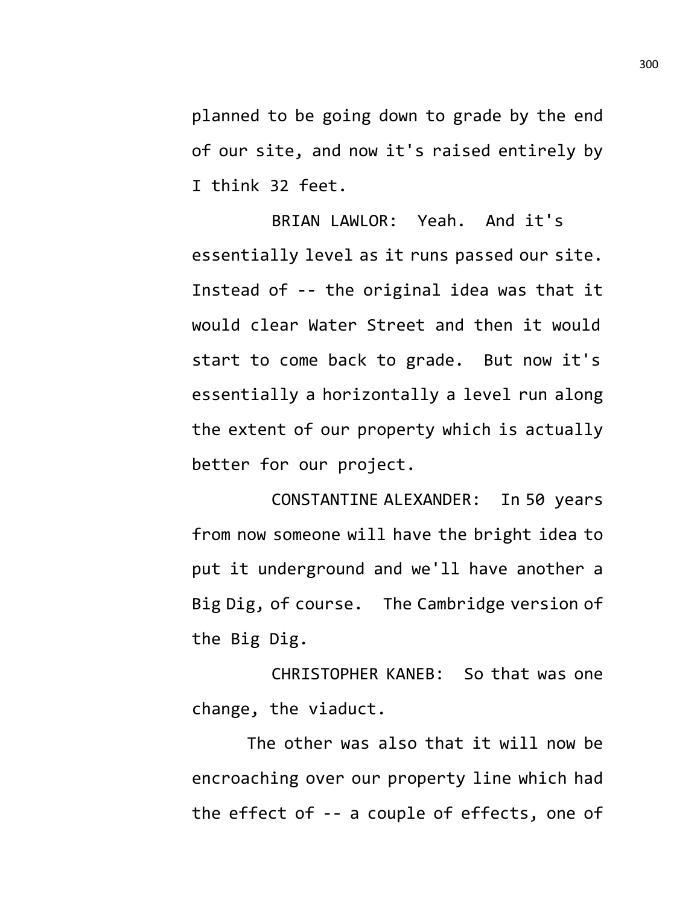planned to be going down to grade by the end of our site, and now it's raised entirely by I think 32 feet.

BRIAN LAWLOR: Yeah. And it's essentially level as it runs passed our site. Instead of -- the original idea was that it would clear Water Street and then it would start to come back to grade. But now it's essentially a horizontally a level run along the extent of our property which is actually better for our project.

CONSTANTINE ALEXANDER: In 50 years from now someone will have the bright idea to put it underground and we'll have another a Big Dig, of course. The Cambridge version of the Big Dig.

CHRISTOPHER KANEB: So that was one change, the viaduct.

The other was also that it will now be encroaching over our property line which had the effect of -- a couple of effects, one of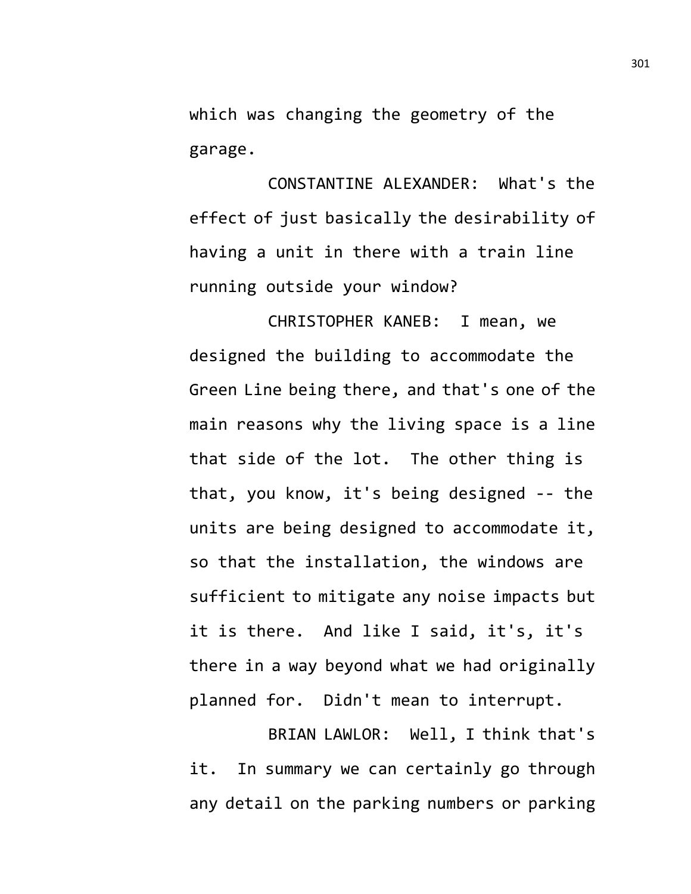which was changing the geometry of the garage.

CONSTANTINE ALEXANDER: What's the effect of just basically the desirability of having a unit in there with a train line running outside your window?

CHRISTOPHER KANEB: I mean, we designed the building to accommodate the Green Line being there, and that's one of the main reasons why the living space is a line that side of the lot. The other thing is that, you know, it's being designed -- the units are being designed to accommodate it, so that the installation, the windows are sufficient to mitigate any noise impacts but it is there. And like I said, it's, it's there in a way beyond what we had originally planned for. Didn't mean to interrupt.

BRIAN LAWLOR: Well, I think that's it. In summary we can certainly go through any detail on the parking numbers or parking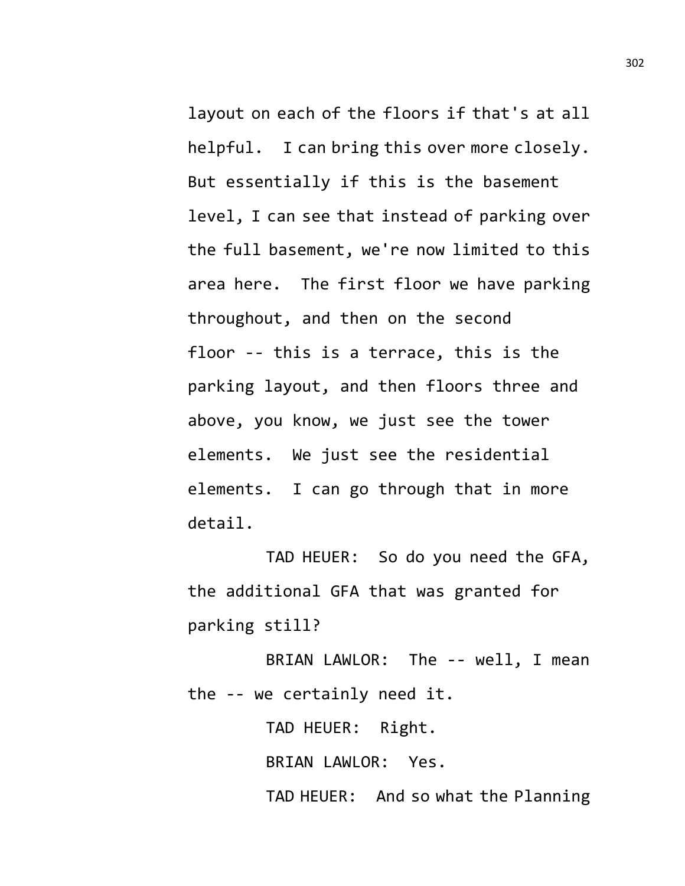layout on each of the floors if that's at all helpful. I can bring this over more closely. But essentially if this is the basement level, I can see that instead of parking over the full basement, we're now limited to this area here. The first floor we have parking throughout, and then on the second floor -- this is a terrace, this is the parking layout, and then floors three and above, you know, we just see the tower elements. We just see the residential elements. I can go through that in more detail.

TAD HEUER: So do you need the GFA, the additional GFA that was granted for parking still?

BRIAN LAWLOR: The -- well, I mean the -- we certainly need it.

TAD HEUER: Right.

BRIAN LAWLOR: Yes.

TAD HEUER: And so what the Planning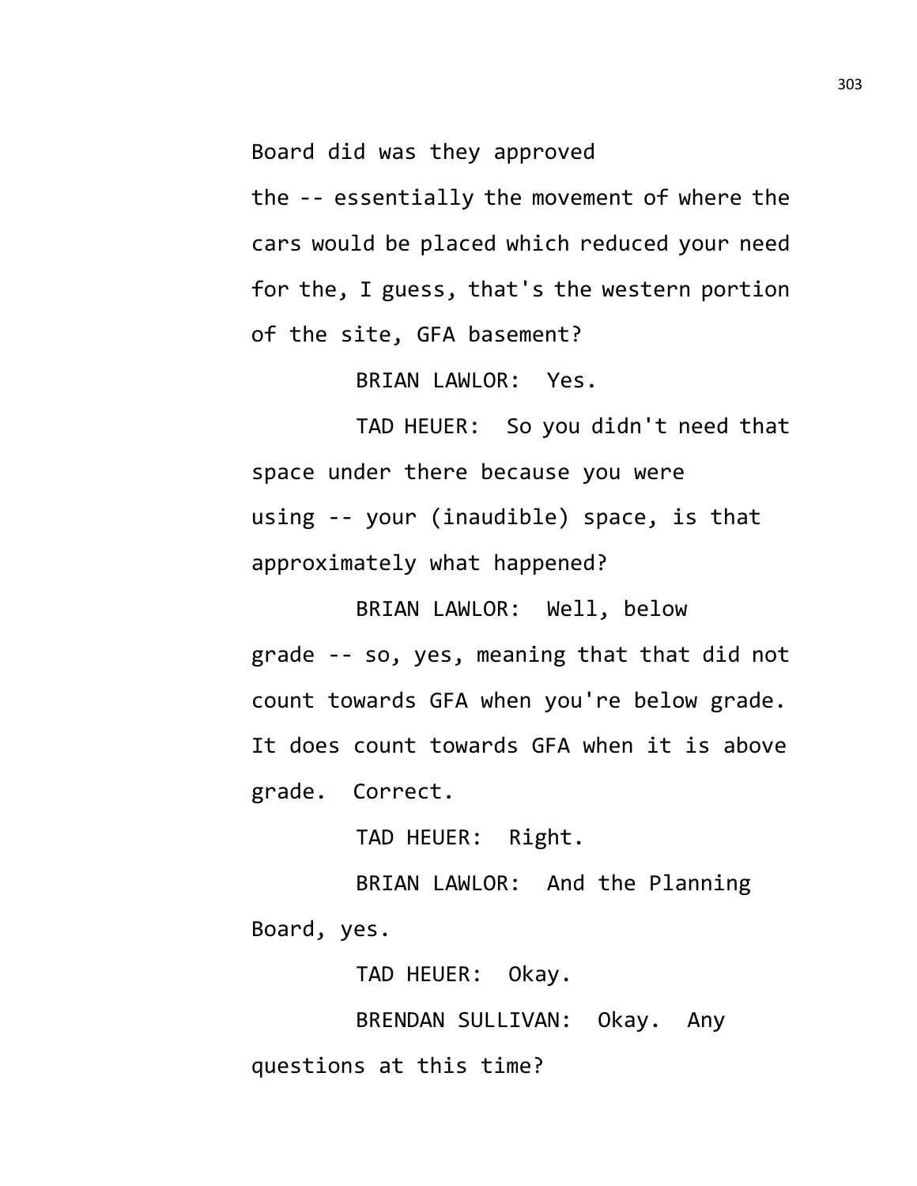Board did was they approved the -- essentially the movement of where the cars would be placed which reduced your need for the, I guess, that's the western portion of the site, GFA basement?

BRIAN LAWLOR: Yes.

TAD HEUER: So you didn't need that space under there because you were using -- your (inaudible) space, is that approximately what happened?

BRIAN LAWLOR: Well, below grade -- so, yes, meaning that that did not count towards GFA when you're below grade. It does count towards GFA when it is above grade. Correct.

TAD HEUER: Right.

BRIAN LAWLOR: And the Planning Board, yes.

TAD HEUER: Okay.

BRENDAN SULLIVAN: Okay. Any questions at this time?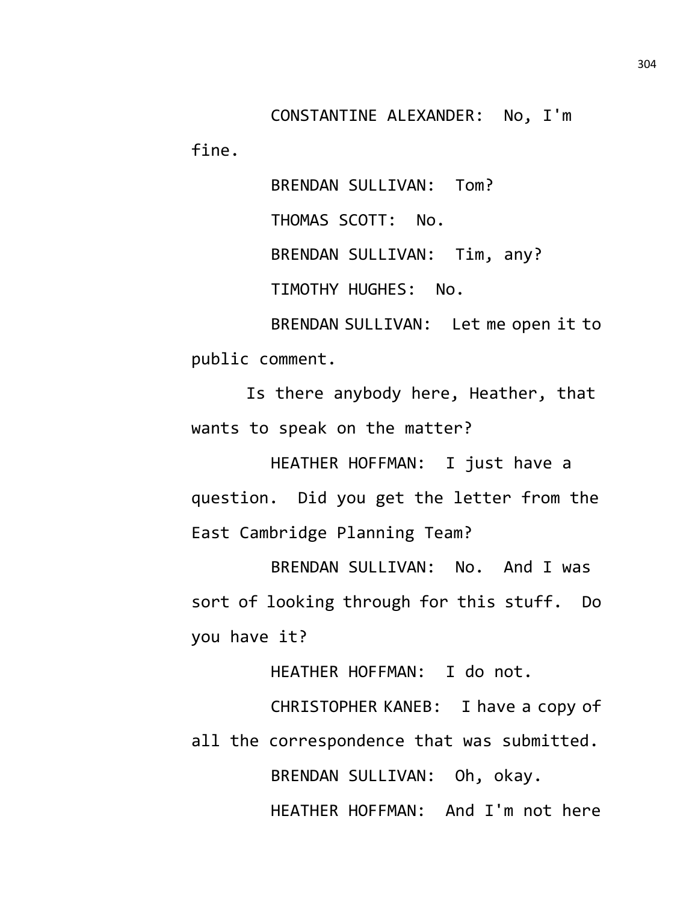CONSTANTINE ALEXANDER: No, I'm fine.

BRENDAN SULLIVAN: Tom?

THOMAS SCOTT: No.

BRENDAN SULLIVAN: Tim, any?

TIMOTHY HUGHES: No.

BRENDAN SULLIVAN: Let me open it to public comment.

Is there anybody here, Heather, that wants to speak on the matter?

HEATHER HOFFMAN: I just have a question. Did you get the letter from the East Cambridge Planning Team?

BRENDAN SULLIVAN: No. And I was sort of looking through for this stuff. Do you have it?

HEATHER HOFFMAN: I do not.

CHRISTOPHER KANEB: I have a copy of all the correspondence that was submitted.

BRENDAN SULLIVAN: Oh, okay.

HEATHER HOFFMAN: And I'm not here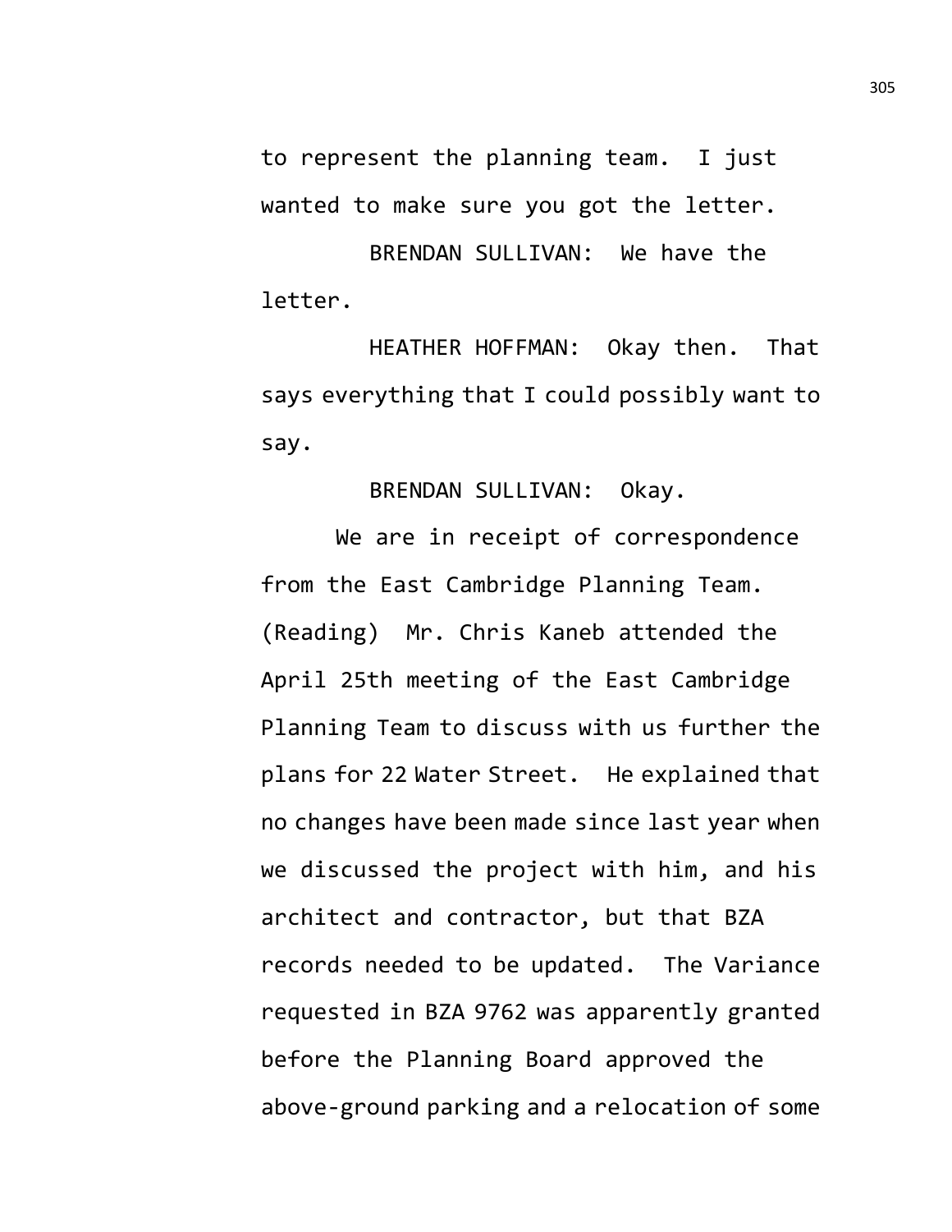to represent the planning team. I just wanted to make sure you got the letter.

BRENDAN SULLIVAN: We have the letter.

HEATHER HOFFMAN: Okay then. That says everything that I could possibly want to say.

BRENDAN SULLIVAN: Okay.

We are in receipt of correspondence from the East Cambridge Planning Team. (Reading) Mr. Chris Kaneb attended the April 25th meeting of the East Cambridge Planning Team to discuss with us further the plans for 22 Water Street. He explained that no changes have been made since last year when we discussed the project with him, and his architect and contractor, but that BZA records needed to be updated. The Variance requested in BZA 9762 was apparently granted before the Planning Board approved the above-ground parking and a relocation of some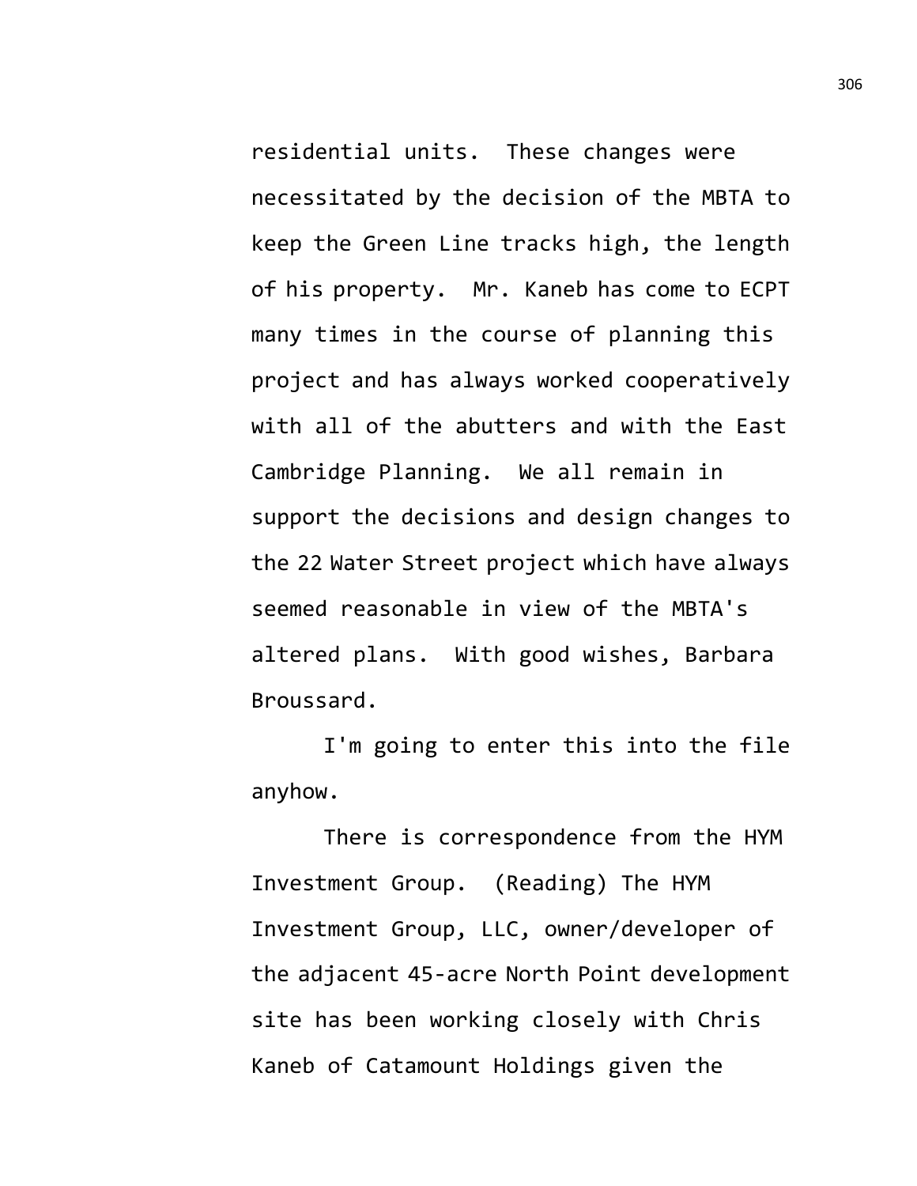residential units. These changes were necessitated by the decision of the MBTA to keep the Green Line tracks high, the length of his property. Mr. Kaneb has come to ECPT many times in the course of planning this project and has always worked cooperatively with all of the abutters and with the East Cambridge Planning. We all remain in support the decisions and design changes to the 22 Water Street project which have always seemed reasonable in view of the MBTA's altered plans. With good wishes, Barbara Broussard.

I'm going to enter this into the file anyhow.

There is correspondence from the HYM Investment Group. (Reading) The HYM Investment Group, LLC, owner/developer of the adjacent 45-acre North Point development site has been working closely with Chris Kaneb of Catamount Holdings given the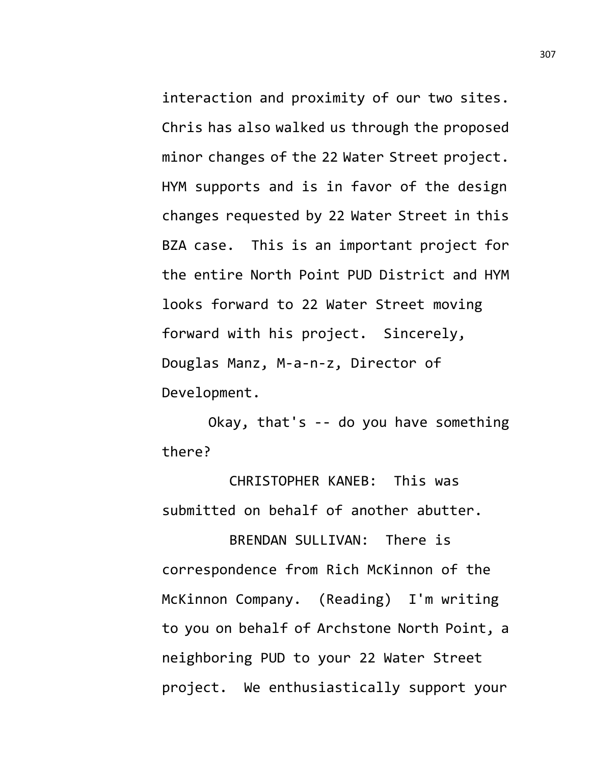interaction and proximity of our two sites. Chris has also walked us through the proposed minor changes of the 22 Water Street project. HYM supports and is in favor of the design changes requested by 22 Water Street in this BZA case. This is an important project for the entire North Point PUD District and HYM looks forward to 22 Water Street moving forward with his project. Sincerely, Douglas Manz, M-a-n-z, Director of Development.

Okay, that's -- do you have something there?

CHRISTOPHER KANEB: This was submitted on behalf of another abutter.

BRENDAN SULLIVAN: There is correspondence from Rich McKinnon of the McKinnon Company. (Reading) I'm writing to you on behalf of Archstone North Point, a neighboring PUD to your 22 Water Street project. We enthusiastically support your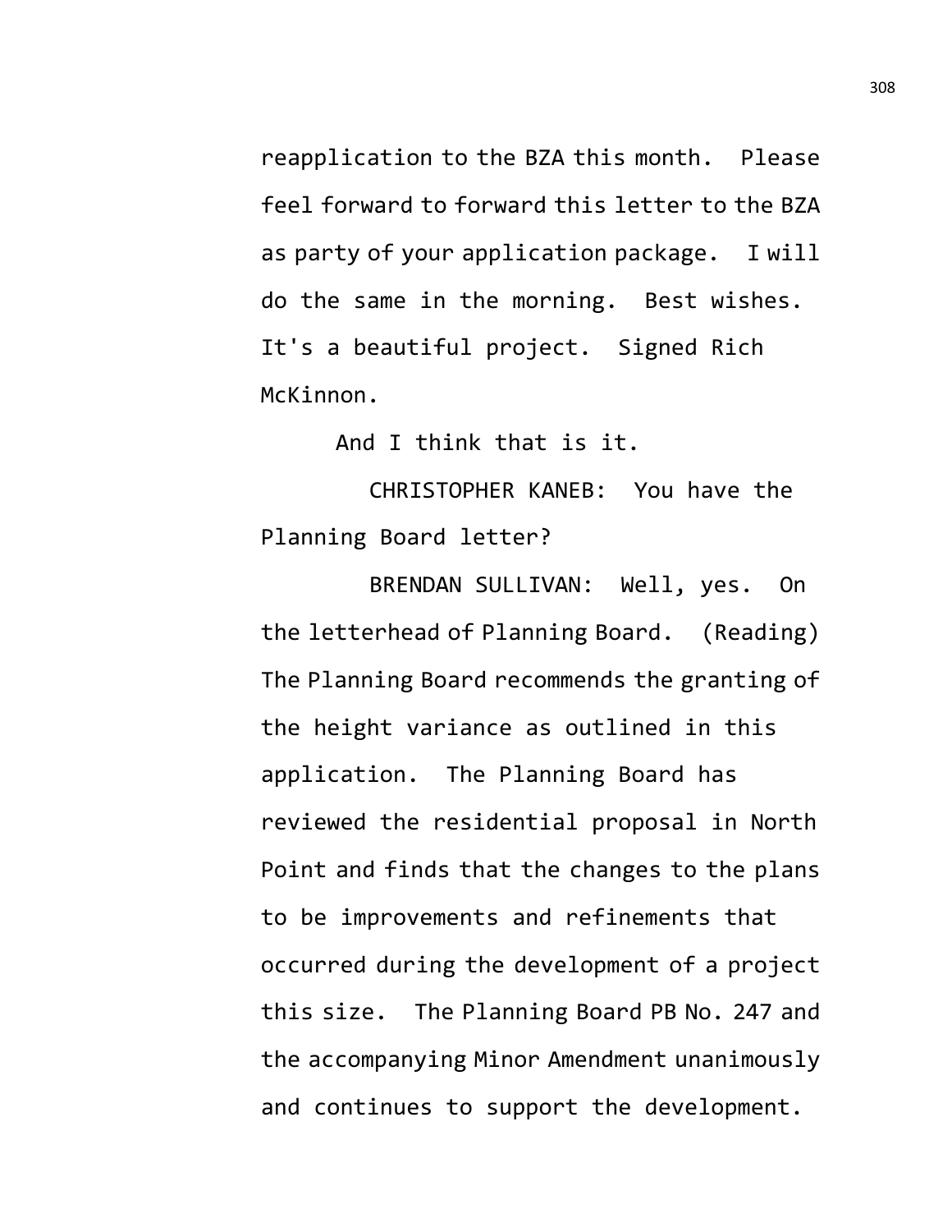reapplication to the BZA this month. Please feel forward to forward this letter to the BZA as party of your application package. I will do the same in the morning. Best wishes. It's a beautiful project. Signed Rich McKinnon.

And I think that is it.

CHRISTOPHER KANEB: You have the Planning Board letter?

BRENDAN SULLIVAN: Well, yes. On the letterhead of Planning Board. (Reading) The Planning Board recommends the granting of the height variance as outlined in this application. The Planning Board has reviewed the residential proposal in North Point and finds that the changes to the plans to be improvements and refinements that occurred during the development of a project this size. The Planning Board PB No. 247 and the accompanying Minor Amendment unanimously and continues to support the development.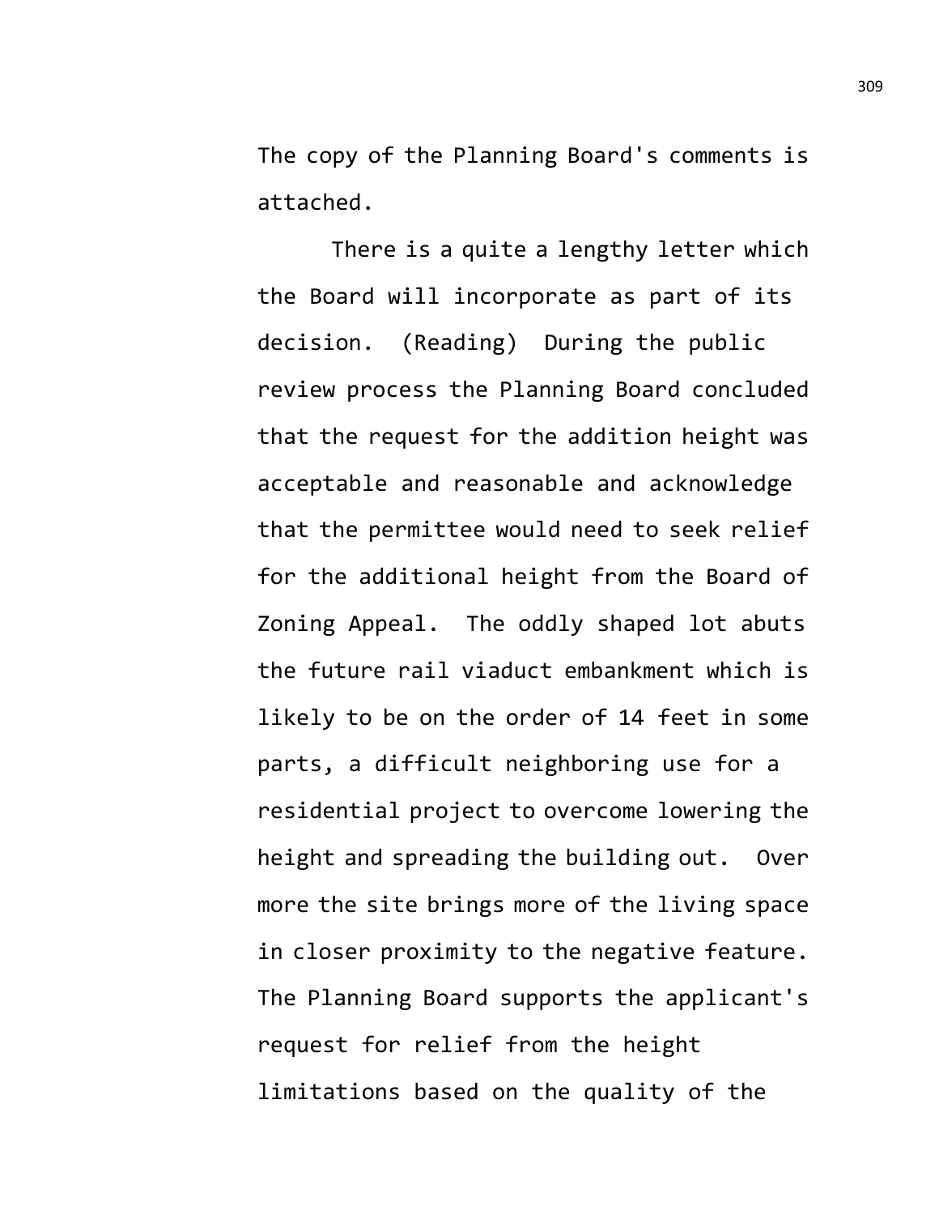The copy of the Planning Board's comments is attached.

There is a quite a lengthy letter which the Board will incorporate as part of its decision. (Reading) During the public review process the Planning Board concluded that the request for the addition height was acceptable and reasonable and acknowledge that the permittee would need to seek relief for the additional height from the Board of Zoning Appeal. The oddly shaped lot abuts the future rail viaduct embankment which is likely to be on the order of 14 feet in some parts, a difficult neighboring use for a residential project to overcome lowering the height and spreading the building out. Over more the site brings more of the living space in closer proximity to the negative feature. The Planning Board supports the applicant's request for relief from the height limitations based on the quality of the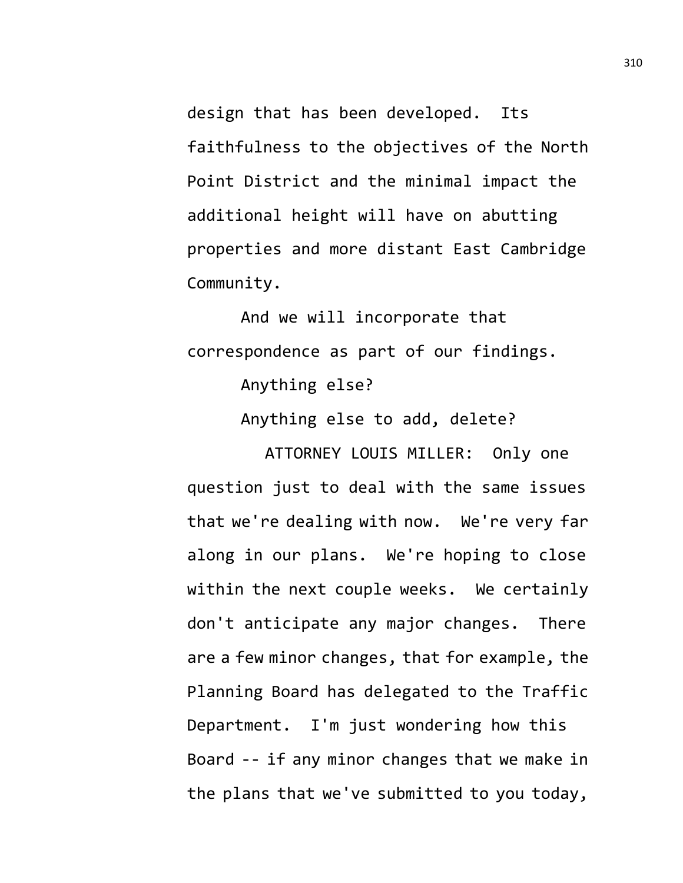design that has been developed. Its faithfulness to the objectives of the North Point District and the minimal impact the additional height will have on abutting properties and more distant East Cambridge Community.

And we will incorporate that correspondence as part of our findings.

Anything else?

Anything else to add, delete?

ATTORNEY LOUIS MILLER: Only one question just to deal with the same issues that we're dealing with now. We're very far along in our plans. We're hoping to close within the next couple weeks. We certainly don't anticipate any major changes. There are a few minor changes, that for example, the Planning Board has delegated to the Traffic Department. I'm just wondering how this Board -- if any minor changes that we make in the plans that we've submitted to you today,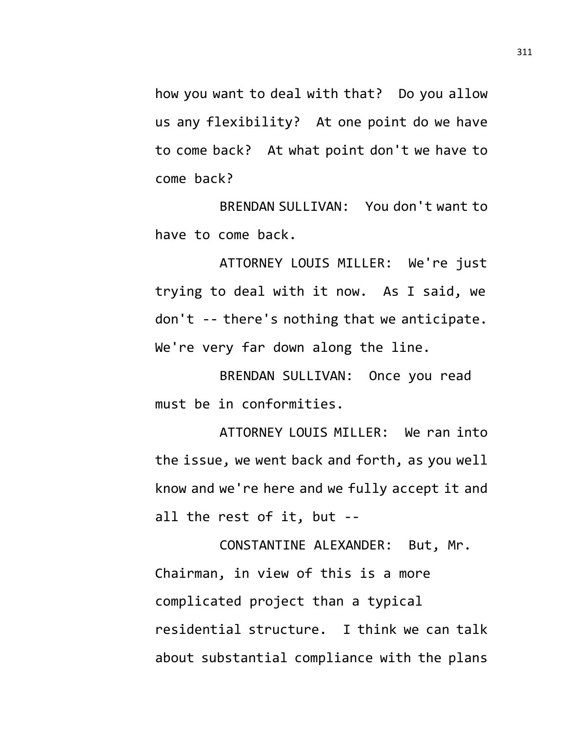how you want to deal with that? Do you allow us any flexibility? At one point do we have to come back? At what point don't we have to come back?

BRENDAN SULLIVAN: You don't want to have to come back.

ATTORNEY LOUIS MILLER: We're just trying to deal with it now. As I said, we don't -- there's nothing that we anticipate. We're very far down along the line.

BRENDAN SULLIVAN: Once you read must be in conformities.

ATTORNEY LOUIS MILLER: We ran into the issue, we went back and forth, as you well know and we're here and we fully accept it and all the rest of it, but --

CONSTANTINE ALEXANDER: But, Mr. Chairman, in view of this is a more complicated project than a typical residential structure. I think we can talk about substantial compliance with the plans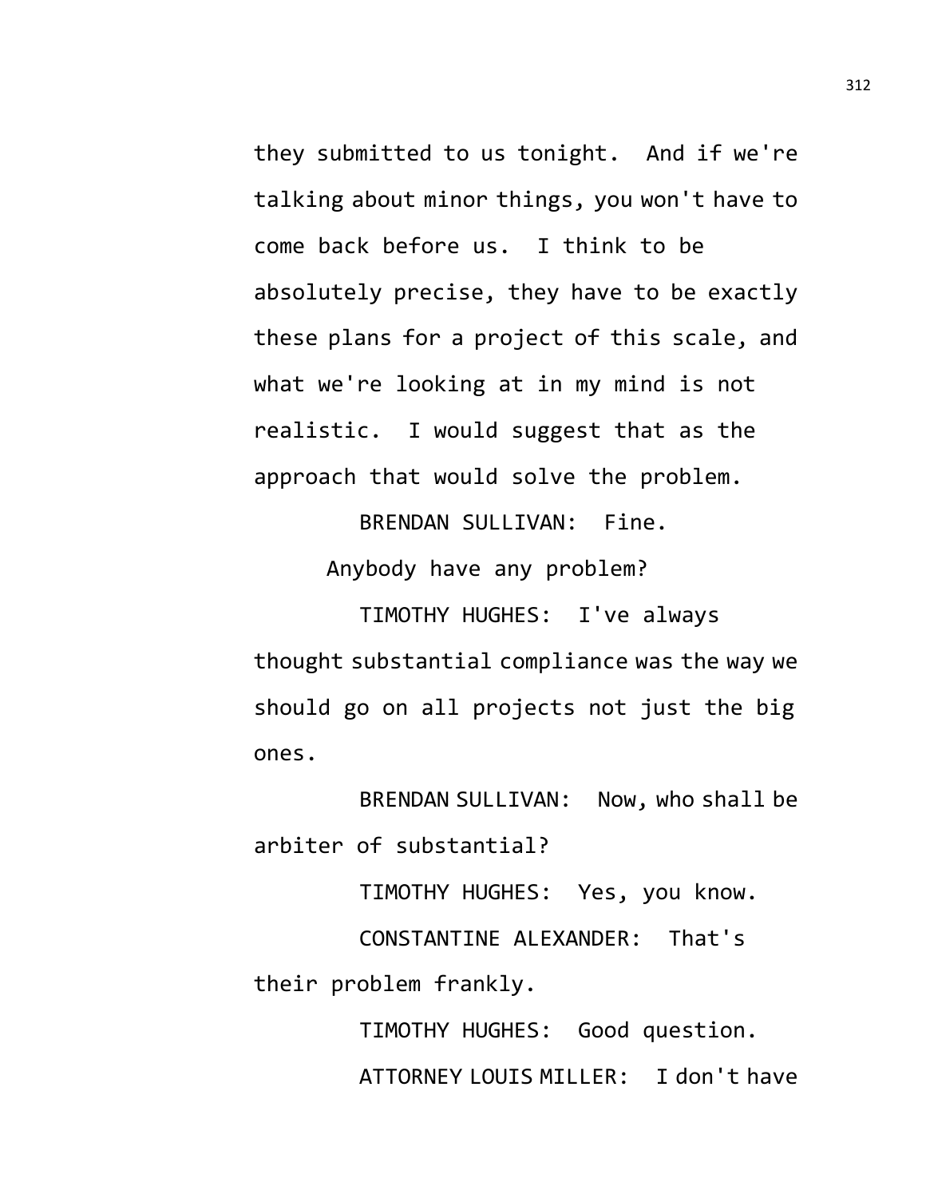they submitted to us tonight. And if we're talking about minor things, you won't have to come back before us. I think to be absolutely precise, they have to be exactly these plans for a project of this scale, and what we're looking at in my mind is not realistic. I would suggest that as the approach that would solve the problem.

BRENDAN SULLIVAN: Fine.

Anybody have any problem?

TIMOTHY HUGHES: I've always thought substantial compliance was the way we should go on all projects not just the big ones.

BRENDAN SULLIVAN: Now, who shall be arbiter of substantial?

TIMOTHY HUGHES: Yes, you know.

CONSTANTINE ALEXANDER: That's their problem frankly.

TIMOTHY HUGHES: Good question.

ATTORNEY LOUIS MILLER: I don't have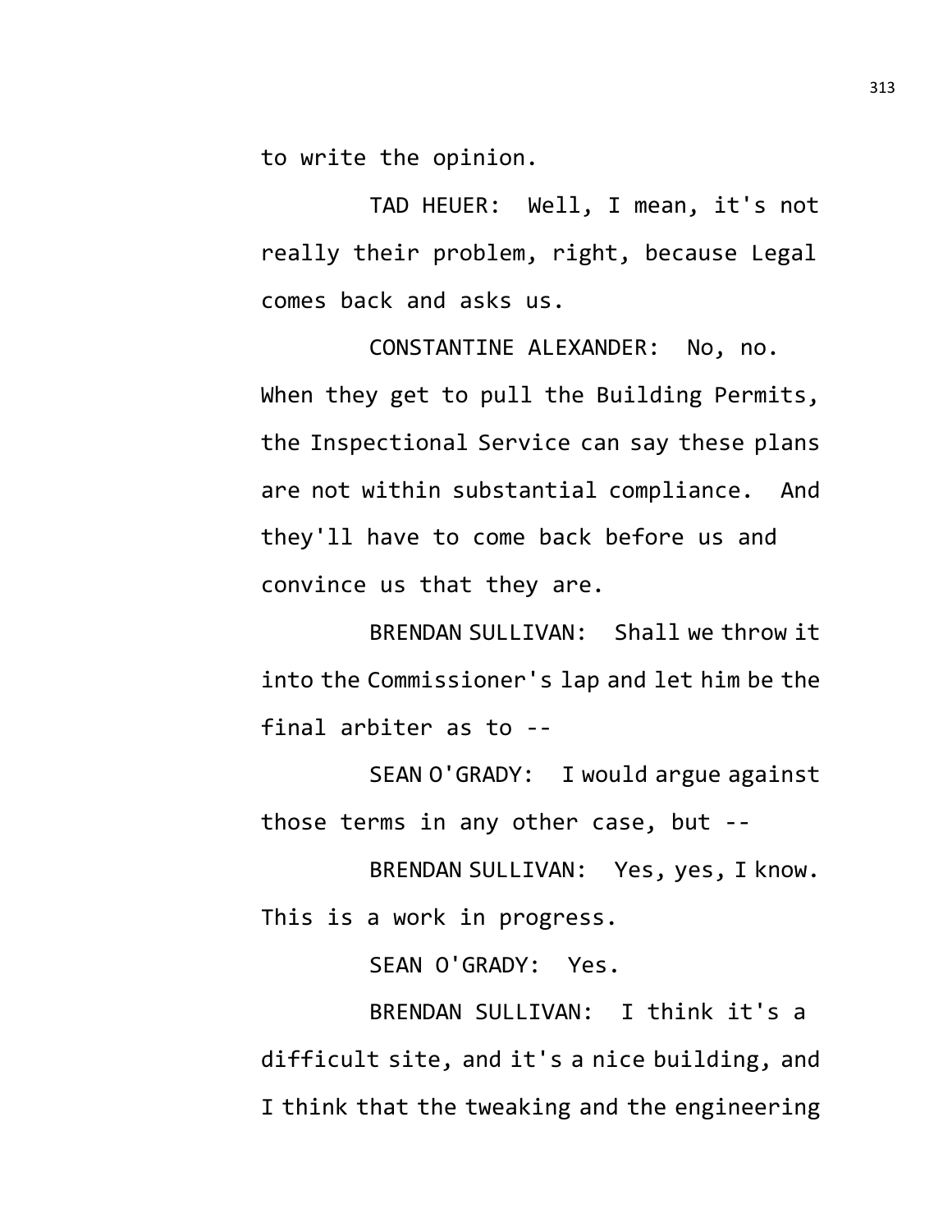to write the opinion.

TAD HEUER: Well, I mean, it's not really their problem, right, because Legal comes back and asks us.

CONSTANTINE ALEXANDER: No, no. When they get to pull the Building Permits, the Inspectional Service can say these plans are not within substantial compliance. And they'll have to come back before us and convince us that they are.

BRENDAN SULLIVAN: Shall we throw it into the Commissioner's lap and let him be the final arbiter as to --

SEAN O'GRADY: I would argue against those terms in any other case, but --

BRENDAN SULLIVAN: Yes, yes, I know. This is a work in progress.

SEAN O'GRADY: Yes.

BRENDAN SULLIVAN: I think it's a difficult site, and it's a nice building, and I think that the tweaking and the engineering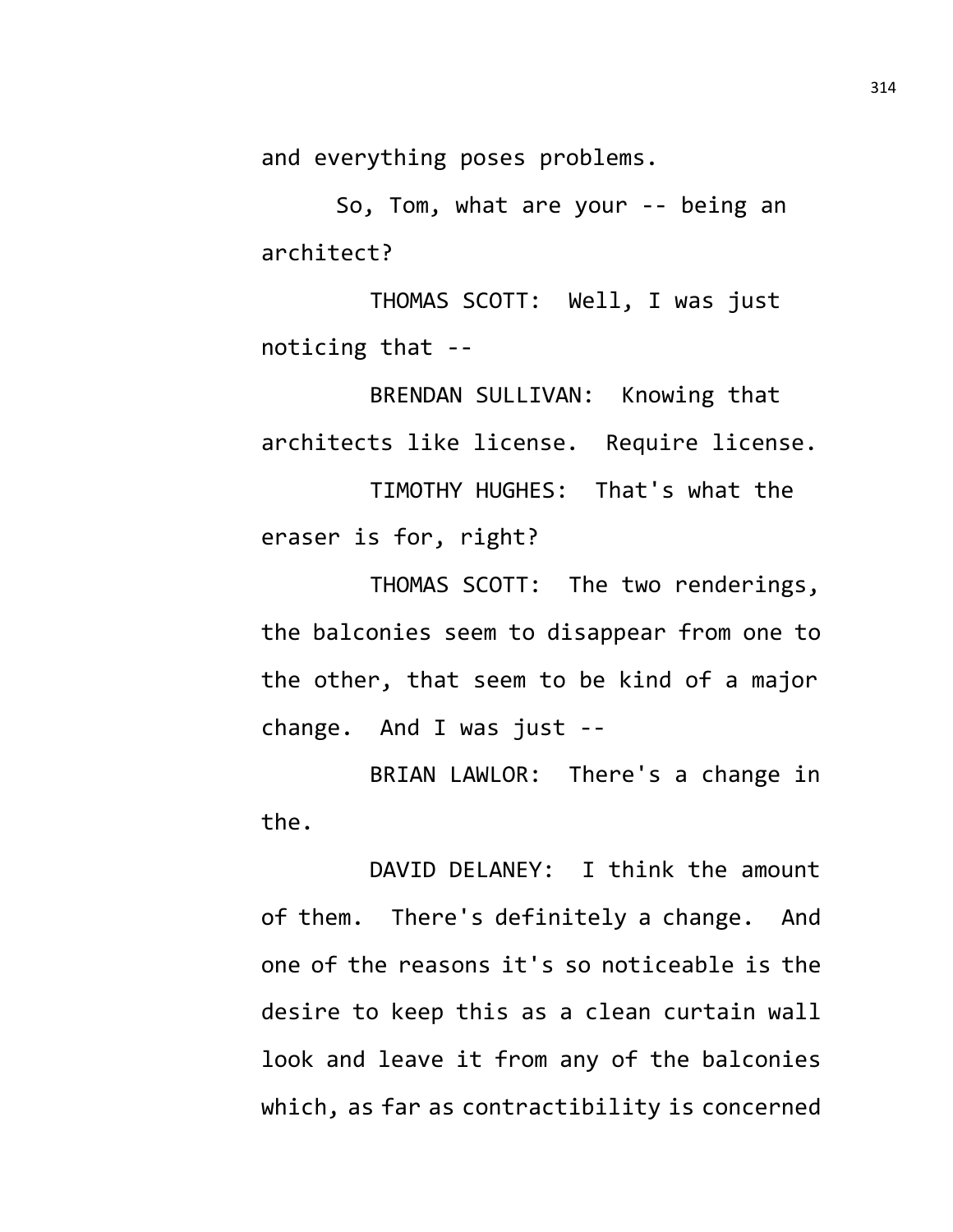and everything poses problems.

So, Tom, what are your -- being an architect?

THOMAS SCOTT: Well, I was just noticing that --

BRENDAN SULLIVAN: Knowing that architects like license. Require license.

TIMOTHY HUGHES: That's what the eraser is for, right?

THOMAS SCOTT: The two renderings, the balconies seem to disappear from one to the other, that seem to be kind of a major change. And I was just --

BRIAN LAWLOR: There's a change in the.

DAVID DELANEY: I think the amount of them. There's definitely a change. And one of the reasons it's so noticeable is the desire to keep this as a clean curtain wall look and leave it from any of the balconies which, as far as contractibility is concerned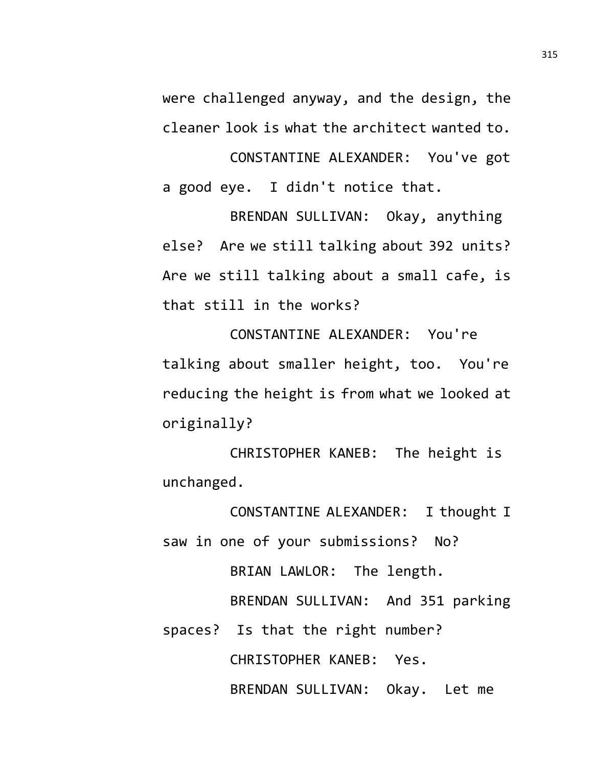were challenged anyway, and the design, the cleaner look is what the architect wanted to.

CONSTANTINE ALEXANDER: You've got a good eye. I didn't notice that.

BRENDAN SULLIVAN: Okay, anything else? Are we still talking about 392 units? Are we still talking about a small cafe, is that still in the works?

CONSTANTINE ALEXANDER: You're talking about smaller height, too. You're reducing the height is from what we looked at originally?

CHRISTOPHER KANEB: The height is unchanged.

CONSTANTINE ALEXANDER: I thought I saw in one of your submissions? No?

BRIAN LAWLOR: The length.

BRENDAN SULLIVAN: And 351 parking spaces? Is that the right number?

CHRISTOPHER KANEB: Yes.

BRENDAN SULLIVAN: Okay. Let me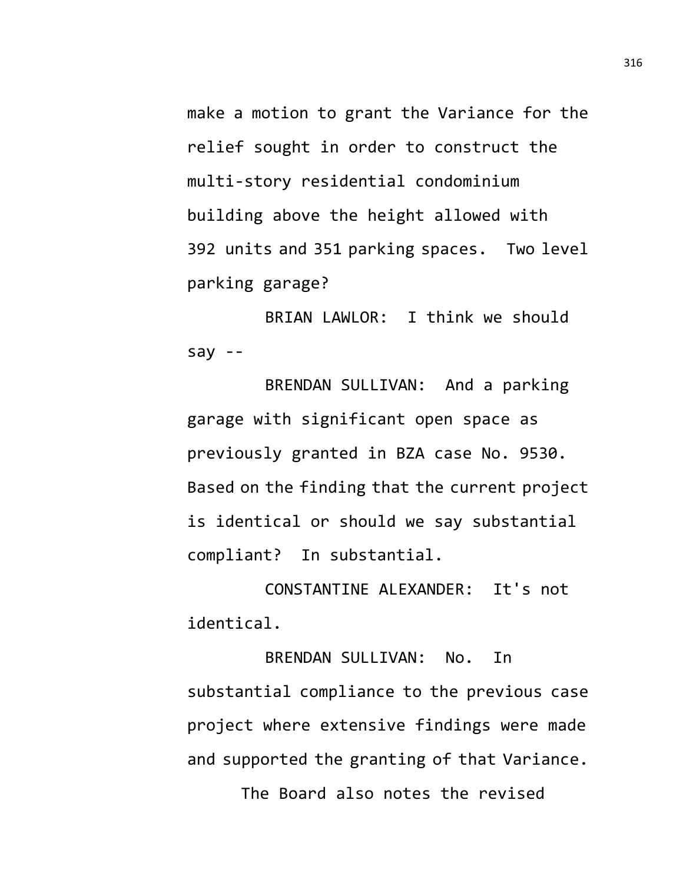make a motion to grant the Variance for the relief sought in order to construct the multi-story residential condominium building above the height allowed with 392 units and 351 parking spaces. Two level parking garage?

BRIAN LAWLOR: I think we should say --

BRENDAN SULLIVAN: And a parking garage with significant open space as previously granted in BZA case No. 9530. Based on the finding that the current project is identical or should we say substantial compliant? In substantial.

CONSTANTINE ALEXANDER: It's not identical.

BRENDAN SULLIVAN: No. In substantial compliance to the previous case project where extensive findings were made and supported the granting of that Variance.

The Board also notes the revised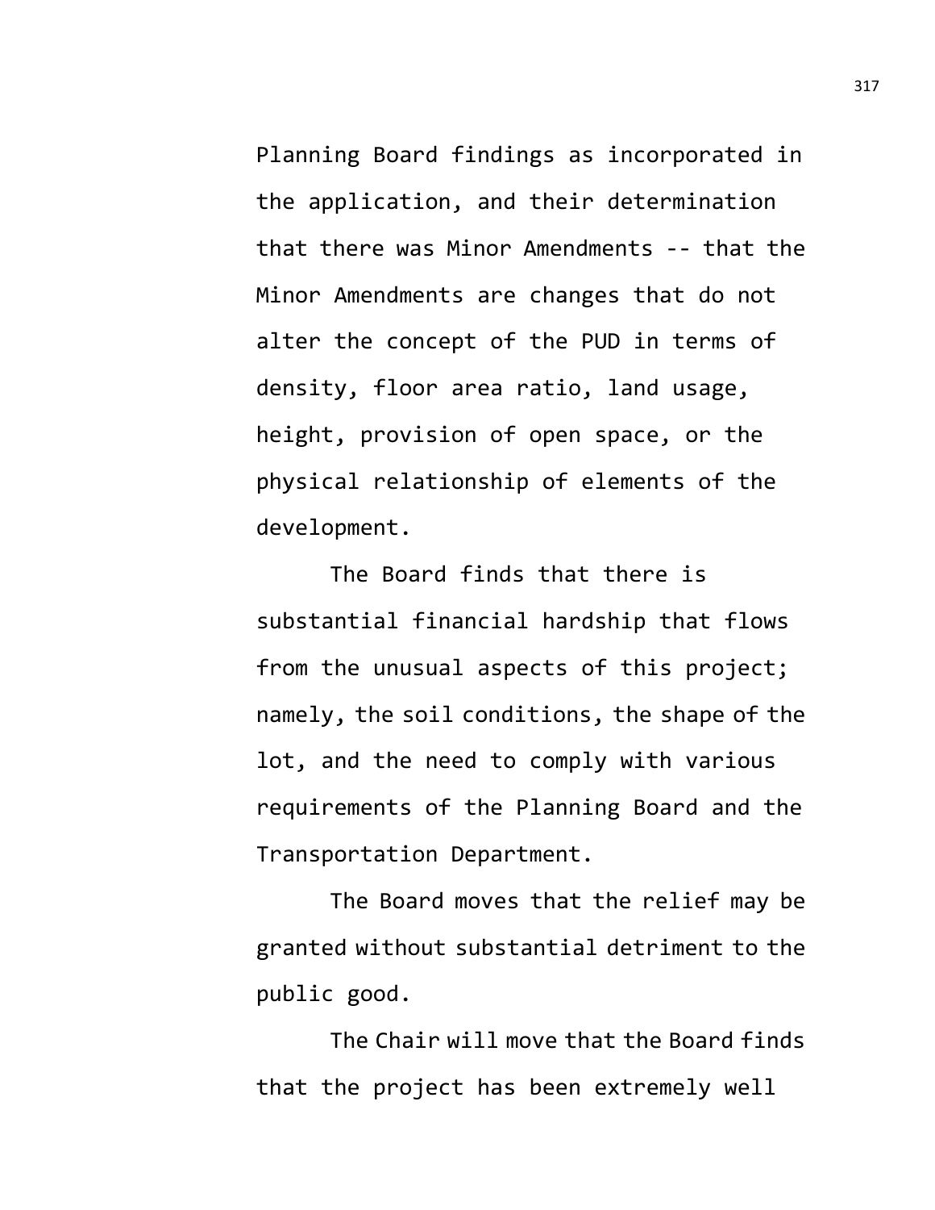Planning Board findings as incorporated in the application, and their determination that there was Minor Amendments -- that the Minor Amendments are changes that do not alter the concept of the PUD in terms of density, floor area ratio, land usage, height, provision of open space, or the physical relationship of elements of the development.

The Board finds that there is substantial financial hardship that flows from the unusual aspects of this project; namely, the soil conditions, the shape of the lot, and the need to comply with various requirements of the Planning Board and the Transportation Department.

The Board moves that the relief may be granted without substantial detriment to the public good.

The Chair will move that the Board finds that the project has been extremely well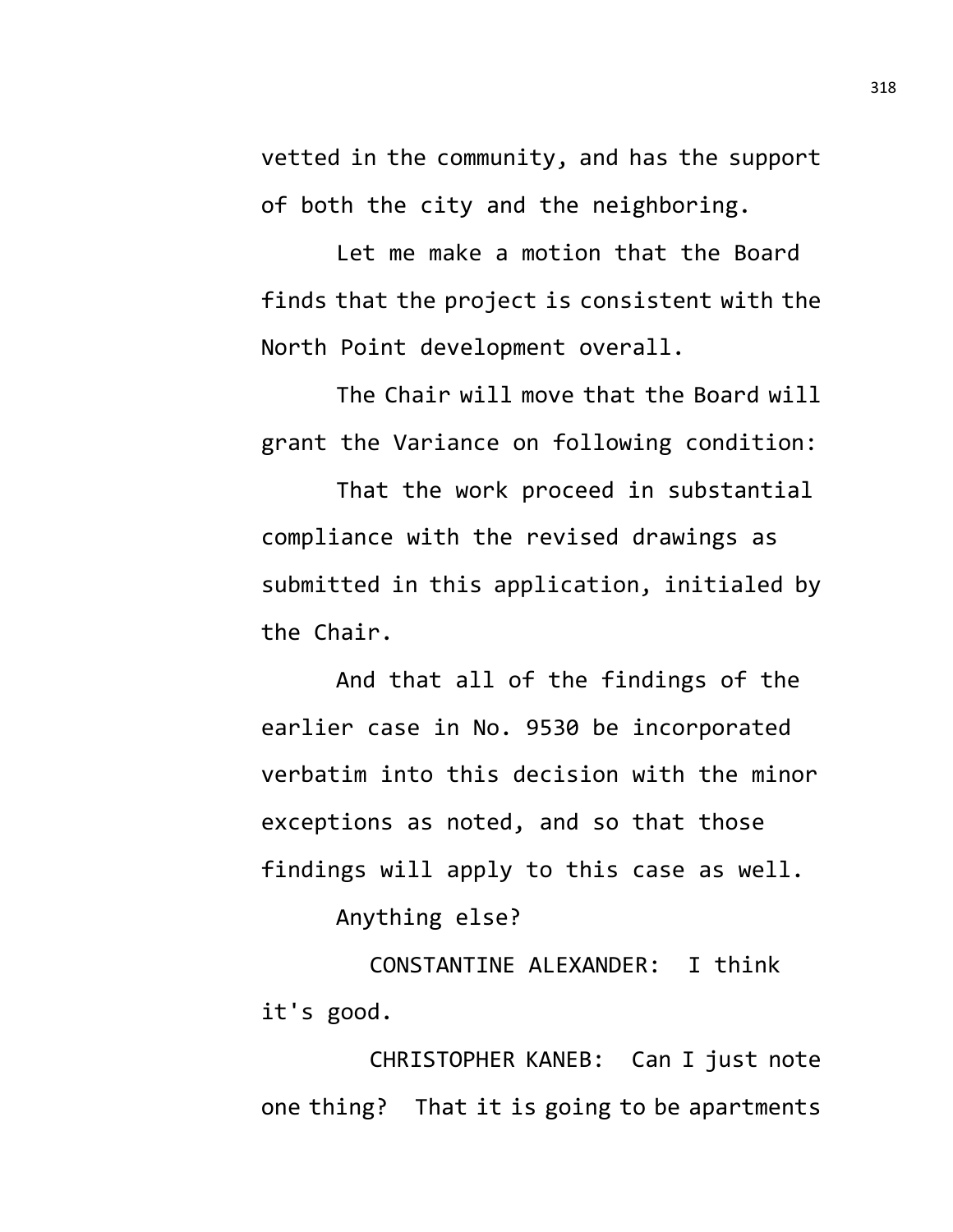vetted in the community, and has the support of both the city and the neighboring.

Let me make a motion that the Board finds that the project is consistent with the North Point development overall.

The Chair will move that the Board will grant the Variance on following condition:

That the work proceed in substantial compliance with the revised drawings as submitted in this application, initialed by the Chair.

And that all of the findings of the earlier case in No. 9530 be incorporated verbatim into this decision with the minor exceptions as noted, and so that those findings will apply to this case as well.

Anything else?

CONSTANTINE ALEXANDER: I think it's good.

CHRISTOPHER KANEB: Can I just note one thing? That it is going to be apartments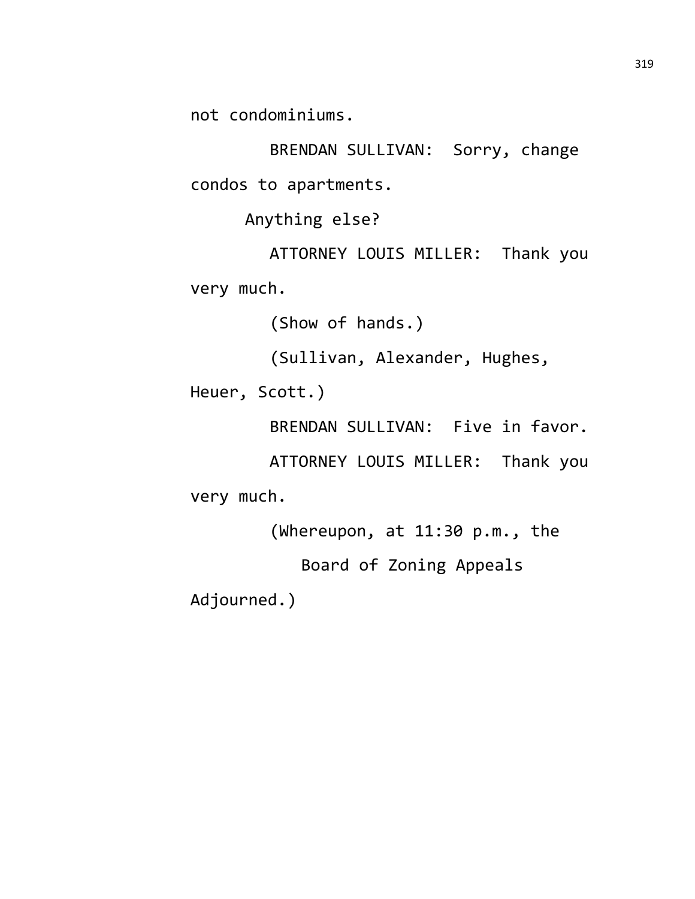not condominiums.

BRENDAN SULLIVAN: Sorry, change condos to apartments.

Anything else?

ATTORNEY LOUIS MILLER: Thank you very much.

(Show of hands.)

(Sullivan, Alexander, Hughes, Heuer, Scott.)

BRENDAN SULLIVAN: Five in favor.

ATTORNEY LOUIS MILLER: Thank you very much.

(Whereupon, at 11:30 p.m., the Board of Zoning Appeals Adjourned.)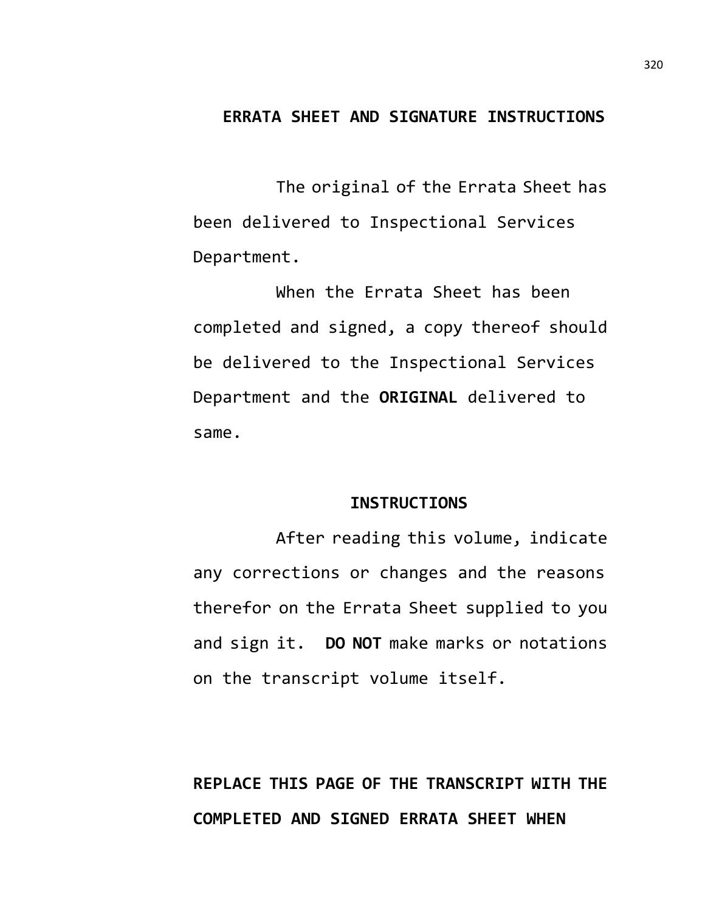## ERRATA SHEET AND SIGNATURE INSTRUCTIONS

The original of the Errata Sheet has been delivered to Inspectional Services Department.

When the Errata Sheet has been completed and signed, a copy thereof should be delivered to the Inspectional Services Department and the **ORIGINAL** delivered to same.

### INSTRUCTIONS

After reading this volume, indicate any corrections or changes and the reasons therefor on the Errata Sheet supplied to you and sign it.  **DO NOT** make marks or notations on the transcript volume itself.

**REPLACE THIS PAGE OF THE TRANSCRIPT WITH THE COMPLETED AND SIGNED ERRATA SHEET WHEN**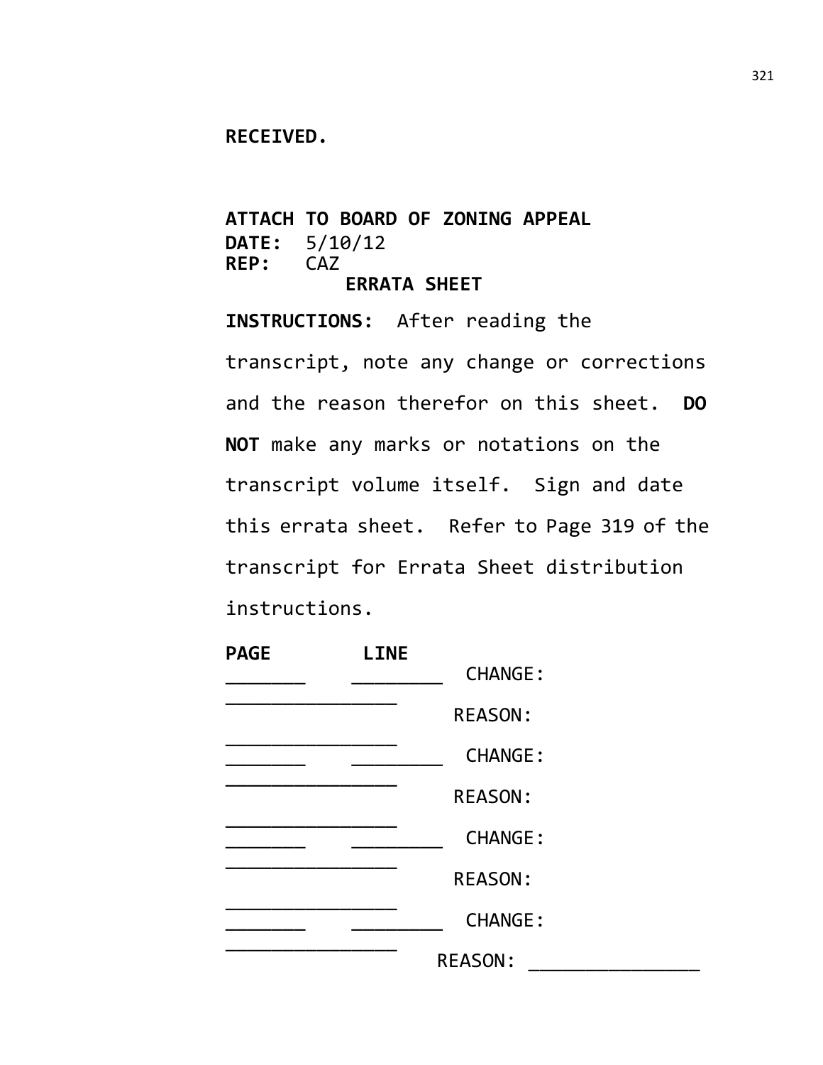**RECEIVED.**

**ATTACH TO BOARD OF ZONING APPEAL**
**DATE:** 5/10/12
**REP:** CAZ

**ERRATA SHEET**

**INSTRUCTIONS:** After reading the transcript, note any change or corrections and the reason therefor on this sheet. **DO NOT** make any marks or notations on the transcript volume itself. Sign and date this errata sheet. Refer to Page 319 of the transcript for Errata Sheet distribution instructions.

**PAGE** **LINE**

_______ ________ CHANGE: _______________

REASON: _______________

_______ ________ CHANGE: _______________

REASON: _______________

_______ ________ CHANGE: _______________

REASON: _______________

_______ ________ CHANGE: _______________

REASON: _______________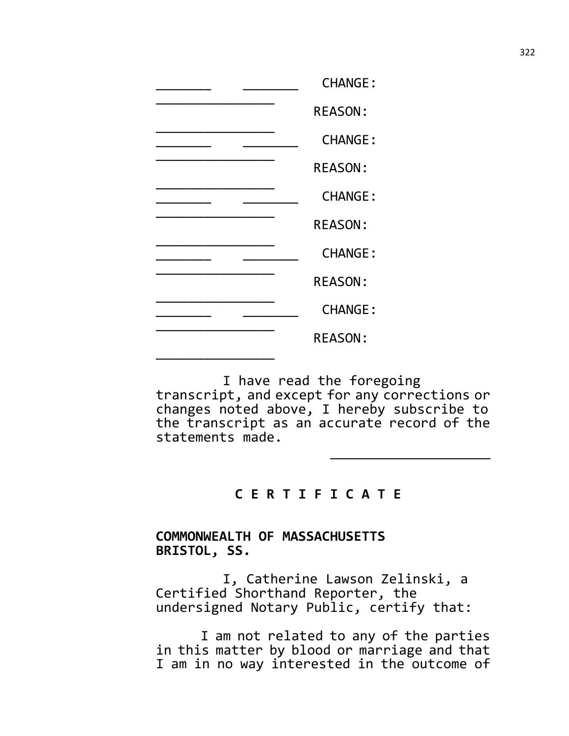_______ _______ CHANGE: _______________

REASON: _______________

_______ _______ CHANGE: _______________

REASON: _______________

_______ _______ CHANGE: _______________

REASON: _______________

_______ _______ CHANGE: _______________

REASON: _______________

_______ _______ CHANGE: _______________

REASON: _______________

I have read the foregoing transcript, and except for any corrections or changes noted above, I hereby subscribe to the transcript as an accurate record of the statements made.

_____________________

**C E R T I F I C A T E**

**COMMONWEALTH OF MASSACHUSETTS**
**BRISTOL, SS.**

I, Catherine Lawson Zelinski, a Certified Shorthand Reporter, the undersigned Notary Public, certify that:

I am not related to any of the parties in this matter by blood or marriage and that I am in no way interested in the outcome of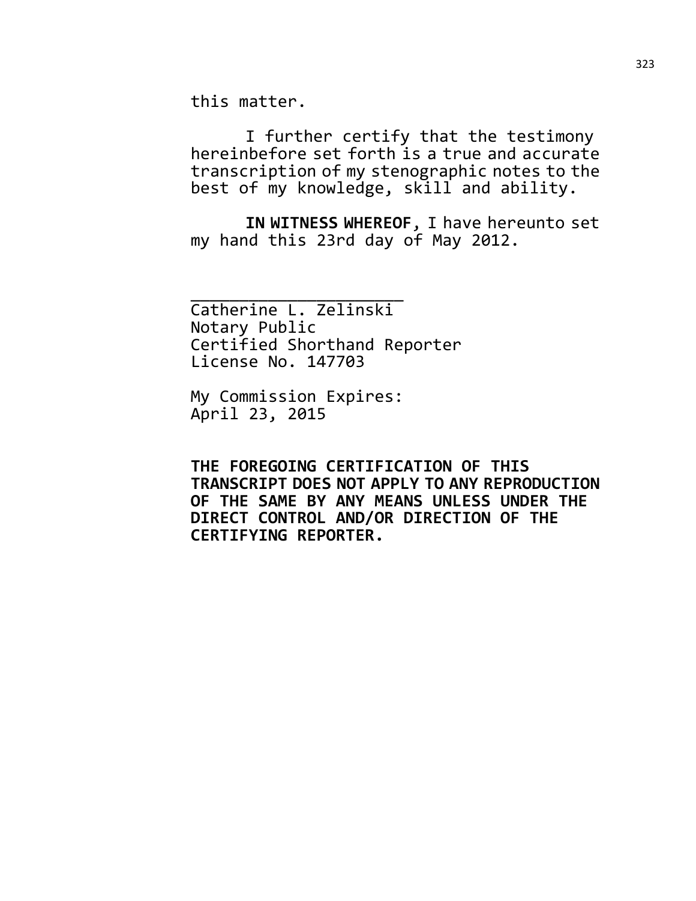this matter.

I further certify that the testimony hereinbefore set forth is a true and accurate transcription of my stenographic notes to the best of my knowledge, skill and ability.

**IN WITNESS WHEREOF**, I have hereunto set my hand this 23rd day of May 2012.

______________________
Catherine L. Zelinski
Notary Public
Certified Shorthand Reporter
License No. 147703

My Commission Expires:
April 23, 2015

**THE FOREGOING CERTIFICATION OF THIS TRANSCRIPT DOES NOT APPLY TO ANY REPRODUCTION OF THE SAME BY ANY MEANS UNLESS UNDER THE DIRECT CONTROL AND/OR DIRECTION OF THE CERTIFYING REPORTER.**